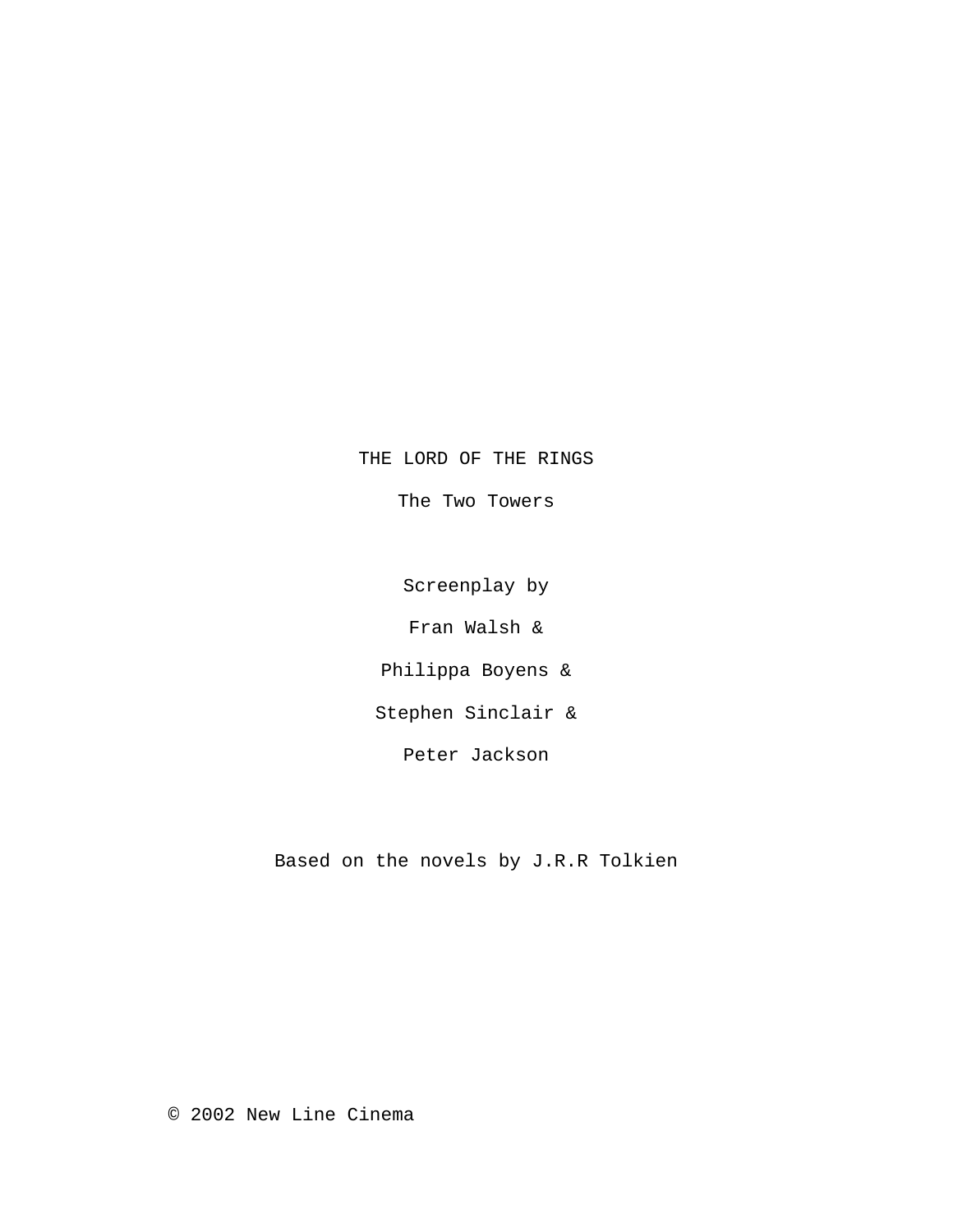# THE LORD OF THE RINGS

## The Two Towers

Screenplay by

Fran Walsh &

Philippa Boyens &

Stephen Sinclair &

Peter Jackson

Based on the novels by J.R.R Tolkien

© 2002 New Line Cinema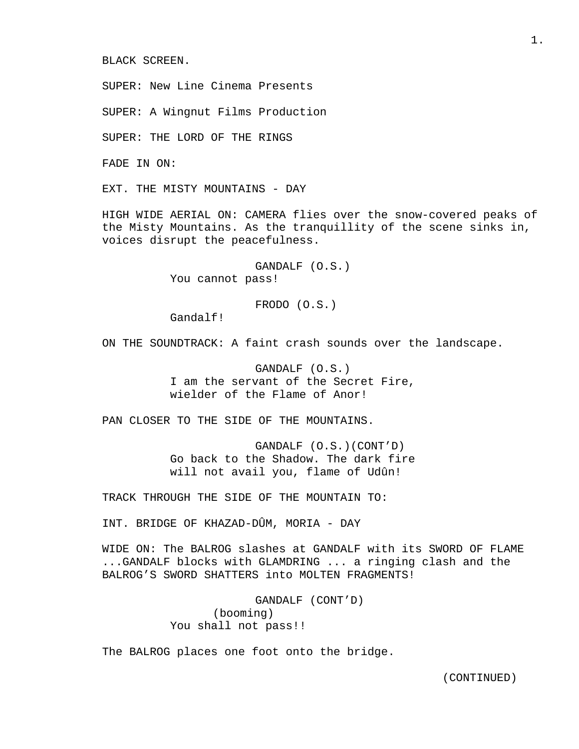BLACK SCREEN.

SUPER: New Line Cinema Presents

SUPER: A Wingnut Films Production

SUPER: THE LORD OF THE RINGS

FADE IN ON:

EXT. THE MISTY MOUNTAINS - DAY

HIGH WIDE AERIAL ON: CAMERA flies over the snow-covered peaks of the Misty Mountains. As the tranquillity of the scene sinks in, voices disrupt the peacefulness.

GANDALF (O.S.)
You cannot pass!

FRODO (O.S.)
Gandalf!

ON THE SOUNDTRACK: A faint crash sounds over the landscape.

GANDALF (O.S.)
I am the servant of the Secret Fire, wielder of the Flame of Anor!

PAN CLOSER TO THE SIDE OF THE MOUNTAINS.

GANDALF (O.S.)(CONT'D)
Go back to the Shadow. The dark fire will not avail you, flame of Udûn!

TRACK THROUGH THE SIDE OF THE MOUNTAIN TO:

INT. BRIDGE OF KHAZAD-DÛM, MORIA - DAY

WIDE ON: The BALROG slashes at GANDALF with its SWORD OF FLAME ...GANDALF blocks with GLAMDRING ... a ringing clash and the BALROG'S SWORD SHATTERS into MOLTEN FRAGMENTS!

GANDALF (CONT'D)
(booming)
You shall not pass!!

The BALROG places one foot onto the bridge.

(CONTINUED)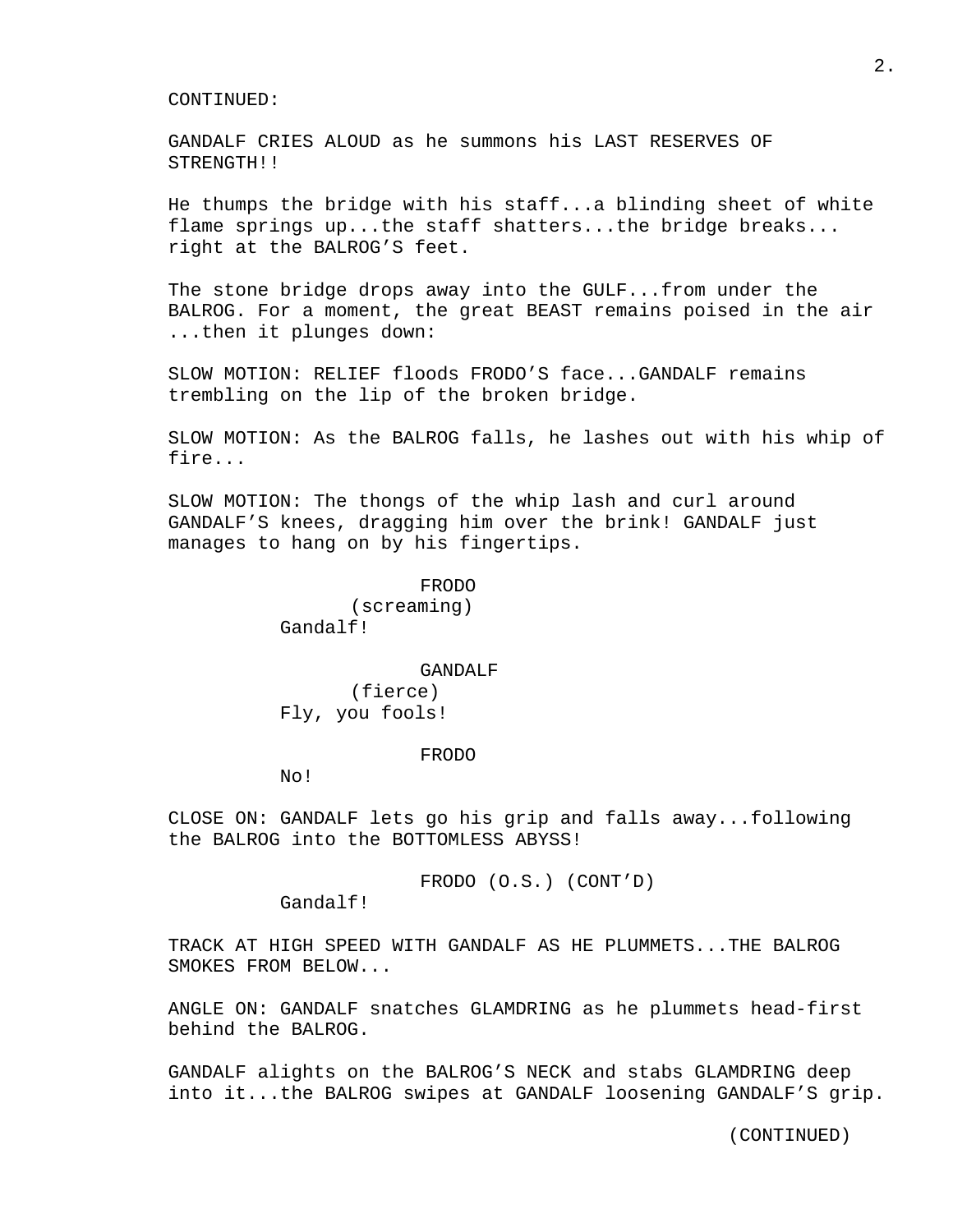CONTINUED:

GANDALF CRIES ALOUD as he summons his LAST RESERVES OF STRENGTH!!

He thumps the bridge with his staff...a blinding sheet of white flame springs up...the staff shatters...the bridge breaks... right at the BALROG'S feet.

The stone bridge drops away into the GULF...from under the BALROG. For a moment, the great BEAST remains poised in the air ...then it plunges down:

SLOW MOTION: RELIEF floods FRODO'S face...GANDALF remains trembling on the lip of the broken bridge.

SLOW MOTION: As the BALROG falls, he lashes out with his whip of fire...

SLOW MOTION: The thongs of the whip lash and curl around GANDALF'S knees, dragging him over the brink! GANDALF just manages to hang on by his fingertips.

FRODO
(screaming)
Gandalf!

GANDALF
(fierce)
Fly, you fools!

FRODO
No!

CLOSE ON: GANDALF lets go his grip and falls away...following the BALROG into the BOTTOMLESS ABYSS!

FRODO (O.S.) (CONT'D)
Gandalf!

TRACK AT HIGH SPEED WITH GANDALF AS HE PLUMMETS...THE BALROG SMOKES FROM BELOW...

ANGLE ON: GANDALF snatches GLAMDRING as he plummets head-first behind the BALROG.

GANDALF alights on the BALROG'S NECK and stabs GLAMDRING deep into it...the BALROG swipes at GANDALF loosening GANDALF'S grip.

(CONTINUED)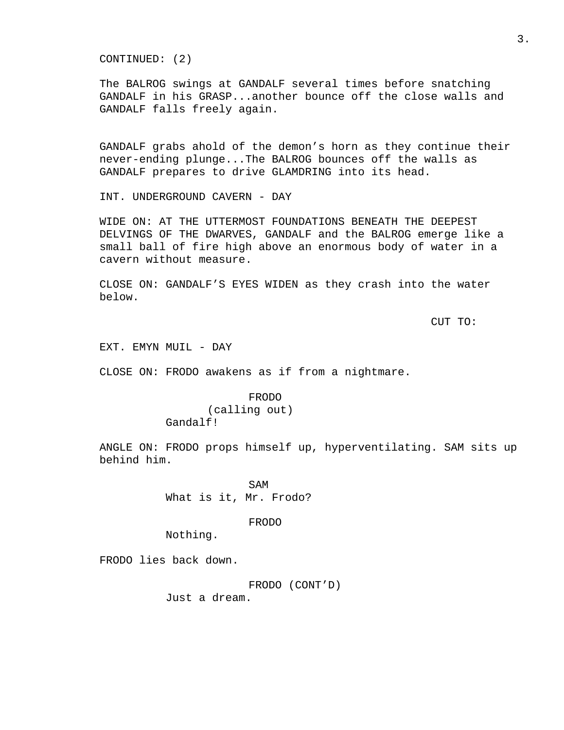CONTINUED: (2)

The BALROG swings at GANDALF several times before snatching GANDALF in his GRASP...another bounce off the close walls and GANDALF falls freely again.

GANDALF grabs ahold of the demon's horn as they continue their never-ending plunge...The BALROG bounces off the walls as GANDALF prepares to drive GLAMDRING into its head.

INT. UNDERGROUND CAVERN - DAY

WIDE ON: AT THE UTTERMOST FOUNDATIONS BENEATH THE DEEPEST DELVINGS OF THE DWARVES, GANDALF and the BALROG emerge like a small ball of fire high above an enormous body of water in a cavern without measure.

CLOSE ON: GANDALF'S EYES WIDEN as they crash into the water below.

CUT TO:

EXT. EMYN MUIL - DAY

CLOSE ON: FRODO awakens as if from a nightmare.

FRODO
(calling out)
Gandalf!

ANGLE ON: FRODO props himself up, hyperventilating. SAM sits up behind him.

SAM
What is it, Mr. Frodo?

FRODO
Nothing.

FRODO lies back down.

FRODO (CONT'D)
Just a dream.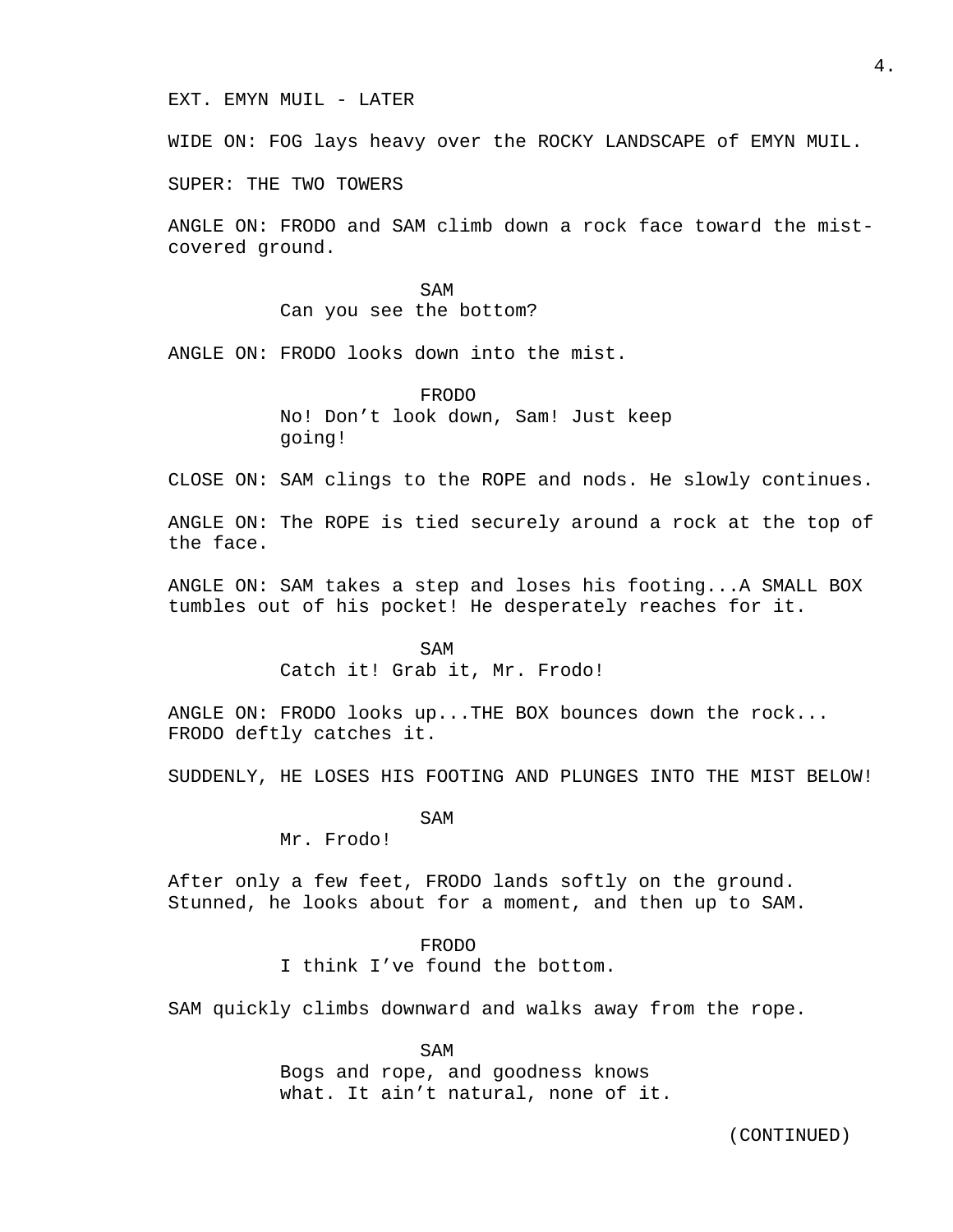EXT. EMYN MUIL - LATER

WIDE ON: FOG lays heavy over the ROCKY LANDSCAPE of EMYN MUIL.

SUPER: THE TWO TOWERS

ANGLE ON: FRODO and SAM climb down a rock face toward the mist-covered ground.

SAM
Can you see the bottom?

ANGLE ON: FRODO looks down into the mist.

FRODO
No! Don't look down, Sam! Just keep going!

CLOSE ON: SAM clings to the ROPE and nods. He slowly continues.

ANGLE ON: The ROPE is tied securely around a rock at the top of the face.

ANGLE ON: SAM takes a step and loses his footing...A SMALL BOX tumbles out of his pocket! He desperately reaches for it.

SAM
Catch it! Grab it, Mr. Frodo!

ANGLE ON: FRODO looks up...THE BOX bounces down the rock... FRODO deftly catches it.

SUDDENLY, HE LOSES HIS FOOTING AND PLUNGES INTO THE MIST BELOW!

SAM
Mr. Frodo!

After only a few feet, FRODO lands softly on the ground. Stunned, he looks about for a moment, and then up to SAM.

FRODO
I think I've found the bottom.

SAM quickly climbs downward and walks away from the rope.

SAM
Bogs and rope, and goodness knows what. It ain't natural, none of it.

(CONTINUED)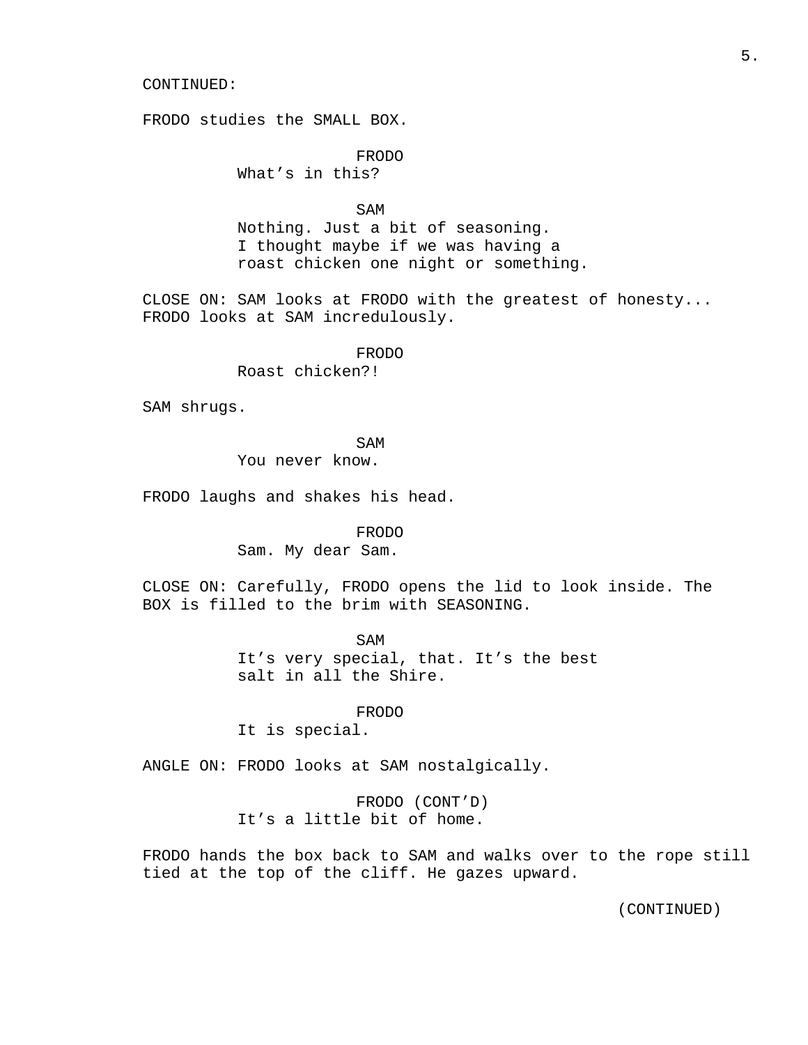CONTINUED:

FRODO studies the SMALL BOX.

FRODO
What’s in this?

SAM
Nothing. Just a bit of seasoning.
I thought maybe if we was having a
roast chicken one night or something.

CLOSE ON: SAM looks at FRODO with the greatest of honesty...
FRODO looks at SAM incredulously.

FRODO
Roast chicken?!

SAM shrugs.

SAM
You never know.

FRODO laughs and shakes his head.

FRODO
Sam. My dear Sam.

CLOSE ON: Carefully, FRODO opens the lid to look inside. The
BOX is filled to the brim with SEASONING.

SAM
It’s very special, that. It’s the best
salt in all the Shire.

FRODO
It is special.

ANGLE ON: FRODO looks at SAM nostalgically.

FRODO (CONT’D)
It’s a little bit of home.

FRODO hands the box back to SAM and walks over to the rope still
tied at the top of the cliff. He gazes upward.

(CONTINUED)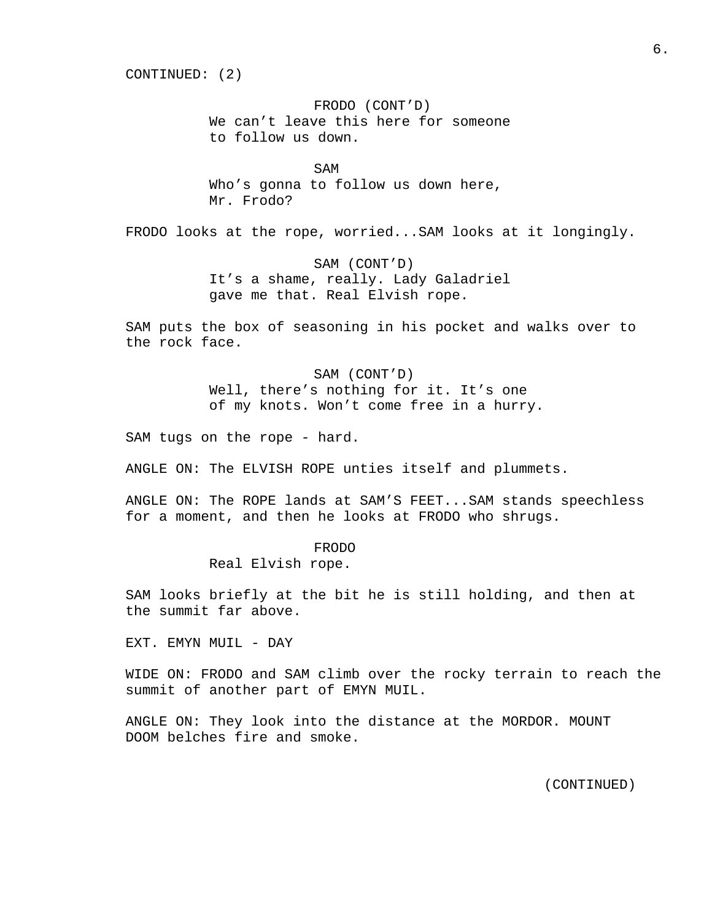CONTINUED: (2)

FRODO (CONT'D)
We can't leave this here for someone to follow us down.

SAM
Who's gonna to follow us down here, Mr. Frodo?

FRODO looks at the rope, worried...SAM looks at it longingly.

SAM (CONT'D)
It's a shame, really. Lady Galadriel gave me that. Real Elvish rope.

SAM puts the box of seasoning in his pocket and walks over to the rock face.

SAM (CONT'D)
Well, there's nothing for it. It's one of my knots. Won't come free in a hurry.

SAM tugs on the rope - hard.

ANGLE ON: The ELVISH ROPE unties itself and plummets.

ANGLE ON: The ROPE lands at SAM'S FEET...SAM stands speechless for a moment, and then he looks at FRODO who shrugs.

FRODO
Real Elvish rope.

SAM looks briefly at the bit he is still holding, and then at the summit far above.

EXT. EMYN MUIL - DAY

WIDE ON: FRODO and SAM climb over the rocky terrain to reach the summit of another part of EMYN MUIL.

ANGLE ON: They look into the distance at the MORDOR. MOUNT DOOM belches fire and smoke.

(CONTINUED)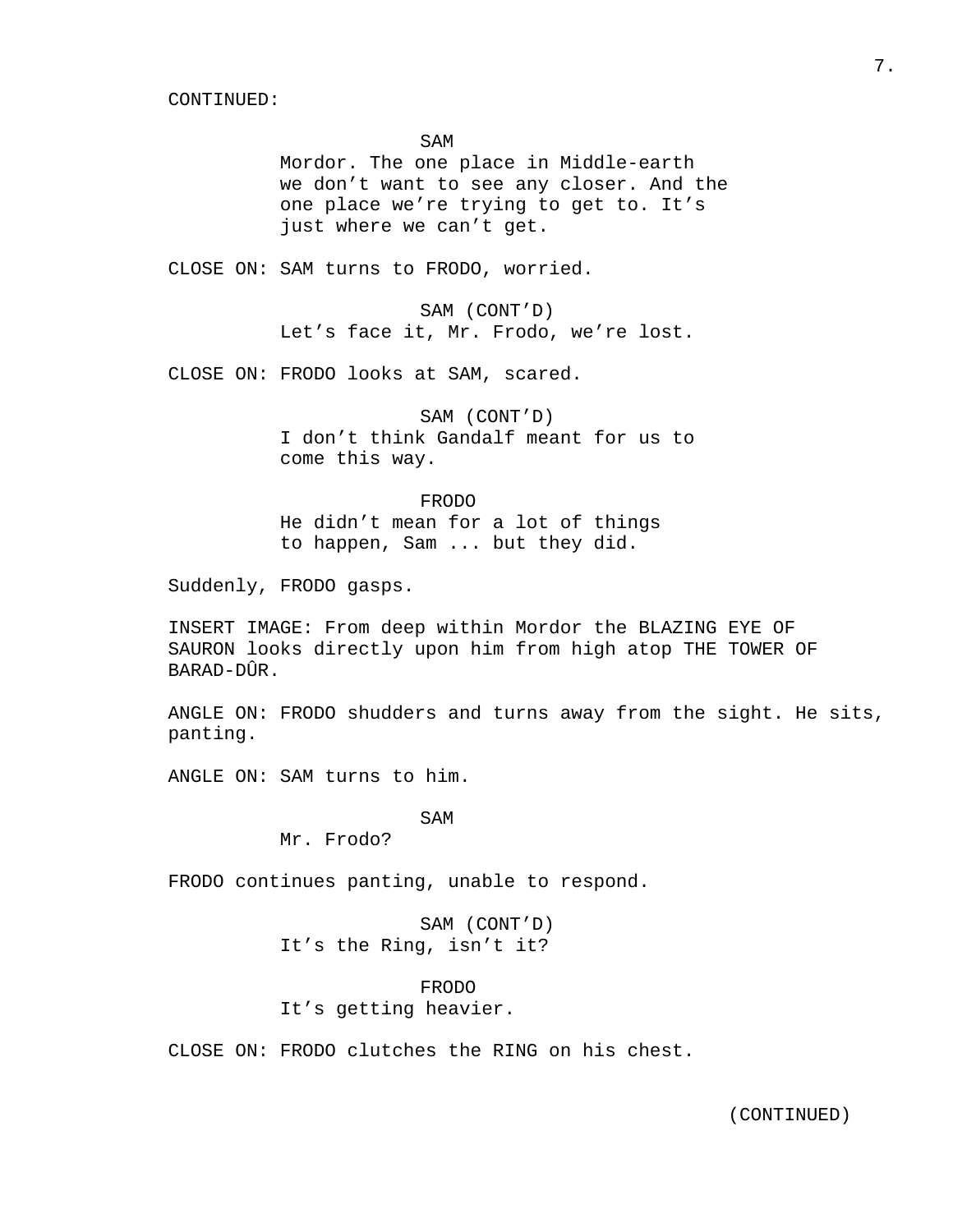CONTINUED:

SAM
Mordor. The one place in Middle-earth we don’t want to see any closer. And the one place we’re trying to get to. It’s just where we can’t get.

CLOSE ON: SAM turns to FRODO, worried.

SAM (CONT’D)
Let’s face it, Mr. Frodo, we’re lost.

CLOSE ON: FRODO looks at SAM, scared.

SAM (CONT’D)
I don’t think Gandalf meant for us to come this way.

FRODO
He didn’t mean for a lot of things to happen, Sam ... but they did.

Suddenly, FRODO gasps.

INSERT IMAGE: From deep within Mordor the BLAZING EYE OF SAURON looks directly upon him from high atop THE TOWER OF BARAD-DÛR.

ANGLE ON: FRODO shudders and turns away from the sight. He sits, panting.

ANGLE ON: SAM turns to him.

SAM
Mr. Frodo?

FRODO continues panting, unable to respond.

SAM (CONT’D)
It’s the Ring, isn’t it?

FRODO
It’s getting heavier.

CLOSE ON: FRODO clutches the RING on his chest.

(CONTINUED)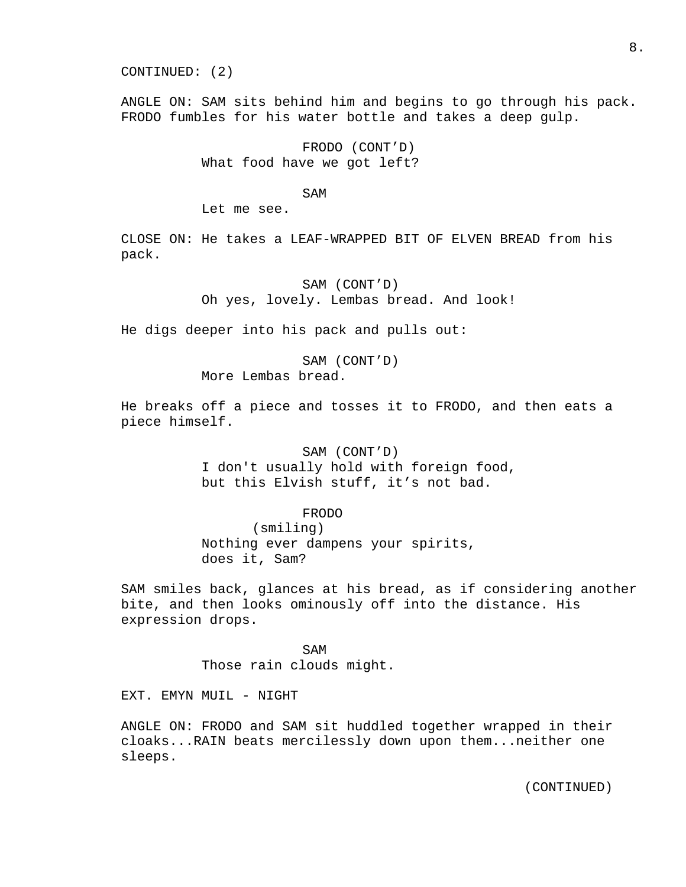CONTINUED: (2)

ANGLE ON: SAM sits behind him and begins to go through his pack. FRODO fumbles for his water bottle and takes a deep gulp.

FRODO (CONT'D)
What food have we got left?

SAM
Let me see.

CLOSE ON: He takes a LEAF-WRAPPED BIT OF ELVEN BREAD from his pack.

SAM (CONT'D)
Oh yes, lovely. Lembas bread. And look!

He digs deeper into his pack and pulls out:

SAM (CONT'D)
More Lembas bread.

He breaks off a piece and tosses it to FRODO, and then eats a piece himself.

SAM (CONT'D)
I don't usually hold with foreign food, but this Elvish stuff, it's not bad.

FRODO
(smiling)
Nothing ever dampens your spirits, does it, Sam?

SAM smiles back, glances at his bread, as if considering another bite, and then looks ominously off into the distance. His expression drops.

SAM
Those rain clouds might.

EXT. EMYN MUIL - NIGHT

ANGLE ON: FRODO and SAM sit huddled together wrapped in their cloaks...RAIN beats mercilessly down upon them...neither one sleeps.

(CONTINUED)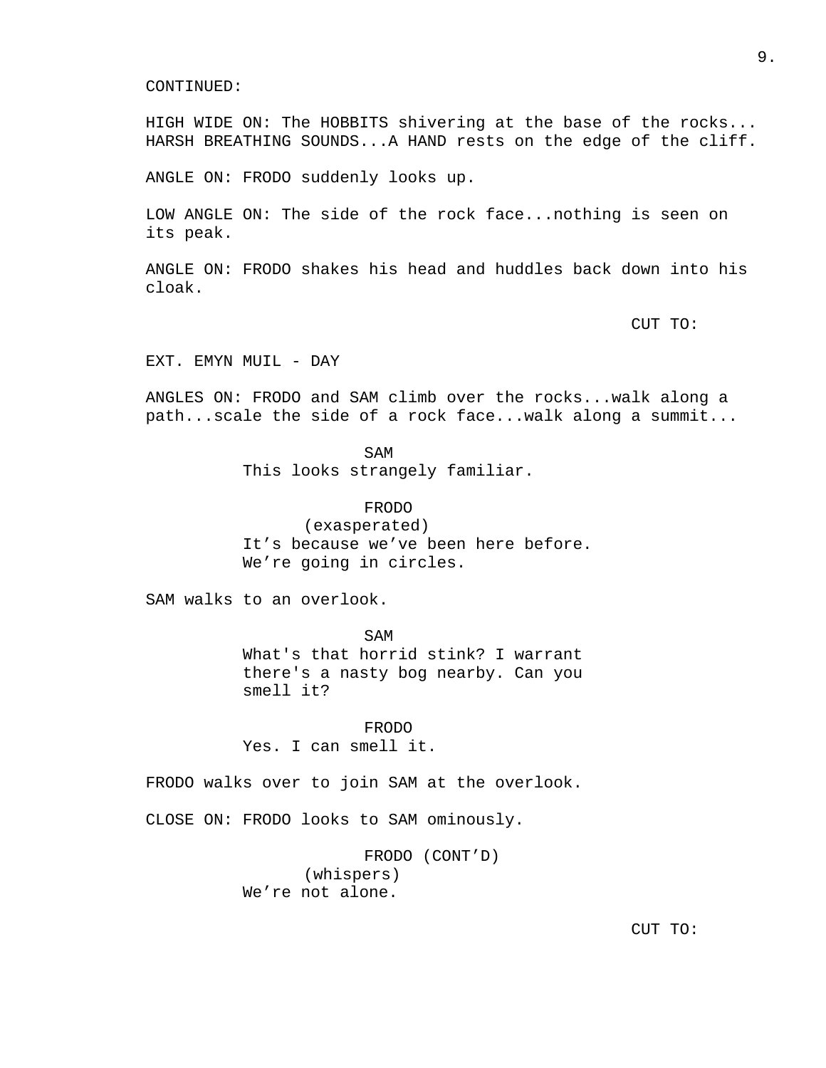CONTINUED:

HIGH WIDE ON: The HOBBITS shivering at the base of the rocks... HARSH BREATHING SOUNDS...A HAND rests on the edge of the cliff.

ANGLE ON: FRODO suddenly looks up.

LOW ANGLE ON: The side of the rock face...nothing is seen on its peak.

ANGLE ON: FRODO shakes his head and huddles back down into his cloak.

CUT TO:

EXT. EMYN MUIL - DAY

ANGLES ON: FRODO and SAM climb over the rocks...walk along a path...scale the side of a rock face...walk along a summit...

SAM
This looks strangely familiar.

FRODO
(exasperated)
It's because we've been here before. We're going in circles.

SAM walks to an overlook.

SAM
What's that horrid stink? I warrant there's a nasty bog nearby. Can you smell it?

FRODO
Yes. I can smell it.

FRODO walks over to join SAM at the overlook.

CLOSE ON: FRODO looks to SAM ominously.

FRODO (CONT'D)
(whispers)
We're not alone.

CUT TO: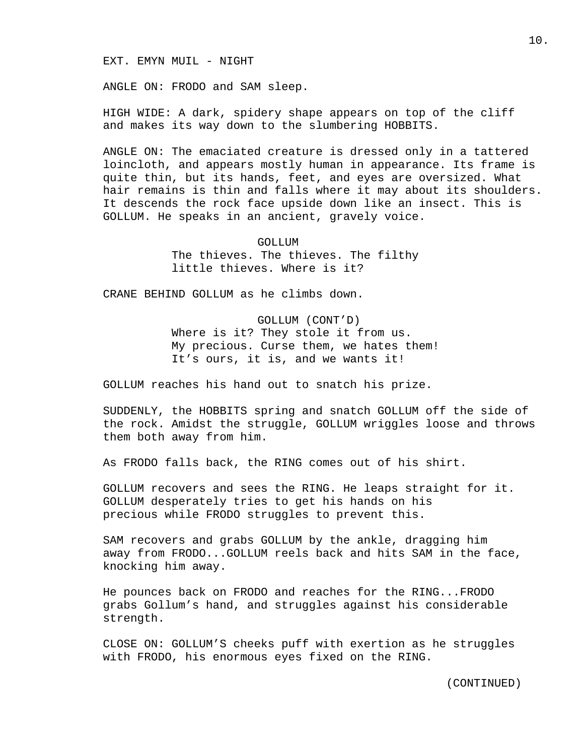EXT. EMYN MUIL - NIGHT

ANGLE ON: FRODO and SAM sleep.

HIGH WIDE: A dark, spidery shape appears on top of the cliff and makes its way down to the slumbering HOBBITS.

ANGLE ON: The emaciated creature is dressed only in a tattered loincloth, and appears mostly human in appearance. Its frame is quite thin, but its hands, feet, and eyes are oversized. What hair remains is thin and falls where it may about its shoulders. It descends the rock face upside down like an insect. This is GOLLUM. He speaks in an ancient, gravely voice.

GOLLUM
The thieves. The thieves. The filthy little thieves. Where is it?

CRANE BEHIND GOLLUM as he climbs down.

GOLLUM (CONT'D)
Where is it? They stole it from us. My precious. Curse them, we hates them! It's ours, it is, and we wants it!

GOLLUM reaches his hand out to snatch his prize.

SUDDENLY, the HOBBITS spring and snatch GOLLUM off the side of the rock. Amidst the struggle, GOLLUM wriggles loose and throws them both away from him.

As FRODO falls back, the RING comes out of his shirt.

GOLLUM recovers and sees the RING. He leaps straight for it. GOLLUM desperately tries to get his hands on his precious while FRODO struggles to prevent this.

SAM recovers and grabs GOLLUM by the ankle, dragging him away from FRODO...GOLLUM reels back and hits SAM in the face, knocking him away.

He pounces back on FRODO and reaches for the RING...FRODO grabs Gollum's hand, and struggles against his considerable strength.

CLOSE ON: GOLLUM'S cheeks puff with exertion as he struggles with FRODO, his enormous eyes fixed on the RING.

(CONTINUED)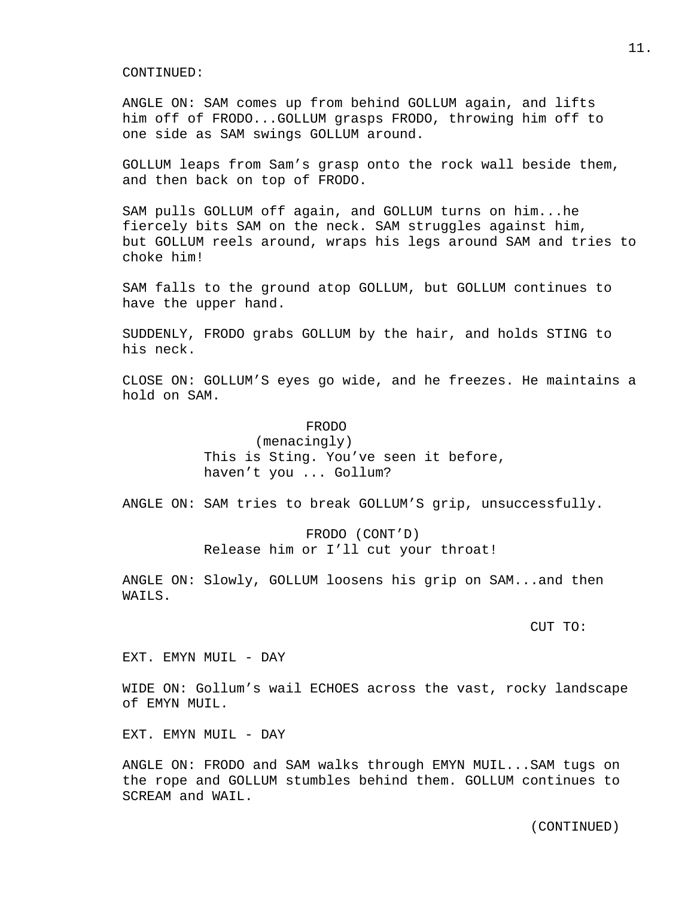CONTINUED:

ANGLE ON: SAM comes up from behind GOLLUM again, and lifts him off of FRODO...GOLLUM grasps FRODO, throwing him off to one side as SAM swings GOLLUM around.

GOLLUM leaps from Sam's grasp onto the rock wall beside them, and then back on top of FRODO.

SAM pulls GOLLUM off again, and GOLLUM turns on him...he fiercely bits SAM on the neck. SAM struggles against him, but GOLLUM reels around, wraps his legs around SAM and tries to choke him!

SAM falls to the ground atop GOLLUM, but GOLLUM continues to have the upper hand.

SUDDENLY, FRODO grabs GOLLUM by the hair, and holds STING to his neck.

CLOSE ON: GOLLUM'S eyes go wide, and he freezes. He maintains a hold on SAM.

FRODO
(menacingly)
This is Sting. You've seen it before, haven't you ... Gollum?

ANGLE ON: SAM tries to break GOLLUM'S grip, unsuccessfully.

FRODO (CONT'D)
Release him or I'll cut your throat!

ANGLE ON: Slowly, GOLLUM loosens his grip on SAM...and then WAILS.

CUT TO:

EXT. EMYN MUIL - DAY

WIDE ON: Gollum's wail ECHOES across the vast, rocky landscape of EMYN MUIL.

EXT. EMYN MUIL - DAY

ANGLE ON: FRODO and SAM walks through EMYN MUIL...SAM tugs on the rope and GOLLUM stumbles behind them. GOLLUM continues to SCREAM and WAIL.

(CONTINUED)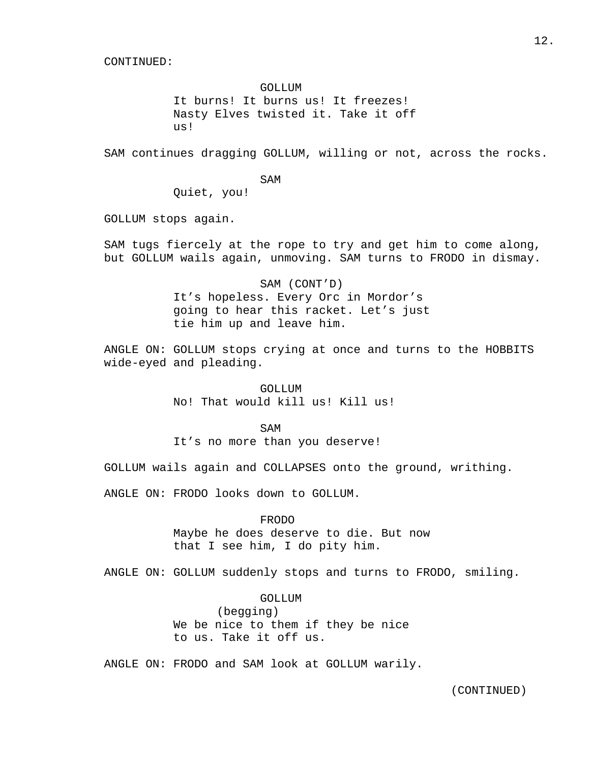CONTINUED:

GOLLUM
It burns! It burns us! It freezes! Nasty Elves twisted it. Take it off us!

SAM continues dragging GOLLUM, willing or not, across the rocks.

SAM
Quiet, you!

GOLLUM stops again.

SAM tugs fiercely at the rope to try and get him to come along, but GOLLUM wails again, unmoving. SAM turns to FRODO in dismay.

SAM (CONT'D)
It's hopeless. Every Orc in Mordor's going to hear this racket. Let's just tie him up and leave him.

ANGLE ON: GOLLUM stops crying at once and turns to the HOBBITS wide-eyed and pleading.

GOLLUM
No! That would kill us! Kill us!

SAM
It's no more than you deserve!

GOLLUM wails again and COLLAPSES onto the ground, writhing.

ANGLE ON: FRODO looks down to GOLLUM.

FRODO
Maybe he does deserve to die. But now that I see him, I do pity him.

ANGLE ON: GOLLUM suddenly stops and turns to FRODO, smiling.

GOLLUM
(begging)
We be nice to them if they be nice to us. Take it off us.

ANGLE ON: FRODO and SAM look at GOLLUM warily.

(CONTINUED)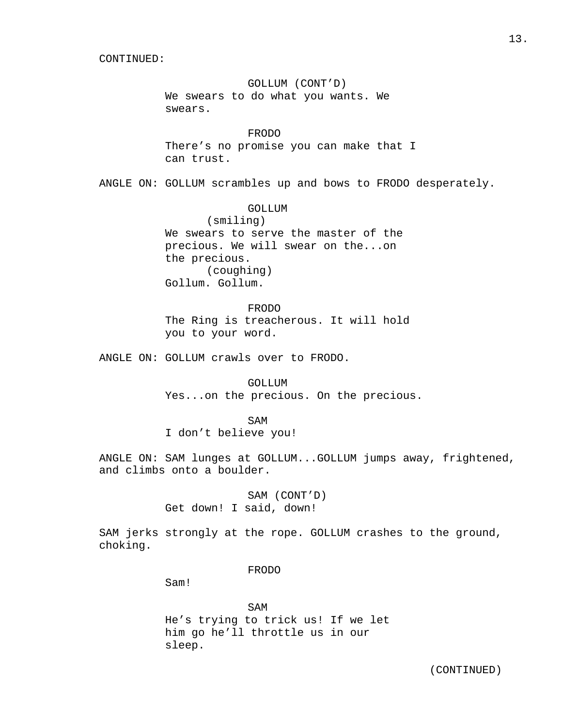CONTINUED:

GOLLUM (CONT'D)
We swears to do what you wants. We swears.

FRODO
There's no promise you can make that I can trust.

ANGLE ON: GOLLUM scrambles up and bows to FRODO desperately.

GOLLUM
(smiling)
We swears to serve the master of the precious. We will swear on the...on the precious.
(coughing)
Gollum. Gollum.

FRODO
The Ring is treacherous. It will hold you to your word.

ANGLE ON: GOLLUM crawls over to FRODO.

GOLLUM
Yes...on the precious. On the precious.

SAM
I don't believe you!

ANGLE ON: SAM lunges at GOLLUM...GOLLUM jumps away, frightened, and climbs onto a boulder.

SAM (CONT'D)
Get down! I said, down!

SAM jerks strongly at the rope. GOLLUM crashes to the ground, choking.

FRODO
Sam!

SAM
He's trying to trick us! If we let him go he'll throttle us in our sleep.

(CONTINUED)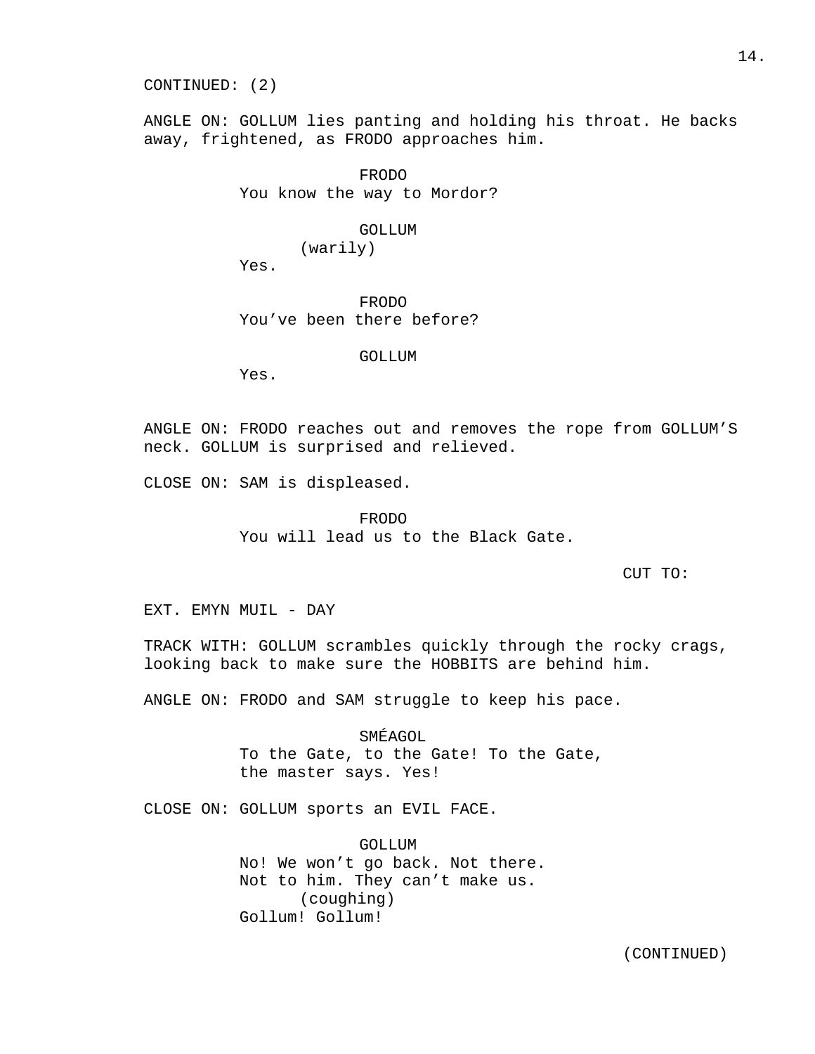CONTINUED: (2)

ANGLE ON: GOLLUM lies panting and holding his throat. He backs away, frightened, as FRODO approaches him.

FRODO
You know the way to Mordor?

GOLLUM
(warily)
Yes.

FRODO
You've been there before?

GOLLUM
Yes.

ANGLE ON: FRODO reaches out and removes the rope from GOLLUM'S neck. GOLLUM is surprised and relieved.

CLOSE ON: SAM is displeased.

FRODO
You will lead us to the Black Gate.

CUT TO:

EXT. EMYN MUIL - DAY

TRACK WITH: GOLLUM scrambles quickly through the rocky crags, looking back to make sure the HOBBITS are behind him.

ANGLE ON: FRODO and SAM struggle to keep his pace.

SMÉAGOL
To the Gate, to the Gate! To the Gate, the master says. Yes!

CLOSE ON: GOLLUM sports an EVIL FACE.

GOLLUM
No! We won't go back. Not there. Not to him. They can't make us.
(coughing)
Gollum! Gollum!

(CONTINUED)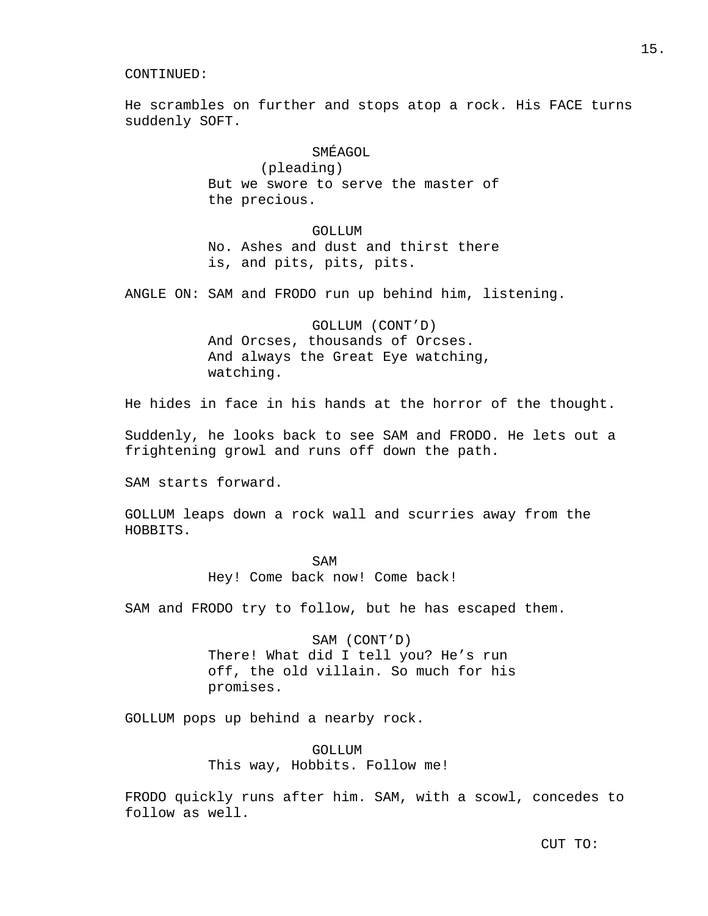CONTINUED:

He scrambles on further and stops atop a rock. His FACE turns suddenly SOFT.

SMÉAGOL
(pleading)
But we swore to serve the master of the precious.

GOLLUM
No. Ashes and dust and thirst there is, and pits, pits, pits.

ANGLE ON: SAM and FRODO run up behind him, listening.

GOLLUM (CONT'D)
And Orcses, thousands of Orcses. And always the Great Eye watching, watching.

He hides in face in his hands at the horror of the thought.

Suddenly, he looks back to see SAM and FRODO. He lets out a frightening growl and runs off down the path.

SAM starts forward.

GOLLUM leaps down a rock wall and scurries away from the HOBBITS.

SAM
Hey! Come back now! Come back!

SAM and FRODO try to follow, but he has escaped them.

SAM (CONT'D)
There! What did I tell you? He's run off, the old villain. So much for his promises.

GOLLUM pops up behind a nearby rock.

GOLLUM
This way, Hobbits. Follow me!

FRODO quickly runs after him. SAM, with a scowl, concedes to follow as well.

CUT TO: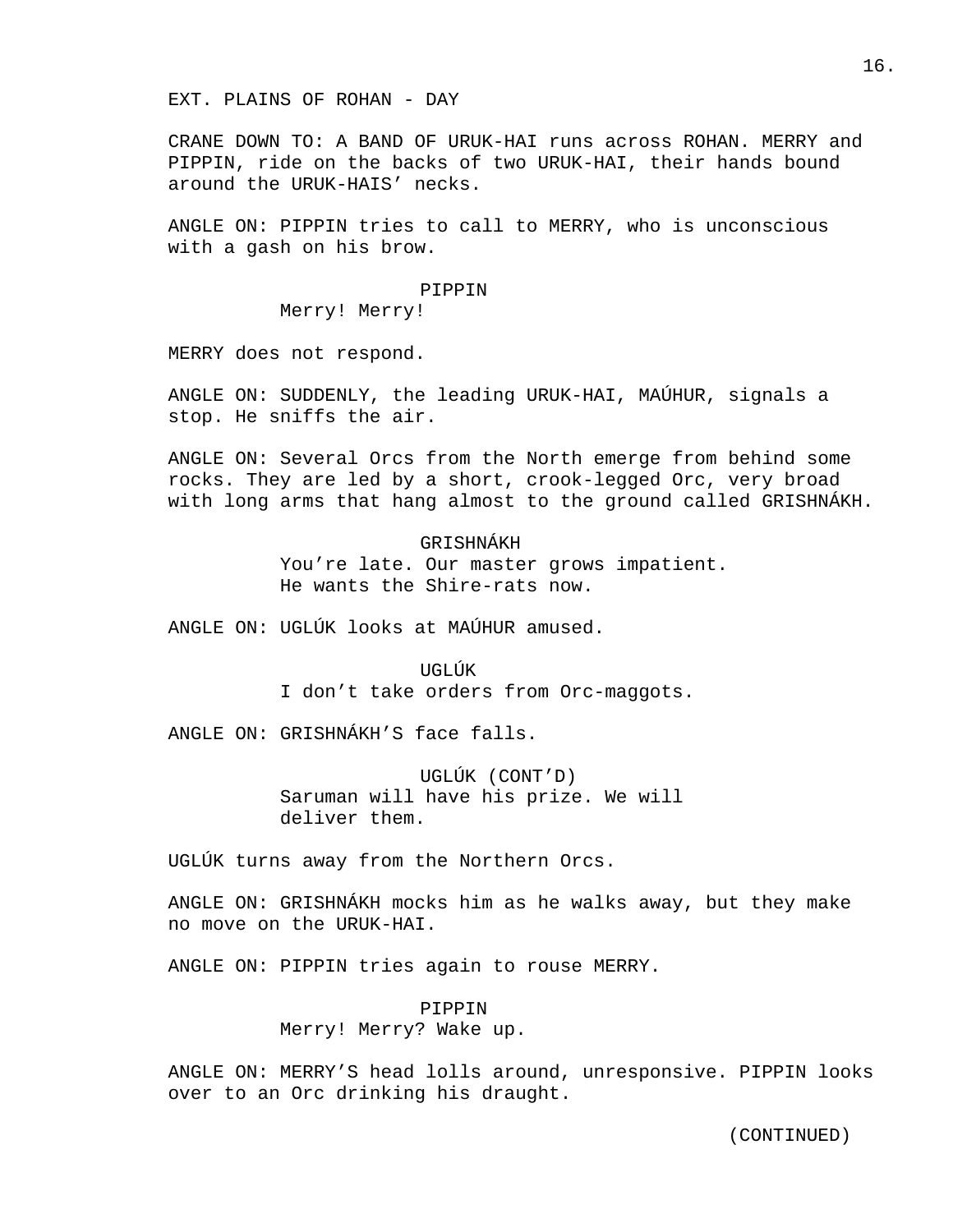EXT. PLAINS OF ROHAN - DAY

CRANE DOWN TO: A BAND OF URUK-HAI runs across ROHAN. MERRY and PIPPIN, ride on the backs of two URUK-HAI, their hands bound around the URUK-HAIS' necks.

ANGLE ON: PIPPIN tries to call to MERRY, who is unconscious with a gash on his brow.

PIPPIN
Merry! Merry!

MERRY does not respond.

ANGLE ON: SUDDENLY, the leading URUK-HAI, MAÚHUR, signals a stop. He sniffs the air.

ANGLE ON: Several Orcs from the North emerge from behind some rocks. They are led by a short, crook-legged Orc, very broad with long arms that hang almost to the ground called GRISHNÁKH.

GRISHNÁKH
You're late. Our master grows impatient. He wants the Shire-rats now.

ANGLE ON: UGLÚK looks at MAÚHUR amused.

UGLÚK
I don't take orders from Orc-maggots.

ANGLE ON: GRISHNÁKH'S face falls.

UGLÚK (CONT'D)
Saruman will have his prize. We will deliver them.

UGLÚK turns away from the Northern Orcs.

ANGLE ON: GRISHNÁKH mocks him as he walks away, but they make no move on the URUK-HAI.

ANGLE ON: PIPPIN tries again to rouse MERRY.

PIPPIN
Merry! Merry? Wake up.

ANGLE ON: MERRY'S head lolls around, unresponsive. PIPPIN looks over to an Orc drinking his draught.

(CONTINUED)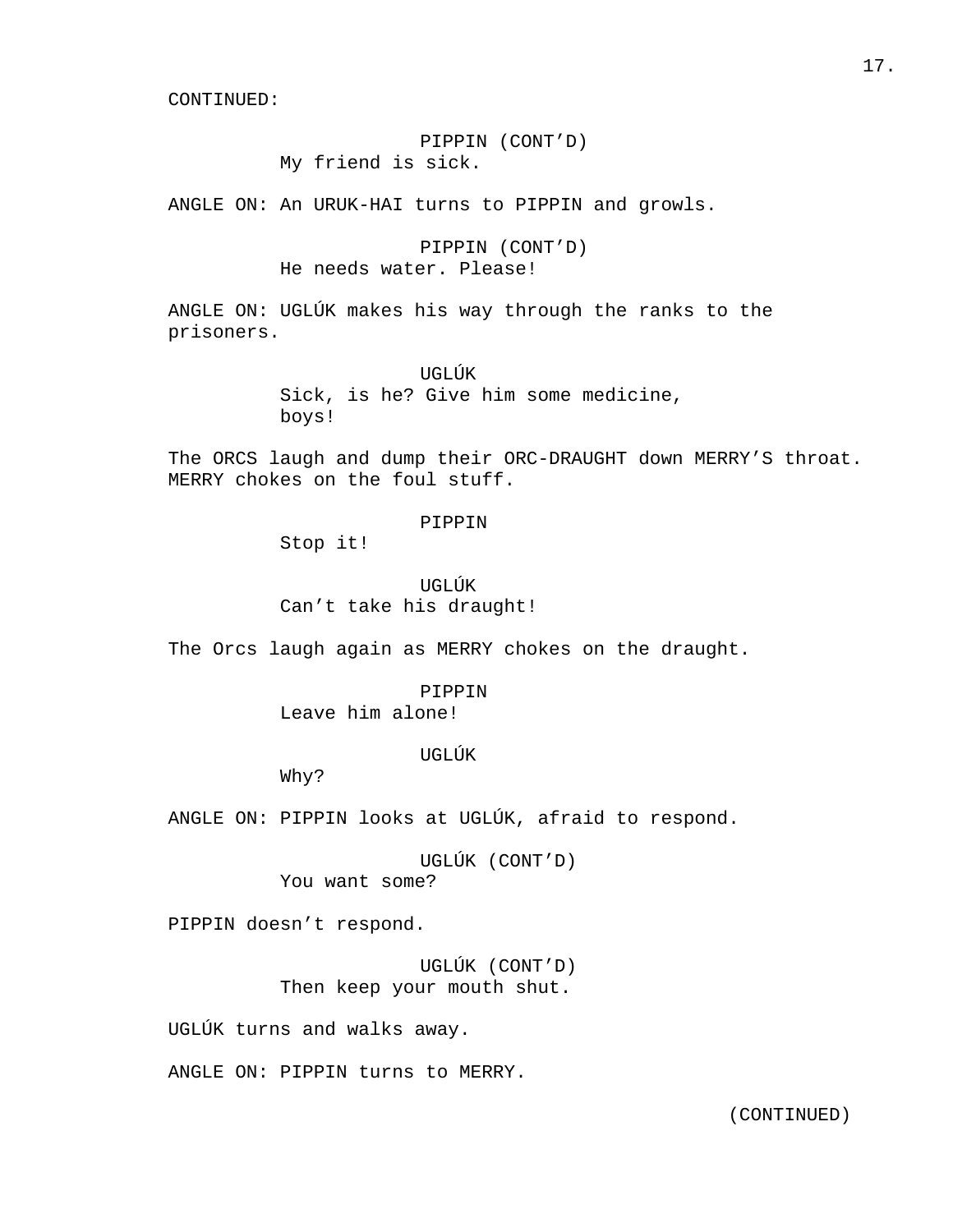CONTINUED:

PIPPIN (CONT'D)
My friend is sick.

ANGLE ON: An URUK-HAI turns to PIPPIN and growls.

PIPPIN (CONT'D)
He needs water. Please!

ANGLE ON: UGLÚK makes his way through the ranks to the prisoners.

UGLÚK
Sick, is he? Give him some medicine, boys!

The ORCS laugh and dump their ORC-DRAUGHT down MERRY'S throat. MERRY chokes on the foul stuff.

PIPPIN
Stop it!

UGLÚK
Can't take his draught!

The Orcs laugh again as MERRY chokes on the draught.

PIPPIN
Leave him alone!

UGLÚK
Why?

ANGLE ON: PIPPIN looks at UGLÚK, afraid to respond.

UGLÚK (CONT'D)
You want some?

PIPPIN doesn't respond.

UGLÚK (CONT'D)
Then keep your mouth shut.

UGLÚK turns and walks away.

ANGLE ON: PIPPIN turns to MERRY.

(CONTINUED)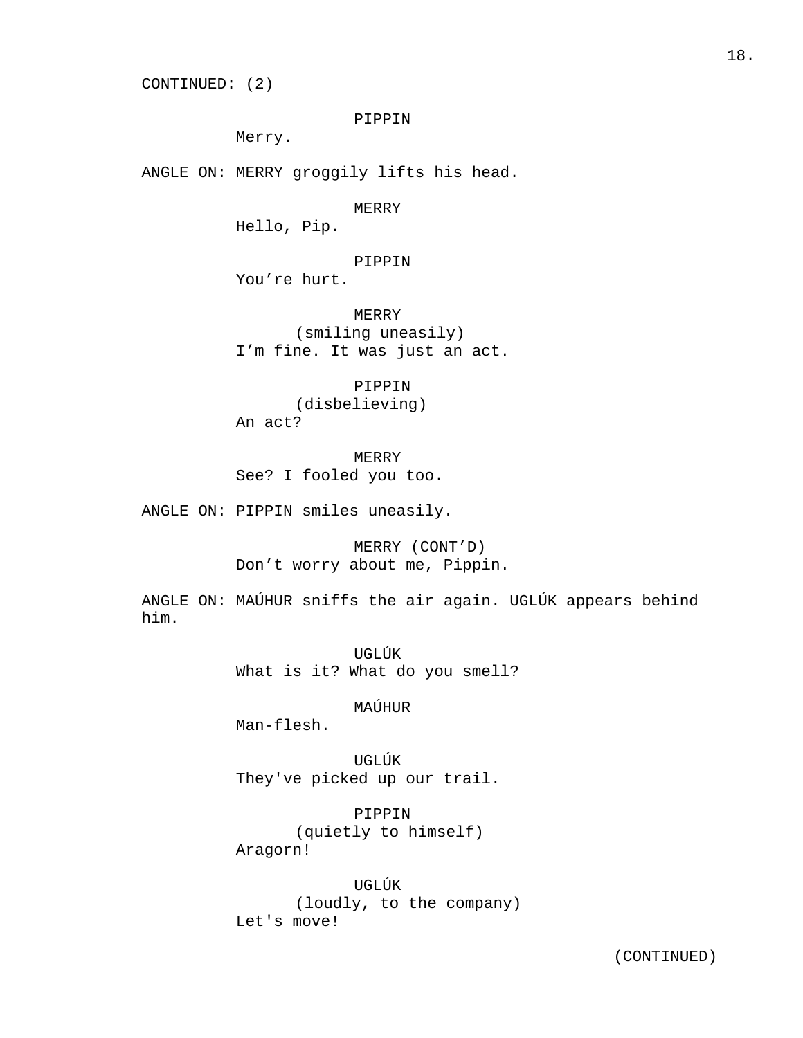CONTINUED: (2)

PIPPIN
Merry.

ANGLE ON: MERRY groggily lifts his head.

MERRY
Hello, Pip.

PIPPIN
You’re hurt.

MERRY
(smiling uneasily)
I’m fine. It was just an act.

PIPPIN
(disbelieving)
An act?

MERRY
See? I fooled you too.

ANGLE ON: PIPPIN smiles uneasily.

MERRY (CONT’D)
Don’t worry about me, Pippin.

ANGLE ON: MAÚHUR sniffs the air again. UGLÚK appears behind him.

UGLÚK
What is it? What do you smell?

MAÚHUR
Man-flesh.

UGLÚK
They've picked up our trail.

PIPPIN
(quietly to himself)
Aragorn!

UGLÚK
(loudly, to the company)
Let's move!

(CONTINUED)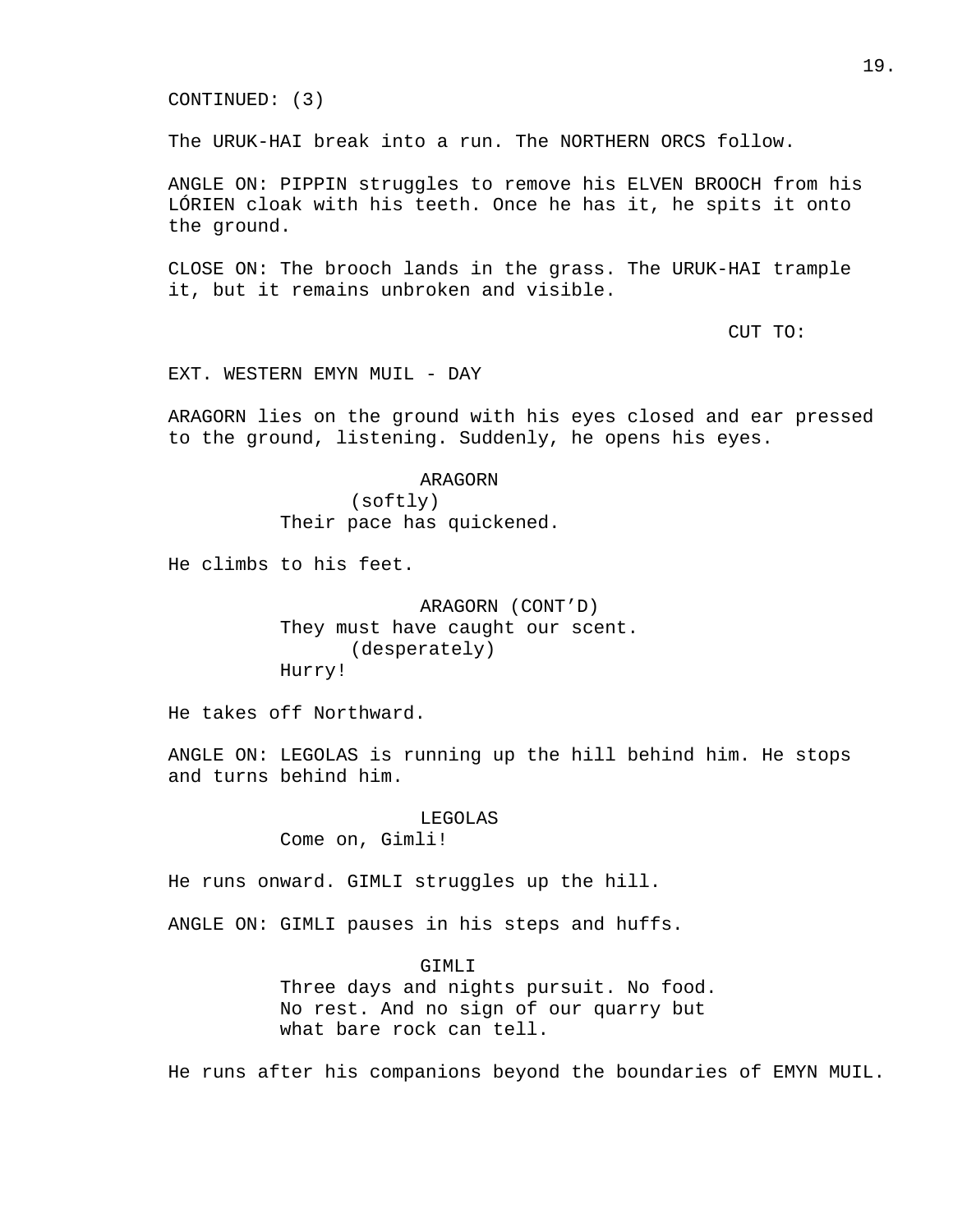CONTINUED: (3)

The URUK-HAI break into a run. The NORTHERN ORCS follow.

ANGLE ON: PIPPIN struggles to remove his ELVEN BROOCH from his LÓRIEN cloak with his teeth. Once he has it, he spits it onto the ground.

CLOSE ON: The brooch lands in the grass. The URUK-HAI trample it, but it remains unbroken and visible.

CUT TO:

EXT. WESTERN EMYN MUIL - DAY

ARAGORN lies on the ground with his eyes closed and ear pressed to the ground, listening. Suddenly, he opens his eyes.

ARAGORN
(softly)
Their pace has quickened.

He climbs to his feet.

ARAGORN (CONT'D)
They must have caught our scent.
(desperately)
Hurry!

He takes off Northward.

ANGLE ON: LEGOLAS is running up the hill behind him. He stops and turns behind him.

LEGOLAS
Come on, Gimli!

He runs onward. GIMLI struggles up the hill.

ANGLE ON: GIMLI pauses in his steps and huffs.

GIMLI
Three days and nights pursuit. No food. No rest. And no sign of our quarry but what bare rock can tell.

He runs after his companions beyond the boundaries of EMYN MUIL.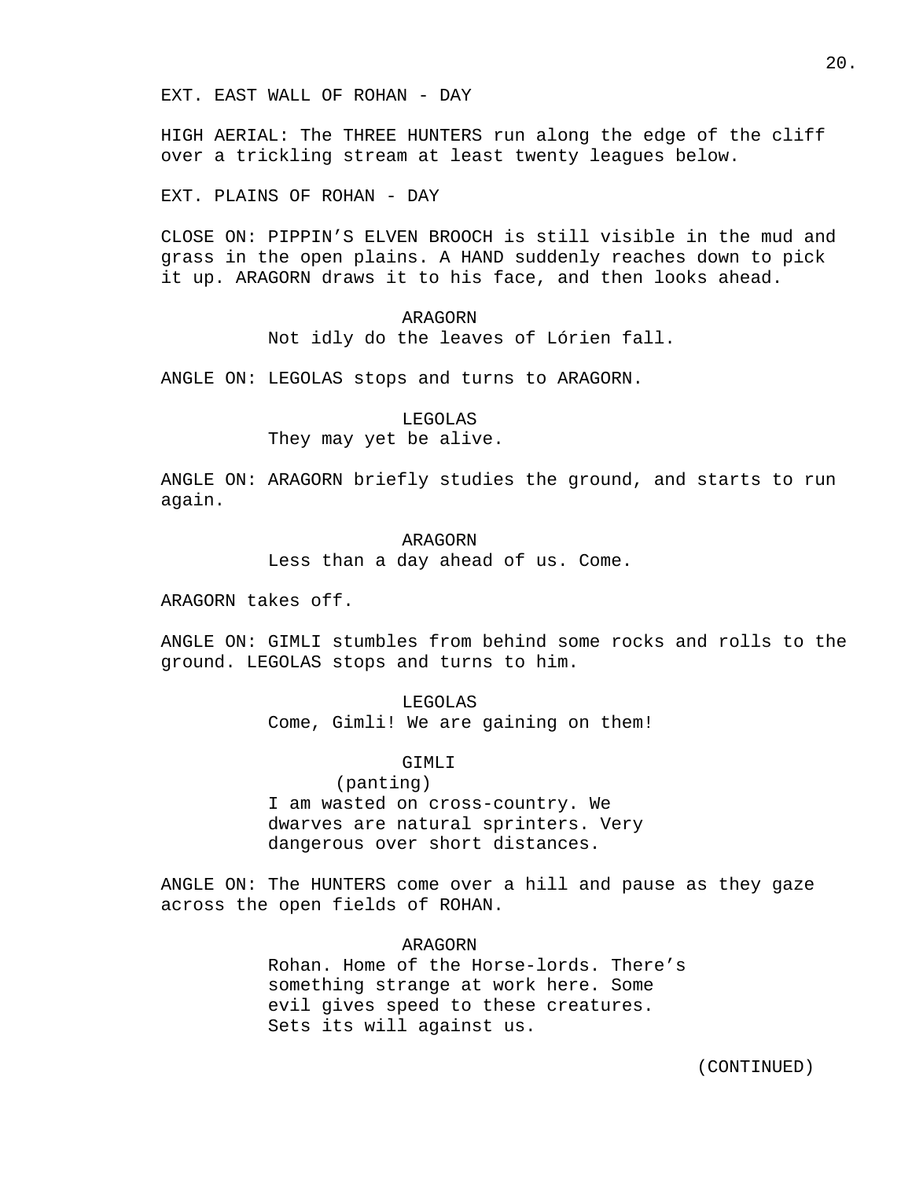EXT. EAST WALL OF ROHAN - DAY

HIGH AERIAL: The THREE HUNTERS run along the edge of the cliff over a trickling stream at least twenty leagues below.

EXT. PLAINS OF ROHAN - DAY

CLOSE ON: PIPPIN'S ELVEN BROOCH is still visible in the mud and grass in the open plains. A HAND suddenly reaches down to pick it up. ARAGORN draws it to his face, and then looks ahead.

ARAGORN
Not idly do the leaves of Lórien fall.

ANGLE ON: LEGOLAS stops and turns to ARAGORN.

LEGOLAS
They may yet be alive.

ANGLE ON: ARAGORN briefly studies the ground, and starts to run again.

ARAGORN
Less than a day ahead of us. Come.

ARAGORN takes off.

ANGLE ON: GIMLI stumbles from behind some rocks and rolls to the ground. LEGOLAS stops and turns to him.

LEGOLAS
Come, Gimli! We are gaining on them!

GIMLI
(panting)
I am wasted on cross-country. We dwarves are natural sprinters. Very dangerous over short distances.

ANGLE ON: The HUNTERS come over a hill and pause as they gaze across the open fields of ROHAN.

ARAGORN
Rohan. Home of the Horse-lords. There's something strange at work here. Some evil gives speed to these creatures. Sets its will against us.

(CONTINUED)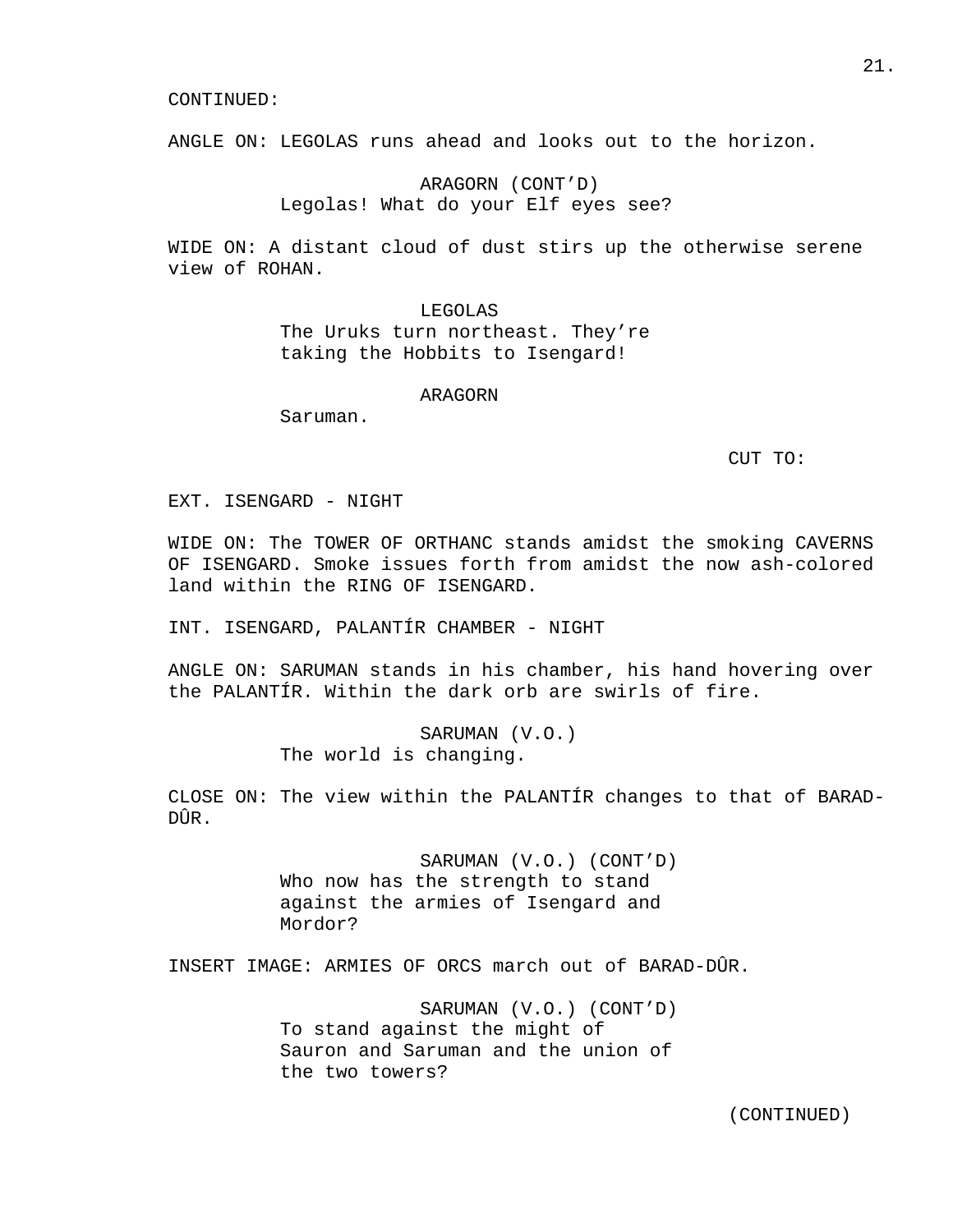CONTINUED:

ANGLE ON: LEGOLAS runs ahead and looks out to the horizon.

ARAGORN (CONT'D)
Legolas! What do your Elf eyes see?

WIDE ON: A distant cloud of dust stirs up the otherwise serene view of ROHAN.

LEGOLAS
The Uruks turn northeast. They're taking the Hobbits to Isengard!

ARAGORN
Saruman.

CUT TO:

EXT. ISENGARD - NIGHT

WIDE ON: The TOWER OF ORTHANC stands amidst the smoking CAVERNS OF ISENGARD. Smoke issues forth from amidst the now ash-colored land within the RING OF ISENGARD.

INT. ISENGARD, PALANTÍR CHAMBER - NIGHT

ANGLE ON: SARUMAN stands in his chamber, his hand hovering over the PALANTÍR. Within the dark orb are swirls of fire.

SARUMAN (V.O.)
The world is changing.

CLOSE ON: The view within the PALANTÍR changes to that of BARAD-DÛR.

SARUMAN (V.O.) (CONT'D)
Who now has the strength to stand against the armies of Isengard and Mordor?

INSERT IMAGE: ARMIES OF ORCS march out of BARAD-DÛR.

SARUMAN (V.O.) (CONT'D)
To stand against the might of Sauron and Saruman and the union of the two towers?

(CONTINUED)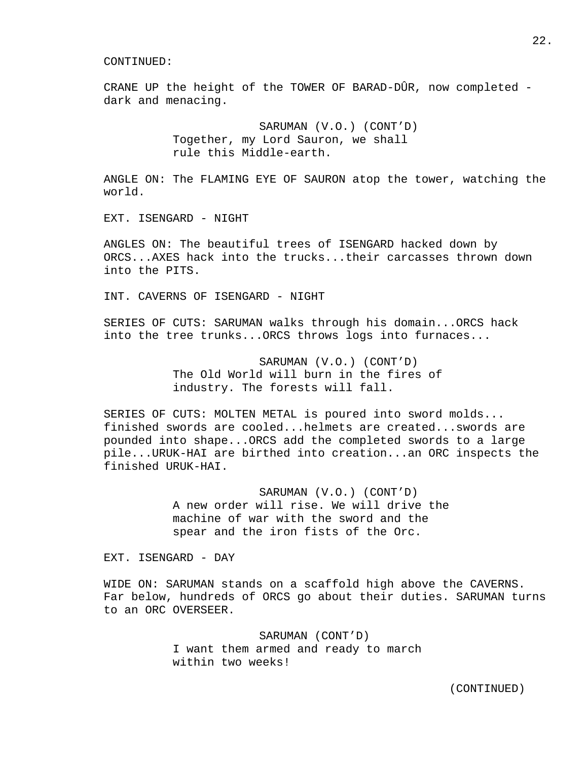CONTINUED:

CRANE UP the height of the TOWER OF BARAD-DÛR, now completed - dark and menacing.

SARUMAN (V.O.) (CONT'D)
Together, my Lord Sauron, we shall rule this Middle-earth.

ANGLE ON: The FLAMING EYE OF SAURON atop the tower, watching the world.

EXT. ISENGARD - NIGHT

ANGLES ON: The beautiful trees of ISENGARD hacked down by ORCS...AXES hack into the trucks...their carcasses thrown down into the PITS.

INT. CAVERNS OF ISENGARD - NIGHT

SERIES OF CUTS: SARUMAN walks through his domain...ORCS hack into the tree trunks...ORCS throws logs into furnaces...

SARUMAN (V.O.) (CONT'D)
The Old World will burn in the fires of industry. The forests will fall.

SERIES OF CUTS: MOLTEN METAL is poured into sword molds... finished swords are cooled...helmets are created...swords are pounded into shape...ORCS add the completed swords to a large pile...URUK-HAI are birthed into creation...an ORC inspects the finished URUK-HAI.

SARUMAN (V.O.) (CONT'D)
A new order will rise. We will drive the machine of war with the sword and the spear and the iron fists of the Orc.

EXT. ISENGARD - DAY

WIDE ON: SARUMAN stands on a scaffold high above the CAVERNS. Far below, hundreds of ORCS go about their duties. SARUMAN turns to an ORC OVERSEER.

SARUMAN (CONT'D)
I want them armed and ready to march within two weeks!

(CONTINUED)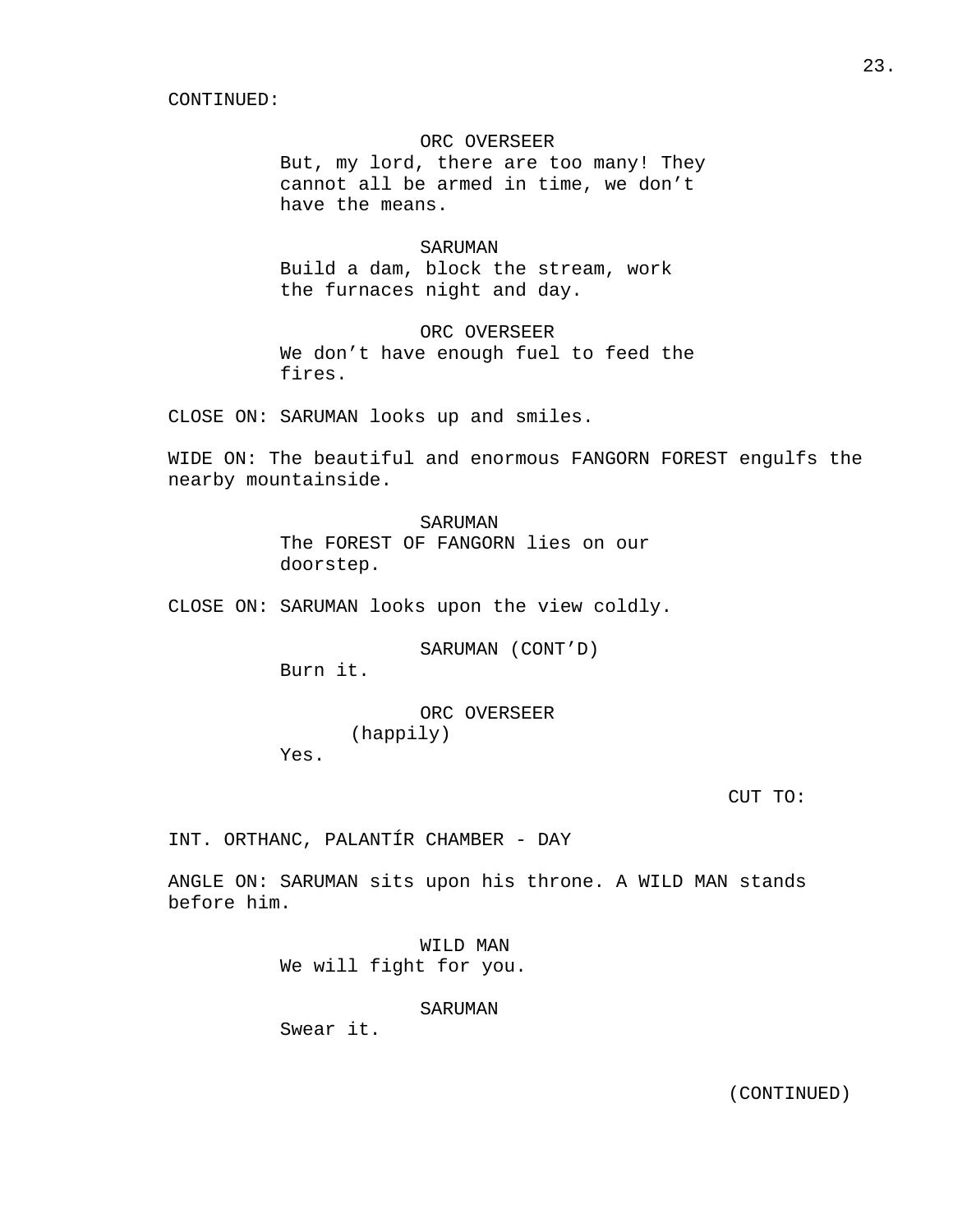CONTINUED:

ORC OVERSEER
But, my lord, there are too many! They cannot all be armed in time, we don't have the means.

SARUMAN
Build a dam, block the stream, work the furnaces night and day.

ORC OVERSEER
We don't have enough fuel to feed the fires.

CLOSE ON: SARUMAN looks up and smiles.

WIDE ON: The beautiful and enormous FANGORN FOREST engulfs the nearby mountainside.

SARUMAN
The FOREST OF FANGORN lies on our doorstep.

CLOSE ON: SARUMAN looks upon the view coldly.

SARUMAN (CONT'D)
Burn it.

ORC OVERSEER
(happily)
Yes.

CUT TO:

INT. ORTHANC, PALANTÍR CHAMBER - DAY

ANGLE ON: SARUMAN sits upon his throne. A WILD MAN stands before him.

WILD MAN
We will fight for you.

SARUMAN
Swear it.

(CONTINUED)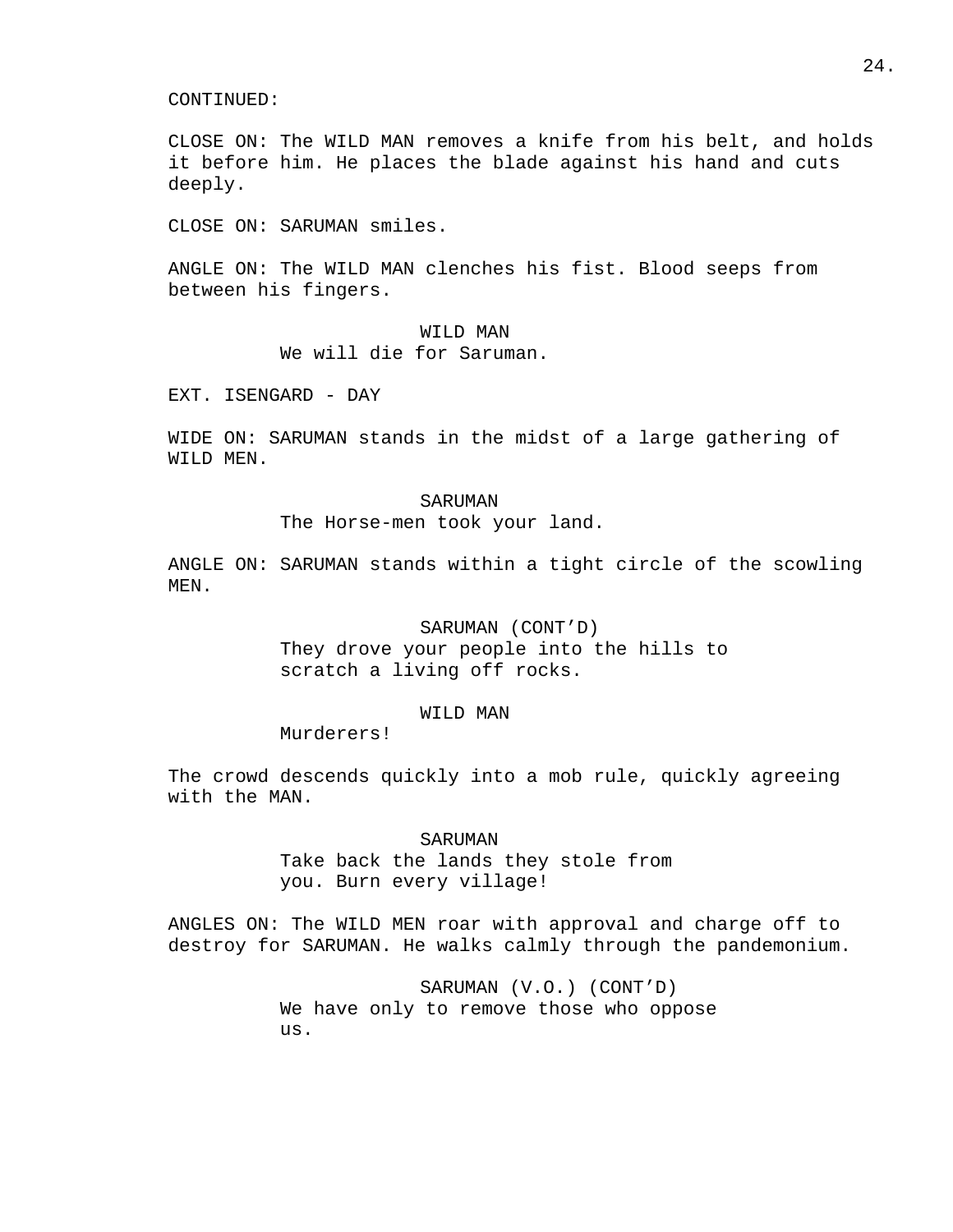CONTINUED:

CLOSE ON: The WILD MAN removes a knife from his belt, and holds it before him. He places the blade against his hand and cuts deeply.

CLOSE ON: SARUMAN smiles.

ANGLE ON: The WILD MAN clenches his fist. Blood seeps from between his fingers.

WILD MAN
We will die for Saruman.

EXT. ISENGARD - DAY

WIDE ON: SARUMAN stands in the midst of a large gathering of WILD MEN.

SARUMAN
The Horse-men took your land.

ANGLE ON: SARUMAN stands within a tight circle of the scowling MEN.

SARUMAN (CONT'D)
They drove your people into the hills to scratch a living off rocks.

WILD MAN
Murderers!

The crowd descends quickly into a mob rule, quickly agreeing with the MAN.

SARUMAN
Take back the lands they stole from you. Burn every village!

ANGLES ON: The WILD MEN roar with approval and charge off to destroy for SARUMAN. He walks calmly through the pandemonium.

SARUMAN (V.O.) (CONT'D)
We have only to remove those who oppose us.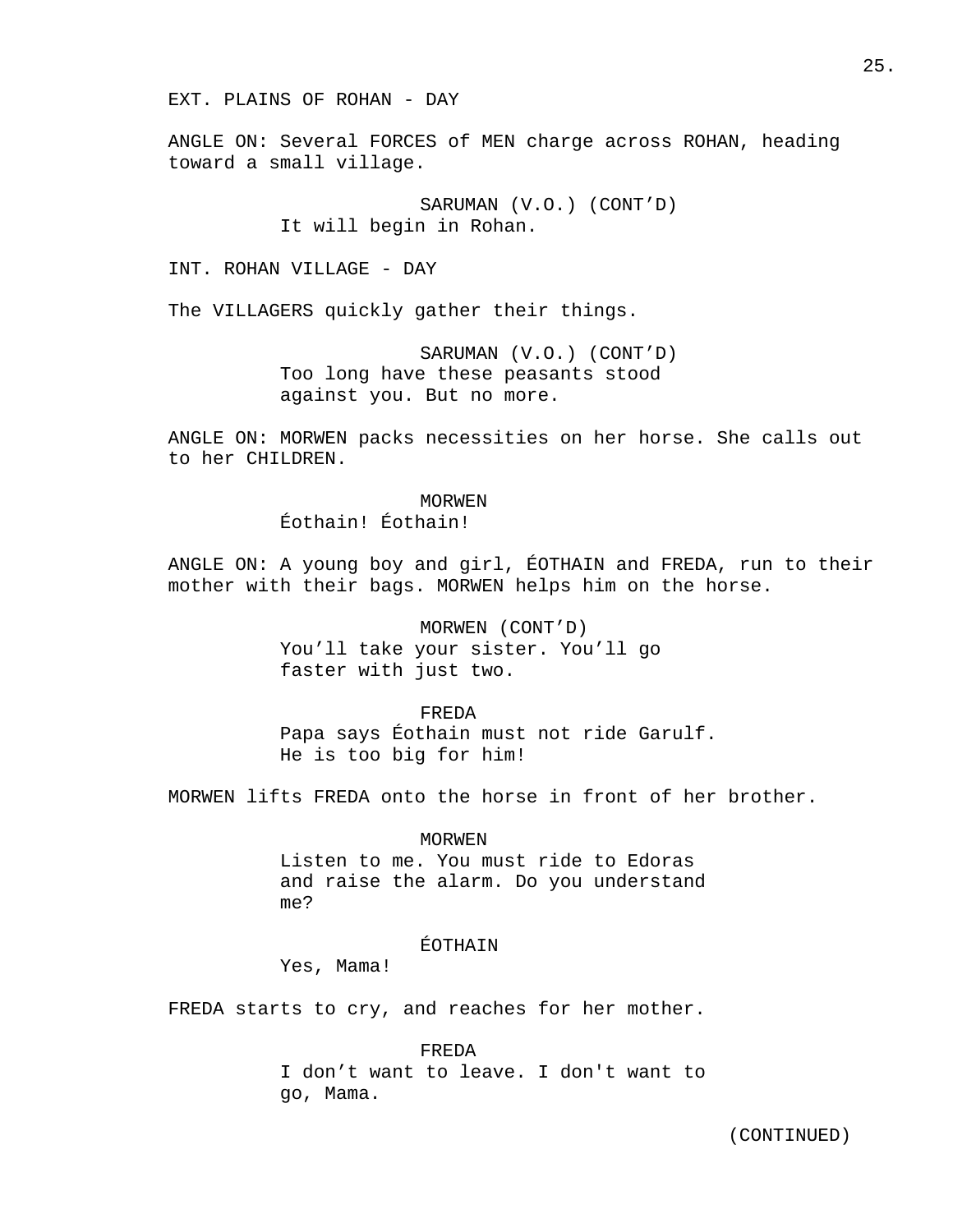EXT. PLAINS OF ROHAN - DAY

ANGLE ON: Several FORCES of MEN charge across ROHAN, heading toward a small village.

SARUMAN (V.O.) (CONT'D)
It will begin in Rohan.

INT. ROHAN VILLAGE - DAY

The VILLAGERS quickly gather their things.

SARUMAN (V.O.) (CONT'D)
Too long have these peasants stood against you. But no more.

ANGLE ON: MORWEN packs necessities on her horse. She calls out to her CHILDREN.

MORWEN
Éothain! Éothain!

ANGLE ON: A young boy and girl, ÉOTHAIN and FREDA, run to their mother with their bags. MORWEN helps him on the horse.

MORWEN (CONT'D)
You'll take your sister. You'll go faster with just two.

FREDA
Papa says Éothain must not ride Garulf. He is too big for him!

MORWEN lifts FREDA onto the horse in front of her brother.

MORWEN
Listen to me. You must ride to Edoras and raise the alarm. Do you understand me?

ÉOTHAIN
Yes, Mama!

FREDA starts to cry, and reaches for her mother.

FREDA
I don't want to leave. I don't want to go, Mama.

(CONTINUED)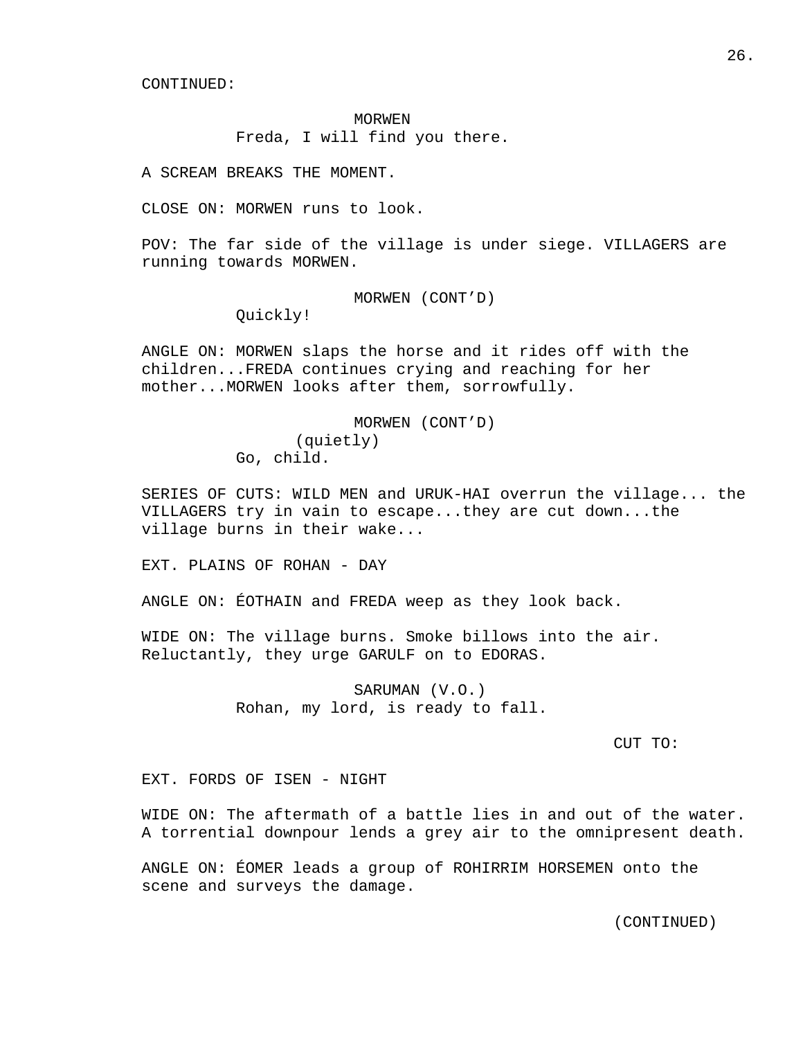CONTINUED:

MORWEN
Freda, I will find you there.

A SCREAM BREAKS THE MOMENT.

CLOSE ON: MORWEN runs to look.

POV: The far side of the village is under siege. VILLAGERS are running towards MORWEN.

MORWEN (CONT'D)
Quickly!

ANGLE ON: MORWEN slaps the horse and it rides off with the children...FREDA continues crying and reaching for her mother...MORWEN looks after them, sorrowfully.

MORWEN (CONT'D)
(quietly)
Go, child.

SERIES OF CUTS: WILD MEN and URUK-HAI overrun the village... the VILLAGERS try in vain to escape...they are cut down...the village burns in their wake...

EXT. PLAINS OF ROHAN - DAY

ANGLE ON: ÉOTHAIN and FREDA weep as they look back.

WIDE ON: The village burns. Smoke billows into the air. Reluctantly, they urge GARULF on to EDORAS.

SARUMAN (V.O.)
Rohan, my lord, is ready to fall.

CUT TO:

EXT. FORDS OF ISEN - NIGHT

WIDE ON: The aftermath of a battle lies in and out of the water. A torrential downpour lends a grey air to the omnipresent death.

ANGLE ON: ÉOMER leads a group of ROHIRRIM HORSEMEN onto the scene and surveys the damage.

(CONTINUED)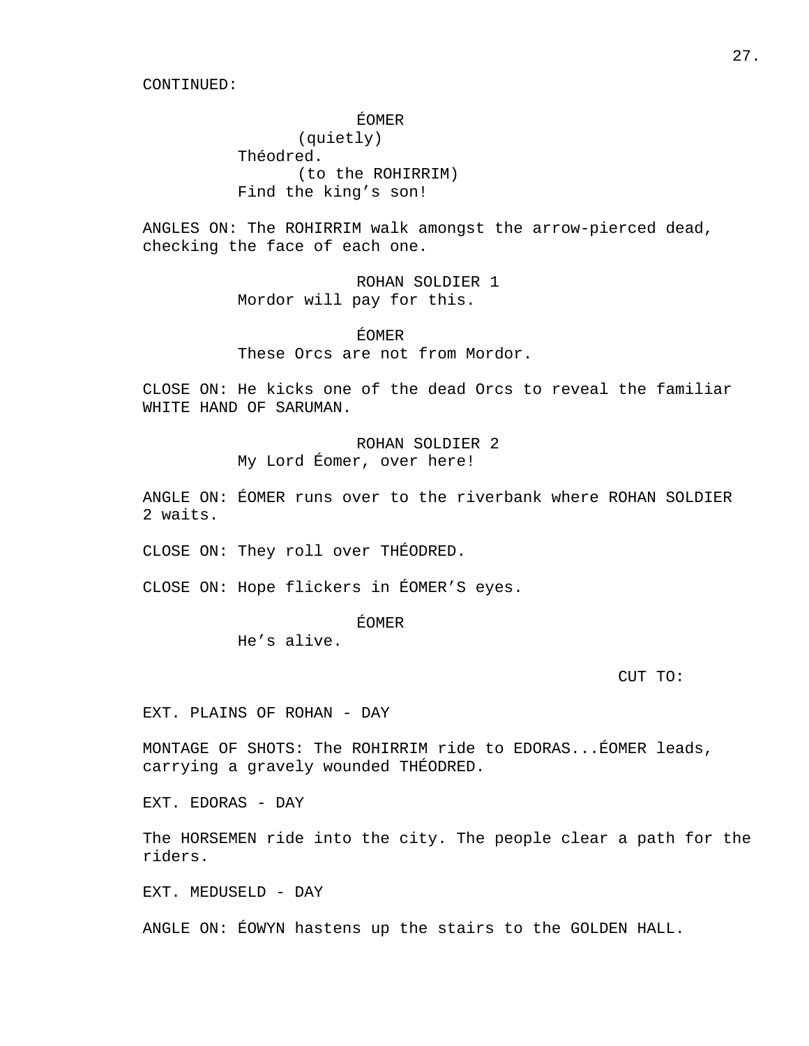CONTINUED:

ÉOMER
(quietly)
Théodred.
(to the ROHIRRIM)
Find the king's son!

ANGLES ON: The ROHIRRIM walk amongst the arrow-pierced dead, checking the face of each one.

ROHAN SOLDIER 1
Mordor will pay for this.

ÉOMER
These Orcs are not from Mordor.

CLOSE ON: He kicks one of the dead Orcs to reveal the familiar WHITE HAND OF SARUMAN.

ROHAN SOLDIER 2
My Lord Éomer, over here!

ANGLE ON: ÉOMER runs over to the riverbank where ROHAN SOLDIER 2 waits.

CLOSE ON: They roll over THÉODRED.

CLOSE ON: Hope flickers in ÉOMER'S eyes.

ÉOMER
He's alive.

CUT TO:

EXT. PLAINS OF ROHAN - DAY

MONTAGE OF SHOTS: The ROHIRRIM ride to EDORAS...ÉOMER leads, carrying a gravely wounded THÉODRED.

EXT. EDORAS - DAY

The HORSEMEN ride into the city. The people clear a path for the riders.

EXT. MEDUSELD - DAY

ANGLE ON: ÉOWYN hastens up the stairs to the GOLDEN HALL.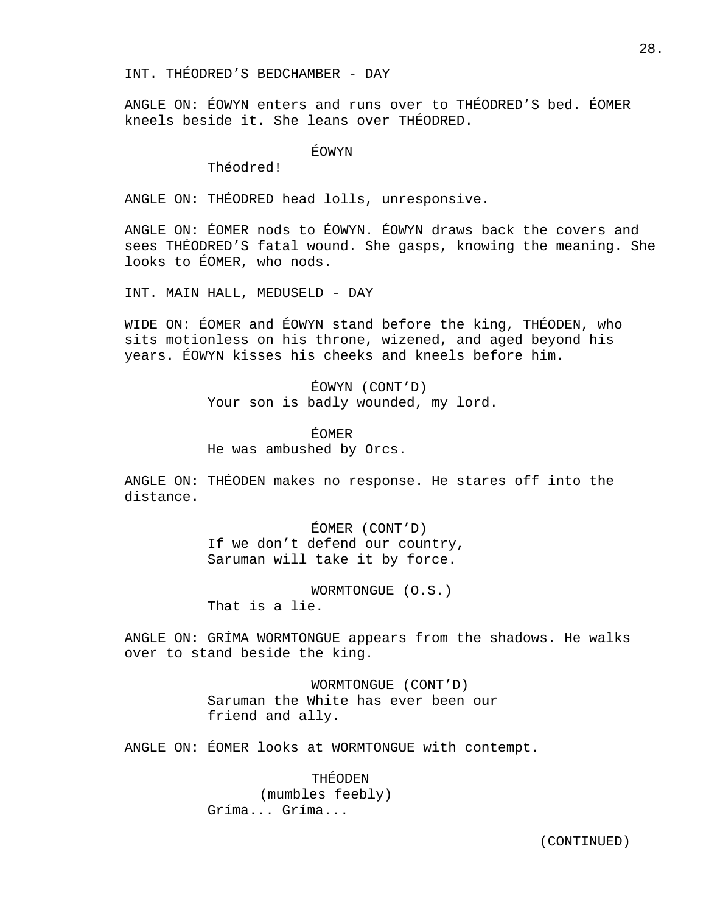INT. THÉODRED'S BEDCHAMBER - DAY

ANGLE ON: ÉOWYN enters and runs over to THÉODRED'S bed. ÉOMER kneels beside it. She leans over THÉODRED.

ÉOWYN

Théodred!

ANGLE ON: THÉODRED head lolls, unresponsive.

ANGLE ON: ÉOMER nods to ÉOWYN. ÉOWYN draws back the covers and sees THÉODRED'S fatal wound. She gasps, knowing the meaning. She looks to ÉOMER, who nods.

INT. MAIN HALL, MEDUSELD - DAY

WIDE ON: ÉOMER and ÉOWYN stand before the king, THÉODEN, who sits motionless on his throne, wizened, and aged beyond his years. ÉOWYN kisses his cheeks and kneels before him.

ÉOWYN (CONT'D)

Your son is badly wounded, my lord.

ÉOMER

He was ambushed by Orcs.

ANGLE ON: THÉODEN makes no response. He stares off into the distance.

ÉOMER (CONT'D)

If we don't defend our country, Saruman will take it by force.

WORMTONGUE (O.S.)

That is a lie.

ANGLE ON: GRÍMA WORMTONGUE appears from the shadows. He walks over to stand beside the king.

WORMTONGUE (CONT'D)

Saruman the White has ever been our friend and ally.

ANGLE ON: ÉOMER looks at WORMTONGUE with contempt.

THÉODEN

(mumbles feebly)

Gríma... Gríma...

(CONTINUED)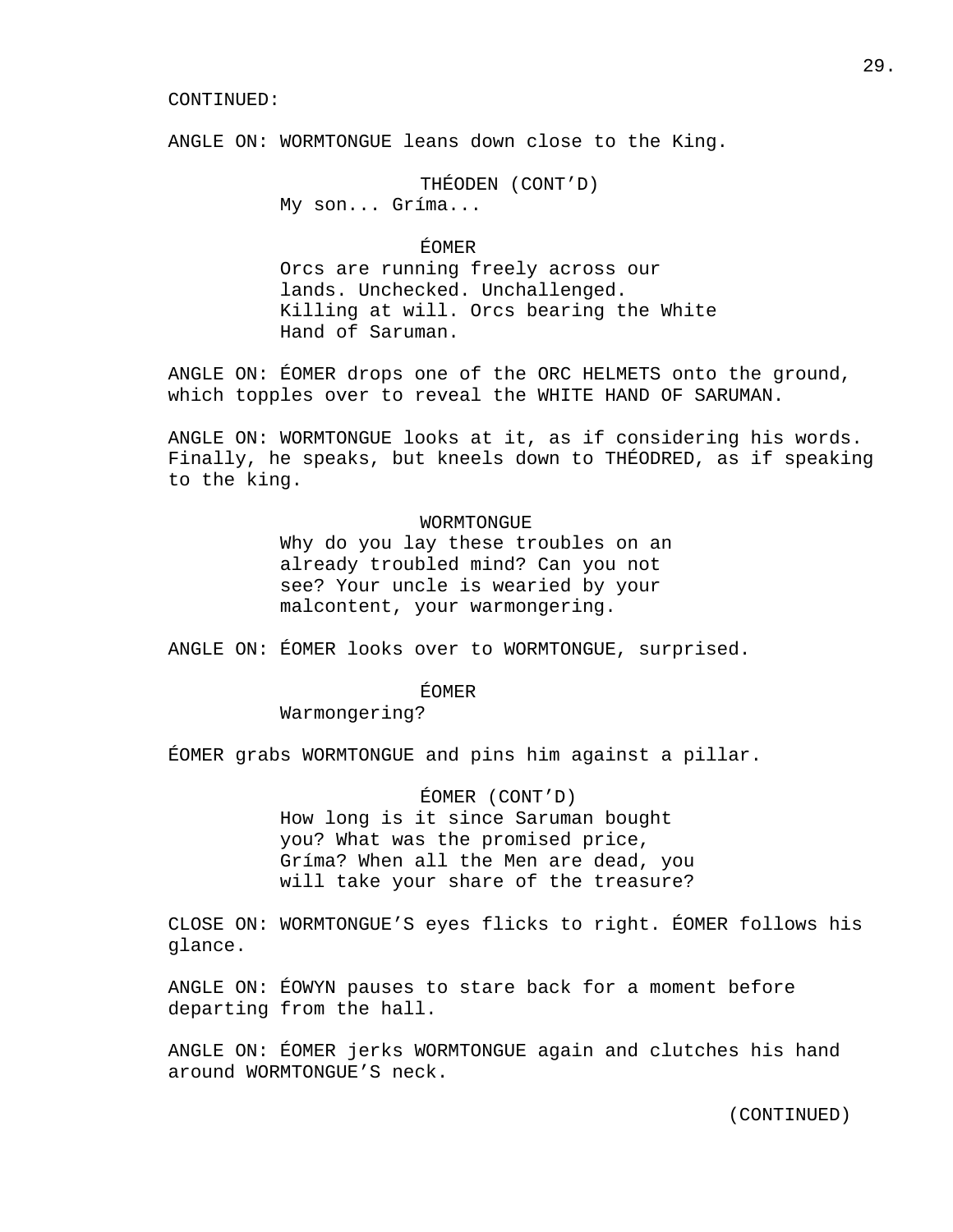CONTINUED:

ANGLE ON: WORMTONGUE leans down close to the King.

THÉODEN (CONT'D)
My son... Gríma...

ÉOMER
Orcs are running freely across our lands. Unchecked. Unchallenged. Killing at will. Orcs bearing the White Hand of Saruman.

ANGLE ON: ÉOMER drops one of the ORC HELMETS onto the ground, which topples over to reveal the WHITE HAND OF SARUMAN.

ANGLE ON: WORMTONGUE looks at it, as if considering his words. Finally, he speaks, but kneels down to THÉODRED, as if speaking to the king.

WORMTONGUE
Why do you lay these troubles on an already troubled mind? Can you not see? Your uncle is wearied by your malcontent, your warmongering.

ANGLE ON: ÉOMER looks over to WORMTONGUE, surprised.

ÉOMER
Warmongering?

ÉOMER grabs WORMTONGUE and pins him against a pillar.

ÉOMER (CONT'D)
How long is it since Saruman bought you? What was the promised price, Gríma? When all the Men are dead, you will take your share of the treasure?

CLOSE ON: WORMTONGUE'S eyes flicks to right. ÉOMER follows his glance.

ANGLE ON: ÉOWYN pauses to stare back for a moment before departing from the hall.

ANGLE ON: ÉOMER jerks WORMTONGUE again and clutches his hand around WORMTONGUE'S neck.

(CONTINUED)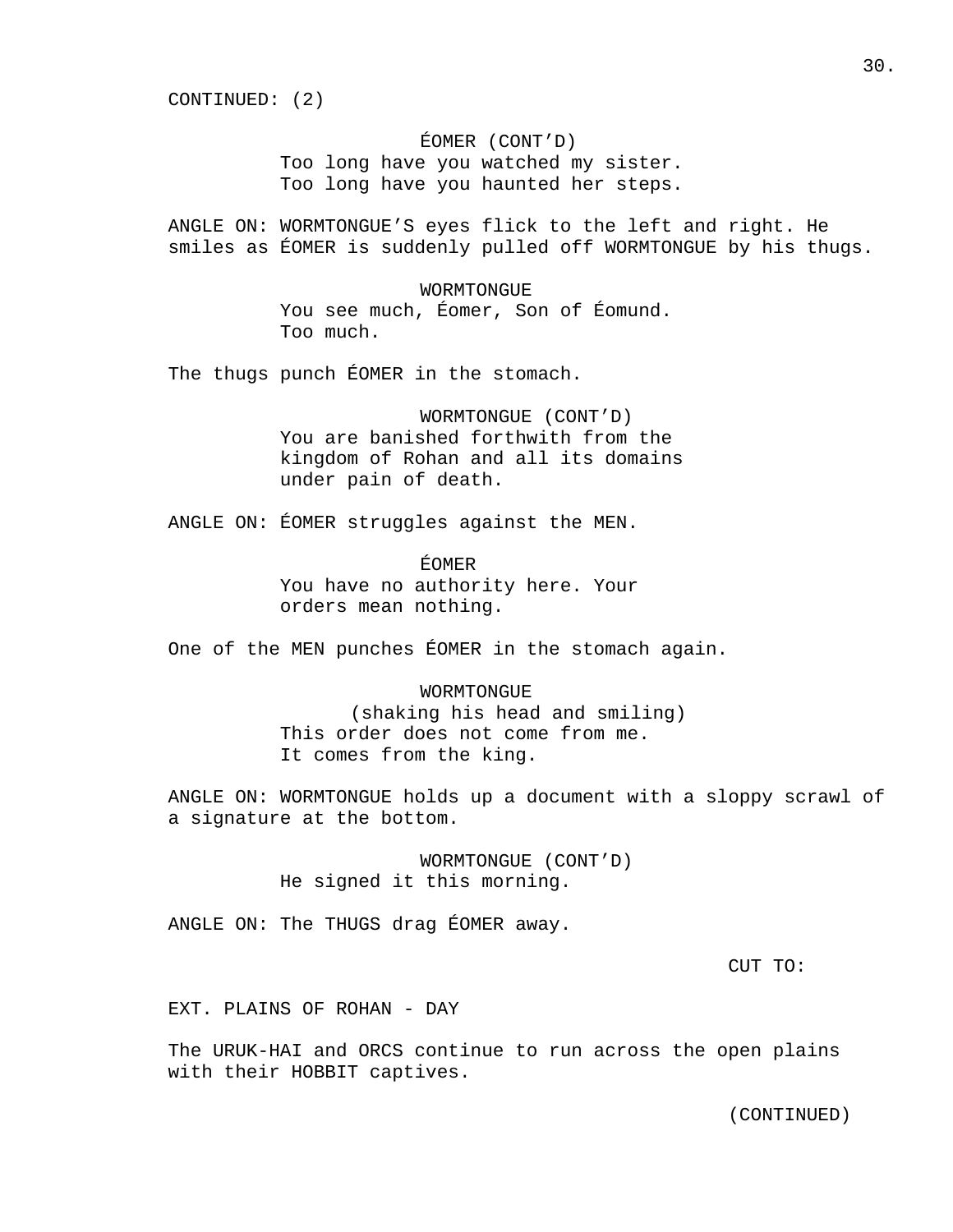CONTINUED: (2)

ÉOMER (CONT'D)
Too long have you watched my sister.
Too long have you haunted her steps.

ANGLE ON: WORMTONGUE'S eyes flick to the left and right. He smiles as ÉOMER is suddenly pulled off WORMTONGUE by his thugs.

WORMTONGUE
You see much, Éomer, Son of Éomund.
Too much.

The thugs punch ÉOMER in the stomach.

WORMTONGUE (CONT'D)
You are banished forthwith from the kingdom of Rohan and all its domains under pain of death.

ANGLE ON: ÉOMER struggles against the MEN.

ÉOMER
You have no authority here. Your orders mean nothing.

One of the MEN punches ÉOMER in the stomach again.

WORMTONGUE
(shaking his head and smiling)
This order does not come from me.
It comes from the king.

ANGLE ON: WORMTONGUE holds up a document with a sloppy scrawl of a signature at the bottom.

WORMTONGUE (CONT'D)
He signed it this morning.

ANGLE ON: The THUGS drag ÉOMER away.

CUT TO:

EXT. PLAINS OF ROHAN - DAY

The URUK-HAI and ORCS continue to run across the open plains with their HOBBIT captives.

(CONTINUED)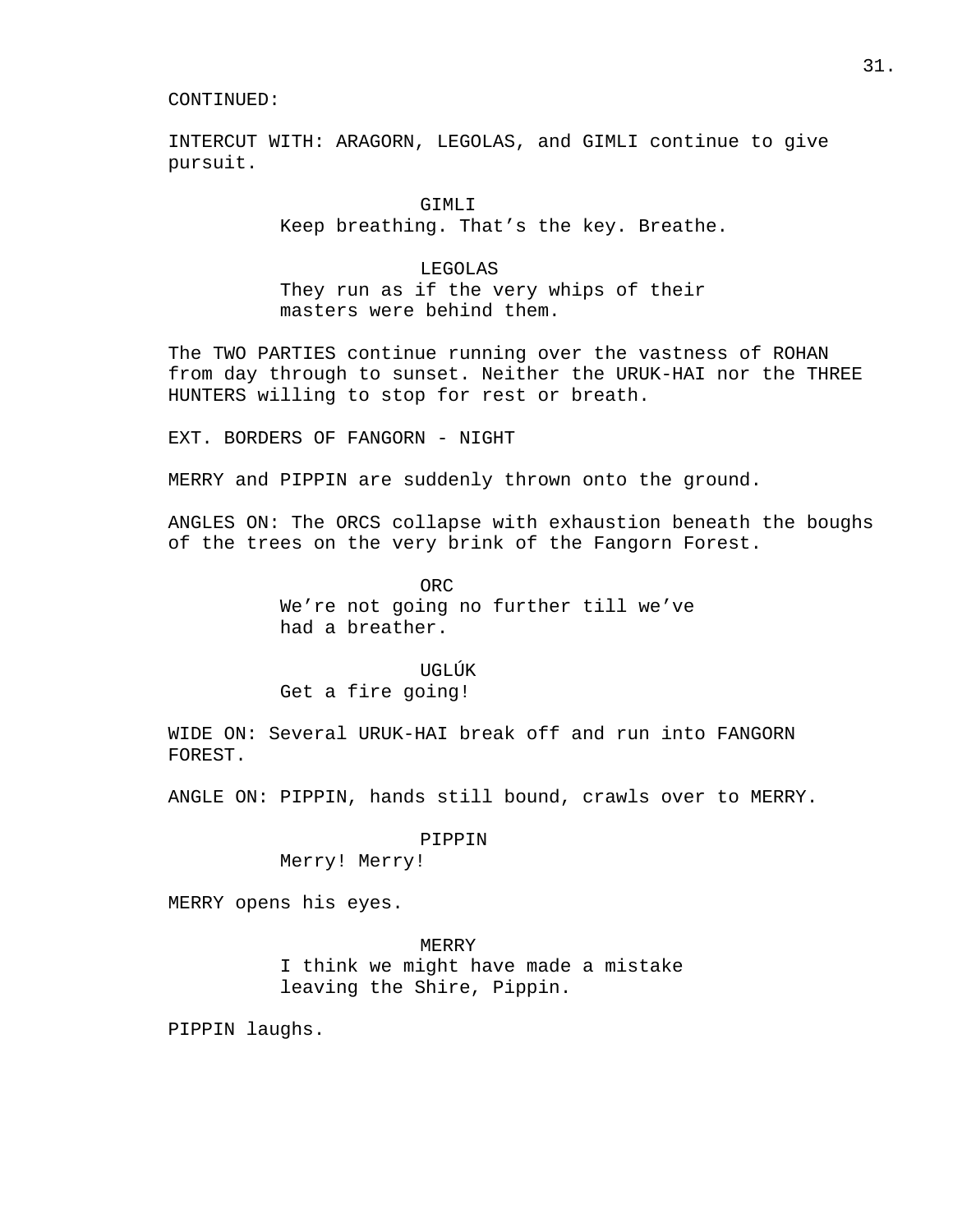CONTINUED:

INTERCUT WITH: ARAGORN, LEGOLAS, and GIMLI continue to give pursuit.

GIMLI
Keep breathing. That's the key. Breathe.

LEGOLAS
They run as if the very whips of their masters were behind them.

The TWO PARTIES continue running over the vastness of ROHAN from day through to sunset. Neither the URUK-HAI nor the THREE HUNTERS willing to stop for rest or breath.

EXT. BORDERS OF FANGORN - NIGHT

MERRY and PIPPIN are suddenly thrown onto the ground.

ANGLES ON: The ORCS collapse with exhaustion beneath the boughs of the trees on the very brink of the Fangorn Forest.

ORC
We're not going no further till we've had a breather.

UGLÚK
Get a fire going!

WIDE ON: Several URUK-HAI break off and run into FANGORN FOREST.

ANGLE ON: PIPPIN, hands still bound, crawls over to MERRY.

PIPPIN
Merry! Merry!

MERRY opens his eyes.

MERRY
I think we might have made a mistake leaving the Shire, Pippin.

PIPPIN laughs.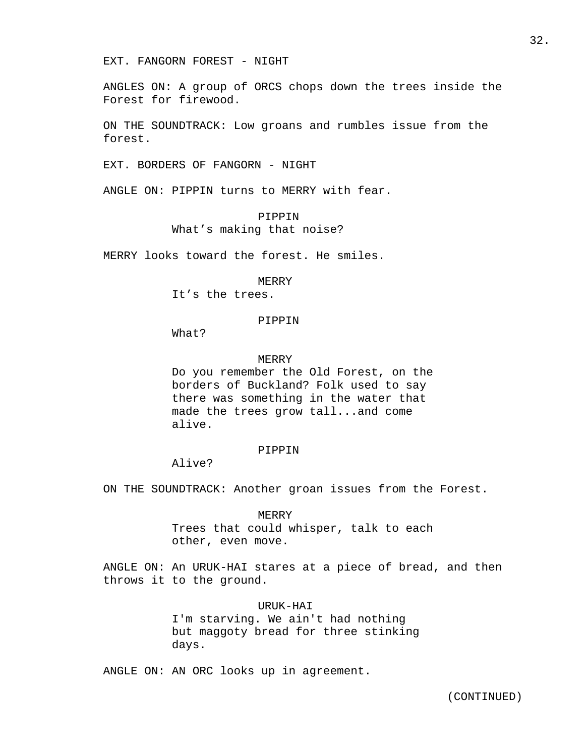EXT. FANGORN FOREST - NIGHT

ANGLES ON: A group of ORCS chops down the trees inside the Forest for firewood.

ON THE SOUNDTRACK: Low groans and rumbles issue from the forest.

EXT. BORDERS OF FANGORN - NIGHT

ANGLE ON: PIPPIN turns to MERRY with fear.

PIPPIN
What's making that noise?

MERRY looks toward the forest. He smiles.

MERRY
It's the trees.

PIPPIN
What?

MERRY
Do you remember the Old Forest, on the borders of Buckland? Folk used to say there was something in the water that made the trees grow tall...and come alive.

PIPPIN
Alive?

ON THE SOUNDTRACK: Another groan issues from the Forest.

MERRY
Trees that could whisper, talk to each other, even move.

ANGLE ON: An URUK-HAI stares at a piece of bread, and then throws it to the ground.

URUK-HAI
I'm starving. We ain't had nothing but maggoty bread for three stinking days.

ANGLE ON: AN ORC looks up in agreement.

(CONTINUED)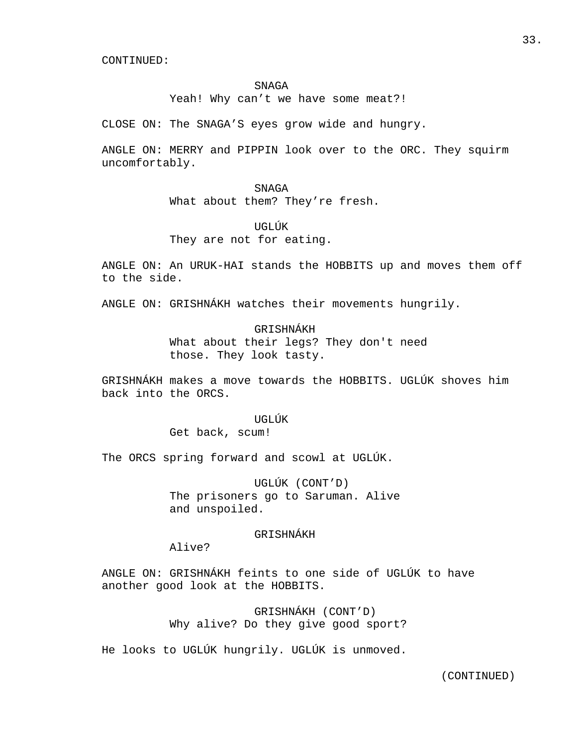CONTINUED:

SNAGA
Yeah! Why can’t we have some meat?!

CLOSE ON: The SNAGA’S eyes grow wide and hungry.

ANGLE ON: MERRY and PIPPIN look over to the ORC. They squirm uncomfortably.

SNAGA
What about them? They’re fresh.

UGLÚK
They are not for eating.

ANGLE ON: An URUK-HAI stands the HOBBITS up and moves them off to the side.

ANGLE ON: GRISHNÁKH watches their movements hungrily.

GRISHNÁKH
What about their legs? They don't need those. They look tasty.

GRISHNÁKH makes a move towards the HOBBITS. UGLÚK shoves him back into the ORCS.

UGLÚK
Get back, scum!

The ORCS spring forward and scowl at UGLÚK.

UGLÚK (CONT’D)
The prisoners go to Saruman. Alive and unspoiled.

GRISHNÁKH
Alive?

ANGLE ON: GRISHNÁKH feints to one side of UGLÚK to have another good look at the HOBBITS.

GRISHNÁKH (CONT’D)
Why alive? Do they give good sport?

He looks to UGLÚK hungrily. UGLÚK is unmoved.

(CONTINUED)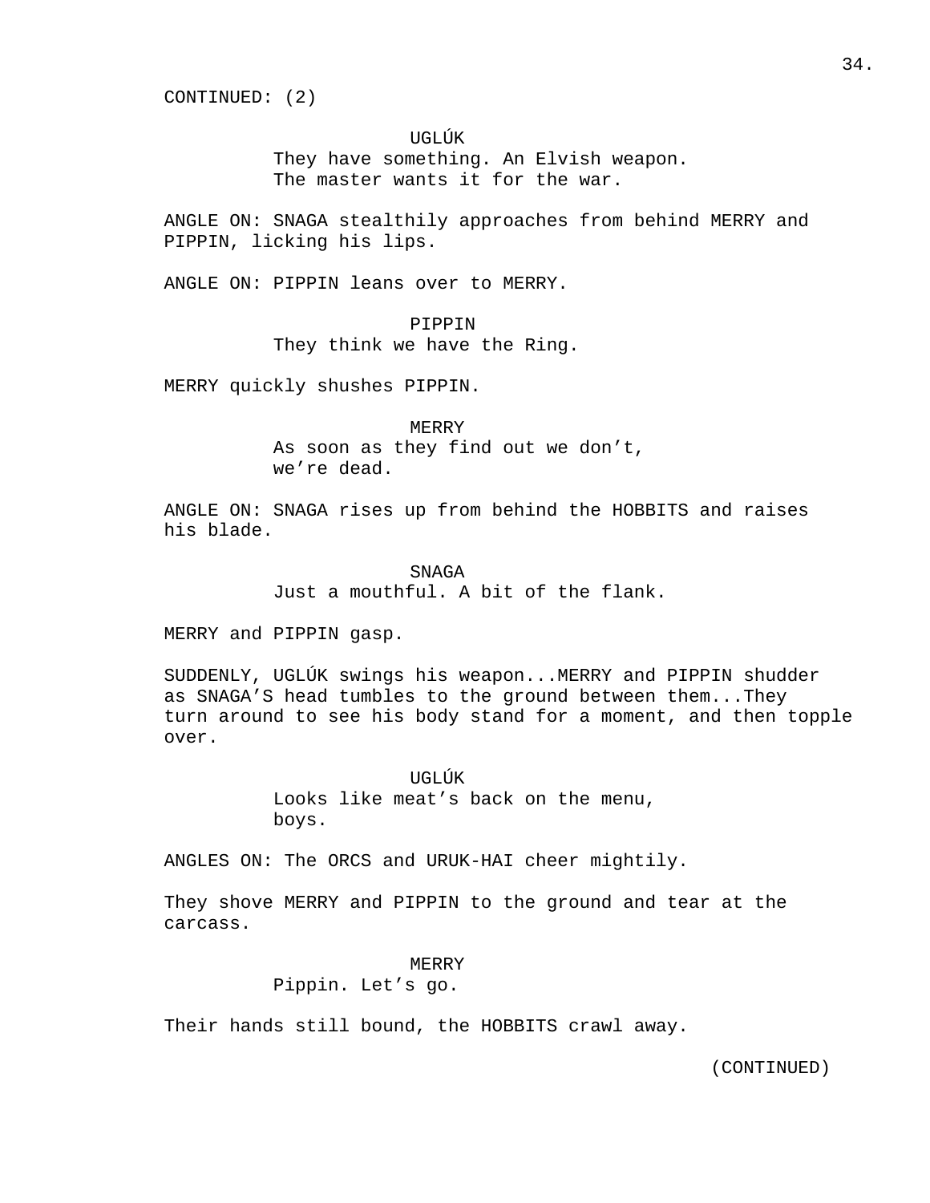CONTINUED: (2)

UGLÚK
They have something. An Elvish weapon.
The master wants it for the war.

ANGLE ON: SNAGA stealthily approaches from behind MERRY and PIPPIN, licking his lips.

ANGLE ON: PIPPIN leans over to MERRY.

PIPPIN
They think we have the Ring.

MERRY quickly shushes PIPPIN.

MERRY
As soon as they find out we don’t,
we’re dead.

ANGLE ON: SNAGA rises up from behind the HOBBITS and raises his blade.

SNAGA
Just a mouthful. A bit of the flank.

MERRY and PIPPIN gasp.

SUDDENLY, UGLÚK swings his weapon...MERRY and PIPPIN shudder as SNAGA’S head tumbles to the ground between them...They turn around to see his body stand for a moment, and then topple over.

UGLÚK
Looks like meat’s back on the menu,
boys.

ANGLES ON: The ORCS and URUK-HAI cheer mightily.

They shove MERRY and PIPPIN to the ground and tear at the carcass.

MERRY
Pippin. Let’s go.

Their hands still bound, the HOBBITS crawl away.

(CONTINUED)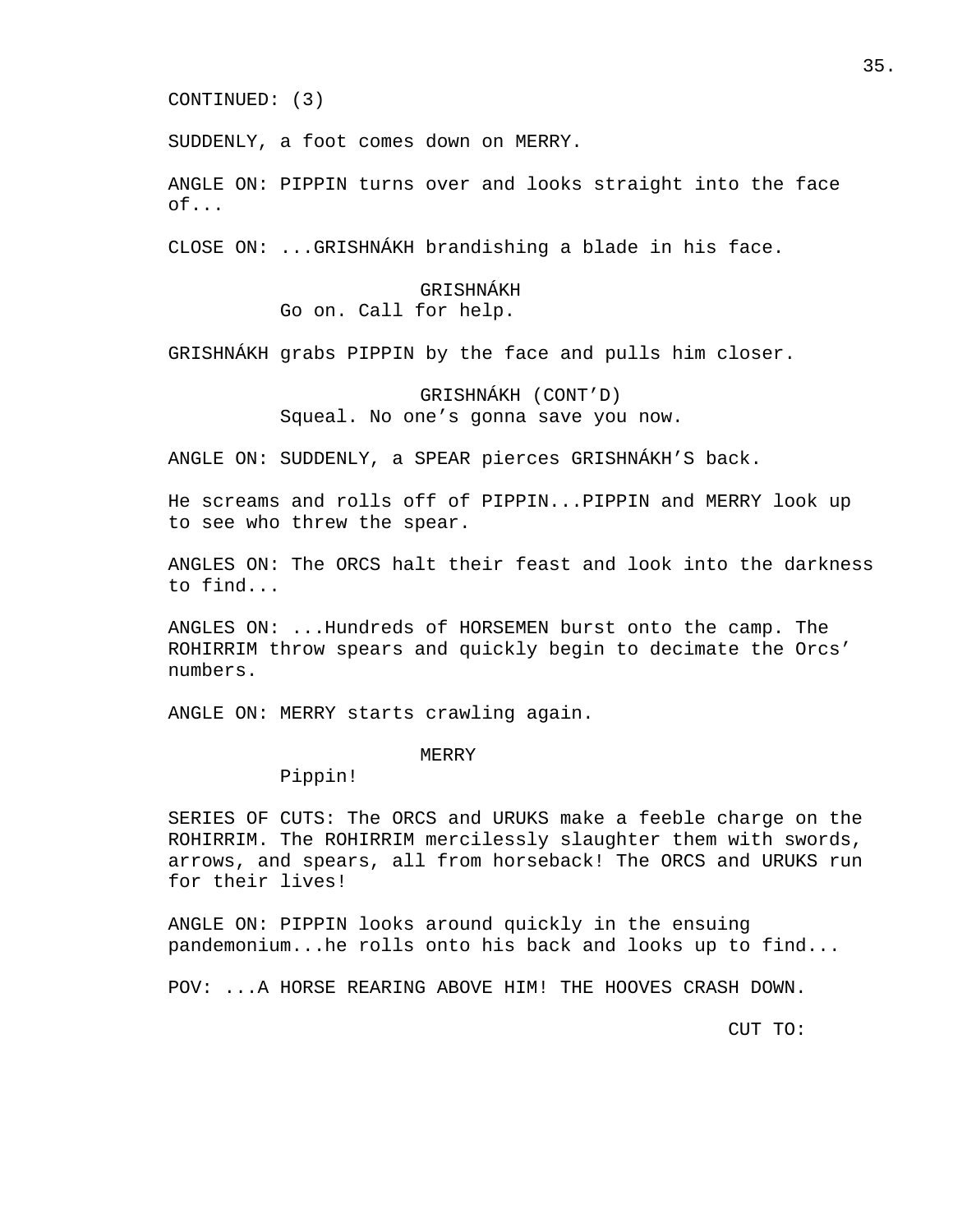CONTINUED: (3)

SUDDENLY, a foot comes down on MERRY.

ANGLE ON: PIPPIN turns over and looks straight into the face of...

CLOSE ON: ...GRISHNÁKH brandishing a blade in his face.

GRISHNÁKH
Go on. Call for help.

GRISHNÁKH grabs PIPPIN by the face and pulls him closer.

GRISHNÁKH (CONT'D)
Squeal. No one's gonna save you now.

ANGLE ON: SUDDENLY, a SPEAR pierces GRISHNÁKH'S back.

He screams and rolls off of PIPPIN...PIPPIN and MERRY look up to see who threw the spear.

ANGLES ON: The ORCS halt their feast and look into the darkness to find...

ANGLES ON: ...Hundreds of HORSEMEN burst onto the camp. The ROHIRRIM throw spears and quickly begin to decimate the Orcs' numbers.

ANGLE ON: MERRY starts crawling again.

MERRY
Pippin!

SERIES OF CUTS: The ORCS and URUKS make a feeble charge on the ROHIRRIM. The ROHIRRIM mercilessly slaughter them with swords, arrows, and spears, all from horseback! The ORCS and URUKS run for their lives!

ANGLE ON: PIPPIN looks around quickly in the ensuing pandemonium...he rolls onto his back and looks up to find...

POV: ...A HORSE REARING ABOVE HIM! THE HOOVES CRASH DOWN.

CUT TO: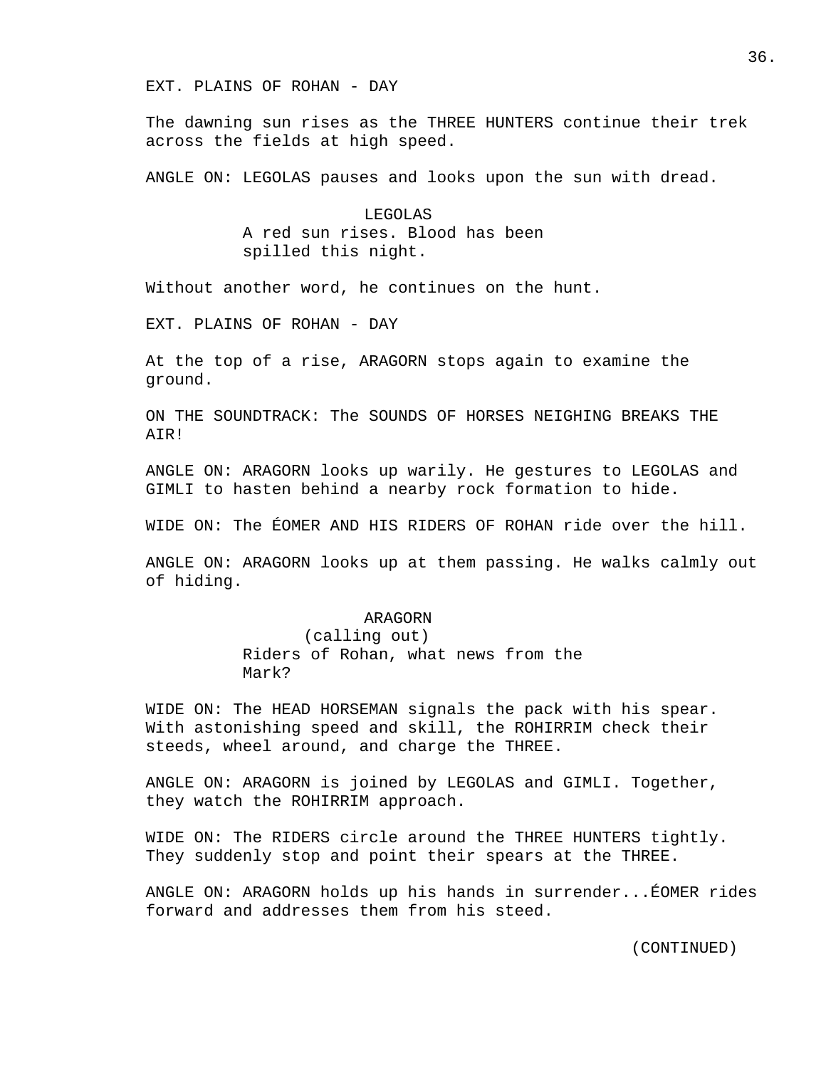EXT. PLAINS OF ROHAN - DAY

The dawning sun rises as the THREE HUNTERS continue their trek across the fields at high speed.

ANGLE ON: LEGOLAS pauses and looks upon the sun with dread.

LEGOLAS
A red sun rises. Blood has been spilled this night.

Without another word, he continues on the hunt.

EXT. PLAINS OF ROHAN - DAY

At the top of a rise, ARAGORN stops again to examine the ground.

ON THE SOUNDTRACK: The SOUNDS OF HORSES NEIGHING BREAKS THE AIR!

ANGLE ON: ARAGORN looks up warily. He gestures to LEGOLAS and GIMLI to hasten behind a nearby rock formation to hide.

WIDE ON: The ÉOMER AND HIS RIDERS OF ROHAN ride over the hill.

ANGLE ON: ARAGORN looks up at them passing. He walks calmly out of hiding.

ARAGORN
(calling out)
Riders of Rohan, what news from the Mark?

WIDE ON: The HEAD HORSEMAN signals the pack with his spear. With astonishing speed and skill, the ROHIRRIM check their steeds, wheel around, and charge the THREE.

ANGLE ON: ARAGORN is joined by LEGOLAS and GIMLI. Together, they watch the ROHIRRIM approach.

WIDE ON: The RIDERS circle around the THREE HUNTERS tightly. They suddenly stop and point their spears at the THREE.

ANGLE ON: ARAGORN holds up his hands in surrender...ÉOMER rides forward and addresses them from his steed.

(CONTINUED)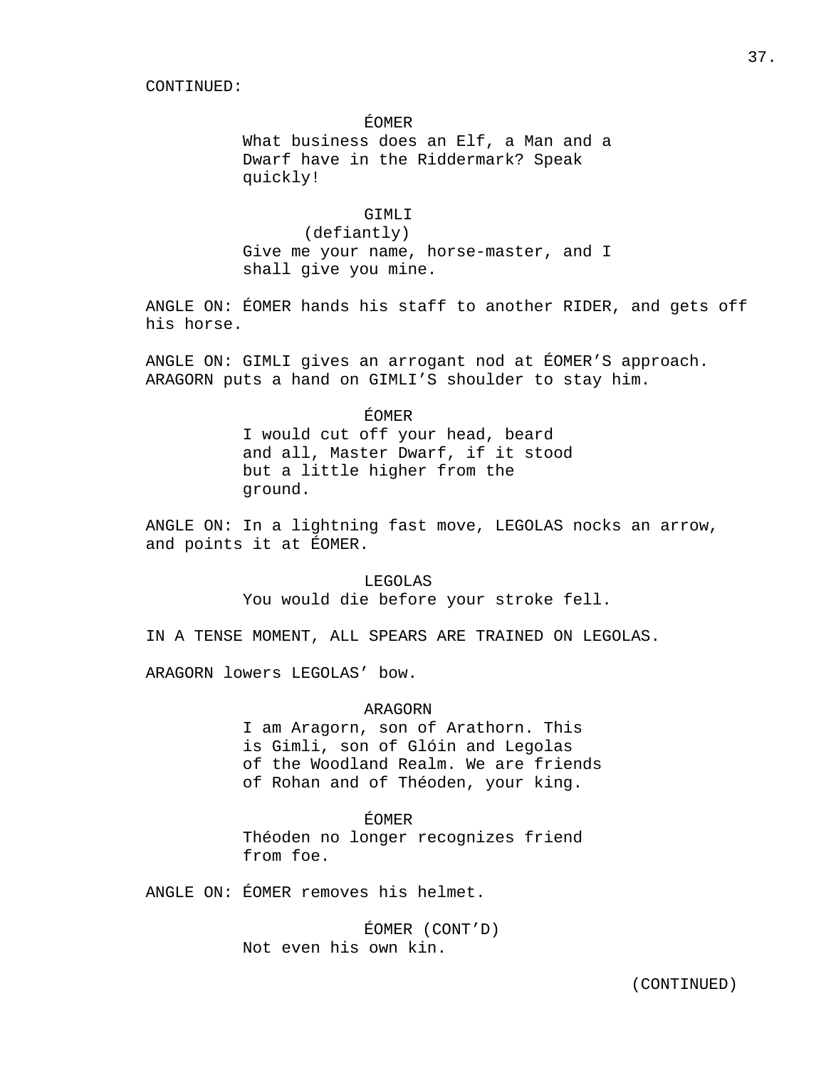CONTINUED:

ÉOMER
What business does an Elf, a Man and a Dwarf have in the Riddermark? Speak quickly!

GIMLI
(defiantly)
Give me your name, horse-master, and I shall give you mine.

ANGLE ON: ÉOMER hands his staff to another RIDER, and gets off his horse.

ANGLE ON: GIMLI gives an arrogant nod at ÉOMER’S approach. ARAGORN puts a hand on GIMLI’S shoulder to stay him.

ÉOMER
I would cut off your head, beard and all, Master Dwarf, if it stood but a little higher from the ground.

ANGLE ON: In a lightning fast move, LEGOLAS nocks an arrow, and points it at ÉOMER.

LEGOLAS
You would die before your stroke fell.

IN A TENSE MOMENT, ALL SPEARS ARE TRAINED ON LEGOLAS.

ARAGORN lowers LEGOLAS’ bow.

ARAGORN
I am Aragorn, son of Arathorn. This is Gimli, son of Glóin and Legolas of the Woodland Realm. We are friends of Rohan and of Théoden, your king.

ÉOMER
Théoden no longer recognizes friend from foe.

ANGLE ON: ÉOMER removes his helmet.

ÉOMER (CONT’D)
Not even his own kin.

(CONTINUED)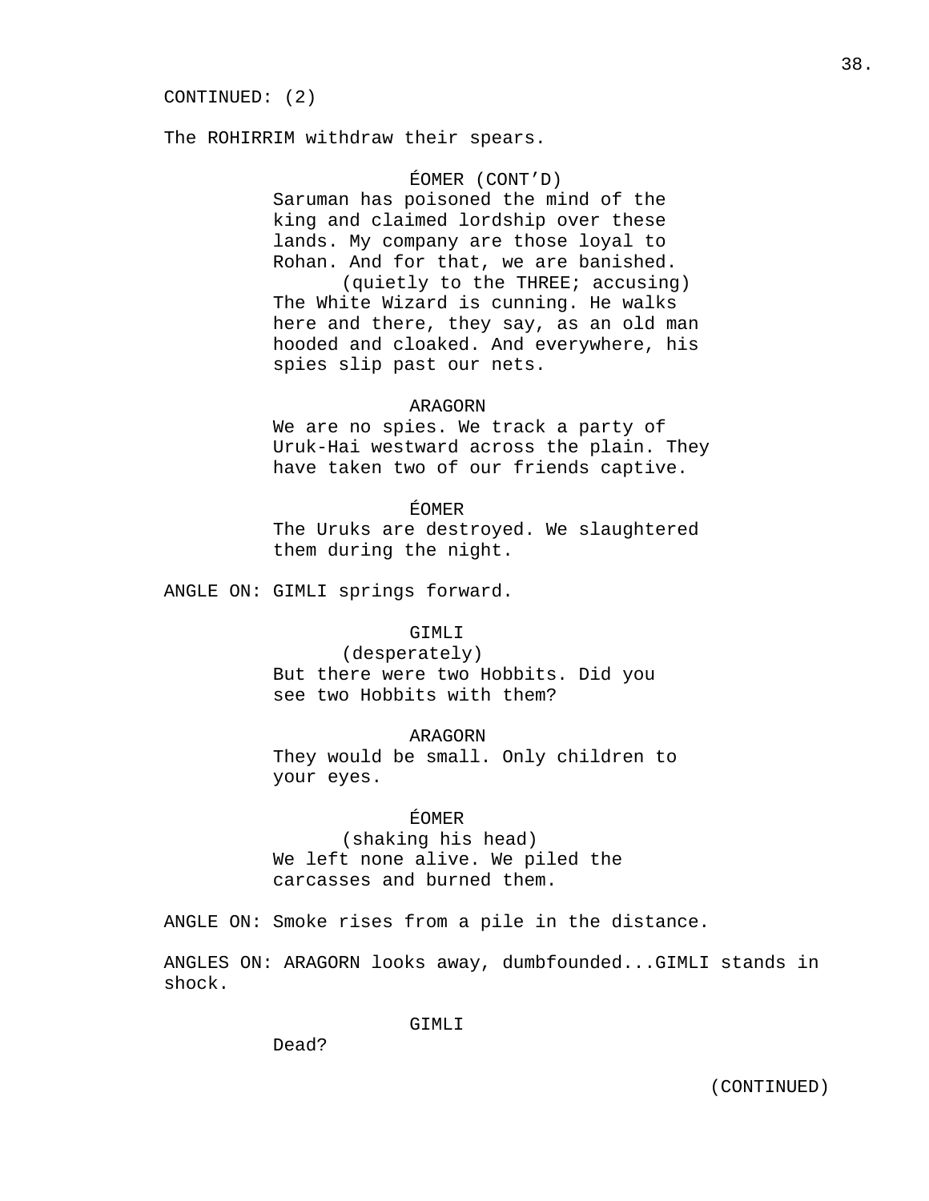CONTINUED: (2)

The ROHIRRIM withdraw their spears.

ÉOMER (CONT'D)
Saruman has poisoned the mind of the king and claimed lordship over these lands. My company are those loyal to Rohan. And for that, we are banished.
(quietly to the THREE; accusing)
The White Wizard is cunning. He walks here and there, they say, as an old man hooded and cloaked. And everywhere, his spies slip past our nets.

ARAGORN
We are no spies. We track a party of Uruk-Hai westward across the plain. They have taken two of our friends captive.

ÉOMER
The Uruks are destroyed. We slaughtered them during the night.

ANGLE ON: GIMLI springs forward.

GIMLI
(desperately)
But there were two Hobbits. Did you see two Hobbits with them?

ARAGORN
They would be small. Only children to your eyes.

ÉOMER
(shaking his head)
We left none alive. We piled the carcasses and burned them.

ANGLE ON: Smoke rises from a pile in the distance.

ANGLES ON: ARAGORN looks away, dumbfounded...GIMLI stands in shock.

GIMLI
Dead?

(CONTINUED)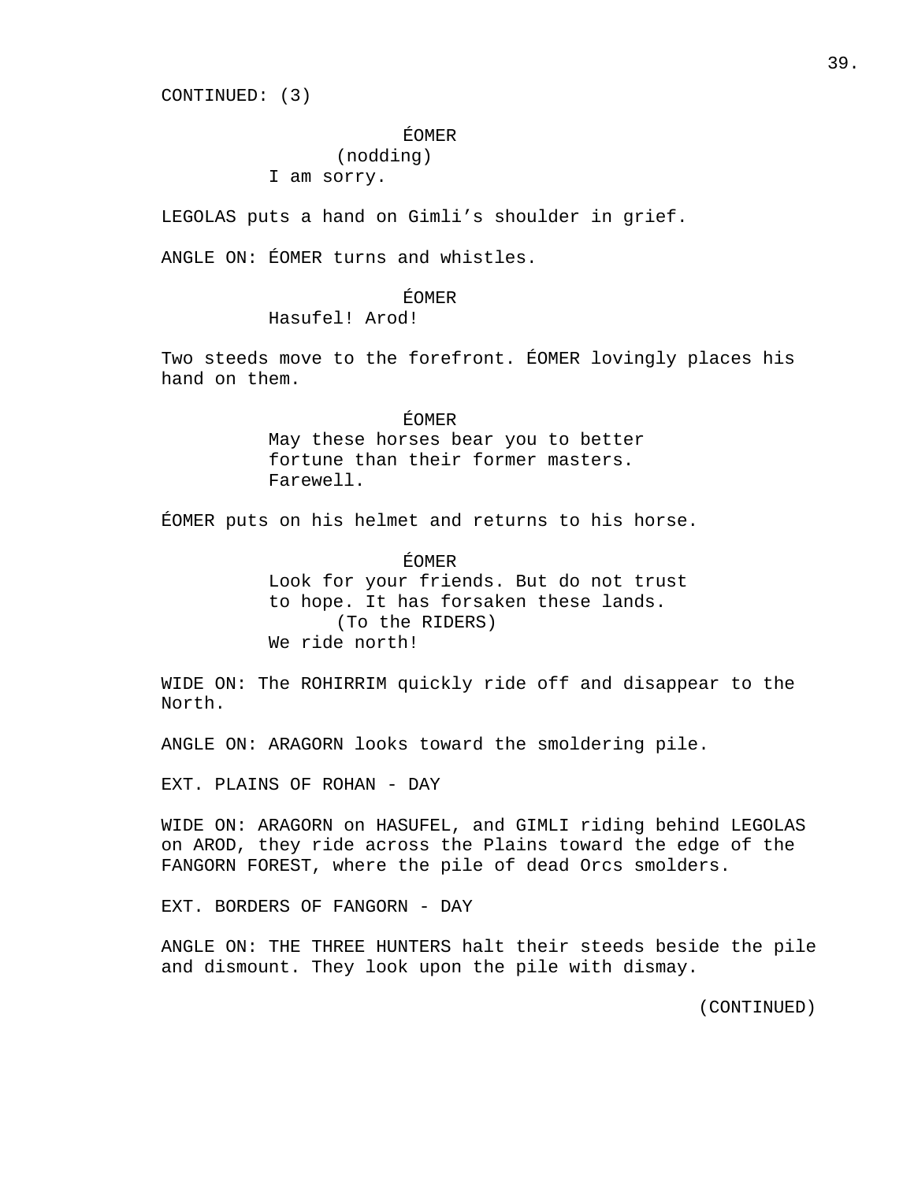CONTINUED: (3)

ÉOMER
(nodding)
I am sorry.

LEGOLAS puts a hand on Gimli's shoulder in grief.

ANGLE ON: ÉOMER turns and whistles.

ÉOMER
Hasufel! Arod!

Two steeds move to the forefront. ÉOMER lovingly places his hand on them.

ÉOMER
May these horses bear you to better fortune than their former masters. Farewell.

ÉOMER puts on his helmet and returns to his horse.

ÉOMER
Look for your friends. But do not trust to hope. It has forsaken these lands.
(To the RIDERS)
We ride north!

WIDE ON: The ROHIRRIM quickly ride off and disappear to the North.

ANGLE ON: ARAGORN looks toward the smoldering pile.

EXT. PLAINS OF ROHAN - DAY

WIDE ON: ARAGORN on HASUFEL, and GIMLI riding behind LEGOLAS on AROD, they ride across the Plains toward the edge of the FANGORN FOREST, where the pile of dead Orcs smolders.

EXT. BORDERS OF FANGORN - DAY

ANGLE ON: THE THREE HUNTERS halt their steeds beside the pile and dismount. They look upon the pile with dismay.

(CONTINUED)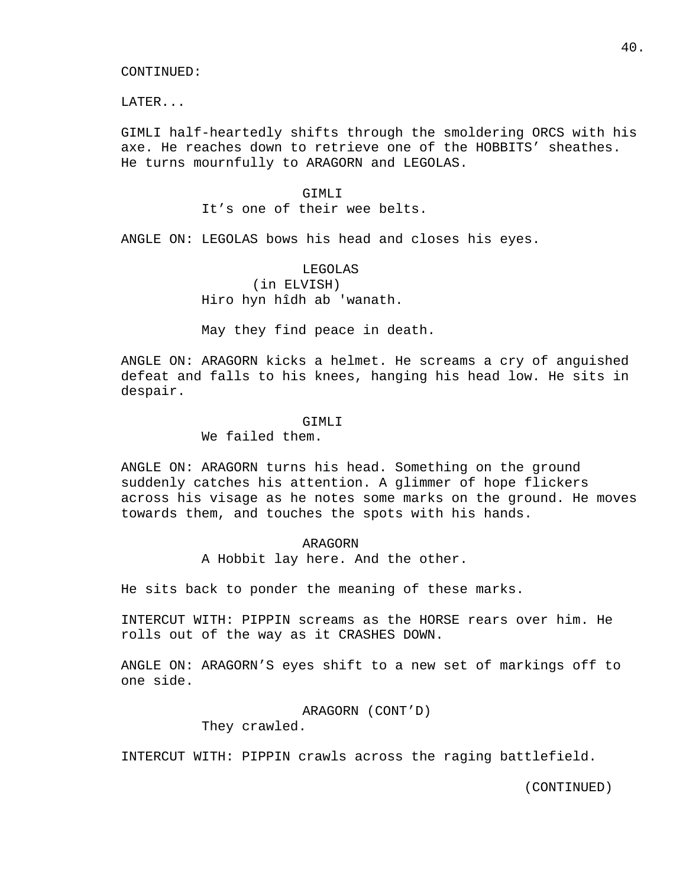CONTINUED:

LATER...

GIMLI half-heartedly shifts through the smoldering ORCS with his axe. He reaches down to retrieve one of the HOBBITS’ sheathes. He turns mournfully to ARAGORN and LEGOLAS.

GIMLI
It’s one of their wee belts.

ANGLE ON: LEGOLAS bows his head and closes his eyes.

LEGOLAS
(in ELVISH)
Hiro hyn hîdh ab 'wanath.

May they find peace in death.

ANGLE ON: ARAGORN kicks a helmet. He screams a cry of anguished defeat and falls to his knees, hanging his head low. He sits in despair.

GIMLI
We failed them.

ANGLE ON: ARAGORN turns his head. Something on the ground suddenly catches his attention. A glimmer of hope flickers across his visage as he notes some marks on the ground. He moves towards them, and touches the spots with his hands.

ARAGORN
A Hobbit lay here. And the other.

He sits back to ponder the meaning of these marks.

INTERCUT WITH: PIPPIN screams as the HORSE rears over him. He rolls out of the way as it CRASHES DOWN.

ANGLE ON: ARAGORN’S eyes shift to a new set of markings off to one side.

ARAGORN (CONT’D)
They crawled.

INTERCUT WITH: PIPPIN crawls across the raging battlefield.

(CONTINUED)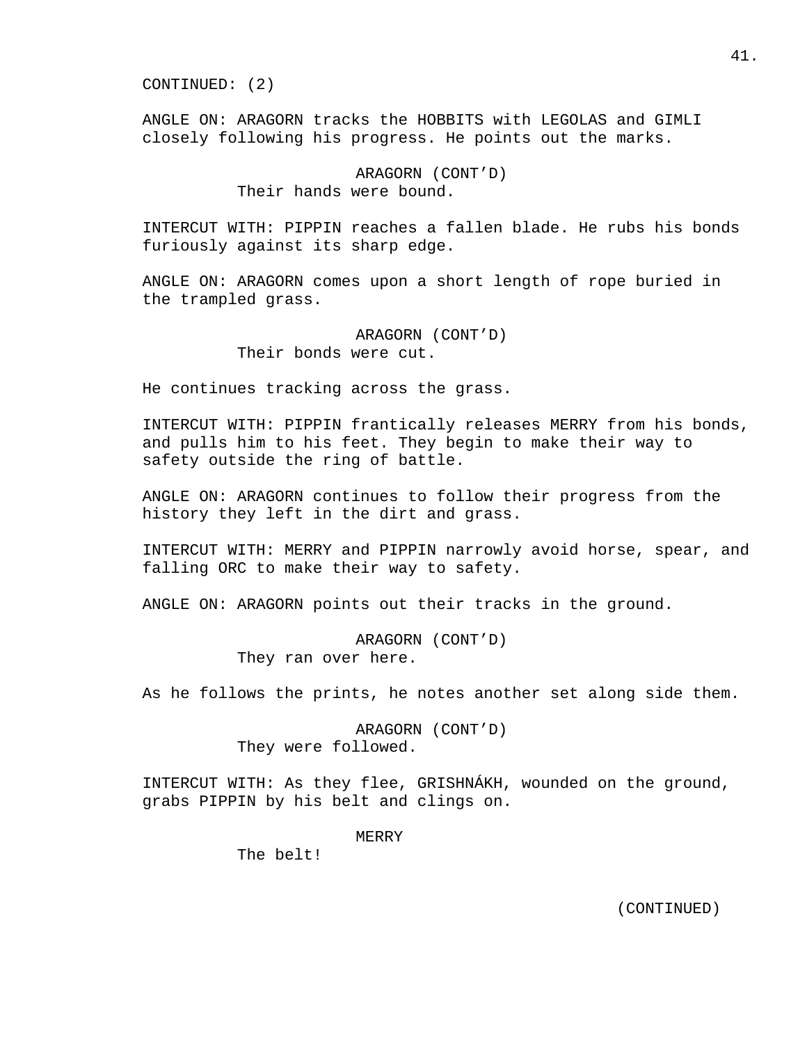CONTINUED: (2)

ANGLE ON: ARAGORN tracks the HOBBITS with LEGOLAS and GIMLI closely following his progress. He points out the marks.

ARAGORN (CONT'D)
Their hands were bound.

INTERCUT WITH: PIPPIN reaches a fallen blade. He rubs his bonds furiously against its sharp edge.

ANGLE ON: ARAGORN comes upon a short length of rope buried in the trampled grass.

ARAGORN (CONT'D)
Their bonds were cut.

He continues tracking across the grass.

INTERCUT WITH: PIPPIN frantically releases MERRY from his bonds, and pulls him to his feet. They begin to make their way to safety outside the ring of battle.

ANGLE ON: ARAGORN continues to follow their progress from the history they left in the dirt and grass.

INTERCUT WITH: MERRY and PIPPIN narrowly avoid horse, spear, and falling ORC to make their way to safety.

ANGLE ON: ARAGORN points out their tracks in the ground.

ARAGORN (CONT'D)
They ran over here.

As he follows the prints, he notes another set along side them.

ARAGORN (CONT'D)
They were followed.

INTERCUT WITH: As they flee, GRISHNÁKH, wounded on the ground, grabs PIPPIN by his belt and clings on.

MERRY
The belt!

(CONTINUED)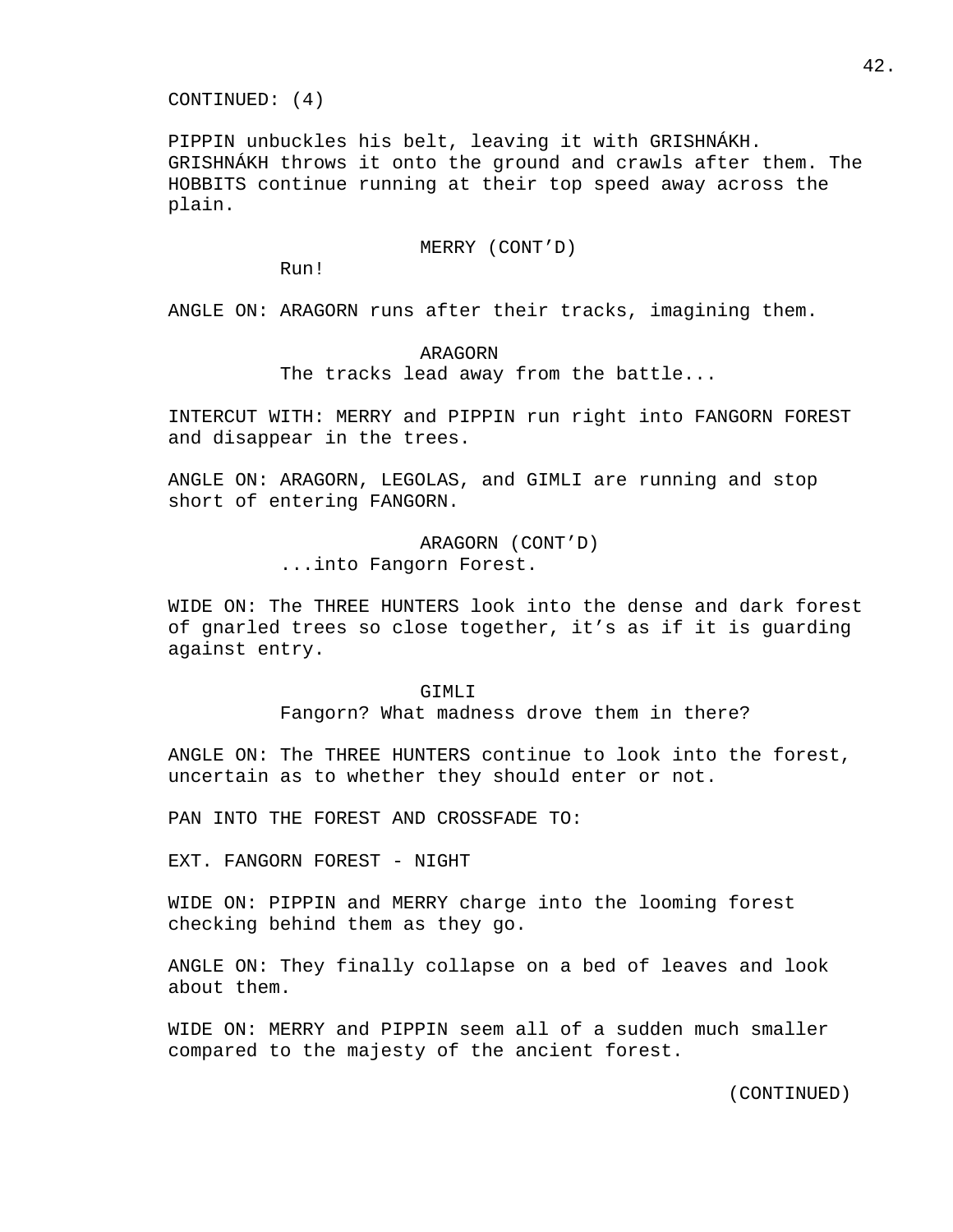CONTINUED: (4)

PIPPIN unbuckles his belt, leaving it with GRISHNÁKH. GRISHNÁKH throws it onto the ground and crawls after them. The HOBBITS continue running at their top speed away across the plain.

MERRY (CONT'D)

Run!

ANGLE ON: ARAGORN runs after their tracks, imagining them.

ARAGORN

The tracks lead away from the battle...

INTERCUT WITH: MERRY and PIPPIN run right into FANGORN FOREST and disappear in the trees.

ANGLE ON: ARAGORN, LEGOLAS, and GIMLI are running and stop short of entering FANGORN.

ARAGORN (CONT'D)

...into Fangorn Forest.

WIDE ON: The THREE HUNTERS look into the dense and dark forest of gnarled trees so close together, it's as if it is guarding against entry.

GIMLI

Fangorn? What madness drove them in there?

ANGLE ON: The THREE HUNTERS continue to look into the forest, uncertain as to whether they should enter or not.

PAN INTO THE FOREST AND CROSSFADE TO:

EXT. FANGORN FOREST - NIGHT

WIDE ON: PIPPIN and MERRY charge into the looming forest checking behind them as they go.

ANGLE ON: They finally collapse on a bed of leaves and look about them.

WIDE ON: MERRY and PIPPIN seem all of a sudden much smaller compared to the majesty of the ancient forest.

(CONTINUED)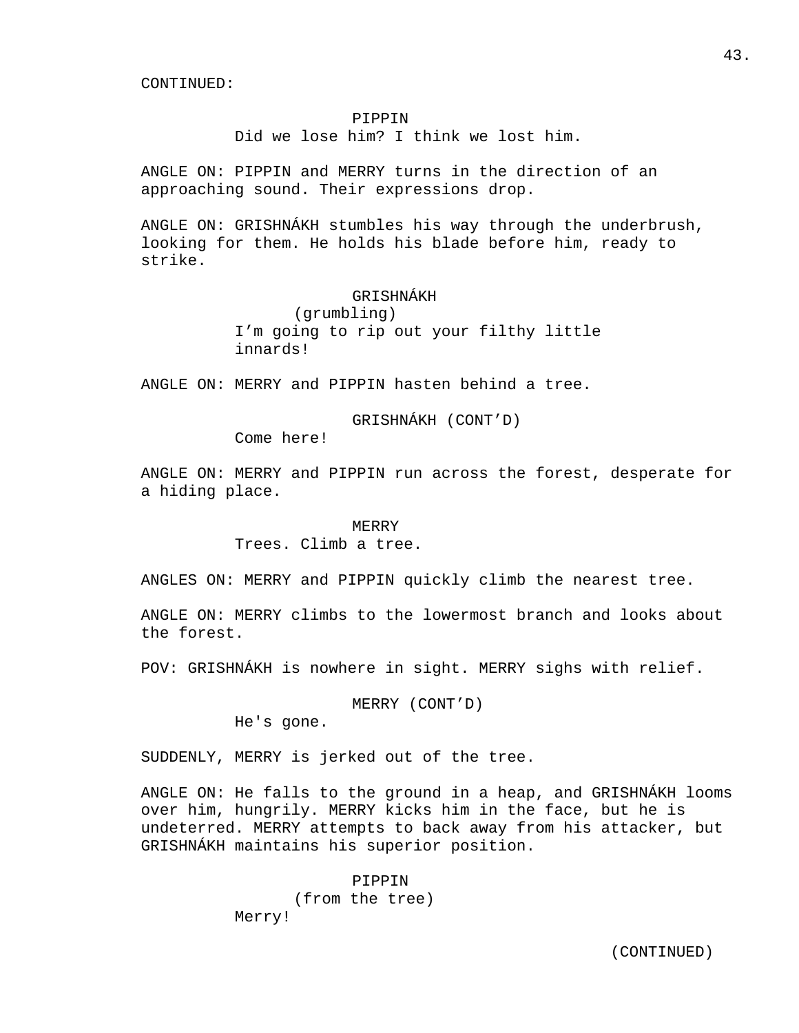CONTINUED:

PIPPIN
Did we lose him? I think we lost him.

ANGLE ON: PIPPIN and MERRY turns in the direction of an approaching sound. Their expressions drop.

ANGLE ON: GRISHNÁKH stumbles his way through the underbrush, looking for them. He holds his blade before him, ready to strike.

GRISHNÁKH
(grumbling)
I'm going to rip out your filthy little innards!

ANGLE ON: MERRY and PIPPIN hasten behind a tree.

GRISHNÁKH (CONT'D)
Come here!

ANGLE ON: MERRY and PIPPIN run across the forest, desperate for a hiding place.

MERRY
Trees. Climb a tree.

ANGLES ON: MERRY and PIPPIN quickly climb the nearest tree.

ANGLE ON: MERRY climbs to the lowermost branch and looks about the forest.

POV: GRISHNÁKH is nowhere in sight. MERRY sighs with relief.

MERRY (CONT'D)
He's gone.

SUDDENLY, MERRY is jerked out of the tree.

ANGLE ON: He falls to the ground in a heap, and GRISHNÁKH looms over him, hungrily. MERRY kicks him in the face, but he is undeterred. MERRY attempts to back away from his attacker, but GRISHNÁKH maintains his superior position.

PIPPIN
(from the tree)
Merry!

(CONTINUED)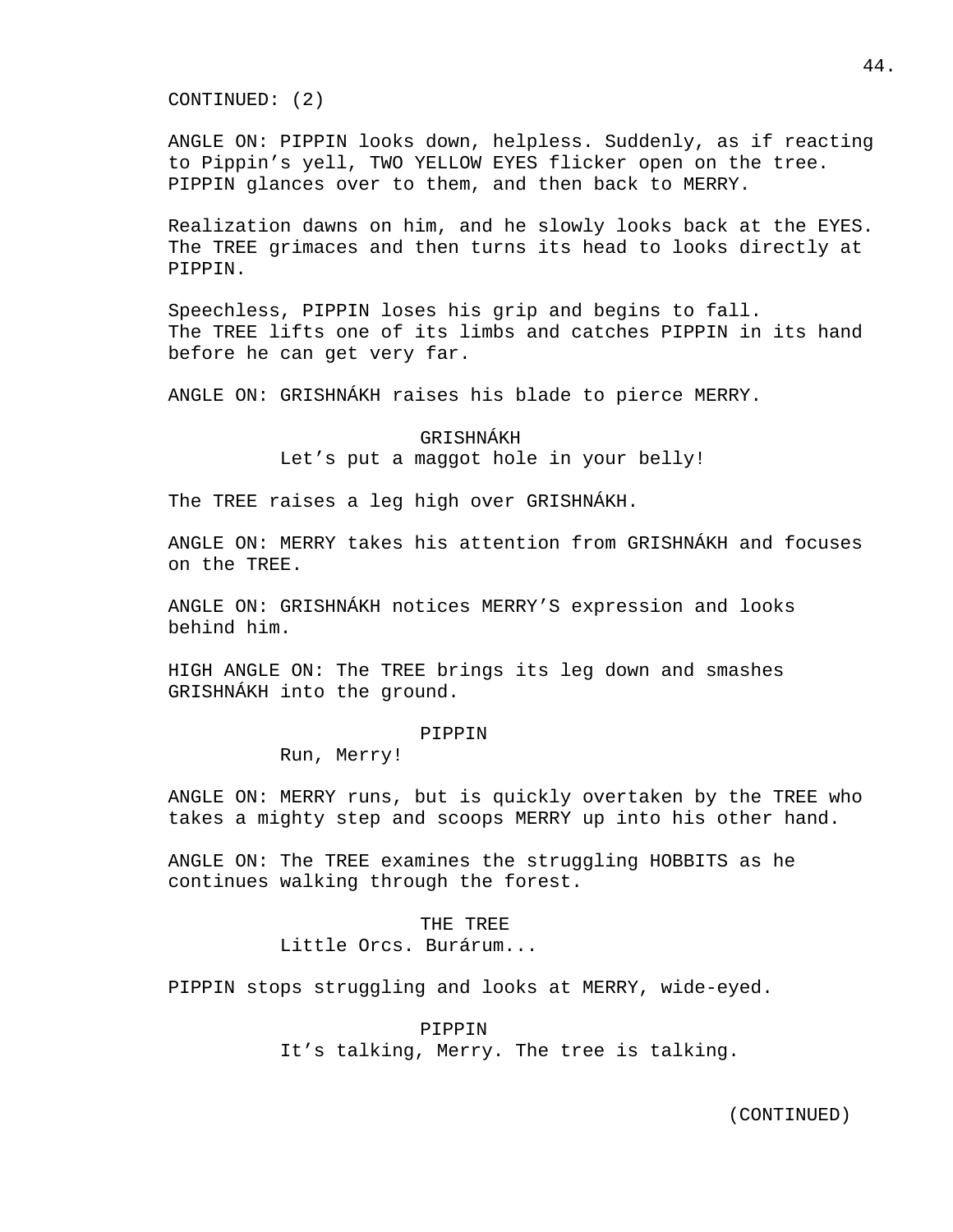CONTINUED: (2)

ANGLE ON: PIPPIN looks down, helpless. Suddenly, as if reacting to Pippin's yell, TWO YELLOW EYES flicker open on the tree. PIPPIN glances over to them, and then back to MERRY.

Realization dawns on him, and he slowly looks back at the EYES. The TREE grimaces and then turns its head to looks directly at PIPPIN.

Speechless, PIPPIN loses his grip and begins to fall. The TREE lifts one of its limbs and catches PIPPIN in its hand before he can get very far.

ANGLE ON: GRISHNÁKH raises his blade to pierce MERRY.

GRISHNÁKH
Let's put a maggot hole in your belly!

The TREE raises a leg high over GRISHNÁKH.

ANGLE ON: MERRY takes his attention from GRISHNÁKH and focuses on the TREE.

ANGLE ON: GRISHNÁKH notices MERRY'S expression and looks behind him.

HIGH ANGLE ON: The TREE brings its leg down and smashes GRISHNÁKH into the ground.

PIPPIN
Run, Merry!

ANGLE ON: MERRY runs, but is quickly overtaken by the TREE who takes a mighty step and scoops MERRY up into his other hand.

ANGLE ON: The TREE examines the struggling HOBBITS as he continues walking through the forest.

THE TREE
Little Orcs. Burárum...

PIPPIN stops struggling and looks at MERRY, wide-eyed.

PIPPIN
It's talking, Merry. The tree is talking.

(CONTINUED)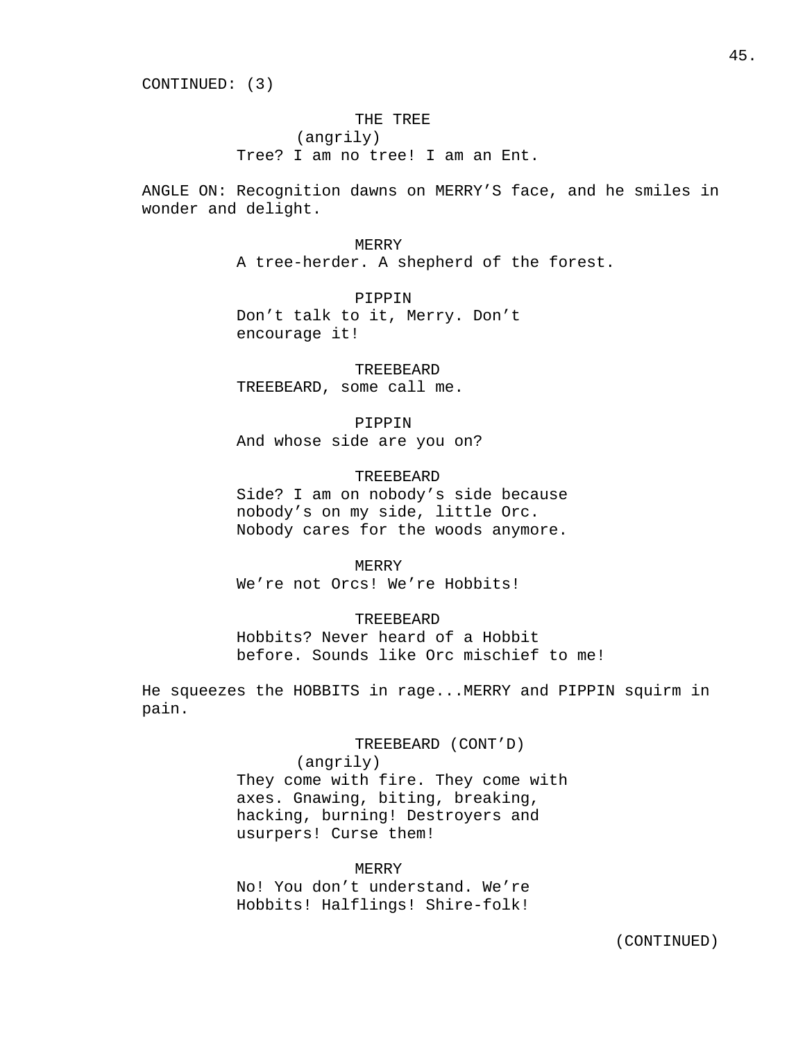CONTINUED: (3)

THE TREE
(angrily)
Tree? I am no tree! I am an Ent.

ANGLE ON: Recognition dawns on MERRY'S face, and he smiles in wonder and delight.

MERRY
A tree-herder. A shepherd of the forest.

PIPPIN
Don't talk to it, Merry. Don't encourage it!

TREEBEARD
TREEBEARD, some call me.

PIPPIN
And whose side are you on?

TREEBEARD
Side? I am on nobody's side because nobody's on my side, little Orc. Nobody cares for the woods anymore.

MERRY
We're not Orcs! We're Hobbits!

TREEBEARD
Hobbits? Never heard of a Hobbit before. Sounds like Orc mischief to me!

He squeezes the HOBBITS in rage...MERRY and PIPPIN squirm in pain.

TREEBEARD (CONT'D)
(angrily)
They come with fire. They come with axes. Gnawing, biting, breaking, hacking, burning! Destroyers and usurpers! Curse them!

MERRY
No! You don't understand. We're Hobbits! Halflings! Shire-folk!

(CONTINUED)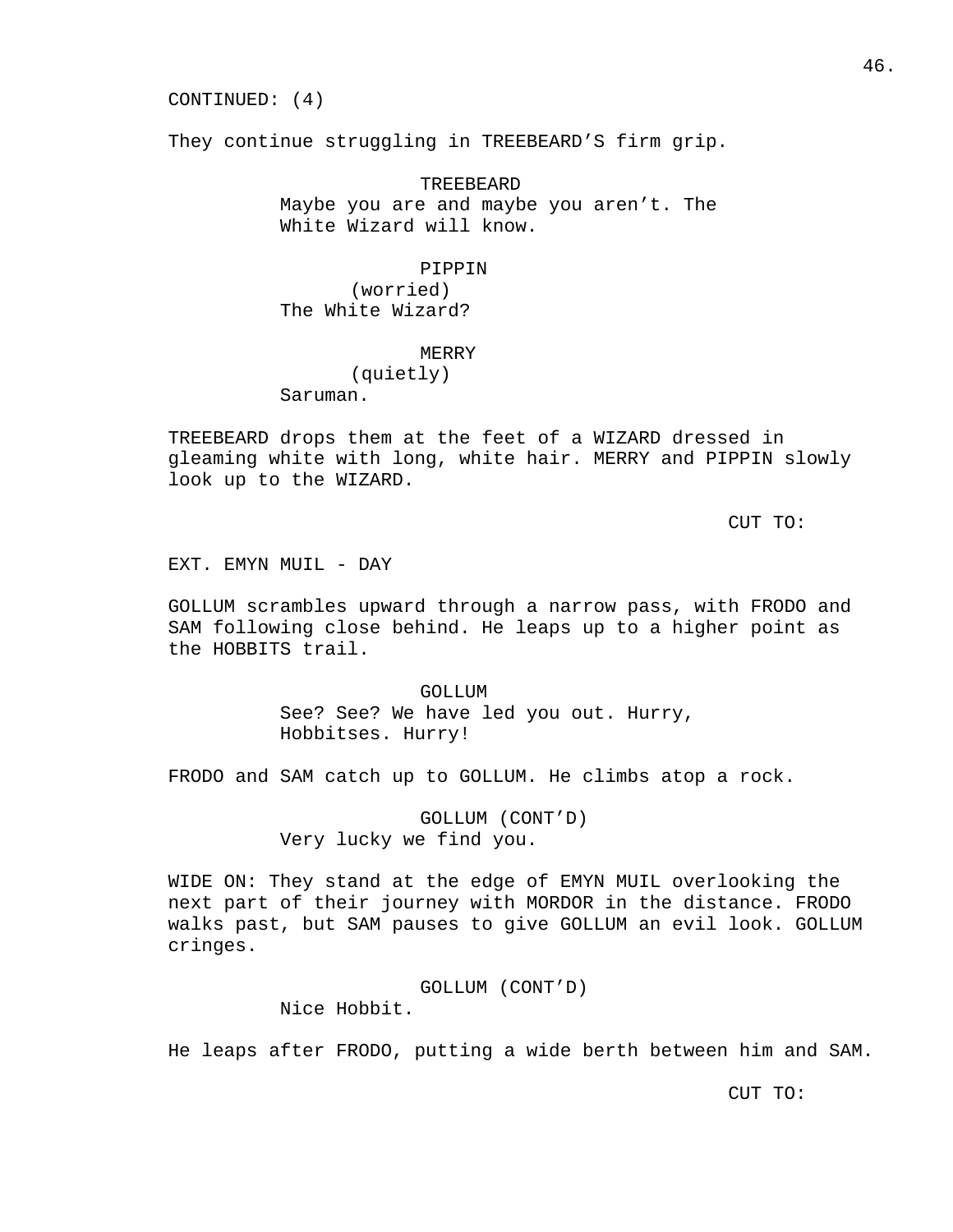CONTINUED: (4)

They continue struggling in TREEBEARD'S firm grip.

TREEBEARD

Maybe you are and maybe you aren't. The White Wizard will know.

PIPPIN

(worried)

The White Wizard?

MERRY

(quietly)

Saruman.

TREEBEARD drops them at the feet of a WIZARD dressed in gleaming white with long, white hair. MERRY and PIPPIN slowly look up to the WIZARD.

CUT TO:

EXT. EMYN MUIL - DAY

GOLLUM scrambles upward through a narrow pass, with FRODO and SAM following close behind. He leaps up to a higher point as the HOBBITS trail.

GOLLUM

See? See? We have led you out. Hurry, Hobbitses. Hurry!

FRODO and SAM catch up to GOLLUM. He climbs atop a rock.

GOLLUM (CONT'D)

Very lucky we find you.

WIDE ON: They stand at the edge of EMYN MUIL overlooking the next part of their journey with MORDOR in the distance. FRODO walks past, but SAM pauses to give GOLLUM an evil look. GOLLUM cringes.

GOLLUM (CONT'D)

Nice Hobbit.

He leaps after FRODO, putting a wide berth between him and SAM.

CUT TO: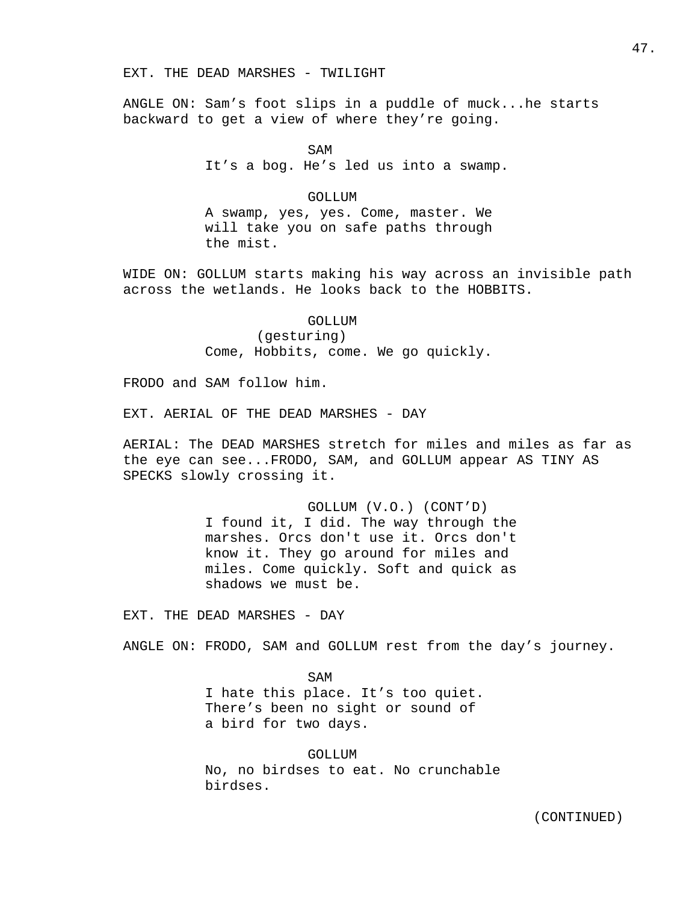EXT. THE DEAD MARSHES - TWILIGHT

ANGLE ON: Sam's foot slips in a puddle of muck...he starts backward to get a view of where they're going.

SAM
It's a bog. He's led us into a swamp.

GOLLUM
A swamp, yes, yes. Come, master. We will take you on safe paths through the mist.

WIDE ON: GOLLUM starts making his way across an invisible path across the wetlands. He looks back to the HOBBITS.

GOLLUM
(gesturing)
Come, Hobbits, come. We go quickly.

FRODO and SAM follow him.

EXT. AERIAL OF THE DEAD MARSHES - DAY

AERIAL: The DEAD MARSHES stretch for miles and miles as far as the eye can see...FRODO, SAM, and GOLLUM appear AS TINY AS SPECKS slowly crossing it.

GOLLUM (V.O.) (CONT'D)
I found it, I did. The way through the marshes. Orcs don't use it. Orcs don't know it. They go around for miles and miles. Come quickly. Soft and quick as shadows we must be.

EXT. THE DEAD MARSHES - DAY

ANGLE ON: FRODO, SAM and GOLLUM rest from the day's journey.

SAM
I hate this place. It's too quiet. There's been no sight or sound of a bird for two days.

GOLLUM
No, no birdses to eat. No crunchable birdses.

(CONTINUED)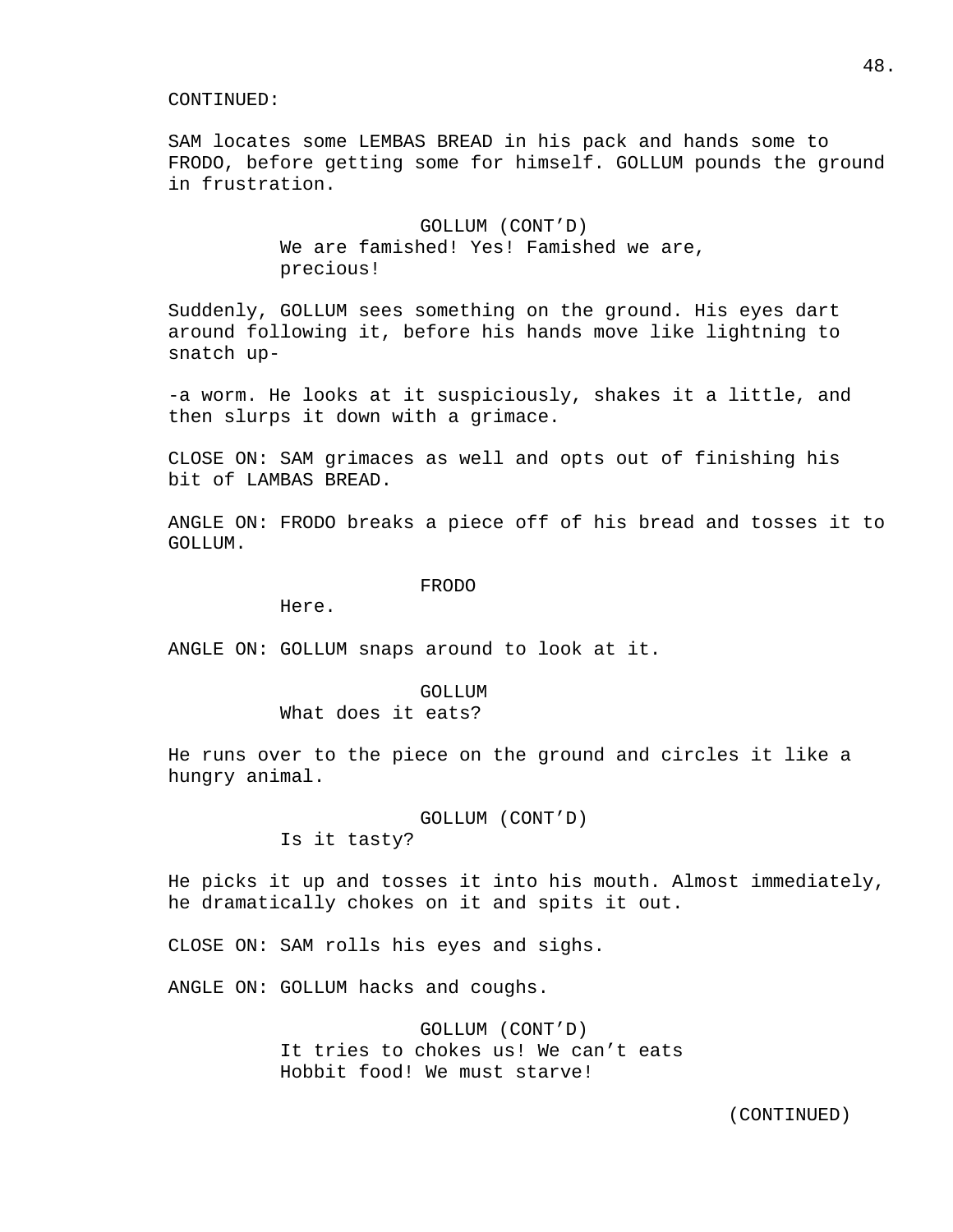CONTINUED:

SAM locates some LEMBAS BREAD in his pack and hands some to FRODO, before getting some for himself. GOLLUM pounds the ground in frustration.

GOLLUM (CONT'D)
We are famished! Yes! Famished we are, precious!

Suddenly, GOLLUM sees something on the ground. His eyes dart around following it, before his hands move like lightning to snatch up-

-a worm. He looks at it suspiciously, shakes it a little, and then slurps it down with a grimace.

CLOSE ON: SAM grimaces as well and opts out of finishing his bit of LAMBAS BREAD.

ANGLE ON: FRODO breaks a piece off of his bread and tosses it to GOLLUM.

FRODO
Here.

ANGLE ON: GOLLUM snaps around to look at it.

GOLLUM
What does it eats?

He runs over to the piece on the ground and circles it like a hungry animal.

GOLLUM (CONT'D)
Is it tasty?

He picks it up and tosses it into his mouth. Almost immediately, he dramatically chokes on it and spits it out.

CLOSE ON: SAM rolls his eyes and sighs.

ANGLE ON: GOLLUM hacks and coughs.

GOLLUM (CONT'D)
It tries to chokes us! We can't eats Hobbit food! We must starve!

(CONTINUED)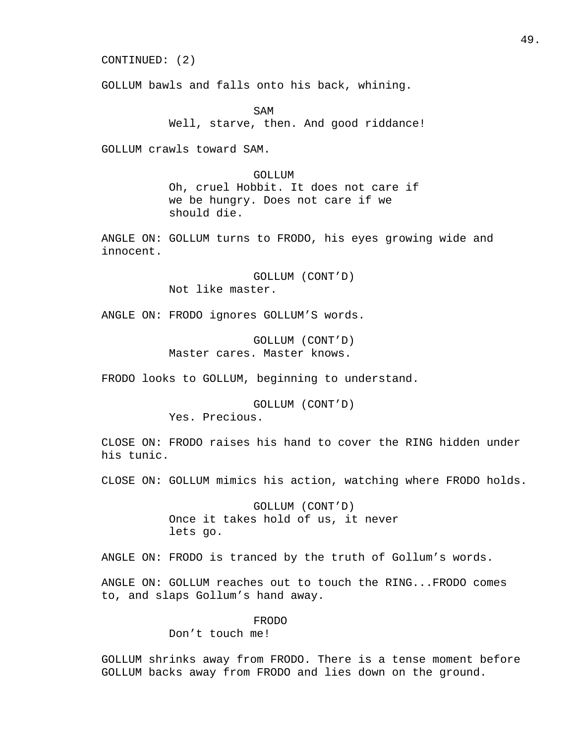CONTINUED: (2)

GOLLUM bawls and falls onto his back, whining.

SAM
Well, starve, then. And good riddance!

GOLLUM crawls toward SAM.

GOLLUM
Oh, cruel Hobbit. It does not care if we be hungry. Does not care if we should die.

ANGLE ON: GOLLUM turns to FRODO, his eyes growing wide and innocent.

GOLLUM (CONT'D)
Not like master.

ANGLE ON: FRODO ignores GOLLUM'S words.

GOLLUM (CONT'D)
Master cares. Master knows.

FRODO looks to GOLLUM, beginning to understand.

GOLLUM (CONT'D)
Yes. Precious.

CLOSE ON: FRODO raises his hand to cover the RING hidden under his tunic.

CLOSE ON: GOLLUM mimics his action, watching where FRODO holds.

GOLLUM (CONT'D)
Once it takes hold of us, it never lets go.

ANGLE ON: FRODO is tranced by the truth of Gollum's words.

ANGLE ON: GOLLUM reaches out to touch the RING...FRODO comes to, and slaps Gollum's hand away.

FRODO
Don't touch me!

GOLLUM shrinks away from FRODO. There is a tense moment before GOLLUM backs away from FRODO and lies down on the ground.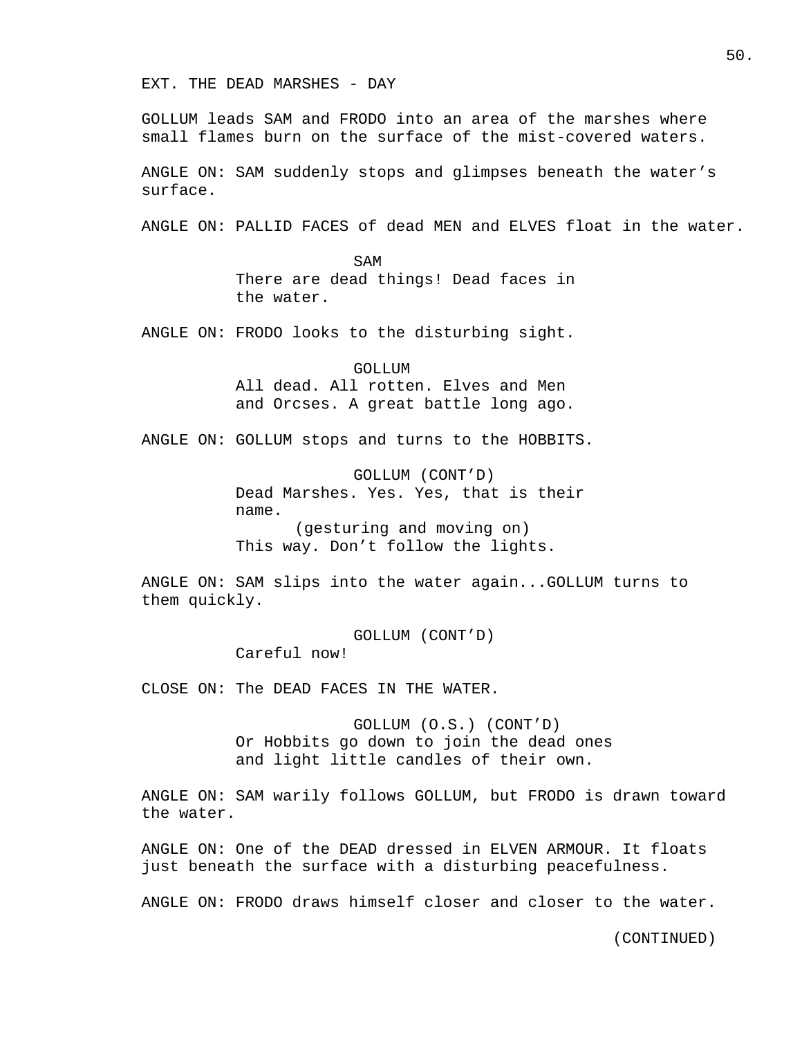EXT. THE DEAD MARSHES - DAY

GOLLUM leads SAM and FRODO into an area of the marshes where small flames burn on the surface of the mist-covered waters.

ANGLE ON: SAM suddenly stops and glimpses beneath the water's surface.

ANGLE ON: PALLID FACES of dead MEN and ELVES float in the water.

SAM
There are dead things! Dead faces in the water.

ANGLE ON: FRODO looks to the disturbing sight.

GOLLUM
All dead. All rotten. Elves and Men and Orcses. A great battle long ago.

ANGLE ON: GOLLUM stops and turns to the HOBBITS.

GOLLUM (CONT'D)
Dead Marshes. Yes. Yes, that is their name.
(gesturing and moving on)
This way. Don't follow the lights.

ANGLE ON: SAM slips into the water again...GOLLUM turns to them quickly.

GOLLUM (CONT'D)
Careful now!

CLOSE ON: The DEAD FACES IN THE WATER.

GOLLUM (O.S.) (CONT'D)
Or Hobbits go down to join the dead ones and light little candles of their own.

ANGLE ON: SAM warily follows GOLLUM, but FRODO is drawn toward the water.

ANGLE ON: One of the DEAD dressed in ELVEN ARMOUR. It floats just beneath the surface with a disturbing peacefulness.

ANGLE ON: FRODO draws himself closer and closer to the water.

(CONTINUED)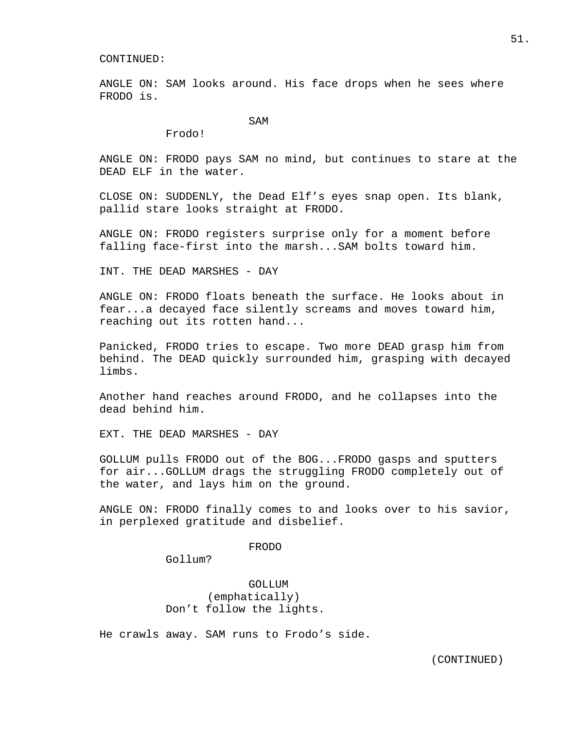CONTINUED:

ANGLE ON: SAM looks around. His face drops when he sees where FRODO is.

SAM

Frodo!

ANGLE ON: FRODO pays SAM no mind, but continues to stare at the DEAD ELF in the water.

CLOSE ON: SUDDENLY, the Dead Elf's eyes snap open. Its blank, pallid stare looks straight at FRODO.

ANGLE ON: FRODO registers surprise only for a moment before falling face-first into the marsh...SAM bolts toward him.

INT. THE DEAD MARSHES - DAY

ANGLE ON: FRODO floats beneath the surface. He looks about in fear...a decayed face silently screams and moves toward him, reaching out its rotten hand...

Panicked, FRODO tries to escape. Two more DEAD grasp him from behind. The DEAD quickly surrounded him, grasping with decayed limbs.

Another hand reaches around FRODO, and he collapses into the dead behind him.

EXT. THE DEAD MARSHES - DAY

GOLLUM pulls FRODO out of the BOG...FRODO gasps and sputters for air...GOLLUM drags the struggling FRODO completely out of the water, and lays him on the ground.

ANGLE ON: FRODO finally comes to and looks over to his savior, in perplexed gratitude and disbelief.

FRODO

Gollum?

GOLLUM

(emphatically)

Don't follow the lights.

He crawls away. SAM runs to Frodo's side.

(CONTINUED)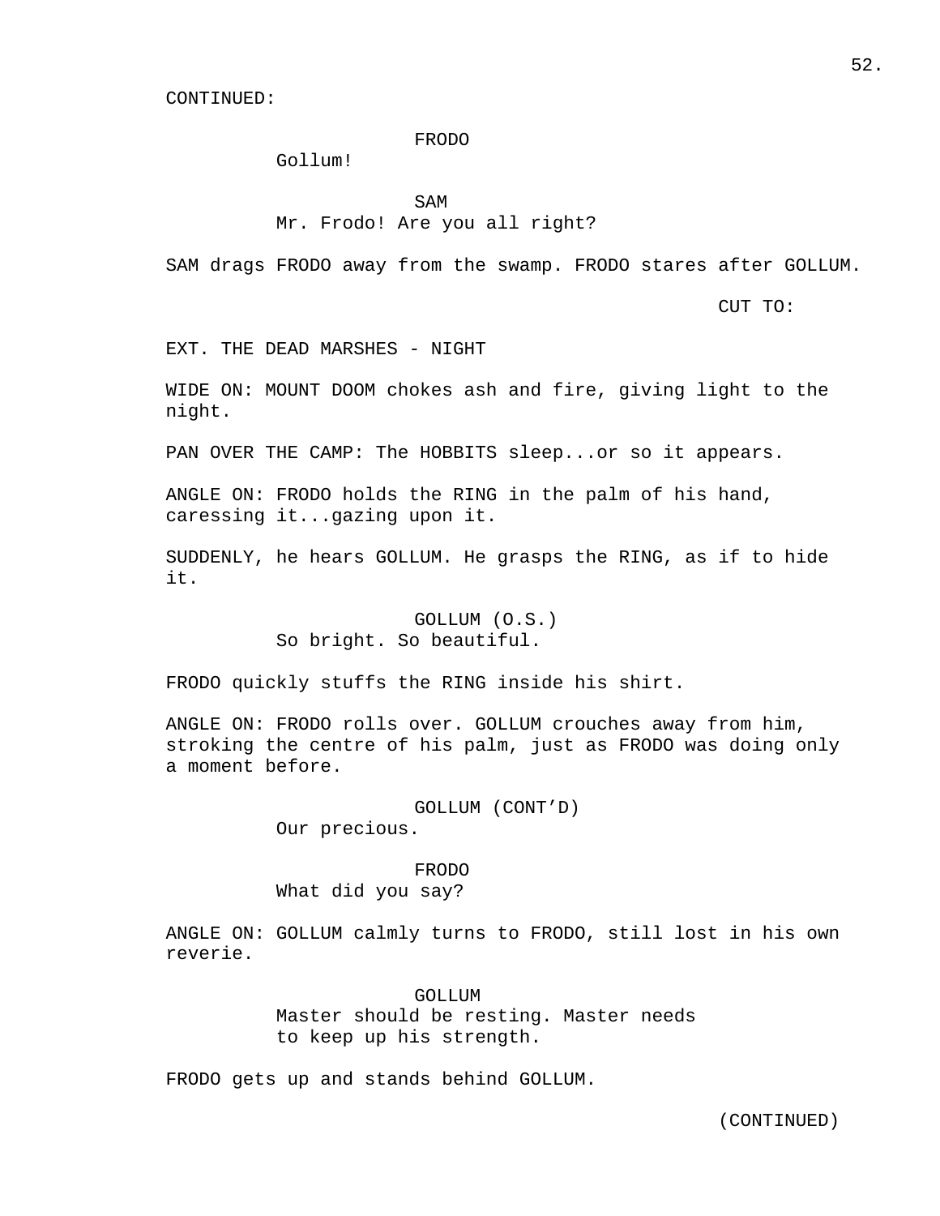CONTINUED:

FRODO
Gollum!

SAM
Mr. Frodo! Are you all right?

SAM drags FRODO away from the swamp. FRODO stares after GOLLUM.

CUT TO:

EXT. THE DEAD MARSHES - NIGHT

WIDE ON: MOUNT DOOM chokes ash and fire, giving light to the night.

PAN OVER THE CAMP: The HOBBITS sleep...or so it appears.

ANGLE ON: FRODO holds the RING in the palm of his hand, caressing it...gazing upon it.

SUDDENLY, he hears GOLLUM. He grasps the RING, as if to hide it.

GOLLUM (O.S.)
So bright. So beautiful.

FRODO quickly stuffs the RING inside his shirt.

ANGLE ON: FRODO rolls over. GOLLUM crouches away from him, stroking the centre of his palm, just as FRODO was doing only a moment before.

GOLLUM (CONT'D)
Our precious.

FRODO
What did you say?

ANGLE ON: GOLLUM calmly turns to FRODO, still lost in his own reverie.

GOLLUM
Master should be resting. Master needs to keep up his strength.

FRODO gets up and stands behind GOLLUM.

(CONTINUED)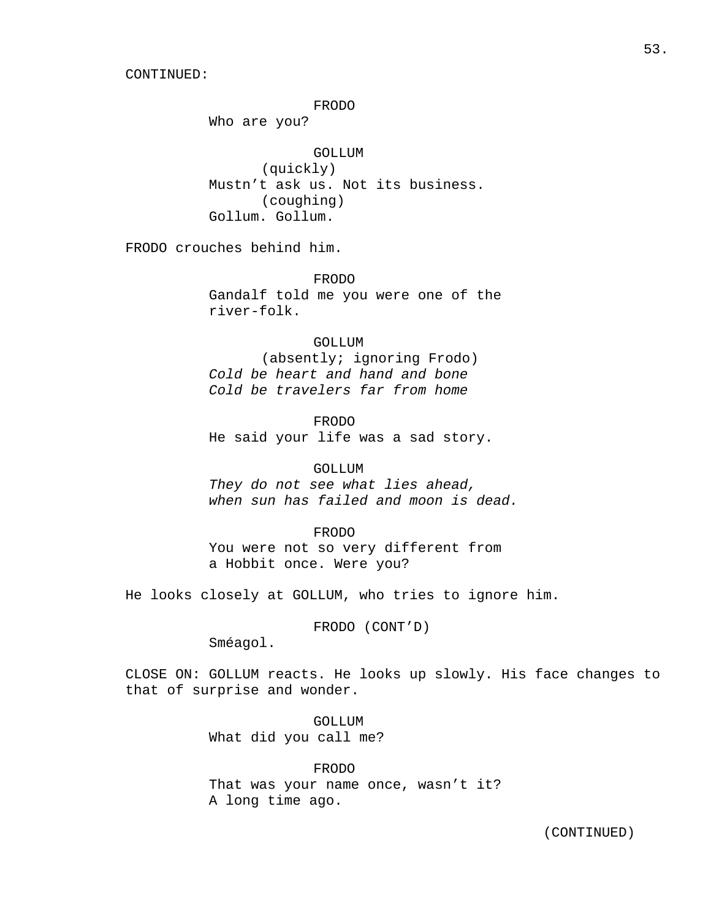CONTINUED:

FRODO
Who are you?

GOLLUM
(quickly)
Mustn't ask us. Not its business.
(coughing)
Gollum. Gollum.

FRODO crouches behind him.

FRODO
Gandalf told me you were one of the river-folk.

GOLLUM
(absently; ignoring Frodo)
*Cold be heart and hand and bone*
*Cold be travelers far from home*

FRODO
He said your life was a sad story.

GOLLUM
*They do not see what lies ahead,*
*when sun has failed and moon is dead.*

FRODO
You were not so very different from a Hobbit once. Were you?

He looks closely at GOLLUM, who tries to ignore him.

FRODO (CONT'D)
Sméagol.

CLOSE ON: GOLLUM reacts. He looks up slowly. His face changes to that of surprise and wonder.

GOLLUM
What did you call me?

FRODO
That was your name once, wasn't it?
A long time ago.

(CONTINUED)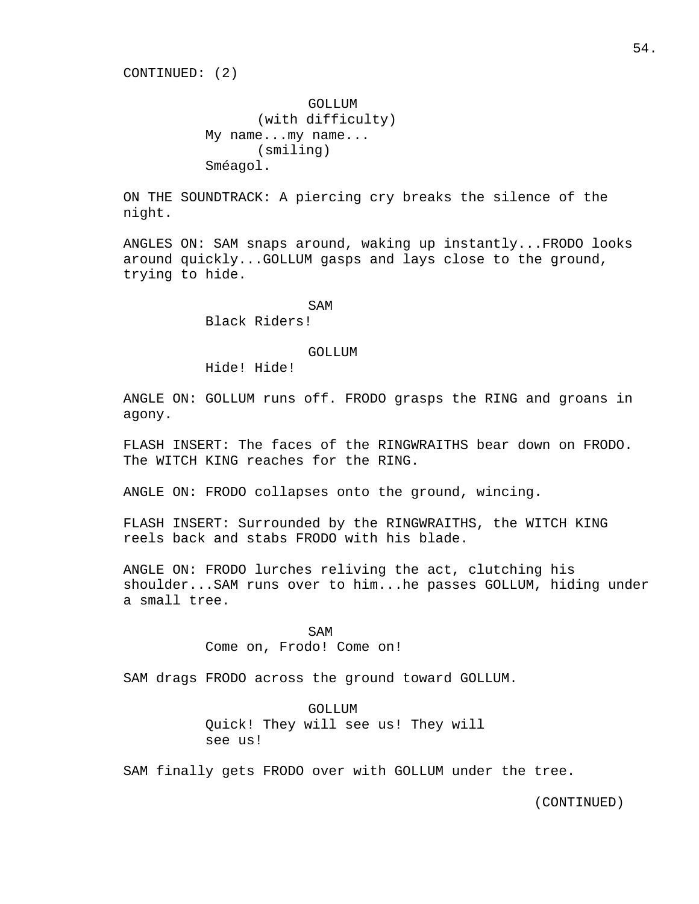CONTINUED: (2)

GOLLUM
(with difficulty)
My name...my name...
(smiling)
Sméagol.

ON THE SOUNDTRACK: A piercing cry breaks the silence of the night.

ANGLES ON: SAM snaps around, waking up instantly...FRODO looks around quickly...GOLLUM gasps and lays close to the ground, trying to hide.

SAM
Black Riders!

GOLLUM
Hide! Hide!

ANGLE ON: GOLLUM runs off. FRODO grasps the RING and groans in agony.

FLASH INSERT: The faces of the RINGWRAITHS bear down on FRODO. The WITCH KING reaches for the RING.

ANGLE ON: FRODO collapses onto the ground, wincing.

FLASH INSERT: Surrounded by the RINGWRAITHS, the WITCH KING reels back and stabs FRODO with his blade.

ANGLE ON: FRODO lurches reliving the act, clutching his shoulder...SAM runs over to him...he passes GOLLUM, hiding under a small tree.

SAM
Come on, Frodo! Come on!

SAM drags FRODO across the ground toward GOLLUM.

GOLLUM
Quick! They will see us! They will see us!

SAM finally gets FRODO over with GOLLUM under the tree.

(CONTINUED)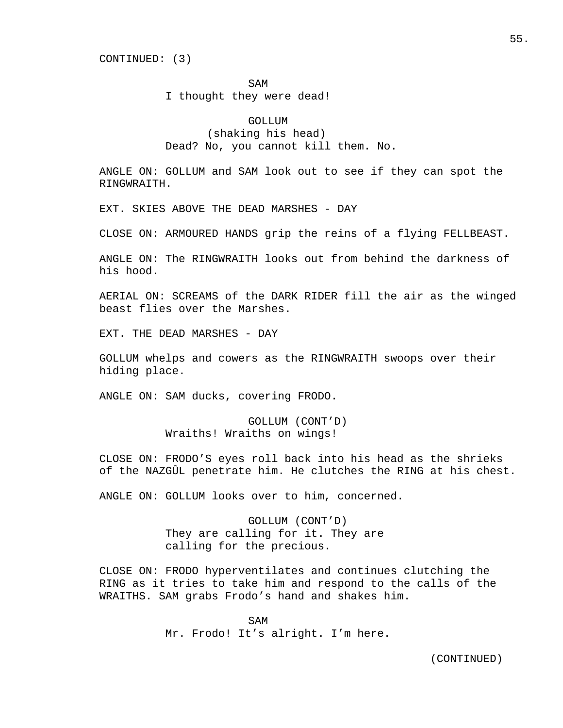CONTINUED: (3)

SAM
I thought they were dead!

GOLLUM
(shaking his head)
Dead? No, you cannot kill them. No.

ANGLE ON: GOLLUM and SAM look out to see if they can spot the RINGWRAITH.

EXT. SKIES ABOVE THE DEAD MARSHES - DAY

CLOSE ON: ARMOURED HANDS grip the reins of a flying FELLBEAST.

ANGLE ON: The RINGWRAITH looks out from behind the darkness of his hood.

AERIAL ON: SCREAMS of the DARK RIDER fill the air as the winged beast flies over the Marshes.

EXT. THE DEAD MARSHES - DAY

GOLLUM whelps and cowers as the RINGWRAITH swoops over their hiding place.

ANGLE ON: SAM ducks, covering FRODO.

GOLLUM (CONT'D)
Wraiths! Wraiths on wings!

CLOSE ON: FRODO'S eyes roll back into his head as the shrieks of the NAZGÛL penetrate him. He clutches the RING at his chest.

ANGLE ON: GOLLUM looks over to him, concerned.

GOLLUM (CONT'D)
They are calling for it. They are calling for the precious.

CLOSE ON: FRODO hyperventilates and continues clutching the RING as it tries to take him and respond to the calls of the WRAITHS. SAM grabs Frodo's hand and shakes him.

SAM
Mr. Frodo! It's alright. I'm here.

(CONTINUED)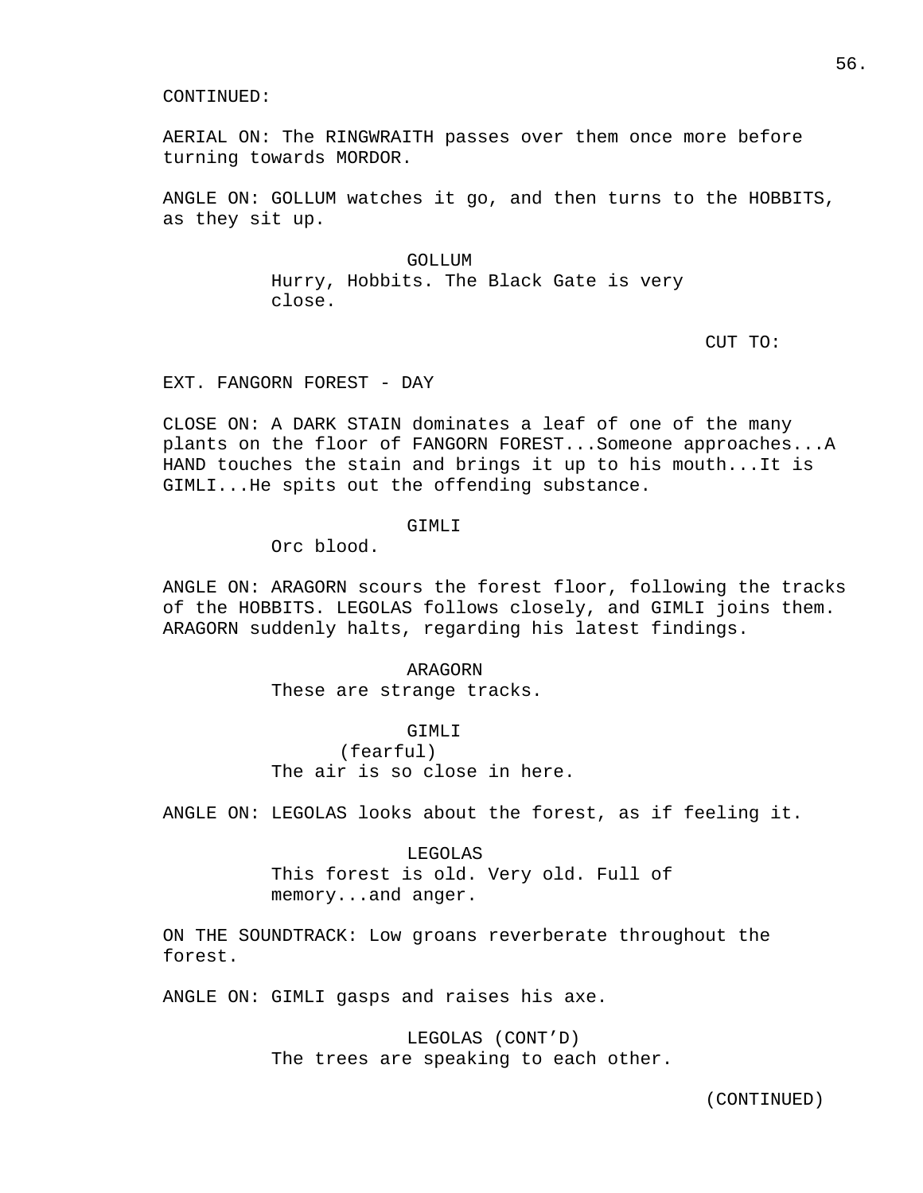CONTINUED:

AERIAL ON: The RINGWRAITH passes over them once more before turning towards MORDOR.

ANGLE ON: GOLLUM watches it go, and then turns to the HOBBITS, as they sit up.

GOLLUM
Hurry, Hobbits. The Black Gate is very close.

CUT TO:

EXT. FANGORN FOREST - DAY

CLOSE ON: A DARK STAIN dominates a leaf of one of the many plants on the floor of FANGORN FOREST...Someone approaches...A HAND touches the stain and brings it up to his mouth...It is GIMLI...He spits out the offending substance.

GIMLI
Orc blood.

ANGLE ON: ARAGORN scours the forest floor, following the tracks of the HOBBITS. LEGOLAS follows closely, and GIMLI joins them. ARAGORN suddenly halts, regarding his latest findings.

ARAGORN
These are strange tracks.

GIMLI
(fearful)
The air is so close in here.

ANGLE ON: LEGOLAS looks about the forest, as if feeling it.

LEGOLAS
This forest is old. Very old. Full of memory...and anger.

ON THE SOUNDTRACK: Low groans reverberate throughout the forest.

ANGLE ON: GIMLI gasps and raises his axe.

LEGOLAS (CONT'D)
The trees are speaking to each other.

(CONTINUED)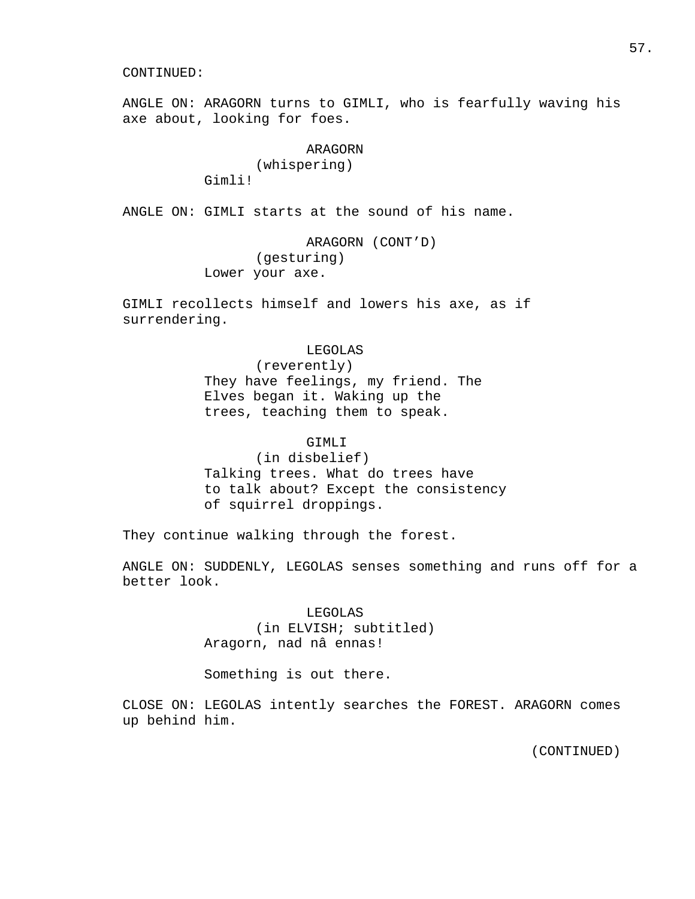CONTINUED:

ANGLE ON: ARAGORN turns to GIMLI, who is fearfully waving his axe about, looking for foes.

ARAGORN
(whispering)
Gimli!

ANGLE ON: GIMLI starts at the sound of his name.

ARAGORN (CONT'D)
(gesturing)
Lower your axe.

GIMLI recollects himself and lowers his axe, as if surrendering.

LEGOLAS
(reverently)
They have feelings, my friend. The Elves began it. Waking up the trees, teaching them to speak.

GIMLI
(in disbelief)
Talking trees. What do trees have to talk about? Except the consistency of squirrel droppings.

They continue walking through the forest.

ANGLE ON: SUDDENLY, LEGOLAS senses something and runs off for a better look.

LEGOLAS
(in ELVISH; subtitled)
Aragorn, nad nâ ennas!

Something is out there.

CLOSE ON: LEGOLAS intently searches the FOREST. ARAGORN comes up behind him.

(CONTINUED)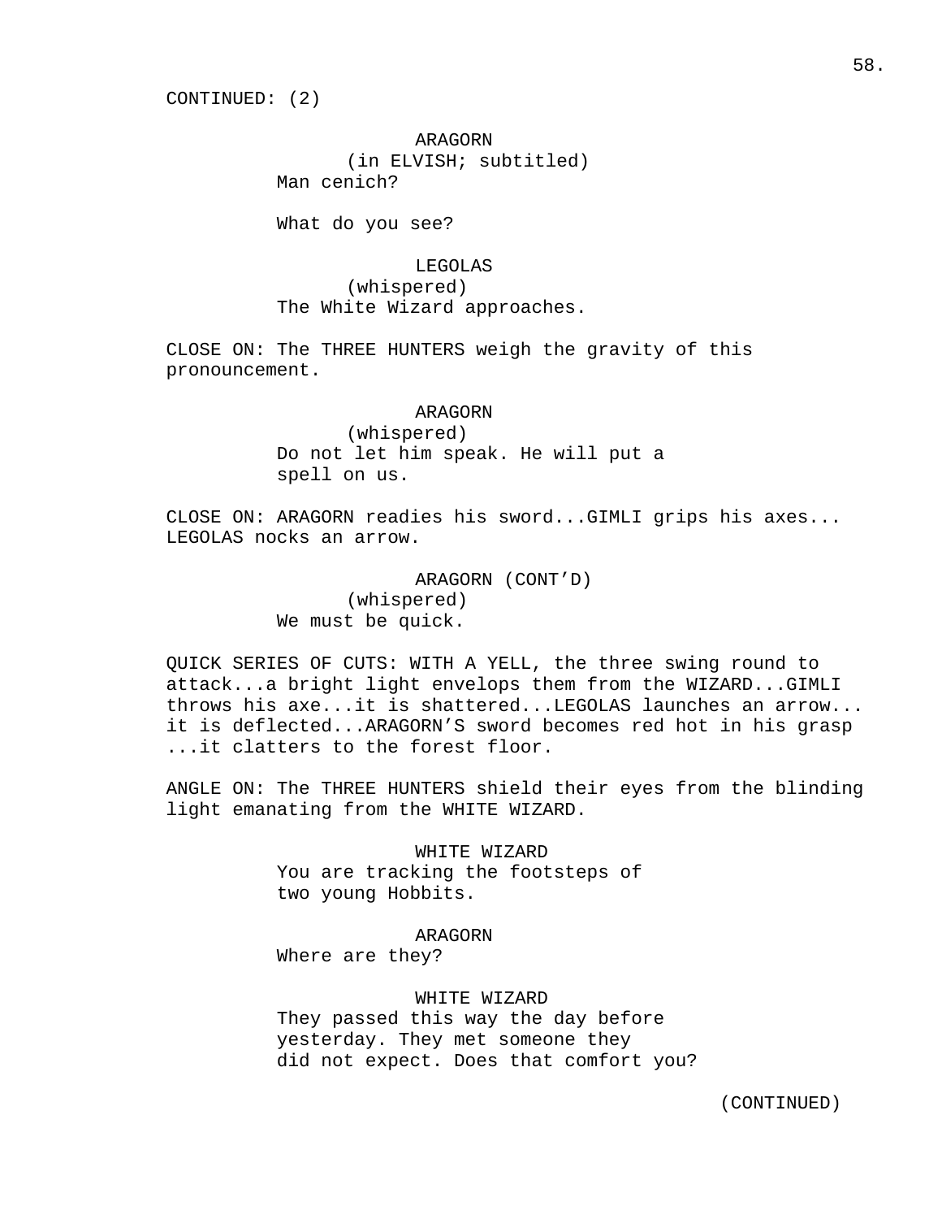CONTINUED: (2)

ARAGORN
(in ELVISH; subtitled)
Man cenich?

What do you see?

LEGOLAS
(whispered)
The White Wizard approaches.

CLOSE ON: The THREE HUNTERS weigh the gravity of this pronouncement.

ARAGORN
(whispered)
Do not let him speak. He will put a spell on us.

CLOSE ON: ARAGORN readies his sword...GIMLI grips his axes... LEGOLAS nocks an arrow.

ARAGORN (CONT'D)
(whispered)
We must be quick.

QUICK SERIES OF CUTS: WITH A YELL, the three swing round to attack...a bright light envelops them from the WIZARD...GIMLI throws his axe...it is shattered...LEGOLAS launches an arrow... it is deflected...ARAGORN'S sword becomes red hot in his grasp ...it clatters to the forest floor.

ANGLE ON: The THREE HUNTERS shield their eyes from the blinding light emanating from the WHITE WIZARD.

WHITE WIZARD
You are tracking the footsteps of two young Hobbits.

ARAGORN
Where are they?

WHITE WIZARD
They passed this way the day before yesterday. They met someone they did not expect. Does that comfort you?

(CONTINUED)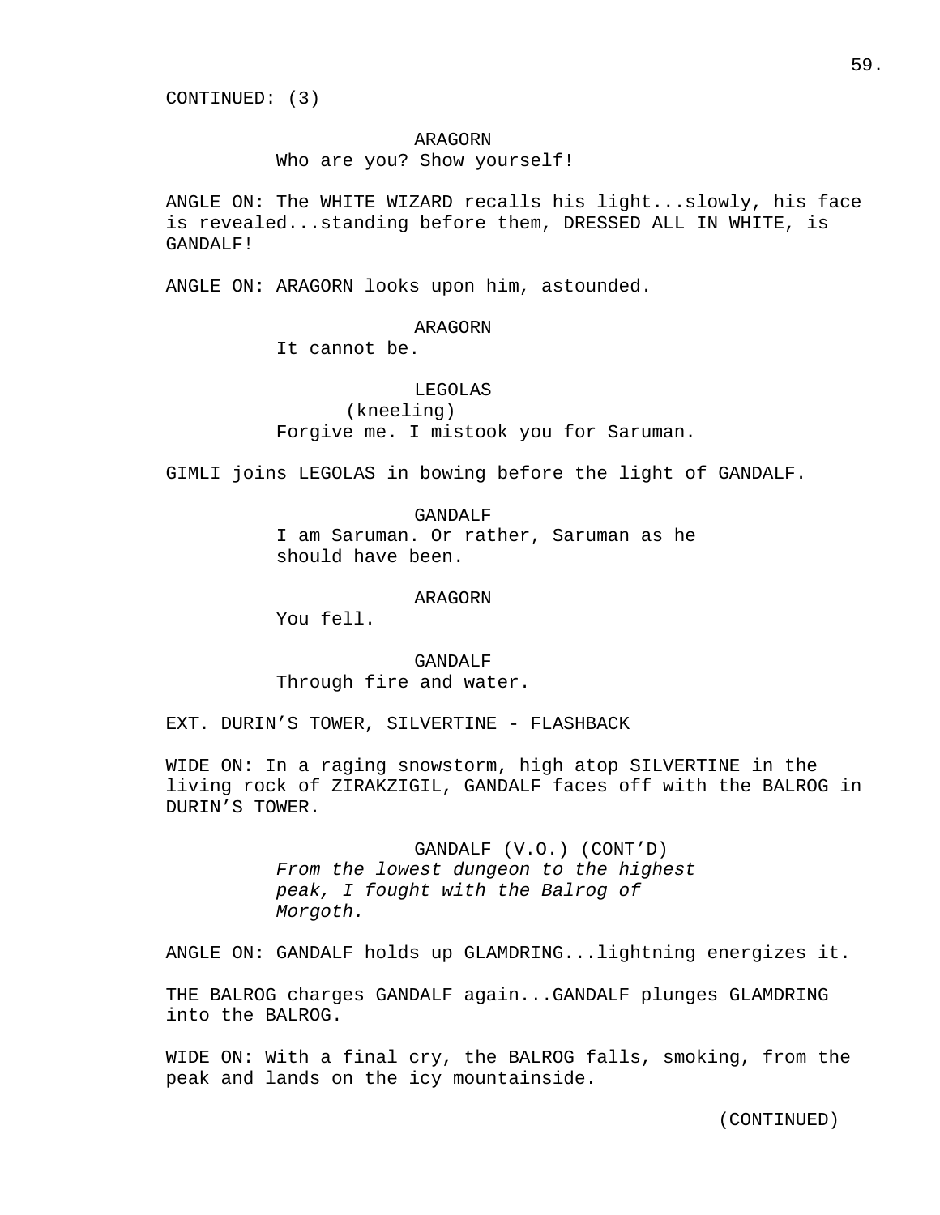CONTINUED: (3)

ARAGORN
Who are you? Show yourself!

ANGLE ON: The WHITE WIZARD recalls his light...slowly, his face is revealed...standing before them, DRESSED ALL IN WHITE, is GANDALF!

ANGLE ON: ARAGORN looks upon him, astounded.

ARAGORN
It cannot be.

LEGOLAS
(kneeling)
Forgive me. I mistook you for Saruman.

GIMLI joins LEGOLAS in bowing before the light of GANDALF.

GANDALF
I am Saruman. Or rather, Saruman as he should have been.

ARAGORN
You fell.

GANDALF
Through fire and water.

EXT. DURIN'S TOWER, SILVERTINE - FLASHBACK

WIDE ON: In a raging snowstorm, high atop SILVERTINE in the living rock of ZIRAKZIGIL, GANDALF faces off with the BALROG in DURIN'S TOWER.

GANDALF (V.O.) (CONT'D)
*From the lowest dungeon to the highest peak, I fought with the Balrog of Morgoth.*

ANGLE ON: GANDALF holds up GLAMDRING...lightning energizes it.

THE BALROG charges GANDALF again...GANDALF plunges GLAMDRING into the BALROG.

WIDE ON: With a final cry, the BALROG falls, smoking, from the peak and lands on the icy mountainside.

(CONTINUED)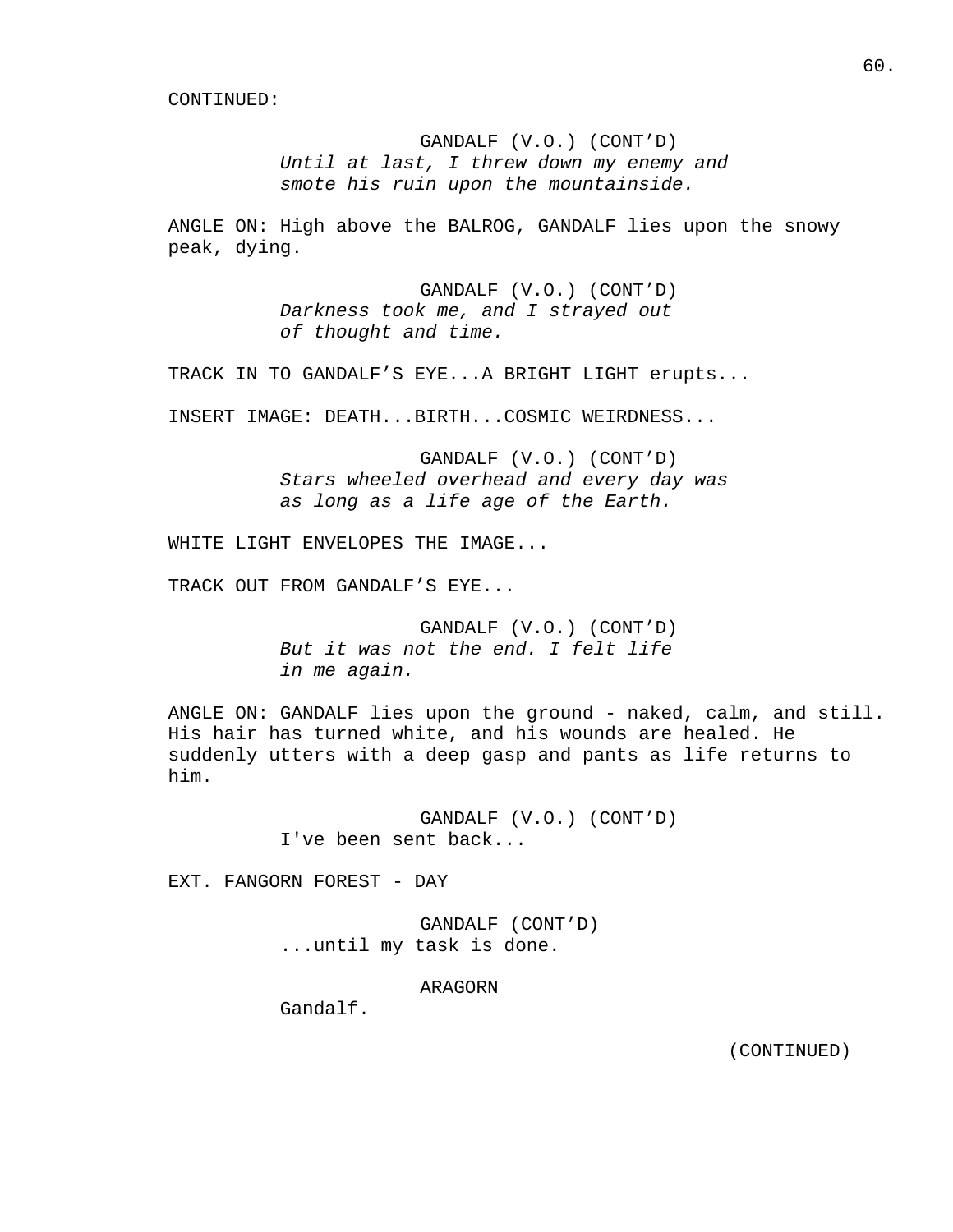CONTINUED:

GANDALF (V.O.) (CONT'D)
*Until at last, I threw down my enemy and smote his ruin upon the mountainside.*

ANGLE ON: High above the BALROG, GANDALF lies upon the snowy peak, dying.

GANDALF (V.O.) (CONT'D)
*Darkness took me, and I strayed out of thought and time.*

TRACK IN TO GANDALF'S EYE...A BRIGHT LIGHT erupts...

INSERT IMAGE: DEATH...BIRTH...COSMIC WEIRDNESS...

GANDALF (V.O.) (CONT'D)
*Stars wheeled overhead and every day was as long as a life age of the Earth.*

WHITE LIGHT ENVELOPES THE IMAGE...

TRACK OUT FROM GANDALF'S EYE...

GANDALF (V.O.) (CONT'D)
*But it was not the end. I felt life in me again.*

ANGLE ON: GANDALF lies upon the ground - naked, calm, and still. His hair has turned white, and his wounds are healed. He suddenly utters with a deep gasp and pants as life returns to him.

GANDALF (V.O.) (CONT'D)
I've been sent back...

EXT. FANGORN FOREST - DAY

GANDALF (CONT'D)
...until my task is done.

ARAGORN
Gandalf.

(CONTINUED)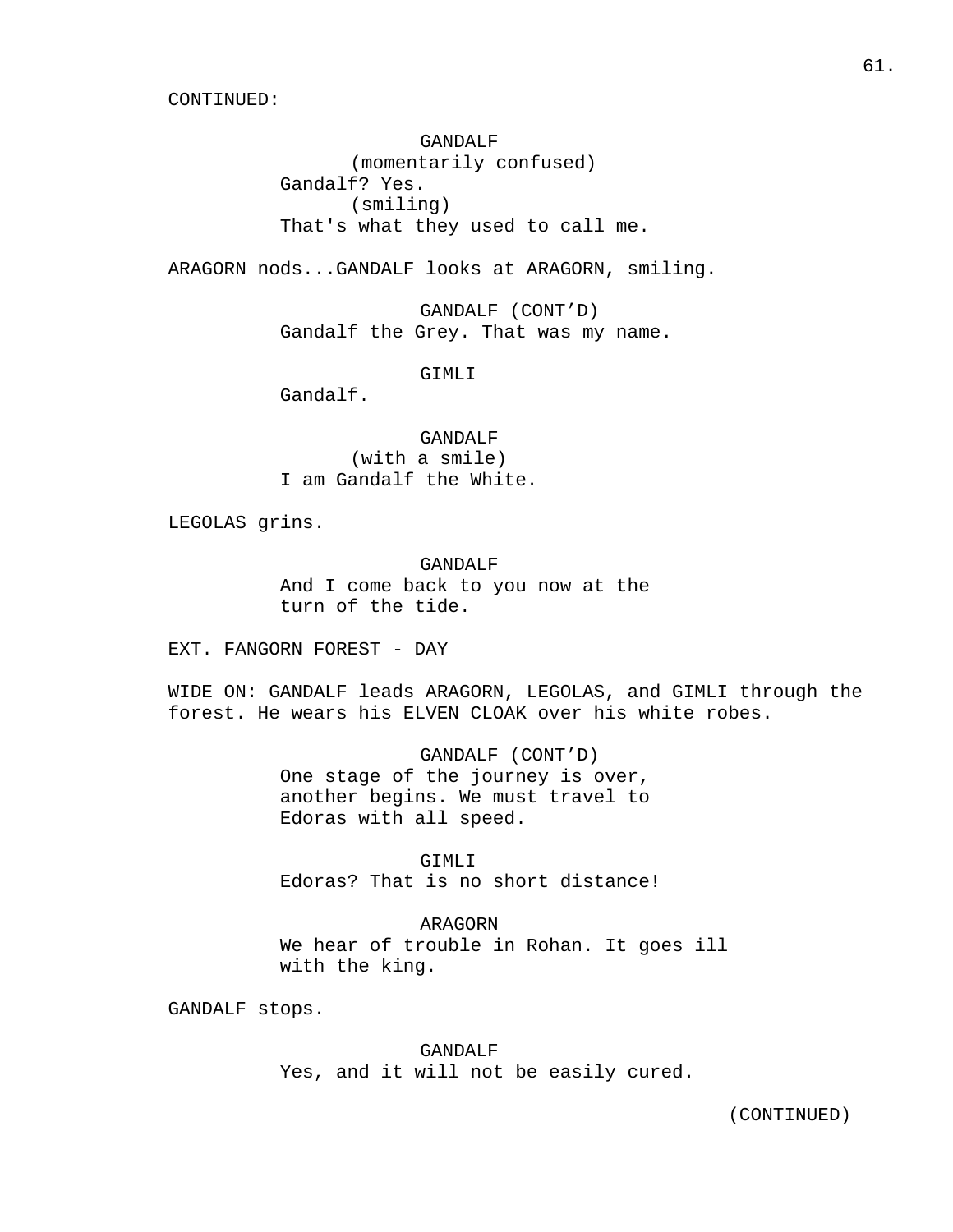CONTINUED:

GANDALF
(momentarily confused)
Gandalf? Yes.
(smiling)
That's what they used to call me.

ARAGORN nods...GANDALF looks at ARAGORN, smiling.

GANDALF (CONT'D)
Gandalf the Grey. That was my name.

GIMLI
Gandalf.

GANDALF
(with a smile)
I am Gandalf the White.

LEGOLAS grins.

GANDALF
And I come back to you now at the turn of the tide.

EXT. FANGORN FOREST - DAY

WIDE ON: GANDALF leads ARAGORN, LEGOLAS, and GIMLI through the forest. He wears his ELVEN CLOAK over his white robes.

GANDALF (CONT'D)
One stage of the journey is over, another begins. We must travel to Edoras with all speed.

GIMLI
Edoras? That is no short distance!

ARAGORN
We hear of trouble in Rohan. It goes ill with the king.

GANDALF stops.

GANDALF
Yes, and it will not be easily cured.

(CONTINUED)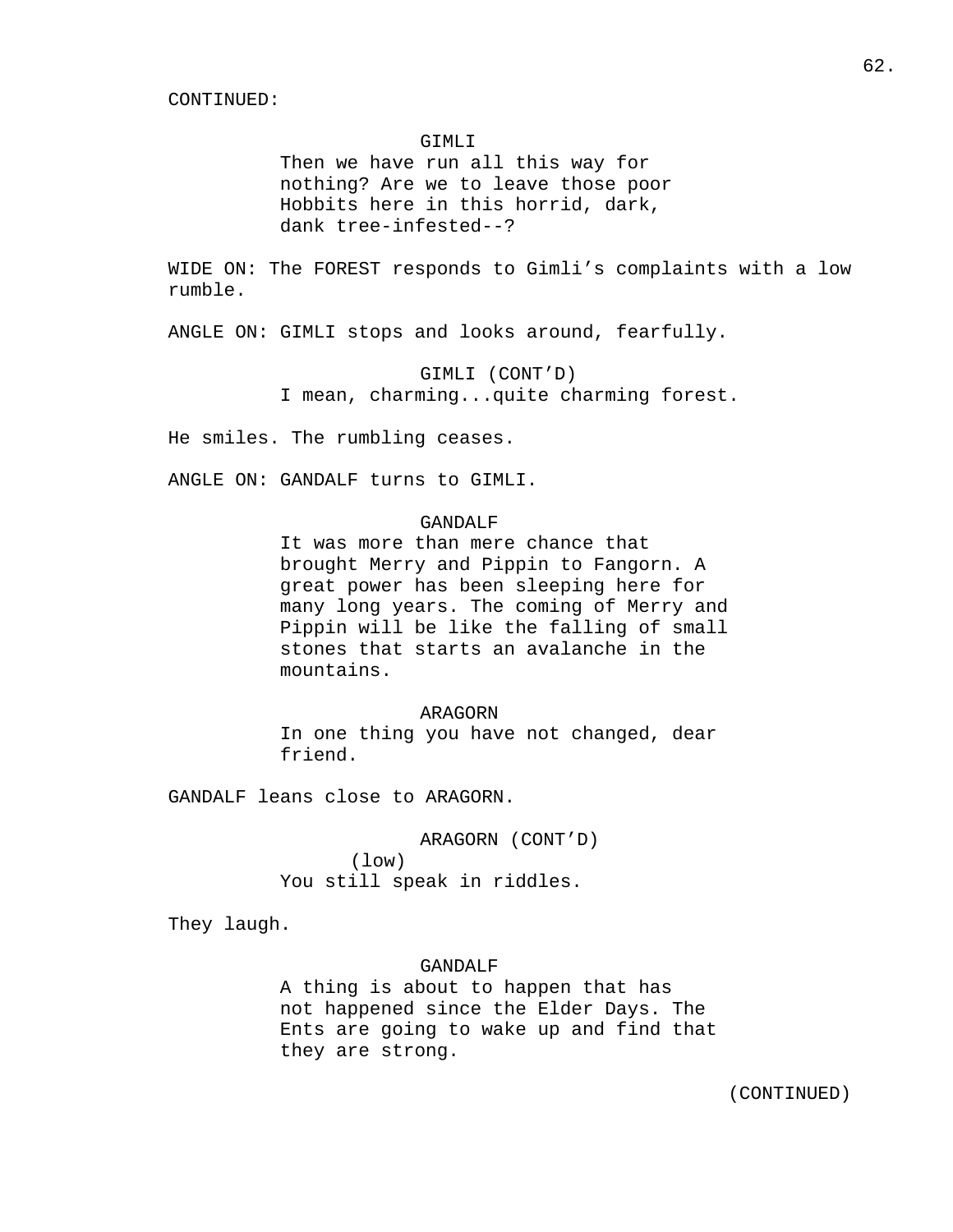CONTINUED:

GIMLI
Then we have run all this way for nothing? Are we to leave those poor Hobbits here in this horrid, dark, dank tree-infested--?

WIDE ON: The FOREST responds to Gimli's complaints with a low rumble.

ANGLE ON: GIMLI stops and looks around, fearfully.

GIMLI (CONT'D)
I mean, charming...quite charming forest.

He smiles. The rumbling ceases.

ANGLE ON: GANDALF turns to GIMLI.

GANDALF
It was more than mere chance that brought Merry and Pippin to Fangorn. A great power has been sleeping here for many long years. The coming of Merry and Pippin will be like the falling of small stones that starts an avalanche in the mountains.

ARAGORN
In one thing you have not changed, dear friend.

GANDALF leans close to ARAGORN.

ARAGORN (CONT'D)
(low)
You still speak in riddles.

They laugh.

GANDALF
A thing is about to happen that has not happened since the Elder Days. The Ents are going to wake up and find that they are strong.

(CONTINUED)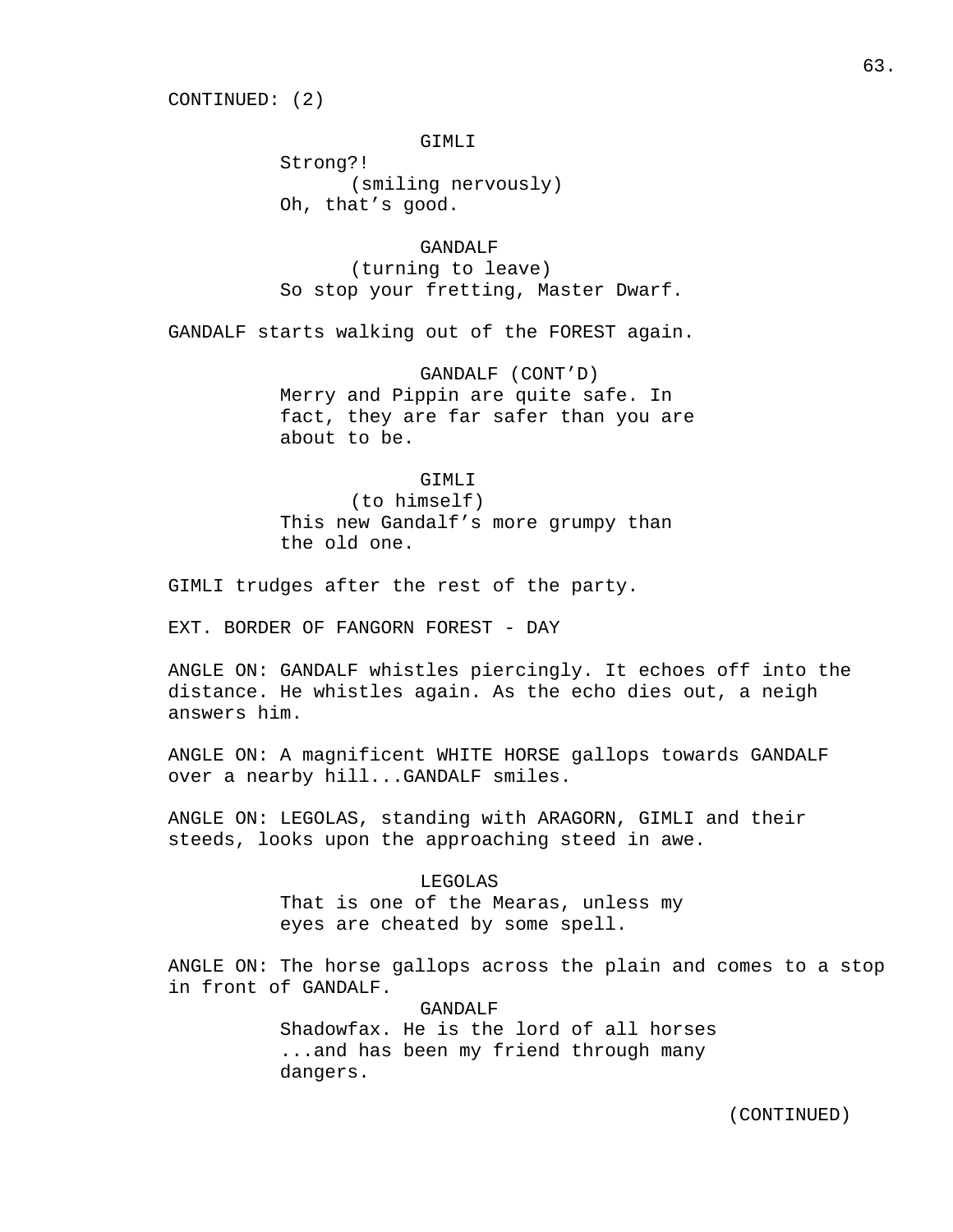CONTINUED: (2)

GIMLI

Strong?!

(smiling nervously)

Oh, that's good.

GANDALF

(turning to leave)

So stop your fretting, Master Dwarf.

GANDALF starts walking out of the FOREST again.

GANDALF (CONT'D)

Merry and Pippin are quite safe. In fact, they are far safer than you are about to be.

GIMLI

(to himself)

This new Gandalf's more grumpy than the old one.

GIMLI trudges after the rest of the party.

EXT. BORDER OF FANGORN FOREST - DAY

ANGLE ON: GANDALF whistles piercingly. It echoes off into the distance. He whistles again. As the echo dies out, a neigh answers him.

ANGLE ON: A magnificent WHITE HORSE gallops towards GANDALF over a nearby hill...GANDALF smiles.

ANGLE ON: LEGOLAS, standing with ARAGORN, GIMLI and their steeds, looks upon the approaching steed in awe.

LEGOLAS

That is one of the Mearas, unless my eyes are cheated by some spell.

ANGLE ON: The horse gallops across the plain and comes to a stop in front of GANDALF.

GANDALF

Shadowfax. He is the lord of all horses ...and has been my friend through many dangers.

(CONTINUED)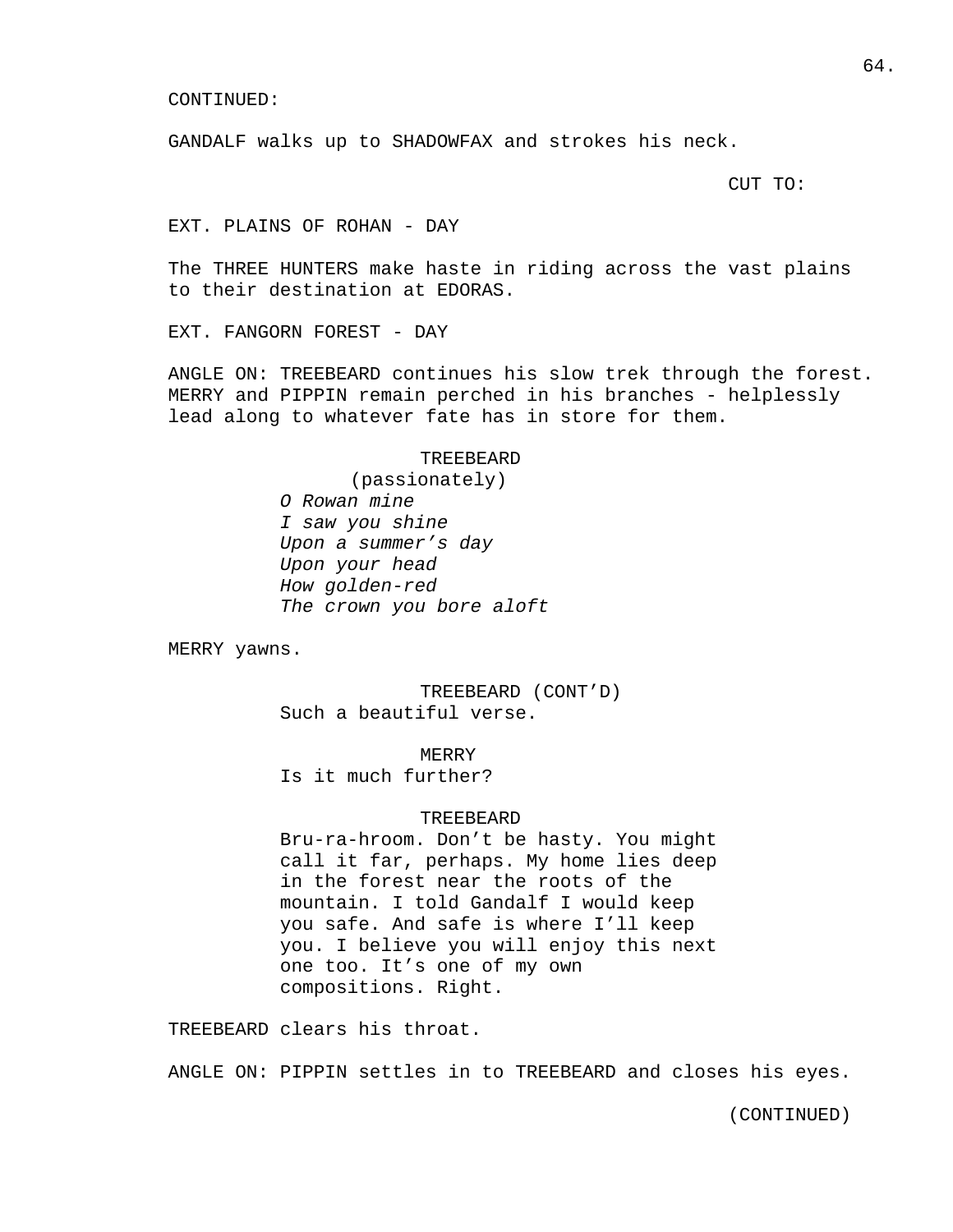CONTINUED:

GANDALF walks up to SHADOWFAX and strokes his neck.

CUT TO:

EXT. PLAINS OF ROHAN - DAY

The THREE HUNTERS make haste in riding across the vast plains to their destination at EDORAS.

EXT. FANGORN FOREST - DAY

ANGLE ON: TREEBEARD continues his slow trek through the forest. MERRY and PIPPIN remain perched in his branches - helplessly lead along to whatever fate has in store for them.

TREEBEARD
(passionately)
*O Rowan mine*
*I saw you shine*
*Upon a summer's day*
*Upon your head*
*How golden-red*
*The crown you bore aloft*

MERRY yawns.

TREEBEARD (CONT'D)
Such a beautiful verse.

MERRY
Is it much further?

TREEBEARD
Bru-ra-hroom. Don't be hasty. You might call it far, perhaps. My home lies deep in the forest near the roots of the mountain. I told Gandalf I would keep you safe. And safe is where I'll keep you. I believe you will enjoy this next one too. It's one of my own compositions. Right.

TREEBEARD clears his throat.

ANGLE ON: PIPPIN settles in to TREEBEARD and closes his eyes.

(CONTINUED)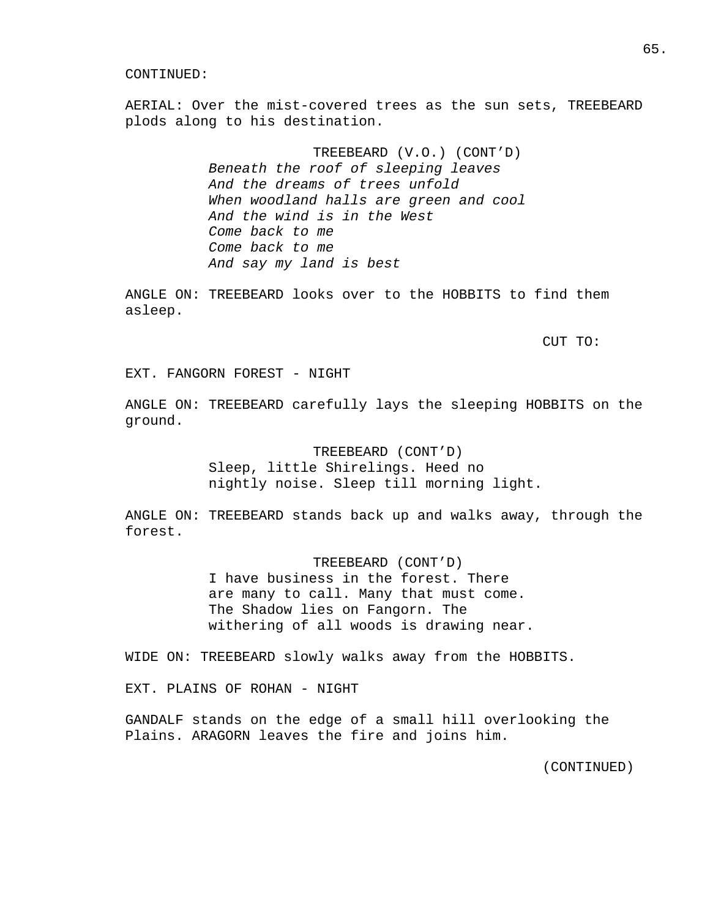CONTINUED:

AERIAL: Over the mist-covered trees as the sun sets, TREEBEARD plods along to his destination.

TREEBEARD (V.O.) (CONT'D)
*Beneath the roof of sleeping leaves*
*And the dreams of trees unfold*
*When woodland halls are green and cool*
*And the wind is in the West*
*Come back to me*
*Come back to me*
*And say my land is best*

ANGLE ON: TREEBEARD looks over to the HOBBITS to find them asleep.

CUT TO:

EXT. FANGORN FOREST - NIGHT

ANGLE ON: TREEBEARD carefully lays the sleeping HOBBITS on the ground.

TREEBEARD (CONT'D)
Sleep, little Shirelings. Heed no nightly noise. Sleep till morning light.

ANGLE ON: TREEBEARD stands back up and walks away, through the forest.

TREEBEARD (CONT'D)
I have business in the forest. There are many to call. Many that must come. The Shadow lies on Fangorn. The withering of all woods is drawing near.

WIDE ON: TREEBEARD slowly walks away from the HOBBITS.

EXT. PLAINS OF ROHAN - NIGHT

GANDALF stands on the edge of a small hill overlooking the Plains. ARAGORN leaves the fire and joins him.

(CONTINUED)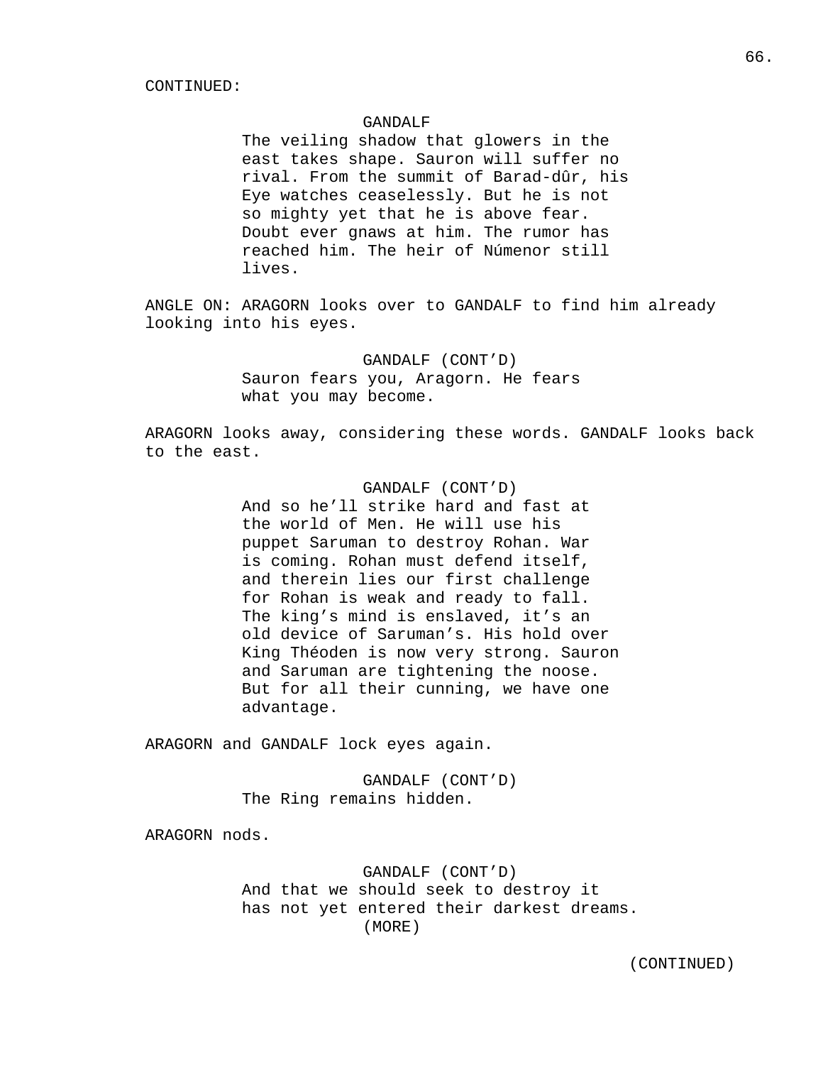CONTINUED:

GANDALF

The veiling shadow that glowers in the east takes shape. Sauron will suffer no rival. From the summit of Barad-dûr, his Eye watches ceaselessly. But he is not so mighty yet that he is above fear. Doubt ever gnaws at him. The rumor has reached him. The heir of Númenor still lives.

ANGLE ON: ARAGORN looks over to GANDALF to find him already looking into his eyes.

GANDALF (CONT'D)

Sauron fears you, Aragorn. He fears what you may become.

ARAGORN looks away, considering these words. GANDALF looks back to the east.

GANDALF (CONT'D)

And so he'll strike hard and fast at the world of Men. He will use his puppet Saruman to destroy Rohan. War is coming. Rohan must defend itself, and therein lies our first challenge for Rohan is weak and ready to fall. The king's mind is enslaved, it's an old device of Saruman's. His hold over King Théoden is now very strong. Sauron and Saruman are tightening the noose. But for all their cunning, we have one advantage.

ARAGORN and GANDALF lock eyes again.

GANDALF (CONT'D)

The Ring remains hidden.

ARAGORN nods.

GANDALF (CONT'D)

And that we should seek to destroy it has not yet entered their darkest dreams.

(MORE)

(CONTINUED)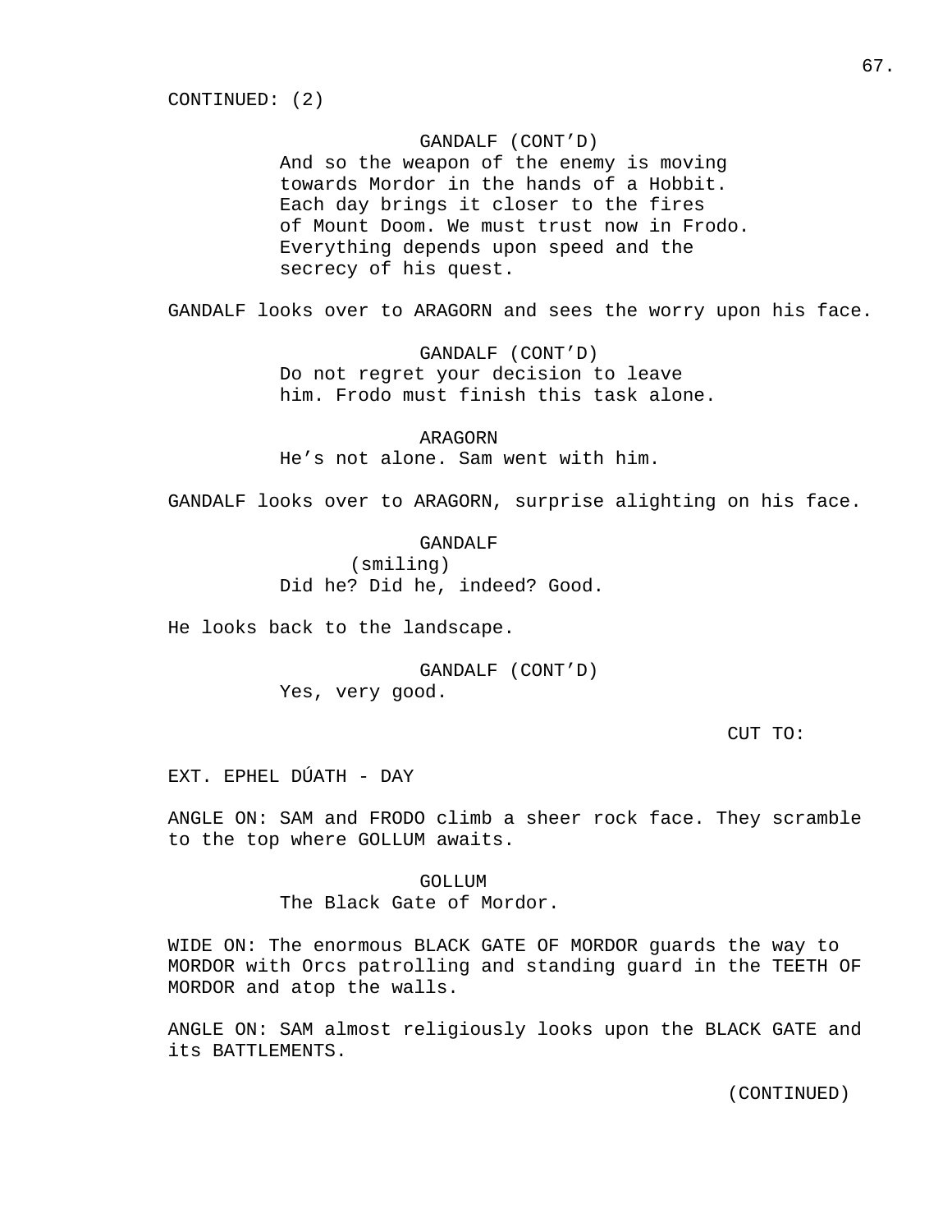CONTINUED: (2)

GANDALF (CONT'D)
And so the weapon of the enemy is moving towards Mordor in the hands of a Hobbit. Each day brings it closer to the fires of Mount Doom. We must trust now in Frodo. Everything depends upon speed and the secrecy of his quest.

GANDALF looks over to ARAGORN and sees the worry upon his face.

GANDALF (CONT'D)
Do not regret your decision to leave him. Frodo must finish this task alone.

ARAGORN
He's not alone. Sam went with him.

GANDALF looks over to ARAGORN, surprise alighting on his face.

GANDALF
(smiling)
Did he? Did he, indeed? Good.

He looks back to the landscape.

GANDALF (CONT'D)
Yes, very good.

CUT TO:

EXT. EPHEL DÚATH - DAY

ANGLE ON: SAM and FRODO climb a sheer rock face. They scramble to the top where GOLLUM awaits.

GOLLUM
The Black Gate of Mordor.

WIDE ON: The enormous BLACK GATE OF MORDOR guards the way to MORDOR with Orcs patrolling and standing guard in the TEETH OF MORDOR and atop the walls.

ANGLE ON: SAM almost religiously looks upon the BLACK GATE and its BATTLEMENTS.

(CONTINUED)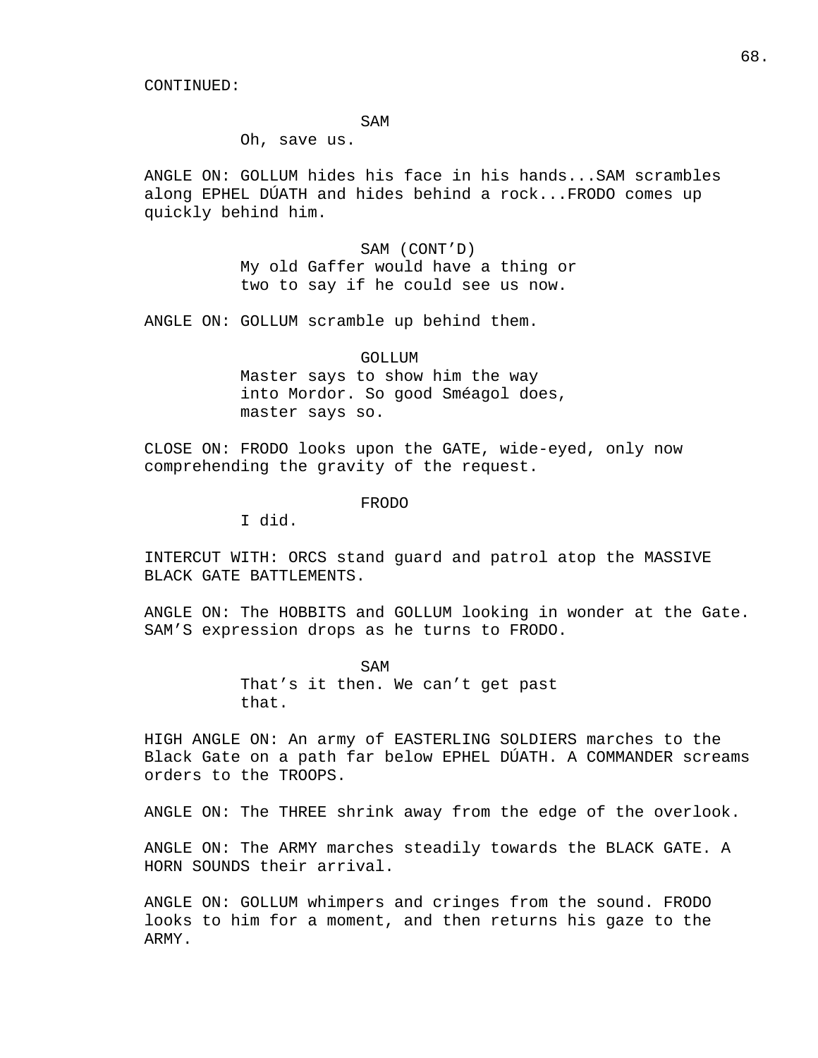CONTINUED:

SAM

Oh, save us.

ANGLE ON: GOLLUM hides his face in his hands...SAM scrambles along EPHEL DÚATH and hides behind a rock...FRODO comes up quickly behind him.

SAM (CONT'D)

My old Gaffer would have a thing or two to say if he could see us now.

ANGLE ON: GOLLUM scramble up behind them.

GOLLUM

Master says to show him the way into Mordor. So good Sméagol does, master says so.

CLOSE ON: FRODO looks upon the GATE, wide-eyed, only now comprehending the gravity of the request.

FRODO

I did.

INTERCUT WITH: ORCS stand guard and patrol atop the MASSIVE BLACK GATE BATTLEMENTS.

ANGLE ON: The HOBBITS and GOLLUM looking in wonder at the Gate. SAM'S expression drops as he turns to FRODO.

SAM

That's it then. We can't get past that.

HIGH ANGLE ON: An army of EASTERLING SOLDIERS marches to the Black Gate on a path far below EPHEL DÚATH. A COMMANDER screams orders to the TROOPS.

ANGLE ON: The THREE shrink away from the edge of the overlook.

ANGLE ON: The ARMY marches steadily towards the BLACK GATE. A HORN SOUNDS their arrival.

ANGLE ON: GOLLUM whimpers and cringes from the sound. FRODO looks to him for a moment, and then returns his gaze to the ARMY.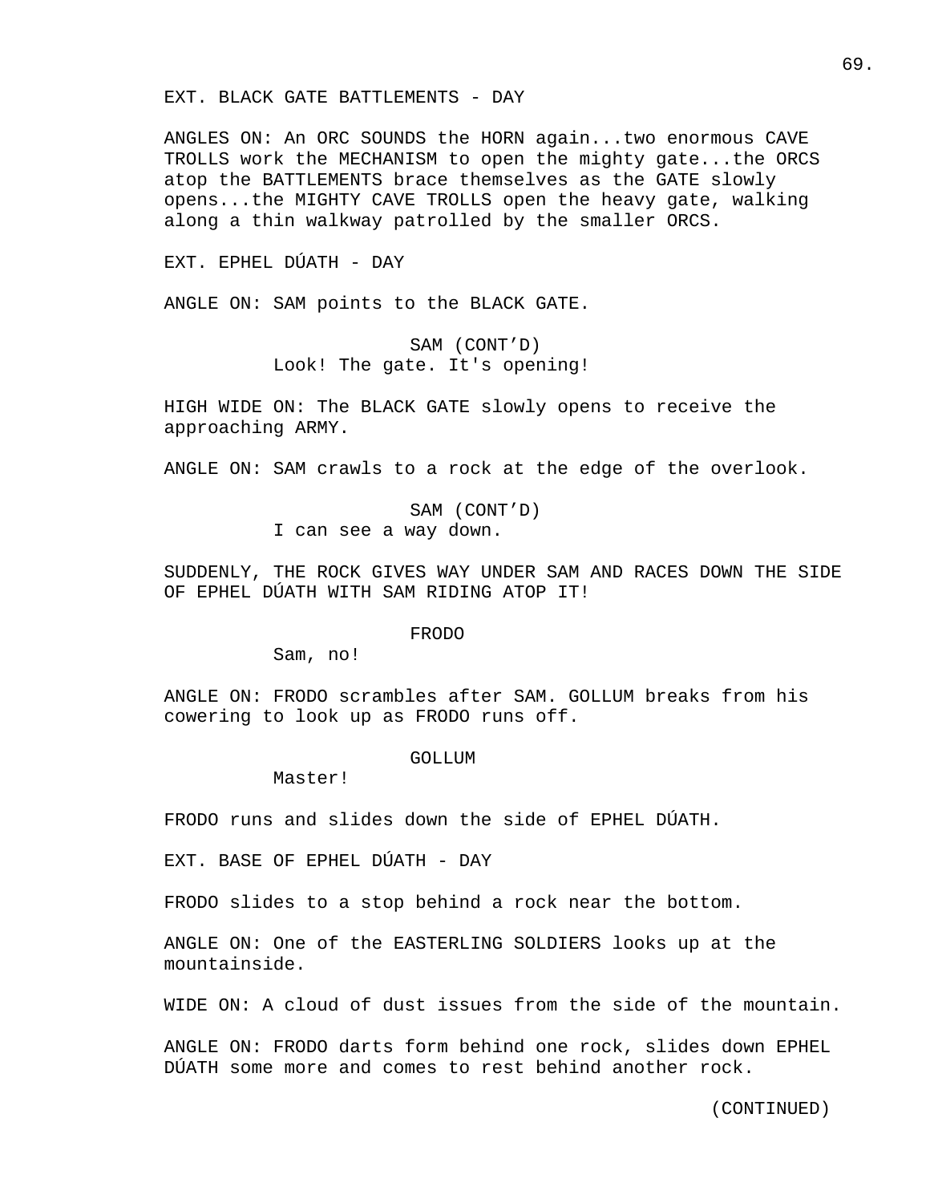EXT. BLACK GATE BATTLEMENTS - DAY

ANGLES ON: An ORC SOUNDS the HORN again...two enormous CAVE TROLLS work the MECHANISM to open the mighty gate...the ORCS atop the BATTLEMENTS brace themselves as the GATE slowly opens...the MIGHTY CAVE TROLLS open the heavy gate, walking along a thin walkway patrolled by the smaller ORCS.

EXT. EPHEL DÚATH - DAY

ANGLE ON: SAM points to the BLACK GATE.

SAM (CONT'D)
Look! The gate. It's opening!

HIGH WIDE ON: The BLACK GATE slowly opens to receive the approaching ARMY.

ANGLE ON: SAM crawls to a rock at the edge of the overlook.

SAM (CONT'D)
I can see a way down.

SUDDENLY, THE ROCK GIVES WAY UNDER SAM AND RACES DOWN THE SIDE OF EPHEL DÚATH WITH SAM RIDING ATOP IT!

FRODO
Sam, no!

ANGLE ON: FRODO scrambles after SAM. GOLLUM breaks from his cowering to look up as FRODO runs off.

GOLLUM
Master!

FRODO runs and slides down the side of EPHEL DÚATH.

EXT. BASE OF EPHEL DÚATH - DAY

FRODO slides to a stop behind a rock near the bottom.

ANGLE ON: One of the EASTERLING SOLDIERS looks up at the mountainside.

WIDE ON: A cloud of dust issues from the side of the mountain.

ANGLE ON: FRODO darts form behind one rock, slides down EPHEL DÚATH some more and comes to rest behind another rock.

(CONTINUED)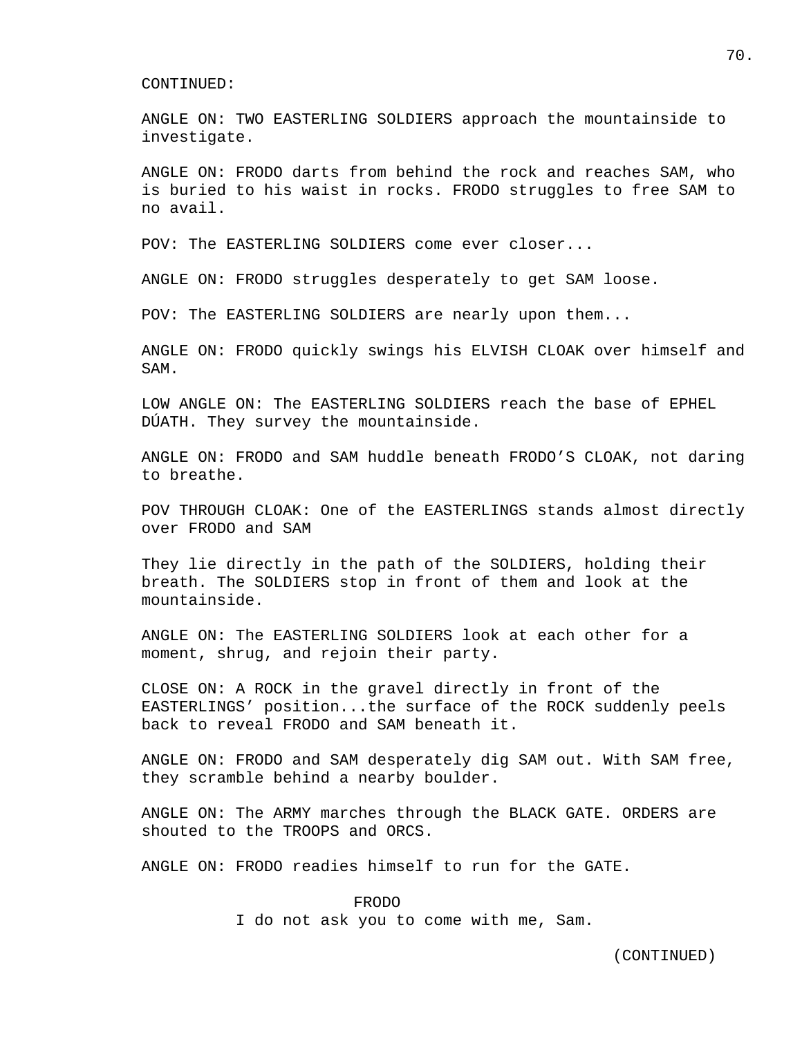CONTINUED:

ANGLE ON: TWO EASTERLING SOLDIERS approach the mountainside to investigate.

ANGLE ON: FRODO darts from behind the rock and reaches SAM, who is buried to his waist in rocks. FRODO struggles to free SAM to no avail.

POV: The EASTERLING SOLDIERS come ever closer...

ANGLE ON: FRODO struggles desperately to get SAM loose.

POV: The EASTERLING SOLDIERS are nearly upon them...

ANGLE ON: FRODO quickly swings his ELVISH CLOAK over himself and SAM.

LOW ANGLE ON: The EASTERLING SOLDIERS reach the base of EPHEL DÚATH. They survey the mountainside.

ANGLE ON: FRODO and SAM huddle beneath FRODO'S CLOAK, not daring to breathe.

POV THROUGH CLOAK: One of the EASTERLINGS stands almost directly over FRODO and SAM

They lie directly in the path of the SOLDIERS, holding their breath. The SOLDIERS stop in front of them and look at the mountainside.

ANGLE ON: The EASTERLING SOLDIERS look at each other for a moment, shrug, and rejoin their party.

CLOSE ON: A ROCK in the gravel directly in front of the EASTERLINGS' position...the surface of the ROCK suddenly peels back to reveal FRODO and SAM beneath it.

ANGLE ON: FRODO and SAM desperately dig SAM out. With SAM free, they scramble behind a nearby boulder.

ANGLE ON: The ARMY marches through the BLACK GATE. ORDERS are shouted to the TROOPS and ORCS.

ANGLE ON: FRODO readies himself to run for the GATE.

FRODO
I do not ask you to come with me, Sam.

(CONTINUED)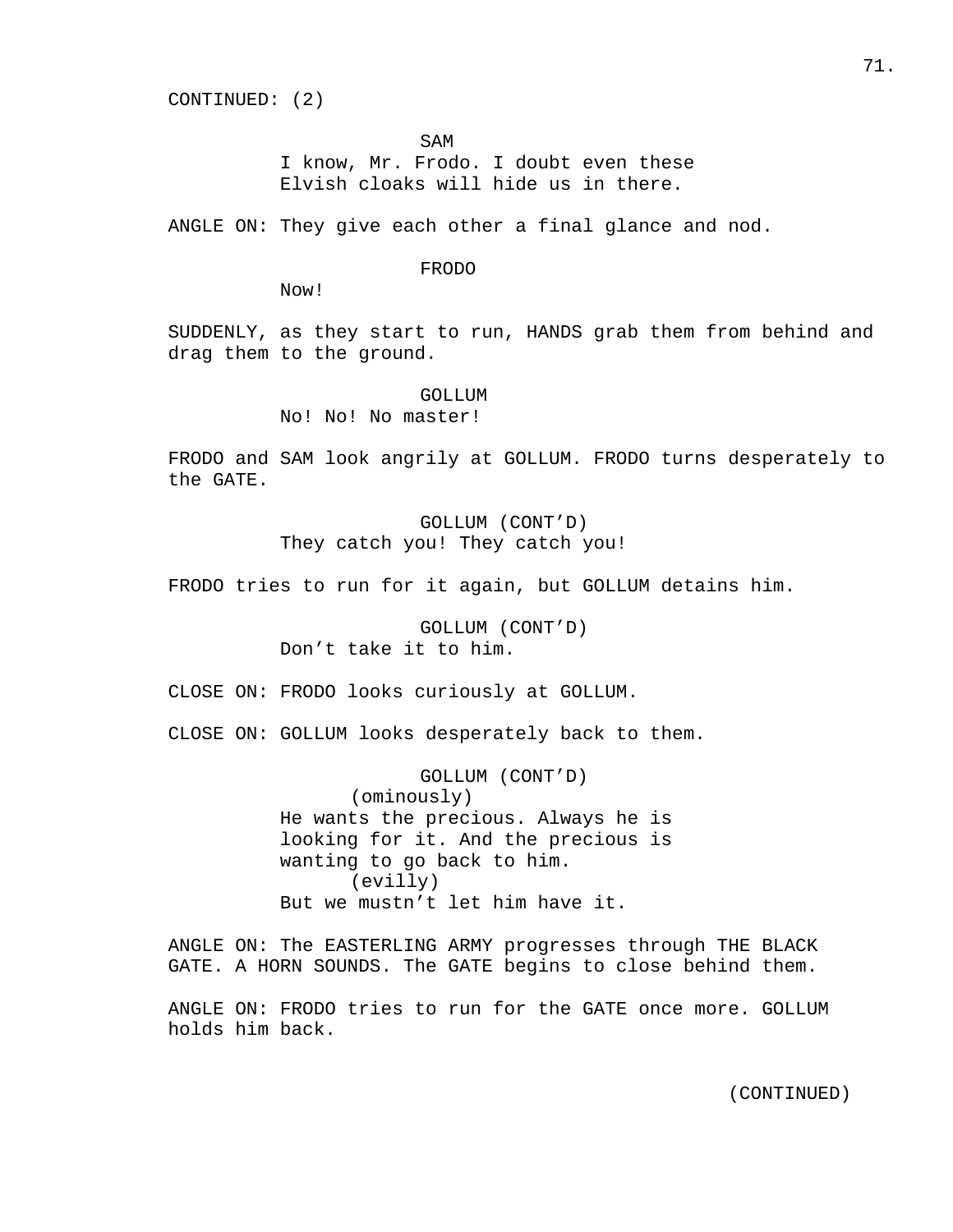CONTINUED: (2)

SAM
I know, Mr. Frodo. I doubt even these Elvish cloaks will hide us in there.

ANGLE ON: They give each other a final glance and nod.

FRODO
Now!

SUDDENLY, as they start to run, HANDS grab them from behind and drag them to the ground.

GOLLUM
No! No! No master!

FRODO and SAM look angrily at GOLLUM. FRODO turns desperately to the GATE.

GOLLUM (CONT'D)
They catch you! They catch you!

FRODO tries to run for it again, but GOLLUM detains him.

GOLLUM (CONT'D)
Don't take it to him.

CLOSE ON: FRODO looks curiously at GOLLUM.

CLOSE ON: GOLLUM looks desperately back to them.

GOLLUM (CONT'D)
(ominously)
He wants the precious. Always he is looking for it. And the precious is wanting to go back to him.
(evilly)
But we mustn't let him have it.

ANGLE ON: The EASTERLING ARMY progresses through THE BLACK GATE. A HORN SOUNDS. The GATE begins to close behind them.

ANGLE ON: FRODO tries to run for the GATE once more. GOLLUM holds him back.

(CONTINUED)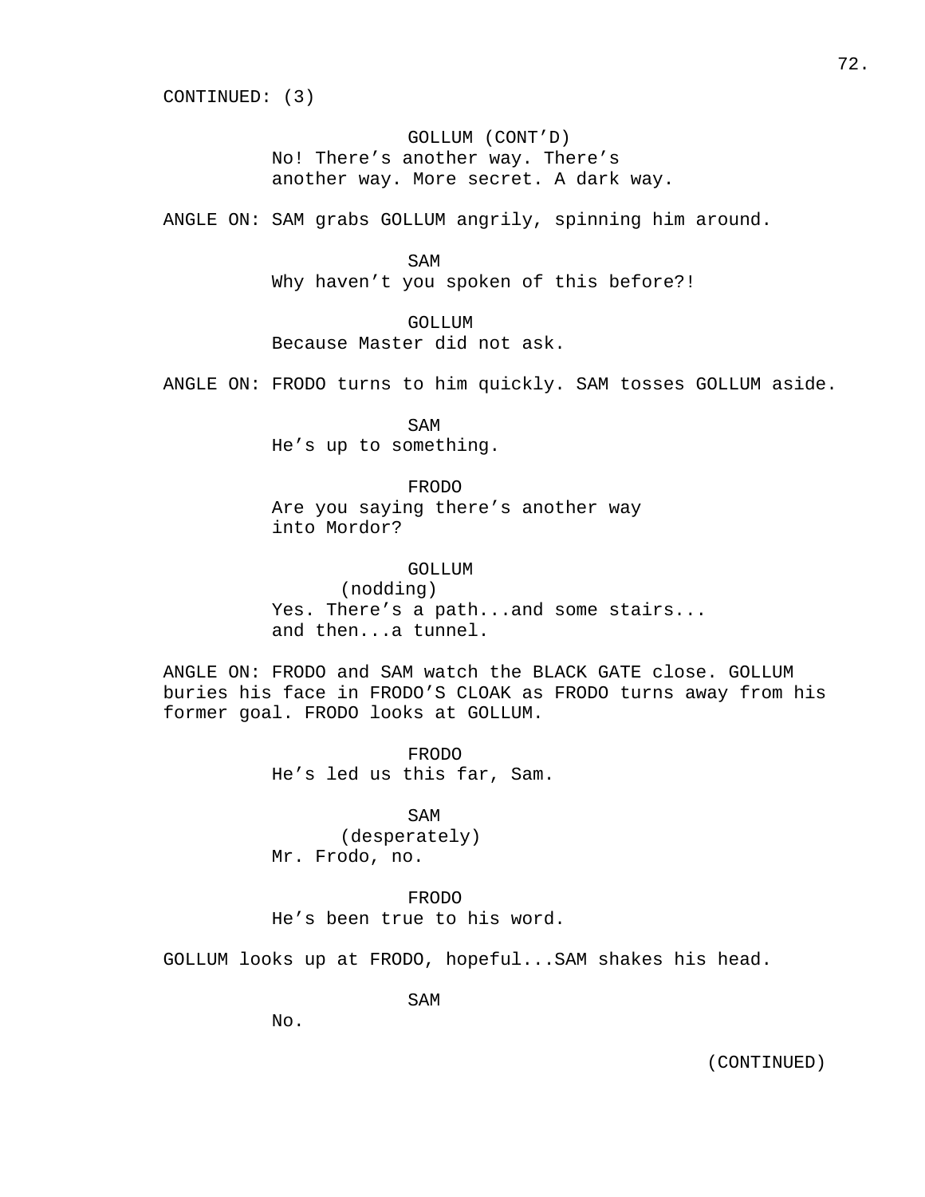CONTINUED: (3)

GOLLUM (CONT'D)
No! There's another way. There's another way. More secret. A dark way.

ANGLE ON: SAM grabs GOLLUM angrily, spinning him around.

SAM
Why haven't you spoken of this before?!

GOLLUM
Because Master did not ask.

ANGLE ON: FRODO turns to him quickly. SAM tosses GOLLUM aside.

SAM
He's up to something.

FRODO
Are you saying there's another way into Mordor?

GOLLUM
(nodding)
Yes. There's a path...and some stairs... and then...a tunnel.

ANGLE ON: FRODO and SAM watch the BLACK GATE close. GOLLUM buries his face in FRODO'S CLOAK as FRODO turns away from his former goal. FRODO looks at GOLLUM.

FRODO
He's led us this far, Sam.

SAM
(desperately)
Mr. Frodo, no.

FRODO
He's been true to his word.

GOLLUM looks up at FRODO, hopeful...SAM shakes his head.

SAM
No.

(CONTINUED)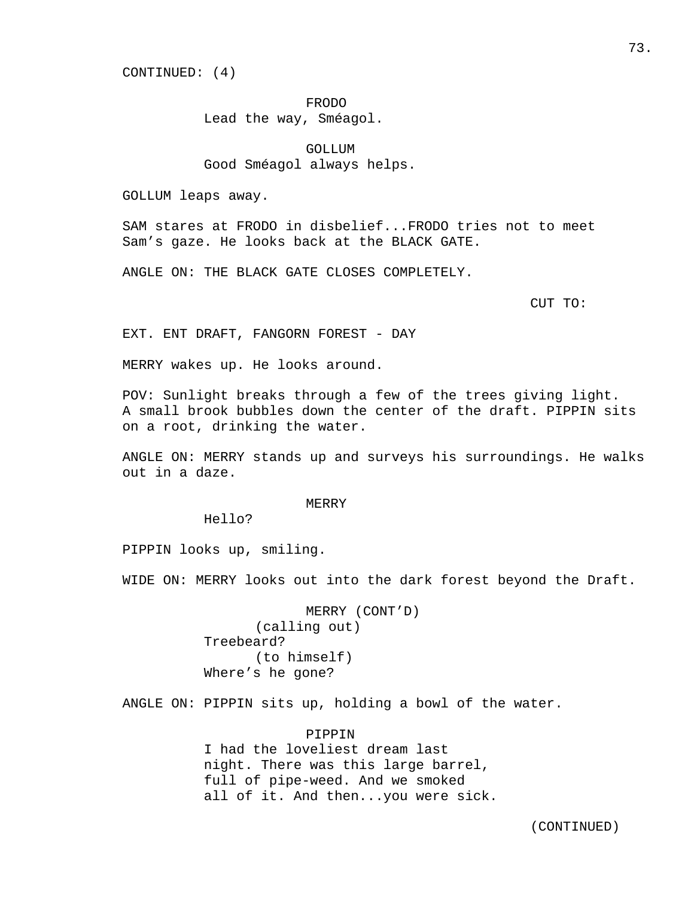CONTINUED: (4)

FRODO
Lead the way, Sméagol.

GOLLUM
Good Sméagol always helps.

GOLLUM leaps away.

SAM stares at FRODO in disbelief...FRODO tries not to meet Sam's gaze. He looks back at the BLACK GATE.

ANGLE ON: THE BLACK GATE CLOSES COMPLETELY.

CUT TO:

EXT. ENT DRAFT, FANGORN FOREST - DAY

MERRY wakes up. He looks around.

POV: Sunlight breaks through a few of the trees giving light. A small brook bubbles down the center of the draft. PIPPIN sits on a root, drinking the water.

ANGLE ON: MERRY stands up and surveys his surroundings. He walks out in a daze.

MERRY
Hello?

PIPPIN looks up, smiling.

WIDE ON: MERRY looks out into the dark forest beyond the Draft.

MERRY (CONT'D)
(calling out)
Treebeard?
(to himself)
Where's he gone?

ANGLE ON: PIPPIN sits up, holding a bowl of the water.

PIPPIN
I had the loveliest dream last night. There was this large barrel, full of pipe-weed. And we smoked all of it. And then...you were sick.

(CONTINUED)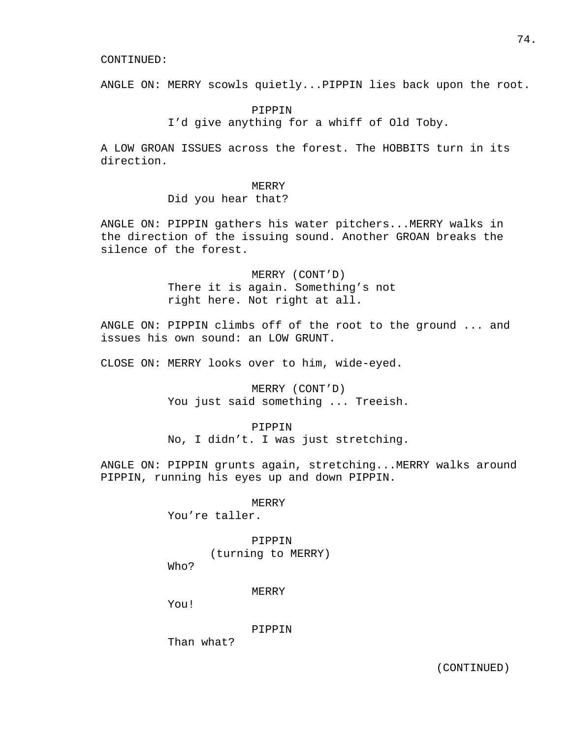CONTINUED:

ANGLE ON: MERRY scowls quietly...PIPPIN lies back upon the root.

PIPPIN
I'd give anything for a whiff of Old Toby.

A LOW GROAN ISSUES across the forest. The HOBBITS turn in its direction.

MERRY
Did you hear that?

ANGLE ON: PIPPIN gathers his water pitchers...MERRY walks in the direction of the issuing sound. Another GROAN breaks the silence of the forest.

MERRY (CONT'D)
There it is again. Something's not right here. Not right at all.

ANGLE ON: PIPPIN climbs off of the root to the ground ... and issues his own sound: an LOW GRUNT.

CLOSE ON: MERRY looks over to him, wide-eyed.

MERRY (CONT'D)
You just said something ... Treeish.

PIPPIN
No, I didn't. I was just stretching.

ANGLE ON: PIPPIN grunts again, stretching...MERRY walks around PIPPIN, running his eyes up and down PIPPIN.

MERRY
You're taller.

PIPPIN
(turning to MERRY)
Who?

MERRY
You!

PIPPIN
Than what?

(CONTINUED)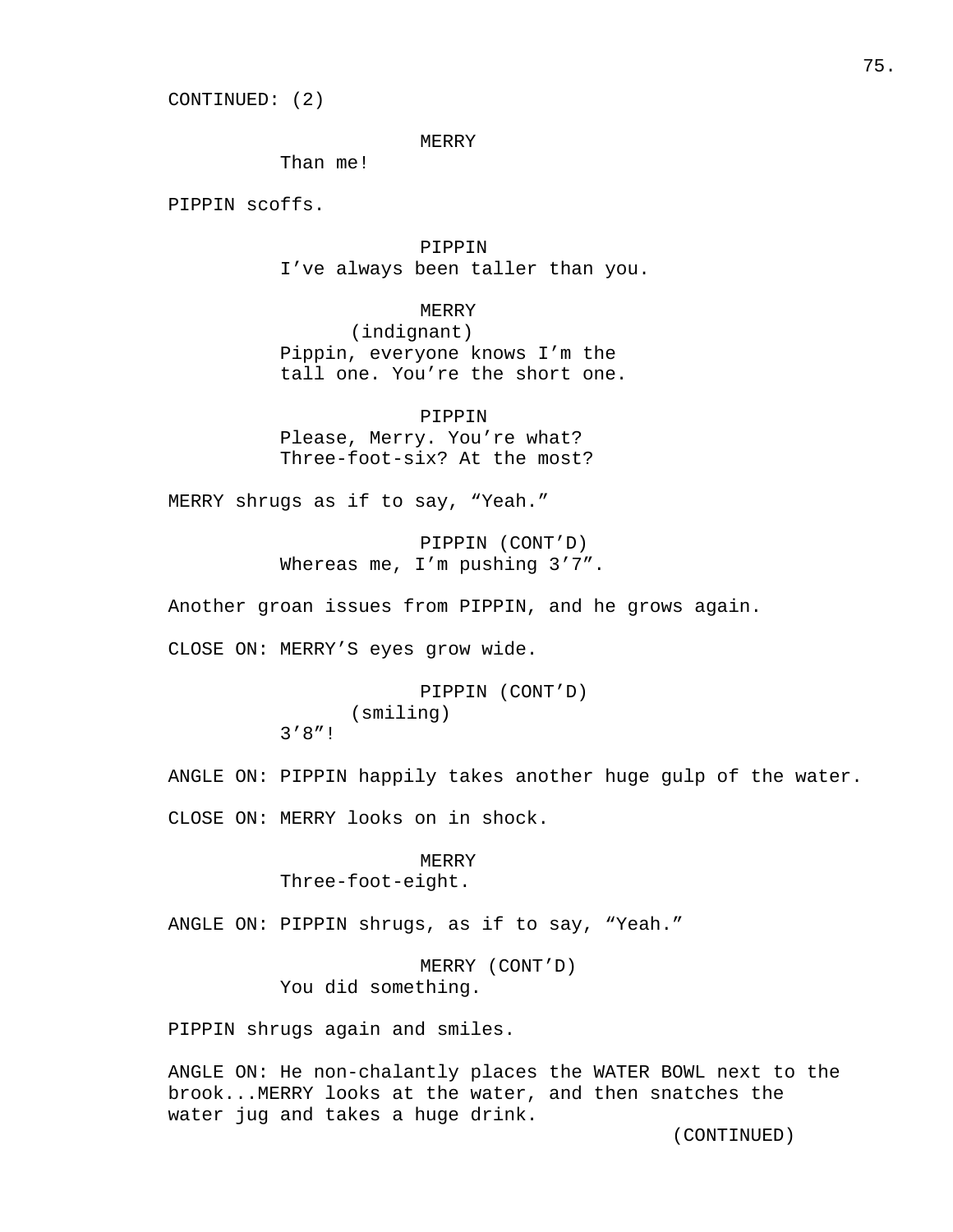CONTINUED: (2)

MERRY
Than me!

PIPPIN scoffs.

PIPPIN
I've always been taller than you.

MERRY
(indignant)
Pippin, everyone knows I'm the tall one. You're the short one.

PIPPIN
Please, Merry. You're what? Three-foot-six? At the most?

MERRY shrugs as if to say, "Yeah."

PIPPIN (CONT'D)
Whereas me, I'm pushing 3'7".

Another groan issues from PIPPIN, and he grows again.

CLOSE ON: MERRY'S eyes grow wide.

PIPPIN (CONT'D)
(smiling)
3'8"!

ANGLE ON: PIPPIN happily takes another huge gulp of the water.

CLOSE ON: MERRY looks on in shock.

MERRY
Three-foot-eight.

ANGLE ON: PIPPIN shrugs, as if to say, "Yeah."

MERRY (CONT'D)
You did something.

PIPPIN shrugs again and smiles.

ANGLE ON: He non-chalantly places the WATER BOWL next to the brook...MERRY looks at the water, and then snatches the water jug and takes a huge drink.

(CONTINUED)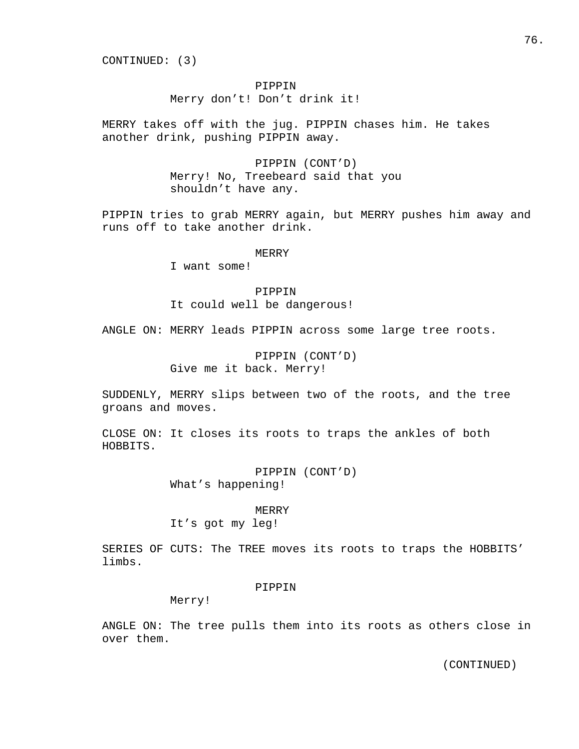CONTINUED: (3)

PIPPIN
Merry don’t! Don’t drink it!

MERRY takes off with the jug. PIPPIN chases him. He takes another drink, pushing PIPPIN away.

PIPPIN (CONT’D)
Merry! No, Treebeard said that you shouldn’t have any.

PIPPIN tries to grab MERRY again, but MERRY pushes him away and runs off to take another drink.

MERRY
I want some!

PIPPIN
It could well be dangerous!

ANGLE ON: MERRY leads PIPPIN across some large tree roots.

PIPPIN (CONT’D)
Give me it back. Merry!

SUDDENLY, MERRY slips between two of the roots, and the tree groans and moves.

CLOSE ON: It closes its roots to traps the ankles of both HOBBITS.

PIPPIN (CONT’D)
What’s happening!

MERRY
It’s got my leg!

SERIES OF CUTS: The TREE moves its roots to traps the HOBBITS’ limbs.

PIPPIN
Merry!

ANGLE ON: The tree pulls them into its roots as others close in over them.

(CONTINUED)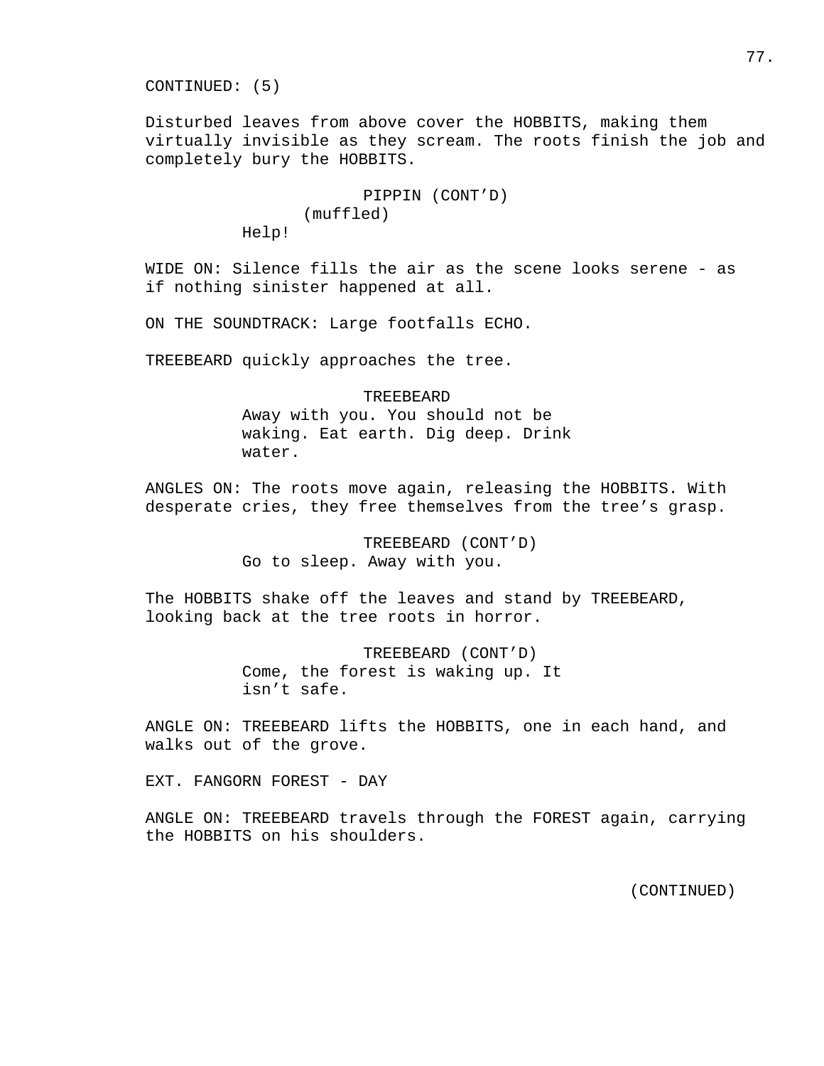CONTINUED: (5)

Disturbed leaves from above cover the HOBBITS, making them virtually invisible as they scream. The roots finish the job and completely bury the HOBBITS.

PIPPIN (CONT'D)
(muffled)
Help!

WIDE ON: Silence fills the air as the scene looks serene - as if nothing sinister happened at all.

ON THE SOUNDTRACK: Large footfalls ECHO.

TREEBEARD quickly approaches the tree.

TREEBEARD
Away with you. You should not be waking. Eat earth. Dig deep. Drink water.

ANGLES ON: The roots move again, releasing the HOBBITS. With desperate cries, they free themselves from the tree's grasp.

TREEBEARD (CONT'D)
Go to sleep. Away with you.

The HOBBITS shake off the leaves and stand by TREEBEARD, looking back at the tree roots in horror.

TREEBEARD (CONT'D)
Come, the forest is waking up. It isn't safe.

ANGLE ON: TREEBEARD lifts the HOBBITS, one in each hand, and walks out of the grove.

EXT. FANGORN FOREST - DAY

ANGLE ON: TREEBEARD travels through the FOREST again, carrying the HOBBITS on his shoulders.

(CONTINUED)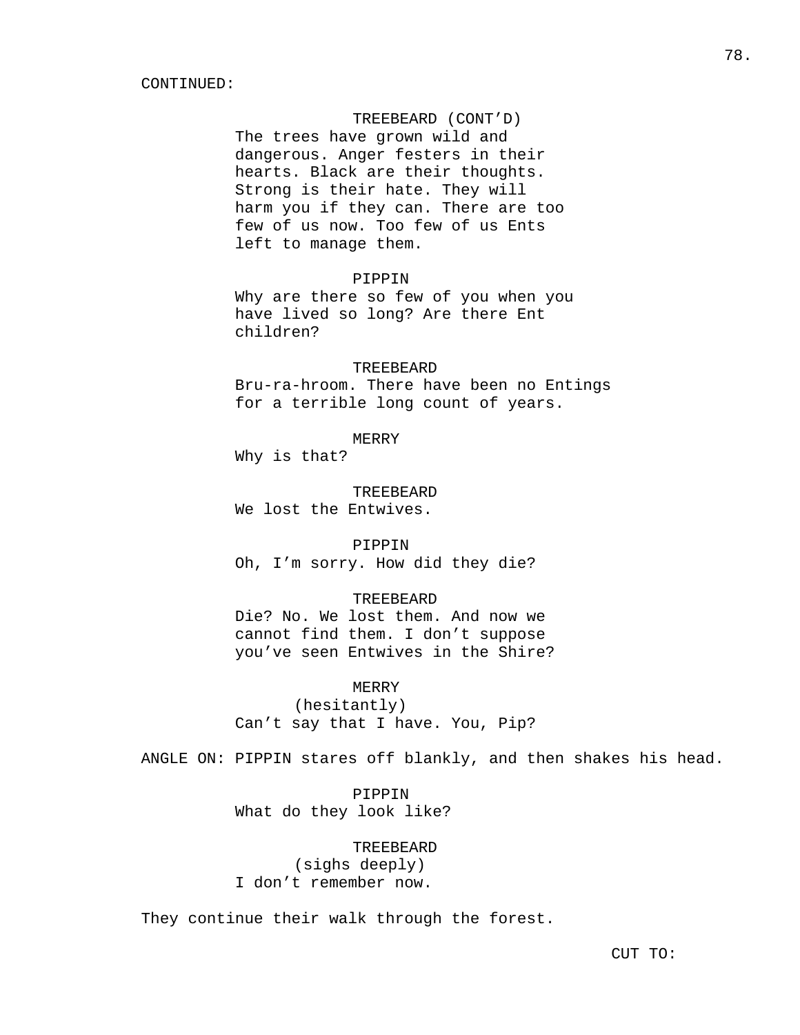CONTINUED:

TREEBEARD (CONT'D)
The trees have grown wild and dangerous. Anger festers in their hearts. Black are their thoughts. Strong is their hate. They will harm you if they can. There are too few of us now. Too few of us Ents left to manage them.

PIPPIN
Why are there so few of you when you have lived so long? Are there Ent children?

TREEBEARD
Bru-ra-hroom. There have been no Entings for a terrible long count of years.

MERRY
Why is that?

TREEBEARD
We lost the Entwives.

PIPPIN
Oh, I'm sorry. How did they die?

TREEBEARD
Die? No. We lost them. And now we cannot find them. I don't suppose you've seen Entwives in the Shire?

MERRY
(hesitantly)
Can't say that I have. You, Pip?

ANGLE ON: PIPPIN stares off blankly, and then shakes his head.

PIPPIN
What do they look like?

TREEBEARD
(sighs deeply)
I don't remember now.

They continue their walk through the forest.

CUT TO: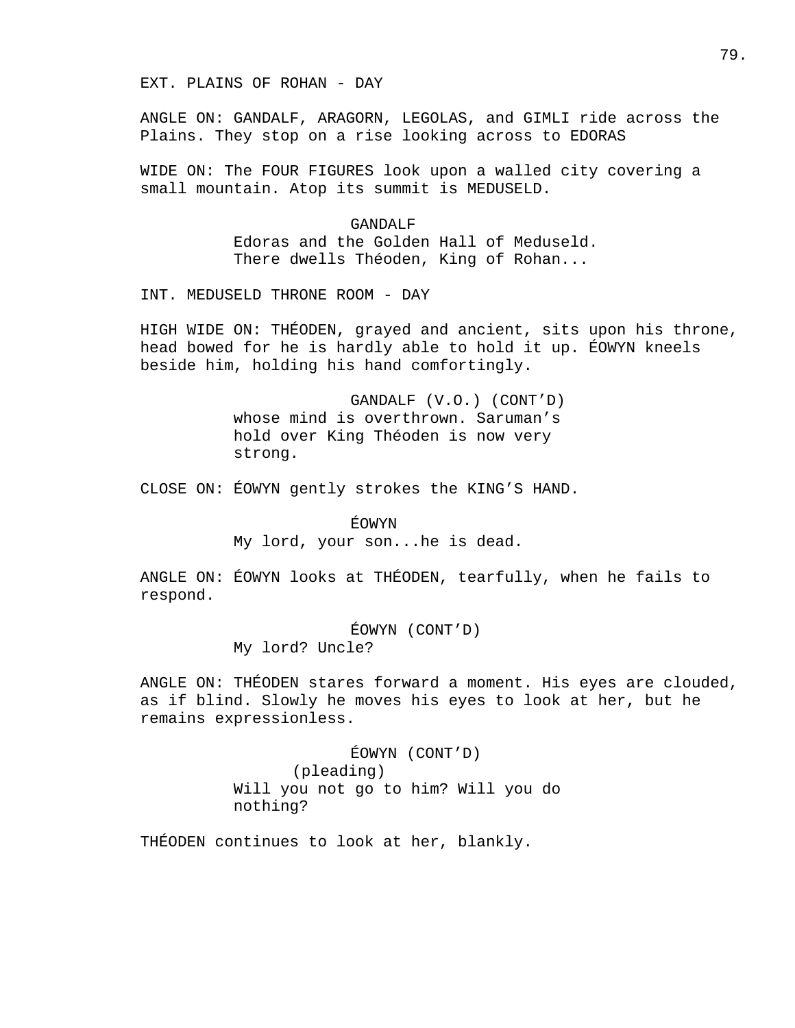EXT. PLAINS OF ROHAN - DAY

ANGLE ON: GANDALF, ARAGORN, LEGOLAS, and GIMLI ride across the Plains. They stop on a rise looking across to EDORAS

WIDE ON: The FOUR FIGURES look upon a walled city covering a small mountain. Atop its summit is MEDUSELD.

GANDALF
Edoras and the Golden Hall of Meduseld. There dwells Théoden, King of Rohan...

INT. MEDUSELD THRONE ROOM - DAY

HIGH WIDE ON: THÉODEN, grayed and ancient, sits upon his throne, head bowed for he is hardly able to hold it up. ÉOWYN kneels beside him, holding his hand comfortingly.

GANDALF (V.O.) (CONT'D)
whose mind is overthrown. Saruman's hold over King Théoden is now very strong.

CLOSE ON: ÉOWYN gently strokes the KING'S HAND.

ÉOWYN
My lord, your son...he is dead.

ANGLE ON: ÉOWYN looks at THÉODEN, tearfully, when he fails to respond.

ÉOWYN (CONT'D)
My lord? Uncle?

ANGLE ON: THÉODEN stares forward a moment. His eyes are clouded, as if blind. Slowly he moves his eyes to look at her, but he remains expressionless.

ÉOWYN (CONT'D)
(pleading)
Will you not go to him? Will you do nothing?

THÉODEN continues to look at her, blankly.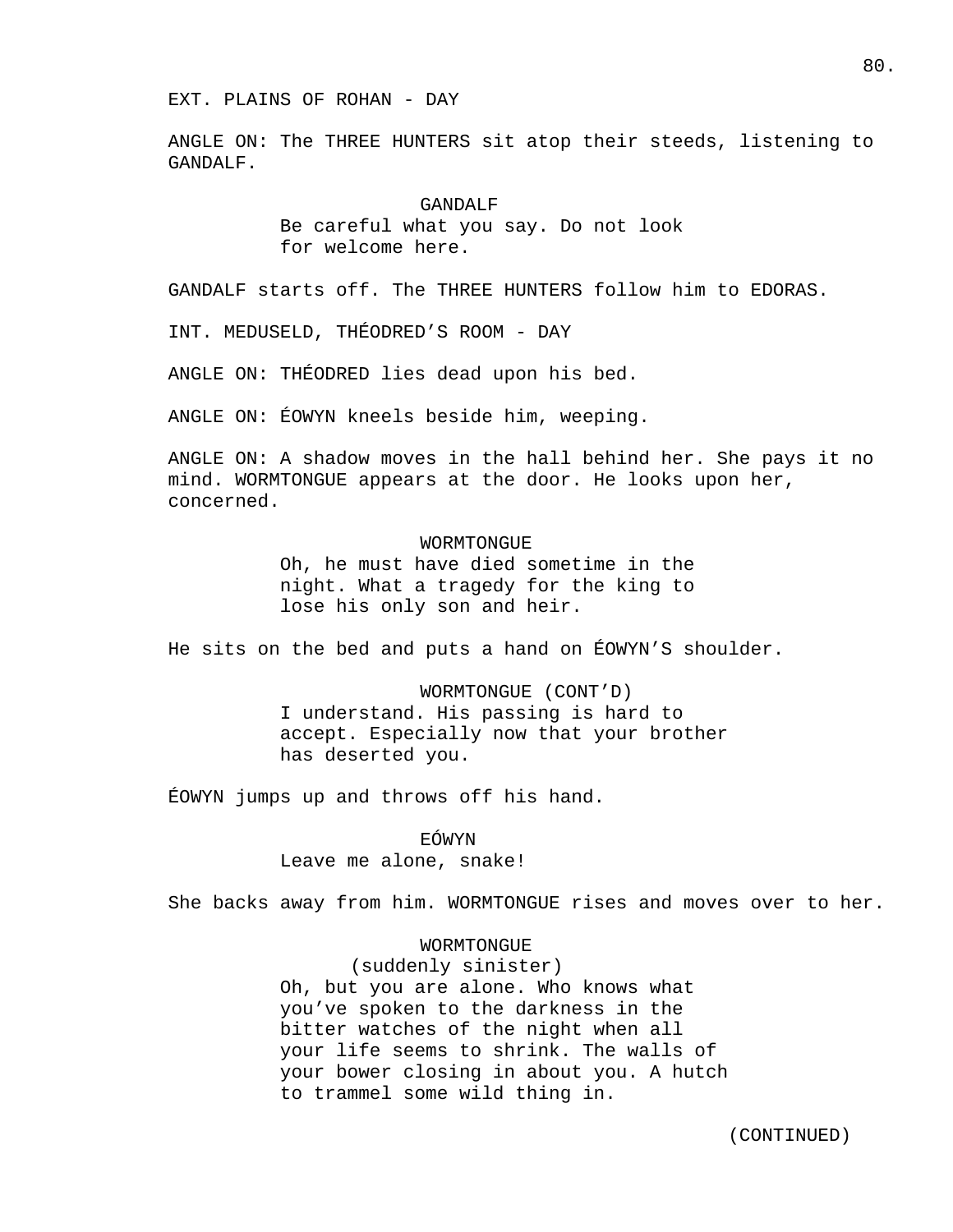EXT. PLAINS OF ROHAN - DAY

ANGLE ON: The THREE HUNTERS sit atop their steeds, listening to GANDALF.

GANDALF

Be careful what you say. Do not look for welcome here.

GANDALF starts off. The THREE HUNTERS follow him to EDORAS.

INT. MEDUSELD, THÉODRED'S ROOM - DAY

ANGLE ON: THÉODRED lies dead upon his bed.

ANGLE ON: ÉOWYN kneels beside him, weeping.

ANGLE ON: A shadow moves in the hall behind her. She pays it no mind. WORMTONGUE appears at the door. He looks upon her, concerned.

WORMTONGUE

Oh, he must have died sometime in the night. What a tragedy for the king to lose his only son and heir.

He sits on the bed and puts a hand on ÉOWYN'S shoulder.

WORMTONGUE (CONT'D)

I understand. His passing is hard to accept. Especially now that your brother has deserted you.

ÉOWYN jumps up and throws off his hand.

EÓWYN

Leave me alone, snake!

She backs away from him. WORMTONGUE rises and moves over to her.

WORMTONGUE

(suddenly sinister)

Oh, but you are alone. Who knows what you've spoken to the darkness in the bitter watches of the night when all your life seems to shrink. The walls of your bower closing in about you. A hutch to trammel some wild thing in.

(CONTINUED)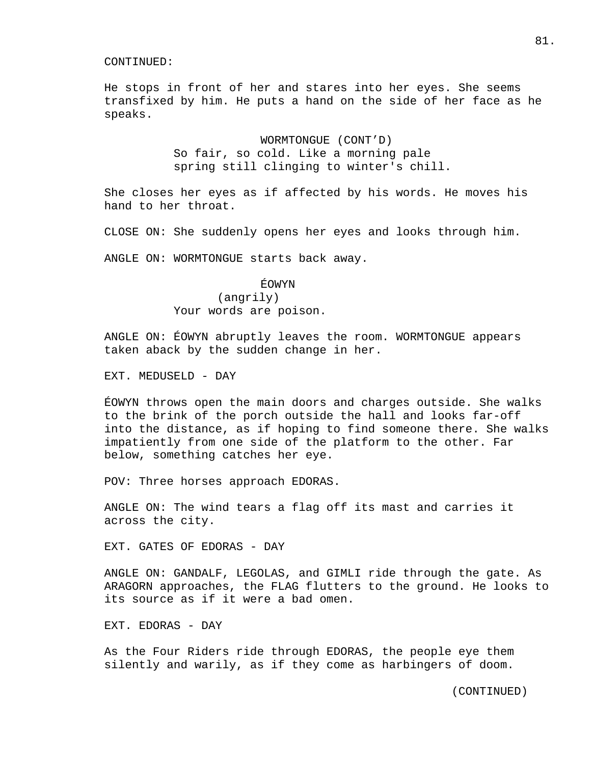CONTINUED:

He stops in front of her and stares into her eyes. She seems transfixed by him. He puts a hand on the side of her face as he speaks.

WORMTONGUE (CONT'D)
So fair, so cold. Like a morning pale spring still clinging to winter's chill.

She closes her eyes as if affected by his words. He moves his hand to her throat.

CLOSE ON: She suddenly opens her eyes and looks through him.

ANGLE ON: WORMTONGUE starts back away.

ÉOWYN
(angrily)
Your words are poison.

ANGLE ON: ÉOWYN abruptly leaves the room. WORMTONGUE appears taken aback by the sudden change in her.

EXT. MEDUSELD - DAY

ÉOWYN throws open the main doors and charges outside. She walks to the brink of the porch outside the hall and looks far-off into the distance, as if hoping to find someone there. She walks impatiently from one side of the platform to the other. Far below, something catches her eye.

POV: Three horses approach EDORAS.

ANGLE ON: The wind tears a flag off its mast and carries it across the city.

EXT. GATES OF EDORAS - DAY

ANGLE ON: GANDALF, LEGOLAS, and GIMLI ride through the gate. As ARAGORN approaches, the FLAG flutters to the ground. He looks to its source as if it were a bad omen.

EXT. EDORAS - DAY

As the Four Riders ride through EDORAS, the people eye them silently and warily, as if they come as harbingers of doom.

(CONTINUED)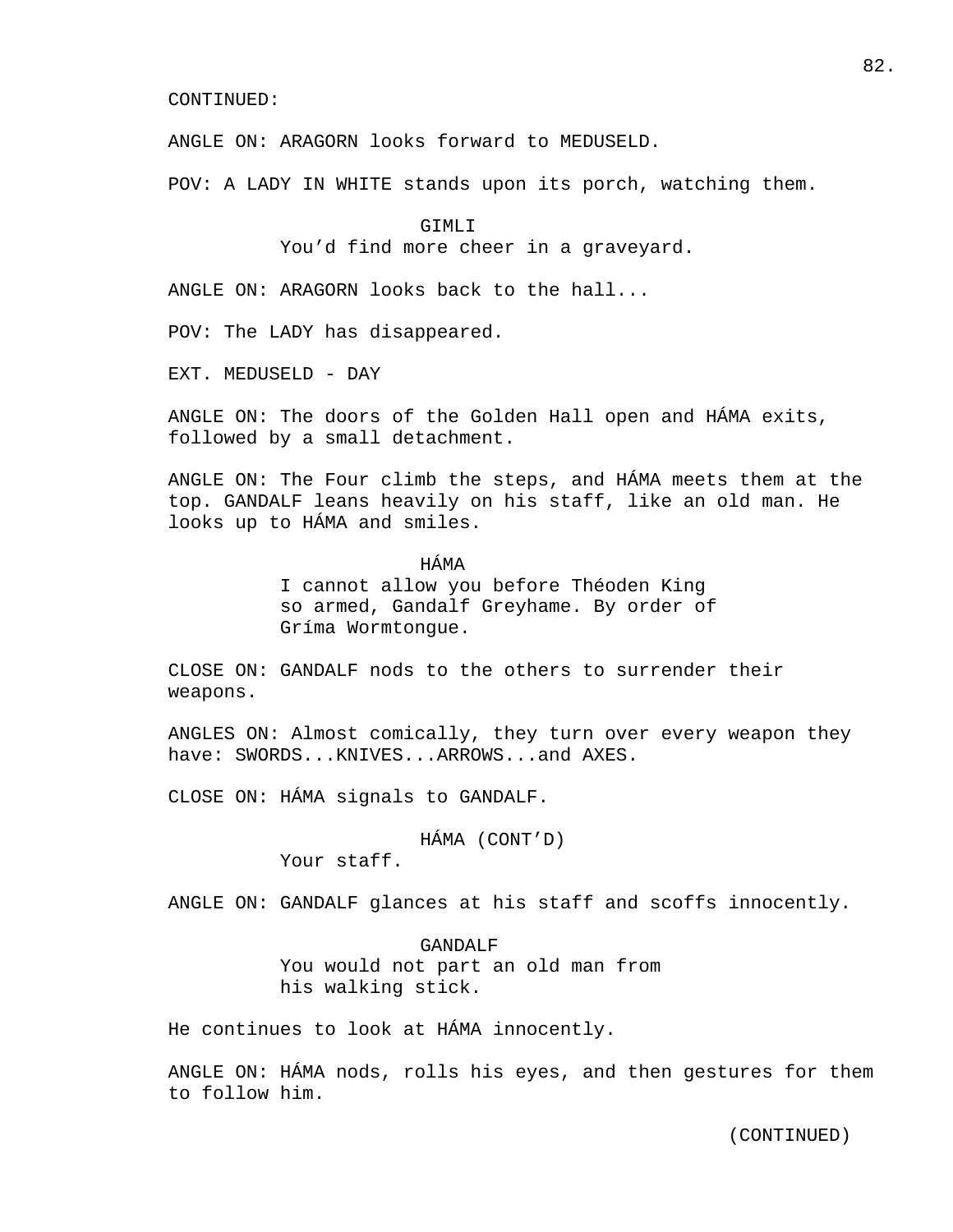CONTINUED:

ANGLE ON: ARAGORN looks forward to MEDUSELD.

POV: A LADY IN WHITE stands upon its porch, watching them.

GIMLI
You'd find more cheer in a graveyard.

ANGLE ON: ARAGORN looks back to the hall...

POV: The LADY has disappeared.

EXT. MEDUSELD - DAY

ANGLE ON: The doors of the Golden Hall open and HÁMA exits, followed by a small detachment.

ANGLE ON: The Four climb the steps, and HÁMA meets them at the top. GANDALF leans heavily on his staff, like an old man. He looks up to HÁMA and smiles.

HÁMA
I cannot allow you before Théoden King so armed, Gandalf Greyhame. By order of Gríma Wormtongue.

CLOSE ON: GANDALF nods to the others to surrender their weapons.

ANGLES ON: Almost comically, they turn over every weapon they have: SWORDS...KNIVES...ARROWS...and AXES.

CLOSE ON: HÁMA signals to GANDALF.

HÁMA (CONT'D)
Your staff.

ANGLE ON: GANDALF glances at his staff and scoffs innocently.

GANDALF
You would not part an old man from his walking stick.

He continues to look at HÁMA innocently.

ANGLE ON: HÁMA nods, rolls his eyes, and then gestures for them to follow him.

(CONTINUED)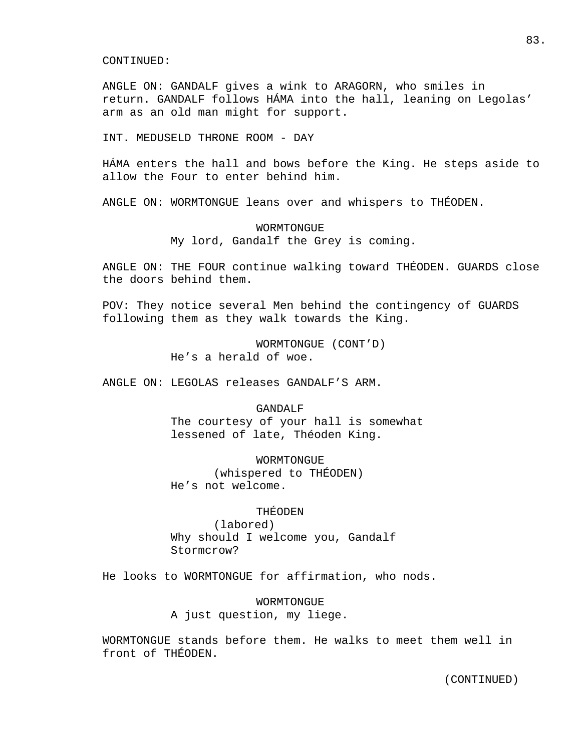CONTINUED:

ANGLE ON: GANDALF gives a wink to ARAGORN, who smiles in return. GANDALF follows HÁMA into the hall, leaning on Legolas' arm as an old man might for support.

INT. MEDUSELD THRONE ROOM - DAY

HÁMA enters the hall and bows before the King. He steps aside to allow the Four to enter behind him.

ANGLE ON: WORMTONGUE leans over and whispers to THÉODEN.

WORMTONGUE
My lord, Gandalf the Grey is coming.

ANGLE ON: THE FOUR continue walking toward THÉODEN. GUARDS close the doors behind them.

POV: They notice several Men behind the contingency of GUARDS following them as they walk towards the King.

WORMTONGUE (CONT'D)
He's a herald of woe.

ANGLE ON: LEGOLAS releases GANDALF'S ARM.

GANDALF
The courtesy of your hall is somewhat lessened of late, Théoden King.

WORMTONGUE
(whispered to THÉODEN)
He's not welcome.

THÉODEN
(labored)
Why should I welcome you, Gandalf Stormcrow?

He looks to WORMTONGUE for affirmation, who nods.

WORMTONGUE
A just question, my liege.

WORMTONGUE stands before them. He walks to meet them well in front of THÉODEN.

(CONTINUED)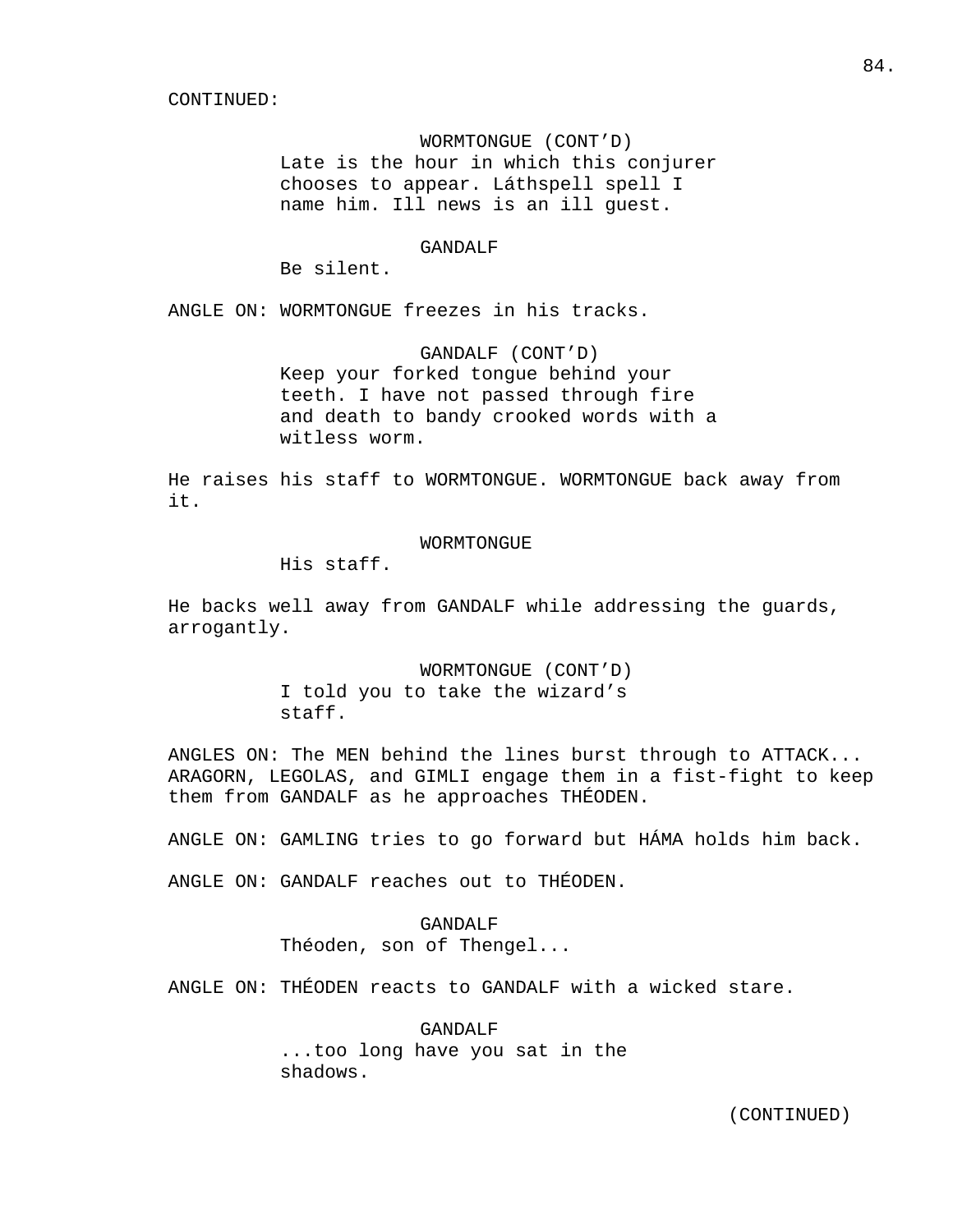CONTINUED:

WORMTONGUE (CONT'D)
Late is the hour in which this conjurer chooses to appear. Láthspell spell I name him. Ill news is an ill guest.

GANDALF
Be silent.

ANGLE ON: WORMTONGUE freezes in his tracks.

GANDALF (CONT'D)
Keep your forked tongue behind your teeth. I have not passed through fire and death to bandy crooked words with a witless worm.

He raises his staff to WORMTONGUE. WORMTONGUE back away from it.

WORMTONGUE
His staff.

He backs well away from GANDALF while addressing the guards, arrogantly.

WORMTONGUE (CONT'D)
I told you to take the wizard's staff.

ANGLES ON: The MEN behind the lines burst through to ATTACK... ARAGORN, LEGOLAS, and GIMLI engage them in a fist-fight to keep them from GANDALF as he approaches THÉODEN.

ANGLE ON: GAMLING tries to go forward but HÁMA holds him back.

ANGLE ON: GANDALF reaches out to THÉODEN.

GANDALF
Théoden, son of Thengel...

ANGLE ON: THÉODEN reacts to GANDALF with a wicked stare.

GANDALF
...too long have you sat in the shadows.

(CONTINUED)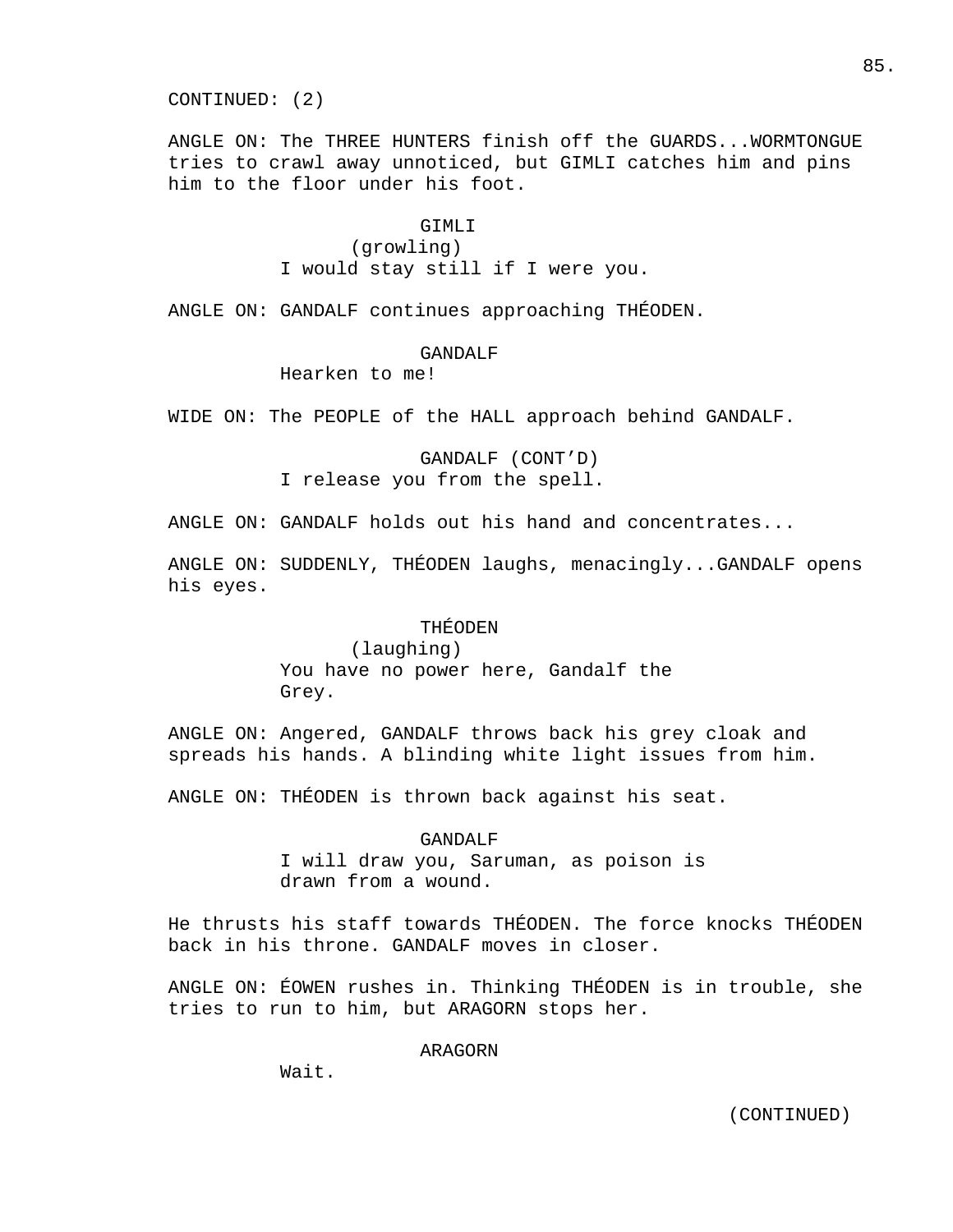CONTINUED: (2)

ANGLE ON: The THREE HUNTERS finish off the GUARDS...WORMTONGUE tries to crawl away unnoticed, but GIMLI catches him and pins him to the floor under his foot.

GIMLI
(growling)
I would stay still if I were you.

ANGLE ON: GANDALF continues approaching THÉODEN.

GANDALF
Hearken to me!

WIDE ON: The PEOPLE of the HALL approach behind GANDALF.

GANDALF (CONT'D)
I release you from the spell.

ANGLE ON: GANDALF holds out his hand and concentrates...

ANGLE ON: SUDDENLY, THÉODEN laughs, menacingly...GANDALF opens his eyes.

THÉODEN
(laughing)
You have no power here, Gandalf the Grey.

ANGLE ON: Angered, GANDALF throws back his grey cloak and spreads his hands. A blinding white light issues from him.

ANGLE ON: THÉODEN is thrown back against his seat.

GANDALF
I will draw you, Saruman, as poison is drawn from a wound.

He thrusts his staff towards THÉODEN. The force knocks THÉODEN back in his throne. GANDALF moves in closer.

ANGLE ON: ÉOWEN rushes in. Thinking THÉODEN is in trouble, she tries to run to him, but ARAGORN stops her.

ARAGORN
Wait.

(CONTINUED)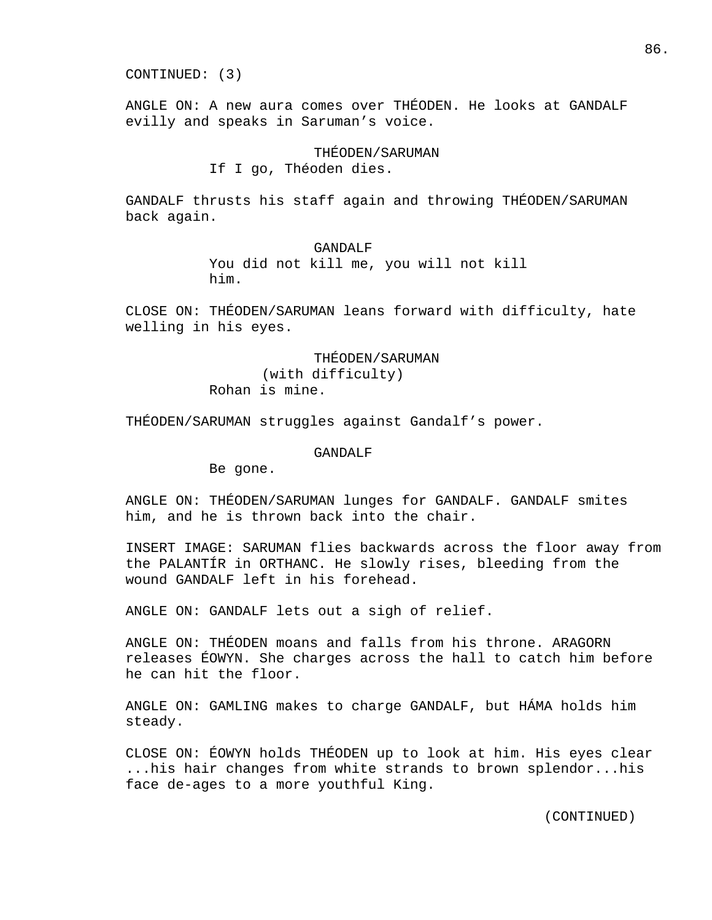CONTINUED: (3)

ANGLE ON: A new aura comes over THÉODEN. He looks at GANDALF evilly and speaks in Saruman's voice.

THÉODEN/SARUMAN
If I go, Théoden dies.

GANDALF thrusts his staff again and throwing THÉODEN/SARUMAN back again.

GANDALF
You did not kill me, you will not kill him.

CLOSE ON: THÉODEN/SARUMAN leans forward with difficulty, hate welling in his eyes.

THÉODEN/SARUMAN
(with difficulty)
Rohan is mine.

THÉODEN/SARUMAN struggles against Gandalf's power.

GANDALF
Be gone.

ANGLE ON: THÉODEN/SARUMAN lunges for GANDALF. GANDALF smites him, and he is thrown back into the chair.

INSERT IMAGE: SARUMAN flies backwards across the floor away from the PALANTÍR in ORTHANC. He slowly rises, bleeding from the wound GANDALF left in his forehead.

ANGLE ON: GANDALF lets out a sigh of relief.

ANGLE ON: THÉODEN moans and falls from his throne. ARAGORN releases ÉOWYN. She charges across the hall to catch him before he can hit the floor.

ANGLE ON: GAMLING makes to charge GANDALF, but HÁMA holds him steady.

CLOSE ON: ÉOWYN holds THÉODEN up to look at him. His eyes clear ...his hair changes from white strands to brown splendor...his face de-ages to a more youthful King.

(CONTINUED)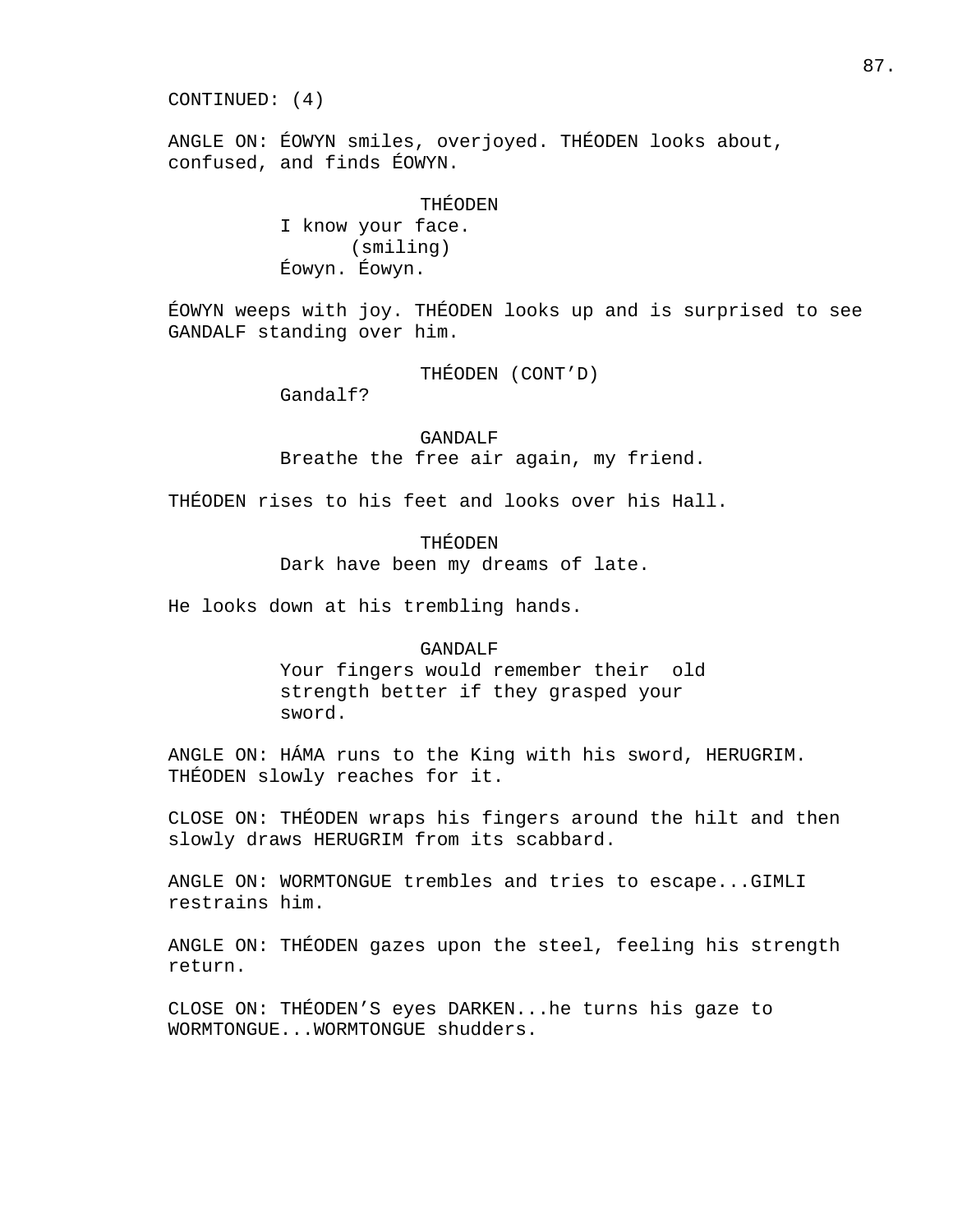CONTINUED: (4)

ANGLE ON: ÉOWYN smiles, overjoyed. THÉODEN looks about, confused, and finds ÉOWYN.

THÉODEN
I know your face.
(smiling)
Éowyn. Éowyn.

ÉOWYN weeps with joy. THÉODEN looks up and is surprised to see GANDALF standing over him.

THÉODEN (CONT'D)
Gandalf?

GANDALF
Breathe the free air again, my friend.

THÉODEN rises to his feet and looks over his Hall.

THÉODEN
Dark have been my dreams of late.

He looks down at his trembling hands.

GANDALF
Your fingers would remember their old strength better if they grasped your sword.

ANGLE ON: HÁMA runs to the King with his sword, HERUGRIM. THÉODEN slowly reaches for it.

CLOSE ON: THÉODEN wraps his fingers around the hilt and then slowly draws HERUGRIM from its scabbard.

ANGLE ON: WORMTONGUE trembles and tries to escape...GIMLI restrains him.

ANGLE ON: THÉODEN gazes upon the steel, feeling his strength return.

CLOSE ON: THÉODEN'S eyes DARKEN...he turns his gaze to WORMTONGUE...WORMTONGUE shudders.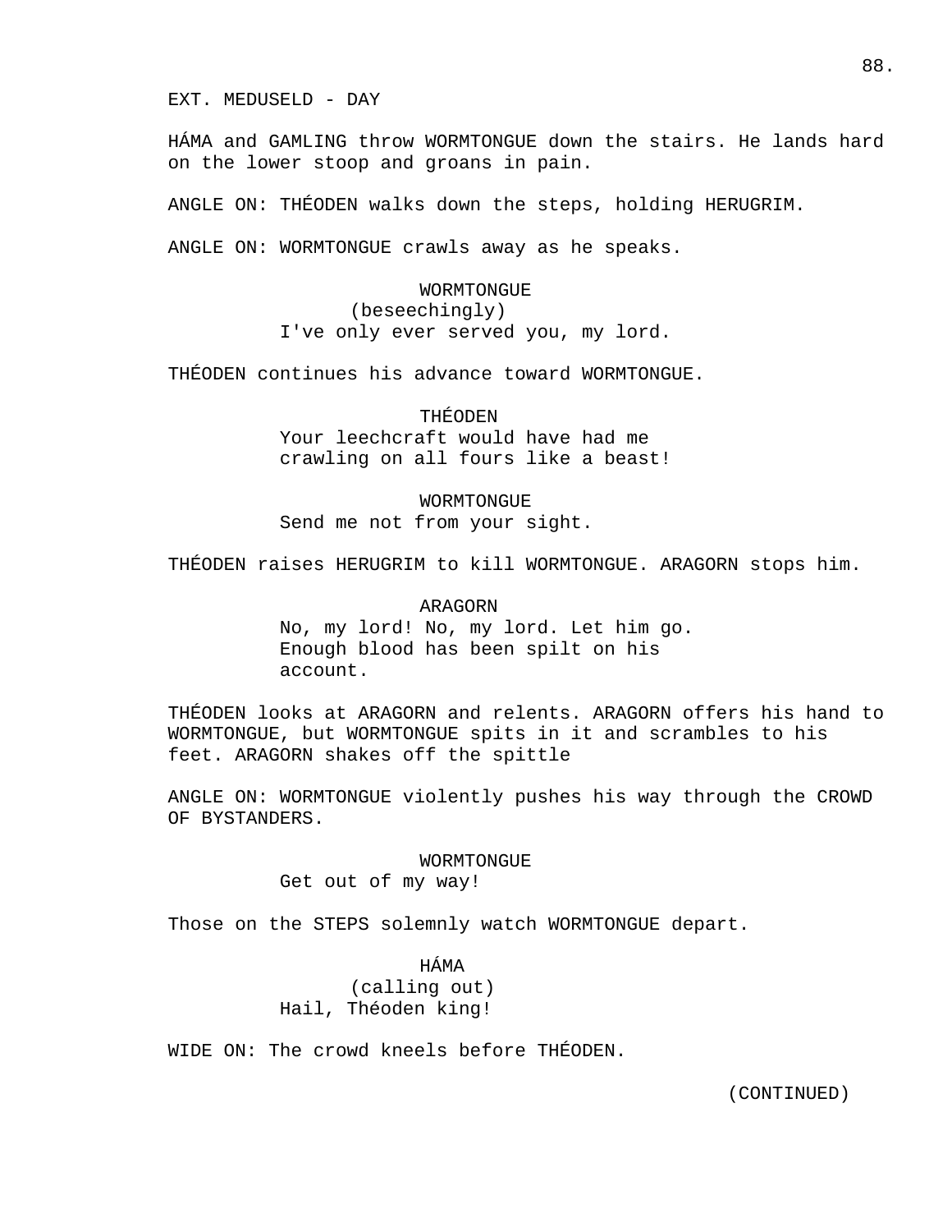EXT. MEDUSELD - DAY

HÁMA and GAMLING throw WORMTONGUE down the stairs. He lands hard on the lower stoop and groans in pain.

ANGLE ON: THÉODEN walks down the steps, holding HERUGRIM.

ANGLE ON: WORMTONGUE crawls away as he speaks.

WORMTONGUE
(beseechingly)
I've only ever served you, my lord.

THÉODEN continues his advance toward WORMTONGUE.

THÉODEN
Your leechcraft would have had me crawling on all fours like a beast!

WORMTONGUE
Send me not from your sight.

THÉODEN raises HERUGRIM to kill WORMTONGUE. ARAGORN stops him.

ARAGORN
No, my lord! No, my lord. Let him go. Enough blood has been spilt on his account.

THÉODEN looks at ARAGORN and relents. ARAGORN offers his hand to WORMTONGUE, but WORMTONGUE spits in it and scrambles to his feet. ARAGORN shakes off the spittle

ANGLE ON: WORMTONGUE violently pushes his way through the CROWD OF BYSTANDERS.

WORMTONGUE
Get out of my way!

Those on the STEPS solemnly watch WORMTONGUE depart.

HÁMA
(calling out)
Hail, Théoden king!

WIDE ON: The crowd kneels before THÉODEN.

(CONTINUED)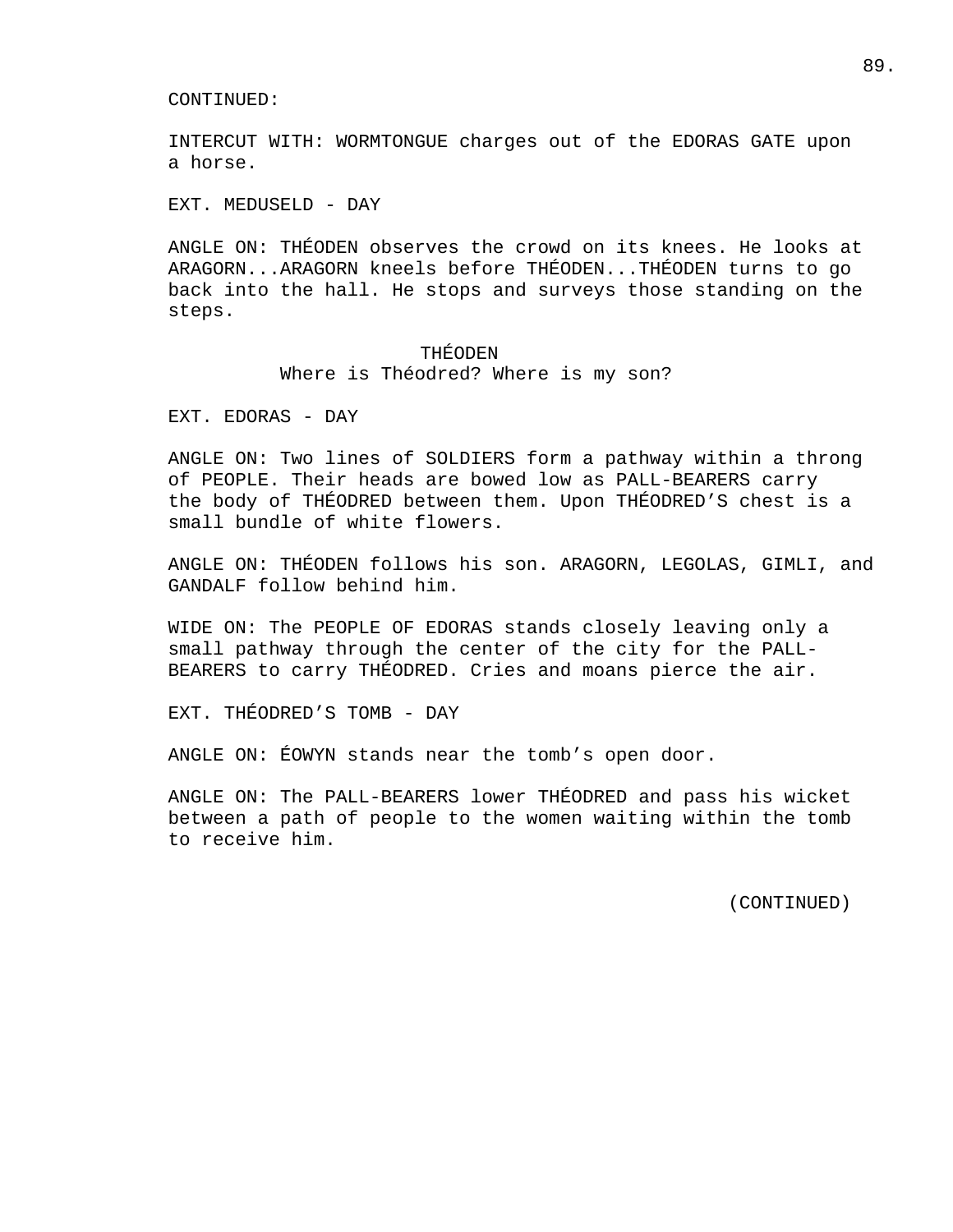CONTINUED:

INTERCUT WITH: WORMTONGUE charges out of the EDORAS GATE upon a horse.

EXT. MEDUSELD - DAY

ANGLE ON: THÉODEN observes the crowd on its knees. He looks at ARAGORN...ARAGORN kneels before THÉODEN...THÉODEN turns to go back into the hall. He stops and surveys those standing on the steps.

THÉODEN
Where is Théodred? Where is my son?

EXT. EDORAS - DAY

ANGLE ON: Two lines of SOLDIERS form a pathway within a throng of PEOPLE. Their heads are bowed low as PALL-BEARERS carry the body of THÉODRED between them. Upon THÉODRED'S chest is a small bundle of white flowers.

ANGLE ON: THÉODEN follows his son. ARAGORN, LEGOLAS, GIMLI, and GANDALF follow behind him.

WIDE ON: The PEOPLE OF EDORAS stands closely leaving only a small pathway through the center of the city for the PALL-BEARERS to carry THÉODRED. Cries and moans pierce the air.

EXT. THÉODRED'S TOMB - DAY

ANGLE ON: ÉOWYN stands near the tomb's open door.

ANGLE ON: The PALL-BEARERS lower THÉODRED and pass his wicket between a path of people to the women waiting within the tomb to receive him.

(CONTINUED)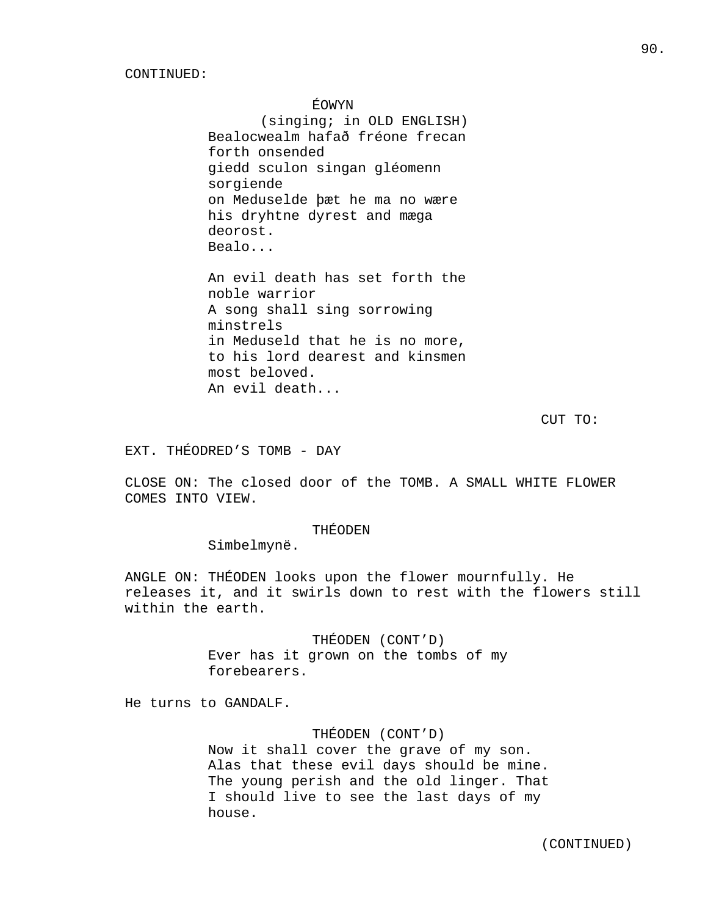CONTINUED:

ÉOWYN
(singing; in OLD ENGLISH)
Bealocwealm hafað fréone frecan forth onsended
giedd sculon singan gléomenn sorgiende
on Meduselde þæt he ma no wære
his dryhtne dyrest and mæga deorost.
Bealo...

An evil death has set forth the noble warrior
A song shall sing sorrowing minstrels
in Meduseld that he is no more,
to his lord dearest and kinsmen most beloved.
An evil death...

CUT TO:

EXT. THÉODRED’S TOMB - DAY

CLOSE ON: The closed door of the TOMB. A SMALL WHITE FLOWER COMES INTO VIEW.

THÉODEN
Simbelmynë.

ANGLE ON: THÉODEN looks upon the flower mournfully. He releases it, and it swirls down to rest with the flowers still within the earth.

THÉODEN (CONT’D)
Ever has it grown on the tombs of my forebearers.

He turns to GANDALF.

THÉODEN (CONT’D)
Now it shall cover the grave of my son.
Alas that these evil days should be mine.
The young perish and the old linger. That I should live to see the last days of my house.

(CONTINUED)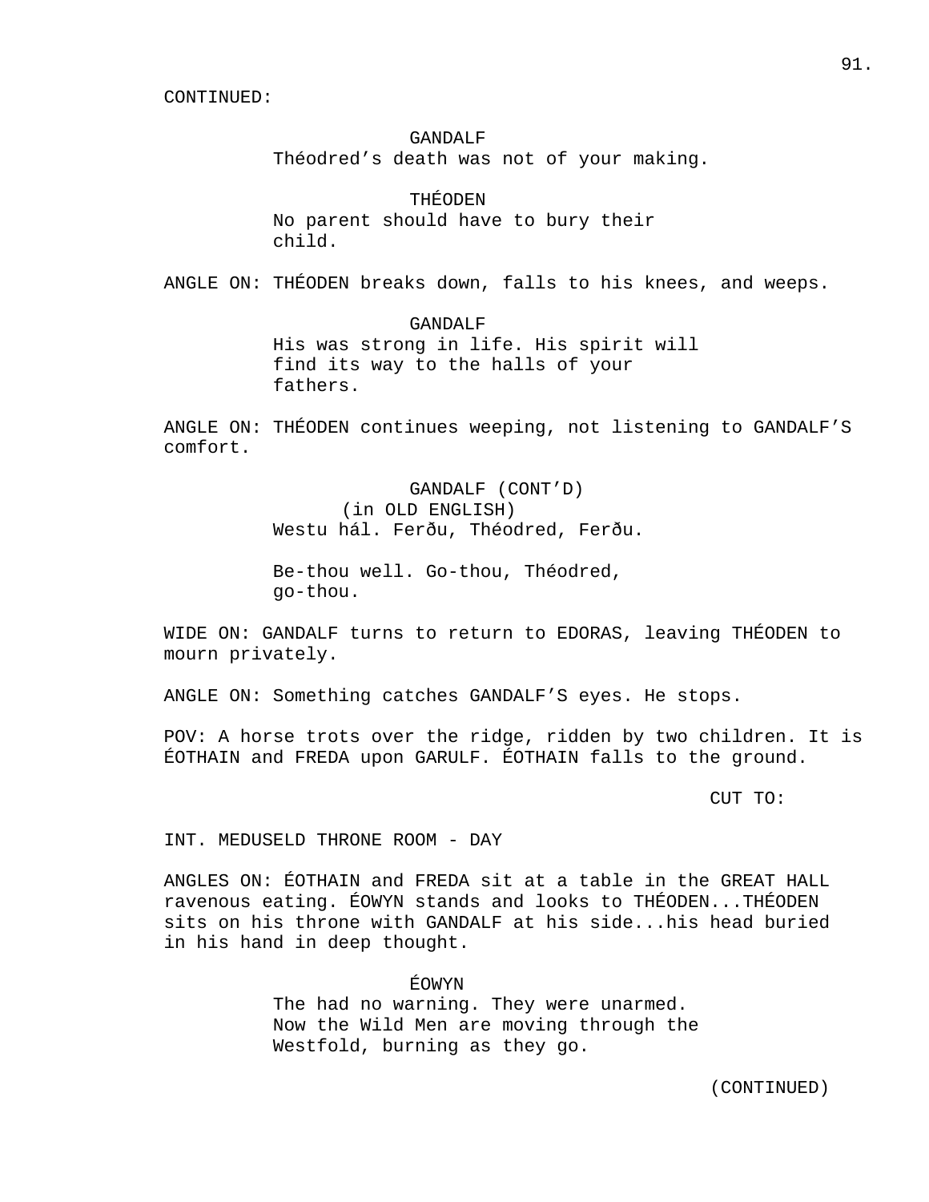CONTINUED:

GANDALF
Théodred’s death was not of your making.

THÉODEN
No parent should have to bury their child.

ANGLE ON: THÉODEN breaks down, falls to his knees, and weeps.

GANDALF
His was strong in life. His spirit will find its way to the halls of your fathers.

ANGLE ON: THÉODEN continues weeping, not listening to GANDALF’S comfort.

GANDALF (CONT’D)
(in OLD ENGLISH)
Westu hál. Ferðu, Théodred, Ferðu.

Be-thou well. Go-thou, Théodred, go-thou.

WIDE ON: GANDALF turns to return to EDORAS, leaving THÉODEN to mourn privately.

ANGLE ON: Something catches GANDALF’S eyes. He stops.

POV: A horse trots over the ridge, ridden by two children. It is ÉOTHAIN and FREDA upon GARULF. ÉOTHAIN falls to the ground.

CUT TO:

INT. MEDUSELD THRONE ROOM - DAY

ANGLES ON: ÉOTHAIN and FREDA sit at a table in the GREAT HALL ravenous eating. ÉOWYN stands and looks to THÉODEN...THÉODEN sits on his throne with GANDALF at his side...his head buried in his hand in deep thought.

ÉOWYN
The had no warning. They were unarmed. Now the Wild Men are moving through the Westfold, burning as they go.

(CONTINUED)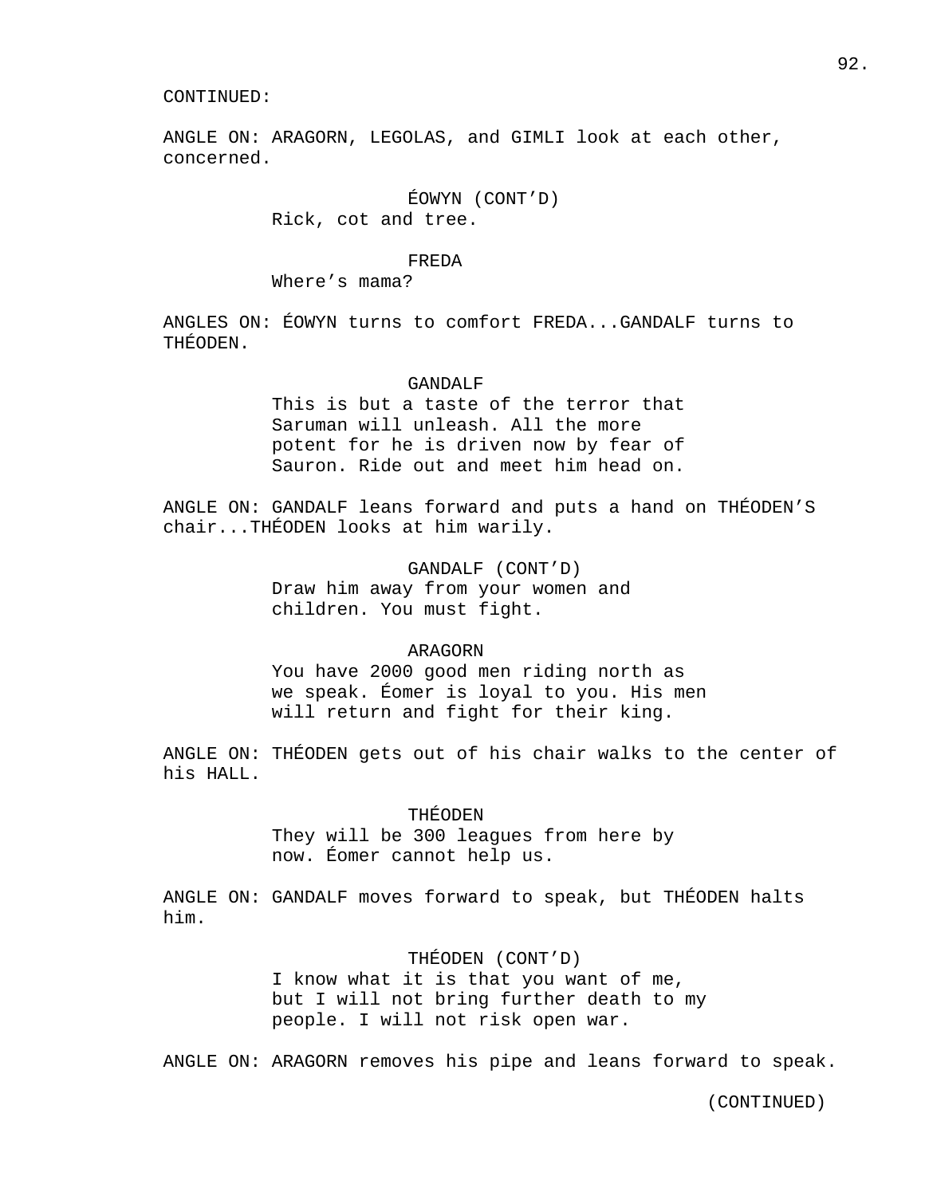CONTINUED:

ANGLE ON: ARAGORN, LEGOLAS, and GIMLI look at each other, concerned.

ÉOWYN (CONT'D)
Rick, cot and tree.

FREDA
Where's mama?

ANGLES ON: ÉOWYN turns to comfort FREDA...GANDALF turns to THÉODEN.

GANDALF
This is but a taste of the terror that Saruman will unleash. All the more potent for he is driven now by fear of Sauron. Ride out and meet him head on.

ANGLE ON: GANDALF leans forward and puts a hand on THÉODEN'S chair...THÉODEN looks at him warily.

GANDALF (CONT'D)
Draw him away from your women and children. You must fight.

ARAGORN
You have 2000 good men riding north as we speak. Éomer is loyal to you. His men will return and fight for their king.

ANGLE ON: THÉODEN gets out of his chair walks to the center of his HALL.

THÉODEN
They will be 300 leagues from here by now. Éomer cannot help us.

ANGLE ON: GANDALF moves forward to speak, but THÉODEN halts him.

THÉODEN (CONT'D)
I know what it is that you want of me, but I will not bring further death to my people. I will not risk open war.

ANGLE ON: ARAGORN removes his pipe and leans forward to speak.

(CONTINUED)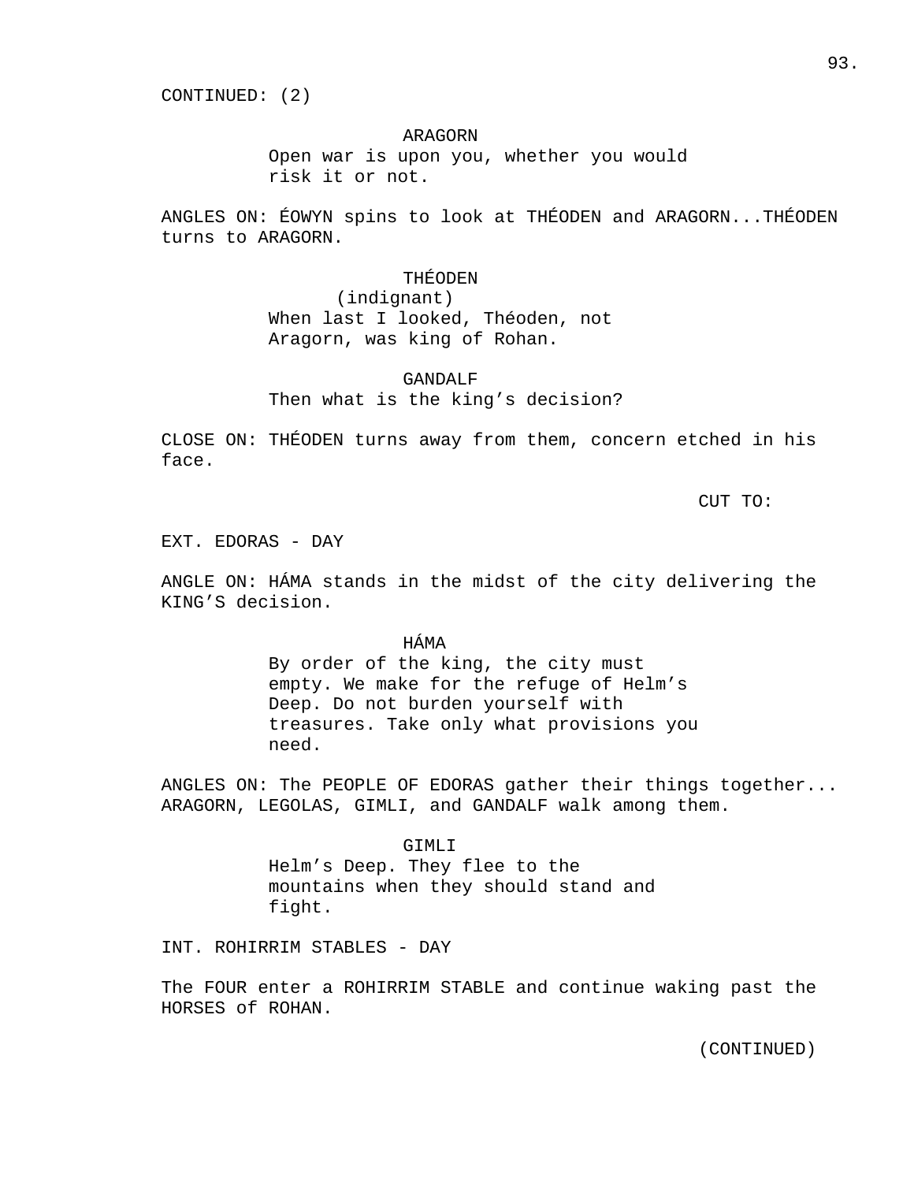CONTINUED: (2)

ARAGORN
Open war is upon you, whether you would risk it or not.

ANGLES ON: ÉOWYN spins to look at THÉODEN and ARAGORN...THÉODEN turns to ARAGORN.

THÉODEN
(indignant)
When last I looked, Théoden, not Aragorn, was king of Rohan.

GANDALF
Then what is the king’s decision?

CLOSE ON: THÉODEN turns away from them, concern etched in his face.

CUT TO:

EXT. EDORAS - DAY

ANGLE ON: HÁMA stands in the midst of the city delivering the KING’S decision.

HÁMA
By order of the king, the city must empty. We make for the refuge of Helm’s Deep. Do not burden yourself with treasures. Take only what provisions you need.

ANGLES ON: The PEOPLE OF EDORAS gather their things together... ARAGORN, LEGOLAS, GIMLI, and GANDALF walk among them.

GIMLI
Helm’s Deep. They flee to the mountains when they should stand and fight.

INT. ROHIRRIM STABLES - DAY

The FOUR enter a ROHIRRIM STABLE and continue waking past the HORSES of ROHAN.

(CONTINUED)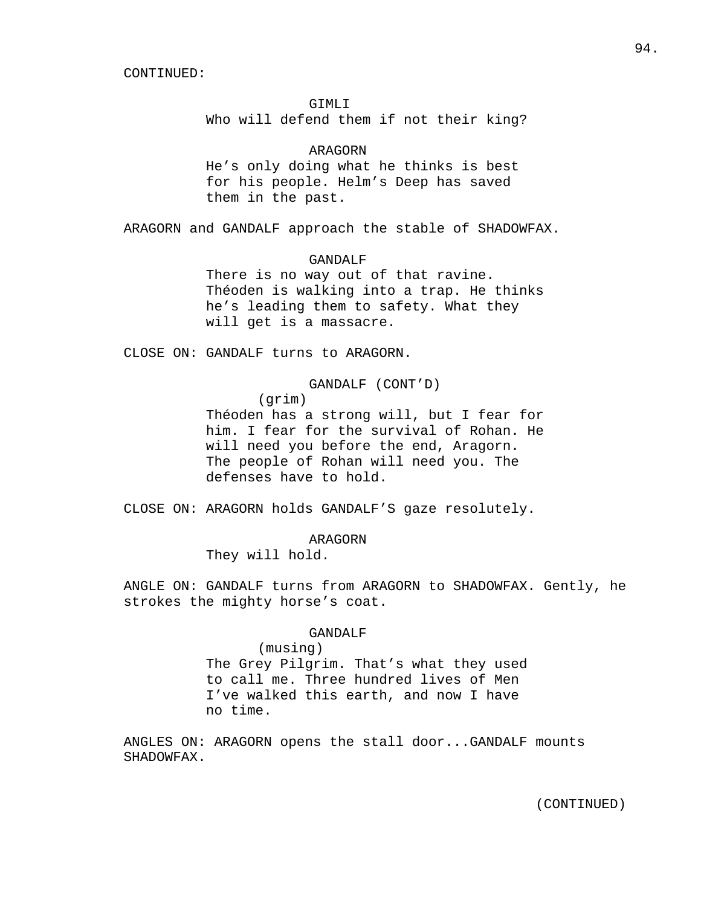CONTINUED:

GIMLI

Who will defend them if not their king?

ARAGORN

He's only doing what he thinks is best for his people. Helm's Deep has saved them in the past.

ARAGORN and GANDALF approach the stable of SHADOWFAX.

GANDALF

There is no way out of that ravine. Théoden is walking into a trap. He thinks he's leading them to safety. What they will get is a massacre.

CLOSE ON: GANDALF turns to ARAGORN.

GANDALF (CONT'D)

(grim)

Théoden has a strong will, but I fear for him. I fear for the survival of Rohan. He will need you before the end, Aragorn. The people of Rohan will need you. The defenses have to hold.

CLOSE ON: ARAGORN holds GANDALF'S gaze resolutely.

ARAGORN

They will hold.

ANGLE ON: GANDALF turns from ARAGORN to SHADOWFAX. Gently, he strokes the mighty horse's coat.

GANDALF

(musing)

The Grey Pilgrim. That's what they used to call me. Three hundred lives of Men I've walked this earth, and now I have no time.

ANGLES ON: ARAGORN opens the stall door...GANDALF mounts SHADOWFAX.

(CONTINUED)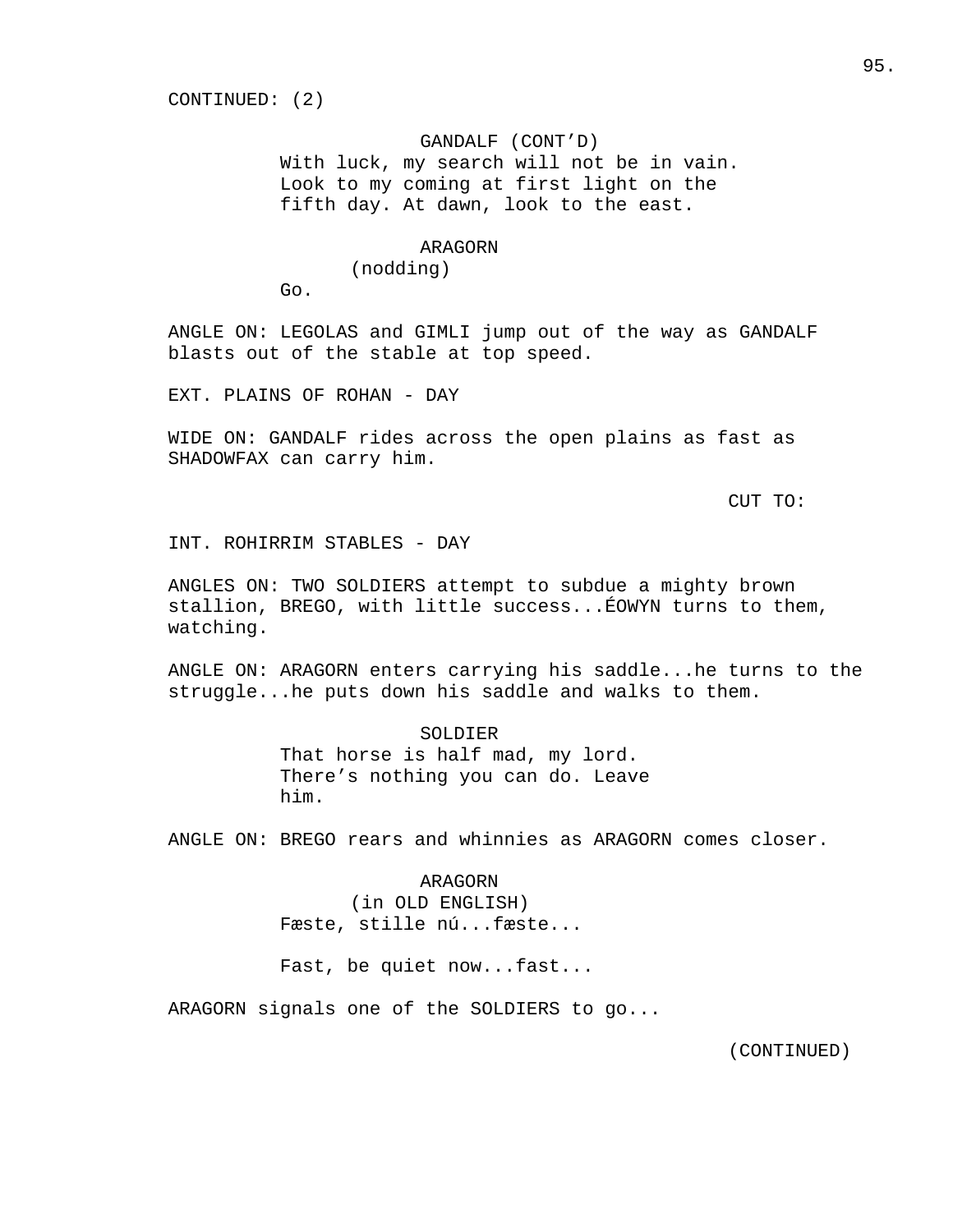CONTINUED: (2)

GANDALF (CONT'D)
With luck, my search will not be in vain. Look to my coming at first light on the fifth day. At dawn, look to the east.

ARAGORN
(nodding)
Go.

ANGLE ON: LEGOLAS and GIMLI jump out of the way as GANDALF blasts out of the stable at top speed.

EXT. PLAINS OF ROHAN - DAY

WIDE ON: GANDALF rides across the open plains as fast as SHADOWFAX can carry him.

CUT TO:

INT. ROHIRRIM STABLES - DAY

ANGLES ON: TWO SOLDIERS attempt to subdue a mighty brown stallion, BREGO, with little success...ÉOWYN turns to them, watching.

ANGLE ON: ARAGORN enters carrying his saddle...he turns to the struggle...he puts down his saddle and walks to them.

SOLDIER
That horse is half mad, my lord. There's nothing you can do. Leave him.

ANGLE ON: BREGO rears and whinnies as ARAGORN comes closer.

ARAGORN
(in OLD ENGLISH)
Fæste, stille nú...fæste...

Fast, be quiet now...fast...

ARAGORN signals one of the SOLDIERS to go...

(CONTINUED)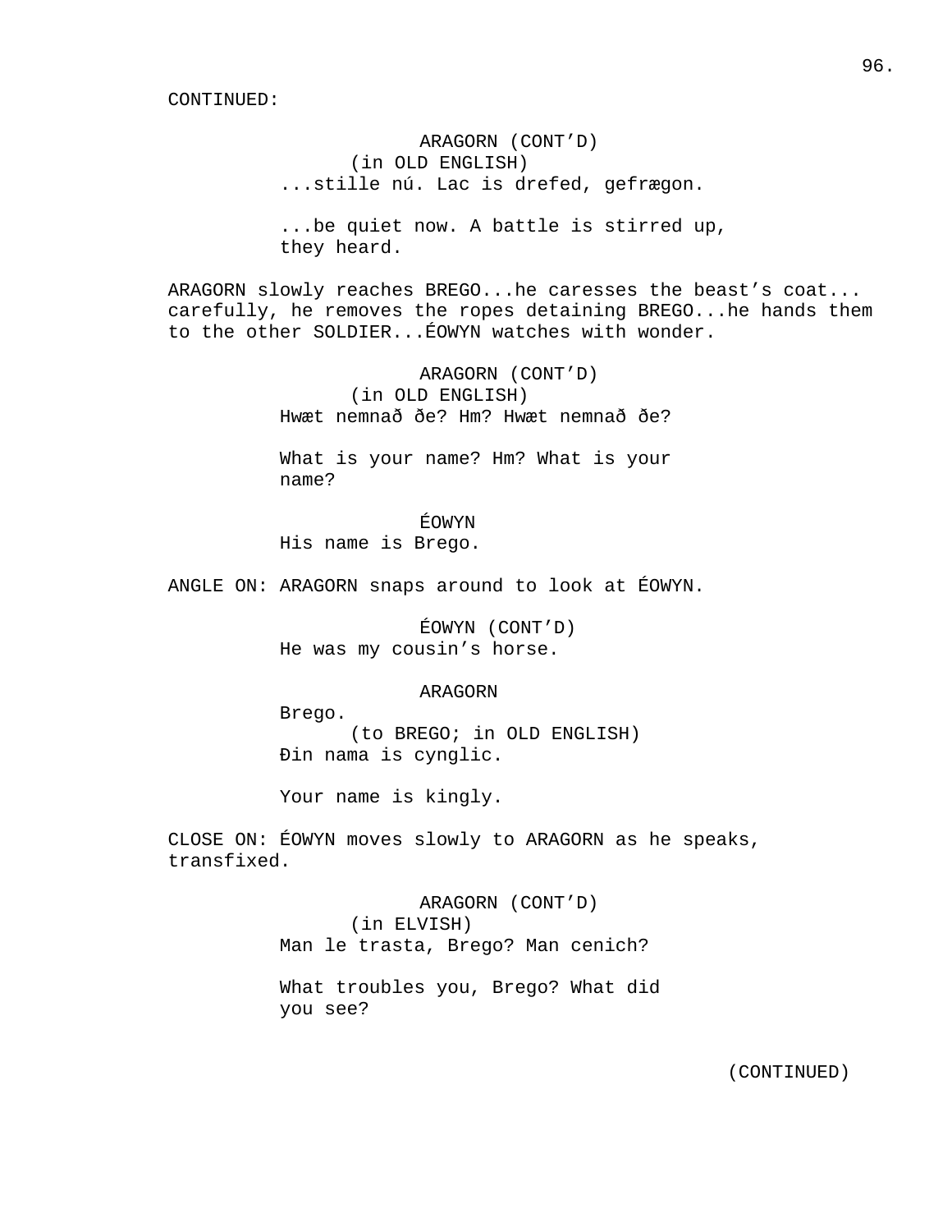CONTINUED:

ARAGORN (CONT'D)
(in OLD ENGLISH)
...stille nú. Lac is drefed, gefrægon.

...be quiet now. A battle is stirred up, they heard.

ARAGORN slowly reaches BREGO...he caresses the beast's coat... carefully, he removes the ropes detaining BREGO...he hands them to the other SOLDIER...ÉOWYN watches with wonder.

ARAGORN (CONT'D)
(in OLD ENGLISH)
Hwæt nemnað ðe? Hm? Hwæt nemnað ðe?

What is your name? Hm? What is your name?

ÉOWYN
His name is Brego.

ANGLE ON: ARAGORN snaps around to look at ÉOWYN.

ÉOWYN (CONT'D)
He was my cousin's horse.

ARAGORN
Brego.
(to BREGO; in OLD ENGLISH)
Ðin nama is cynglic.

Your name is kingly.

CLOSE ON: ÉOWYN moves slowly to ARAGORN as he speaks, transfixed.

ARAGORN (CONT'D)
(in ELVISH)
Man le trasta, Brego? Man cenich?

What troubles you, Brego? What did you see?

(CONTINUED)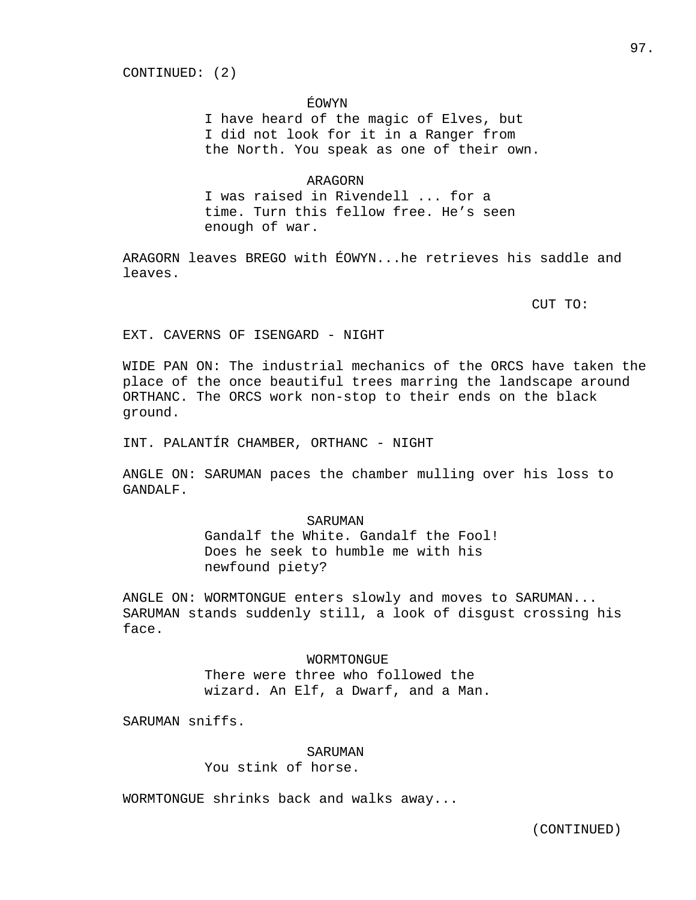CONTINUED: (2)

ÉOWYN
I have heard of the magic of Elves, but I did not look for it in a Ranger from the North. You speak as one of their own.

ARAGORN
I was raised in Rivendell ... for a time. Turn this fellow free. He's seen enough of war.

ARAGORN leaves BREGO with ÉOWYN...he retrieves his saddle and leaves.

CUT TO:

EXT. CAVERNS OF ISENGARD - NIGHT

WIDE PAN ON: The industrial mechanics of the ORCS have taken the place of the once beautiful trees marring the landscape around ORTHANC. The ORCS work non-stop to their ends on the black ground.

INT. PALANTÍR CHAMBER, ORTHANC - NIGHT

ANGLE ON: SARUMAN paces the chamber mulling over his loss to GANDALF.

SARUMAN
Gandalf the White. Gandalf the Fool! Does he seek to humble me with his newfound piety?

ANGLE ON: WORMTONGUE enters slowly and moves to SARUMAN... SARUMAN stands suddenly still, a look of disgust crossing his face.

WORMTONGUE
There were three who followed the wizard. An Elf, a Dwarf, and a Man.

SARUMAN sniffs.

SARUMAN
You stink of horse.

WORMTONGUE shrinks back and walks away...

(CONTINUED)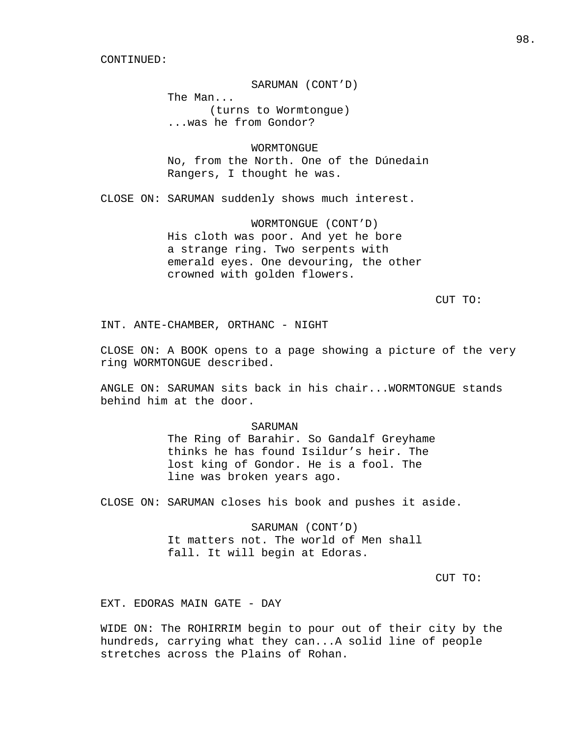CONTINUED:

SARUMAN (CONT'D)
The Man...
(turns to Wormtongue)
...was he from Gondor?

WORMTONGUE
No, from the North. One of the Dúnedain Rangers, I thought he was.

CLOSE ON: SARUMAN suddenly shows much interest.

WORMTONGUE (CONT'D)
His cloth was poor. And yet he bore a strange ring. Two serpents with emerald eyes. One devouring, the other crowned with golden flowers.

CUT TO:

INT. ANTE-CHAMBER, ORTHANC - NIGHT

CLOSE ON: A BOOK opens to a page showing a picture of the very ring WORMTONGUE described.

ANGLE ON: SARUMAN sits back in his chair...WORMTONGUE stands behind him at the door.

SARUMAN
The Ring of Barahir. So Gandalf Greyhame thinks he has found Isildur's heir. The lost king of Gondor. He is a fool. The line was broken years ago.

CLOSE ON: SARUMAN closes his book and pushes it aside.

SARUMAN (CONT'D)
It matters not. The world of Men shall fall. It will begin at Edoras.

CUT TO:

EXT. EDORAS MAIN GATE - DAY

WIDE ON: The ROHIRRIM begin to pour out of their city by the hundreds, carrying what they can...A solid line of people stretches across the Plains of Rohan.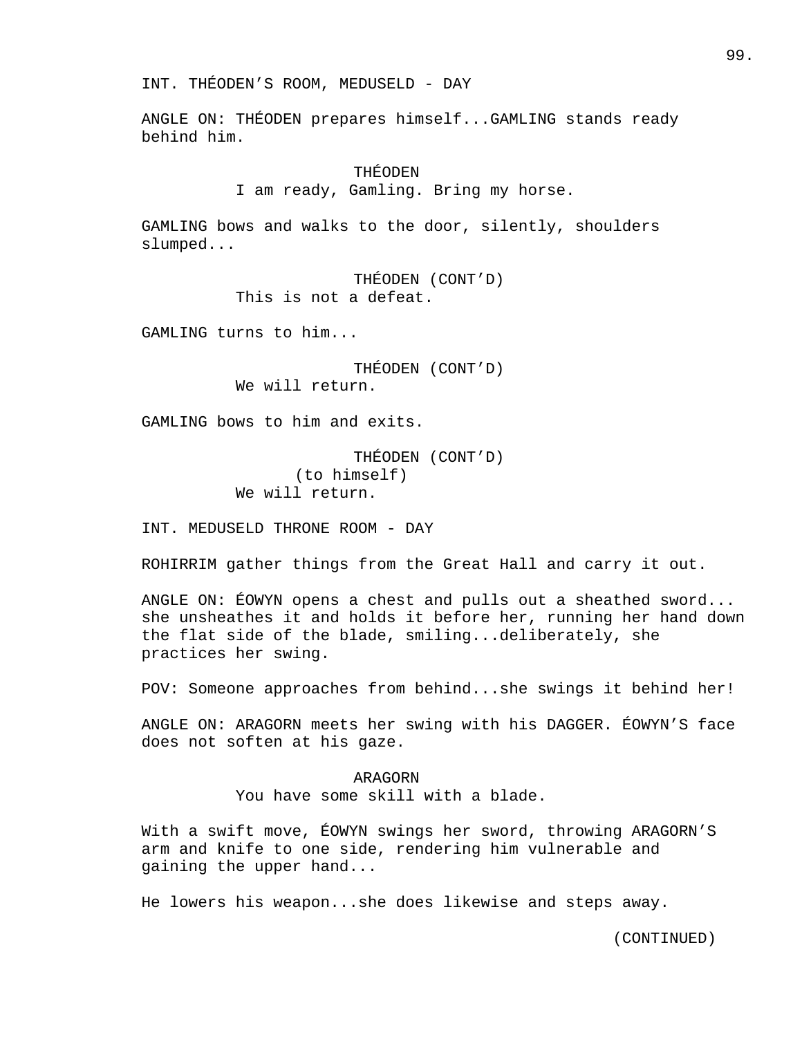INT. THÉODEN’S ROOM, MEDUSELD - DAY

ANGLE ON: THÉODEN prepares himself...GAMLING stands ready behind him.

THÉODEN
I am ready, Gamling. Bring my horse.

GAMLING bows and walks to the door, silently, shoulders slumped...

THÉODEN (CONT’D)
This is not a defeat.

GAMLING turns to him...

THÉODEN (CONT’D)
We will return.

GAMLING bows to him and exits.

THÉODEN (CONT’D)
(to himself)
We will return.

INT. MEDUSELD THRONE ROOM - DAY

ROHIRRIM gather things from the Great Hall and carry it out.

ANGLE ON: ÉOWYN opens a chest and pulls out a sheathed sword... she unsheathes it and holds it before her, running her hand down the flat side of the blade, smiling...deliberately, she practices her swing.

POV: Someone approaches from behind...she swings it behind her!

ANGLE ON: ARAGORN meets her swing with his DAGGER. ÉOWYN’S face does not soften at his gaze.

ARAGORN
You have some skill with a blade.

With a swift move, ÉOWYN swings her sword, throwing ARAGORN’S arm and knife to one side, rendering him vulnerable and gaining the upper hand...

He lowers his weapon...she does likewise and steps away.

(CONTINUED)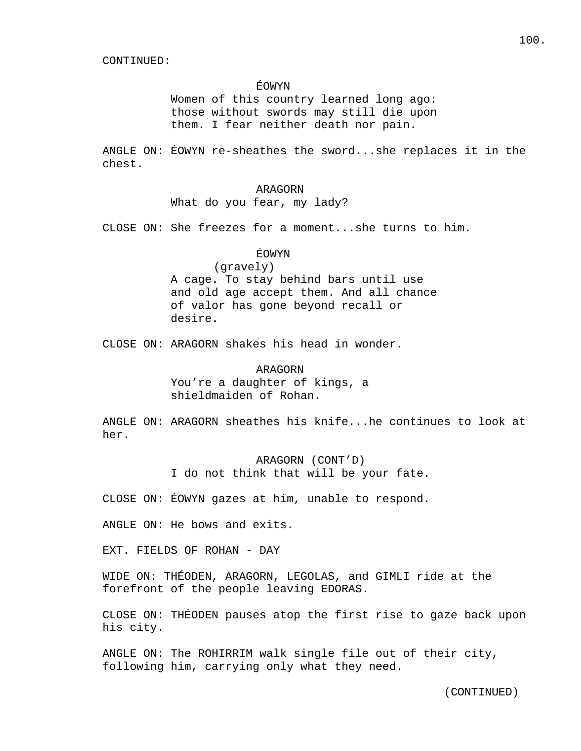CONTINUED:

ÉOWYN
Women of this country learned long ago: those without swords may still die upon them. I fear neither death nor pain.

ANGLE ON: ÉOWYN re-sheathes the sword...she replaces it in the chest.

ARAGORN
What do you fear, my lady?

CLOSE ON: She freezes for a moment...she turns to him.

ÉOWYN
(gravely)
A cage. To stay behind bars until use and old age accept them. And all chance of valor has gone beyond recall or desire.

CLOSE ON: ARAGORN shakes his head in wonder.

ARAGORN
You’re a daughter of kings, a shieldmaiden of Rohan.

ANGLE ON: ARAGORN sheathes his knife...he continues to look at her.

ARAGORN (CONT’D)
I do not think that will be your fate.

CLOSE ON: ÉOWYN gazes at him, unable to respond.

ANGLE ON: He bows and exits.

EXT. FIELDS OF ROHAN - DAY

WIDE ON: THÉODEN, ARAGORN, LEGOLAS, and GIMLI ride at the forefront of the people leaving EDORAS.

CLOSE ON: THÉODEN pauses atop the first rise to gaze back upon his city.

ANGLE ON: The ROHIRRIM walk single file out of their city, following him, carrying only what they need.

(CONTINUED)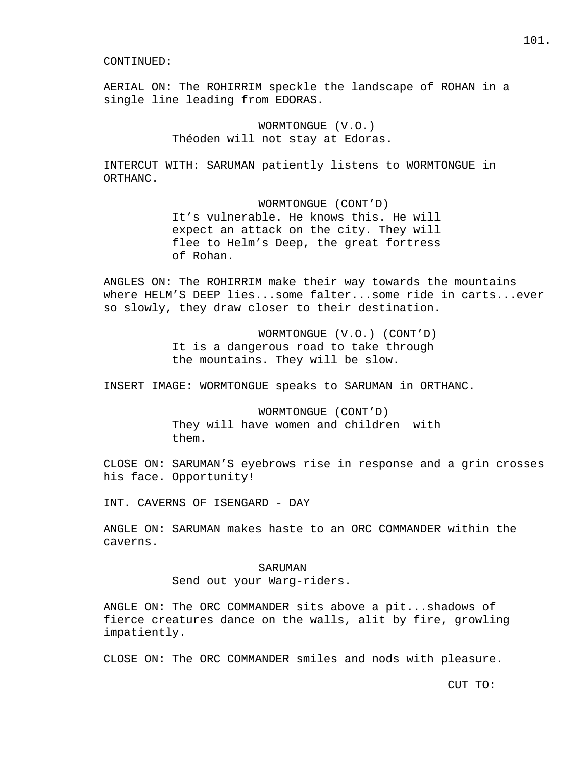CONTINUED:

AERIAL ON: The ROHIRRIM speckle the landscape of ROHAN in a single line leading from EDORAS.

WORMTONGUE (V.O.)
Théoden will not stay at Edoras.

INTERCUT WITH: SARUMAN patiently listens to WORMTONGUE in ORTHANC.

WORMTONGUE (CONT'D)
It's vulnerable. He knows this. He will expect an attack on the city. They will flee to Helm's Deep, the great fortress of Rohan.

ANGLES ON: The ROHIRRIM make their way towards the mountains where HELM'S DEEP lies...some falter...some ride in carts...ever so slowly, they draw closer to their destination.

WORMTONGUE (V.O.) (CONT'D)
It is a dangerous road to take through the mountains. They will be slow.

INSERT IMAGE: WORMTONGUE speaks to SARUMAN in ORTHANC.

WORMTONGUE (CONT'D)
They will have women and children with them.

CLOSE ON: SARUMAN'S eyebrows rise in response and a grin crosses his face. Opportunity!

INT. CAVERNS OF ISENGARD - DAY

ANGLE ON: SARUMAN makes haste to an ORC COMMANDER within the caverns.

SARUMAN
Send out your Warg-riders.

ANGLE ON: The ORC COMMANDER sits above a pit...shadows of fierce creatures dance on the walls, alit by fire, growling impatiently.

CLOSE ON: The ORC COMMANDER smiles and nods with pleasure.

CUT TO: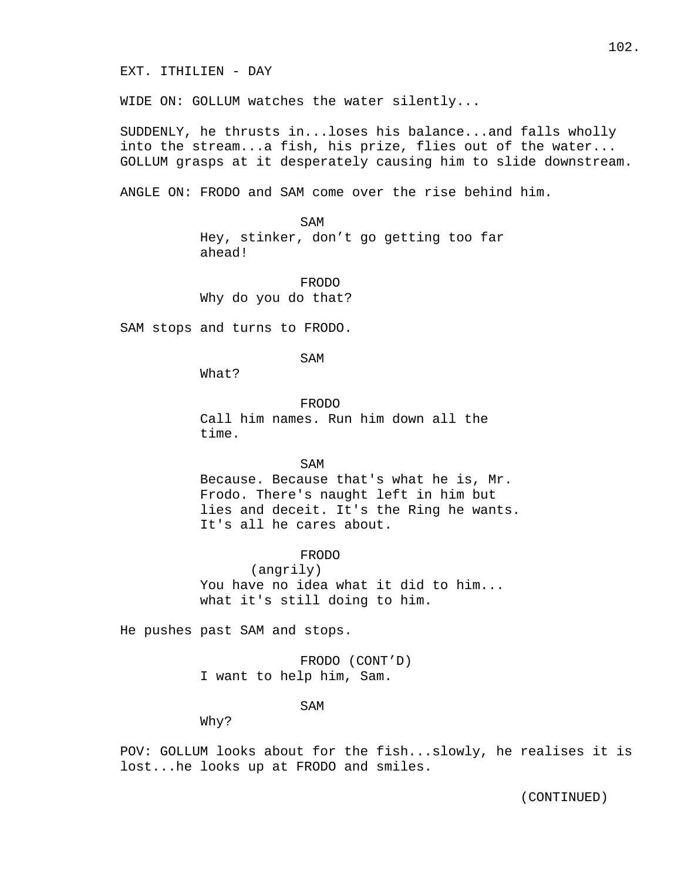EXT. ITHILIEN - DAY

WIDE ON: GOLLUM watches the water silently...

SUDDENLY, he thrusts in...loses his balance...and falls wholly into the stream...a fish, his prize, flies out of the water... GOLLUM grasps at it desperately causing him to slide downstream.

ANGLE ON: FRODO and SAM come over the rise behind him.

SAM
Hey, stinker, don't go getting too far ahead!

FRODO
Why do you do that?

SAM stops and turns to FRODO.

SAM
What?

FRODO
Call him names. Run him down all the time.

SAM
Because. Because that's what he is, Mr. Frodo. There's naught left in him but lies and deceit. It's the Ring he wants. It's all he cares about.

FRODO
(angrily)
You have no idea what it did to him... what it's still doing to him.

He pushes past SAM and stops.

FRODO (CONT'D)
I want to help him, Sam.

SAM
Why?

POV: GOLLUM looks about for the fish...slowly, he realises it is lost...he looks up at FRODO and smiles.

(CONTINUED)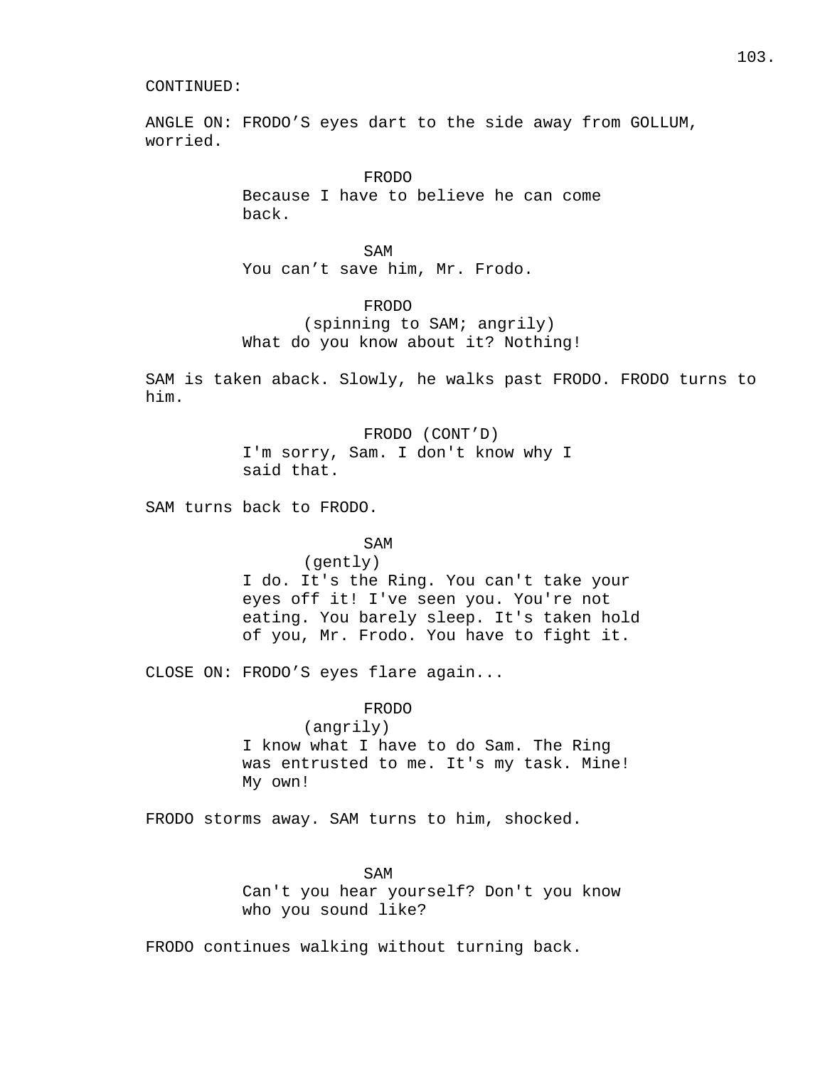CONTINUED:

ANGLE ON: FRODO’S eyes dart to the side away from GOLLUM, worried.

FRODO
Because I have to believe he can come back.

SAM
You can’t save him, Mr. Frodo.

FRODO
(spinning to SAM; angrily)
What do you know about it? Nothing!

SAM is taken aback. Slowly, he walks past FRODO. FRODO turns to him.

FRODO (CONT’D)
I'm sorry, Sam. I don't know why I said that.

SAM turns back to FRODO.

SAM
(gently)
I do. It's the Ring. You can't take your eyes off it! I've seen you. You're not eating. You barely sleep. It's taken hold of you, Mr. Frodo. You have to fight it.

CLOSE ON: FRODO’S eyes flare again...

FRODO
(angrily)
I know what I have to do Sam. The Ring was entrusted to me. It's my task. Mine! My own!

FRODO storms away. SAM turns to him, shocked.

SAM
Can't you hear yourself? Don't you know who you sound like?

FRODO continues walking without turning back.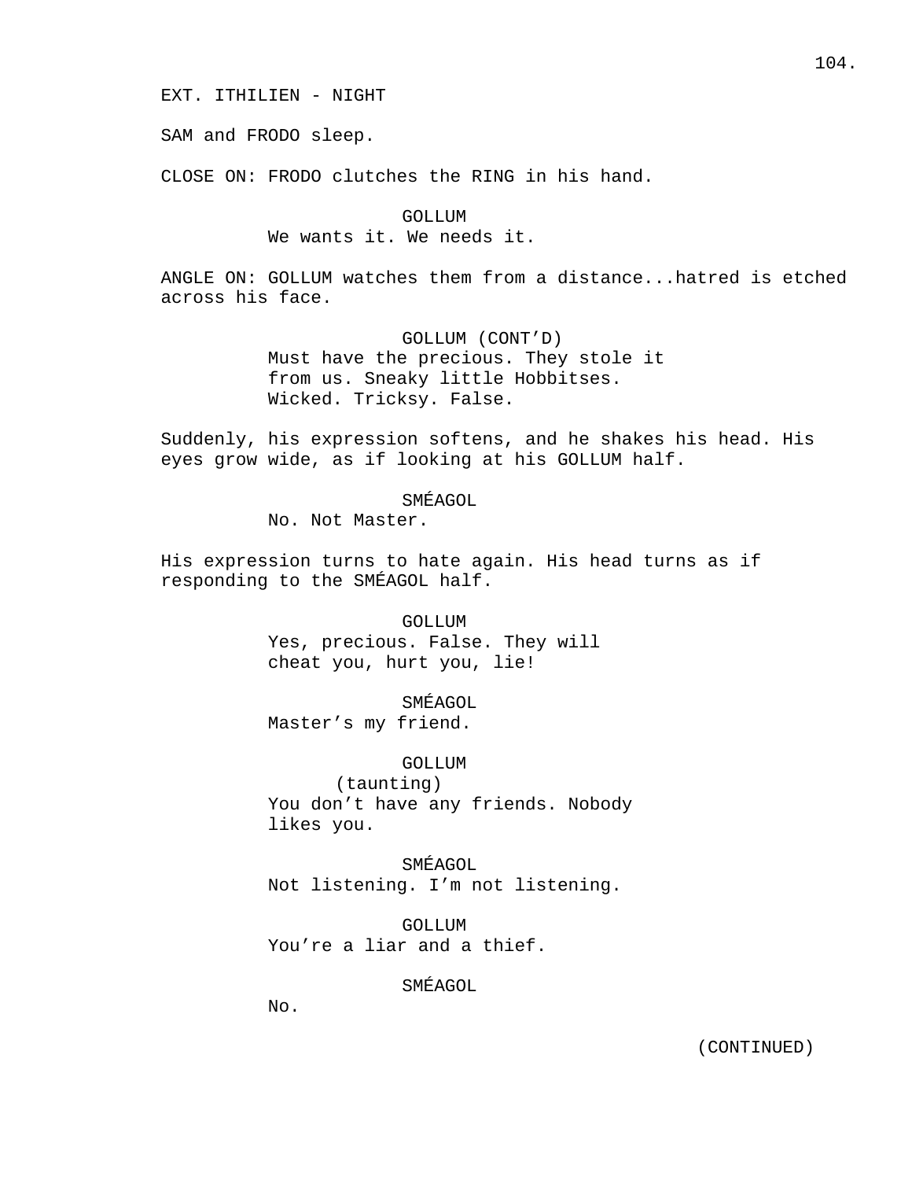EXT. ITHILIEN - NIGHT

SAM and FRODO sleep.

CLOSE ON: FRODO clutches the RING in his hand.

GOLLUM
We wants it. We needs it.

ANGLE ON: GOLLUM watches them from a distance...hatred is etched across his face.

GOLLUM (CONT'D)
Must have the precious. They stole it from us. Sneaky little Hobbitses. Wicked. Tricksy. False.

Suddenly, his expression softens, and he shakes his head. His eyes grow wide, as if looking at his GOLLUM half.

SMÉAGOL
No. Not Master.

His expression turns to hate again. His head turns as if responding to the SMÉAGOL half.

GOLLUM
Yes, precious. False. They will cheat you, hurt you, lie!

SMÉAGOL
Master's my friend.

GOLLUM
(taunting)
You don't have any friends. Nobody likes you.

SMÉAGOL
Not listening. I'm not listening.

GOLLUM
You're a liar and a thief.

SMÉAGOL
No.

(CONTINUED)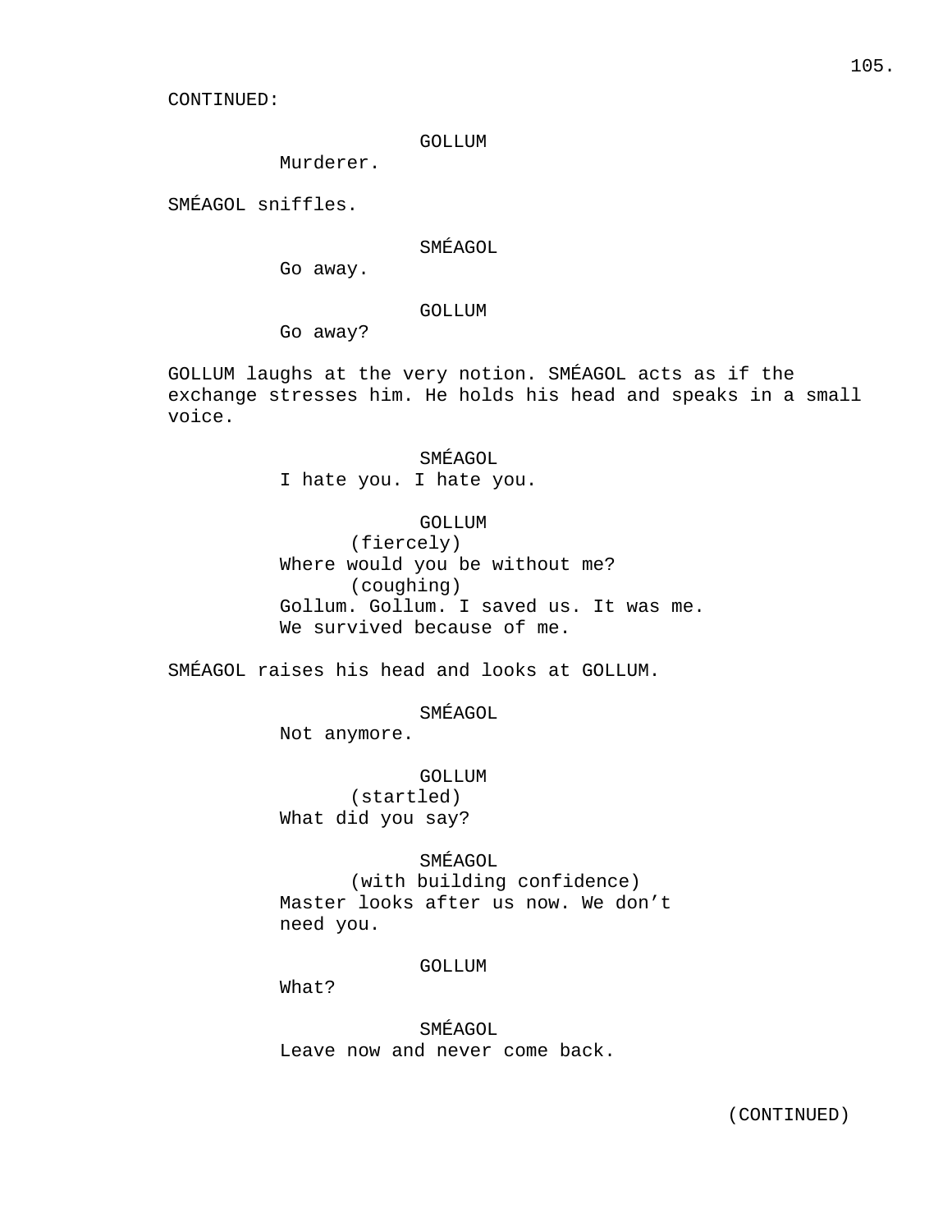CONTINUED:

GOLLUM
Murderer.

SMÉAGOL sniffles.

SMÉAGOL
Go away.

GOLLUM
Go away?

GOLLUM laughs at the very notion. SMÉAGOL acts as if the exchange stresses him. He holds his head and speaks in a small voice.

SMÉAGOL
I hate you. I hate you.

GOLLUM
(fiercely)
Where would you be without me?
(coughing)
Gollum. Gollum. I saved us. It was me.
We survived because of me.

SMÉAGOL raises his head and looks at GOLLUM.

SMÉAGOL
Not anymore.

GOLLUM
(startled)
What did you say?

SMÉAGOL
(with building confidence)
Master looks after us now. We don't
need you.

GOLLUM
What?

SMÉAGOL
Leave now and never come back.

(CONTINUED)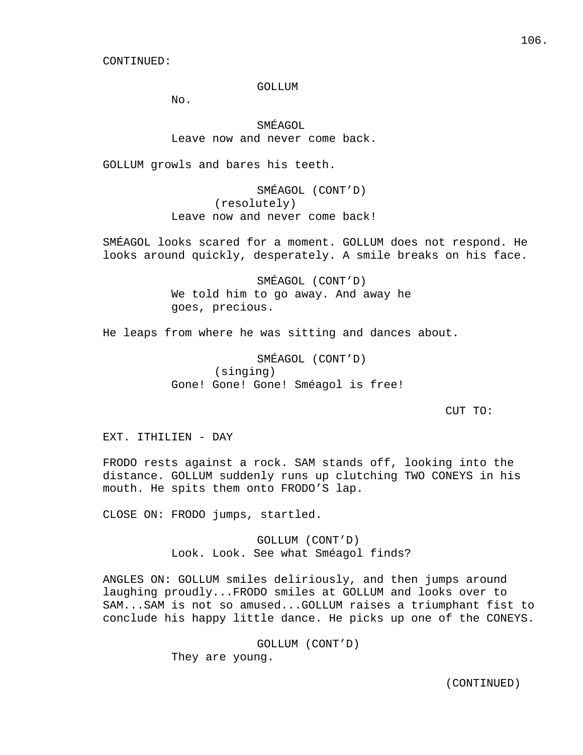CONTINUED:

GOLLUM
No.

SMÉAGOL
Leave now and never come back.

GOLLUM growls and bares his teeth.

SMÉAGOL (CONT'D)
(resolutely)
Leave now and never come back!

SMÉAGOL looks scared for a moment. GOLLUM does not respond. He looks around quickly, desperately. A smile breaks on his face.

SMÉAGOL (CONT'D)
We told him to go away. And away he goes, precious.

He leaps from where he was sitting and dances about.

SMÉAGOL (CONT'D)
(singing)
Gone! Gone! Gone! Sméagol is free!

CUT TO:

EXT. ITHILIEN - DAY

FRODO rests against a rock. SAM stands off, looking into the distance. GOLLUM suddenly runs up clutching TWO CONEYS in his mouth. He spits them onto FRODO'S lap.

CLOSE ON: FRODO jumps, startled.

GOLLUM (CONT'D)
Look. Look. See what Sméagol finds?

ANGLES ON: GOLLUM smiles deliriously, and then jumps around laughing proudly...FRODO smiles at GOLLUM and looks over to SAM...SAM is not so amused...GOLLUM raises a triumphant fist to conclude his happy little dance. He picks up one of the CONEYS.

GOLLUM (CONT'D)
They are young.

(CONTINUED)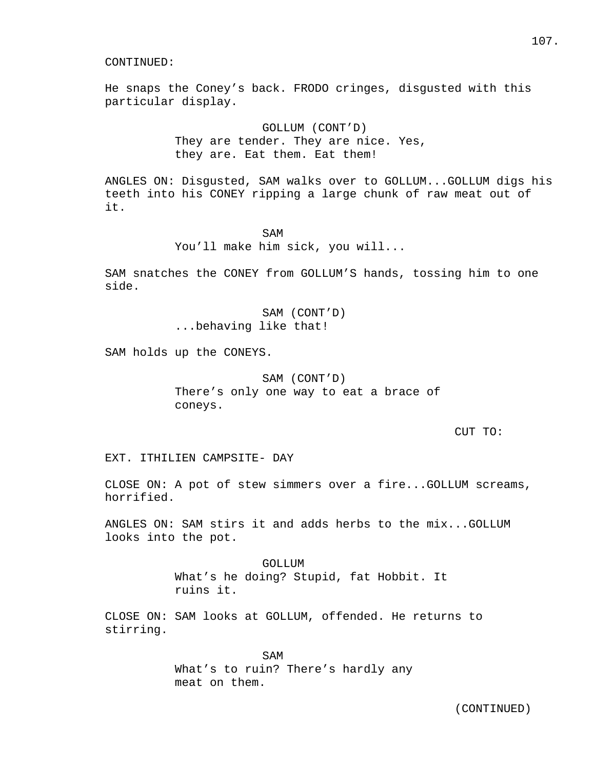CONTINUED:

He snaps the Coney's back. FRODO cringes, disgusted with this particular display.

GOLLUM (CONT'D)
They are tender. They are nice. Yes, they are. Eat them. Eat them!

ANGLES ON: Disgusted, SAM walks over to GOLLUM...GOLLUM digs his teeth into his CONEY ripping a large chunk of raw meat out of it.

SAM
You'll make him sick, you will...

SAM snatches the CONEY from GOLLUM'S hands, tossing him to one side.

SAM (CONT'D)
...behaving like that!

SAM holds up the CONEYS.

SAM (CONT'D)
There's only one way to eat a brace of coneys.

CUT TO:

EXT. ITHILIEN CAMPSITE- DAY

CLOSE ON: A pot of stew simmers over a fire...GOLLUM screams, horrified.

ANGLES ON: SAM stirs it and adds herbs to the mix...GOLLUM looks into the pot.

GOLLUM
What's he doing? Stupid, fat Hobbit. It ruins it.

CLOSE ON: SAM looks at GOLLUM, offended. He returns to stirring.

SAM
What's to ruin? There's hardly any meat on them.

(CONTINUED)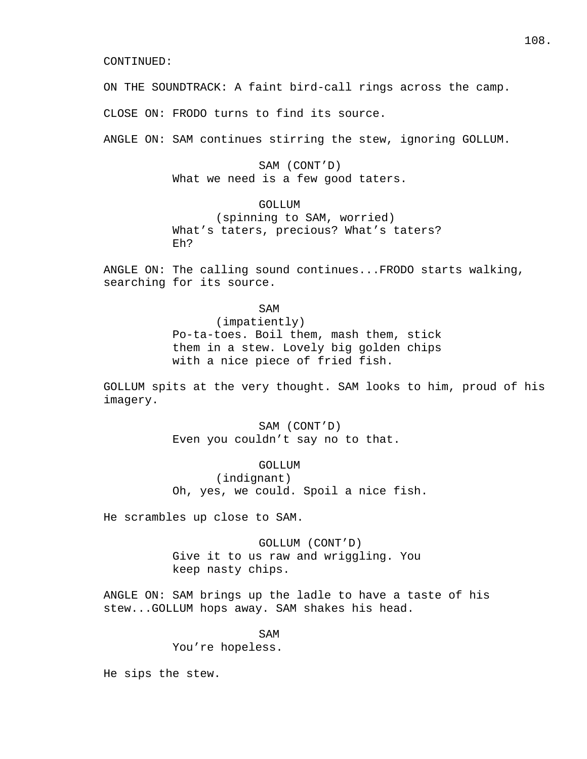CONTINUED:

ON THE SOUNDTRACK: A faint bird-call rings across the camp.

CLOSE ON: FRODO turns to find its source.

ANGLE ON: SAM continues stirring the stew, ignoring GOLLUM.

SAM (CONT'D)
What we need is a few good taters.

GOLLUM
(spinning to SAM, worried)
What's taters, precious? What's taters? Eh?

ANGLE ON: The calling sound continues...FRODO starts walking, searching for its source.

SAM
(impatiently)
Po-ta-toes. Boil them, mash them, stick them in a stew. Lovely big golden chips with a nice piece of fried fish.

GOLLUM spits at the very thought. SAM looks to him, proud of his imagery.

SAM (CONT'D)
Even you couldn't say no to that.

GOLLUM
(indignant)
Oh, yes, we could. Spoil a nice fish.

He scrambles up close to SAM.

GOLLUM (CONT'D)
Give it to us raw and wriggling. You keep nasty chips.

ANGLE ON: SAM brings up the ladle to have a taste of his stew...GOLLUM hops away. SAM shakes his head.

SAM
You're hopeless.

He sips the stew.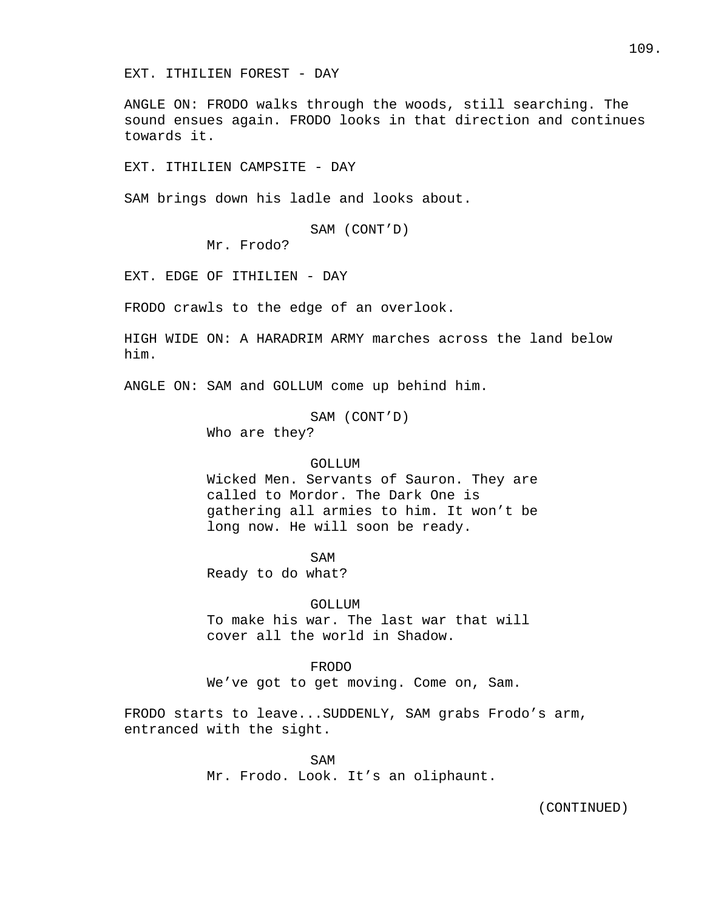EXT. ITHILIEN FOREST - DAY

ANGLE ON: FRODO walks through the woods, still searching. The sound ensues again. FRODO looks in that direction and continues towards it.

EXT. ITHILIEN CAMPSITE - DAY

SAM brings down his ladle and looks about.

SAM (CONT'D)
Mr. Frodo?

EXT. EDGE OF ITHILIEN - DAY

FRODO crawls to the edge of an overlook.

HIGH WIDE ON: A HARADRIM ARMY marches across the land below him.

ANGLE ON: SAM and GOLLUM come up behind him.

SAM (CONT'D)
Who are they?

GOLLUM
Wicked Men. Servants of Sauron. They are called to Mordor. The Dark One is gathering all armies to him. It won't be long now. He will soon be ready.

SAM
Ready to do what?

GOLLUM
To make his war. The last war that will cover all the world in Shadow.

FRODO
We've got to get moving. Come on, Sam.

FRODO starts to leave...SUDDENLY, SAM grabs Frodo's arm, entranced with the sight.

SAM
Mr. Frodo. Look. It's an oliphaunt.

(CONTINUED)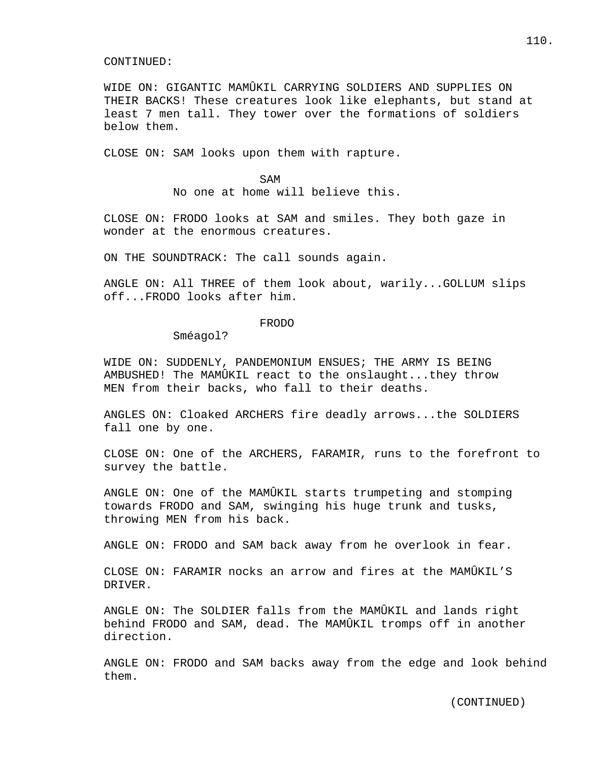CONTINUED:

WIDE ON: GIGANTIC MAMÛKIL CARRYING SOLDIERS AND SUPPLIES ON THEIR BACKS! These creatures look like elephants, but stand at least 7 men tall. They tower over the formations of soldiers below them.

CLOSE ON: SAM looks upon them with rapture.

SAM
No one at home will believe this.

CLOSE ON: FRODO looks at SAM and smiles. They both gaze in wonder at the enormous creatures.

ON THE SOUNDTRACK: The call sounds again.

ANGLE ON: All THREE of them look about, warily...GOLLUM slips off...FRODO looks after him.

FRODO
Sméagol?

WIDE ON: SUDDENLY, PANDEMONIUM ENSUES; THE ARMY IS BEING AMBUSHED! The MAMÛKIL react to the onslaught...they throw MEN from their backs, who fall to their deaths.

ANGLES ON: Cloaked ARCHERS fire deadly arrows...the SOLDIERS fall one by one.

CLOSE ON: One of the ARCHERS, FARAMIR, runs to the forefront to survey the battle.

ANGLE ON: One of the MAMÛKIL starts trumpeting and stomping towards FRODO and SAM, swinging his huge trunk and tusks, throwing MEN from his back.

ANGLE ON: FRODO and SAM back away from he overlook in fear.

CLOSE ON: FARAMIR nocks an arrow and fires at the MAMÛKIL'S DRIVER.

ANGLE ON: The SOLDIER falls from the MAMÛKIL and lands right behind FRODO and SAM, dead. The MAMÛKIL tromps off in another direction.

ANGLE ON: FRODO and SAM backs away from the edge and look behind them.

(CONTINUED)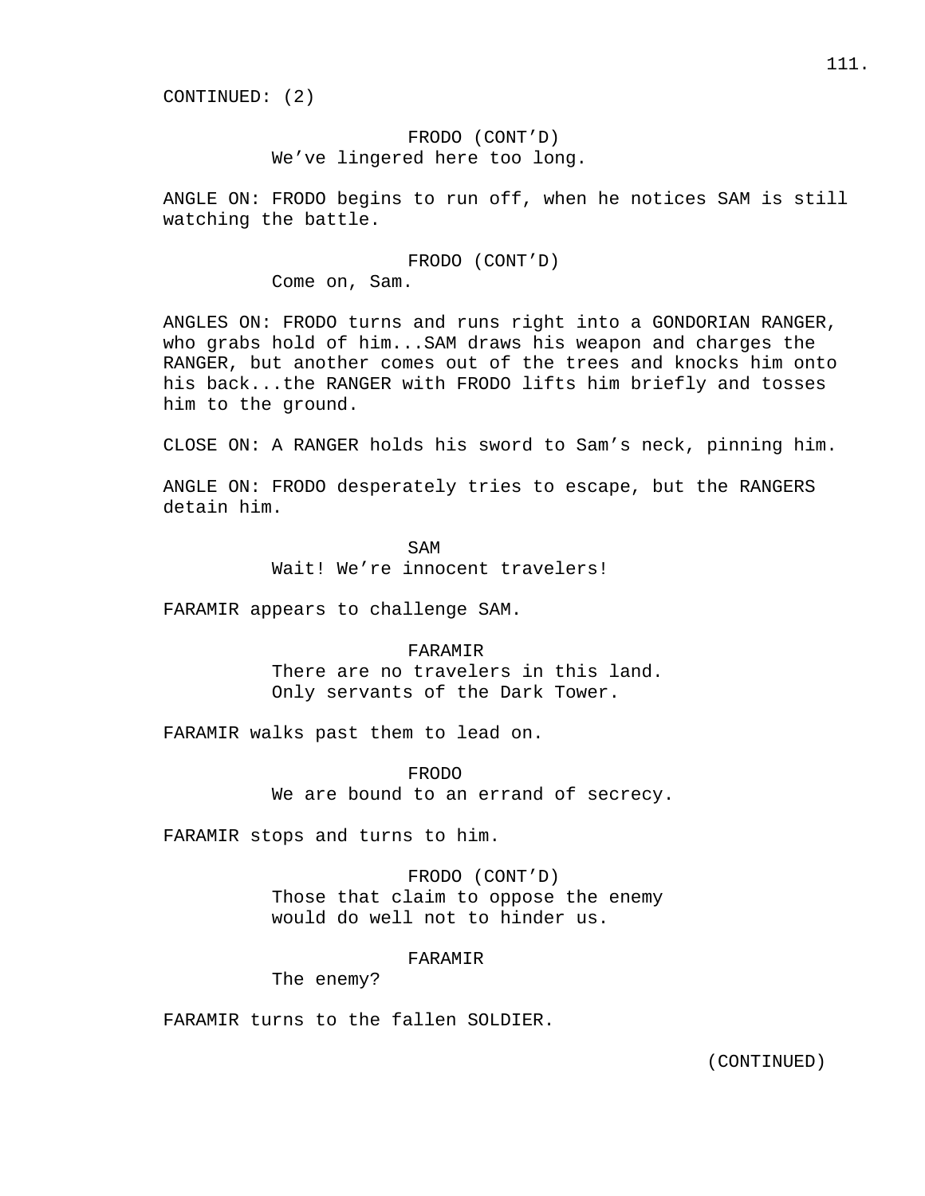CONTINUED: (2)

FRODO (CONT'D)
We've lingered here too long.

ANGLE ON: FRODO begins to run off, when he notices SAM is still watching the battle.

FRODO (CONT'D)
Come on, Sam.

ANGLES ON: FRODO turns and runs right into a GONDORIAN RANGER, who grabs hold of him...SAM draws his weapon and charges the RANGER, but another comes out of the trees and knocks him onto his back...the RANGER with FRODO lifts him briefly and tosses him to the ground.

CLOSE ON: A RANGER holds his sword to Sam's neck, pinning him.

ANGLE ON: FRODO desperately tries to escape, but the RANGERS detain him.

SAM
Wait! We're innocent travelers!

FARAMIR appears to challenge SAM.

FARAMIR
There are no travelers in this land.
Only servants of the Dark Tower.

FARAMIR walks past them to lead on.

FRODO
We are bound to an errand of secrecy.

FARAMIR stops and turns to him.

FRODO (CONT'D)
Those that claim to oppose the enemy
would do well not to hinder us.

FARAMIR
The enemy?

FARAMIR turns to the fallen SOLDIER.

(CONTINUED)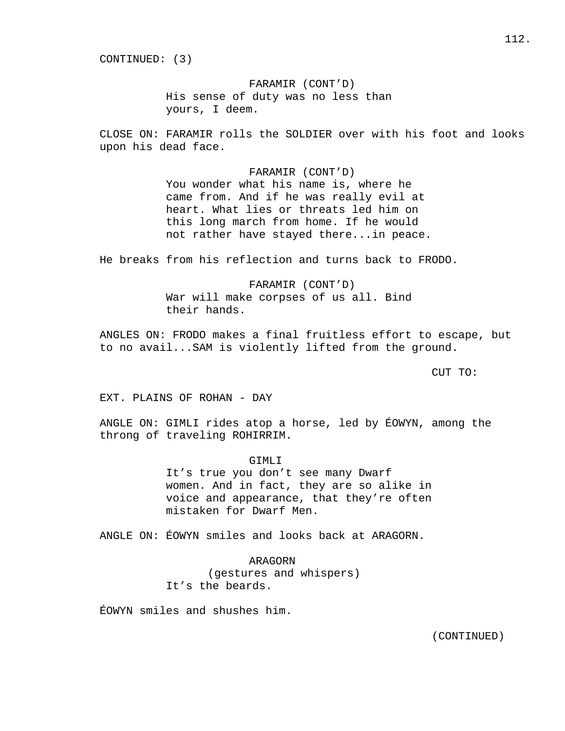CONTINUED: (3)

FARAMIR (CONT'D)
His sense of duty was no less than yours, I deem.

CLOSE ON: FARAMIR rolls the SOLDIER over with his foot and looks upon his dead face.

FARAMIR (CONT'D)
You wonder what his name is, where he came from. And if he was really evil at heart. What lies or threats led him on this long march from home. If he would not rather have stayed there...in peace.

He breaks from his reflection and turns back to FRODO.

FARAMIR (CONT'D)
War will make corpses of us all. Bind their hands.

ANGLES ON: FRODO makes a final fruitless effort to escape, but to no avail...SAM is violently lifted from the ground.

CUT TO:

EXT. PLAINS OF ROHAN - DAY

ANGLE ON: GIMLI rides atop a horse, led by ÉOWYN, among the throng of traveling ROHIRRIM.

GIMLI
It's true you don't see many Dwarf women. And in fact, they are so alike in voice and appearance, that they're often mistaken for Dwarf Men.

ANGLE ON: ÉOWYN smiles and looks back at ARAGORN.

ARAGORN
(gestures and whispers)
It's the beards.

ÉOWYN smiles and shushes him.

(CONTINUED)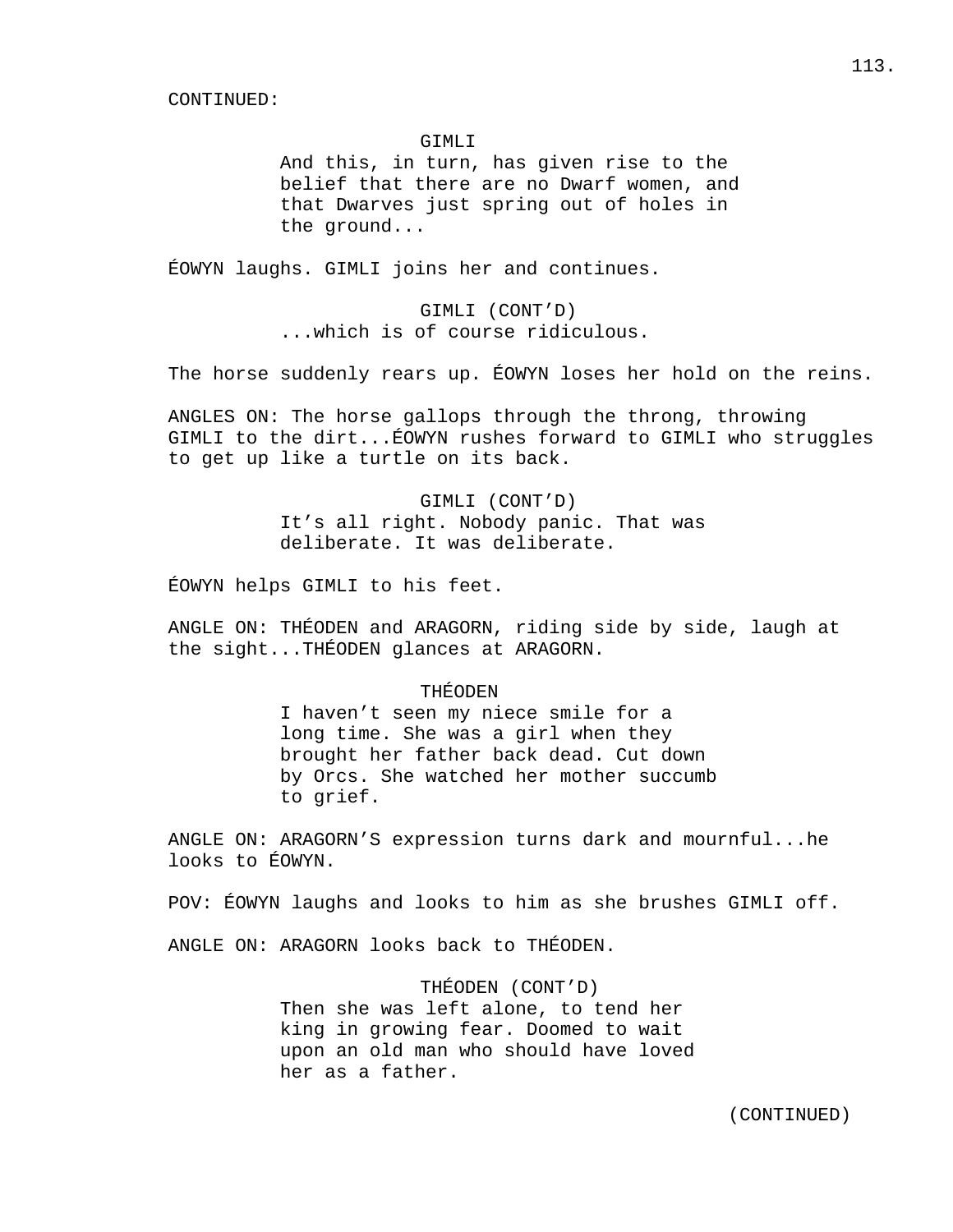CONTINUED:

GIMLI
And this, in turn, has given rise to the belief that there are no Dwarf women, and that Dwarves just spring out of holes in the ground...

ÉOWYN laughs. GIMLI joins her and continues.

GIMLI (CONT'D)
...which is of course ridiculous.

The horse suddenly rears up. ÉOWYN loses her hold on the reins.

ANGLES ON: The horse gallops through the throng, throwing GIMLI to the dirt...ÉOWYN rushes forward to GIMLI who struggles to get up like a turtle on its back.

GIMLI (CONT'D)
It's all right. Nobody panic. That was deliberate. It was deliberate.

ÉOWYN helps GIMLI to his feet.

ANGLE ON: THÉODEN and ARAGORN, riding side by side, laugh at the sight...THÉODEN glances at ARAGORN.

THÉODEN
I haven't seen my niece smile for a long time. She was a girl when they brought her father back dead. Cut down by Orcs. She watched her mother succumb to grief.

ANGLE ON: ARAGORN'S expression turns dark and mournful...he looks to ÉOWYN.

POV: ÉOWYN laughs and looks to him as she brushes GIMLI off.

ANGLE ON: ARAGORN looks back to THÉODEN.

THÉODEN (CONT'D)
Then she was left alone, to tend her king in growing fear. Doomed to wait upon an old man who should have loved her as a father.

(CONTINUED)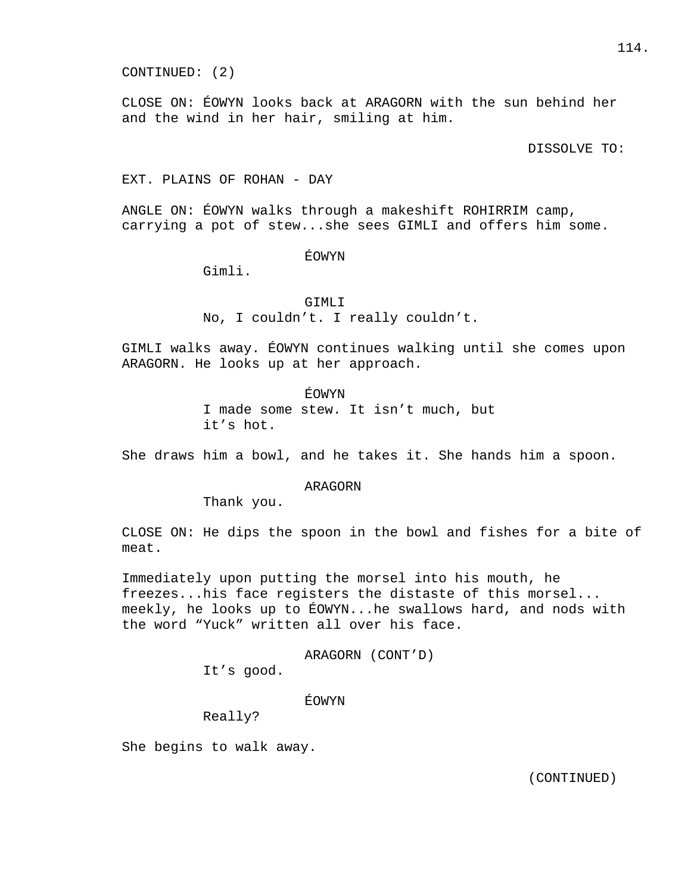CONTINUED: (2)

CLOSE ON: ÉOWYN looks back at ARAGORN with the sun behind her and the wind in her hair, smiling at him.

DISSOLVE TO:

EXT. PLAINS OF ROHAN - DAY

ANGLE ON: ÉOWYN walks through a makeshift ROHIRRIM camp, carrying a pot of stew...she sees GIMLI and offers him some.

ÉOWYN
Gimli.

GIMLI
No, I couldn't. I really couldn't.

GIMLI walks away. ÉOWYN continues walking until she comes upon ARAGORN. He looks up at her approach.

ÉOWYN
I made some stew. It isn't much, but it's hot.

She draws him a bowl, and he takes it. She hands him a spoon.

ARAGORN
Thank you.

CLOSE ON: He dips the spoon in the bowl and fishes for a bite of meat.

Immediately upon putting the morsel into his mouth, he freezes...his face registers the distaste of this morsel... meekly, he looks up to ÉOWYN...he swallows hard, and nods with the word "Yuck" written all over his face.

ARAGORN (CONT'D)
It's good.

ÉOWYN
Really?

She begins to walk away.

(CONTINUED)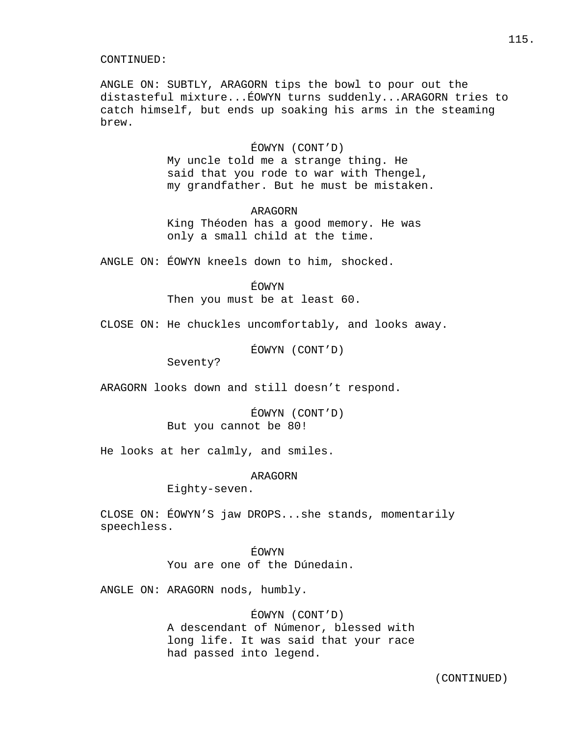CONTINUED:

ANGLE ON: SUBTLY, ARAGORN tips the bowl to pour out the distasteful mixture...ÉOWYN turns suddenly...ARAGORN tries to catch himself, but ends up soaking his arms in the steaming brew.

ÉOWYN (CONT'D)
My uncle told me a strange thing. He said that you rode to war with Thengel, my grandfather. But he must be mistaken.

ARAGORN
King Théoden has a good memory. He was only a small child at the time.

ANGLE ON: ÉOWYN kneels down to him, shocked.

ÉOWYN
Then you must be at least 60.

CLOSE ON: He chuckles uncomfortably, and looks away.

ÉOWYN (CONT'D)
Seventy?

ARAGORN looks down and still doesn't respond.

ÉOWYN (CONT'D)
But you cannot be 80!

He looks at her calmly, and smiles.

ARAGORN
Eighty-seven.

CLOSE ON: ÉOWYN'S jaw DROPS...she stands, momentarily speechless.

ÉOWYN
You are one of the Dúnedain.

ANGLE ON: ARAGORN nods, humbly.

ÉOWYN (CONT'D)
A descendant of Númenor, blessed with long life. It was said that your race had passed into legend.

(CONTINUED)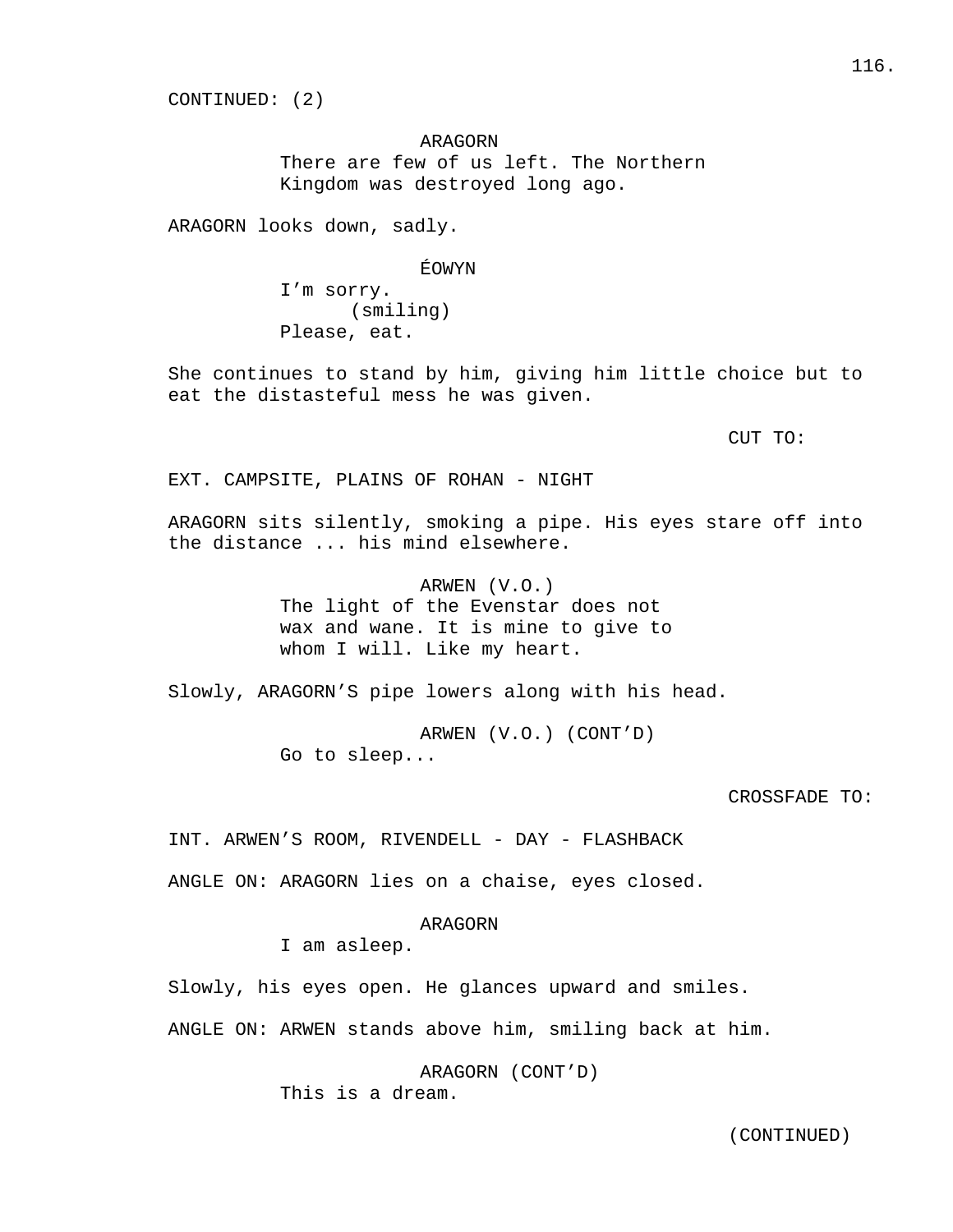CONTINUED: (2)

ARAGORN
There are few of us left. The Northern Kingdom was destroyed long ago.

ARAGORN looks down, sadly.

ÉOWYN
I'm sorry.
(smiling)
Please, eat.

She continues to stand by him, giving him little choice but to eat the distasteful mess he was given.

CUT TO:

EXT. CAMPSITE, PLAINS OF ROHAN - NIGHT

ARAGORN sits silently, smoking a pipe. His eyes stare off into the distance ... his mind elsewhere.

ARWEN (V.O.)
The light of the Evenstar does not wax and wane. It is mine to give to whom I will. Like my heart.

Slowly, ARAGORN'S pipe lowers along with his head.

ARWEN (V.O.) (CONT'D)
Go to sleep...

CROSSFADE TO:

INT. ARWEN'S ROOM, RIVENDELL - DAY - FLASHBACK

ANGLE ON: ARAGORN lies on a chaise, eyes closed.

ARAGORN
I am asleep.

Slowly, his eyes open. He glances upward and smiles.

ANGLE ON: ARWEN stands above him, smiling back at him.

ARAGORN (CONT'D)
This is a dream.

(CONTINUED)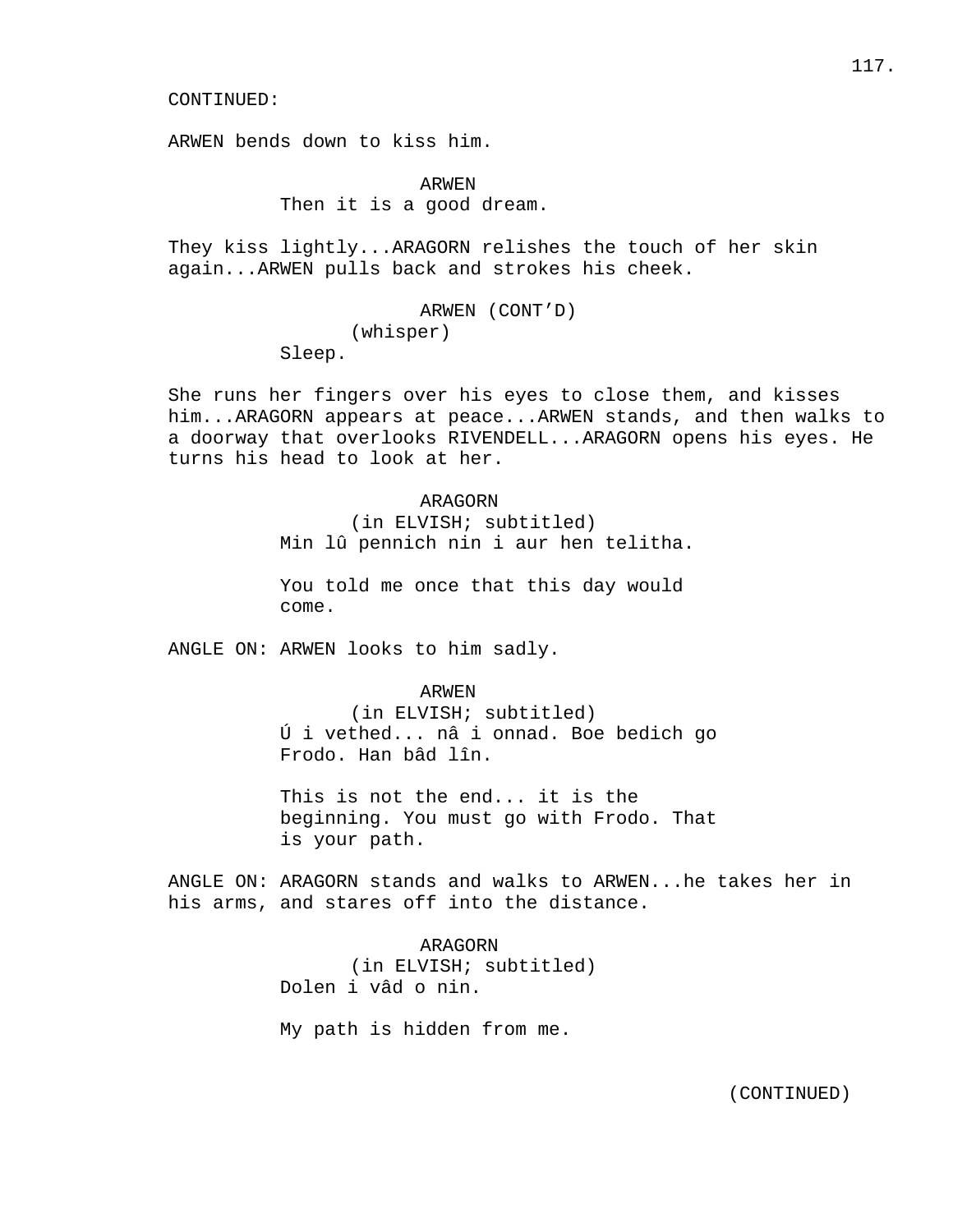CONTINUED:

ARWEN bends down to kiss him.

ARWEN
Then it is a good dream.

They kiss lightly...ARAGORN relishes the touch of her skin again...ARWEN pulls back and strokes his cheek.

ARWEN (CONT'D)
(whisper)
Sleep.

She runs her fingers over his eyes to close them, and kisses him...ARAGORN appears at peace...ARWEN stands, and then walks to a doorway that overlooks RIVENDELL...ARAGORN opens his eyes. He turns his head to look at her.

ARAGORN
(in ELVISH; subtitled)
Min lû pennich nin i aur hen telitha.

You told me once that this day would come.

ANGLE ON: ARWEN looks to him sadly.

ARWEN
(in ELVISH; subtitled)
Ú i vethed... nâ i onnad. Boe bedich go Frodo. Han bâd lîn.

This is not the end... it is the beginning. You must go with Frodo. That is your path.

ANGLE ON: ARAGORN stands and walks to ARWEN...he takes her in his arms, and stares off into the distance.

ARAGORN
(in ELVISH; subtitled)
Dolen i vâd o nin.

My path is hidden from me.

(CONTINUED)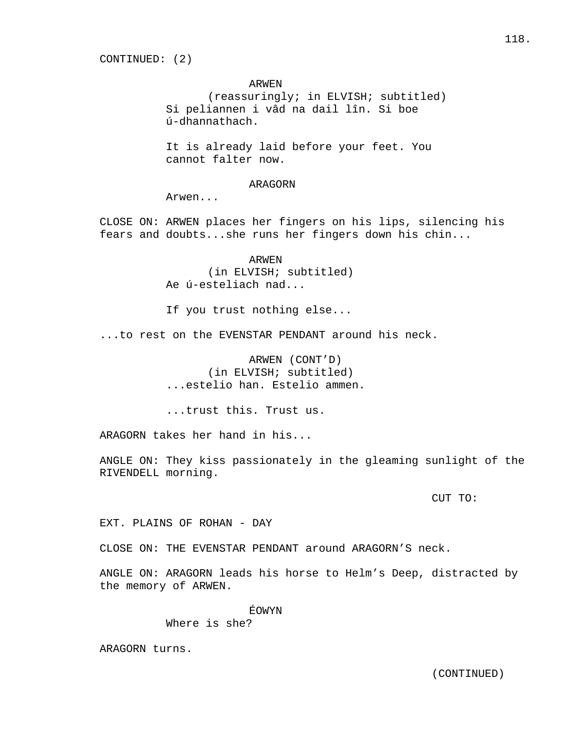CONTINUED: (2)

ARWEN
(reassuringly; in ELVISH; subtitled)
Si peliannen i vâd na dail lîn. Si boe ú-dhannathach.

It is already laid before your feet. You cannot falter now.

ARAGORN
Arwen...

CLOSE ON: ARWEN places her fingers on his lips, silencing his fears and doubts...she runs her fingers down his chin...

ARWEN
(in ELVISH; subtitled)
Ae ú-esteliach nad...

If you trust nothing else...

...to rest on the EVENSTAR PENDANT around his neck.

ARWEN (CONT'D)
(in ELVISH; subtitled)
...estelio han. Estelio ammen.

...trust this. Trust us.

ARAGORN takes her hand in his...

ANGLE ON: They kiss passionately in the gleaming sunlight of the RIVENDELL morning.

CUT TO:

EXT. PLAINS OF ROHAN - DAY

CLOSE ON: THE EVENSTAR PENDANT around ARAGORN'S neck.

ANGLE ON: ARAGORN leads his horse to Helm's Deep, distracted by the memory of ARWEN.

ÉOWYN
Where is she?

ARAGORN turns.

(CONTINUED)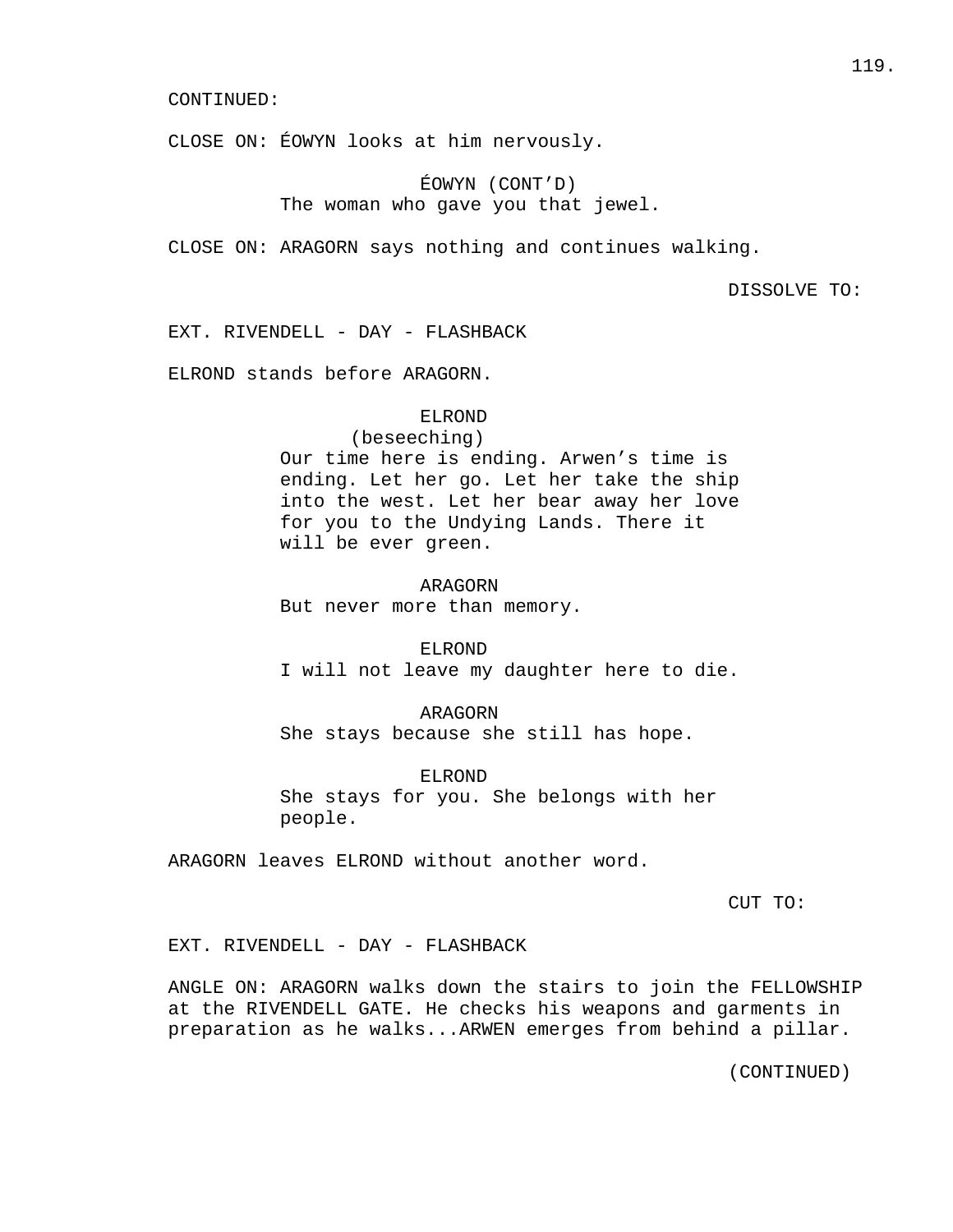CONTINUED:

CLOSE ON: ÉOWYN looks at him nervously.

ÉOWYN (CONT'D)
The woman who gave you that jewel.

CLOSE ON: ARAGORN says nothing and continues walking.

DISSOLVE TO:

EXT. RIVENDELL - DAY - FLASHBACK

ELROND stands before ARAGORN.

ELROND
(beseeching)
Our time here is ending. Arwen's time is ending. Let her go. Let her take the ship into the west. Let her bear away her love for you to the Undying Lands. There it will be ever green.

ARAGORN
But never more than memory.

ELROND
I will not leave my daughter here to die.

ARAGORN
She stays because she still has hope.

ELROND
She stays for you. She belongs with her people.

ARAGORN leaves ELROND without another word.

CUT TO:

EXT. RIVENDELL - DAY - FLASHBACK

ANGLE ON: ARAGORN walks down the stairs to join the FELLOWSHIP at the RIVENDELL GATE. He checks his weapons and garments in preparation as he walks...ARWEN emerges from behind a pillar.

(CONTINUED)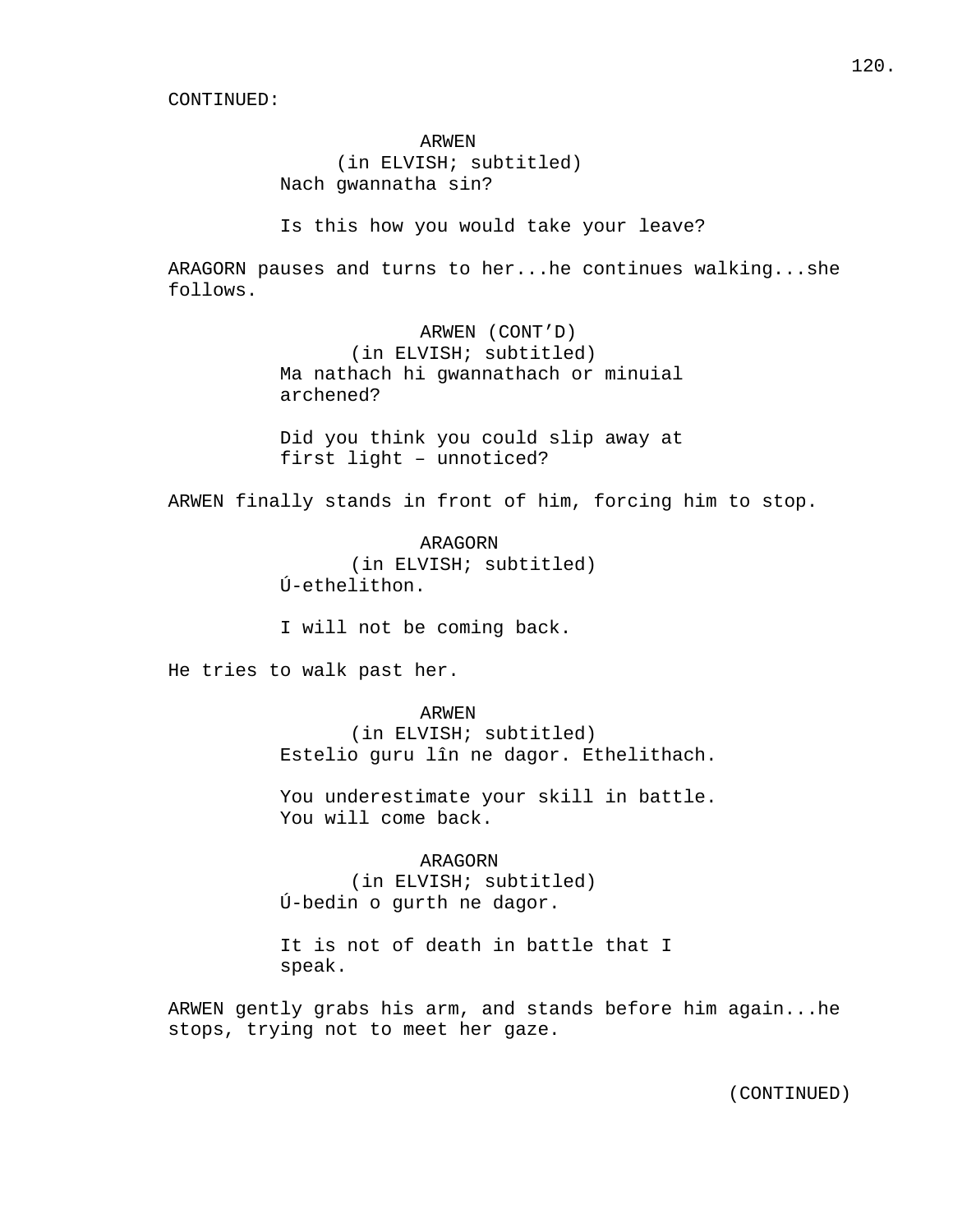CONTINUED:

ARWEN
(in ELVISH; subtitled)
Nach gwannatha sin?

Is this how you would take your leave?

ARAGORN pauses and turns to her...he continues walking...she follows.

ARWEN (CONT'D)
(in ELVISH; subtitled)
Ma nathach hi gwannathach or minuial archened?

Did you think you could slip away at first light – unnoticed?

ARWEN finally stands in front of him, forcing him to stop.

ARAGORN
(in ELVISH; subtitled)
Ú-ethelithon.

I will not be coming back.

He tries to walk past her.

ARWEN
(in ELVISH; subtitled)
Estelio guru lîn ne dagor. Ethelithach.

You underestimate your skill in battle. You will come back.

ARAGORN
(in ELVISH; subtitled)
Ú-bedin o gurth ne dagor.

It is not of death in battle that I speak.

ARWEN gently grabs his arm, and stands before him again...he stops, trying not to meet her gaze.

(CONTINUED)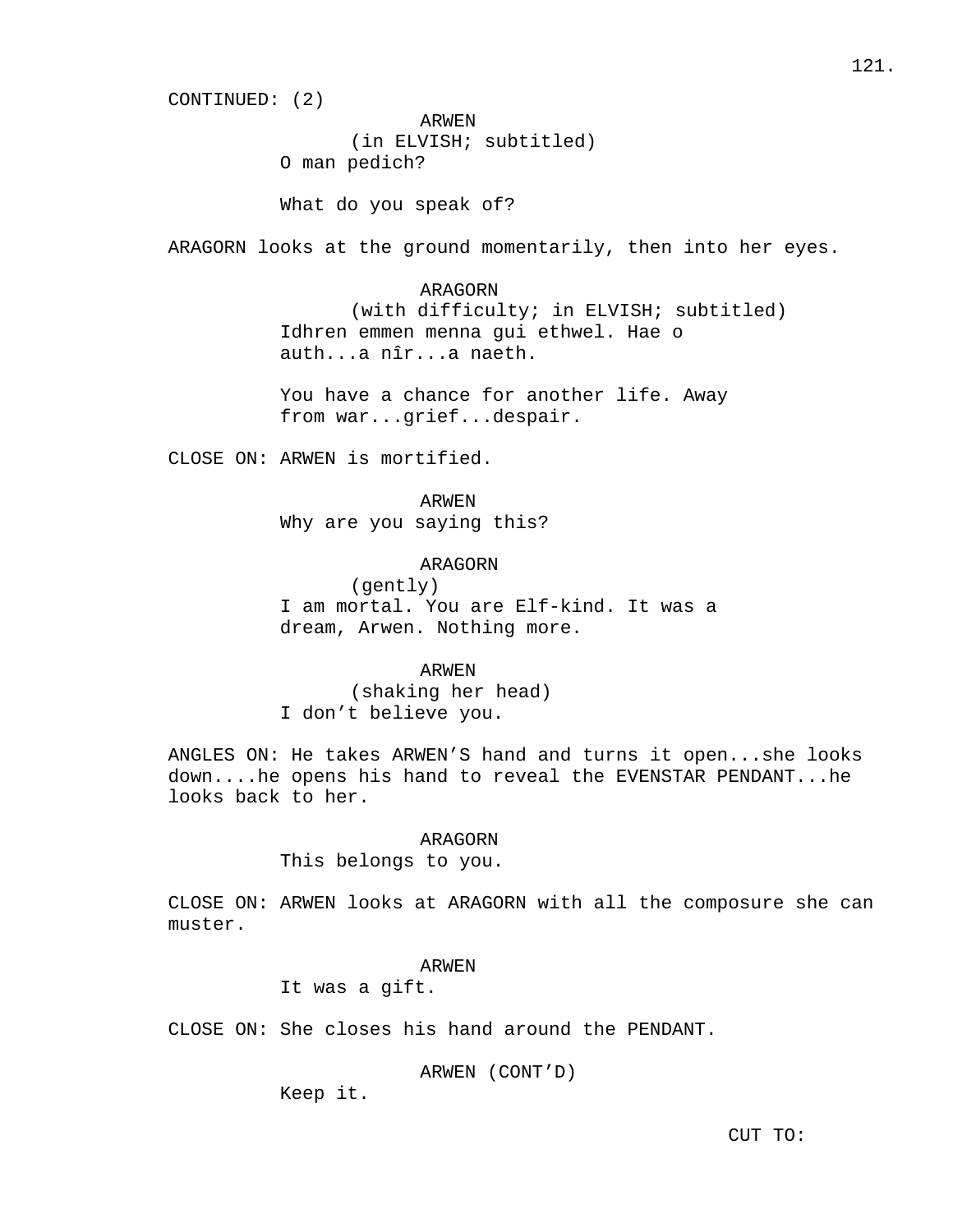CONTINUED: (2)

ARWEN
(in ELVISH; subtitled)
O man pedich?

What do you speak of?

ARAGORN looks at the ground momentarily, then into her eyes.

ARAGORN
(with difficulty; in ELVISH; subtitled)
Idhren emmen menna gui ethwel. Hae o auth...a nîr...a naeth.

You have a chance for another life. Away from war...grief...despair.

CLOSE ON: ARWEN is mortified.

ARWEN
Why are you saying this?

ARAGORN
(gently)
I am mortal. You are Elf-kind. It was a dream, Arwen. Nothing more.

ARWEN
(shaking her head)
I don't believe you.

ANGLES ON: He takes ARWEN'S hand and turns it open...she looks down....he opens his hand to reveal the EVENSTAR PENDANT...he looks back to her.

ARAGORN
This belongs to you.

CLOSE ON: ARWEN looks at ARAGORN with all the composure she can muster.

ARWEN
It was a gift.

CLOSE ON: She closes his hand around the PENDANT.

ARWEN (CONT'D)
Keep it.

CUT TO: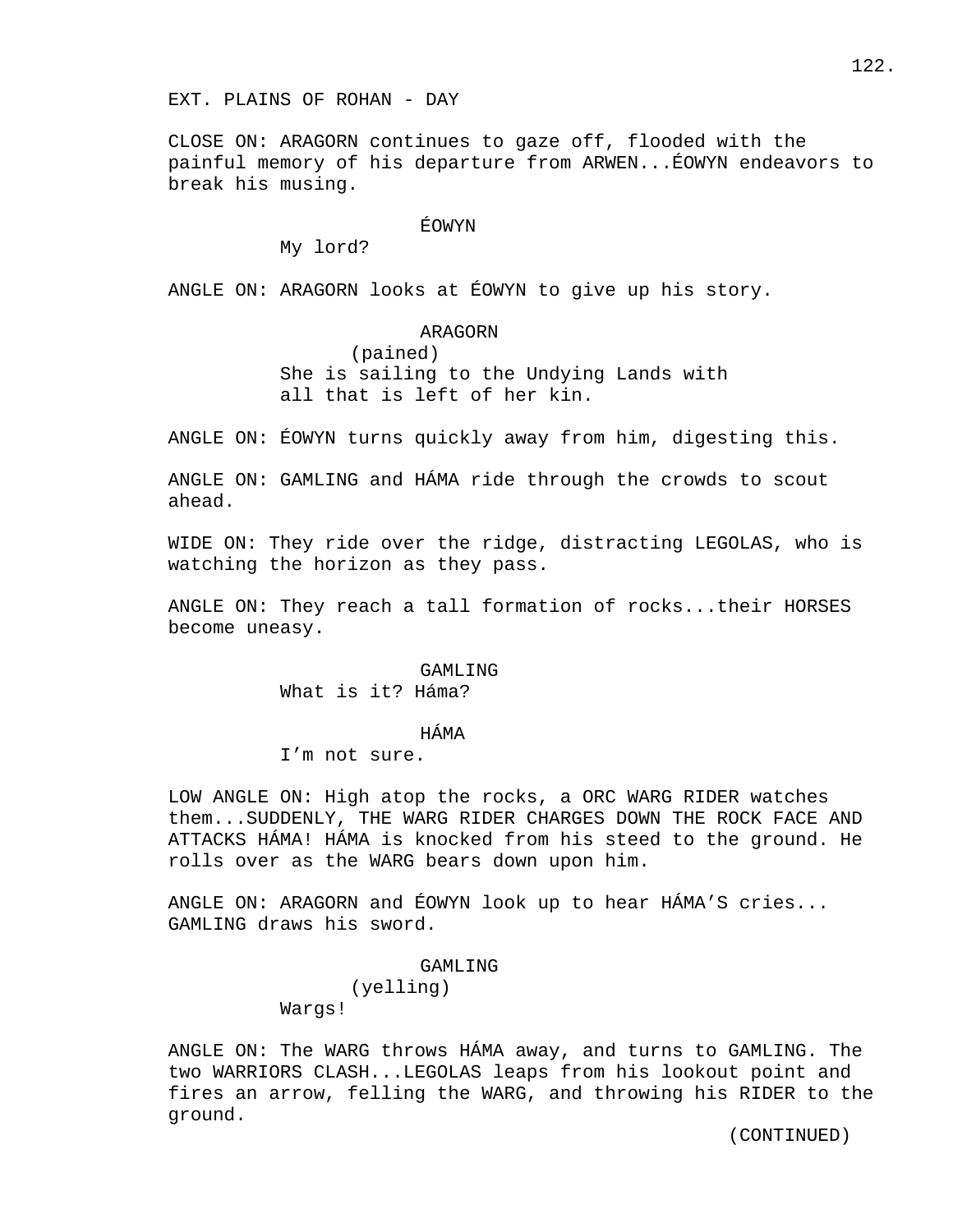EXT. PLAINS OF ROHAN - DAY

CLOSE ON: ARAGORN continues to gaze off, flooded with the painful memory of his departure from ARWEN...ÉOWYN endeavors to break his musing.

ÉOWYN
My lord?

ANGLE ON: ARAGORN looks at ÉOWYN to give up his story.

ARAGORN
(pained)
She is sailing to the Undying Lands with all that is left of her kin.

ANGLE ON: ÉOWYN turns quickly away from him, digesting this.

ANGLE ON: GAMLING and HÁMA ride through the crowds to scout ahead.

WIDE ON: They ride over the ridge, distracting LEGOLAS, who is watching the horizon as they pass.

ANGLE ON: They reach a tall formation of rocks...their HORSES become uneasy.

GAMLING
What is it? Háma?

HÁMA
I'm not sure.

LOW ANGLE ON: High atop the rocks, a ORC WARG RIDER watches them...SUDDENLY, THE WARG RIDER CHARGES DOWN THE ROCK FACE AND ATTACKS HÁMA! HÁMA is knocked from his steed to the ground. He rolls over as the WARG bears down upon him.

ANGLE ON: ARAGORN and ÉOWYN look up to hear HÁMA'S cries... GAMLING draws his sword.

GAMLING
(yelling)
Wargs!

ANGLE ON: The WARG throws HÁMA away, and turns to GAMLING. The two WARRIORS CLASH...LEGOLAS leaps from his lookout point and fires an arrow, felling the WARG, and throwing his RIDER to the ground.

(CONTINUED)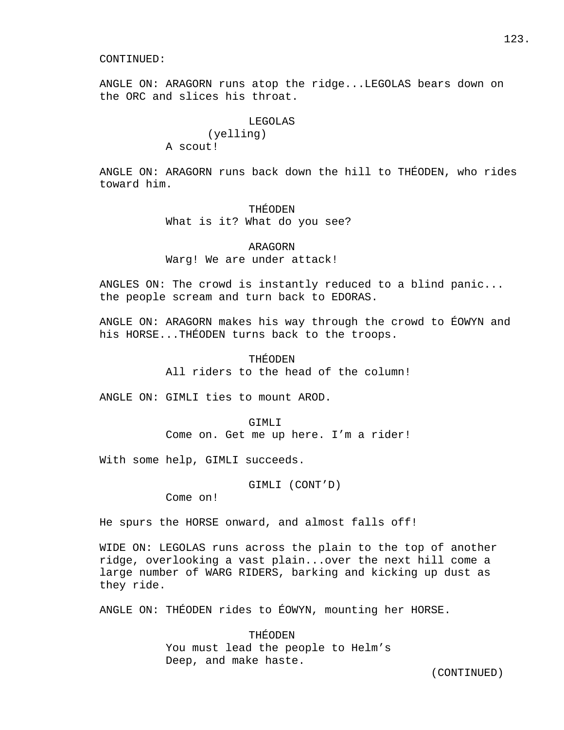CONTINUED:

ANGLE ON: ARAGORN runs atop the ridge...LEGOLAS bears down on the ORC and slices his throat.

LEGOLAS
(yelling)
A scout!

ANGLE ON: ARAGORN runs back down the hill to THÉODEN, who rides toward him.

THÉODEN
What is it? What do you see?

ARAGORN
Warg! We are under attack!

ANGLES ON: The crowd is instantly reduced to a blind panic... the people scream and turn back to EDORAS.

ANGLE ON: ARAGORN makes his way through the crowd to ÉOWYN and his HORSE...THÉODEN turns back to the troops.

THÉODEN
All riders to the head of the column!

ANGLE ON: GIMLI ties to mount AROD.

GIMLI
Come on. Get me up here. I'm a rider!

With some help, GIMLI succeeds.

GIMLI (CONT'D)
Come on!

He spurs the HORSE onward, and almost falls off!

WIDE ON: LEGOLAS runs across the plain to the top of another ridge, overlooking a vast plain...over the next hill come a large number of WARG RIDERS, barking and kicking up dust as they ride.

ANGLE ON: THÉODEN rides to ÉOWYN, mounting her HORSE.

THÉODEN
You must lead the people to Helm's Deep, and make haste.

(CONTINUED)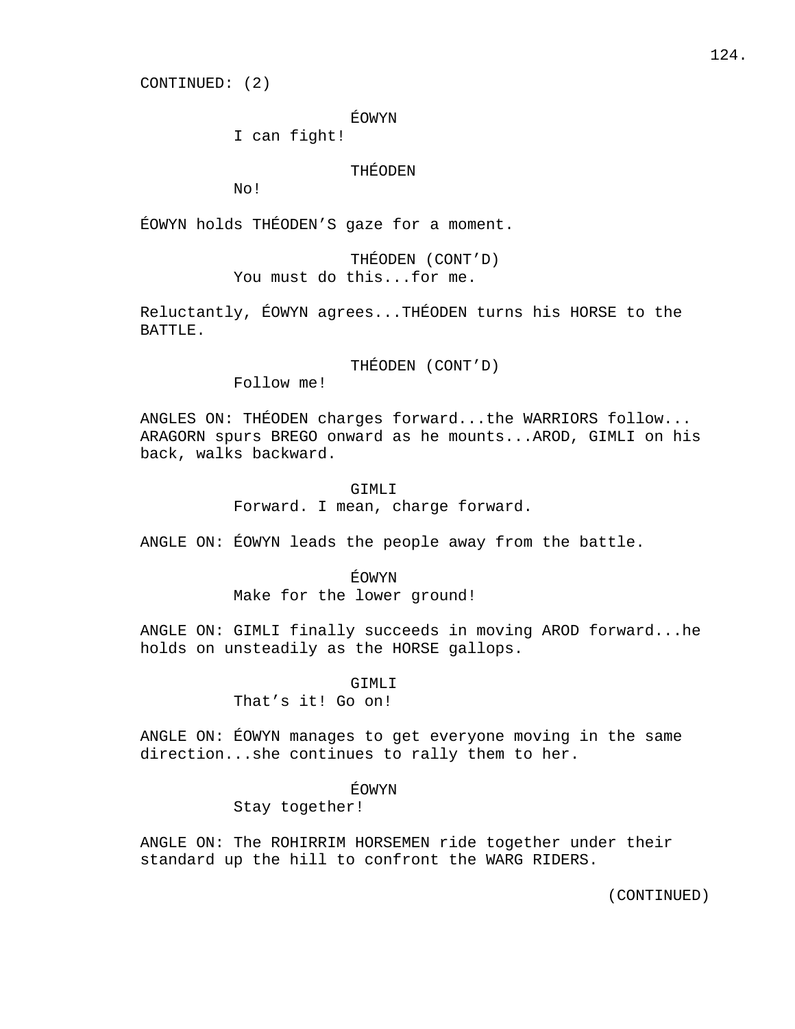CONTINUED: (2)

ÉOWYN
I can fight!

THÉODEN
No!

ÉOWYN holds THÉODEN'S gaze for a moment.

THÉODEN (CONT'D)
You must do this...for me.

Reluctantly, ÉOWYN agrees...THÉODEN turns his HORSE to the BATTLE.

THÉODEN (CONT'D)
Follow me!

ANGLES ON: THÉODEN charges forward...the WARRIORS follow... ARAGORN spurs BREGO onward as he mounts...AROD, GIMLI on his back, walks backward.

GIMLI
Forward. I mean, charge forward.

ANGLE ON: ÉOWYN leads the people away from the battle.

ÉOWYN
Make for the lower ground!

ANGLE ON: GIMLI finally succeeds in moving AROD forward...he holds on unsteadily as the HORSE gallops.

GIMLI
That's it! Go on!

ANGLE ON: ÉOWYN manages to get everyone moving in the same direction...she continues to rally them to her.

ÉOWYN
Stay together!

ANGLE ON: The ROHIRRIM HORSEMEN ride together under their standard up the hill to confront the WARG RIDERS.

(CONTINUED)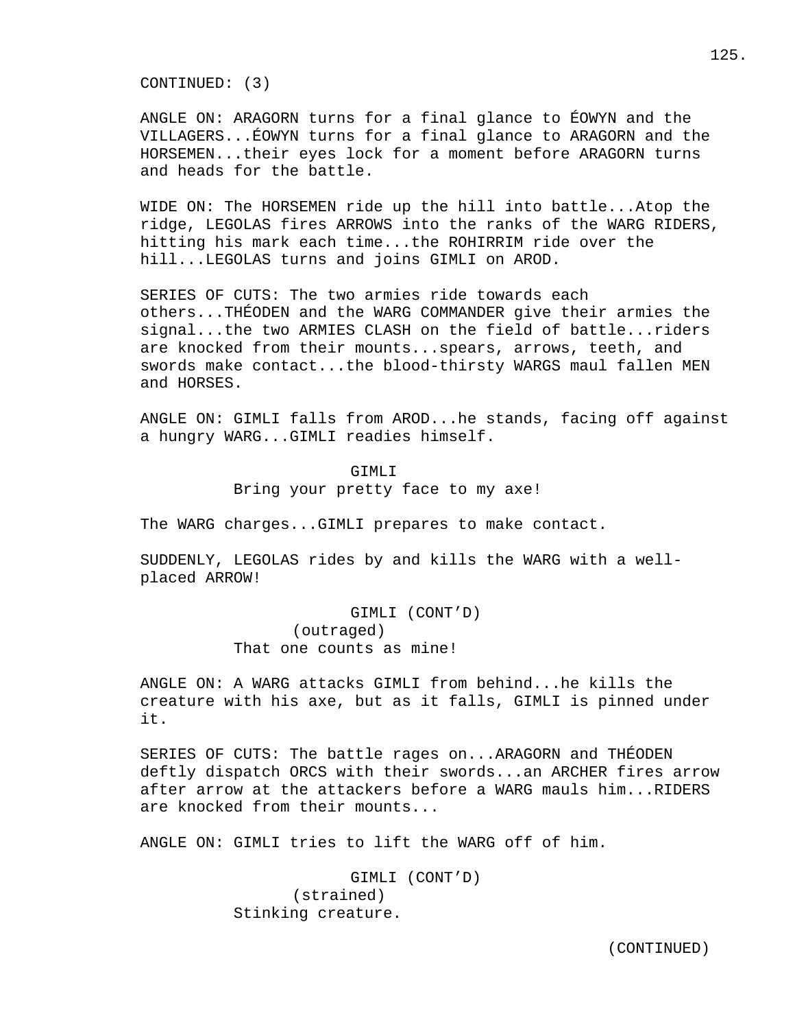CONTINUED: (3)

ANGLE ON: ARAGORN turns for a final glance to ÉOWYN and the VILLAGERS...ÉOWYN turns for a final glance to ARAGORN and the HORSEMEN...their eyes lock for a moment before ARAGORN turns and heads for the battle.

WIDE ON: The HORSEMEN ride up the hill into battle...Atop the ridge, LEGOLAS fires ARROWS into the ranks of the WARG RIDERS, hitting his mark each time...the ROHIRRIM ride over the hill...LEGOLAS turns and joins GIMLI on AROD.

SERIES OF CUTS: The two armies ride towards each others...THÉODEN and the WARG COMMANDER give their armies the signal...the two ARMIES CLASH on the field of battle...riders are knocked from their mounts...spears, arrows, teeth, and swords make contact...the blood-thirsty WARGS maul fallen MEN and HORSES.

ANGLE ON: GIMLI falls from AROD...he stands, facing off against a hungry WARG...GIMLI readies himself.

GIMLI

Bring your pretty face to my axe!

The WARG charges...GIMLI prepares to make contact.

SUDDENLY, LEGOLAS rides by and kills the WARG with a well-placed ARROW!

GIMLI (CONT'D)

(outraged)

That one counts as mine!

ANGLE ON: A WARG attacks GIMLI from behind...he kills the creature with his axe, but as it falls, GIMLI is pinned under it.

SERIES OF CUTS: The battle rages on...ARAGORN and THÉODEN deftly dispatch ORCS with their swords...an ARCHER fires arrow after arrow at the attackers before a WARG mauls him...RIDERS are knocked from their mounts...

ANGLE ON: GIMLI tries to lift the WARG off of him.

GIMLI (CONT'D)

(strained)

Stinking creature.

(CONTINUED)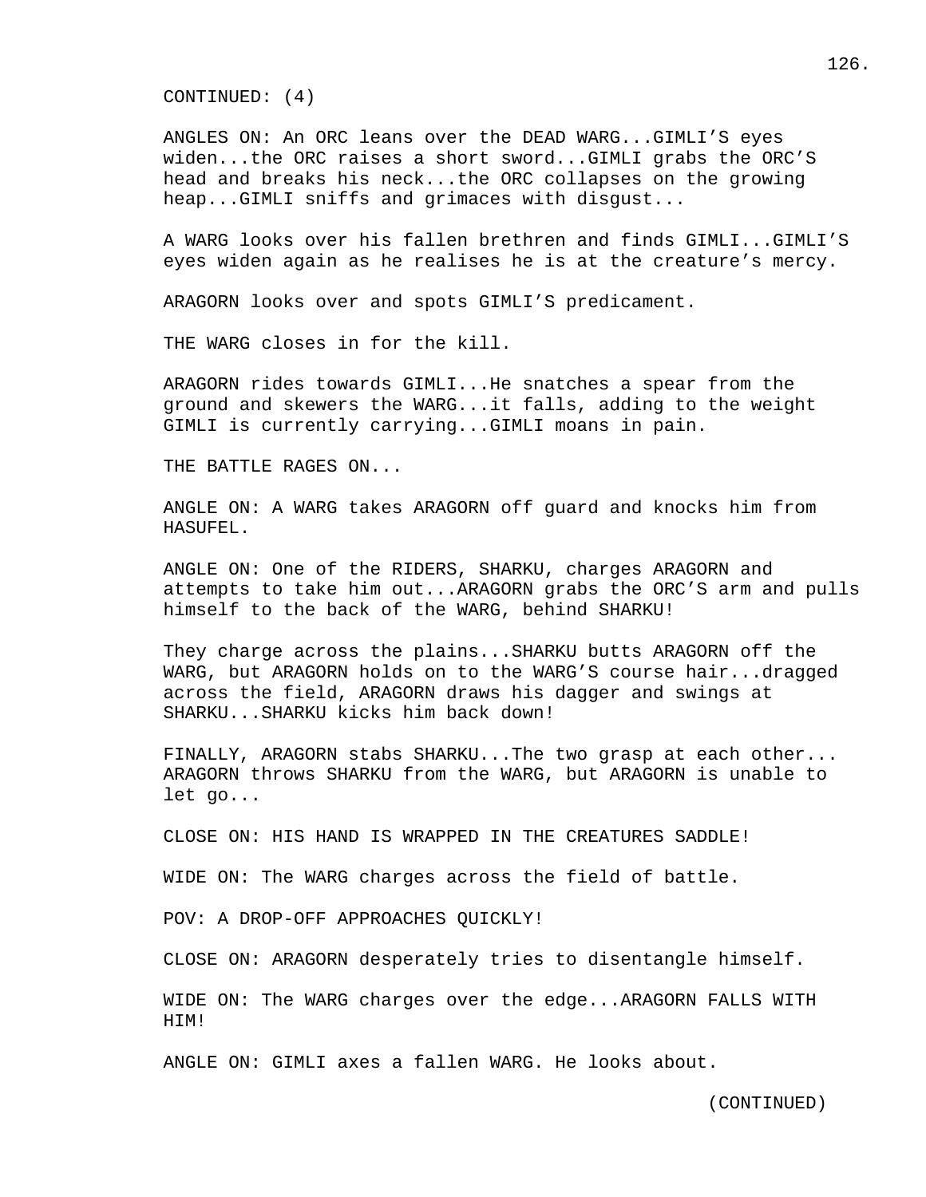CONTINUED: (4)

ANGLES ON: An ORC leans over the DEAD WARG...GIMLI'S eyes widen...the ORC raises a short sword...GIMLI grabs the ORC'S head and breaks his neck...the ORC collapses on the growing heap...GIMLI sniffs and grimaces with disgust...

A WARG looks over his fallen brethren and finds GIMLI...GIMLI'S eyes widen again as he realises he is at the creature's mercy.

ARAGORN looks over and spots GIMLI'S predicament.

THE WARG closes in for the kill.

ARAGORN rides towards GIMLI...He snatches a spear from the ground and skewers the WARG...it falls, adding to the weight GIMLI is currently carrying...GIMLI moans in pain.

THE BATTLE RAGES ON...

ANGLE ON: A WARG takes ARAGORN off guard and knocks him from HASUFEL.

ANGLE ON: One of the RIDERS, SHARKU, charges ARAGORN and attempts to take him out...ARAGORN grabs the ORC'S arm and pulls himself to the back of the WARG, behind SHARKU!

They charge across the plains...SHARKU butts ARAGORN off the WARG, but ARAGORN holds on to the WARG'S course hair...dragged across the field, ARAGORN draws his dagger and swings at SHARKU...SHARKU kicks him back down!

FINALLY, ARAGORN stabs SHARKU...The two grasp at each other... ARAGORN throws SHARKU from the WARG, but ARAGORN is unable to let go...

CLOSE ON: HIS HAND IS WRAPPED IN THE CREATURES SADDLE!

WIDE ON: The WARG charges across the field of battle.

POV: A DROP-OFF APPROACHES QUICKLY!

CLOSE ON: ARAGORN desperately tries to disentangle himself.

WIDE ON: The WARG charges over the edge...ARAGORN FALLS WITH HIM!

ANGLE ON: GIMLI axes a fallen WARG. He looks about.

(CONTINUED)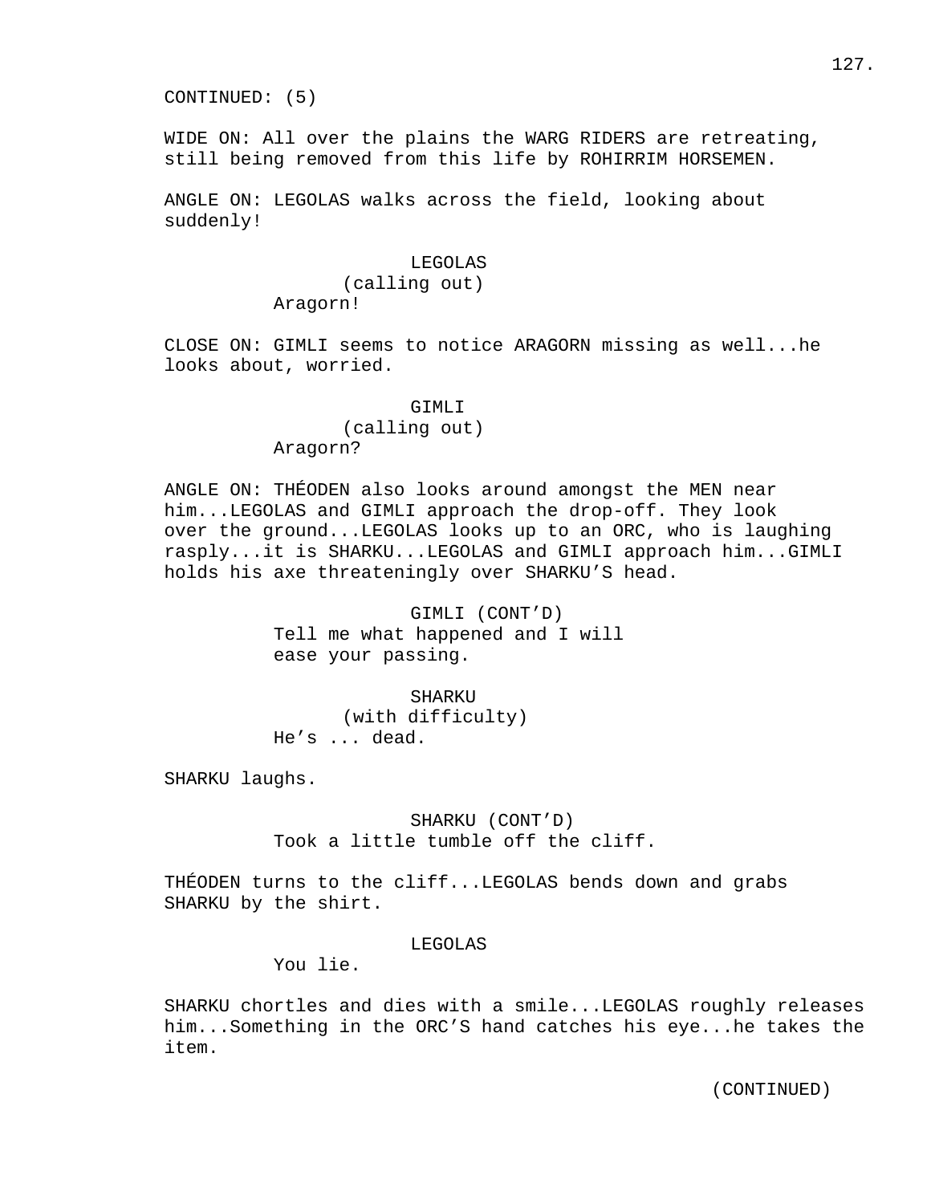CONTINUED: (5)

WIDE ON: All over the plains the WARG RIDERS are retreating, still being removed from this life by ROHIRRIM HORSEMEN.

ANGLE ON: LEGOLAS walks across the field, looking about suddenly!

LEGOLAS
(calling out)
Aragorn!

CLOSE ON: GIMLI seems to notice ARAGORN missing as well...he looks about, worried.

GIMLI
(calling out)
Aragorn?

ANGLE ON: THÉODEN also looks around amongst the MEN near him...LEGOLAS and GIMLI approach the drop-off. They look over the ground...LEGOLAS looks up to an ORC, who is laughing rasply...it is SHARKU...LEGOLAS and GIMLI approach him...GIMLI holds his axe threateningly over SHARKU'S head.

GIMLI (CONT'D)
Tell me what happened and I will ease your passing.

SHARKU
(with difficulty)
He's ... dead.

SHARKU laughs.

SHARKU (CONT'D)
Took a little tumble off the cliff.

THÉODEN turns to the cliff...LEGOLAS bends down and grabs SHARKU by the shirt.

LEGOLAS
You lie.

SHARKU chortles and dies with a smile...LEGOLAS roughly releases him...Something in the ORC'S hand catches his eye...he takes the item.

(CONTINUED)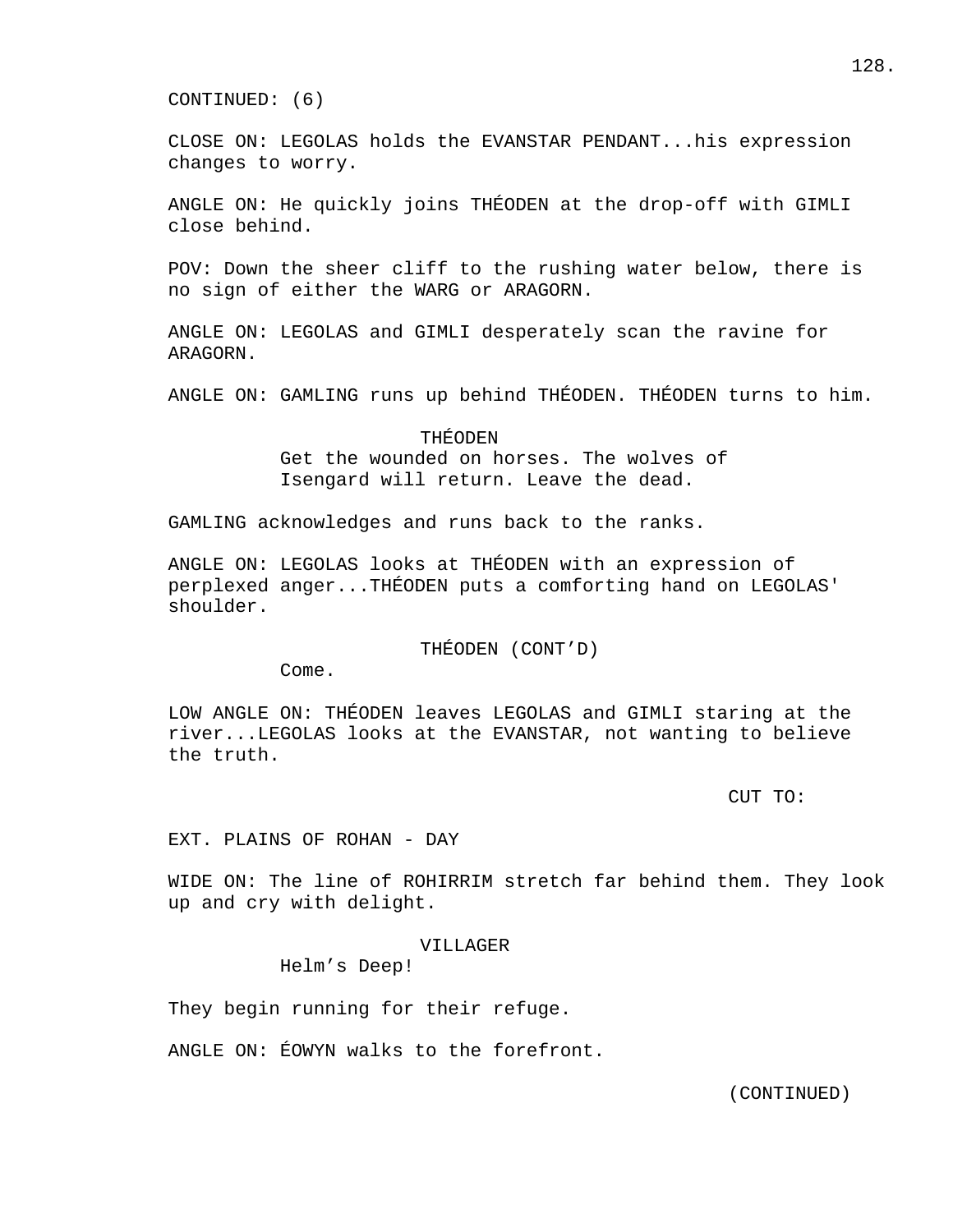CONTINUED: (6)

CLOSE ON: LEGOLAS holds the EVANSTAR PENDANT...his expression changes to worry.

ANGLE ON: He quickly joins THÉODEN at the drop-off with GIMLI close behind.

POV: Down the sheer cliff to the rushing water below, there is no sign of either the WARG or ARAGORN.

ANGLE ON: LEGOLAS and GIMLI desperately scan the ravine for ARAGORN.

ANGLE ON: GAMLING runs up behind THÉODEN. THÉODEN turns to him.

THÉODEN
Get the wounded on horses. The wolves of Isengard will return. Leave the dead.

GAMLING acknowledges and runs back to the ranks.

ANGLE ON: LEGOLAS looks at THÉODEN with an expression of perplexed anger...THÉODEN puts a comforting hand on LEGOLAS' shoulder.

THÉODEN (CONT'D)
Come.

LOW ANGLE ON: THÉODEN leaves LEGOLAS and GIMLI staring at the river...LEGOLAS looks at the EVANSTAR, not wanting to believe the truth.

CUT TO:

EXT. PLAINS OF ROHAN - DAY

WIDE ON: The line of ROHIRRIM stretch far behind them. They look up and cry with delight.

VILLAGER
Helm's Deep!

They begin running for their refuge.

ANGLE ON: ÉOWYN walks to the forefront.

(CONTINUED)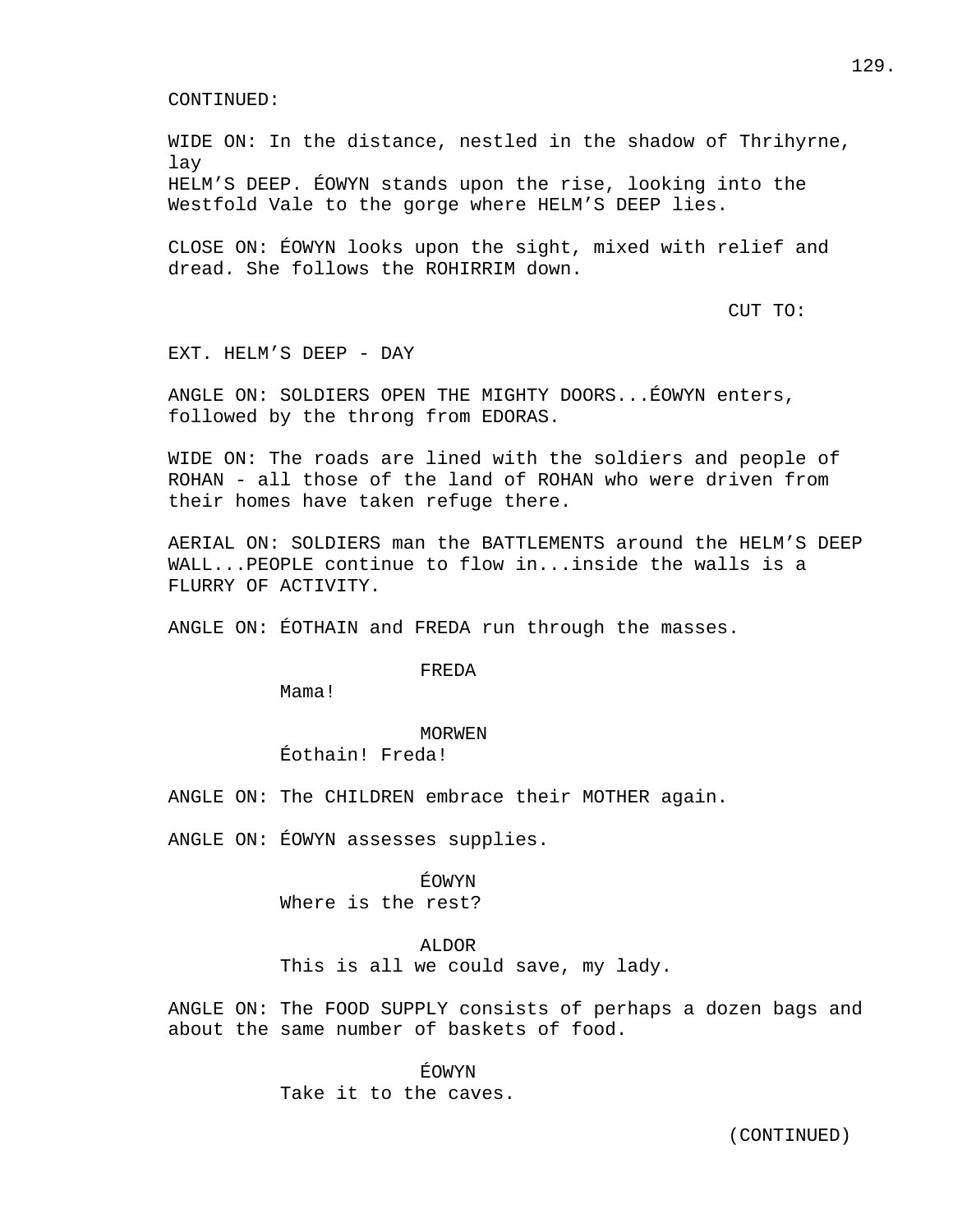CONTINUED:

WIDE ON: In the distance, nestled in the shadow of Thrihyrne, lay
HELM'S DEEP. ÉOWYN stands upon the rise, looking into the Westfold Vale to the gorge where HELM'S DEEP lies.

CLOSE ON: ÉOWYN looks upon the sight, mixed with relief and dread. She follows the ROHIRRIM down.

CUT TO:

EXT. HELM'S DEEP - DAY

ANGLE ON: SOLDIERS OPEN THE MIGHTY DOORS...ÉOWYN enters, followed by the throng from EDORAS.

WIDE ON: The roads are lined with the soldiers and people of ROHAN - all those of the land of ROHAN who were driven from their homes have taken refuge there.

AERIAL ON: SOLDIERS man the BATTLEMENTS around the HELM'S DEEP WALL...PEOPLE continue to flow in...inside the walls is a FLURRY OF ACTIVITY.

ANGLE ON: ÉOTHAIN and FREDA run through the masses.

FREDA
Mama!

MORWEN
Éothain! Freda!

ANGLE ON: The CHILDREN embrace their MOTHER again.

ANGLE ON: ÉOWYN assesses supplies.

ÉOWYN
Where is the rest?

ALDOR
This is all we could save, my lady.

ANGLE ON: The FOOD SUPPLY consists of perhaps a dozen bags and about the same number of baskets of food.

ÉOWYN
Take it to the caves.

(CONTINUED)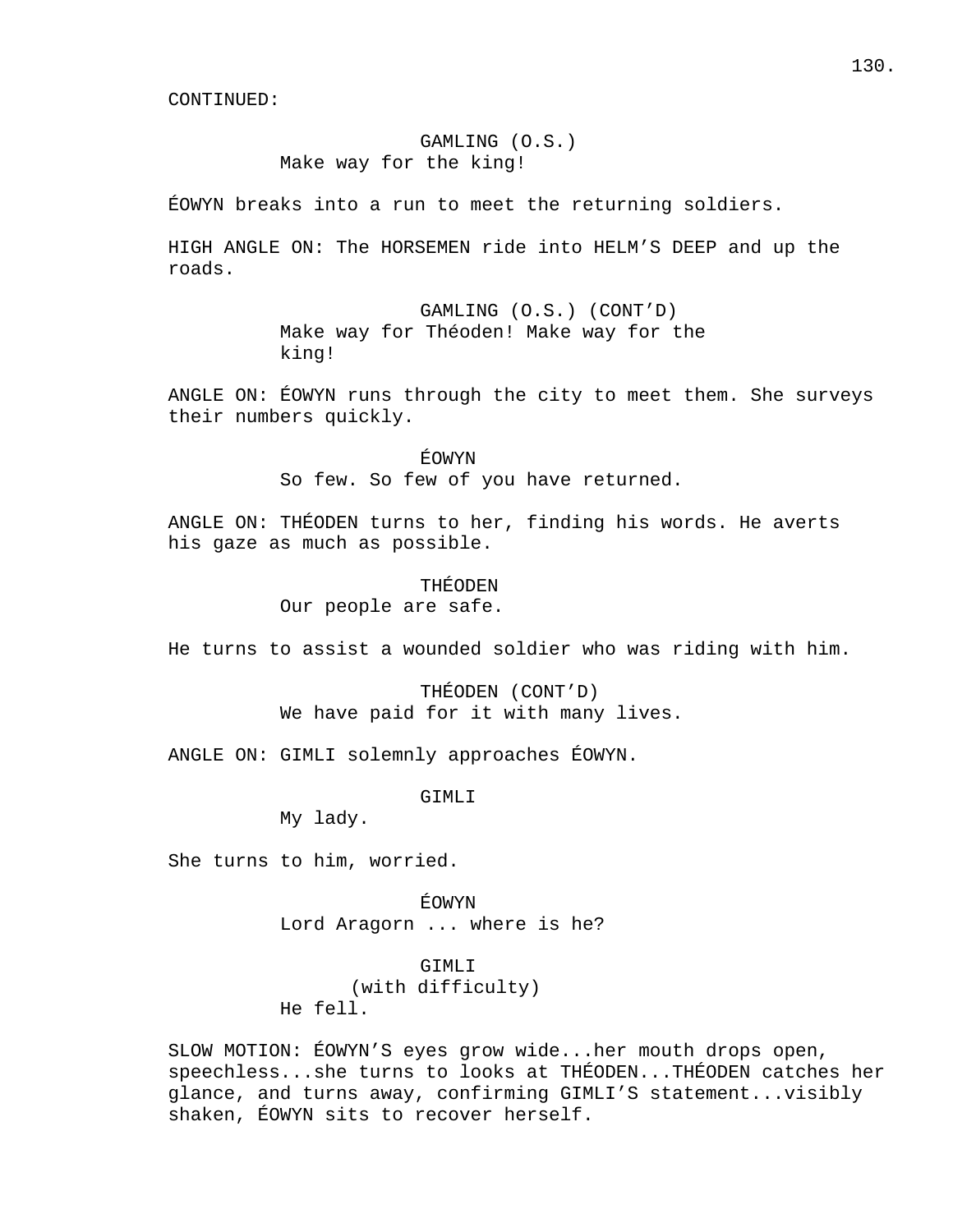CONTINUED:

GAMLING (O.S.)
Make way for the king!

ÉOWYN breaks into a run to meet the returning soldiers.

HIGH ANGLE ON: The HORSEMEN ride into HELM'S DEEP and up the roads.

GAMLING (O.S.) (CONT'D)
Make way for Théoden! Make way for the king!

ANGLE ON: ÉOWYN runs through the city to meet them. She surveys their numbers quickly.

ÉOWYN
So few. So few of you have returned.

ANGLE ON: THÉODEN turns to her, finding his words. He averts his gaze as much as possible.

THÉODEN
Our people are safe.

He turns to assist a wounded soldier who was riding with him.

THÉODEN (CONT'D)
We have paid for it with many lives.

ANGLE ON: GIMLI solemnly approaches ÉOWYN.

GIMLI
My lady.

She turns to him, worried.

ÉOWYN
Lord Aragorn ... where is he?

GIMLI
(with difficulty)
He fell.

SLOW MOTION: ÉOWYN'S eyes grow wide...her mouth drops open, speechless...she turns to looks at THÉODEN...THÉODEN catches her glance, and turns away, confirming GIMLI'S statement...visibly shaken, ÉOWYN sits to recover herself.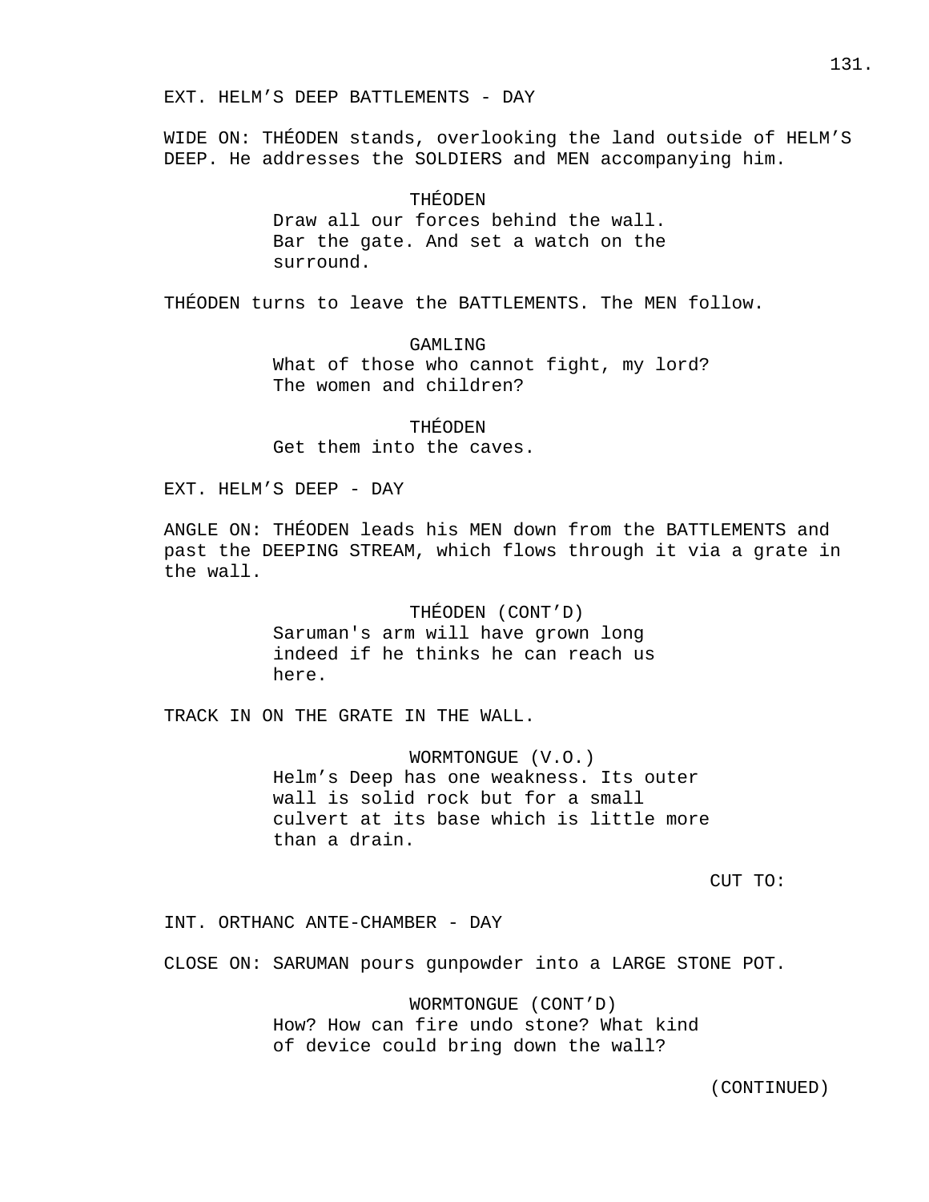EXT. HELM’S DEEP BATTLEMENTS - DAY

WIDE ON: THÉODEN stands, overlooking the land outside of HELM’S DEEP. He addresses the SOLDIERS and MEN accompanying him.

THÉODEN
Draw all our forces behind the wall. Bar the gate. And set a watch on the surround.

THÉODEN turns to leave the BATTLEMENTS. The MEN follow.

GAMLING
What of those who cannot fight, my lord? The women and children?

THÉODEN
Get them into the caves.

EXT. HELM’S DEEP - DAY

ANGLE ON: THÉODEN leads his MEN down from the BATTLEMENTS and past the DEEPING STREAM, which flows through it via a grate in the wall.

THÉODEN (CONT’D)
Saruman's arm will have grown long indeed if he thinks he can reach us here.

TRACK IN ON THE GRATE IN THE WALL.

WORMTONGUE (V.O.)
Helm’s Deep has one weakness. Its outer wall is solid rock but for a small culvert at its base which is little more than a drain.

CUT TO:

INT. ORTHANC ANTE-CHAMBER - DAY

CLOSE ON: SARUMAN pours gunpowder into a LARGE STONE POT.

WORMTONGUE (CONT’D)
How? How can fire undo stone? What kind of device could bring down the wall?

(CONTINUED)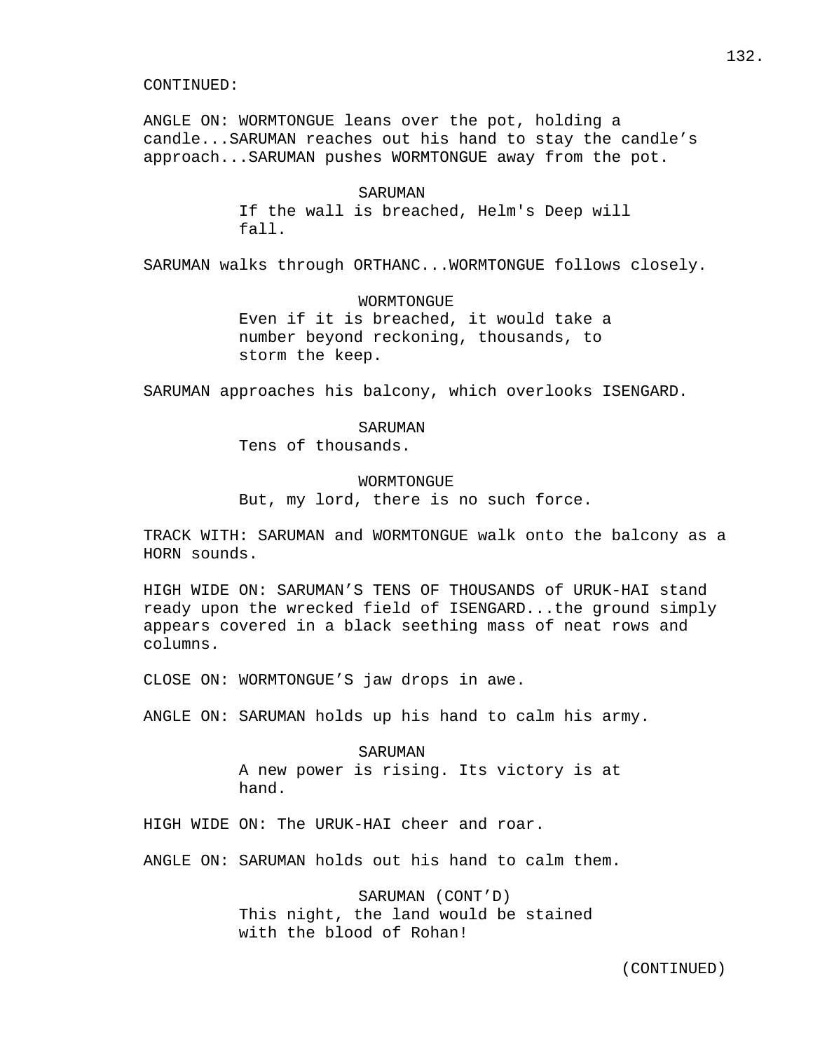CONTINUED:

ANGLE ON: WORMTONGUE leans over the pot, holding a candle...SARUMAN reaches out his hand to stay the candle's approach...SARUMAN pushes WORMTONGUE away from the pot.

SARUMAN
If the wall is breached, Helm's Deep will fall.

SARUMAN walks through ORTHANC...WORMTONGUE follows closely.

WORMTONGUE
Even if it is breached, it would take a number beyond reckoning, thousands, to storm the keep.

SARUMAN approaches his balcony, which overlooks ISENGARD.

SARUMAN
Tens of thousands.

WORMTONGUE
But, my lord, there is no such force.

TRACK WITH: SARUMAN and WORMTONGUE walk onto the balcony as a HORN sounds.

HIGH WIDE ON: SARUMAN'S TENS OF THOUSANDS of URUK-HAI stand ready upon the wrecked field of ISENGARD...the ground simply appears covered in a black seething mass of neat rows and columns.

CLOSE ON: WORMTONGUE'S jaw drops in awe.

ANGLE ON: SARUMAN holds up his hand to calm his army.

SARUMAN
A new power is rising. Its victory is at hand.

HIGH WIDE ON: The URUK-HAI cheer and roar.

ANGLE ON: SARUMAN holds out his hand to calm them.

SARUMAN (CONT'D)
This night, the land would be stained with the blood of Rohan!

(CONTINUED)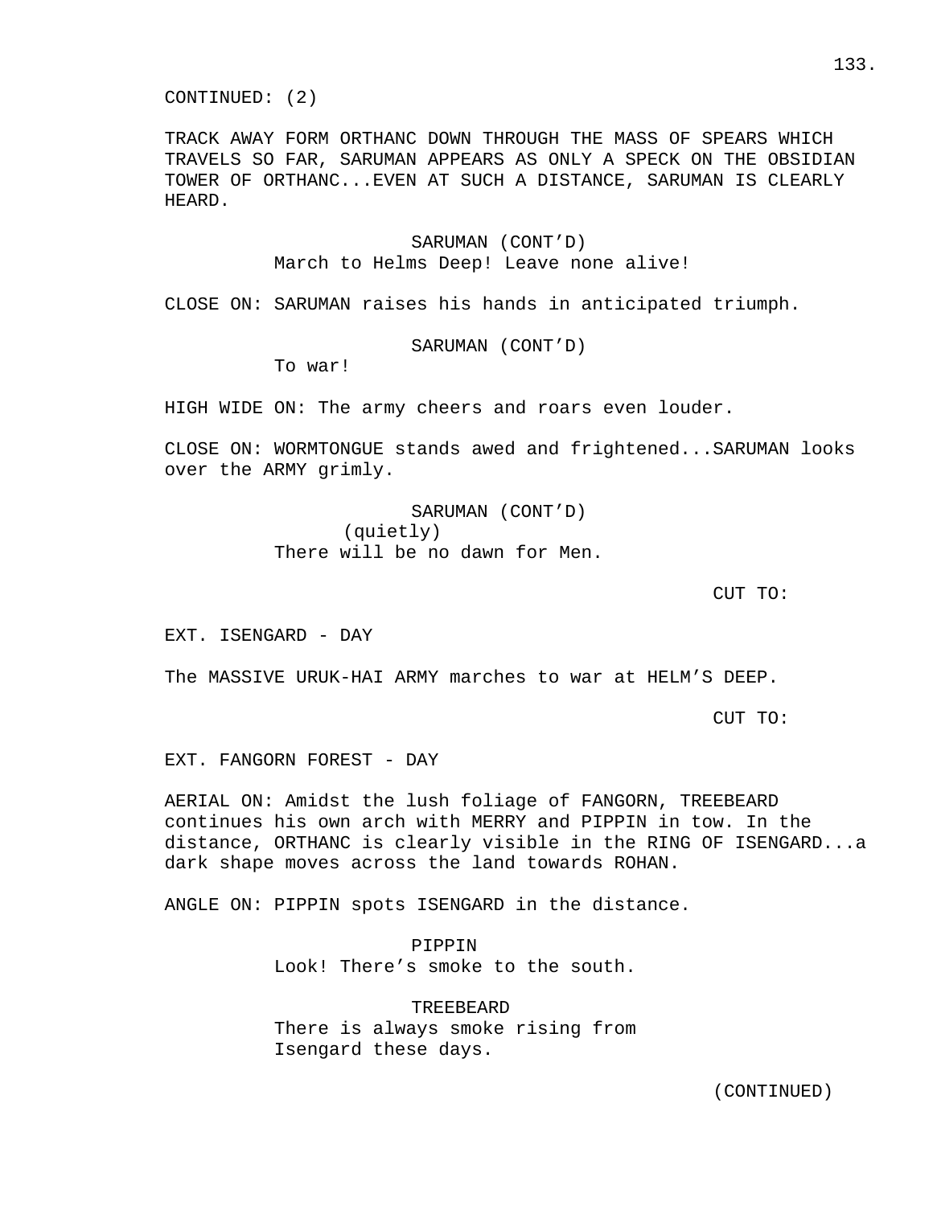CONTINUED: (2)

TRACK AWAY FORM ORTHANC DOWN THROUGH THE MASS OF SPEARS WHICH TRAVELS SO FAR, SARUMAN APPEARS AS ONLY A SPECK ON THE OBSIDIAN TOWER OF ORTHANC...EVEN AT SUCH A DISTANCE, SARUMAN IS CLEARLY HEARD.

SARUMAN (CONT'D)
March to Helms Deep! Leave none alive!

CLOSE ON: SARUMAN raises his hands in anticipated triumph.

SARUMAN (CONT'D)
To war!

HIGH WIDE ON: The army cheers and roars even louder.

CLOSE ON: WORMTONGUE stands awed and frightened...SARUMAN looks over the ARMY grimly.

SARUMAN (CONT'D)
(quietly)
There will be no dawn for Men.

CUT TO:

EXT. ISENGARD - DAY

The MASSIVE URUK-HAI ARMY marches to war at HELM'S DEEP.

CUT TO:

EXT. FANGORN FOREST - DAY

AERIAL ON: Amidst the lush foliage of FANGORN, TREEBEARD continues his own arch with MERRY and PIPPIN in tow. In the distance, ORTHANC is clearly visible in the RING OF ISENGARD...a dark shape moves across the land towards ROHAN.

ANGLE ON: PIPPIN spots ISENGARD in the distance.

PIPPIN
Look! There's smoke to the south.

TREEBEARD
There is always smoke rising from Isengard these days.

(CONTINUED)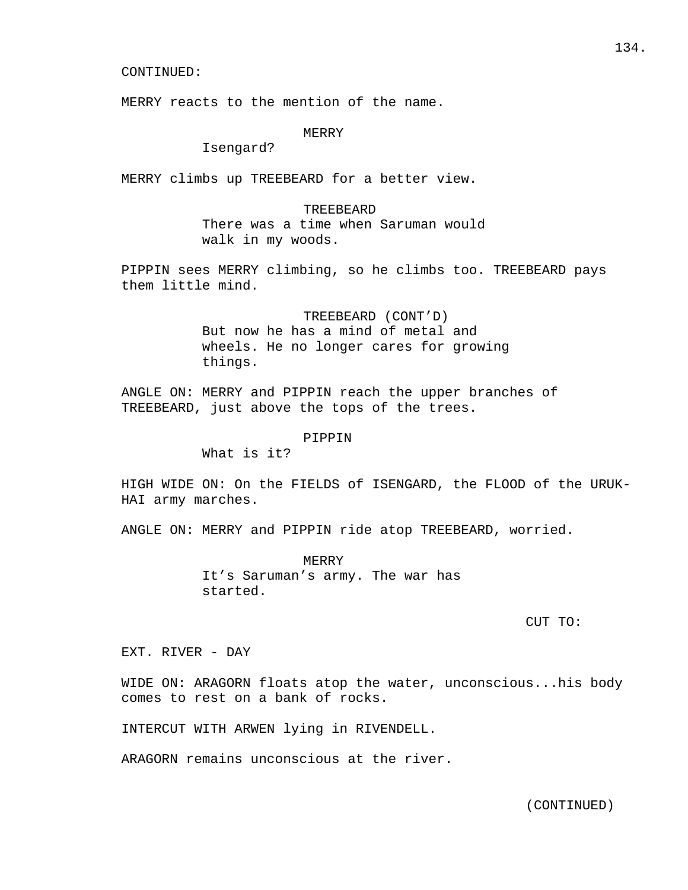CONTINUED:

MERRY reacts to the mention of the name.

MERRY
Isengard?

MERRY climbs up TREEBEARD for a better view.

TREEBEARD
There was a time when Saruman would walk in my woods.

PIPPIN sees MERRY climbing, so he climbs too. TREEBEARD pays them little mind.

TREEBEARD (CONT'D)
But now he has a mind of metal and wheels. He no longer cares for growing things.

ANGLE ON: MERRY and PIPPIN reach the upper branches of TREEBEARD, just above the tops of the trees.

PIPPIN
What is it?

HIGH WIDE ON: On the FIELDS of ISENGARD, the FLOOD of the URUK-HAI army marches.

ANGLE ON: MERRY and PIPPIN ride atop TREEBEARD, worried.

MERRY
It's Saruman's army. The war has started.

CUT TO:

EXT. RIVER - DAY

WIDE ON: ARAGORN floats atop the water, unconscious...his body comes to rest on a bank of rocks.

INTERCUT WITH ARWEN lying in RIVENDELL.

ARAGORN remains unconscious at the river.

(CONTINUED)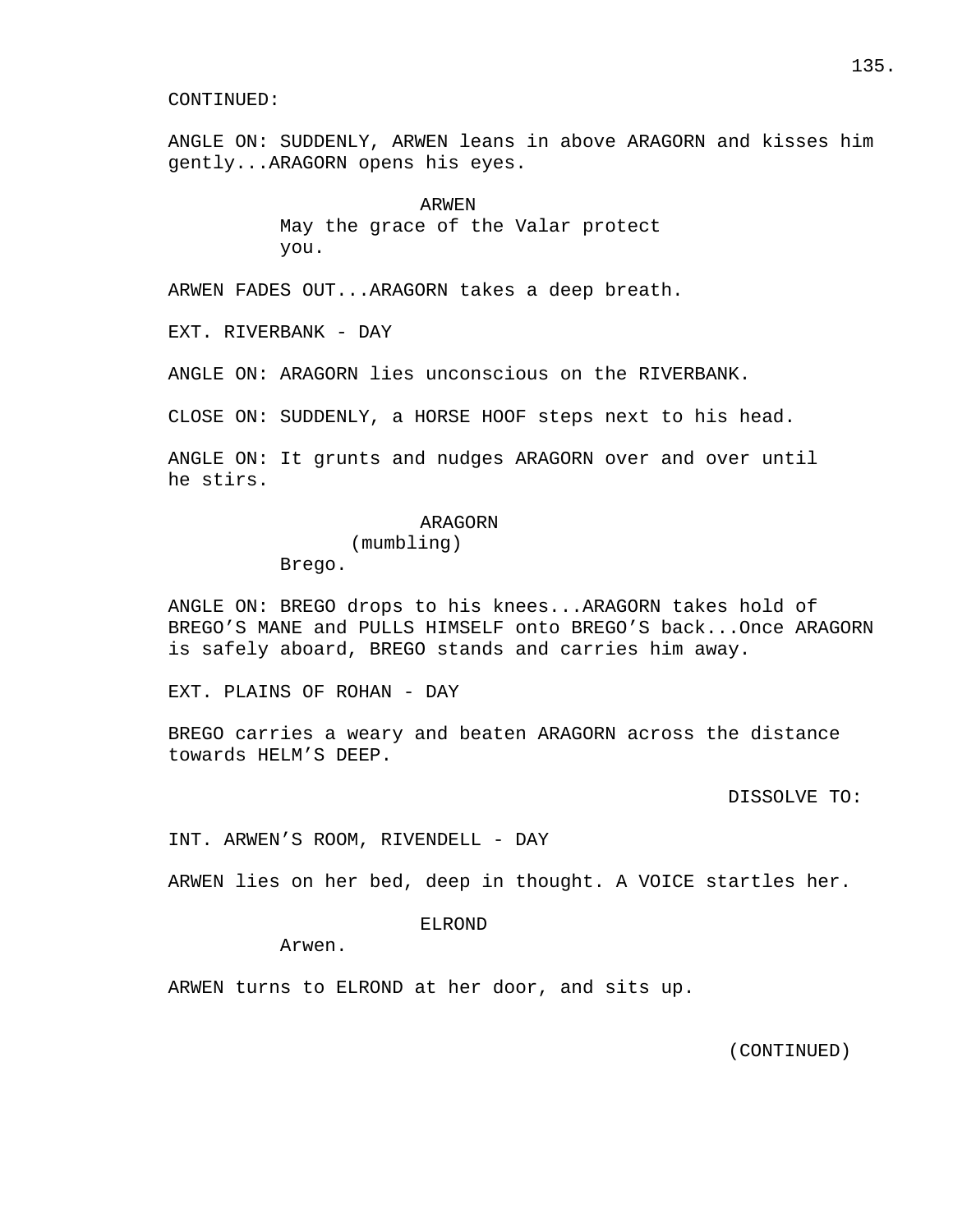CONTINUED:

ANGLE ON: SUDDENLY, ARWEN leans in above ARAGORN and kisses him gently...ARAGORN opens his eyes.

ARWEN
May the grace of the Valar protect you.

ARWEN FADES OUT...ARAGORN takes a deep breath.

EXT. RIVERBANK - DAY

ANGLE ON: ARAGORN lies unconscious on the RIVERBANK.

CLOSE ON: SUDDENLY, a HORSE HOOF steps next to his head.

ANGLE ON: It grunts and nudges ARAGORN over and over until he stirs.

ARAGORN
(mumbling)
Brego.

ANGLE ON: BREGO drops to his knees...ARAGORN takes hold of BREGO'S MANE and PULLS HIMSELF onto BREGO'S back...Once ARAGORN is safely aboard, BREGO stands and carries him away.

EXT. PLAINS OF ROHAN - DAY

BREGO carries a weary and beaten ARAGORN across the distance towards HELM'S DEEP.

DISSOLVE TO:

INT. ARWEN'S ROOM, RIVENDELL - DAY

ARWEN lies on her bed, deep in thought. A VOICE startles her.

ELROND
Arwen.

ARWEN turns to ELROND at her door, and sits up.

(CONTINUED)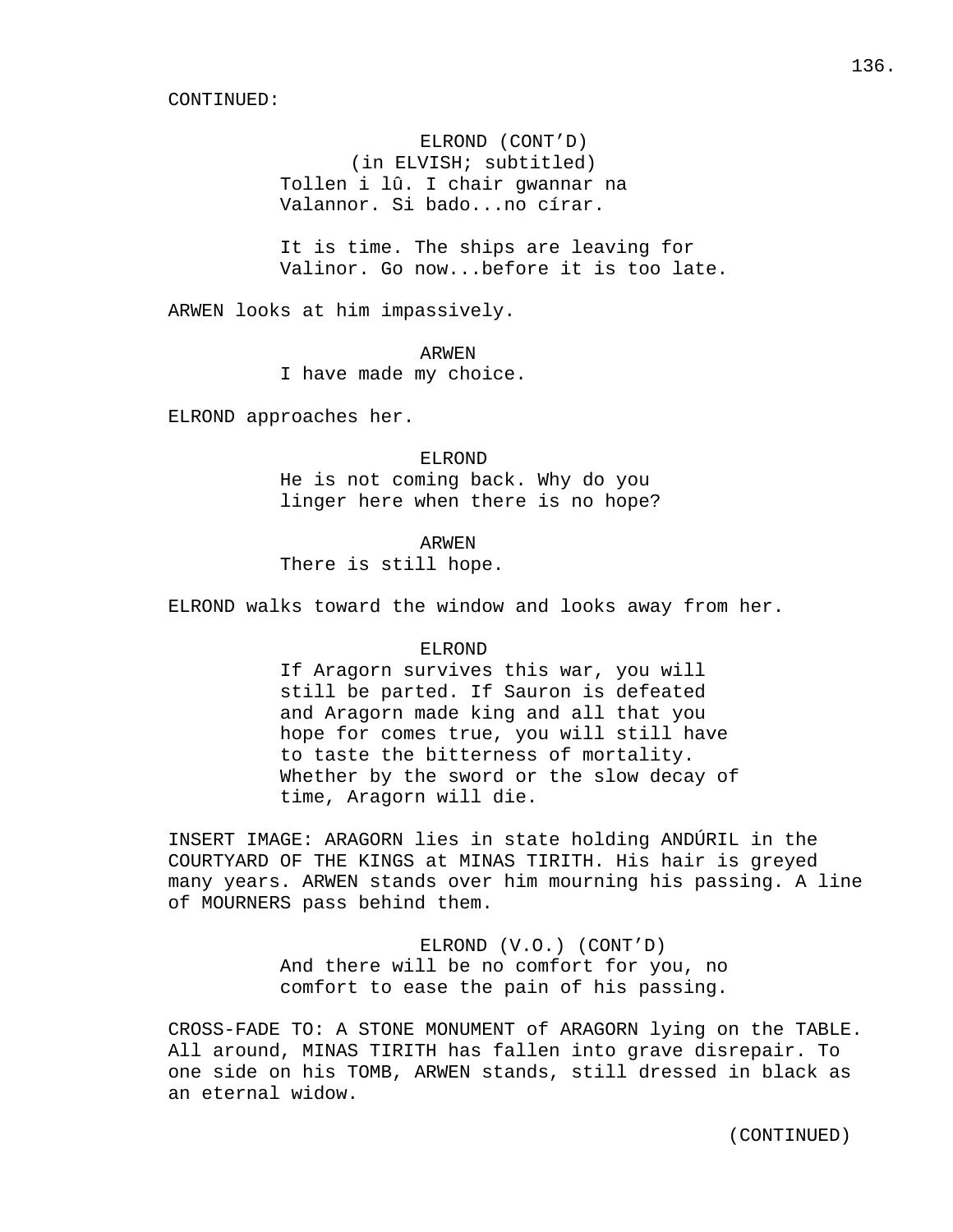CONTINUED:

ELROND (CONT'D)
(in ELVISH; subtitled)
Tollen i lû. I chair gwannar na Valannor. Si bado...no círar.

It is time. The ships are leaving for Valinor. Go now...before it is too late.

ARWEN looks at him impassively.

ARWEN
I have made my choice.

ELROND approaches her.

ELROND
He is not coming back. Why do you linger here when there is no hope?

ARWEN
There is still hope.

ELROND walks toward the window and looks away from her.

ELROND
If Aragorn survives this war, you will still be parted. If Sauron is defeated and Aragorn made king and all that you hope for comes true, you will still have to taste the bitterness of mortality. Whether by the sword or the slow decay of time, Aragorn will die.

INSERT IMAGE: ARAGORN lies in state holding ANDÚRIL in the COURTYARD OF THE KINGS at MINAS TIRITH. His hair is greyed many years. ARWEN stands over him mourning his passing. A line of MOURNERS pass behind them.

ELROND (V.O.) (CONT'D)
And there will be no comfort for you, no comfort to ease the pain of his passing.

CROSS-FADE TO: A STONE MONUMENT of ARAGORN lying on the TABLE. All around, MINAS TIRITH has fallen into grave disrepair. To one side on his TOMB, ARWEN stands, still dressed in black as an eternal widow.

(CONTINUED)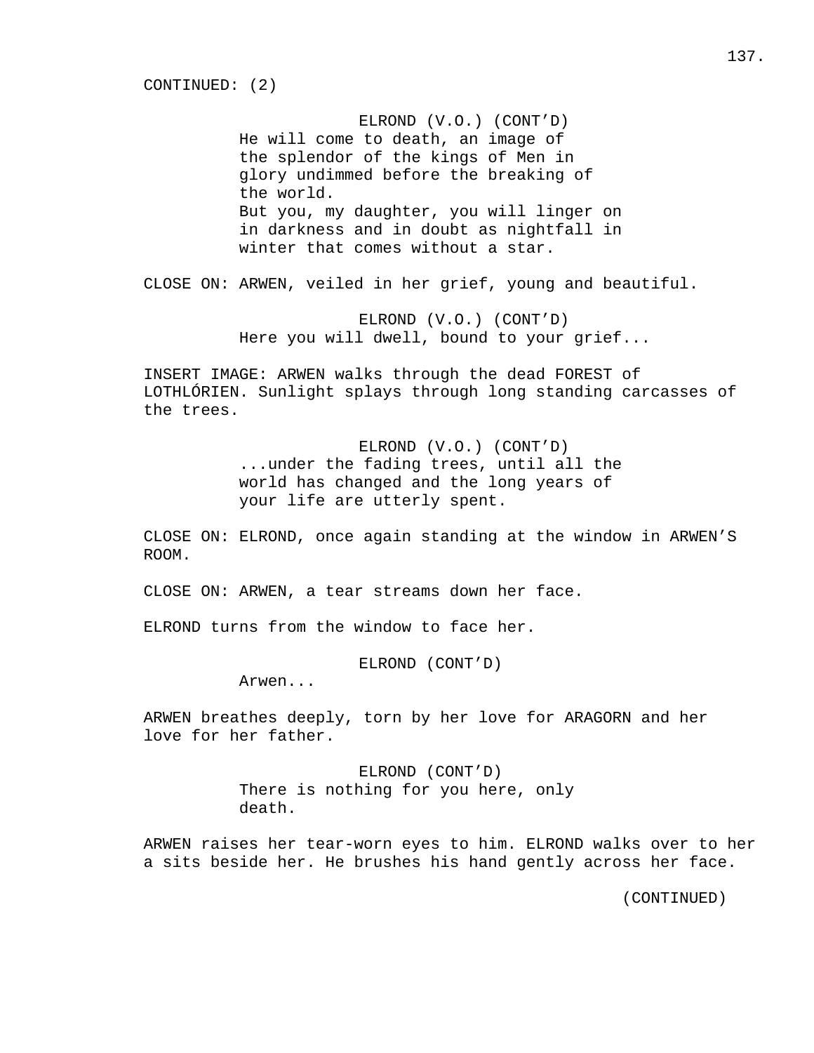CONTINUED: (2)

ELROND (V.O.) (CONT'D)
He will come to death, an image of the splendor of the kings of Men in glory undimmed before the breaking of the world.
But you, my daughter, you will linger on in darkness and in doubt as nightfall in winter that comes without a star.

CLOSE ON: ARWEN, veiled in her grief, young and beautiful.

ELROND (V.O.) (CONT'D)
Here you will dwell, bound to your grief...

INSERT IMAGE: ARWEN walks through the dead FOREST of LOTHLÓRIEN. Sunlight splays through long standing carcasses of the trees.

ELROND (V.O.) (CONT'D)
...under the fading trees, until all the world has changed and the long years of your life are utterly spent.

CLOSE ON: ELROND, once again standing at the window in ARWEN'S ROOM.

CLOSE ON: ARWEN, a tear streams down her face.

ELROND turns from the window to face her.

ELROND (CONT'D)
Arwen...

ARWEN breathes deeply, torn by her love for ARAGORN and her love for her father.

ELROND (CONT'D)
There is nothing for you here, only death.

ARWEN raises her tear-worn eyes to him. ELROND walks over to her a sits beside her. He brushes his hand gently across her face.

(CONTINUED)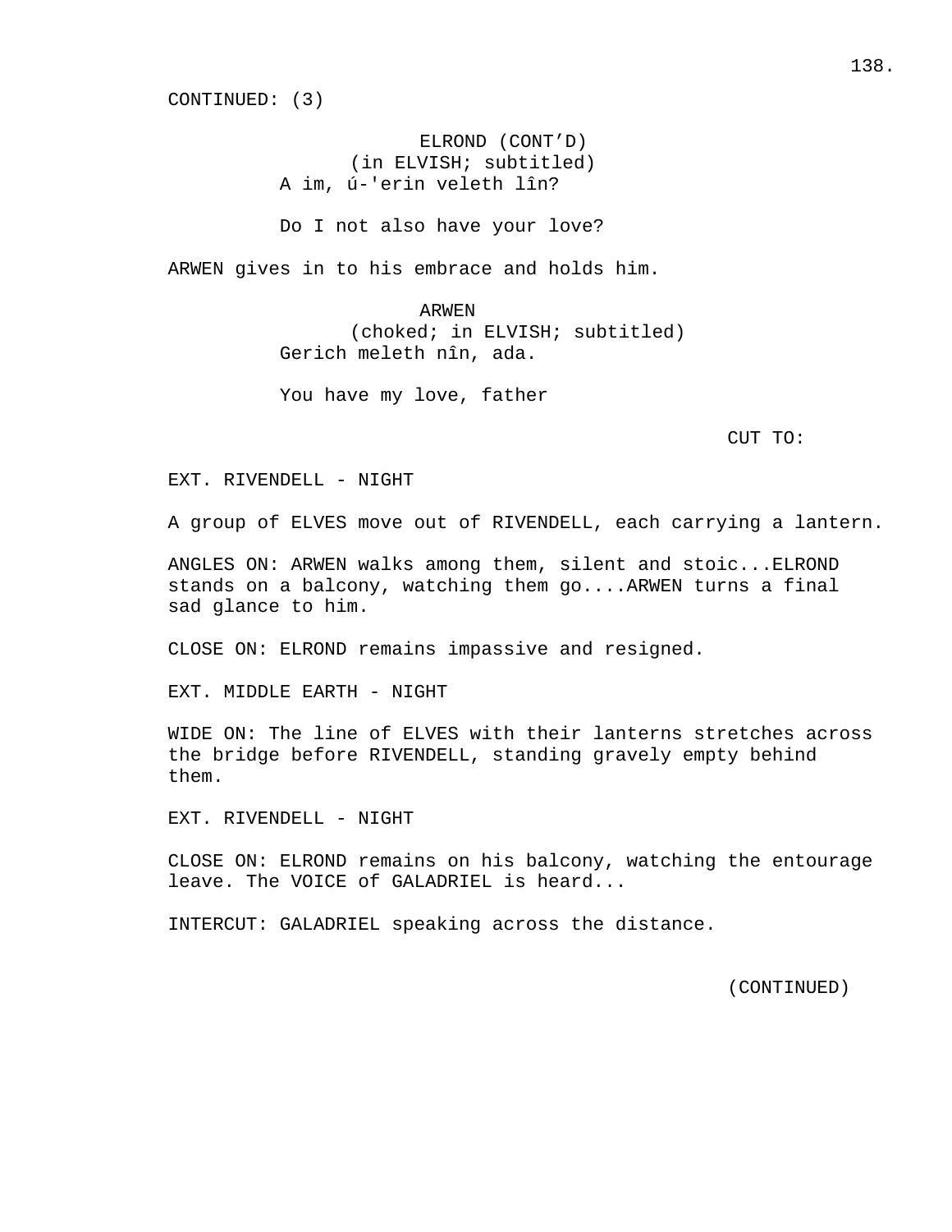CONTINUED: (3)

ELROND (CONT'D)
(in ELVISH; subtitled)
A im, ú-'erin veleth lîn?

Do I not also have your love?

ARWEN gives in to his embrace and holds him.

ARWEN
(choked; in ELVISH; subtitled)
Gerich meleth nîn, ada.

You have my love, father

CUT TO:

EXT. RIVENDELL - NIGHT

A group of ELVES move out of RIVENDELL, each carrying a lantern.

ANGLES ON: ARWEN walks among them, silent and stoic...ELROND stands on a balcony, watching them go....ARWEN turns a final sad glance to him.

CLOSE ON: ELROND remains impassive and resigned.

EXT. MIDDLE EARTH - NIGHT

WIDE ON: The line of ELVES with their lanterns stretches across the bridge before RIVENDELL, standing gravely empty behind them.

EXT. RIVENDELL - NIGHT

CLOSE ON: ELROND remains on his balcony, watching the entourage leave. The VOICE of GALADRIEL is heard...

INTERCUT: GALADRIEL speaking across the distance.

(CONTINUED)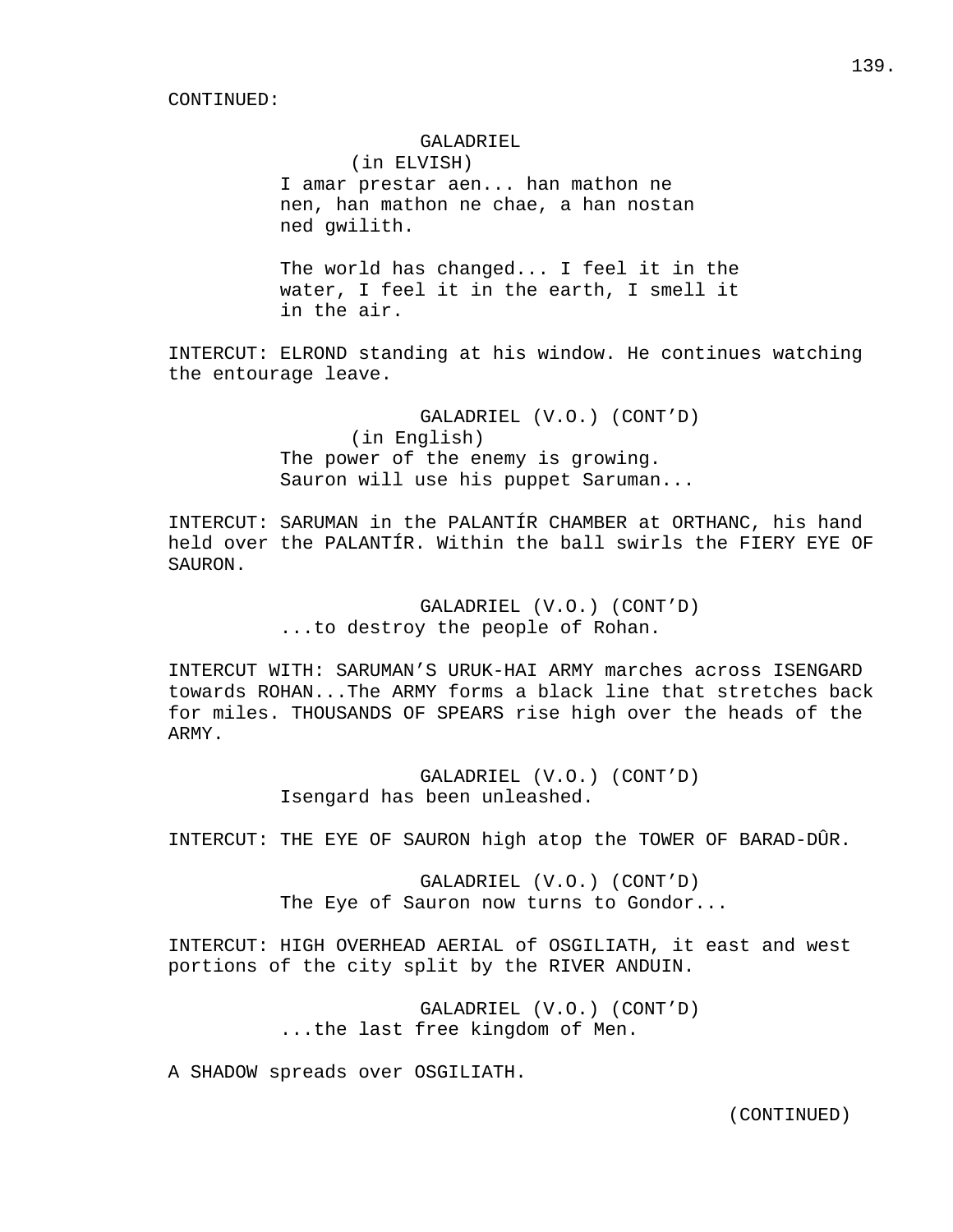CONTINUED:

GALADRIEL
(in ELVISH)
I amar prestar aen... han mathon ne nen, han mathon ne chae, a han nostan ned gwilith.

The world has changed... I feel it in the water, I feel it in the earth, I smell it in the air.

INTERCUT: ELROND standing at his window. He continues watching the entourage leave.

GALADRIEL (V.O.) (CONT'D)
(in English)
The power of the enemy is growing. Sauron will use his puppet Saruman...

INTERCUT: SARUMAN in the PALANTÍR CHAMBER at ORTHANC, his hand held over the PALANTÍR. Within the ball swirls the FIERY EYE OF SAURON.

GALADRIEL (V.O.) (CONT'D)
...to destroy the people of Rohan.

INTERCUT WITH: SARUMAN'S URUK-HAI ARMY marches across ISENGARD towards ROHAN...The ARMY forms a black line that stretches back for miles. THOUSANDS OF SPEARS rise high over the heads of the ARMY.

GALADRIEL (V.O.) (CONT'D)
Isengard has been unleashed.

INTERCUT: THE EYE OF SAURON high atop the TOWER OF BARAD-DÛR.

GALADRIEL (V.O.) (CONT'D)
The Eye of Sauron now turns to Gondor...

INTERCUT: HIGH OVERHEAD AERIAL of OSGILIATH, it east and west portions of the city split by the RIVER ANDUIN.

GALADRIEL (V.O.) (CONT'D)
...the last free kingdom of Men.

A SHADOW spreads over OSGILIATH.

(CONTINUED)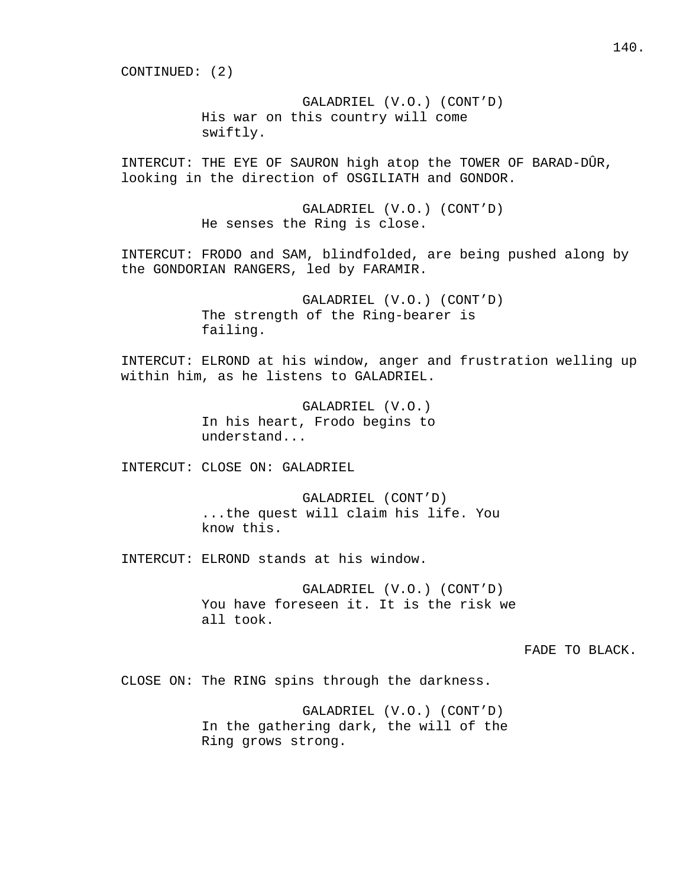CONTINUED: (2)

GALADRIEL (V.O.) (CONT'D)
His war on this country will come swiftly.

INTERCUT: THE EYE OF SAURON high atop the TOWER OF BARAD-DÛR, looking in the direction of OSGILIATH and GONDOR.

GALADRIEL (V.O.) (CONT'D)
He senses the Ring is close.

INTERCUT: FRODO and SAM, blindfolded, are being pushed along by the GONDORIAN RANGERS, led by FARAMIR.

GALADRIEL (V.O.) (CONT'D)
The strength of the Ring-bearer is failing.

INTERCUT: ELROND at his window, anger and frustration welling up within him, as he listens to GALADRIEL.

GALADRIEL (V.O.)
In his heart, Frodo begins to understand...

INTERCUT: CLOSE ON: GALADRIEL

GALADRIEL (CONT'D)
...the quest will claim his life. You know this.

INTERCUT: ELROND stands at his window.

GALADRIEL (V.O.) (CONT'D)
You have foreseen it. It is the risk we all took.

FADE TO BLACK.

CLOSE ON: The RING spins through the darkness.

GALADRIEL (V.O.) (CONT'D)
In the gathering dark, the will of the Ring grows strong.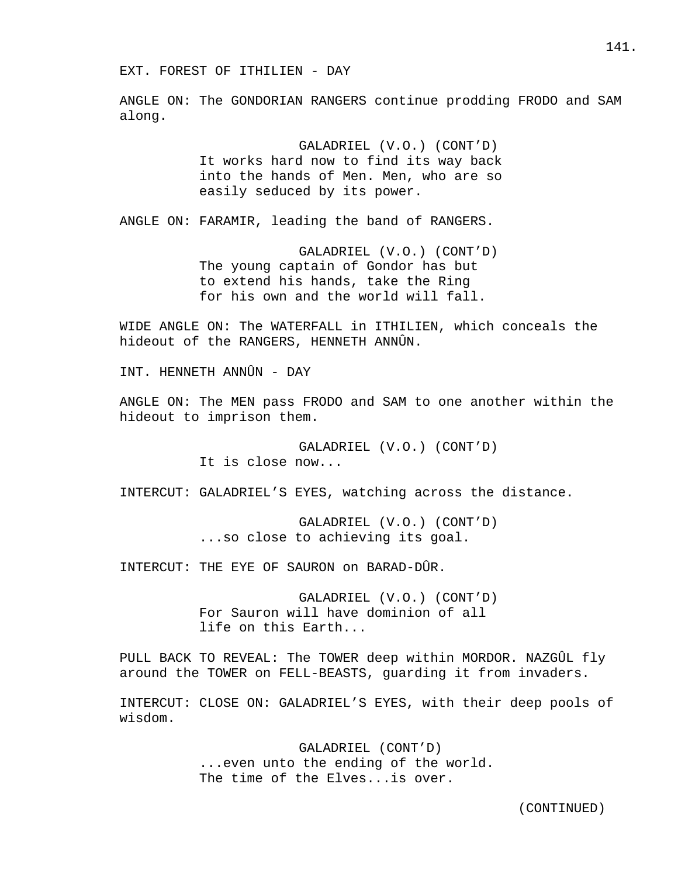EXT. FOREST OF ITHILIEN - DAY

ANGLE ON: The GONDORIAN RANGERS continue prodding FRODO and SAM along.

GALADRIEL (V.O.) (CONT'D)
It works hard now to find its way back into the hands of Men. Men, who are so easily seduced by its power.

ANGLE ON: FARAMIR, leading the band of RANGERS.

GALADRIEL (V.O.) (CONT'D)
The young captain of Gondor has but to extend his hands, take the Ring for his own and the world will fall.

WIDE ANGLE ON: The WATERFALL in ITHILIEN, which conceals the hideout of the RANGERS, HENNETH ANNÛN.

INT. HENNETH ANNÛN - DAY

ANGLE ON: The MEN pass FRODO and SAM to one another within the hideout to imprison them.

GALADRIEL (V.O.) (CONT'D)
It is close now...

INTERCUT: GALADRIEL'S EYES, watching across the distance.

GALADRIEL (V.O.) (CONT'D)
...so close to achieving its goal.

INTERCUT: THE EYE OF SAURON on BARAD-DÛR.

GALADRIEL (V.O.) (CONT'D)
For Sauron will have dominion of all life on this Earth...

PULL BACK TO REVEAL: The TOWER deep within MORDOR. NAZGÛL fly around the TOWER on FELL-BEASTS, guarding it from invaders.

INTERCUT: CLOSE ON: GALADRIEL'S EYES, with their deep pools of wisdom.

GALADRIEL (CONT'D)
...even unto the ending of the world. The time of the Elves...is over.

(CONTINUED)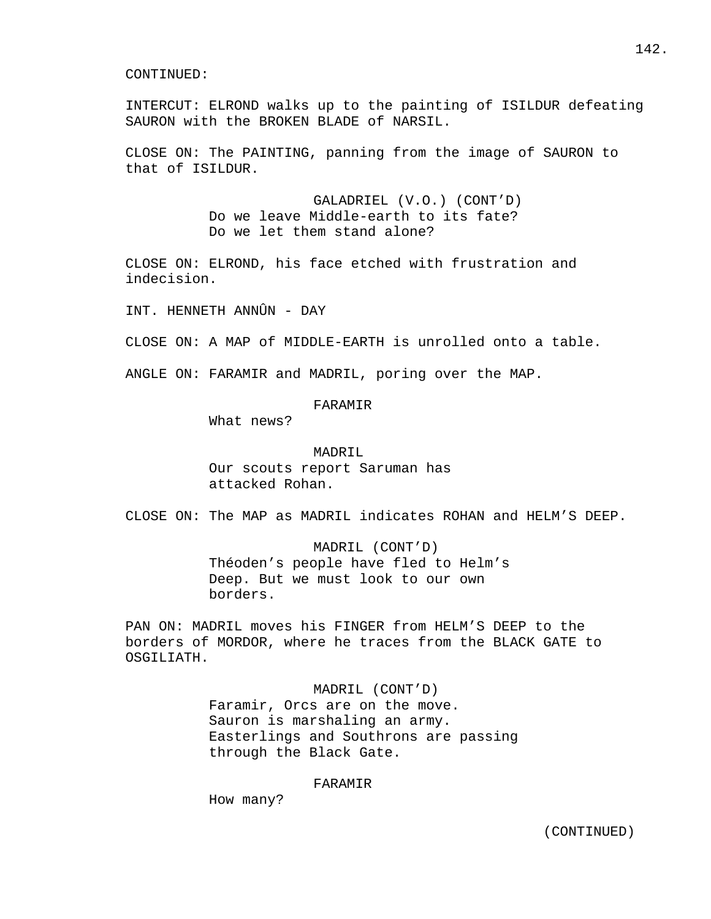CONTINUED:

INTERCUT: ELROND walks up to the painting of ISILDUR defeating SAURON with the BROKEN BLADE of NARSIL.

CLOSE ON: The PAINTING, panning from the image of SAURON to that of ISILDUR.

GALADRIEL (V.O.) (CONT'D)
Do we leave Middle-earth to its fate?
Do we let them stand alone?

CLOSE ON: ELROND, his face etched with frustration and indecision.

INT. HENNETH ANNÛN - DAY

CLOSE ON: A MAP of MIDDLE-EARTH is unrolled onto a table.

ANGLE ON: FARAMIR and MADRIL, poring over the MAP.

FARAMIR
What news?

MADRIL
Our scouts report Saruman has attacked Rohan.

CLOSE ON: The MAP as MADRIL indicates ROHAN and HELM'S DEEP.

MADRIL (CONT'D)
Théoden's people have fled to Helm's Deep. But we must look to our own borders.

PAN ON: MADRIL moves his FINGER from HELM'S DEEP to the borders of MORDOR, where he traces from the BLACK GATE to OSGILIATH.

MADRIL (CONT'D)
Faramir, Orcs are on the move.
Sauron is marshaling an army.
Easterlings and Southrons are passing through the Black Gate.

FARAMIR
How many?

(CONTINUED)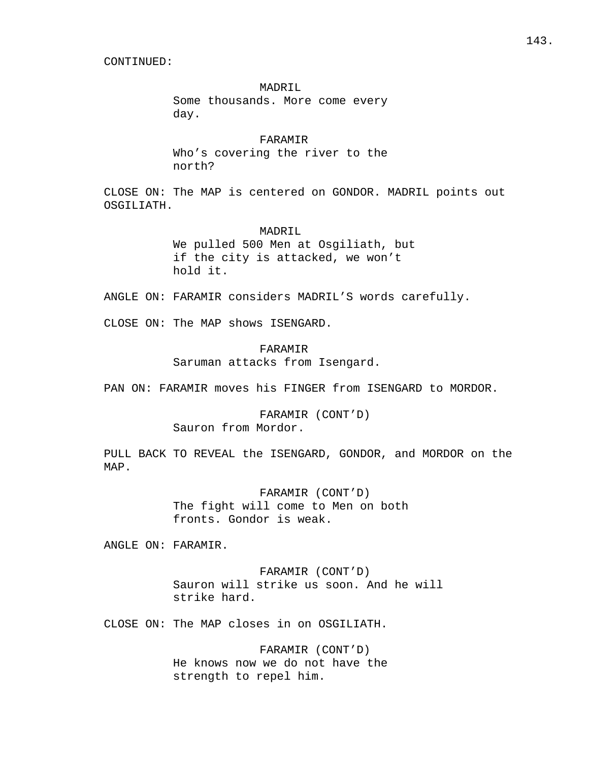CONTINUED:

MADRIL
Some thousands. More come every day.

FARAMIR
Who's covering the river to the north?

CLOSE ON: The MAP is centered on GONDOR. MADRIL points out OSGILIATH.

MADRIL
We pulled 500 Men at Osgiliath, but if the city is attacked, we won't hold it.

ANGLE ON: FARAMIR considers MADRIL'S words carefully.

CLOSE ON: The MAP shows ISENGARD.

FARAMIR
Saruman attacks from Isengard.

PAN ON: FARAMIR moves his FINGER from ISENGARD to MORDOR.

FARAMIR (CONT'D)
Sauron from Mordor.

PULL BACK TO REVEAL the ISENGARD, GONDOR, and MORDOR on the MAP.

FARAMIR (CONT'D)
The fight will come to Men on both fronts. Gondor is weak.

ANGLE ON: FARAMIR.

FARAMIR (CONT'D)
Sauron will strike us soon. And he will strike hard.

CLOSE ON: The MAP closes in on OSGILIATH.

FARAMIR (CONT'D)
He knows now we do not have the strength to repel him.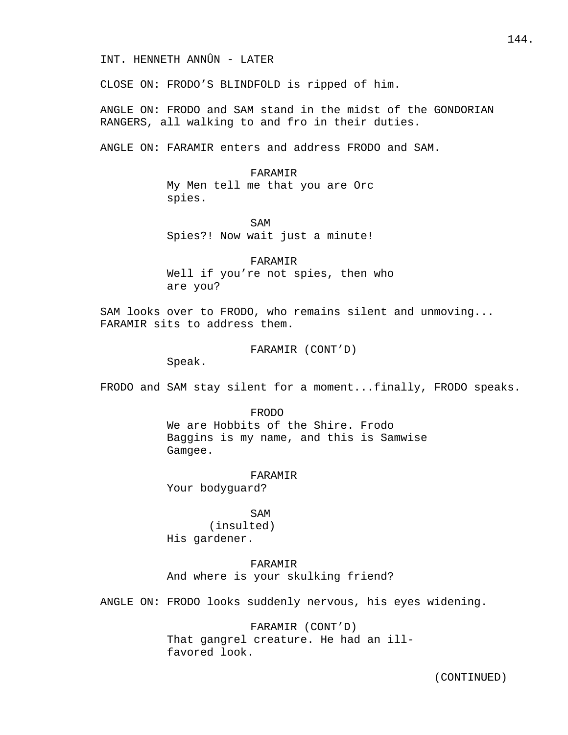INT. HENNETH ANNÛN - LATER

CLOSE ON: FRODO'S BLINDFOLD is ripped of him.

ANGLE ON: FRODO and SAM stand in the midst of the GONDORIAN RANGERS, all walking to and fro in their duties.

ANGLE ON: FARAMIR enters and address FRODO and SAM.

FARAMIR
My Men tell me that you are Orc spies.

SAM
Spies?! Now wait just a minute!

FARAMIR
Well if you're not spies, then who are you?

SAM looks over to FRODO, who remains silent and unmoving... FARAMIR sits to address them.

FARAMIR (CONT'D)
Speak.

FRODO and SAM stay silent for a moment...finally, FRODO speaks.

FRODO
We are Hobbits of the Shire. Frodo Baggins is my name, and this is Samwise Gamgee.

FARAMIR
Your bodyguard?

SAM
(insulted)
His gardener.

FARAMIR
And where is your skulking friend?

ANGLE ON: FRODO looks suddenly nervous, his eyes widening.

FARAMIR (CONT'D)
That gangrel creature. He had an ill-favored look.

(CONTINUED)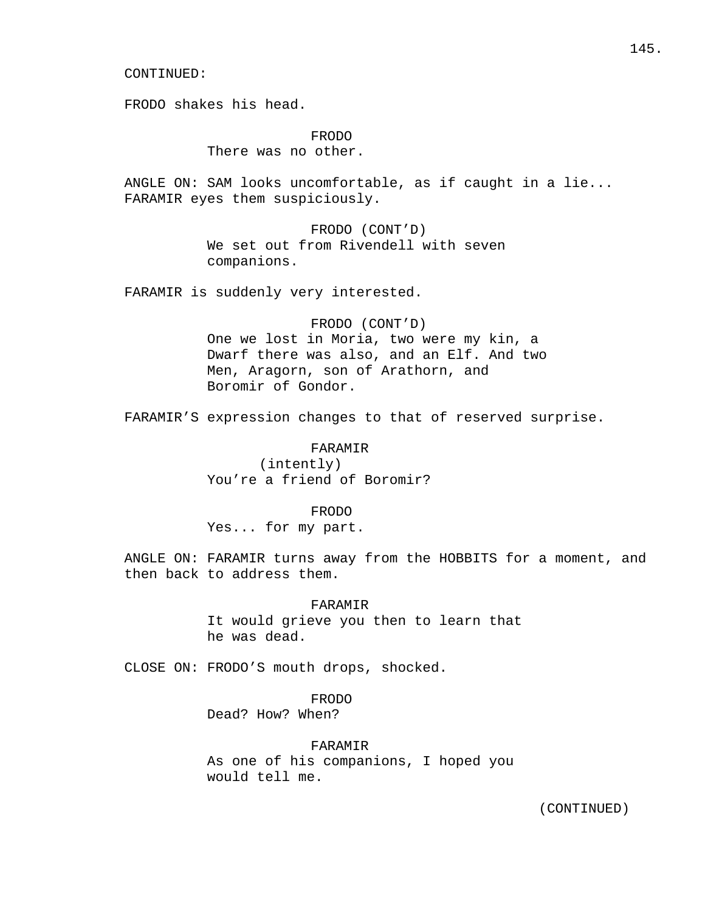CONTINUED:

FRODO shakes his head.

FRODO
There was no other.

ANGLE ON: SAM looks uncomfortable, as if caught in a lie... FARAMIR eyes them suspiciously.

FRODO (CONT’D)
We set out from Rivendell with seven companions.

FARAMIR is suddenly very interested.

FRODO (CONT’D)
One we lost in Moria, two were my kin, a Dwarf there was also, and an Elf. And two Men, Aragorn, son of Arathorn, and Boromir of Gondor.

FARAMIR’S expression changes to that of reserved surprise.

FARAMIR
(intently)
You’re a friend of Boromir?

FRODO
Yes... for my part.

ANGLE ON: FARAMIR turns away from the HOBBITS for a moment, and then back to address them.

FARAMIR
It would grieve you then to learn that he was dead.

CLOSE ON: FRODO’S mouth drops, shocked.

FRODO
Dead? How? When?

FARAMIR
As one of his companions, I hoped you would tell me.

(CONTINUED)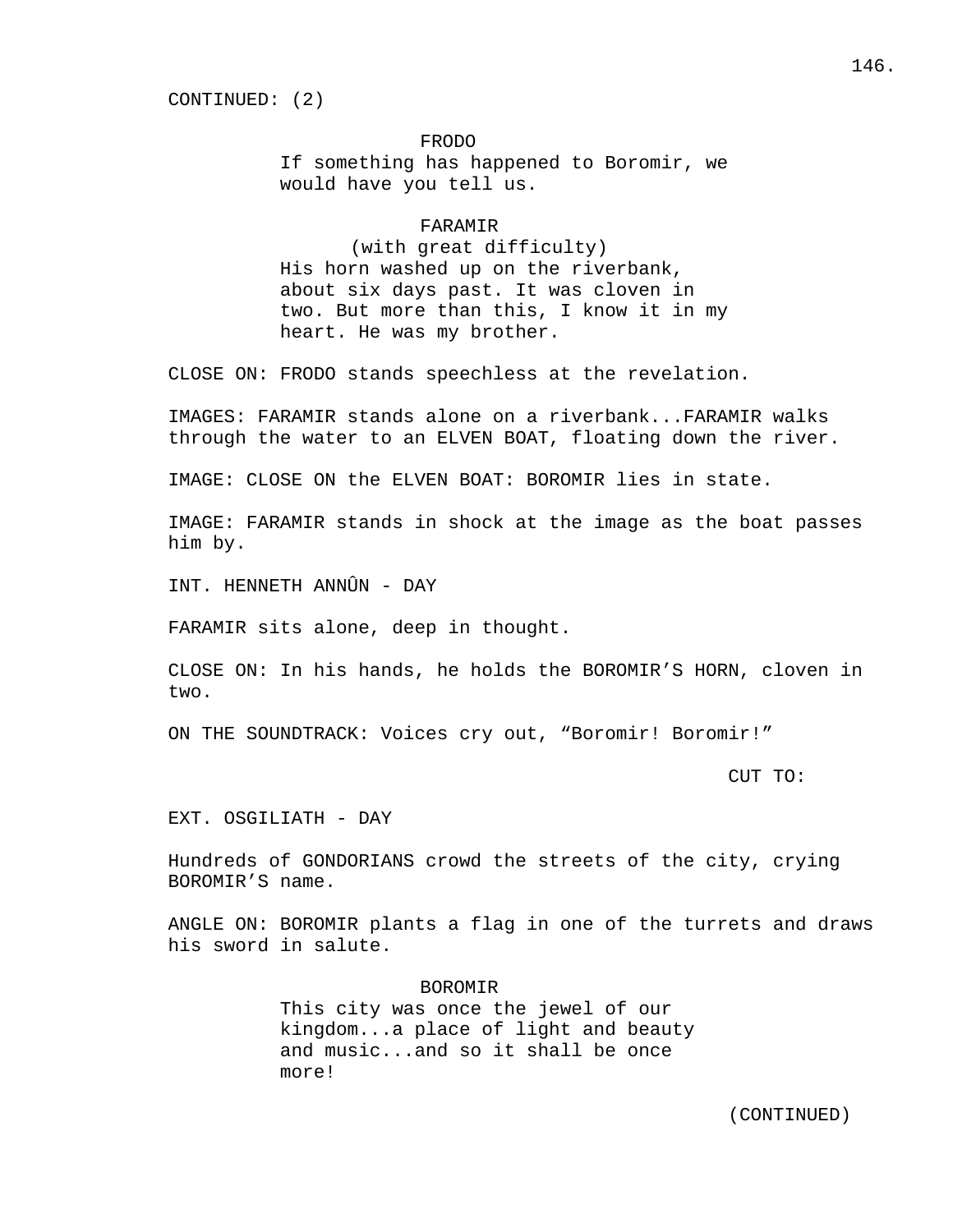CONTINUED: (2)

FRODO
If something has happened to Boromir, we would have you tell us.

FARAMIR
(with great difficulty)
His horn washed up on the riverbank, about six days past. It was cloven in two. But more than this, I know it in my heart. He was my brother.

CLOSE ON: FRODO stands speechless at the revelation.

IMAGES: FARAMIR stands alone on a riverbank...FARAMIR walks through the water to an ELVEN BOAT, floating down the river.

IMAGE: CLOSE ON the ELVEN BOAT: BOROMIR lies in state.

IMAGE: FARAMIR stands in shock at the image as the boat passes him by.

INT. HENNETH ANNÛN - DAY

FARAMIR sits alone, deep in thought.

CLOSE ON: In his hands, he holds the BOROMIR'S HORN, cloven in two.

ON THE SOUNDTRACK: Voices cry out, "Boromir! Boromir!"

CUT TO:

EXT. OSGILIATH - DAY

Hundreds of GONDORIANS crowd the streets of the city, crying BOROMIR'S name.

ANGLE ON: BOROMIR plants a flag in one of the turrets and draws his sword in salute.

BOROMIR
This city was once the jewel of our kingdom...a place of light and beauty and music...and so it shall be once more!

(CONTINUED)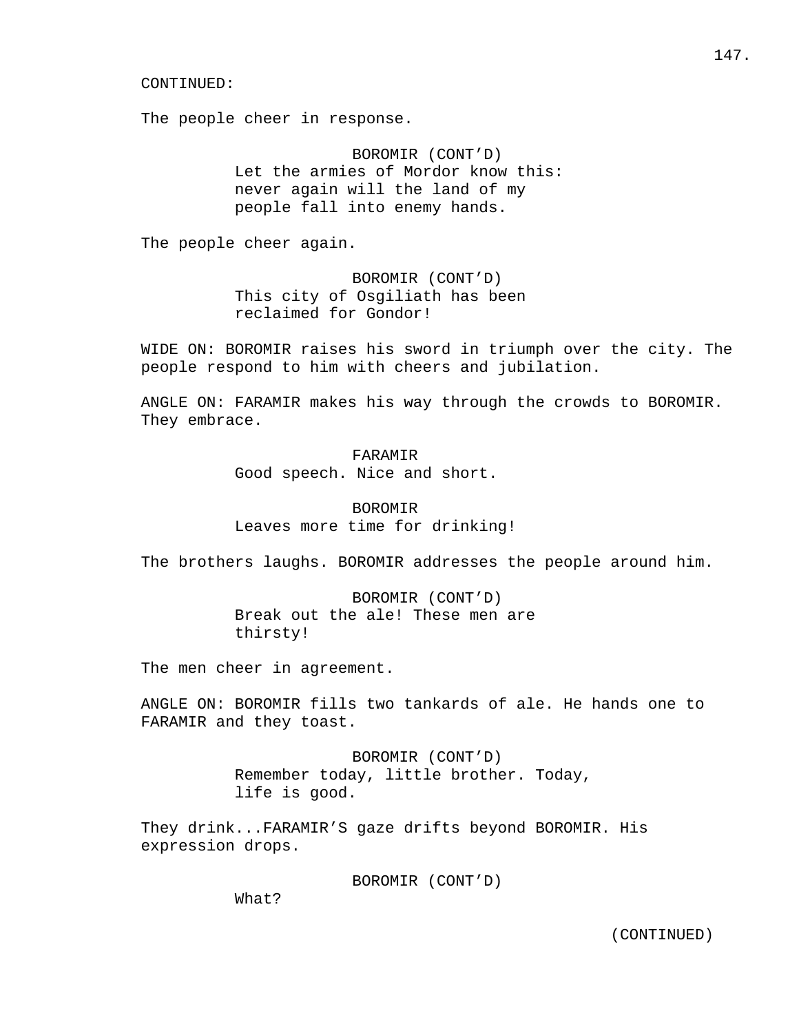CONTINUED:

The people cheer in response.

BOROMIR (CONT'D)
Let the armies of Mordor know this:
never again will the land of my
people fall into enemy hands.

The people cheer again.

BOROMIR (CONT'D)
This city of Osgiliath has been
reclaimed for Gondor!

WIDE ON: BOROMIR raises his sword in triumph over the city. The people respond to him with cheers and jubilation.

ANGLE ON: FARAMIR makes his way through the crowds to BOROMIR. They embrace.

FARAMIR
Good speech. Nice and short.

BOROMIR
Leaves more time for drinking!

The brothers laughs. BOROMIR addresses the people around him.

BOROMIR (CONT'D)
Break out the ale! These men are
thirsty!

The men cheer in agreement.

ANGLE ON: BOROMIR fills two tankards of ale. He hands one to FARAMIR and they toast.

BOROMIR (CONT'D)
Remember today, little brother. Today,
life is good.

They drink...FARAMIR'S gaze drifts beyond BOROMIR. His expression drops.

BOROMIR (CONT'D)
What?

(CONTINUED)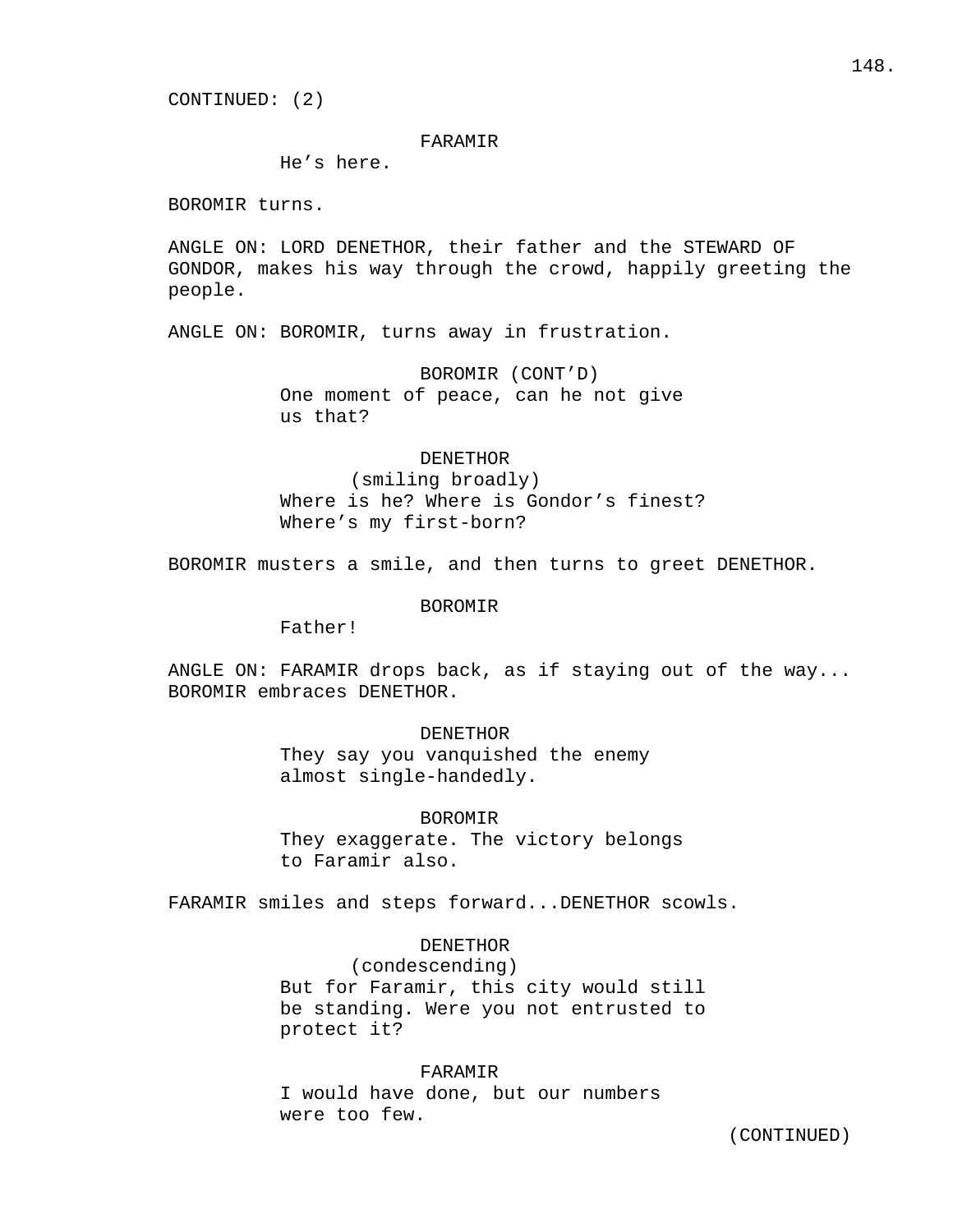CONTINUED: (2)

FARAMIR
He’s here.

BOROMIR turns.

ANGLE ON: LORD DENETHOR, their father and the STEWARD OF GONDOR, makes his way through the crowd, happily greeting the people.

ANGLE ON: BOROMIR, turns away in frustration.

BOROMIR (CONT’D)
One moment of peace, can he not give us that?

DENETHOR
(smiling broadly)
Where is he? Where is Gondor’s finest? Where’s my first-born?

BOROMIR musters a smile, and then turns to greet DENETHOR.

BOROMIR
Father!

ANGLE ON: FARAMIR drops back, as if staying out of the way... BOROMIR embraces DENETHOR.

DENETHOR
They say you vanquished the enemy almost single-handedly.

BOROMIR
They exaggerate. The victory belongs to Faramir also.

FARAMIR smiles and steps forward...DENETHOR scowls.

DENETHOR
(condescending)
But for Faramir, this city would still be standing. Were you not entrusted to protect it?

FARAMIR
I would have done, but our numbers were too few.

(CONTINUED)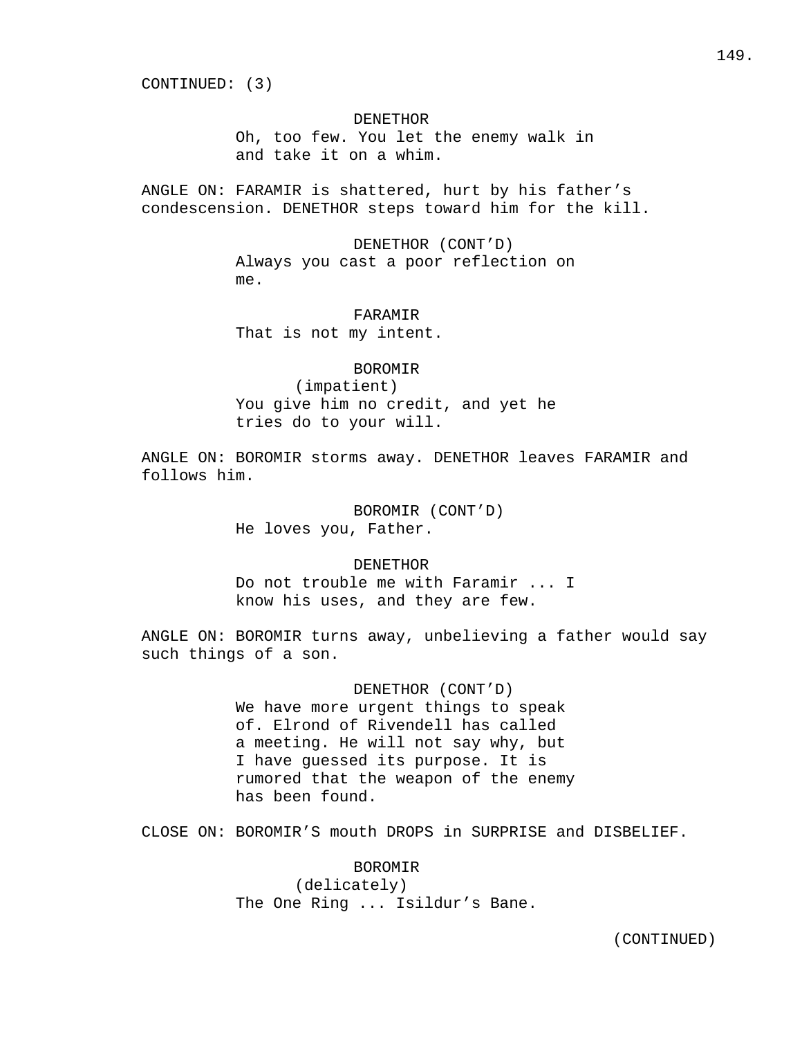CONTINUED: (3)

DENETHOR
Oh, too few. You let the enemy walk in
and take it on a whim.

ANGLE ON: FARAMIR is shattered, hurt by his father's condescension. DENETHOR steps toward him for the kill.

DENETHOR (CONT'D)
Always you cast a poor reflection on
me.

FARAMIR
That is not my intent.

BOROMIR
(impatient)
You give him no credit, and yet he
tries do to your will.

ANGLE ON: BOROMIR storms away. DENETHOR leaves FARAMIR and follows him.

BOROMIR (CONT'D)
He loves you, Father.

DENETHOR
Do not trouble me with Faramir ... I
know his uses, and they are few.

ANGLE ON: BOROMIR turns away, unbelieving a father would say such things of a son.

DENETHOR (CONT'D)
We have more urgent things to speak
of. Elrond of Rivendell has called
a meeting. He will not say why, but
I have guessed its purpose. It is
rumored that the weapon of the enemy
has been found.

CLOSE ON: BOROMIR'S mouth DROPS in SURPRISE and DISBELIEF.

BOROMIR
(delicately)
The One Ring ... Isildur's Bane.

(CONTINUED)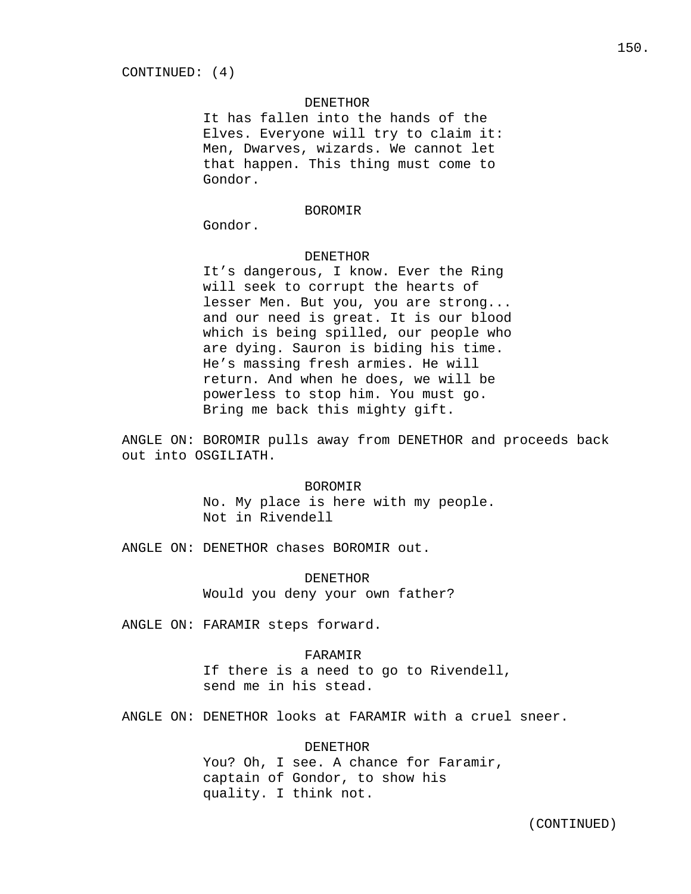CONTINUED: (4)

DENETHOR
It has fallen into the hands of the Elves. Everyone will try to claim it: Men, Dwarves, wizards. We cannot let that happen. This thing must come to Gondor.

BOROMIR
Gondor.

DENETHOR
It's dangerous, I know. Ever the Ring will seek to corrupt the hearts of lesser Men. But you, you are strong... and our need is great. It is our blood which is being spilled, our people who are dying. Sauron is biding his time. He's massing fresh armies. He will return. And when he does, we will be powerless to stop him. You must go. Bring me back this mighty gift.

ANGLE ON: BOROMIR pulls away from DENETHOR and proceeds back out into OSGILIATH.

BOROMIR
No. My place is here with my people. Not in Rivendell

ANGLE ON: DENETHOR chases BOROMIR out.

DENETHOR
Would you deny your own father?

ANGLE ON: FARAMIR steps forward.

FARAMIR
If there is a need to go to Rivendell, send me in his stead.

ANGLE ON: DENETHOR looks at FARAMIR with a cruel sneer.

DENETHOR
You? Oh, I see. A chance for Faramir, captain of Gondor, to show his quality. I think not.

(CONTINUED)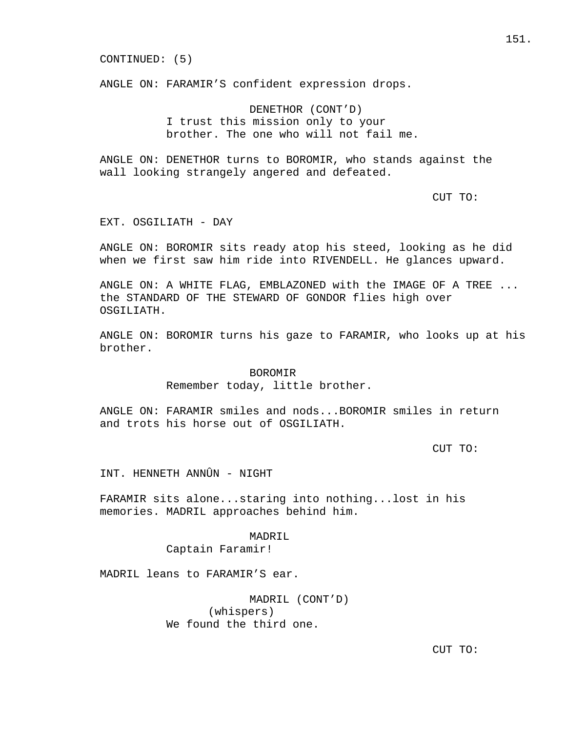CONTINUED: (5)

ANGLE ON: FARAMIR’S confident expression drops.

DENETHOR (CONT’D)
I trust this mission only to your brother. The one who will not fail me.

ANGLE ON: DENETHOR turns to BOROMIR, who stands against the wall looking strangely angered and defeated.

CUT TO:

EXT. OSGILIATH - DAY

ANGLE ON: BOROMIR sits ready atop his steed, looking as he did when we first saw him ride into RIVENDELL. He glances upward.

ANGLE ON: A WHITE FLAG, EMBLAZONED with the IMAGE OF A TREE ... the STANDARD OF THE STEWARD OF GONDOR flies high over OSGILIATH.

ANGLE ON: BOROMIR turns his gaze to FARAMIR, who looks up at his brother.

BOROMIR
Remember today, little brother.

ANGLE ON: FARAMIR smiles and nods...BOROMIR smiles in return and trots his horse out of OSGILIATH.

CUT TO:

INT. HENNETH ANNÛN - NIGHT

FARAMIR sits alone...staring into nothing...lost in his memories. MADRIL approaches behind him.

MADRIL
Captain Faramir!

MADRIL leans to FARAMIR’S ear.

MADRIL (CONT’D)
(whispers)
We found the third one.

CUT TO: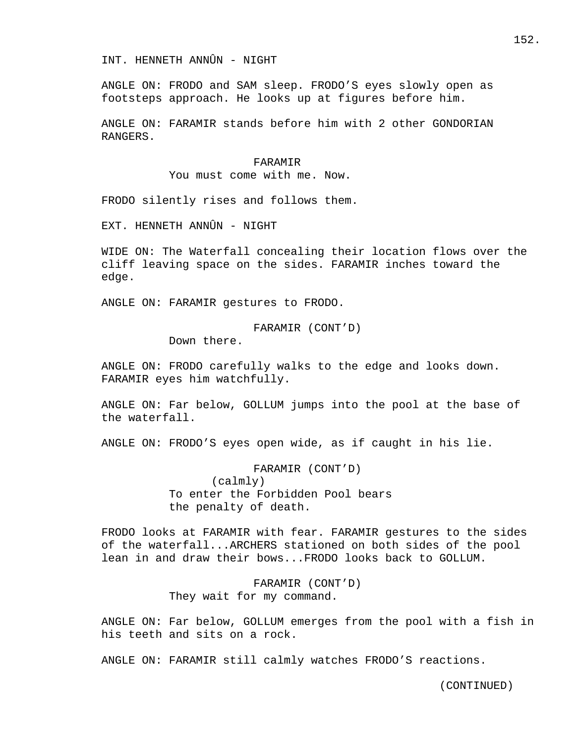INT. HENNETH ANNÛN - NIGHT

ANGLE ON: FRODO and SAM sleep. FRODO'S eyes slowly open as footsteps approach. He looks up at figures before him.

ANGLE ON: FARAMIR stands before him with 2 other GONDORIAN RANGERS.

FARAMIR
You must come with me. Now.

FRODO silently rises and follows them.

EXT. HENNETH ANNÛN - NIGHT

WIDE ON: The Waterfall concealing their location flows over the cliff leaving space on the sides. FARAMIR inches toward the edge.

ANGLE ON: FARAMIR gestures to FRODO.

FARAMIR (CONT'D)
Down there.

ANGLE ON: FRODO carefully walks to the edge and looks down. FARAMIR eyes him watchfully.

ANGLE ON: Far below, GOLLUM jumps into the pool at the base of the waterfall.

ANGLE ON: FRODO'S eyes open wide, as if caught in his lie.

FARAMIR (CONT'D)
(calmly)
To enter the Forbidden Pool bears the penalty of death.

FRODO looks at FARAMIR with fear. FARAMIR gestures to the sides of the waterfall...ARCHERS stationed on both sides of the pool lean in and draw their bows...FRODO looks back to GOLLUM.

FARAMIR (CONT'D)
They wait for my command.

ANGLE ON: Far below, GOLLUM emerges from the pool with a fish in his teeth and sits on a rock.

ANGLE ON: FARAMIR still calmly watches FRODO'S reactions.

(CONTINUED)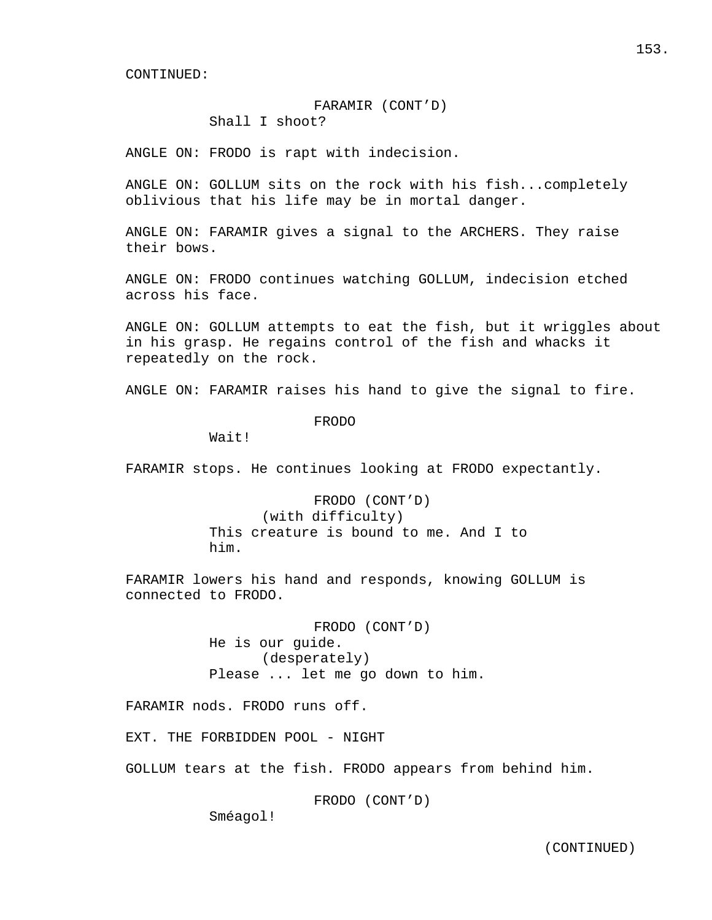CONTINUED:

FARAMIR (CONT'D)
Shall I shoot?

ANGLE ON: FRODO is rapt with indecision.

ANGLE ON: GOLLUM sits on the rock with his fish...completely oblivious that his life may be in mortal danger.

ANGLE ON: FARAMIR gives a signal to the ARCHERS. They raise their bows.

ANGLE ON: FRODO continues watching GOLLUM, indecision etched across his face.

ANGLE ON: GOLLUM attempts to eat the fish, but it wriggles about in his grasp. He regains control of the fish and whacks it repeatedly on the rock.

ANGLE ON: FARAMIR raises his hand to give the signal to fire.

FRODO
Wait!

FARAMIR stops. He continues looking at FRODO expectantly.

FRODO (CONT'D)
(with difficulty)
This creature is bound to me. And I to him.

FARAMIR lowers his hand and responds, knowing GOLLUM is connected to FRODO.

FRODO (CONT'D)
He is our guide.
(desperately)
Please ... let me go down to him.

FARAMIR nods. FRODO runs off.

EXT. THE FORBIDDEN POOL - NIGHT

GOLLUM tears at the fish. FRODO appears from behind him.

FRODO (CONT'D)
Sméagol!

(CONTINUED)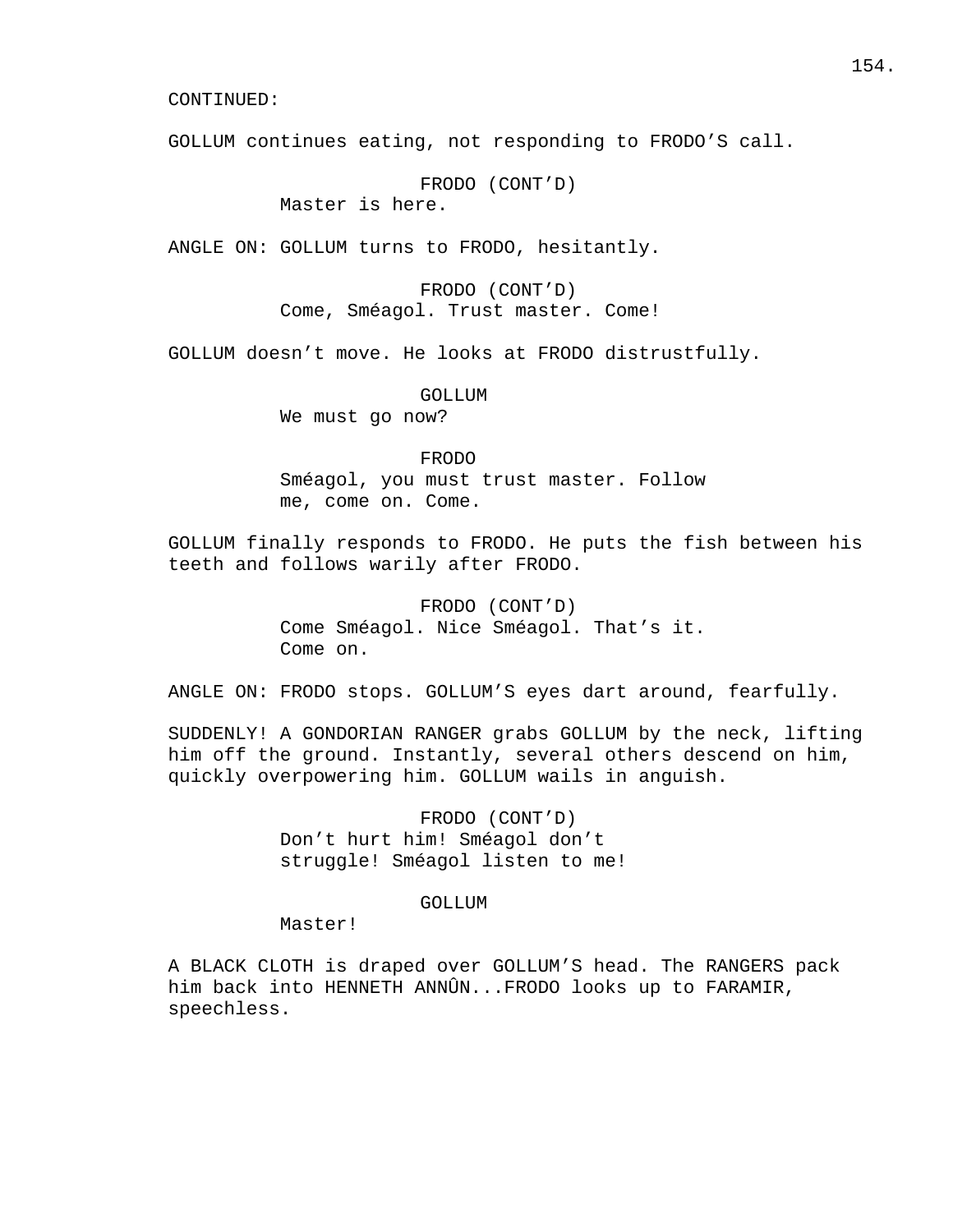CONTINUED:

GOLLUM continues eating, not responding to FRODO’S call.

FRODO (CONT’D)
Master is here.

ANGLE ON: GOLLUM turns to FRODO, hesitantly.

FRODO (CONT’D)
Come, Sméagol. Trust master. Come!

GOLLUM doesn’t move. He looks at FRODO distrustfully.

GOLLUM
We must go now?

FRODO
Sméagol, you must trust master. Follow me, come on. Come.

GOLLUM finally responds to FRODO. He puts the fish between his teeth and follows warily after FRODO.

FRODO (CONT’D)
Come Sméagol. Nice Sméagol. That’s it. Come on.

ANGLE ON: FRODO stops. GOLLUM’S eyes dart around, fearfully.

SUDDENLY! A GONDORIAN RANGER grabs GOLLUM by the neck, lifting him off the ground. Instantly, several others descend on him, quickly overpowering him. GOLLUM wails in anguish.

FRODO (CONT’D)
Don’t hurt him! Sméagol don’t struggle! Sméagol listen to me!

GOLLUM
Master!

A BLACK CLOTH is draped over GOLLUM’S head. The RANGERS pack him back into HENNETH ANNÛN...FRODO looks up to FARAMIR, speechless.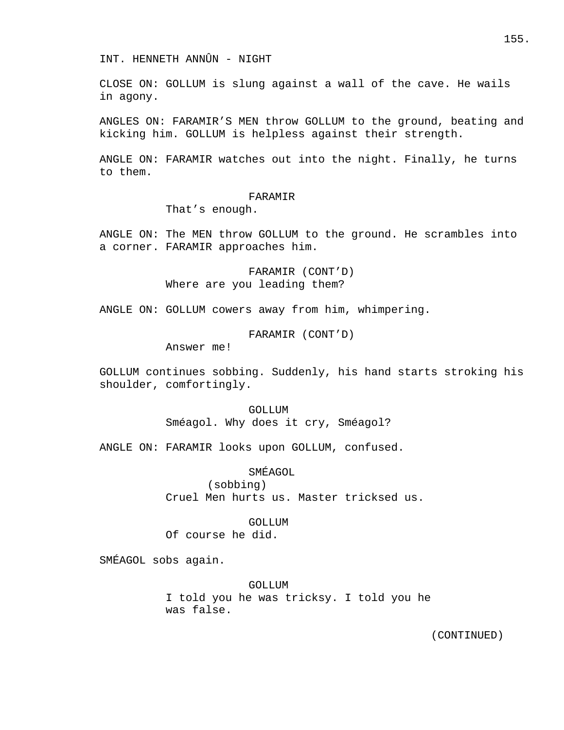INT. HENNETH ANNÛN - NIGHT

CLOSE ON: GOLLUM is slung against a wall of the cave. He wails in agony.

ANGLES ON: FARAMIR'S MEN throw GOLLUM to the ground, beating and kicking him. GOLLUM is helpless against their strength.

ANGLE ON: FARAMIR watches out into the night. Finally, he turns to them.

FARAMIR
That's enough.

ANGLE ON: The MEN throw GOLLUM to the ground. He scrambles into a corner. FARAMIR approaches him.

FARAMIR (CONT'D)
Where are you leading them?

ANGLE ON: GOLLUM cowers away from him, whimpering.

FARAMIR (CONT'D)
Answer me!

GOLLUM continues sobbing. Suddenly, his hand starts stroking his shoulder, comfortingly.

GOLLUM
Sméagol. Why does it cry, Sméagol?

ANGLE ON: FARAMIR looks upon GOLLUM, confused.

SMÉAGOL
(sobbing)
Cruel Men hurts us. Master tricksed us.

GOLLUM
Of course he did.

SMÉAGOL sobs again.

GOLLUM
I told you he was tricksy. I told you he was false.

(CONTINUED)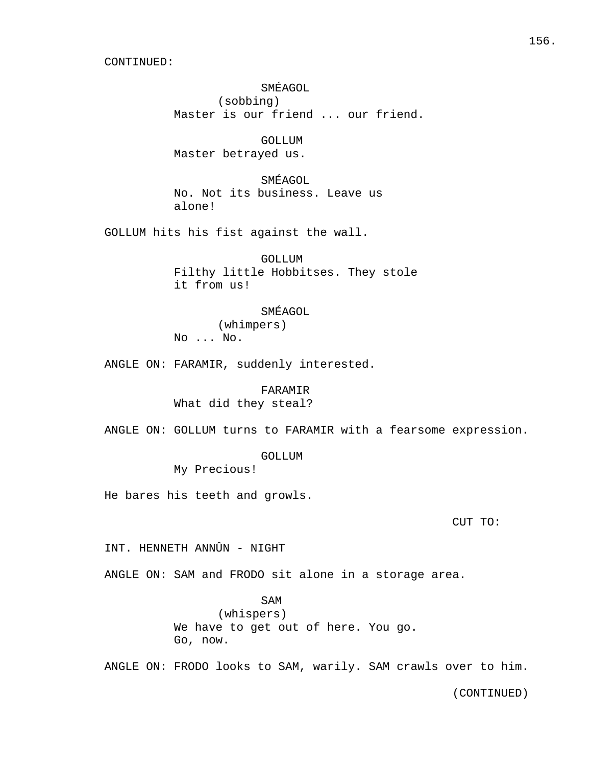CONTINUED:

SMÉAGOL
(sobbing)
Master is our friend ... our friend.

GOLLUM
Master betrayed us.

SMÉAGOL
No. Not its business. Leave us alone!

GOLLUM hits his fist against the wall.

GOLLUM
Filthy little Hobbitses. They stole it from us!

SMÉAGOL
(whimpers)
No ... No.

ANGLE ON: FARAMIR, suddenly interested.

FARAMIR
What did they steal?

ANGLE ON: GOLLUM turns to FARAMIR with a fearsome expression.

GOLLUM
My Precious!

He bares his teeth and growls.

CUT TO:

INT. HENNETH ANNÛN - NIGHT

ANGLE ON: SAM and FRODO sit alone in a storage area.

SAM
(whispers)
We have to get out of here. You go. Go, now.

ANGLE ON: FRODO looks to SAM, warily. SAM crawls over to him.

(CONTINUED)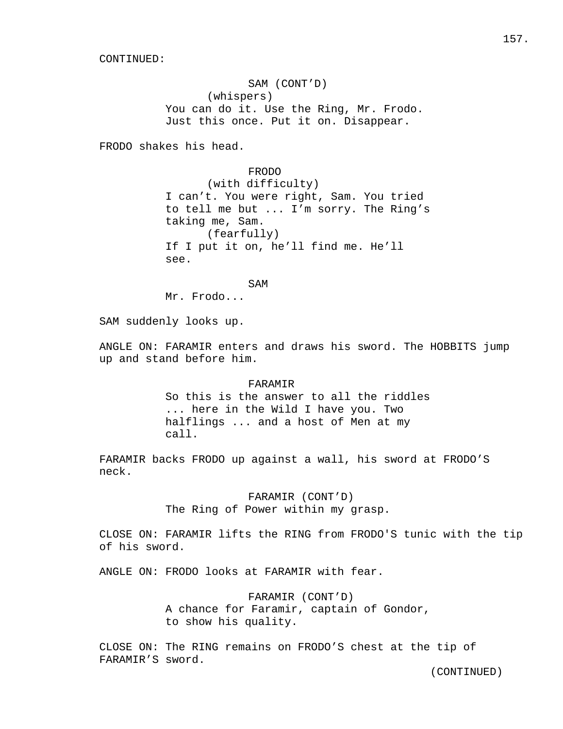CONTINUED:

SAM (CONT'D)
(whispers)
You can do it. Use the Ring, Mr. Frodo. Just this once. Put it on. Disappear.

FRODO shakes his head.

FRODO
(with difficulty)
I can't. You were right, Sam. You tried to tell me but ... I'm sorry. The Ring's taking me, Sam.
(fearfully)
If I put it on, he'll find me. He'll see.

SAM
Mr. Frodo...

SAM suddenly looks up.

ANGLE ON: FARAMIR enters and draws his sword. The HOBBITS jump up and stand before him.

FARAMIR
So this is the answer to all the riddles ... here in the Wild I have you. Two halflings ... and a host of Men at my call.

FARAMIR backs FRODO up against a wall, his sword at FRODO'S neck.

FARAMIR (CONT'D)
The Ring of Power within my grasp.

CLOSE ON: FARAMIR lifts the RING from FRODO'S tunic with the tip of his sword.

ANGLE ON: FRODO looks at FARAMIR with fear.

FARAMIR (CONT'D)
A chance for Faramir, captain of Gondor, to show his quality.

CLOSE ON: The RING remains on FRODO'S chest at the tip of FARAMIR'S sword.

(CONTINUED)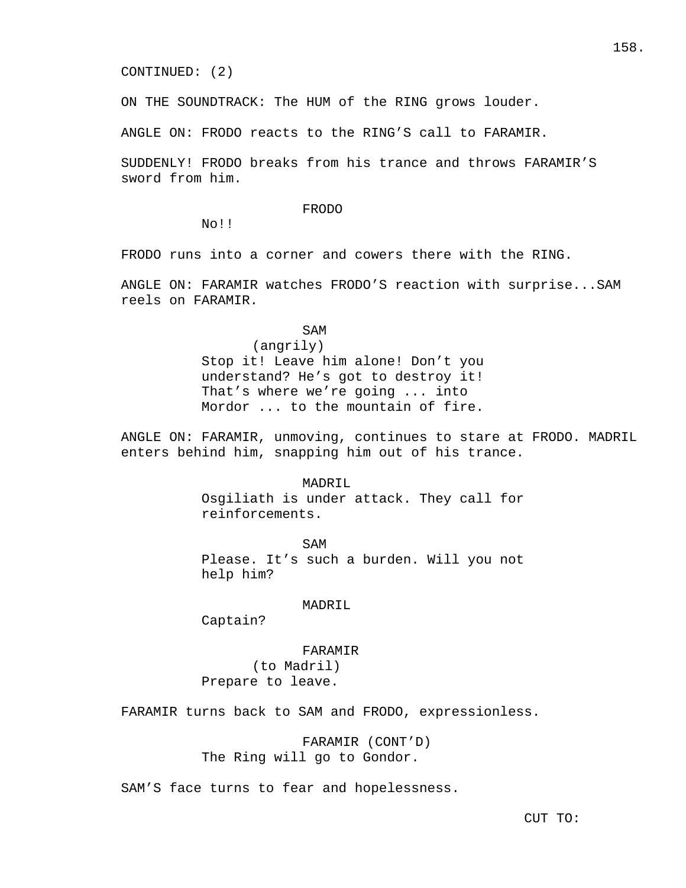CONTINUED: (2)

ON THE SOUNDTRACK: The HUM of the RING grows louder.

ANGLE ON: FRODO reacts to the RING'S call to FARAMIR.

SUDDENLY! FRODO breaks from his trance and throws FARAMIR'S sword from him.

FRODO
No!!

FRODO runs into a corner and cowers there with the RING.

ANGLE ON: FARAMIR watches FRODO'S reaction with surprise...SAM reels on FARAMIR.

SAM
(angrily)
Stop it! Leave him alone! Don't you understand? He's got to destroy it! That's where we're going ... into Mordor ... to the mountain of fire.

ANGLE ON: FARAMIR, unmoving, continues to stare at FRODO. MADRIL enters behind him, snapping him out of his trance.

MADRIL
Osgiliath is under attack. They call for reinforcements.

SAM
Please. It's such a burden. Will you not help him?

MADRIL
Captain?

FARAMIR
(to Madril)
Prepare to leave.

FARAMIR turns back to SAM and FRODO, expressionless.

FARAMIR (CONT'D)
The Ring will go to Gondor.

SAM'S face turns to fear and hopelessness.

CUT TO: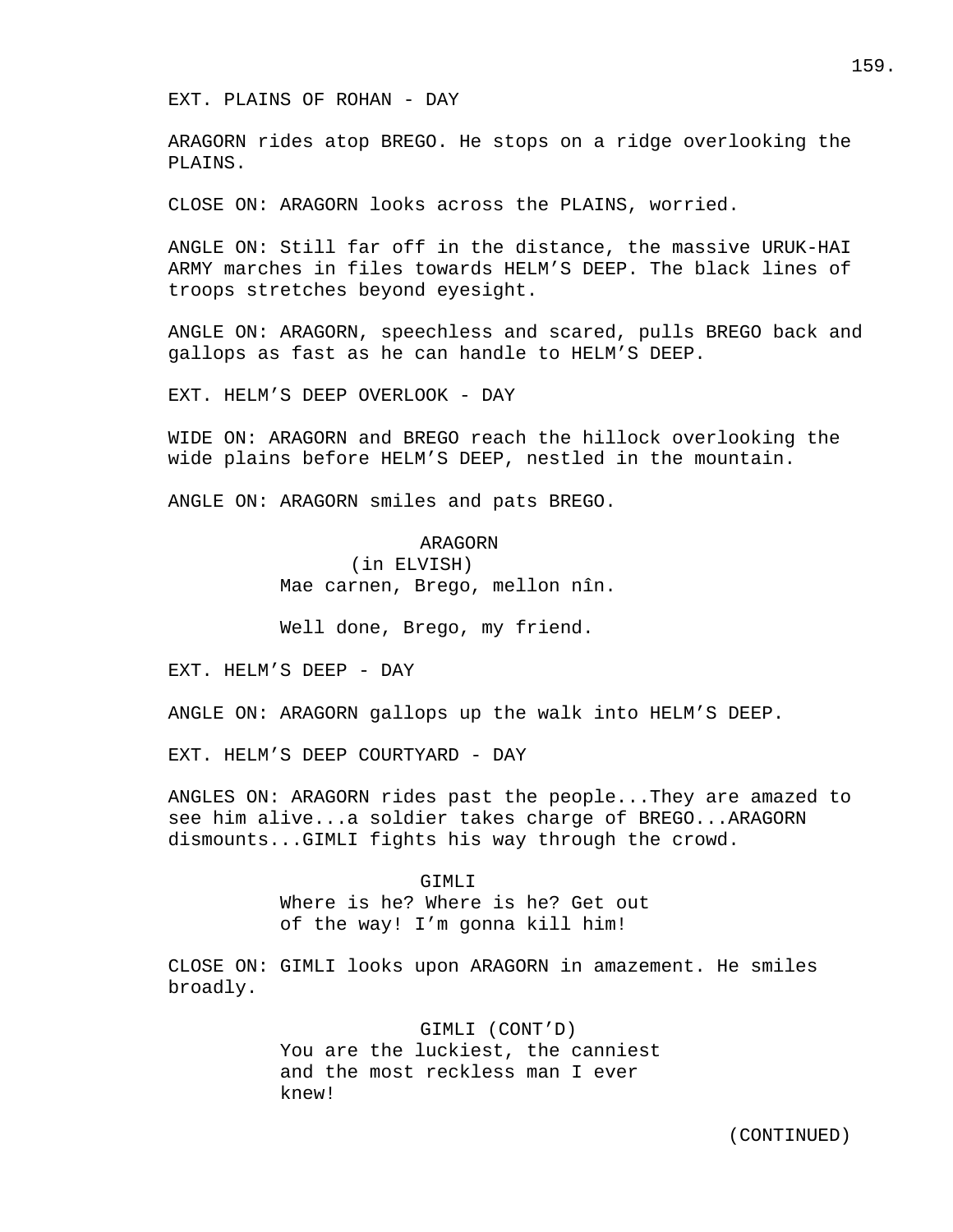EXT. PLAINS OF ROHAN - DAY

ARAGORN rides atop BREGO. He stops on a ridge overlooking the PLAINS.

CLOSE ON: ARAGORN looks across the PLAINS, worried.

ANGLE ON: Still far off in the distance, the massive URUK-HAI ARMY marches in files towards HELM'S DEEP. The black lines of troops stretches beyond eyesight.

ANGLE ON: ARAGORN, speechless and scared, pulls BREGO back and gallops as fast as he can handle to HELM'S DEEP.

EXT. HELM'S DEEP OVERLOOK - DAY

WIDE ON: ARAGORN and BREGO reach the hillock overlooking the wide plains before HELM'S DEEP, nestled in the mountain.

ANGLE ON: ARAGORN smiles and pats BREGO.

ARAGORN
(in ELVISH)
Mae carnen, Brego, mellon nîn.

Well done, Brego, my friend.

EXT. HELM'S DEEP - DAY

ANGLE ON: ARAGORN gallops up the walk into HELM'S DEEP.

EXT. HELM'S DEEP COURTYARD - DAY

ANGLES ON: ARAGORN rides past the people...They are amazed to see him alive...a soldier takes charge of BREGO...ARAGORN dismounts...GIMLI fights his way through the crowd.

GIMLI
Where is he? Where is he? Get out of the way! I'm gonna kill him!

CLOSE ON: GIMLI looks upon ARAGORN in amazement. He smiles broadly.

GIMLI (CONT'D)
You are the luckiest, the canniest and the most reckless man I ever knew!

(CONTINUED)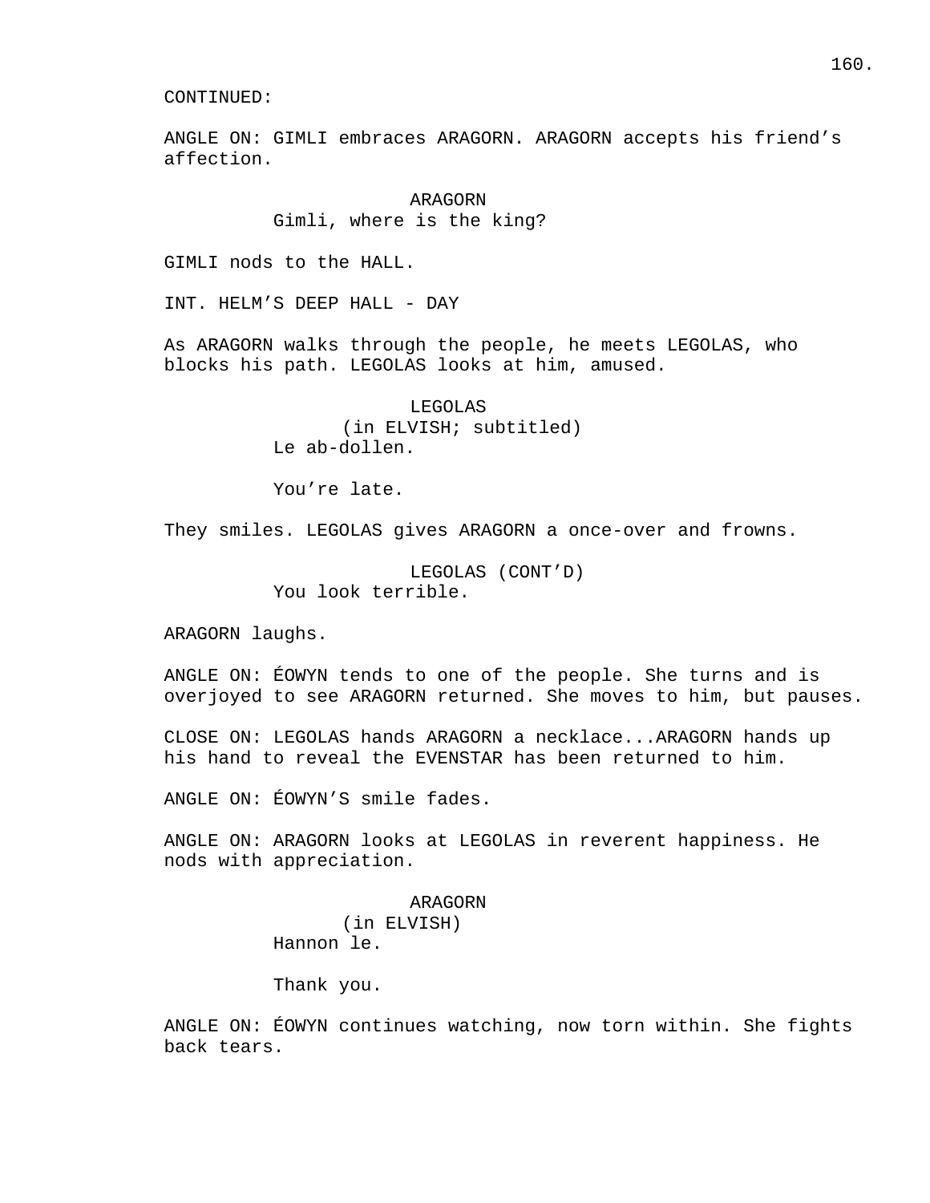CONTINUED:

ANGLE ON: GIMLI embraces ARAGORN. ARAGORN accepts his friend's affection.

ARAGORN
Gimli, where is the king?

GIMLI nods to the HALL.

INT. HELM'S DEEP HALL - DAY

As ARAGORN walks through the people, he meets LEGOLAS, who blocks his path. LEGOLAS looks at him, amused.

LEGOLAS
(in ELVISH; subtitled)
Le ab-dollen.

You're late.

They smiles. LEGOLAS gives ARAGORN a once-over and frowns.

LEGOLAS (CONT'D)
You look terrible.

ARAGORN laughs.

ANGLE ON: ÉOWYN tends to one of the people. She turns and is overjoyed to see ARAGORN returned. She moves to him, but pauses.

CLOSE ON: LEGOLAS hands ARAGORN a necklace...ARAGORN hands up his hand to reveal the EVENSTAR has been returned to him.

ANGLE ON: ÉOWYN'S smile fades.

ANGLE ON: ARAGORN looks at LEGOLAS in reverent happiness. He nods with appreciation.

ARAGORN
(in ELVISH)
Hannon le.

Thank you.

ANGLE ON: ÉOWYN continues watching, now torn within. She fights back tears.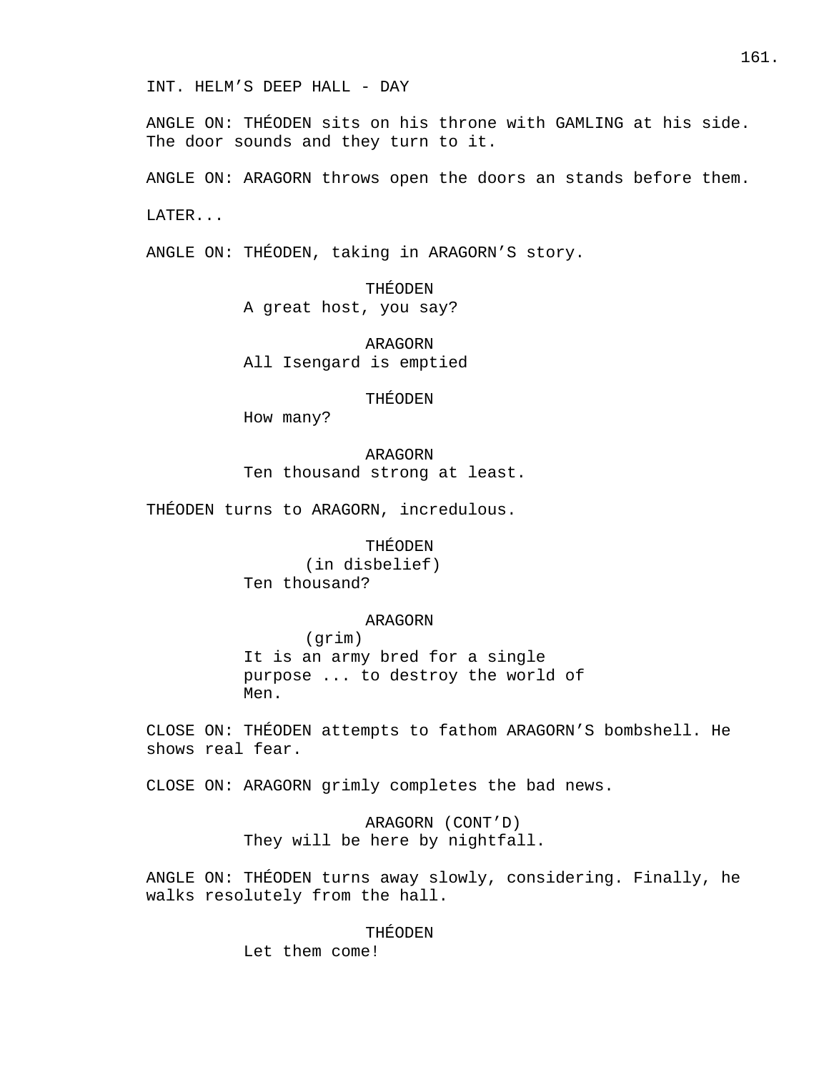INT. HELM’S DEEP HALL - DAY

ANGLE ON: THÉODEN sits on his throne with GAMLING at his side. The door sounds and they turn to it.

ANGLE ON: ARAGORN throws open the doors an stands before them.

LATER...

ANGLE ON: THÉODEN, taking in ARAGORN’S story.

THÉODEN
A great host, you say?

ARAGORN
All Isengard is emptied

THÉODEN
How many?

ARAGORN
Ten thousand strong at least.

THÉODEN turns to ARAGORN, incredulous.

THÉODEN
(in disbelief)
Ten thousand?

ARAGORN
(grim)
It is an army bred for a single purpose ... to destroy the world of Men.

CLOSE ON: THÉODEN attempts to fathom ARAGORN’S bombshell. He shows real fear.

CLOSE ON: ARAGORN grimly completes the bad news.

ARAGORN (CONT’D)
They will be here by nightfall.

ANGLE ON: THÉODEN turns away slowly, considering. Finally, he walks resolutely from the hall.

THÉODEN
Let them come!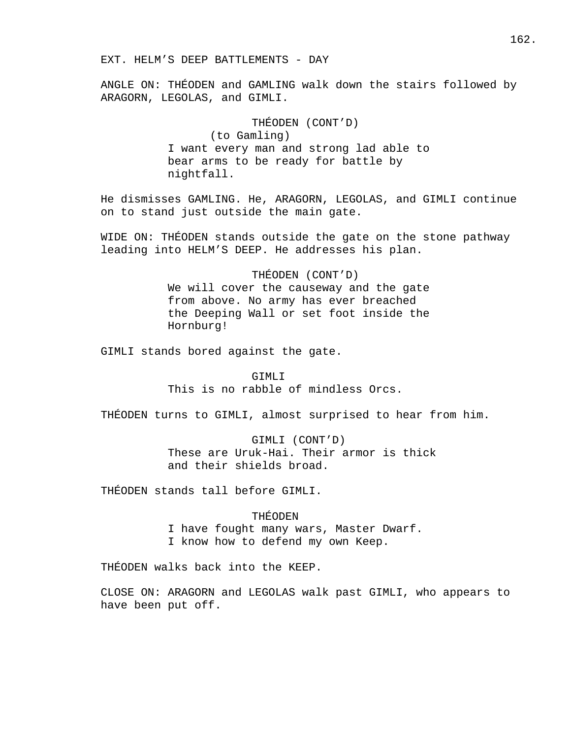EXT. HELM'S DEEP BATTLEMENTS - DAY

ANGLE ON: THÉODEN and GAMLING walk down the stairs followed by ARAGORN, LEGOLAS, and GIMLI.

THÉODEN (CONT'D)
(to Gamling)
I want every man and strong lad able to bear arms to be ready for battle by nightfall.

He dismisses GAMLING. He, ARAGORN, LEGOLAS, and GIMLI continue on to stand just outside the main gate.

WIDE ON: THÉODEN stands outside the gate on the stone pathway leading into HELM'S DEEP. He addresses his plan.

THÉODEN (CONT'D)
We will cover the causeway and the gate from above. No army has ever breached the Deeping Wall or set foot inside the Hornburg!

GIMLI stands bored against the gate.

GIMLI
This is no rabble of mindless Orcs.

THÉODEN turns to GIMLI, almost surprised to hear from him.

GIMLI (CONT'D)
These are Uruk-Hai. Their armor is thick and their shields broad.

THÉODEN stands tall before GIMLI.

THÉODEN
I have fought many wars, Master Dwarf. I know how to defend my own Keep.

THÉODEN walks back into the KEEP.

CLOSE ON: ARAGORN and LEGOLAS walk past GIMLI, who appears to have been put off.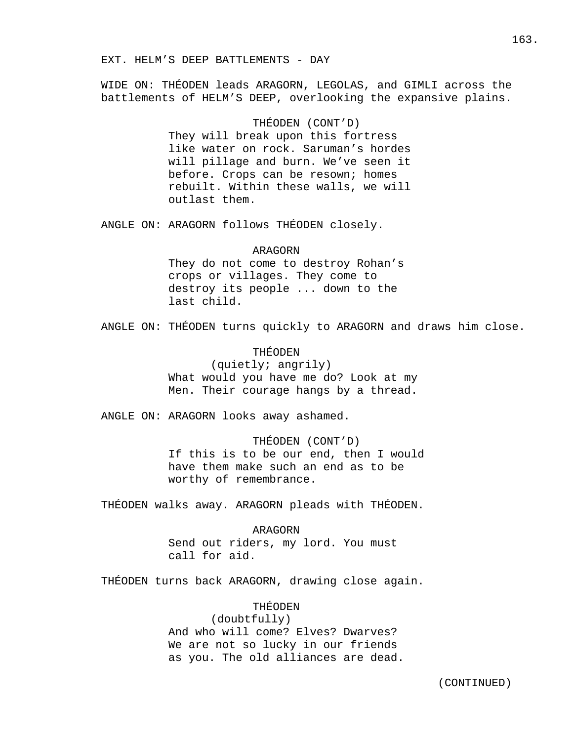EXT. HELM'S DEEP BATTLEMENTS - DAY

WIDE ON: THÉODEN leads ARAGORN, LEGOLAS, and GIMLI across the battlements of HELM'S DEEP, overlooking the expansive plains.

THÉODEN (CONT'D)
They will break upon this fortress like water on rock. Saruman's hordes will pillage and burn. We've seen it before. Crops can be resown; homes rebuilt. Within these walls, we will outlast them.

ANGLE ON: ARAGORN follows THÉODEN closely.

ARAGORN
They do not come to destroy Rohan's crops or villages. They come to destroy its people ... down to the last child.

ANGLE ON: THÉODEN turns quickly to ARAGORN and draws him close.

THÉODEN
(quietly; angrily)
What would you have me do? Look at my Men. Their courage hangs by a thread.

ANGLE ON: ARAGORN looks away ashamed.

THÉODEN (CONT'D)
If this is to be our end, then I would have them make such an end as to be worthy of remembrance.

THÉODEN walks away. ARAGORN pleads with THÉODEN.

ARAGORN
Send out riders, my lord. You must call for aid.

THÉODEN turns back ARAGORN, drawing close again.

THÉODEN
(doubtfully)
And who will come? Elves? Dwarves? We are not so lucky in our friends as you. The old alliances are dead.

(CONTINUED)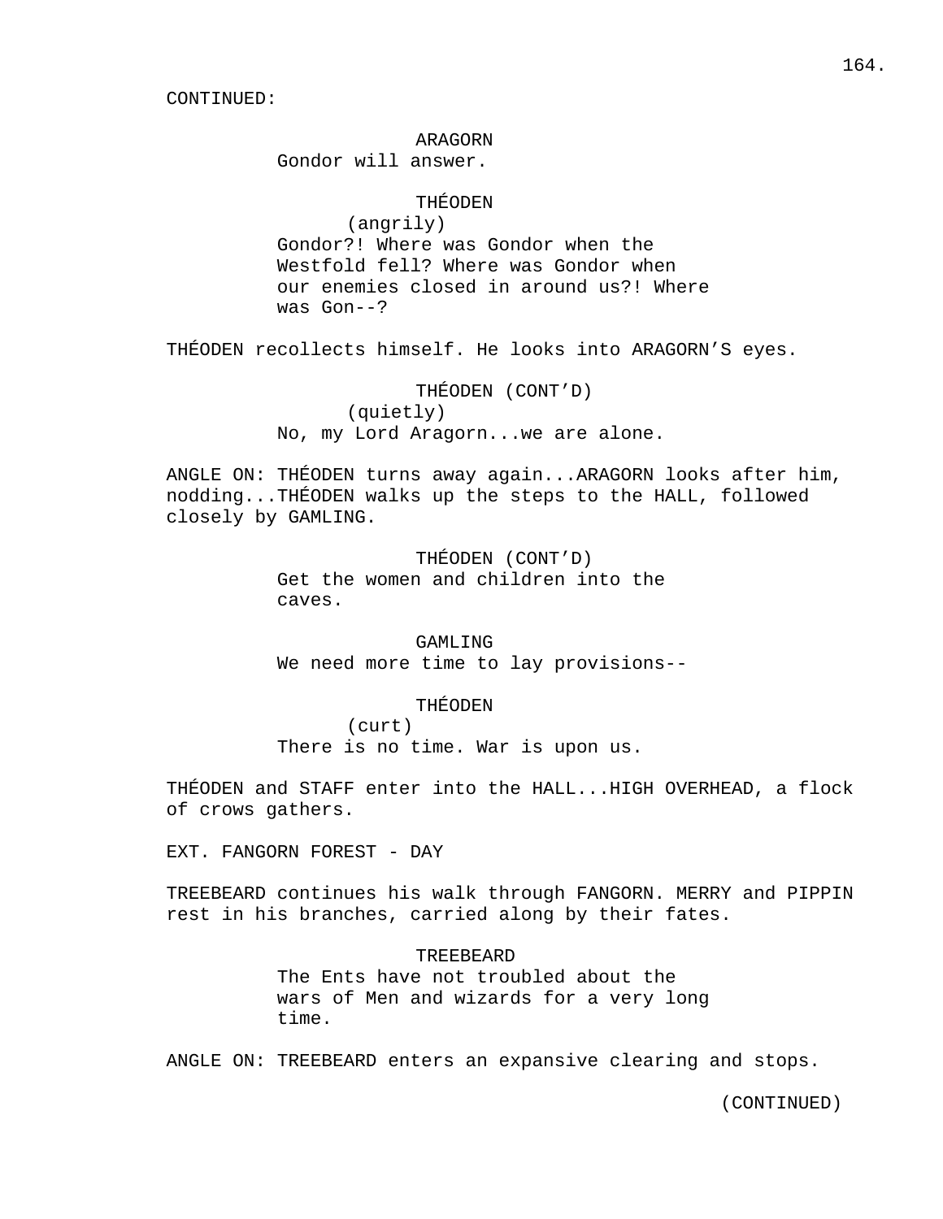CONTINUED:

ARAGORN
Gondor will answer.

THÉODEN
(angrily)
Gondor?! Where was Gondor when the Westfold fell? Where was Gondor when our enemies closed in around us?! Where was Gon--?

THÉODEN recollects himself. He looks into ARAGORN'S eyes.

THÉODEN (CONT'D)
(quietly)
No, my Lord Aragorn...we are alone.

ANGLE ON: THÉODEN turns away again...ARAGORN looks after him, nodding...THÉODEN walks up the steps to the HALL, followed closely by GAMLING.

THÉODEN (CONT'D)
Get the women and children into the caves.

GAMLING
We need more time to lay provisions--

THÉODEN
(curt)
There is no time. War is upon us.

THÉODEN and STAFF enter into the HALL...HIGH OVERHEAD, a flock of crows gathers.

EXT. FANGORN FOREST - DAY

TREEBEARD continues his walk through FANGORN. MERRY and PIPPIN rest in his branches, carried along by their fates.

TREEBEARD
The Ents have not troubled about the wars of Men and wizards for a very long time.

ANGLE ON: TREEBEARD enters an expansive clearing and stops.

(CONTINUED)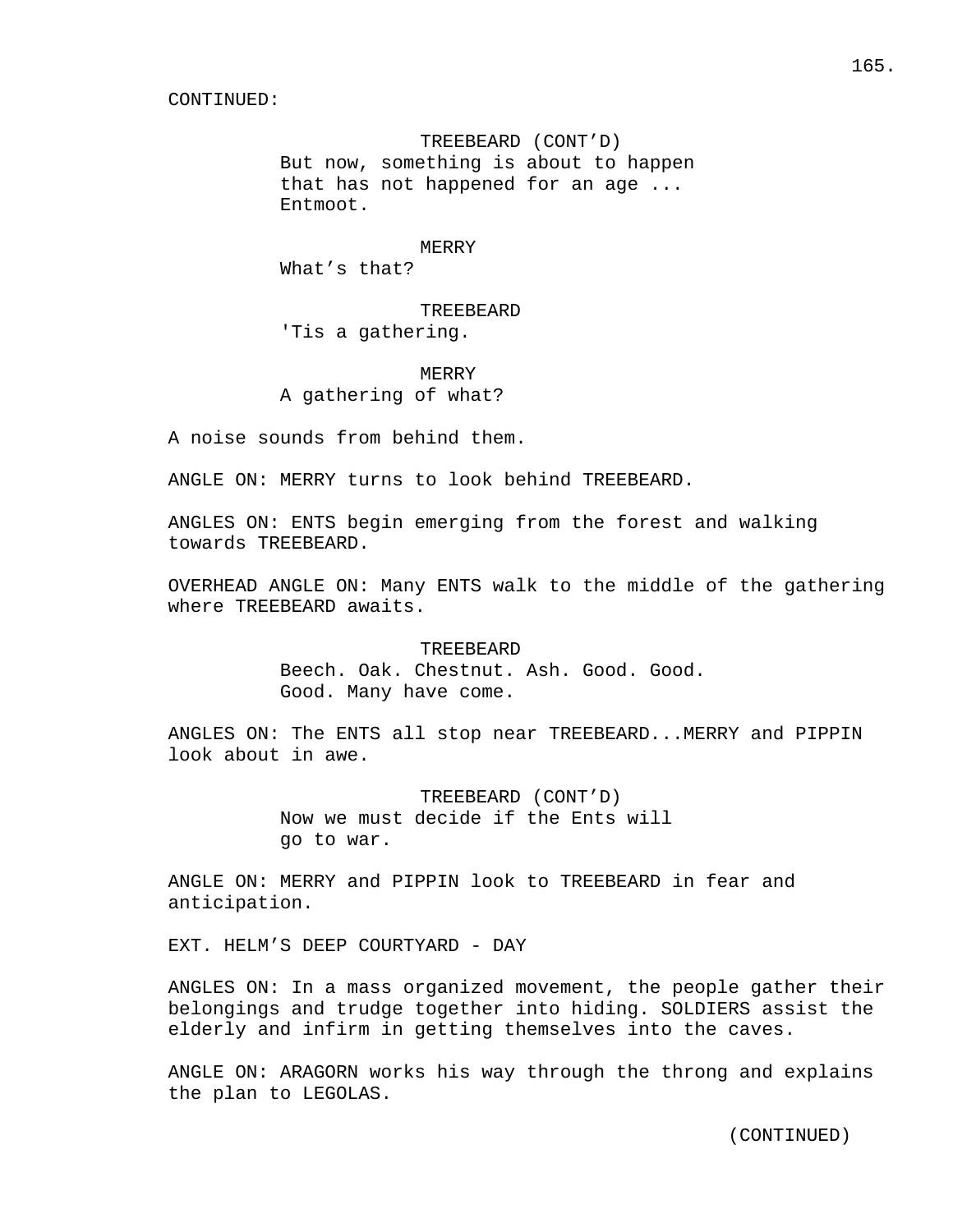CONTINUED:

TREEBEARD (CONT'D)
But now, something is about to happen that has not happened for an age ... Entmoot.

MERRY
What's that?

TREEBEARD
'Tis a gathering.

MERRY
A gathering of what?

A noise sounds from behind them.

ANGLE ON: MERRY turns to look behind TREEBEARD.

ANGLES ON: ENTS begin emerging from the forest and walking towards TREEBEARD.

OVERHEAD ANGLE ON: Many ENTS walk to the middle of the gathering where TREEBEARD awaits.

TREEBEARD
Beech. Oak. Chestnut. Ash. Good. Good. Good. Many have come.

ANGLES ON: The ENTS all stop near TREEBEARD...MERRY and PIPPIN look about in awe.

TREEBEARD (CONT'D)
Now we must decide if the Ents will go to war.

ANGLE ON: MERRY and PIPPIN look to TREEBEARD in fear and anticipation.

EXT. HELM'S DEEP COURTYARD - DAY

ANGLES ON: In a mass organized movement, the people gather their belongings and trudge together into hiding. SOLDIERS assist the elderly and infirm in getting themselves into the caves.

ANGLE ON: ARAGORN works his way through the throng and explains the plan to LEGOLAS.

(CONTINUED)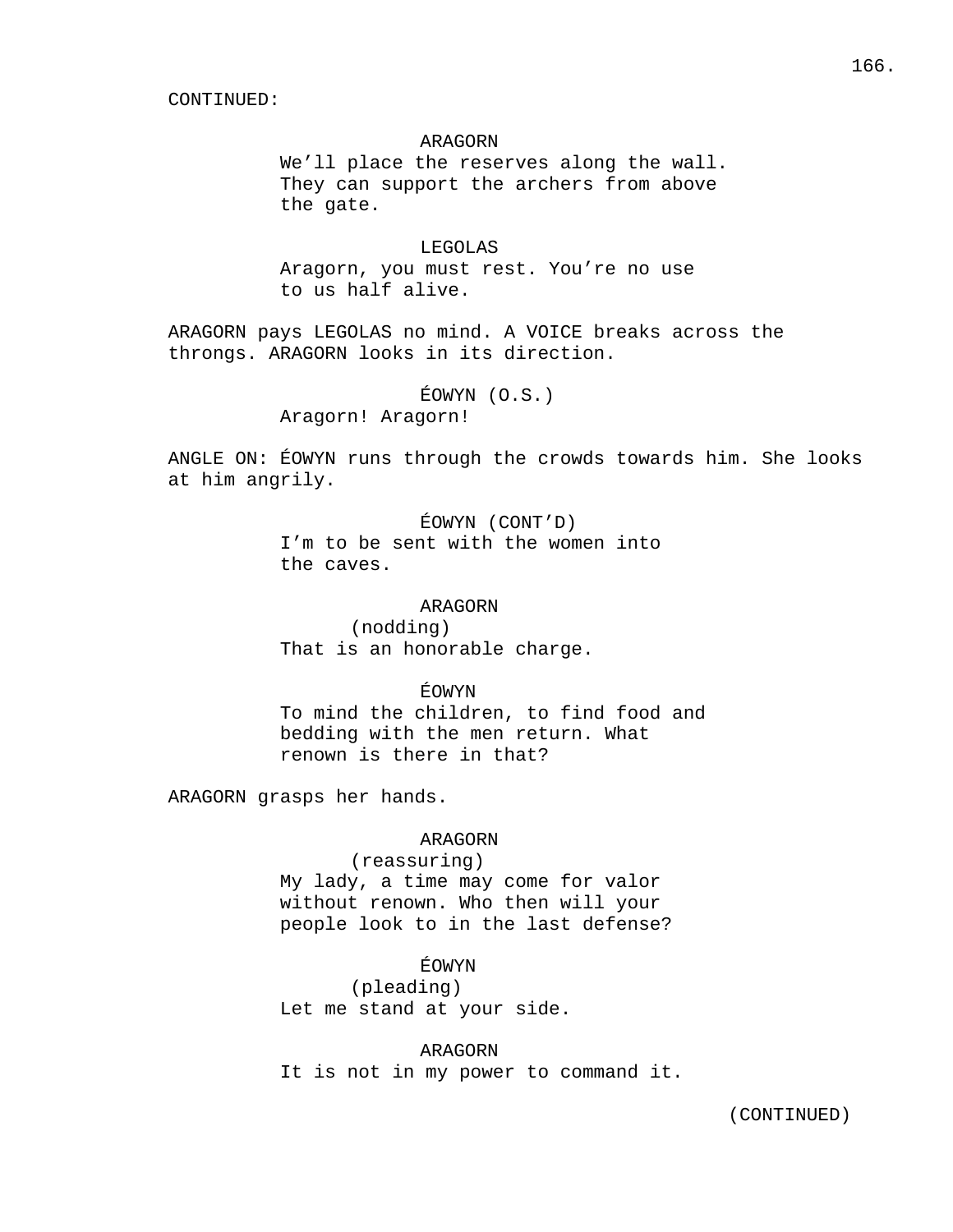CONTINUED:

ARAGORN
We’ll place the reserves along the wall. They can support the archers from above the gate.

LEGOLAS
Aragorn, you must rest. You’re no use to us half alive.

ARAGORN pays LEGOLAS no mind. A VOICE breaks across the throngs. ARAGORN looks in its direction.

ÉOWYN (O.S.)
Aragorn! Aragorn!

ANGLE ON: ÉOWYN runs through the crowds towards him. She looks at him angrily.

ÉOWYN (CONT’D)
I’m to be sent with the women into the caves.

ARAGORN
(nodding)
That is an honorable charge.

ÉOWYN
To mind the children, to find food and bedding with the men return. What renown is there in that?

ARAGORN grasps her hands.

ARAGORN
(reassuring)
My lady, a time may come for valor without renown. Who then will your people look to in the last defense?

ÉOWYN
(pleading)
Let me stand at your side.

ARAGORN
It is not in my power to command it.

(CONTINUED)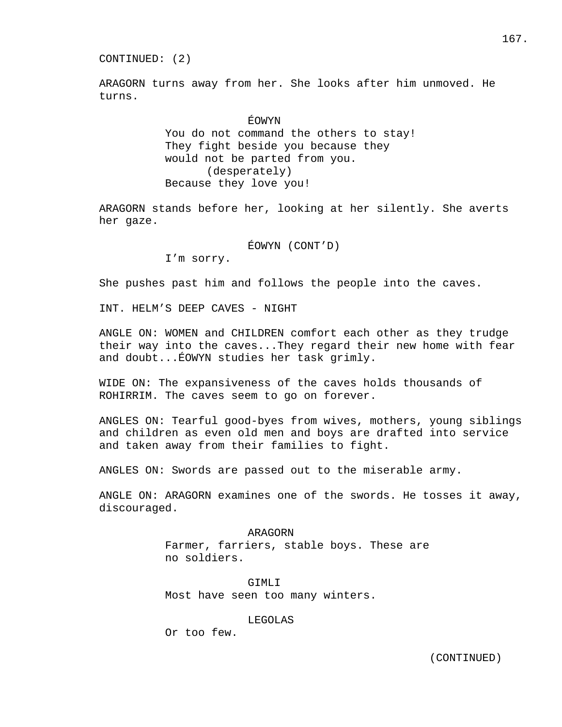CONTINUED: (2)

ARAGORN turns away from her. She looks after him unmoved. He turns.

ÉOWYN
You do not command the others to stay! They fight beside you because they would not be parted from you.
(desperately)
Because they love you!

ARAGORN stands before her, looking at her silently. She averts her gaze.

ÉOWYN (CONT'D)
I'm sorry.

She pushes past him and follows the people into the caves.

INT. HELM'S DEEP CAVES - NIGHT

ANGLE ON: WOMEN and CHILDREN comfort each other as they trudge their way into the caves...They regard their new home with fear and doubt...ÉOWYN studies her task grimly.

WIDE ON: The expansiveness of the caves holds thousands of ROHIRRIM. The caves seem to go on forever.

ANGLES ON: Tearful good-byes from wives, mothers, young siblings and children as even old men and boys are drafted into service and taken away from their families to fight.

ANGLES ON: Swords are passed out to the miserable army.

ANGLE ON: ARAGORN examines one of the swords. He tosses it away, discouraged.

ARAGORN
Farmer, farriers, stable boys. These are no soldiers.

GIMLI
Most have seen too many winters.

LEGOLAS
Or too few.

(CONTINUED)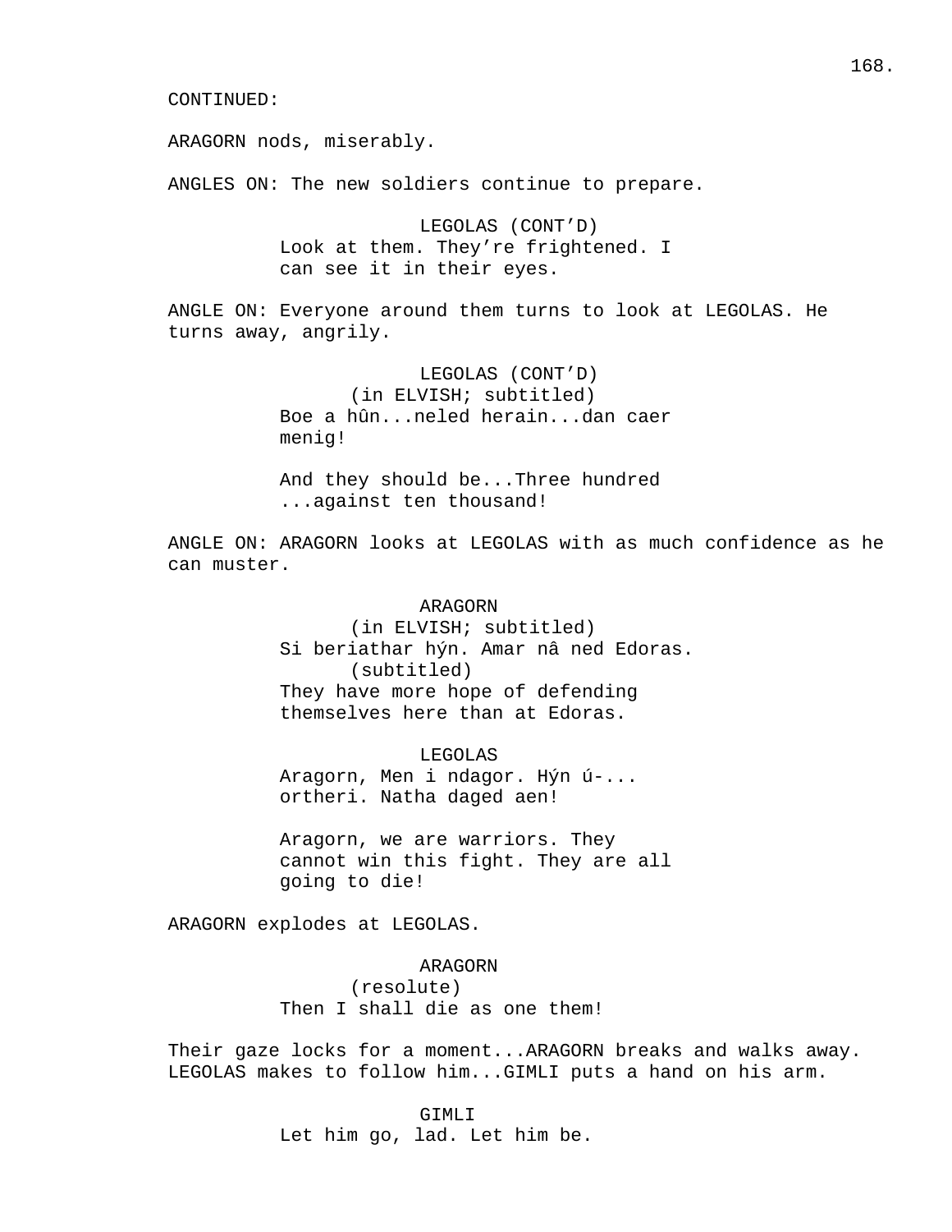CONTINUED:

ARAGORN nods, miserably.

ANGLES ON: The new soldiers continue to prepare.

LEGOLAS (CONT'D)
Look at them. They're frightened. I can see it in their eyes.

ANGLE ON: Everyone around them turns to look at LEGOLAS. He turns away, angrily.

LEGOLAS (CONT'D)
(in ELVISH; subtitled)
Boe a hûn...neled herain...dan caer menig!

And they should be...Three hundred ...against ten thousand!

ANGLE ON: ARAGORN looks at LEGOLAS with as much confidence as he can muster.

ARAGORN
(in ELVISH; subtitled)
Si beriathar hýn. Amar nâ ned Edoras.
(subtitled)
They have more hope of defending themselves here than at Edoras.

LEGOLAS
Aragorn, Men i ndagor. Hýn ú-... ortheri. Natha daged aen!

Aragorn, we are warriors. They cannot win this fight. They are all going to die!

ARAGORN explodes at LEGOLAS.

ARAGORN
(resolute)
Then I shall die as one them!

Their gaze locks for a moment...ARAGORN breaks and walks away. LEGOLAS makes to follow him...GIMLI puts a hand on his arm.

GIMLI
Let him go, lad. Let him be.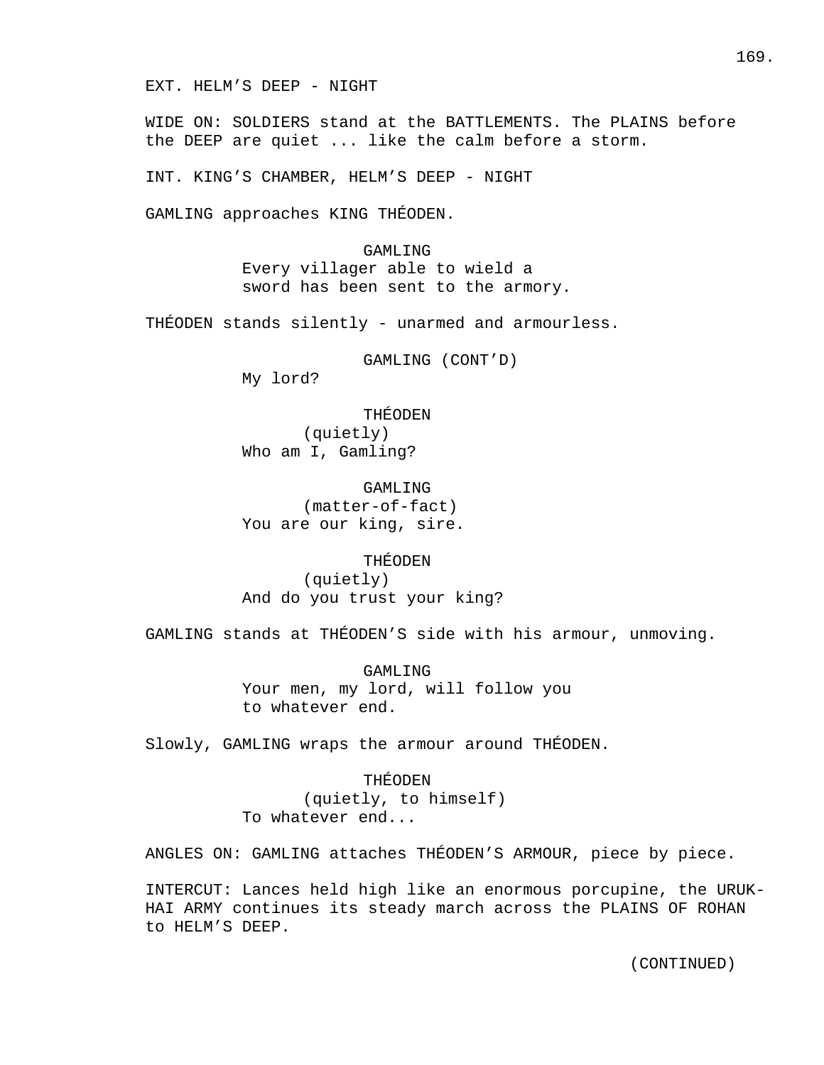EXT. HELM'S DEEP - NIGHT

WIDE ON: SOLDIERS stand at the BATTLEMENTS. The PLAINS before the DEEP are quiet ... like the calm before a storm.

INT. KING'S CHAMBER, HELM'S DEEP - NIGHT

GAMLING approaches KING THÉODEN.

GAMLING
Every villager able to wield a sword has been sent to the armory.

THÉODEN stands silently - unarmed and armourless.

GAMLING (CONT'D)
My lord?

THÉODEN
(quietly)
Who am I, Gamling?

GAMLING
(matter-of-fact)
You are our king, sire.

THÉODEN
(quietly)
And do you trust your king?

GAMLING stands at THÉODEN'S side with his armour, unmoving.

GAMLING
Your men, my lord, will follow you to whatever end.

Slowly, GAMLING wraps the armour around THÉODEN.

THÉODEN
(quietly, to himself)
To whatever end...

ANGLES ON: GAMLING attaches THÉODEN'S ARMOUR, piece by piece.

INTERCUT: Lances held high like an enormous porcupine, the URUK-HAI ARMY continues its steady march across the PLAINS OF ROHAN to HELM'S DEEP.

(CONTINUED)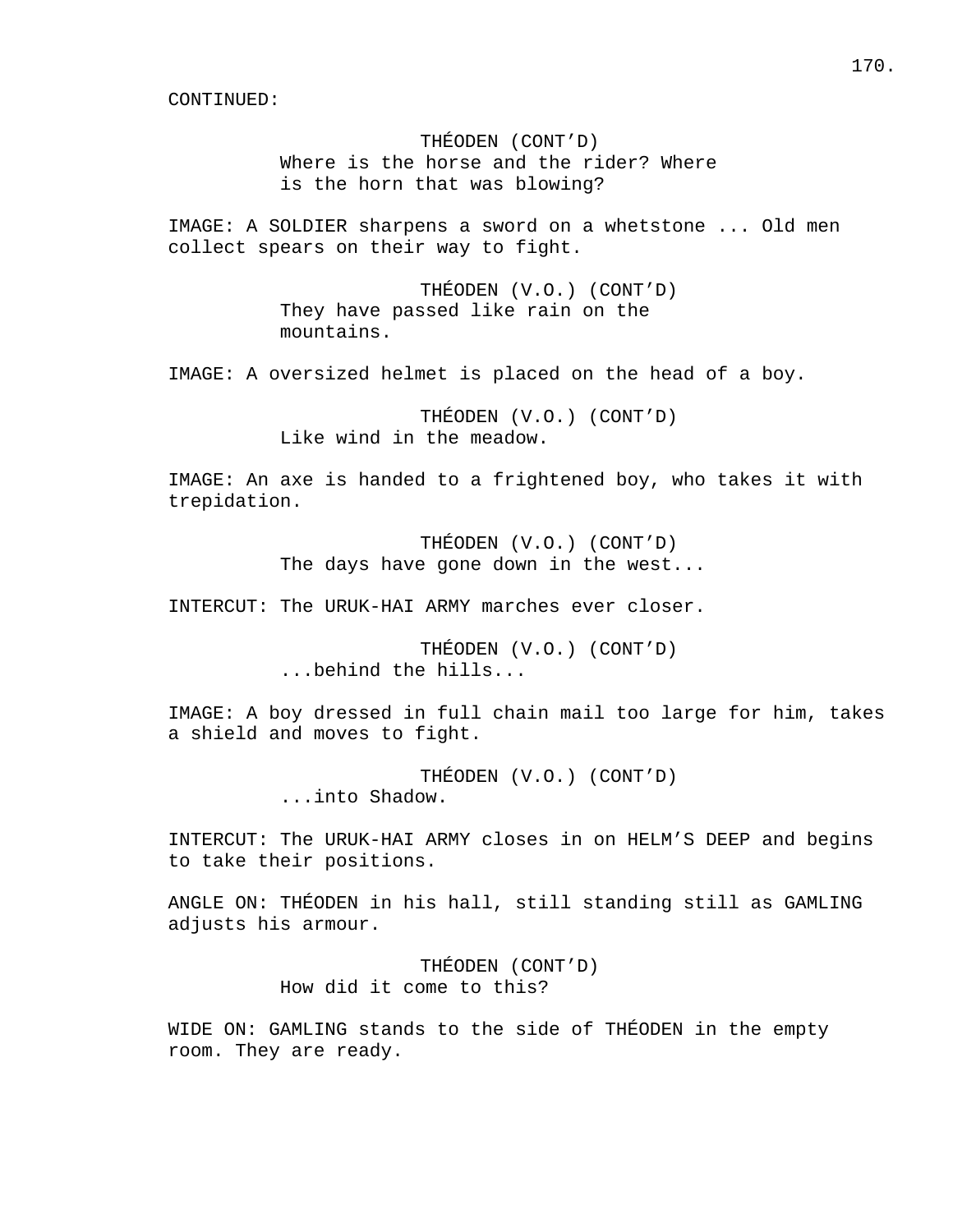CONTINUED:

THÉODEN (CONT'D)
Where is the horse and the rider? Where is the horn that was blowing?

IMAGE: A SOLDIER sharpens a sword on a whetstone ... Old men collect spears on their way to fight.

THÉODEN (V.O.) (CONT'D)
They have passed like rain on the mountains.

IMAGE: A oversized helmet is placed on the head of a boy.

THÉODEN (V.O.) (CONT'D)
Like wind in the meadow.

IMAGE: An axe is handed to a frightened boy, who takes it with trepidation.

THÉODEN (V.O.) (CONT'D)
The days have gone down in the west...

INTERCUT: The URUK-HAI ARMY marches ever closer.

THÉODEN (V.O.) (CONT'D)
...behind the hills...

IMAGE: A boy dressed in full chain mail too large for him, takes a shield and moves to fight.

THÉODEN (V.O.) (CONT'D)
...into Shadow.

INTERCUT: The URUK-HAI ARMY closes in on HELM'S DEEP and begins to take their positions.

ANGLE ON: THÉODEN in his hall, still standing still as GAMLING adjusts his armour.

THÉODEN (CONT'D)
How did it come to this?

WIDE ON: GAMLING stands to the side of THÉODEN in the empty room. They are ready.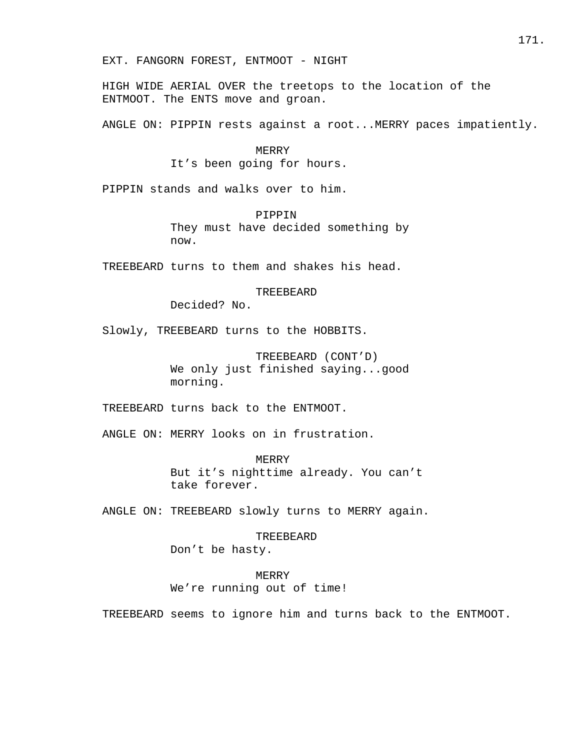EXT. FANGORN FOREST, ENTMOOT - NIGHT

HIGH WIDE AERIAL OVER the treetops to the location of the ENTMOOT. The ENTS move and groan.

ANGLE ON: PIPPIN rests against a root...MERRY paces impatiently.

MERRY
It’s been going for hours.

PIPPIN stands and walks over to him.

PIPPIN
They must have decided something by now.

TREEBEARD turns to them and shakes his head.

TREEBEARD
Decided? No.

Slowly, TREEBEARD turns to the HOBBITS.

TREEBEARD (CONT’D)
We only just finished saying...good morning.

TREEBEARD turns back to the ENTMOOT.

ANGLE ON: MERRY looks on in frustration.

MERRY
But it’s nighttime already. You can’t take forever.

ANGLE ON: TREEBEARD slowly turns to MERRY again.

TREEBEARD
Don’t be hasty.

MERRY
We’re running out of time!

TREEBEARD seems to ignore him and turns back to the ENTMOOT.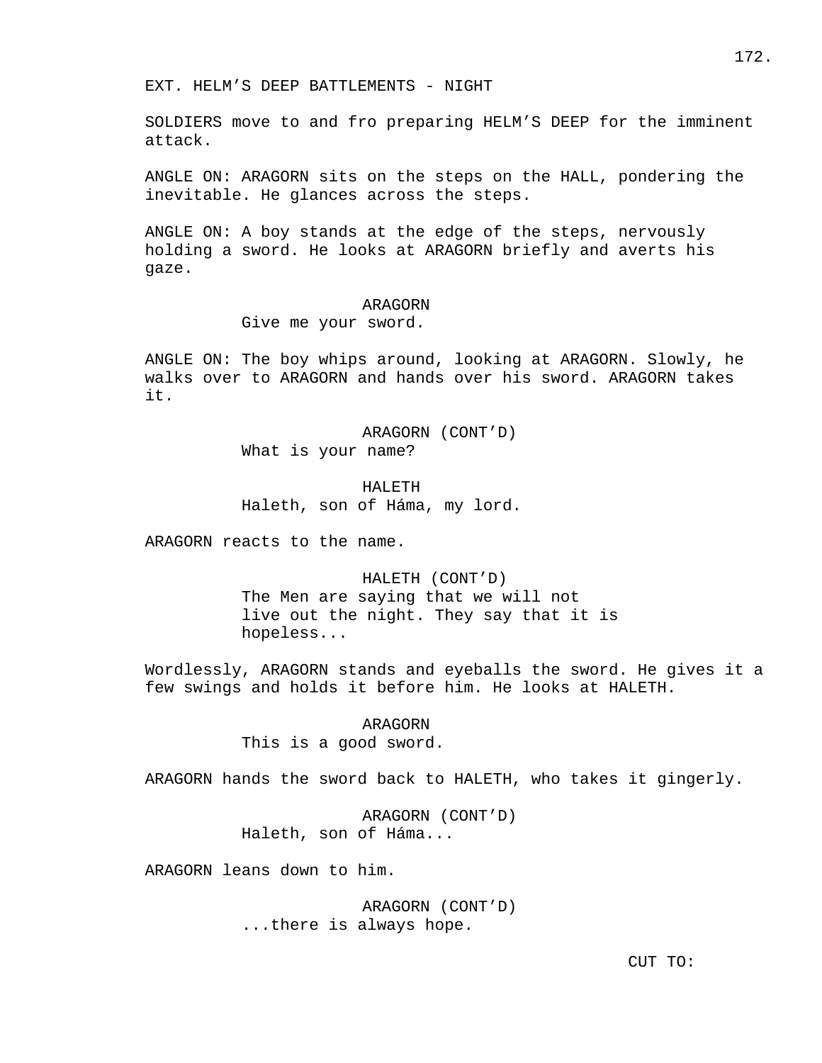EXT. HELM'S DEEP BATTLEMENTS - NIGHT

SOLDIERS move to and fro preparing HELM'S DEEP for the imminent attack.

ANGLE ON: ARAGORN sits on the steps on the HALL, pondering the inevitable. He glances across the steps.

ANGLE ON: A boy stands at the edge of the steps, nervously holding a sword. He looks at ARAGORN briefly and averts his gaze.

ARAGORN
Give me your sword.

ANGLE ON: The boy whips around, looking at ARAGORN. Slowly, he walks over to ARAGORN and hands over his sword. ARAGORN takes it.

ARAGORN (CONT'D)
What is your name?

HALETH
Haleth, son of Háma, my lord.

ARAGORN reacts to the name.

HALETH (CONT'D)
The Men are saying that we will not live out the night. They say that it is hopeless...

Wordlessly, ARAGORN stands and eyeballs the sword. He gives it a few swings and holds it before him. He looks at HALETH.

ARAGORN
This is a good sword.

ARAGORN hands the sword back to HALETH, who takes it gingerly.

ARAGORN (CONT'D)
Haleth, son of Háma...

ARAGORN leans down to him.

ARAGORN (CONT'D)
...there is always hope.

CUT TO: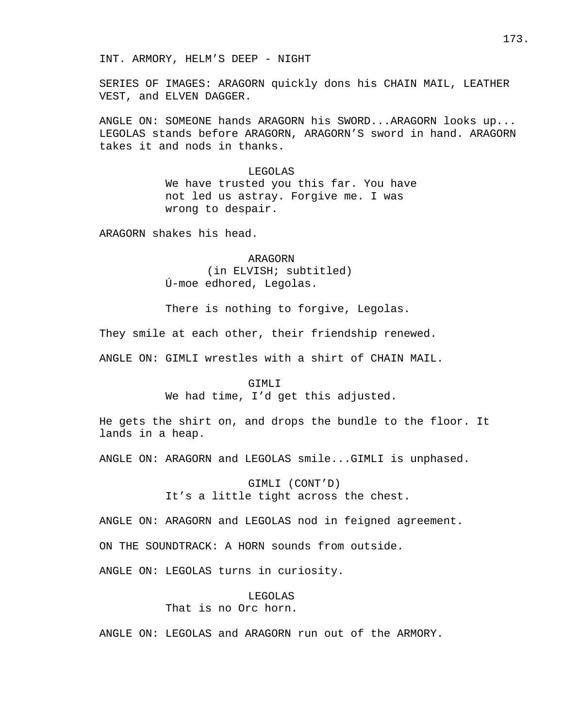INT. ARMORY, HELM'S DEEP - NIGHT

SERIES OF IMAGES: ARAGORN quickly dons his CHAIN MAIL, LEATHER VEST, and ELVEN DAGGER.

ANGLE ON: SOMEONE hands ARAGORN his SWORD...ARAGORN looks up... LEGOLAS stands before ARAGORN, ARAGORN'S sword in hand. ARAGORN takes it and nods in thanks.

LEGOLAS
We have trusted you this far. You have not led us astray. Forgive me. I was wrong to despair.

ARAGORN shakes his head.

ARAGORN
(in ELVISH; subtitled)
Ú-moe edhored, Legolas.

There is nothing to forgive, Legolas.

They smile at each other, their friendship renewed.

ANGLE ON: GIMLI wrestles with a shirt of CHAIN MAIL.

GIMLI
We had time, I'd get this adjusted.

He gets the shirt on, and drops the bundle to the floor. It lands in a heap.

ANGLE ON: ARAGORN and LEGOLAS smile...GIMLI is unphased.

GIMLI (CONT'D)
It's a little tight across the chest.

ANGLE ON: ARAGORN and LEGOLAS nod in feigned agreement.

ON THE SOUNDTRACK: A HORN sounds from outside.

ANGLE ON: LEGOLAS turns in curiosity.

LEGOLAS
That is no Orc horn.

ANGLE ON: LEGOLAS and ARAGORN run out of the ARMORY.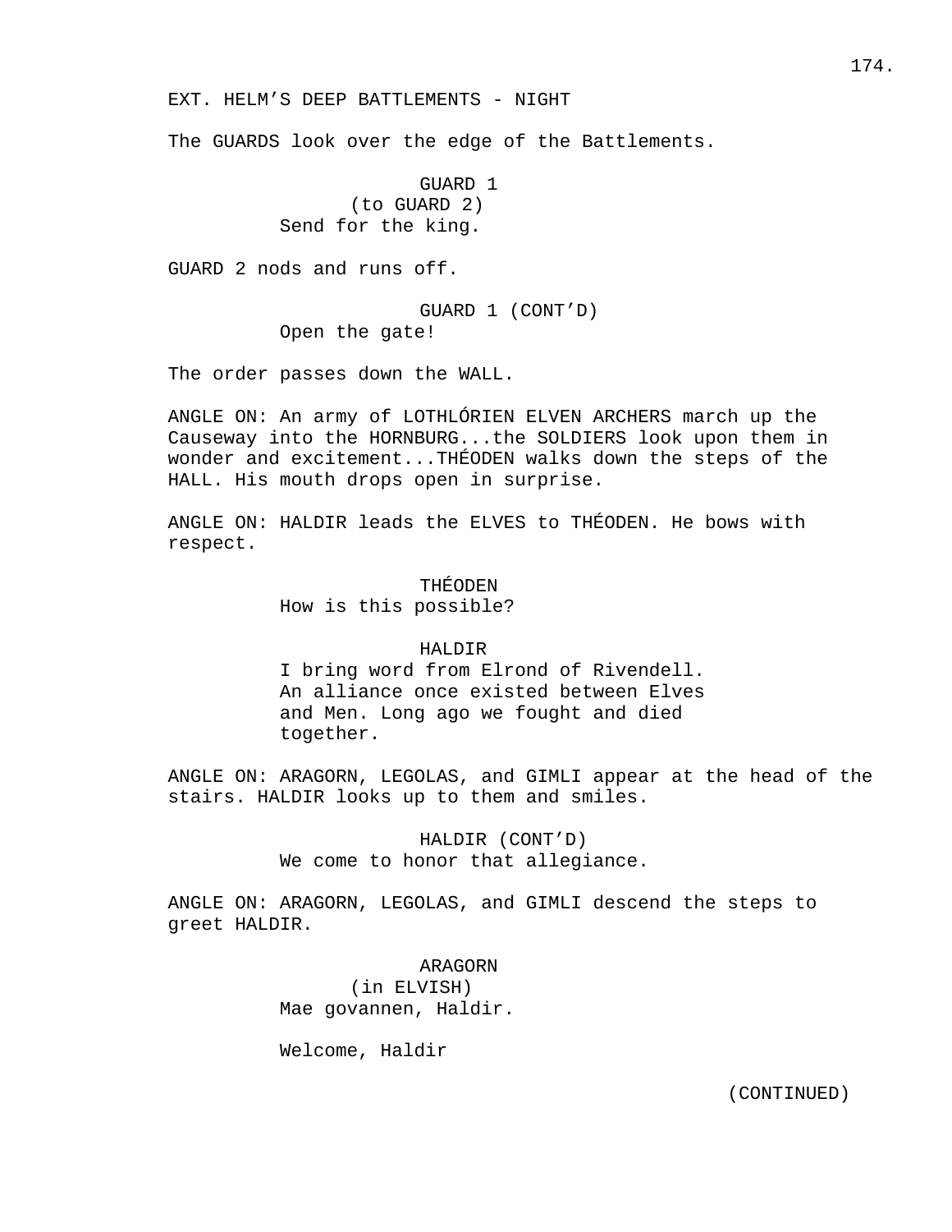EXT. HELM'S DEEP BATTLEMENTS - NIGHT

The GUARDS look over the edge of the Battlements.

GUARD 1
(to GUARD 2)
Send for the king.

GUARD 2 nods and runs off.

GUARD 1 (CONT'D)
Open the gate!

The order passes down the WALL.

ANGLE ON: An army of LOTHLÓRIEN ELVEN ARCHERS march up the Causeway into the HORNBURG...the SOLDIERS look upon them in wonder and excitement...THÉODEN walks down the steps of the HALL. His mouth drops open in surprise.

ANGLE ON: HALDIR leads the ELVES to THÉODEN. He bows with respect.

THÉODEN
How is this possible?

HALDIR
I bring word from Elrond of Rivendell. An alliance once existed between Elves and Men. Long ago we fought and died together.

ANGLE ON: ARAGORN, LEGOLAS, and GIMLI appear at the head of the stairs. HALDIR looks up to them and smiles.

HALDIR (CONT'D)
We come to honor that allegiance.

ANGLE ON: ARAGORN, LEGOLAS, and GIMLI descend the steps to greet HALDIR.

ARAGORN
(in ELVISH)
Mae govannen, Haldir.

Welcome, Haldir

(CONTINUED)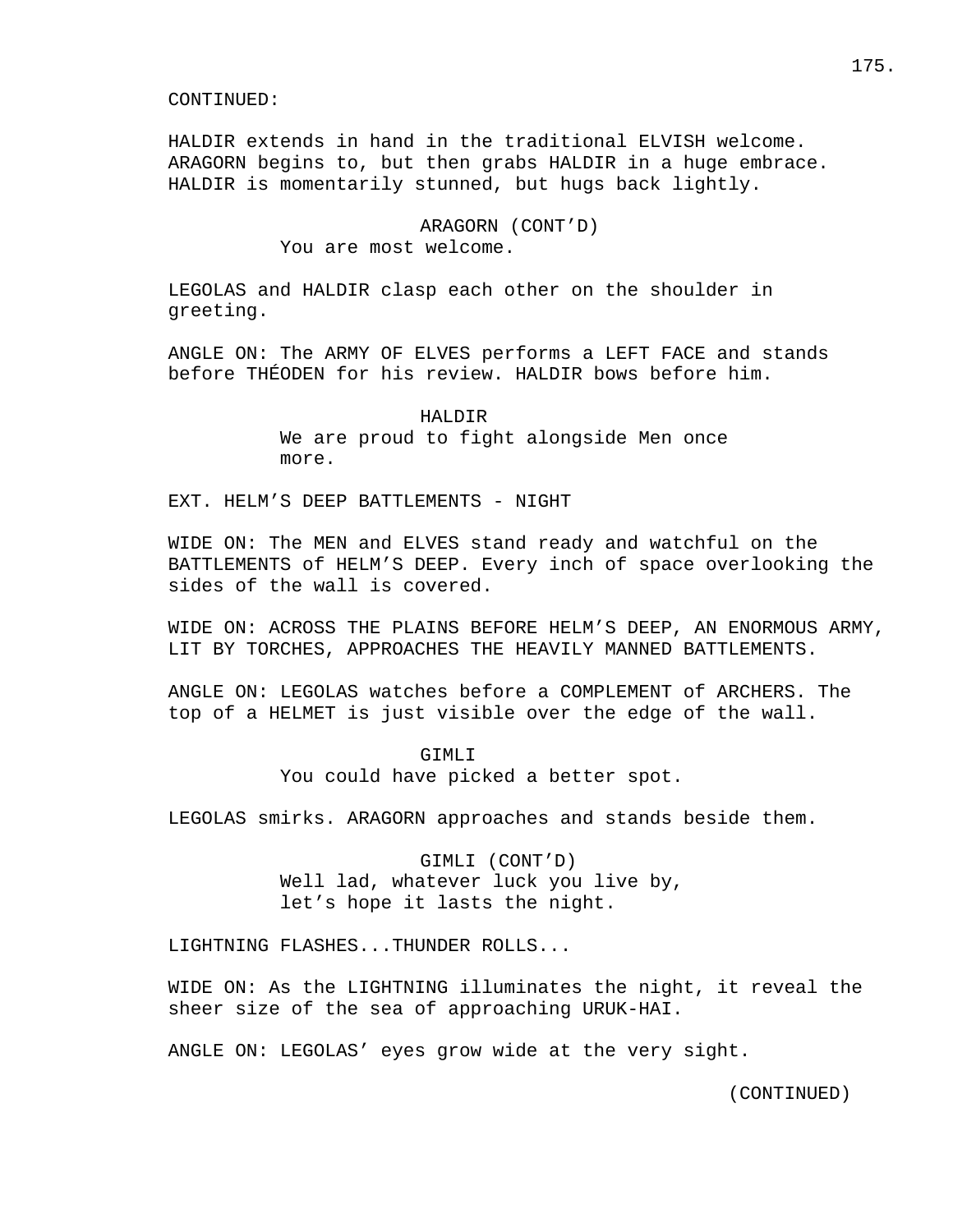CONTINUED:

HALDIR extends in hand in the traditional ELVISH welcome. ARAGORN begins to, but then grabs HALDIR in a huge embrace. HALDIR is momentarily stunned, but hugs back lightly.

ARAGORN (CONT'D)
You are most welcome.

LEGOLAS and HALDIR clasp each other on the shoulder in greeting.

ANGLE ON: The ARMY OF ELVES performs a LEFT FACE and stands before THÉODEN for his review. HALDIR bows before him.

HALDIR
We are proud to fight alongside Men once more.

EXT. HELM'S DEEP BATTLEMENTS - NIGHT

WIDE ON: The MEN and ELVES stand ready and watchful on the BATTLEMENTS of HELM'S DEEP. Every inch of space overlooking the sides of the wall is covered.

WIDE ON: ACROSS THE PLAINS BEFORE HELM'S DEEP, AN ENORMOUS ARMY, LIT BY TORCHES, APPROACHES THE HEAVILY MANNED BATTLEMENTS.

ANGLE ON: LEGOLAS watches before a COMPLEMENT of ARCHERS. The top of a HELMET is just visible over the edge of the wall.

GIMLI
You could have picked a better spot.

LEGOLAS smirks. ARAGORN approaches and stands beside them.

GIMLI (CONT'D)
Well lad, whatever luck you live by, let's hope it lasts the night.

LIGHTNING FLASHES...THUNDER ROLLS...

WIDE ON: As the LIGHTNING illuminates the night, it reveal the sheer size of the sea of approaching URUK-HAI.

ANGLE ON: LEGOLAS' eyes grow wide at the very sight.

(CONTINUED)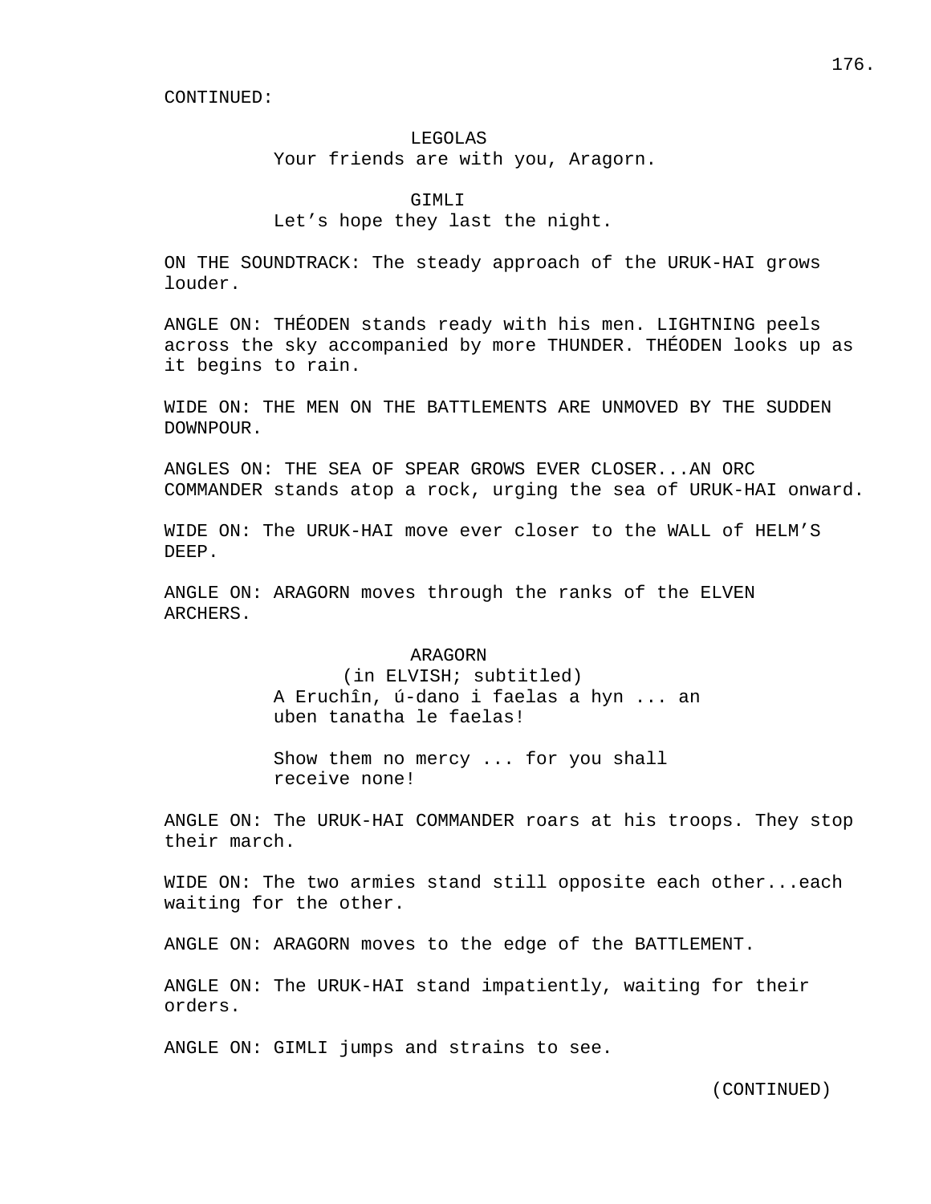CONTINUED:

LEGOLAS
Your friends are with you, Aragorn.

GIMLI
Let's hope they last the night.

ON THE SOUNDTRACK: The steady approach of the URUK-HAI grows louder.

ANGLE ON: THÉODEN stands ready with his men. LIGHTNING peels across the sky accompanied by more THUNDER. THÉODEN looks up as it begins to rain.

WIDE ON: THE MEN ON THE BATTLEMENTS ARE UNMOVED BY THE SUDDEN DOWNPOUR.

ANGLES ON: THE SEA OF SPEAR GROWS EVER CLOSER...AN ORC COMMANDER stands atop a rock, urging the sea of URUK-HAI onward.

WIDE ON: The URUK-HAI move ever closer to the WALL of HELM'S DEEP.

ANGLE ON: ARAGORN moves through the ranks of the ELVEN ARCHERS.

ARAGORN
(in ELVISH; subtitled)
A Eruchîn, ú-dano i faelas a hyn ... an uben tanatha le faelas!

Show them no mercy ... for you shall receive none!

ANGLE ON: The URUK-HAI COMMANDER roars at his troops. They stop their march.

WIDE ON: The two armies stand still opposite each other...each waiting for the other.

ANGLE ON: ARAGORN moves to the edge of the BATTLEMENT.

ANGLE ON: The URUK-HAI stand impatiently, waiting for their orders.

ANGLE ON: GIMLI jumps and strains to see.

(CONTINUED)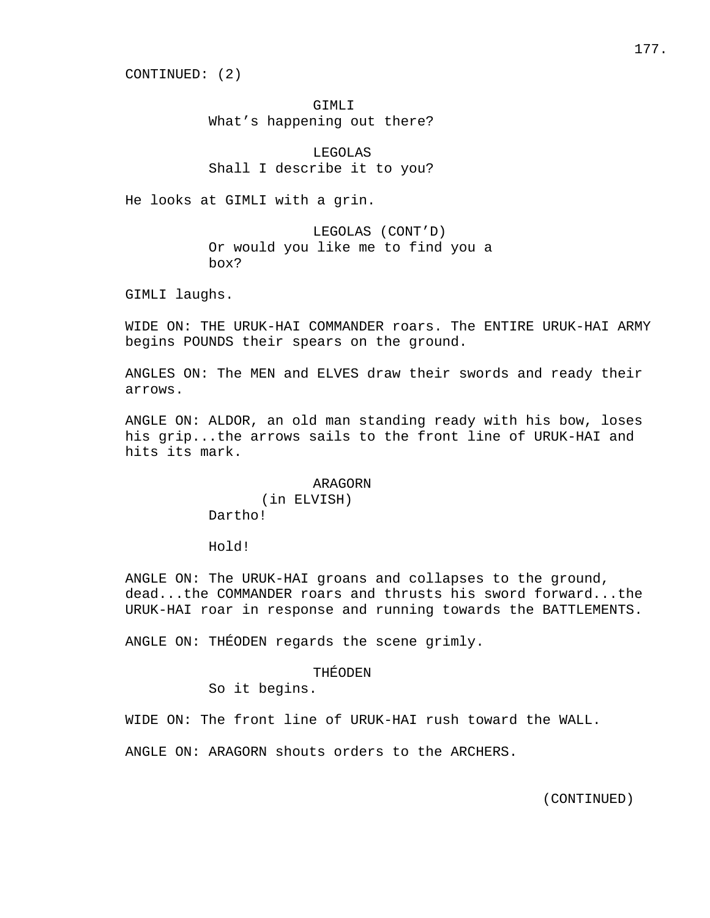CONTINUED: (2)

GIMLI
What's happening out there?

LEGOLAS
Shall I describe it to you?

He looks at GIMLI with a grin.

LEGOLAS (CONT'D)
Or would you like me to find you a box?

GIMLI laughs.

WIDE ON: THE URUK-HAI COMMANDER roars. The ENTIRE URUK-HAI ARMY begins POUNDS their spears on the ground.

ANGLES ON: The MEN and ELVES draw their swords and ready their arrows.

ANGLE ON: ALDOR, an old man standing ready with his bow, loses his grip...the arrows sails to the front line of URUK-HAI and hits its mark.

ARAGORN
(in ELVISH)
Dartho!

Hold!

ANGLE ON: The URUK-HAI groans and collapses to the ground, dead...the COMMANDER roars and thrusts his sword forward...the URUK-HAI roar in response and running towards the BATTLEMENTS.

ANGLE ON: THÉODEN regards the scene grimly.

THÉODEN
So it begins.

WIDE ON: The front line of URUK-HAI rush toward the WALL.

ANGLE ON: ARAGORN shouts orders to the ARCHERS.

(CONTINUED)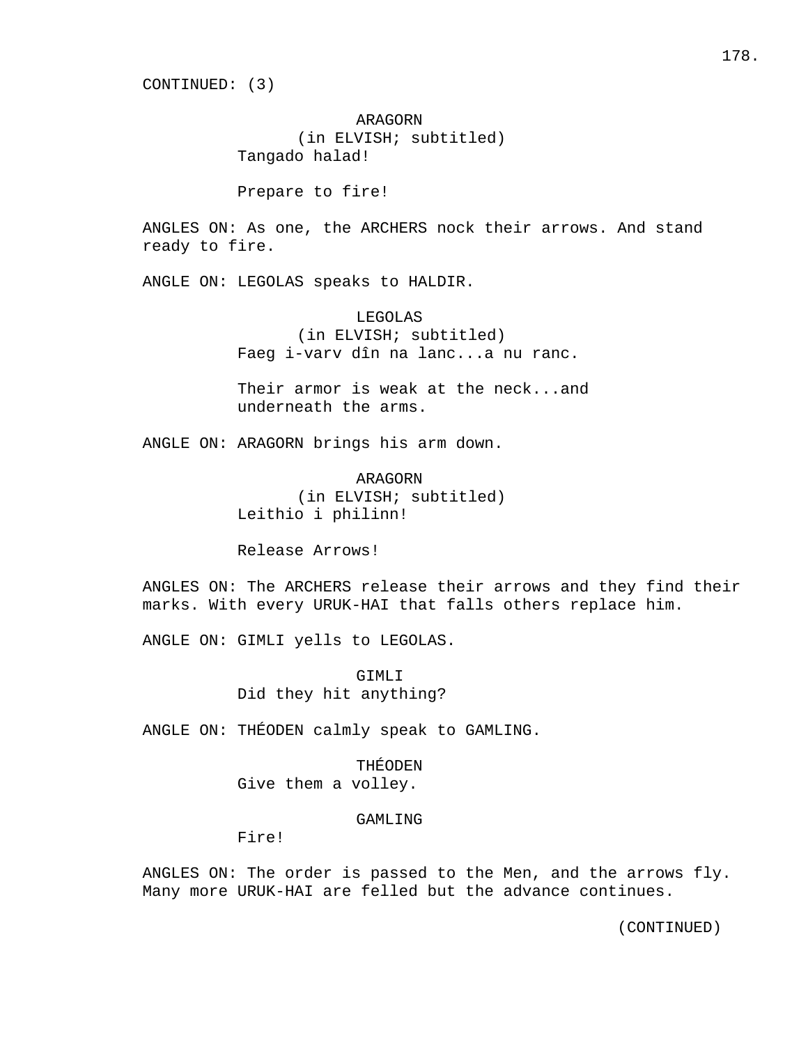CONTINUED: (3)

ARAGORN
(in ELVISH; subtitled)
Tangado halad!

Prepare to fire!

ANGLES ON: As one, the ARCHERS nock their arrows. And stand ready to fire.

ANGLE ON: LEGOLAS speaks to HALDIR.

LEGOLAS
(in ELVISH; subtitled)
Faeg i-varv dîn na lanc...a nu ranc.

Their armor is weak at the neck...and underneath the arms.

ANGLE ON: ARAGORN brings his arm down.

ARAGORN
(in ELVISH; subtitled)
Leithio i philinn!

Release Arrows!

ANGLES ON: The ARCHERS release their arrows and they find their marks. With every URUK-HAI that falls others replace him.

ANGLE ON: GIMLI yells to LEGOLAS.

GIMLI
Did they hit anything?

ANGLE ON: THÉODEN calmly speak to GAMLING.

THÉODEN
Give them a volley.

GAMLING
Fire!

ANGLES ON: The order is passed to the Men, and the arrows fly. Many more URUK-HAI are felled but the advance continues.

(CONTINUED)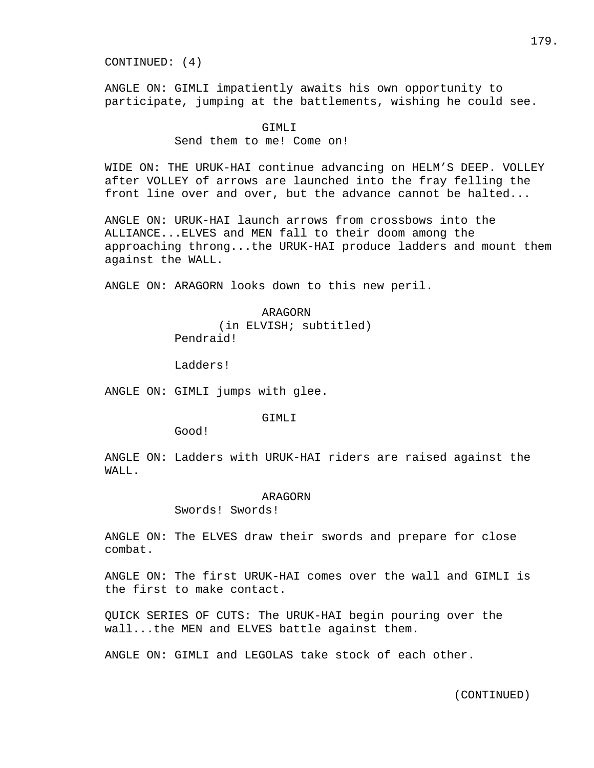CONTINUED: (4)

ANGLE ON: GIMLI impatiently awaits his own opportunity to participate, jumping at the battlements, wishing he could see.

GIMLI

Send them to me! Come on!

WIDE ON: THE URUK-HAI continue advancing on HELM’S DEEP. VOLLEY after VOLLEY of arrows are launched into the fray felling the front line over and over, but the advance cannot be halted...

ANGLE ON: URUK-HAI launch arrows from crossbows into the ALLIANCE...ELVES and MEN fall to their doom among the approaching throng...the URUK-HAI produce ladders and mount them against the WALL.

ANGLE ON: ARAGORN looks down to this new peril.

ARAGORN

(in ELVISH; subtitled)

Pendraid!

Ladders!

ANGLE ON: GIMLI jumps with glee.

GIMLI

Good!

ANGLE ON: Ladders with URUK-HAI riders are raised against the WALL.

ARAGORN

Swords! Swords!

ANGLE ON: The ELVES draw their swords and prepare for close combat.

ANGLE ON: The first URUK-HAI comes over the wall and GIMLI is the first to make contact.

QUICK SERIES OF CUTS: The URUK-HAI begin pouring over the wall...the MEN and ELVES battle against them.

ANGLE ON: GIMLI and LEGOLAS take stock of each other.

(CONTINUED)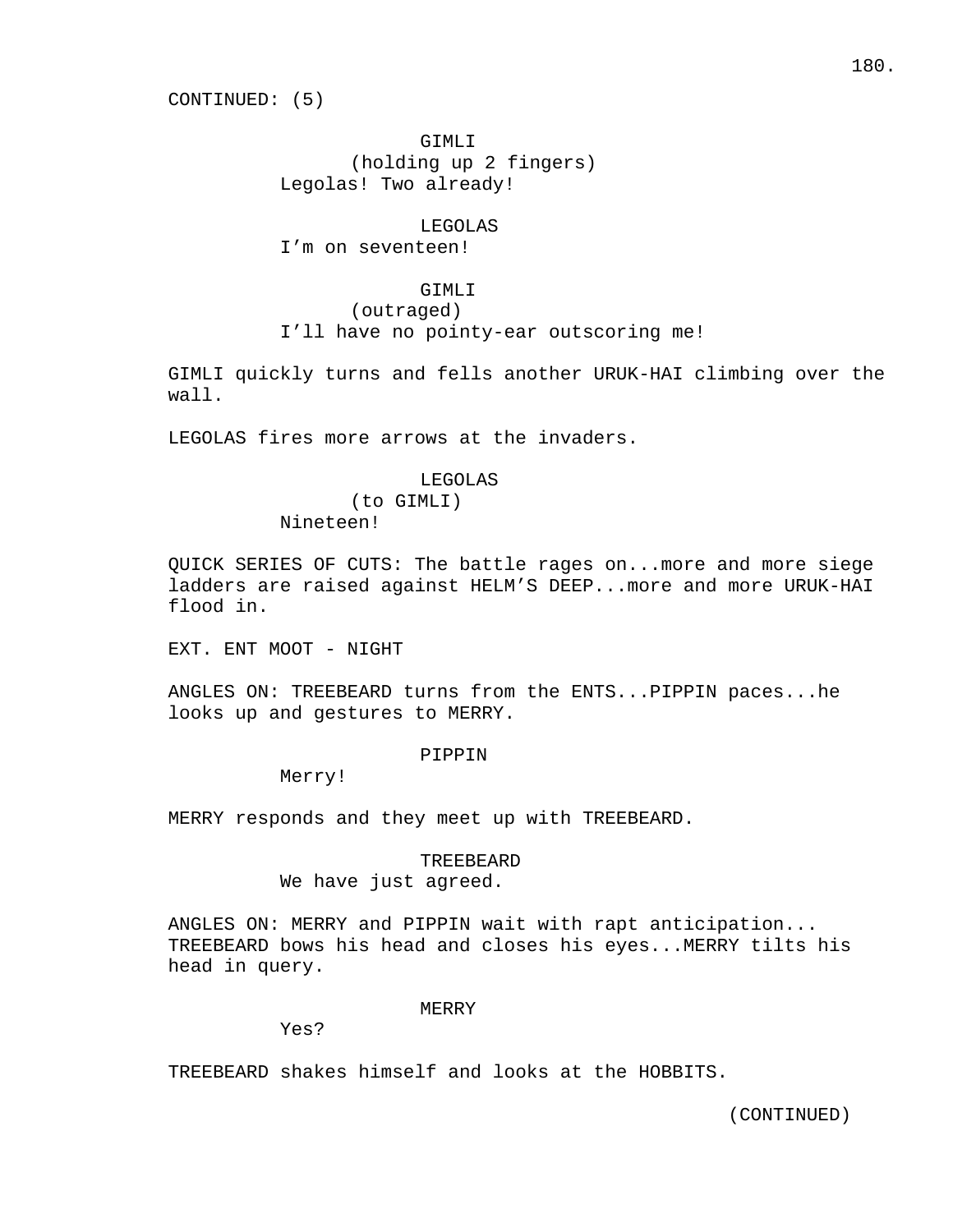CONTINUED: (5)

GIMLI
(holding up 2 fingers)
Legolas! Two already!

LEGOLAS
I'm on seventeen!

GIMLI
(outraged)
I'll have no pointy-ear outscoring me!

GIMLI quickly turns and fells another URUK-HAI climbing over the wall.

LEGOLAS fires more arrows at the invaders.

LEGOLAS
(to GIMLI)
Nineteen!

QUICK SERIES OF CUTS: The battle rages on...more and more siege ladders are raised against HELM'S DEEP...more and more URUK-HAI flood in.

EXT. ENT MOOT - NIGHT

ANGLES ON: TREEBEARD turns from the ENTS...PIPPIN paces...he looks up and gestures to MERRY.

PIPPIN
Merry!

MERRY responds and they meet up with TREEBEARD.

TREEBEARD
We have just agreed.

ANGLES ON: MERRY and PIPPIN wait with rapt anticipation... TREEBEARD bows his head and closes his eyes...MERRY tilts his head in query.

MERRY
Yes?

TREEBEARD shakes himself and looks at the HOBBITS.

(CONTINUED)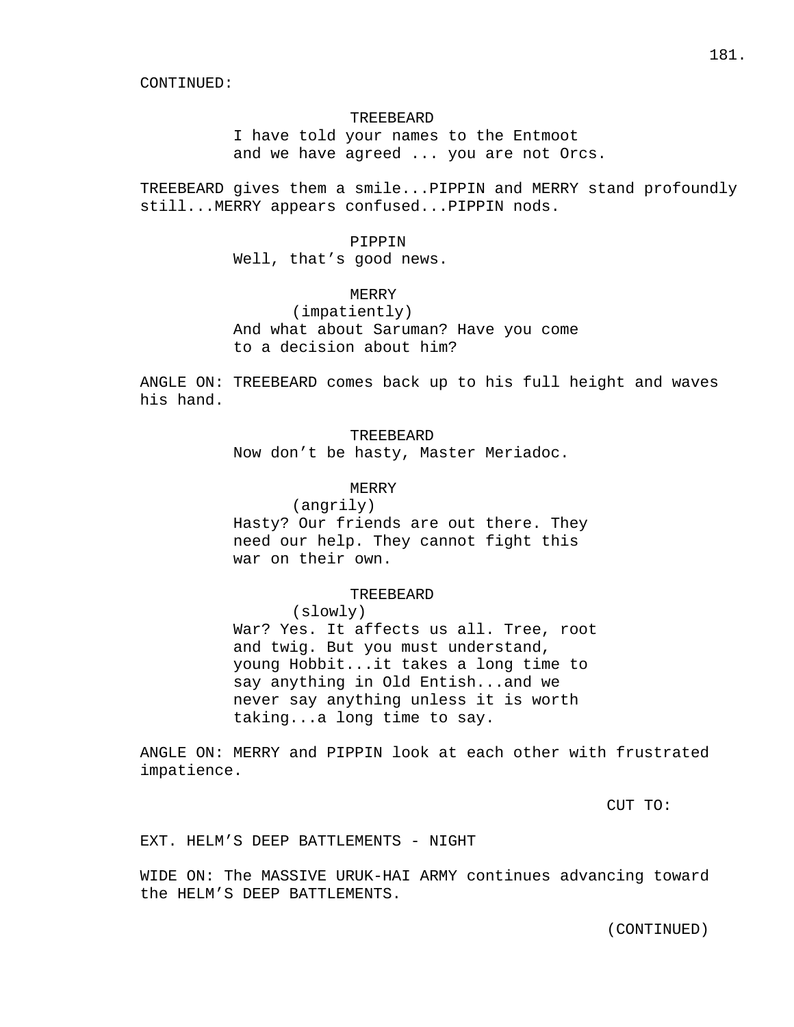CONTINUED:

TREEBEARD
I have told your names to the Entmoot and we have agreed ... you are not Orcs.

TREEBEARD gives them a smile...PIPPIN and MERRY stand profoundly still...MERRY appears confused...PIPPIN nods.

PIPPIN
Well, that’s good news.

MERRY
(impatiently)
And what about Saruman? Have you come to a decision about him?

ANGLE ON: TREEBEARD comes back up to his full height and waves his hand.

TREEBEARD
Now don’t be hasty, Master Meriadoc.

MERRY
(angrily)
Hasty? Our friends are out there. They need our help. They cannot fight this war on their own.

TREEBEARD
(slowly)
War? Yes. It affects us all. Tree, root and twig. But you must understand, young Hobbit...it takes a long time to say anything in Old Entish...and we never say anything unless it is worth taking...a long time to say.

ANGLE ON: MERRY and PIPPIN look at each other with frustrated impatience.

CUT TO:

EXT. HELM’S DEEP BATTLEMENTS - NIGHT

WIDE ON: The MASSIVE URUK-HAI ARMY continues advancing toward the HELM’S DEEP BATTLEMENTS.

(CONTINUED)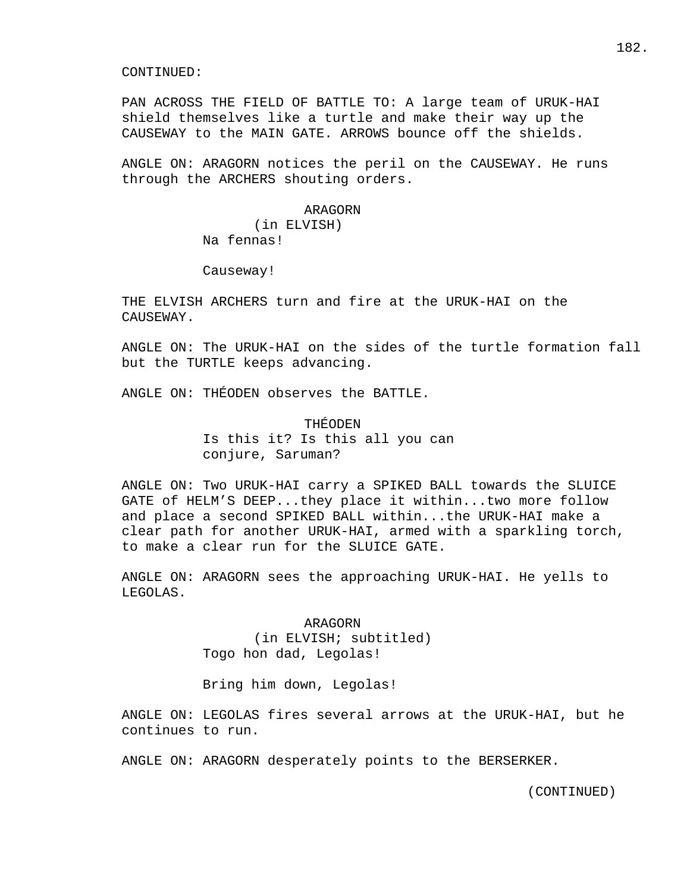CONTINUED:

PAN ACROSS THE FIELD OF BATTLE TO: A large team of URUK-HAI shield themselves like a turtle and make their way up the CAUSEWAY to the MAIN GATE. ARROWS bounce off the shields.

ANGLE ON: ARAGORN notices the peril on the CAUSEWAY. He runs through the ARCHERS shouting orders.

ARAGORN
(in ELVISH)
Na fennas!

Causeway!

THE ELVISH ARCHERS turn and fire at the URUK-HAI on the CAUSEWAY.

ANGLE ON: The URUK-HAI on the sides of the turtle formation fall but the TURTLE keeps advancing.

ANGLE ON: THÉODEN observes the BATTLE.

THÉODEN
Is this it? Is this all you can conjure, Saruman?

ANGLE ON: Two URUK-HAI carry a SPIKED BALL towards the SLUICE GATE of HELM'S DEEP...they place it within...two more follow and place a second SPIKED BALL within...the URUK-HAI make a clear path for another URUK-HAI, armed with a sparkling torch, to make a clear run for the SLUICE GATE.

ANGLE ON: ARAGORN sees the approaching URUK-HAI. He yells to LEGOLAS.

ARAGORN
(in ELVISH; subtitled)
Togo hon dad, Legolas!

Bring him down, Legolas!

ANGLE ON: LEGOLAS fires several arrows at the URUK-HAI, but he continues to run.

ANGLE ON: ARAGORN desperately points to the BERSERKER.

(CONTINUED)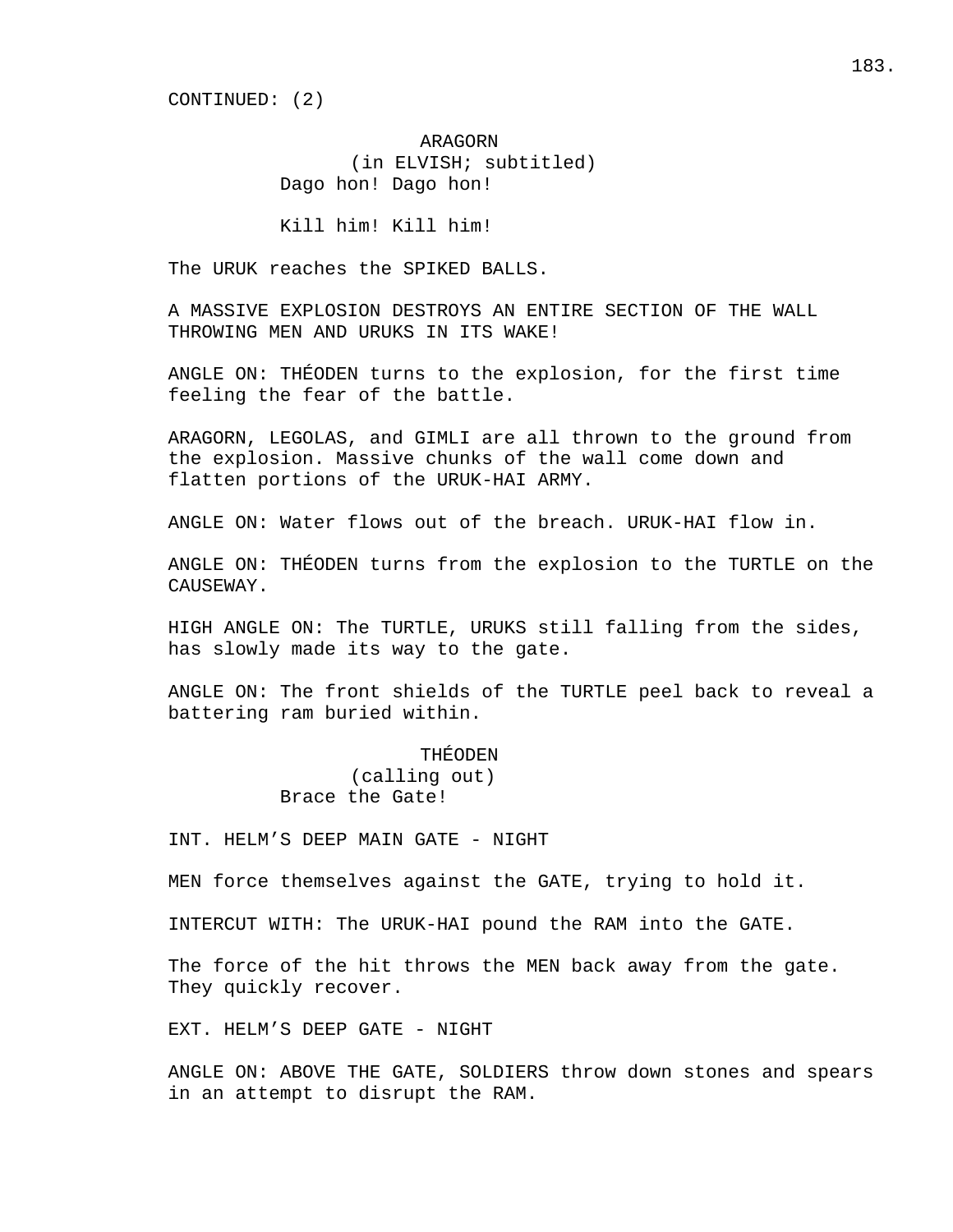CONTINUED: (2)

ARAGORN
(in ELVISH; subtitled)
Dago hon! Dago hon!

Kill him! Kill him!

The URUK reaches the SPIKED BALLS.

A MASSIVE EXPLOSION DESTROYS AN ENTIRE SECTION OF THE WALL THROWING MEN AND URUKS IN ITS WAKE!

ANGLE ON: THÉODEN turns to the explosion, for the first time feeling the fear of the battle.

ARAGORN, LEGOLAS, and GIMLI are all thrown to the ground from the explosion. Massive chunks of the wall come down and flatten portions of the URUK-HAI ARMY.

ANGLE ON: Water flows out of the breach. URUK-HAI flow in.

ANGLE ON: THÉODEN turns from the explosion to the TURTLE on the CAUSEWAY.

HIGH ANGLE ON: The TURTLE, URUKS still falling from the sides, has slowly made its way to the gate.

ANGLE ON: The front shields of the TURTLE peel back to reveal a battering ram buried within.

THÉODEN
(calling out)
Brace the Gate!

INT. HELM'S DEEP MAIN GATE - NIGHT

MEN force themselves against the GATE, trying to hold it.

INTERCUT WITH: The URUK-HAI pound the RAM into the GATE.

The force of the hit throws the MEN back away from the gate. They quickly recover.

EXT. HELM'S DEEP GATE - NIGHT

ANGLE ON: ABOVE THE GATE, SOLDIERS throw down stones and spears in an attempt to disrupt the RAM.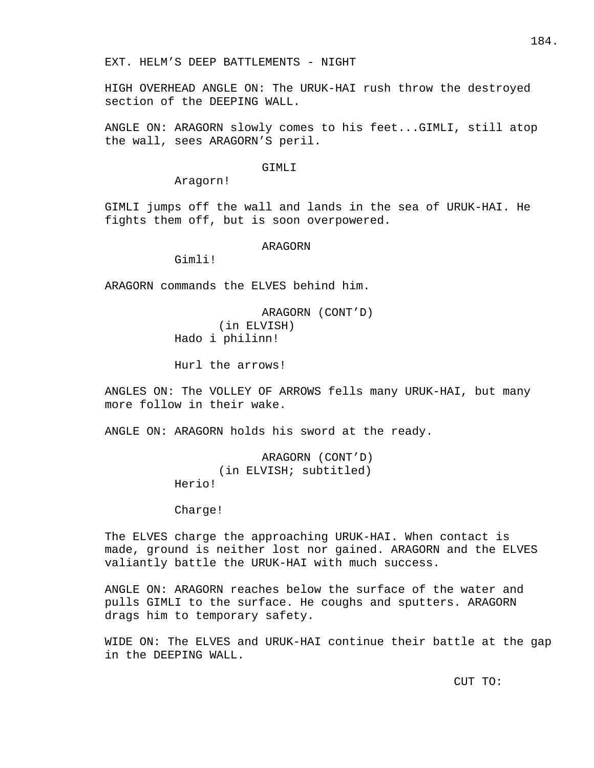EXT. HELM’S DEEP BATTLEMENTS - NIGHT

HIGH OVERHEAD ANGLE ON: The URUK-HAI rush throw the destroyed section of the DEEPING WALL.

ANGLE ON: ARAGORN slowly comes to his feet...GIMLI, still atop the wall, sees ARAGORN’S peril.

GIMLI
Aragorn!

GIMLI jumps off the wall and lands in the sea of URUK-HAI. He fights them off, but is soon overpowered.

ARAGORN
Gimli!

ARAGORN commands the ELVES behind him.

ARAGORN (CONT’D)
(in ELVISH)
Hado i philinn!

Hurl the arrows!

ANGLES ON: The VOLLEY OF ARROWS fells many URUK-HAI, but many more follow in their wake.

ANGLE ON: ARAGORN holds his sword at the ready.

ARAGORN (CONT’D)
(in ELVISH; subtitled)
Herio!

Charge!

The ELVES charge the approaching URUK-HAI. When contact is made, ground is neither lost nor gained. ARAGORN and the ELVES valiantly battle the URUK-HAI with much success.

ANGLE ON: ARAGORN reaches below the surface of the water and pulls GIMLI to the surface. He coughs and sputters. ARAGORN drags him to temporary safety.

WIDE ON: The ELVES and URUK-HAI continue their battle at the gap in the DEEPING WALL.

CUT TO: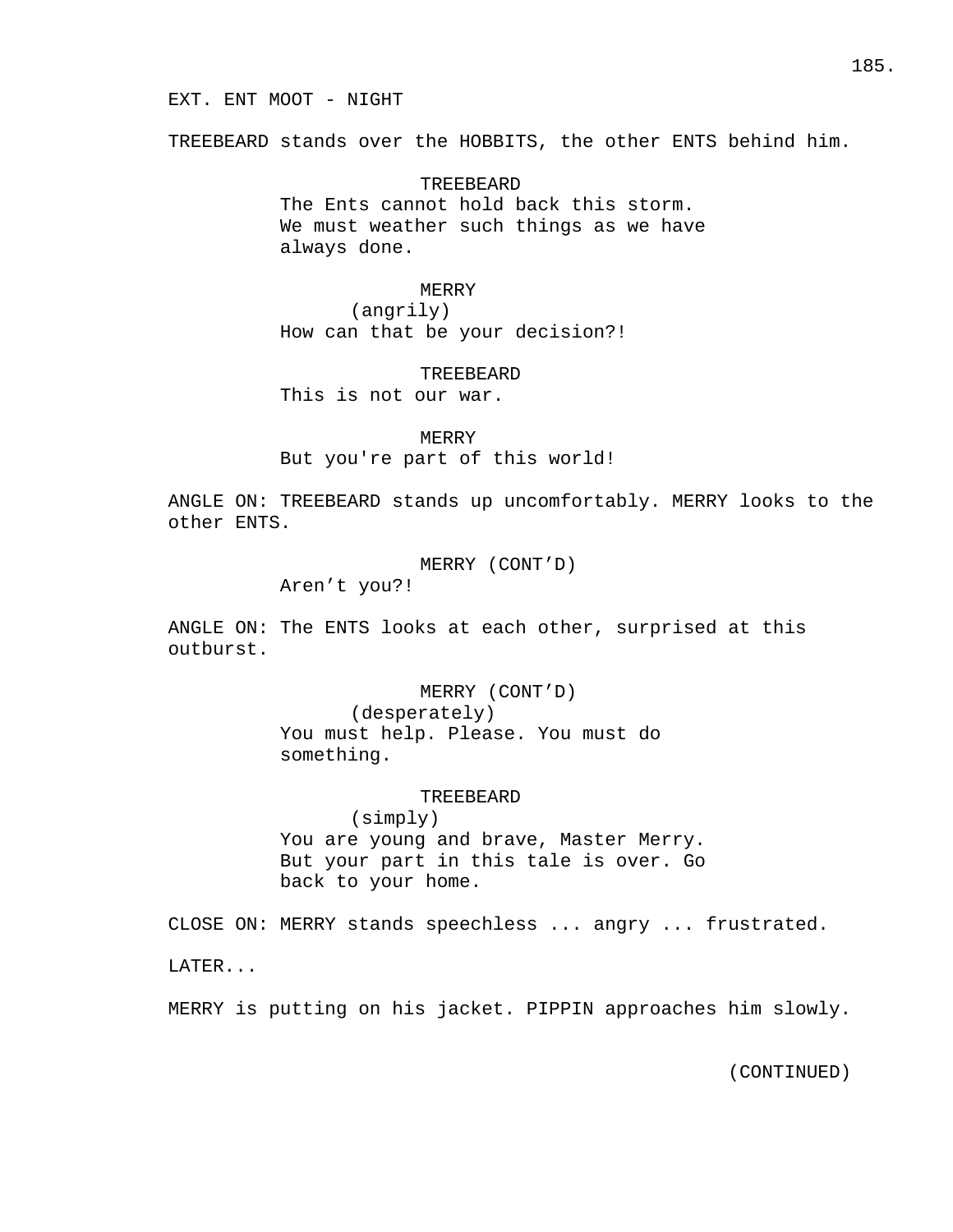EXT. ENT MOOT - NIGHT

TREEBEARD stands over the HOBBITS, the other ENTS behind him.

TREEBEARD
The Ents cannot hold back this storm. We must weather such things as we have always done.

MERRY
(angrily)
How can that be your decision?!

TREEBEARD
This is not our war.

MERRY
But you're part of this world!

ANGLE ON: TREEBEARD stands up uncomfortably. MERRY looks to the other ENTS.

MERRY (CONT'D)
Aren't you?!

ANGLE ON: The ENTS looks at each other, surprised at this outburst.

MERRY (CONT'D)
(desperately)
You must help. Please. You must do something.

TREEBEARD
(simply)
You are young and brave, Master Merry. But your part in this tale is over. Go back to your home.

CLOSE ON: MERRY stands speechless ... angry ... frustrated.

LATER...

MERRY is putting on his jacket. PIPPIN approaches him slowly.

(CONTINUED)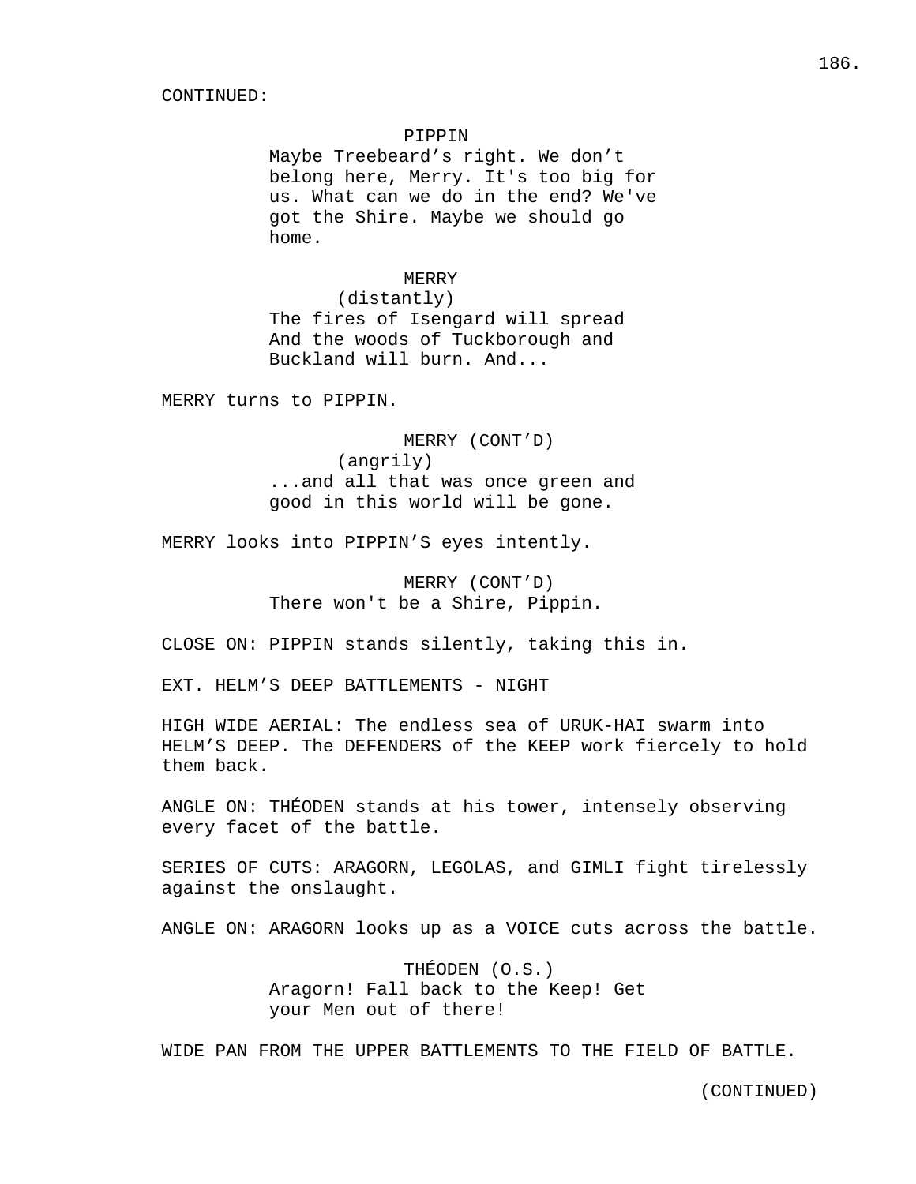CONTINUED:

PIPPIN
Maybe Treebeard’s right. We don’t belong here, Merry. It's too big for us. What can we do in the end? We've got the Shire. Maybe we should go home.

MERRY
(distantly)
The fires of Isengard will spread And the woods of Tuckborough and Buckland will burn. And...

MERRY turns to PIPPIN.

MERRY (CONT’D)
(angrily)
...and all that was once green and good in this world will be gone.

MERRY looks into PIPPIN’S eyes intently.

MERRY (CONT’D)
There won't be a Shire, Pippin.

CLOSE ON: PIPPIN stands silently, taking this in.

EXT. HELM’S DEEP BATTLEMENTS - NIGHT

HIGH WIDE AERIAL: The endless sea of URUK-HAI swarm into HELM’S DEEP. The DEFENDERS of the KEEP work fiercely to hold them back.

ANGLE ON: THÉODEN stands at his tower, intensely observing every facet of the battle.

SERIES OF CUTS: ARAGORN, LEGOLAS, and GIMLI fight tirelessly against the onslaught.

ANGLE ON: ARAGORN looks up as a VOICE cuts across the battle.

THÉODEN (O.S.)
Aragorn! Fall back to the Keep! Get your Men out of there!

WIDE PAN FROM THE UPPER BATTLEMENTS TO THE FIELD OF BATTLE.

(CONTINUED)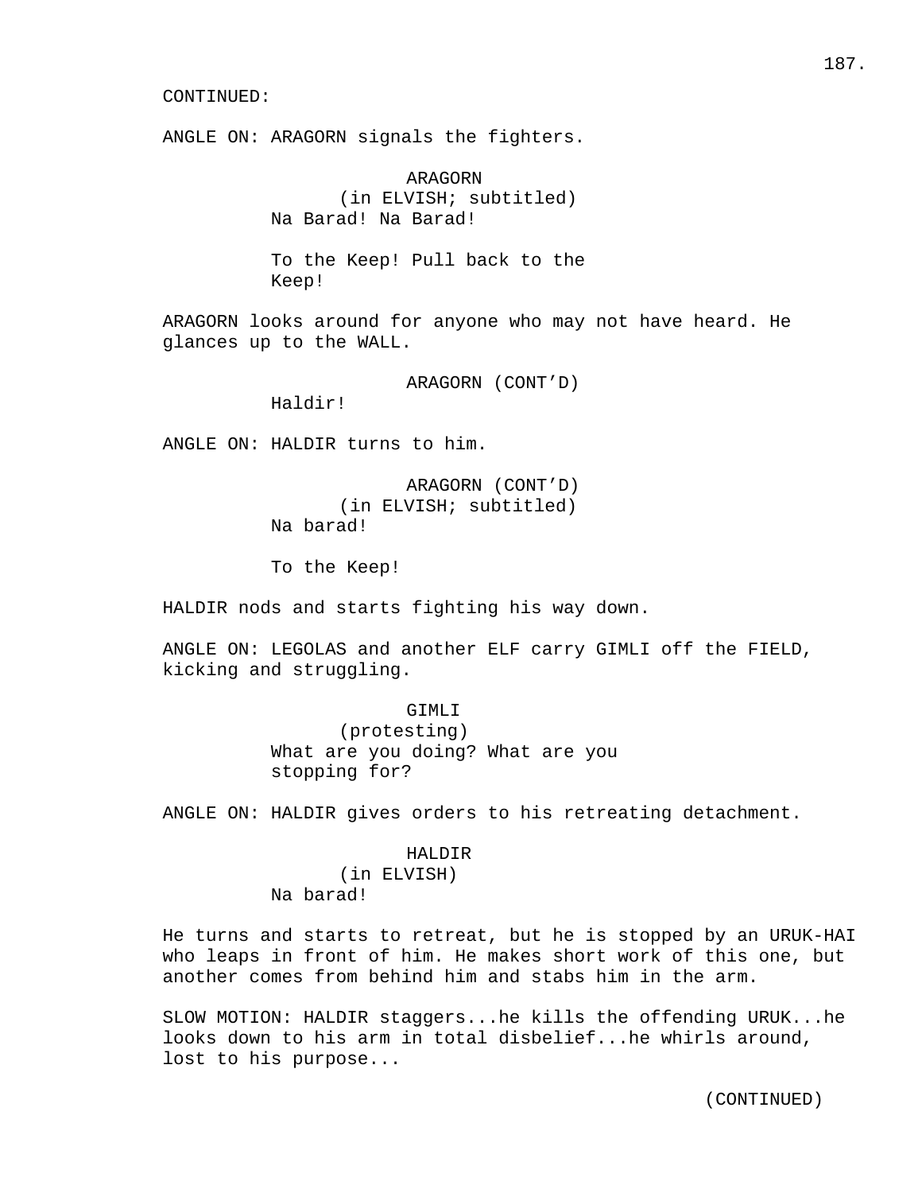CONTINUED:

ANGLE ON: ARAGORN signals the fighters.

ARAGORN
(in ELVISH; subtitled)
Na Barad! Na Barad!

To the Keep! Pull back to the Keep!

ARAGORN looks around for anyone who may not have heard. He glances up to the WALL.

ARAGORN (CONT'D)
Haldir!

ANGLE ON: HALDIR turns to him.

ARAGORN (CONT'D)
(in ELVISH; subtitled)
Na barad!

To the Keep!

HALDIR nods and starts fighting his way down.

ANGLE ON: LEGOLAS and another ELF carry GIMLI off the FIELD, kicking and struggling.

GIMLI
(protesting)
What are you doing? What are you stopping for?

ANGLE ON: HALDIR gives orders to his retreating detachment.

HALDIR
(in ELVISH)
Na barad!

He turns and starts to retreat, but he is stopped by an URUK-HAI who leaps in front of him. He makes short work of this one, but another comes from behind him and stabs him in the arm.

SLOW MOTION: HALDIR staggers...he kills the offending URUK...he looks down to his arm in total disbelief...he whirls around, lost to his purpose...

(CONTINUED)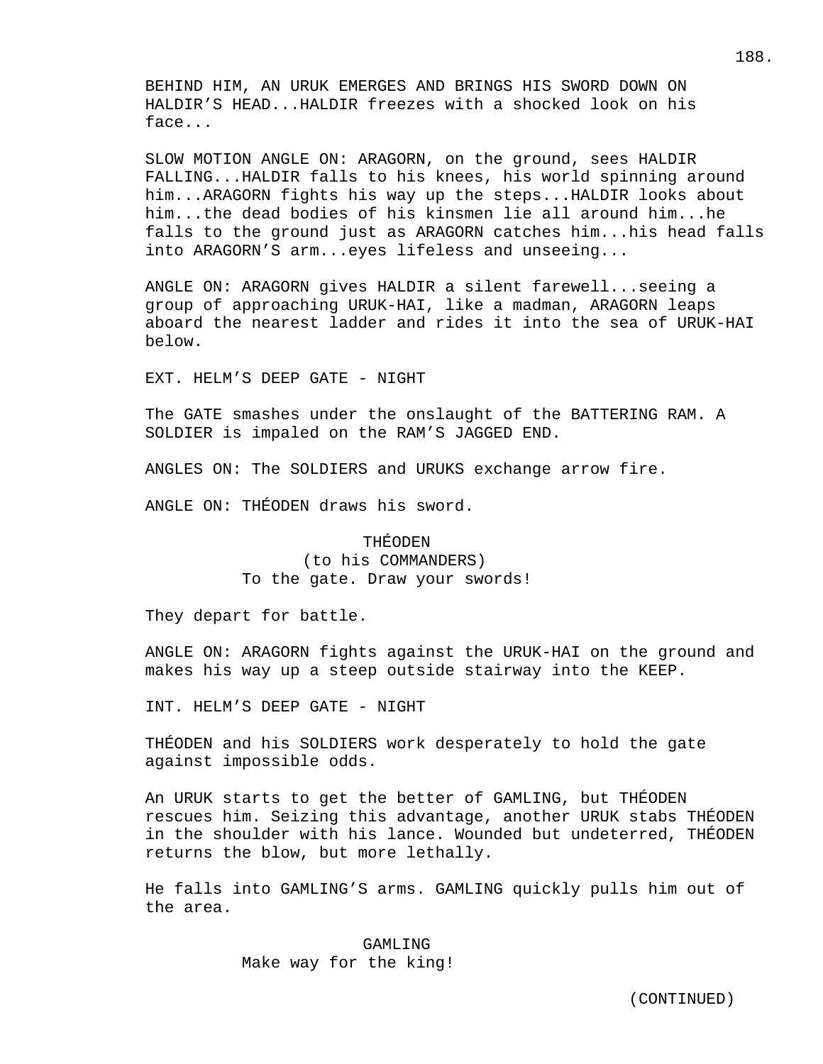BEHIND HIM, AN URUK EMERGES AND BRINGS HIS SWORD DOWN ON HALDIR'S HEAD...HALDIR freezes with a shocked look on his face...

SLOW MOTION ANGLE ON: ARAGORN, on the ground, sees HALDIR FALLING...HALDIR falls to his knees, his world spinning around him...ARAGORN fights his way up the steps...HALDIR looks about him...the dead bodies of his kinsmen lie all around him...he falls to the ground just as ARAGORN catches him...his head falls into ARAGORN'S arm...eyes lifeless and unseeing...

ANGLE ON: ARAGORN gives HALDIR a silent farewell...seeing a group of approaching URUK-HAI, like a madman, ARAGORN leaps aboard the nearest ladder and rides it into the sea of URUK-HAI below.

EXT. HELM'S DEEP GATE - NIGHT

The GATE smashes under the onslaught of the BATTERING RAM. A SOLDIER is impaled on the RAM'S JAGGED END.

ANGLES ON: The SOLDIERS and URUKS exchange arrow fire.

ANGLE ON: THÉODEN draws his sword.

THÉODEN
(to his COMMANDERS)
To the gate. Draw your swords!

They depart for battle.

ANGLE ON: ARAGORN fights against the URUK-HAI on the ground and makes his way up a steep outside stairway into the KEEP.

INT. HELM'S DEEP GATE - NIGHT

THÉODEN and his SOLDIERS work desperately to hold the gate against impossible odds.

An URUK starts to get the better of GAMLING, but THÉODEN rescues him. Seizing this advantage, another URUK stabs THÉODEN in the shoulder with his lance. Wounded but undeterred, THÉODEN returns the blow, but more lethally.

He falls into GAMLING'S arms. GAMLING quickly pulls him out of the area.

GAMLING
Make way for the king!

(CONTINUED)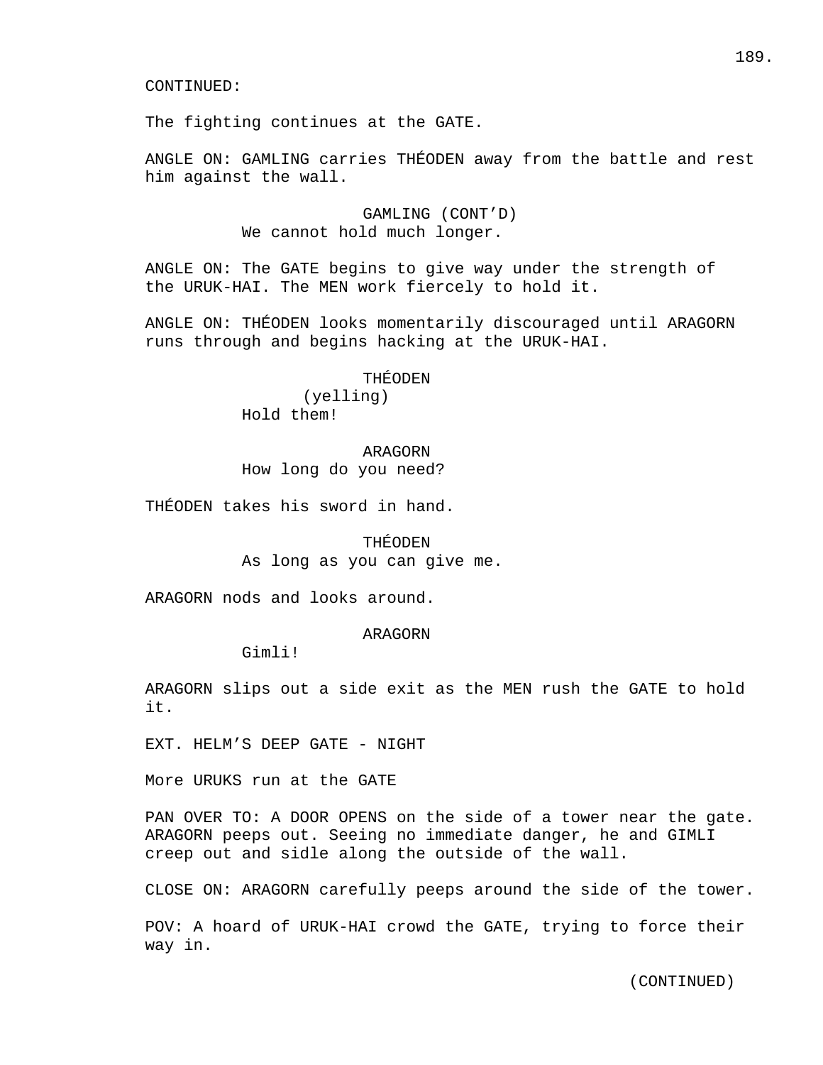CONTINUED:

The fighting continues at the GATE.

ANGLE ON: GAMLING carries THÉODEN away from the battle and rest him against the wall.

GAMLING (CONT'D)
We cannot hold much longer.

ANGLE ON: The GATE begins to give way under the strength of the URUK-HAI. The MEN work fiercely to hold it.

ANGLE ON: THÉODEN looks momentarily discouraged until ARAGORN runs through and begins hacking at the URUK-HAI.

THÉODEN
(yelling)
Hold them!

ARAGORN
How long do you need?

THÉODEN takes his sword in hand.

THÉODEN
As long as you can give me.

ARAGORN nods and looks around.

ARAGORN
Gimli!

ARAGORN slips out a side exit as the MEN rush the GATE to hold it.

EXT. HELM'S DEEP GATE - NIGHT

More URUKS run at the GATE

PAN OVER TO: A DOOR OPENS on the side of a tower near the gate. ARAGORN peeps out. Seeing no immediate danger, he and GIMLI creep out and sidle along the outside of the wall.

CLOSE ON: ARAGORN carefully peeps around the side of the tower.

POV: A hoard of URUK-HAI crowd the GATE, trying to force their way in.

(CONTINUED)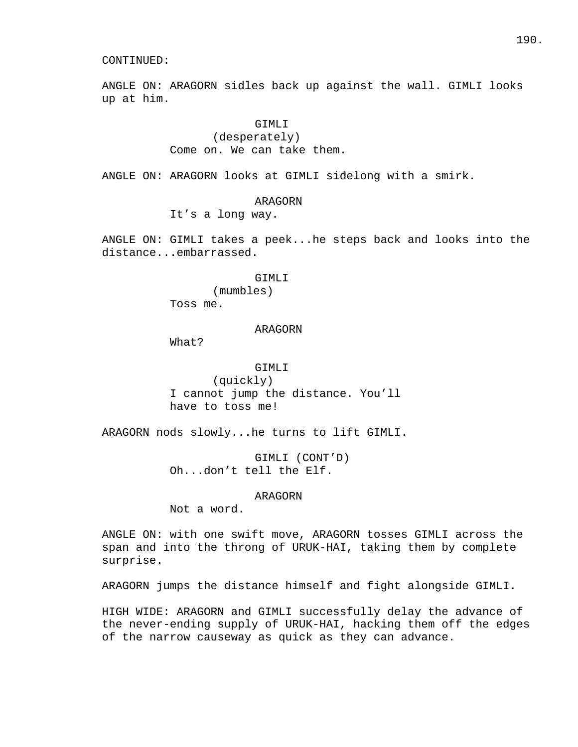CONTINUED:

ANGLE ON: ARAGORN sidles back up against the wall. GIMLI looks up at him.

GIMLI
(desperately)
Come on. We can take them.

ANGLE ON: ARAGORN looks at GIMLI sidelong with a smirk.

ARAGORN
It's a long way.

ANGLE ON: GIMLI takes a peek...he steps back and looks into the distance...embarrassed.

GIMLI
(mumbles)
Toss me.

ARAGORN
What?

GIMLI
(quickly)
I cannot jump the distance. You'll have to toss me!

ARAGORN nods slowly...he turns to lift GIMLI.

GIMLI (CONT'D)
Oh...don't tell the Elf.

ARAGORN
Not a word.

ANGLE ON: with one swift move, ARAGORN tosses GIMLI across the span and into the throng of URUK-HAI, taking them by complete surprise.

ARAGORN jumps the distance himself and fight alongside GIMLI.

HIGH WIDE: ARAGORN and GIMLI successfully delay the advance of the never-ending supply of URUK-HAI, hacking them off the edges of the narrow causeway as quick as they can advance.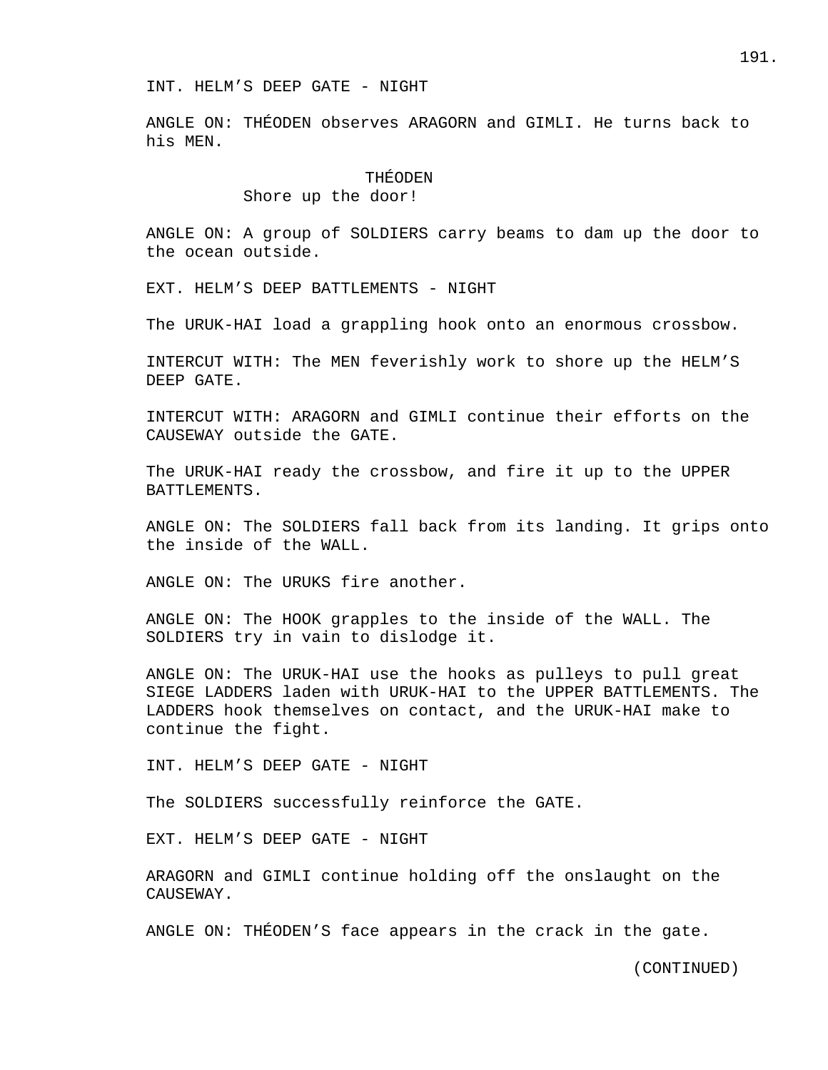INT. HELM’S DEEP GATE - NIGHT

ANGLE ON: THÉODEN observes ARAGORN and GIMLI. He turns back to his MEN.

THÉODEN
Shore up the door!

ANGLE ON: A group of SOLDIERS carry beams to dam up the door to the ocean outside.

EXT. HELM’S DEEP BATTLEMENTS - NIGHT

The URUK-HAI load a grappling hook onto an enormous crossbow.

INTERCUT WITH: The MEN feverishly work to shore up the HELM’S DEEP GATE.

INTERCUT WITH: ARAGORN and GIMLI continue their efforts on the CAUSEWAY outside the GATE.

The URUK-HAI ready the crossbow, and fire it up to the UPPER BATTLEMENTS.

ANGLE ON: The SOLDIERS fall back from its landing. It grips onto the inside of the WALL.

ANGLE ON: The URUKS fire another.

ANGLE ON: The HOOK grapples to the inside of the WALL. The SOLDIERS try in vain to dislodge it.

ANGLE ON: The URUK-HAI use the hooks as pulleys to pull great SIEGE LADDERS laden with URUK-HAI to the UPPER BATTLEMENTS. The LADDERS hook themselves on contact, and the URUK-HAI make to continue the fight.

INT. HELM’S DEEP GATE - NIGHT

The SOLDIERS successfully reinforce the GATE.

EXT. HELM’S DEEP GATE - NIGHT

ARAGORN and GIMLI continue holding off the onslaught on the CAUSEWAY.

ANGLE ON: THÉODEN’S face appears in the crack in the gate.

(CONTINUED)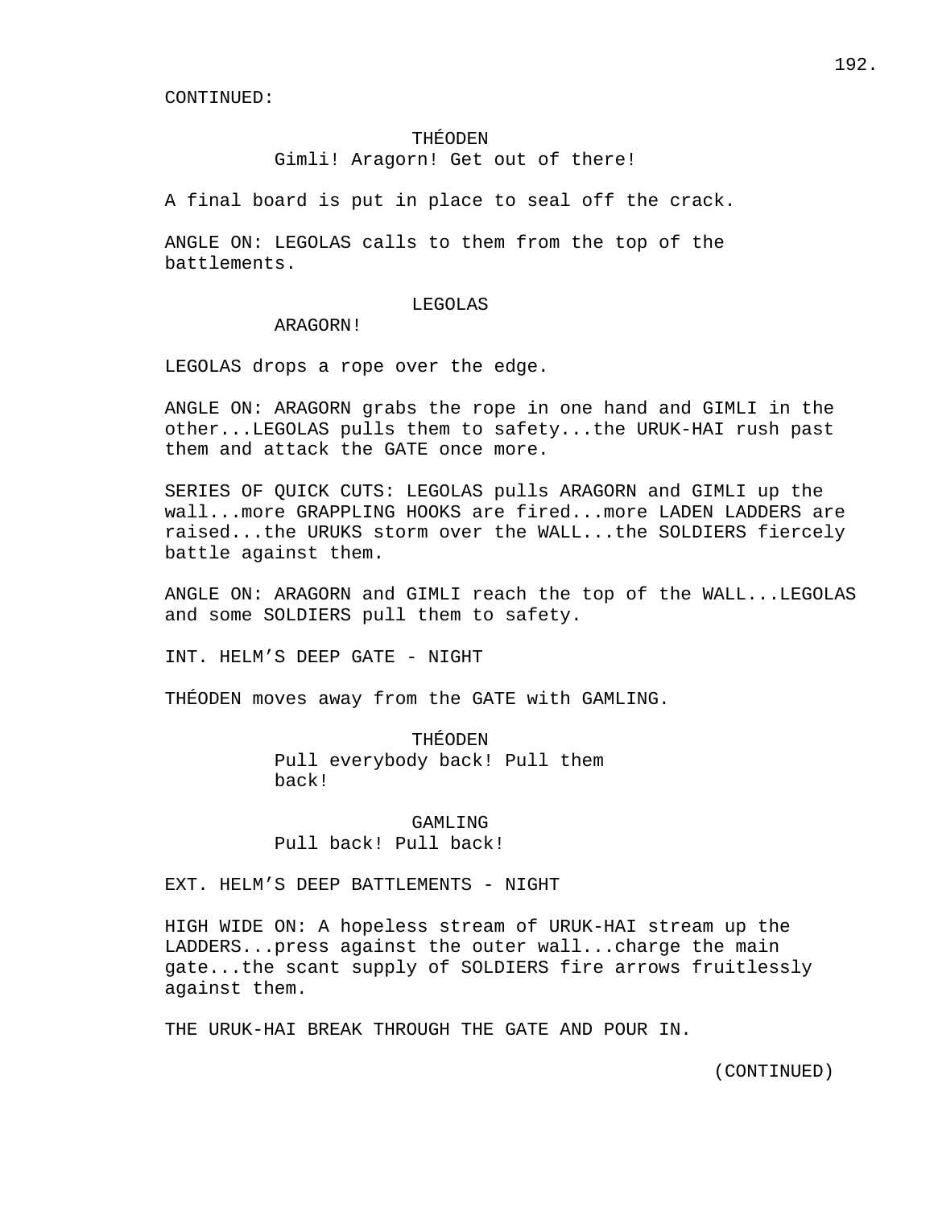CONTINUED:

THÉODEN
Gimli! Aragorn! Get out of there!

A final board is put in place to seal off the crack.

ANGLE ON: LEGOLAS calls to them from the top of the battlements.

LEGOLAS
ARAGORN!

LEGOLAS drops a rope over the edge.

ANGLE ON: ARAGORN grabs the rope in one hand and GIMLI in the other...LEGOLAS pulls them to safety...the URUK-HAI rush past them and attack the GATE once more.

SERIES OF QUICK CUTS: LEGOLAS pulls ARAGORN and GIMLI up the wall...more GRAPPLING HOOKS are fired...more LADEN LADDERS are raised...the URUKS storm over the WALL...the SOLDIERS fiercely battle against them.

ANGLE ON: ARAGORN and GIMLI reach the top of the WALL...LEGOLAS and some SOLDIERS pull them to safety.

INT. HELM'S DEEP GATE - NIGHT

THÉODEN moves away from the GATE with GAMLING.

THÉODEN
Pull everybody back! Pull them back!

GAMLING
Pull back! Pull back!

EXT. HELM'S DEEP BATTLEMENTS - NIGHT

HIGH WIDE ON: A hopeless stream of URUK-HAI stream up the LADDERS...press against the outer wall...charge the main gate...the scant supply of SOLDIERS fire arrows fruitlessly against them.

THE URUK-HAI BREAK THROUGH THE GATE AND POUR IN.

(CONTINUED)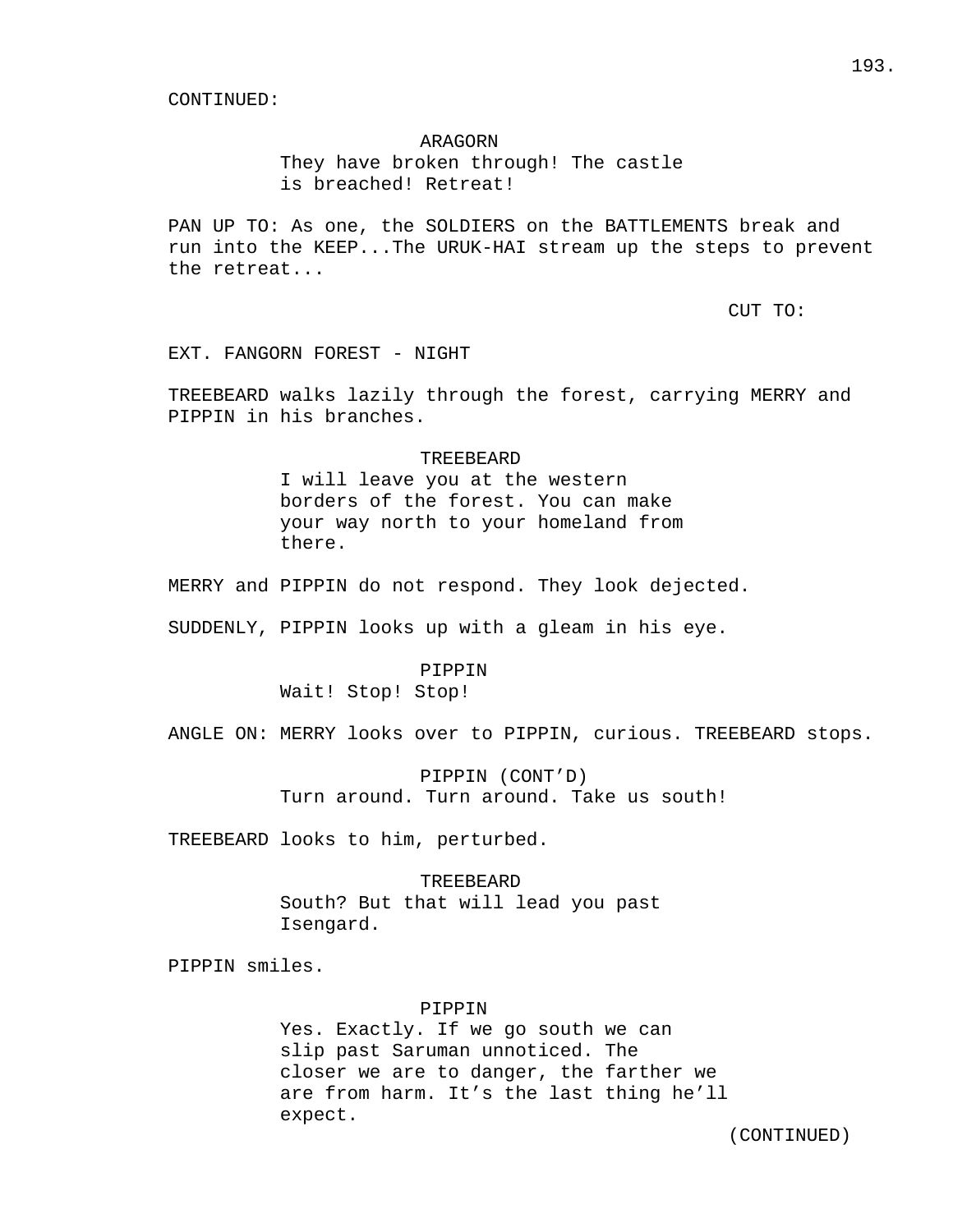CONTINUED:

ARAGORN
They have broken through! The castle is breached! Retreat!

PAN UP TO: As one, the SOLDIERS on the BATTLEMENTS break and run into the KEEP...The URUK-HAI stream up the steps to prevent the retreat...

CUT TO:

EXT. FANGORN FOREST - NIGHT

TREEBEARD walks lazily through the forest, carrying MERRY and PIPPIN in his branches.

TREEBEARD
I will leave you at the western borders of the forest. You can make your way north to your homeland from there.

MERRY and PIPPIN do not respond. They look dejected.

SUDDENLY, PIPPIN looks up with a gleam in his eye.

PIPPIN
Wait! Stop! Stop!

ANGLE ON: MERRY looks over to PIPPIN, curious. TREEBEARD stops.

PIPPIN (CONT'D)
Turn around. Turn around. Take us south!

TREEBEARD looks to him, perturbed.

TREEBEARD
South? But that will lead you past Isengard.

PIPPIN smiles.

PIPPIN
Yes. Exactly. If we go south we can slip past Saruman unnoticed. The closer we are to danger, the farther we are from harm. It's the last thing he'll expect.

(CONTINUED)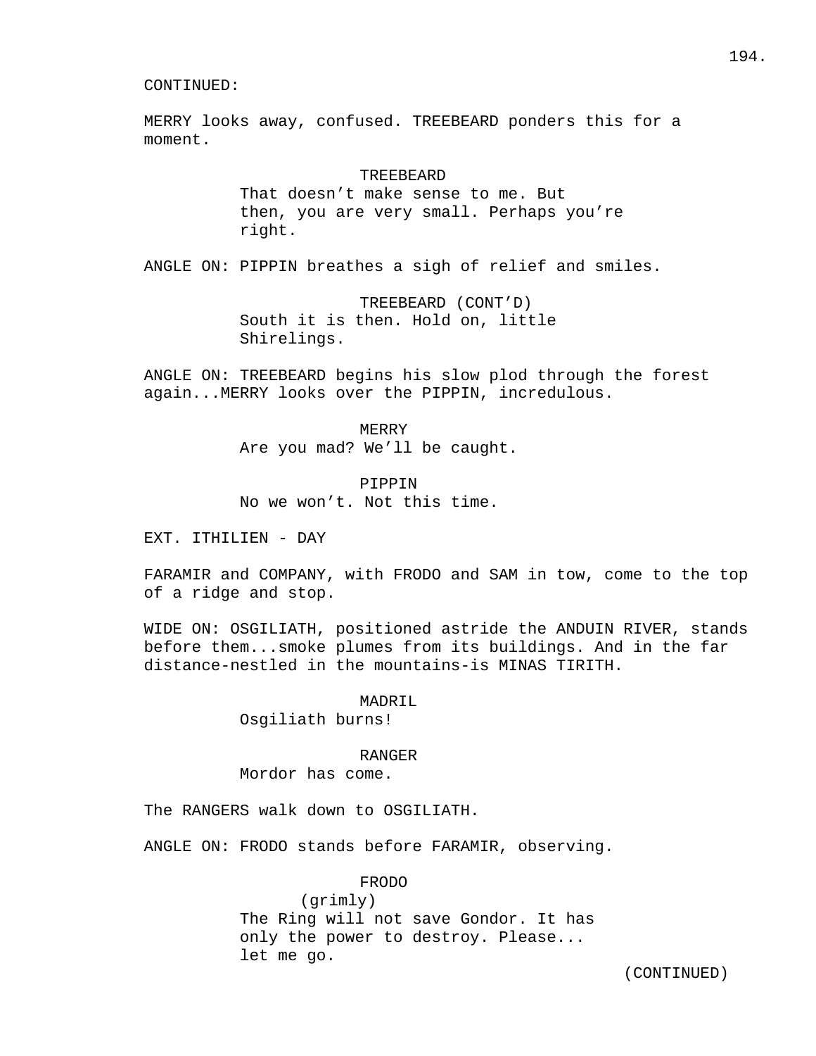CONTINUED:

MERRY looks away, confused. TREEBEARD ponders this for a moment.

TREEBEARD
That doesn't make sense to me. But then, you are very small. Perhaps you're right.

ANGLE ON: PIPPIN breathes a sigh of relief and smiles.

TREEBEARD (CONT'D)
South it is then. Hold on, little Shirelings.

ANGLE ON: TREEBEARD begins his slow plod through the forest again...MERRY looks over the PIPPIN, incredulous.

MERRY
Are you mad? We'll be caught.

PIPPIN
No we won't. Not this time.

EXT. ITHILIEN - DAY

FARAMIR and COMPANY, with FRODO and SAM in tow, come to the top of a ridge and stop.

WIDE ON: OSGILIATH, positioned astride the ANDUIN RIVER, stands before them...smoke plumes from its buildings. And in the far distance-nestled in the mountains-is MINAS TIRITH.

MADRIL
Osgiliath burns!

RANGER
Mordor has come.

The RANGERS walk down to OSGILIATH.

ANGLE ON: FRODO stands before FARAMIR, observing.

FRODO
(grimly)
The Ring will not save Gondor. It has only the power to destroy. Please... let me go.

(CONTINUED)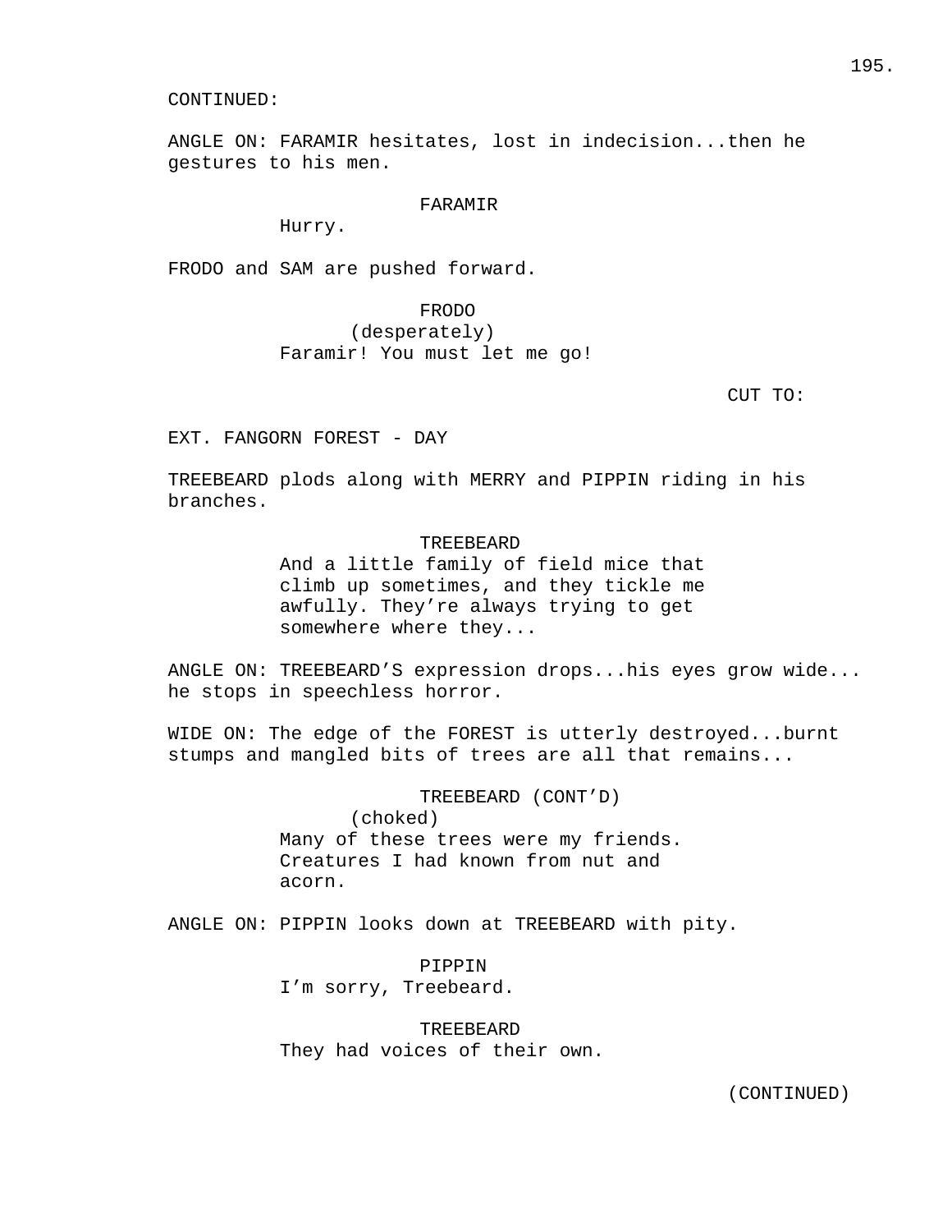CONTINUED:

ANGLE ON: FARAMIR hesitates, lost in indecision...then he gestures to his men.

FARAMIR
Hurry.

FRODO and SAM are pushed forward.

FRODO
(desperately)
Faramir! You must let me go!

CUT TO:

EXT. FANGORN FOREST - DAY

TREEBEARD plods along with MERRY and PIPPIN riding in his branches.

TREEBEARD
And a little family of field mice that climb up sometimes, and they tickle me awfully. They're always trying to get somewhere where they...

ANGLE ON: TREEBEARD'S expression drops...his eyes grow wide... he stops in speechless horror.

WIDE ON: The edge of the FOREST is utterly destroyed...burnt stumps and mangled bits of trees are all that remains...

TREEBEARD (CONT'D)
(choked)
Many of these trees were my friends. Creatures I had known from nut and acorn.

ANGLE ON: PIPPIN looks down at TREEBEARD with pity.

PIPPIN
I'm sorry, Treebeard.

TREEBEARD
They had voices of their own.

(CONTINUED)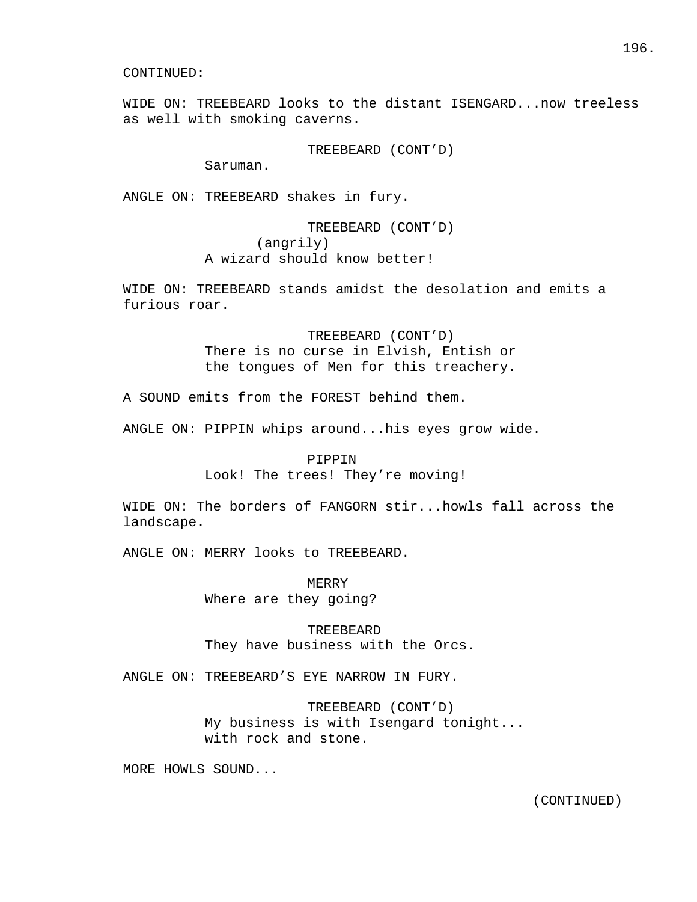CONTINUED:

WIDE ON: TREEBEARD looks to the distant ISENGARD...now treeless as well with smoking caverns.

TREEBEARD (CONT'D)
Saruman.

ANGLE ON: TREEBEARD shakes in fury.

TREEBEARD (CONT'D)
(angrily)
A wizard should know better!

WIDE ON: TREEBEARD stands amidst the desolation and emits a furious roar.

TREEBEARD (CONT'D)
There is no curse in Elvish, Entish or the tongues of Men for this treachery.

A SOUND emits from the FOREST behind them.

ANGLE ON: PIPPIN whips around...his eyes grow wide.

PIPPIN
Look! The trees! They're moving!

WIDE ON: The borders of FANGORN stir...howls fall across the landscape.

ANGLE ON: MERRY looks to TREEBEARD.

MERRY
Where are they going?

TREEBEARD
They have business with the Orcs.

ANGLE ON: TREEBEARD'S EYE NARROW IN FURY.

TREEBEARD (CONT'D)
My business is with Isengard tonight...
with rock and stone.

MORE HOWLS SOUND...

(CONTINUED)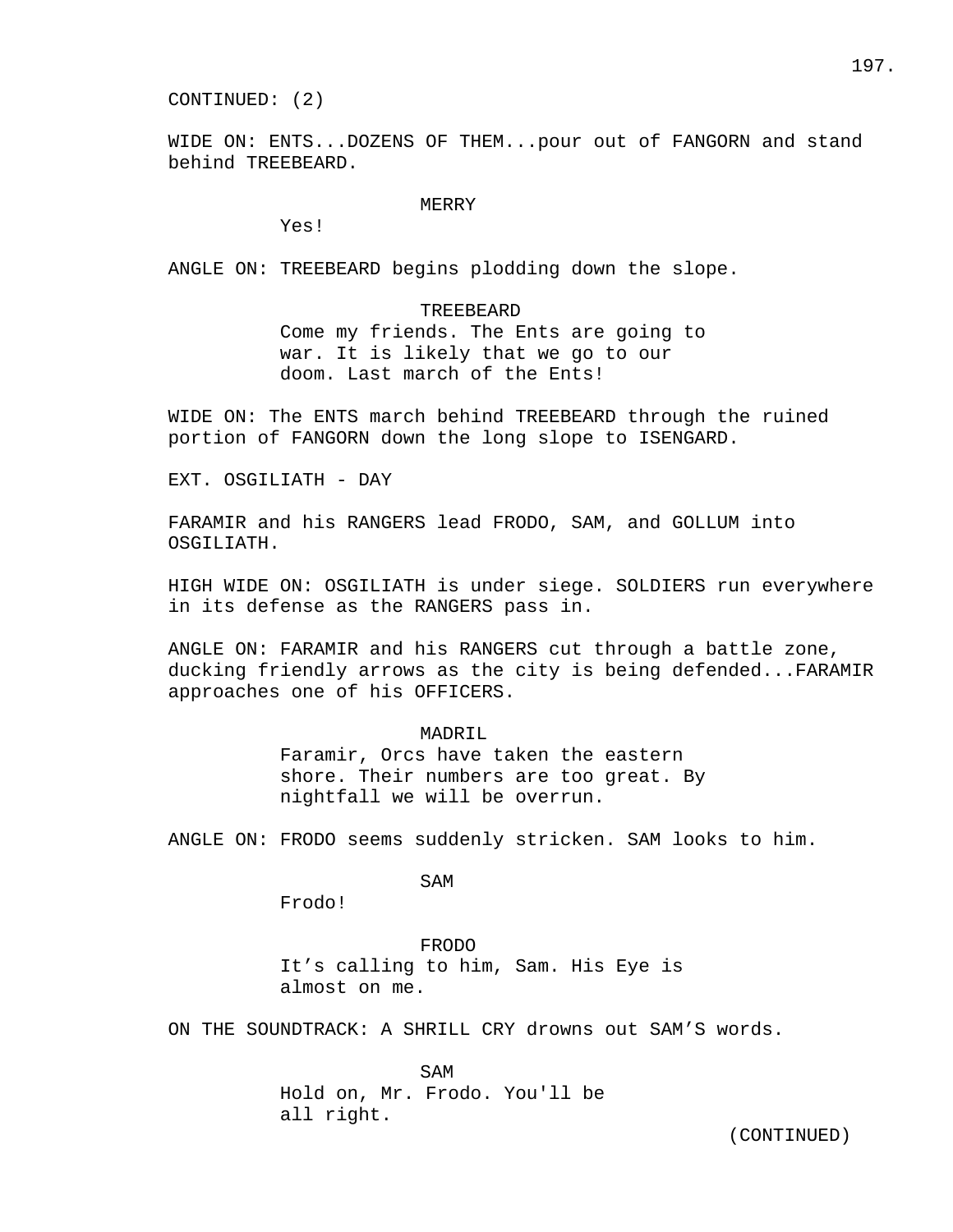CONTINUED: (2)

WIDE ON: ENTS...DOZENS OF THEM...pour out of FANGORN and stand behind TREEBEARD.

MERRY

Yes!

ANGLE ON: TREEBEARD begins plodding down the slope.

TREEBEARD

Come my friends. The Ents are going to war. It is likely that we go to our doom. Last march of the Ents!

WIDE ON: The ENTS march behind TREEBEARD through the ruined portion of FANGORN down the long slope to ISENGARD.

EXT. OSGILIATH - DAY

FARAMIR and his RANGERS lead FRODO, SAM, and GOLLUM into OSGILIATH.

HIGH WIDE ON: OSGILIATH is under siege. SOLDIERS run everywhere in its defense as the RANGERS pass in.

ANGLE ON: FARAMIR and his RANGERS cut through a battle zone, ducking friendly arrows as the city is being defended...FARAMIR approaches one of his OFFICERS.

MADRIL

Faramir, Orcs have taken the eastern shore. Their numbers are too great. By nightfall we will be overrun.

ANGLE ON: FRODO seems suddenly stricken. SAM looks to him.

SAM

Frodo!

FRODO

It’s calling to him, Sam. His Eye is almost on me.

ON THE SOUNDTRACK: A SHRILL CRY drowns out SAM’S words.

SAM

Hold on, Mr. Frodo. You'll be all right.

(CONTINUED)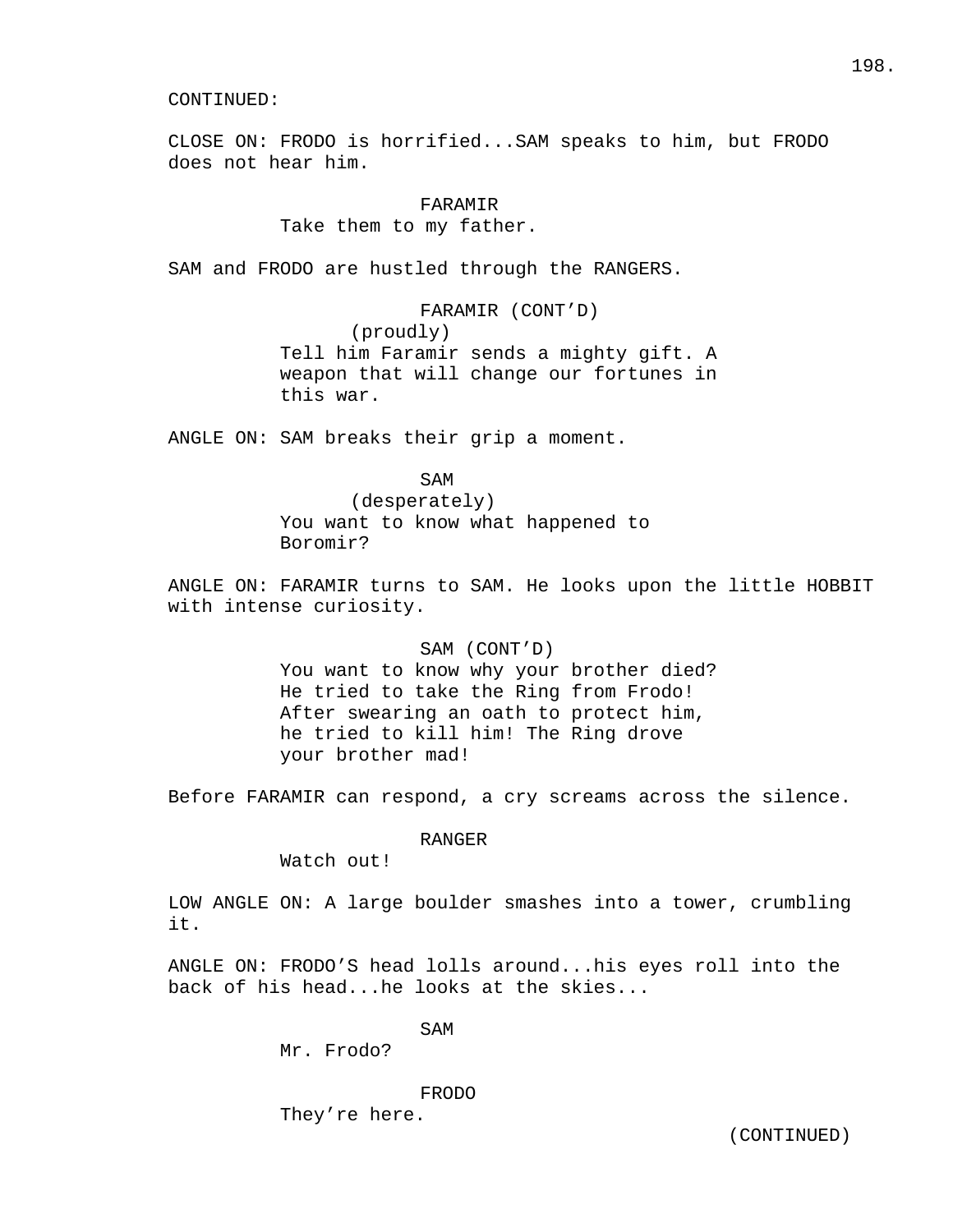CONTINUED:

CLOSE ON: FRODO is horrified...SAM speaks to him, but FRODO does not hear him.

FARAMIR
Take them to my father.

SAM and FRODO are hustled through the RANGERS.

FARAMIR (CONT'D)
(proudly)
Tell him Faramir sends a mighty gift. A weapon that will change our fortunes in this war.

ANGLE ON: SAM breaks their grip a moment.

SAM
(desperately)
You want to know what happened to Boromir?

ANGLE ON: FARAMIR turns to SAM. He looks upon the little HOBBIT with intense curiosity.

SAM (CONT'D)
You want to know why your brother died? He tried to take the Ring from Frodo! After swearing an oath to protect him, he tried to kill him! The Ring drove your brother mad!

Before FARAMIR can respond, a cry screams across the silence.

RANGER
Watch out!

LOW ANGLE ON: A large boulder smashes into a tower, crumbling it.

ANGLE ON: FRODO'S head lolls around...his eyes roll into the back of his head...he looks at the skies...

SAM
Mr. Frodo?

FRODO
They're here.

(CONTINUED)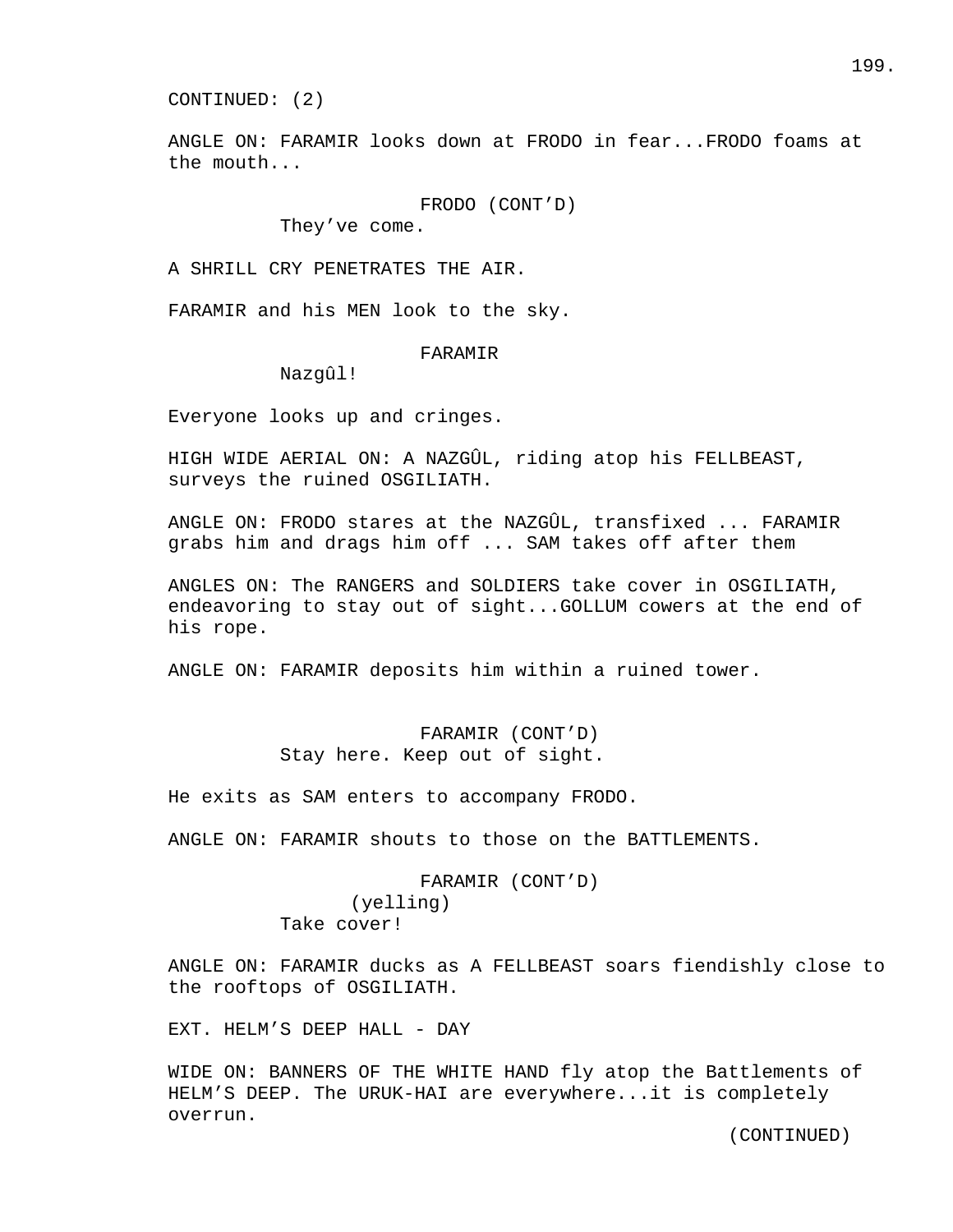CONTINUED: (2)

ANGLE ON: FARAMIR looks down at FRODO in fear...FRODO foams at the mouth...

FRODO (CONT'D)
They've come.

A SHRILL CRY PENETRATES THE AIR.

FARAMIR and his MEN look to the sky.

FARAMIR
Nazgûl!

Everyone looks up and cringes.

HIGH WIDE AERIAL ON: A NAZGÛL, riding atop his FELLBEAST, surveys the ruined OSGILIATH.

ANGLE ON: FRODO stares at the NAZGÛL, transfixed ... FARAMIR grabs him and drags him off ... SAM takes off after them

ANGLES ON: The RANGERS and SOLDIERS take cover in OSGILIATH, endeavoring to stay out of sight...GOLLUM cowers at the end of his rope.

ANGLE ON: FARAMIR deposits him within a ruined tower.

FARAMIR (CONT'D)
Stay here. Keep out of sight.

He exits as SAM enters to accompany FRODO.

ANGLE ON: FARAMIR shouts to those on the BATTLEMENTS.

FARAMIR (CONT'D)
(yelling)
Take cover!

ANGLE ON: FARAMIR ducks as A FELLBEAST soars fiendishly close to the rooftops of OSGILIATH.

EXT. HELM'S DEEP HALL - DAY

WIDE ON: BANNERS OF THE WHITE HAND fly atop the Battlements of HELM'S DEEP. The URUK-HAI are everywhere...it is completely overrun.

(CONTINUED)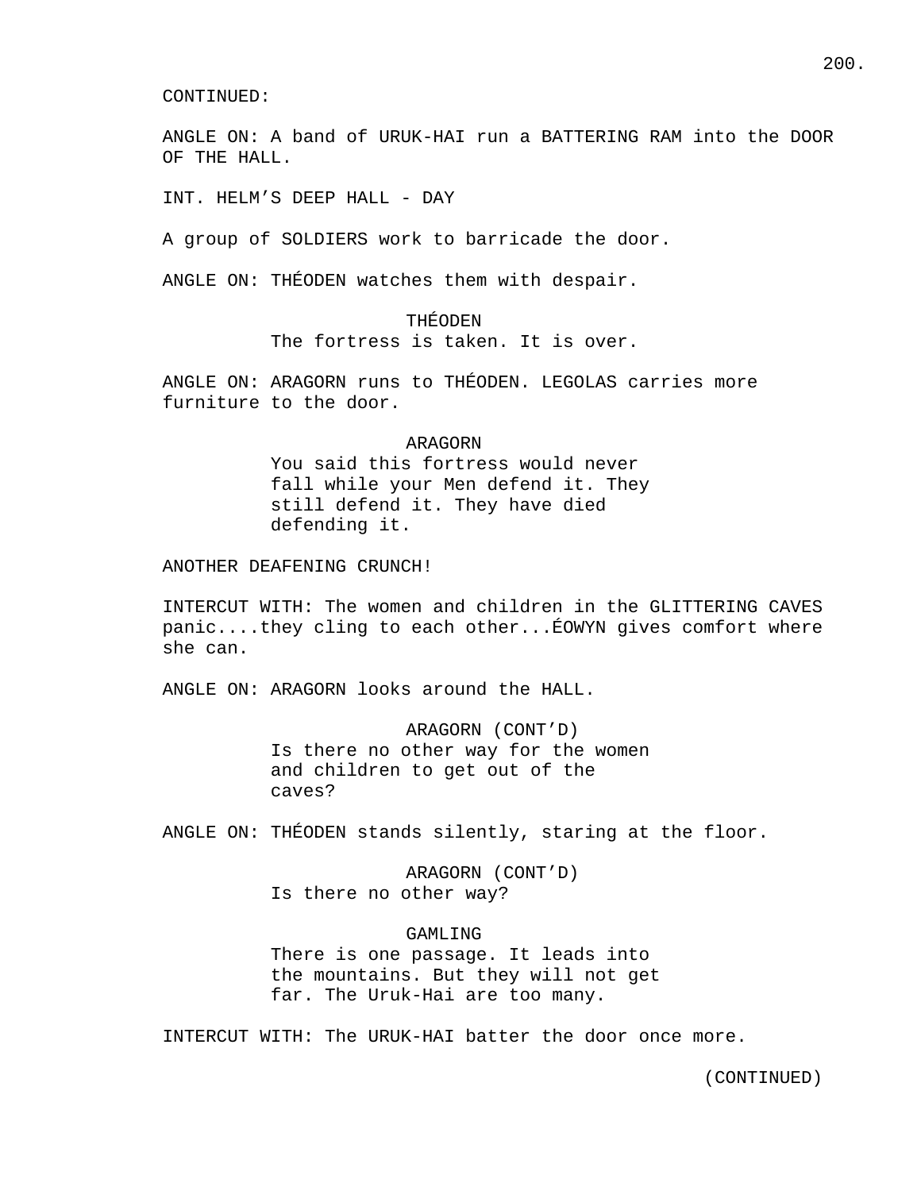CONTINUED:

ANGLE ON: A band of URUK-HAI run a BATTERING RAM into the DOOR OF THE HALL.

INT. HELM'S DEEP HALL - DAY

A group of SOLDIERS work to barricade the door.

ANGLE ON: THÉODEN watches them with despair.

THÉODEN
The fortress is taken. It is over.

ANGLE ON: ARAGORN runs to THÉODEN. LEGOLAS carries more furniture to the door.

ARAGORN
You said this fortress would never fall while your Men defend it. They still defend it. They have died defending it.

ANOTHER DEAFENING CRUNCH!

INTERCUT WITH: The women and children in the GLITTERING CAVES panic....they cling to each other...ÉOWYN gives comfort where she can.

ANGLE ON: ARAGORN looks around the HALL.

ARAGORN (CONT'D)
Is there no other way for the women and children to get out of the caves?

ANGLE ON: THÉODEN stands silently, staring at the floor.

ARAGORN (CONT'D)
Is there no other way?

GAMLING
There is one passage. It leads into the mountains. But they will not get far. The Uruk-Hai are too many.

INTERCUT WITH: The URUK-HAI batter the door once more.

(CONTINUED)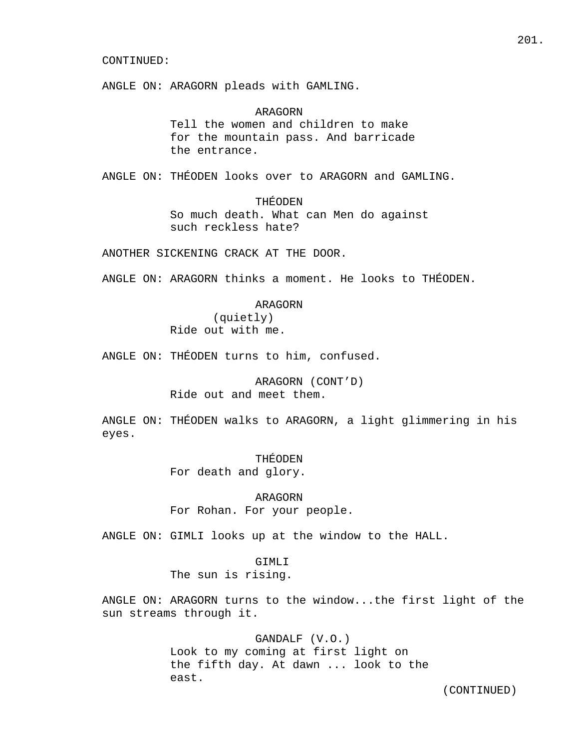CONTINUED:

ANGLE ON: ARAGORN pleads with GAMLING.

ARAGORN
Tell the women and children to make for the mountain pass. And barricade the entrance.

ANGLE ON: THÉODEN looks over to ARAGORN and GAMLING.

THÉODEN
So much death. What can Men do against such reckless hate?

ANOTHER SICKENING CRACK AT THE DOOR.

ANGLE ON: ARAGORN thinks a moment. He looks to THÉODEN.

ARAGORN
(quietly)
Ride out with me.

ANGLE ON: THÉODEN turns to him, confused.

ARAGORN (CONT'D)
Ride out and meet them.

ANGLE ON: THÉODEN walks to ARAGORN, a light glimmering in his eyes.

THÉODEN
For death and glory.

ARAGORN
For Rohan. For your people.

ANGLE ON: GIMLI looks up at the window to the HALL.

GIMLI
The sun is rising.

ANGLE ON: ARAGORN turns to the window...the first light of the sun streams through it.

GANDALF (V.O.)
Look to my coming at first light on the fifth day. At dawn ... look to the east.

(CONTINUED)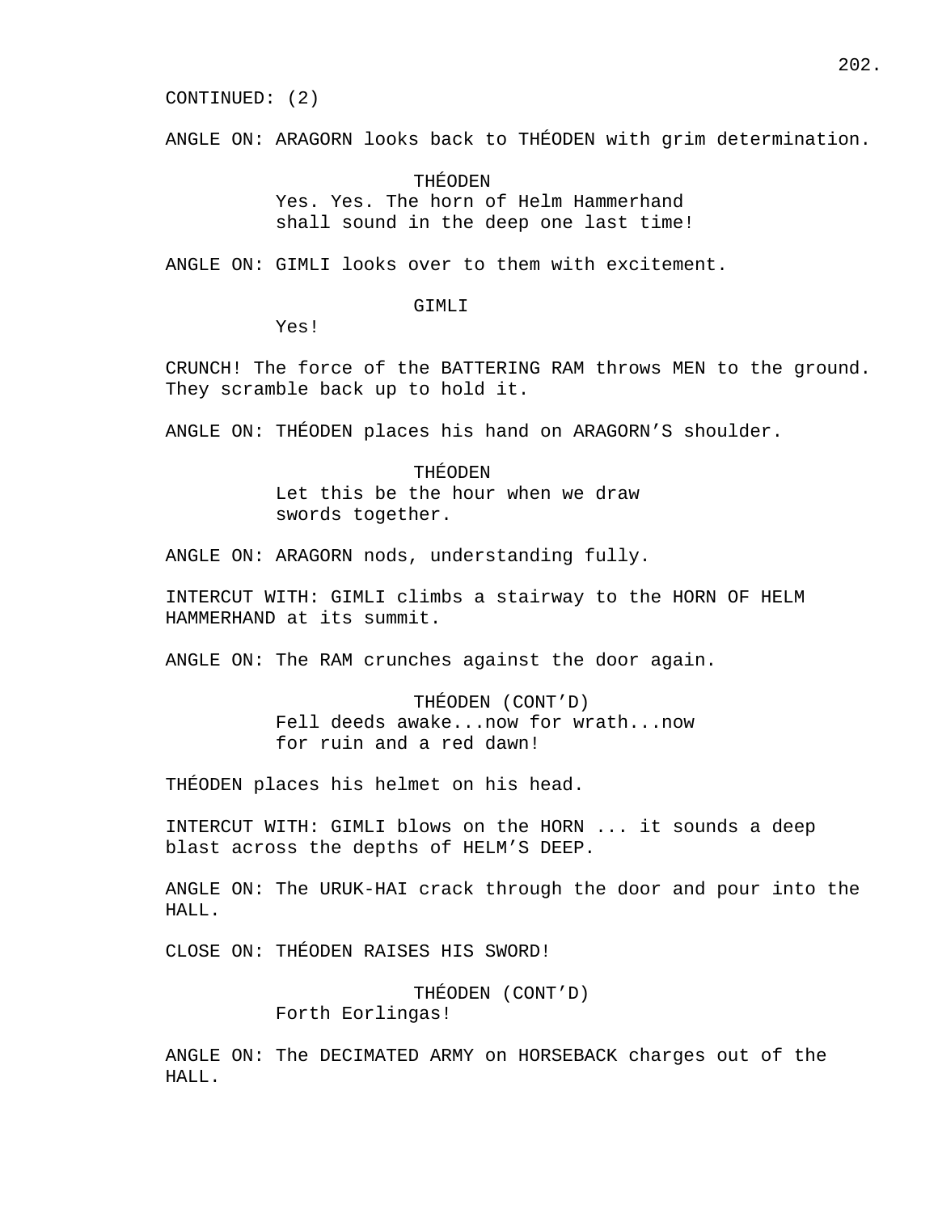CONTINUED: (2)

ANGLE ON: ARAGORN looks back to THÉODEN with grim determination.

THÉODEN
Yes. Yes. The horn of Helm Hammerhand shall sound in the deep one last time!

ANGLE ON: GIMLI looks over to them with excitement.

GIMLI
Yes!

CRUNCH! The force of the BATTERING RAM throws MEN to the ground. They scramble back up to hold it.

ANGLE ON: THÉODEN places his hand on ARAGORN'S shoulder.

THÉODEN
Let this be the hour when we draw swords together.

ANGLE ON: ARAGORN nods, understanding fully.

INTERCUT WITH: GIMLI climbs a stairway to the HORN OF HELM HAMMERHAND at its summit.

ANGLE ON: The RAM crunches against the door again.

THÉODEN (CONT'D)
Fell deeds awake...now for wrath...now for ruin and a red dawn!

THÉODEN places his helmet on his head.

INTERCUT WITH: GIMLI blows on the HORN ... it sounds a deep blast across the depths of HELM'S DEEP.

ANGLE ON: The URUK-HAI crack through the door and pour into the HALL.

CLOSE ON: THÉODEN RAISES HIS SWORD!

THÉODEN (CONT'D)
Forth Eorlingas!

ANGLE ON: The DECIMATED ARMY on HORSEBACK charges out of the HALL.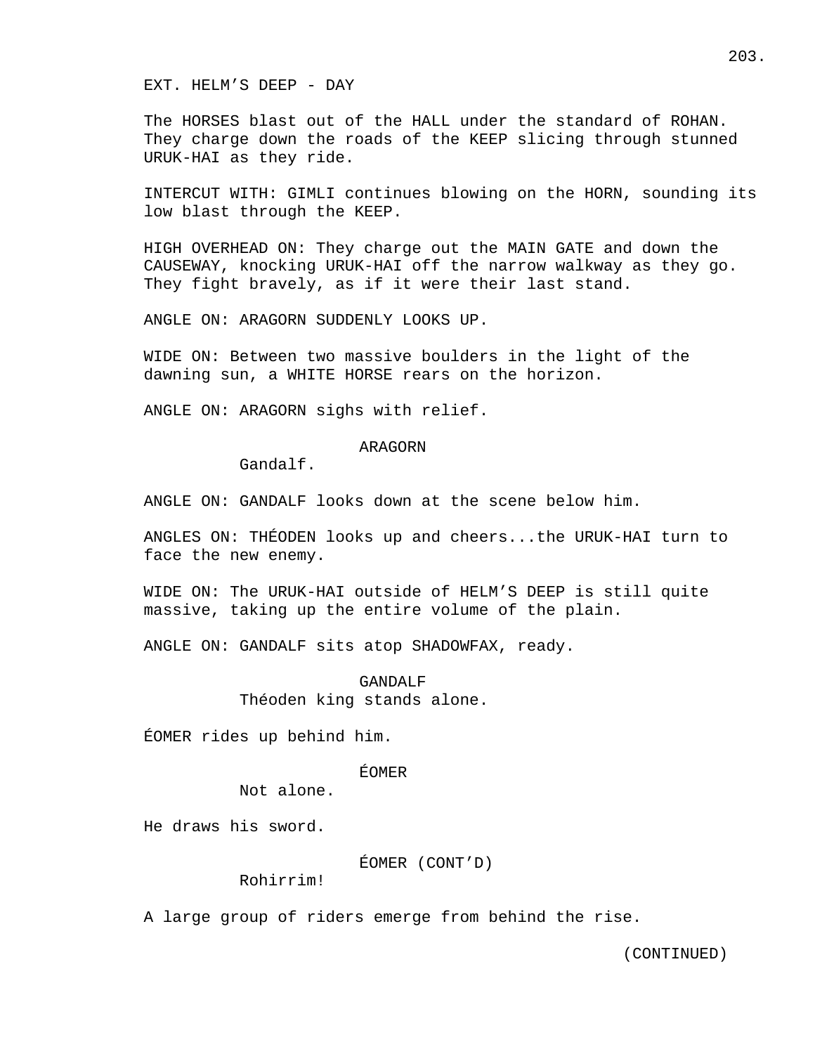EXT. HELM'S DEEP - DAY

The HORSES blast out of the HALL under the standard of ROHAN. They charge down the roads of the KEEP slicing through stunned URUK-HAI as they ride.

INTERCUT WITH: GIMLI continues blowing on the HORN, sounding its low blast through the KEEP.

HIGH OVERHEAD ON: They charge out the MAIN GATE and down the CAUSEWAY, knocking URUK-HAI off the narrow walkway as they go. They fight bravely, as if it were their last stand.

ANGLE ON: ARAGORN SUDDENLY LOOKS UP.

WIDE ON: Between two massive boulders in the light of the dawning sun, a WHITE HORSE rears on the horizon.

ANGLE ON: ARAGORN sighs with relief.

ARAGORN
Gandalf.

ANGLE ON: GANDALF looks down at the scene below him.

ANGLES ON: THÉODEN looks up and cheers...the URUK-HAI turn to face the new enemy.

WIDE ON: The URUK-HAI outside of HELM'S DEEP is still quite massive, taking up the entire volume of the plain.

ANGLE ON: GANDALF sits atop SHADOWFAX, ready.

GANDALF
Théoden king stands alone.

ÉOMER rides up behind him.

ÉOMER
Not alone.

He draws his sword.

ÉOMER (CONT'D)
Rohirrim!

A large group of riders emerge from behind the rise.

(CONTINUED)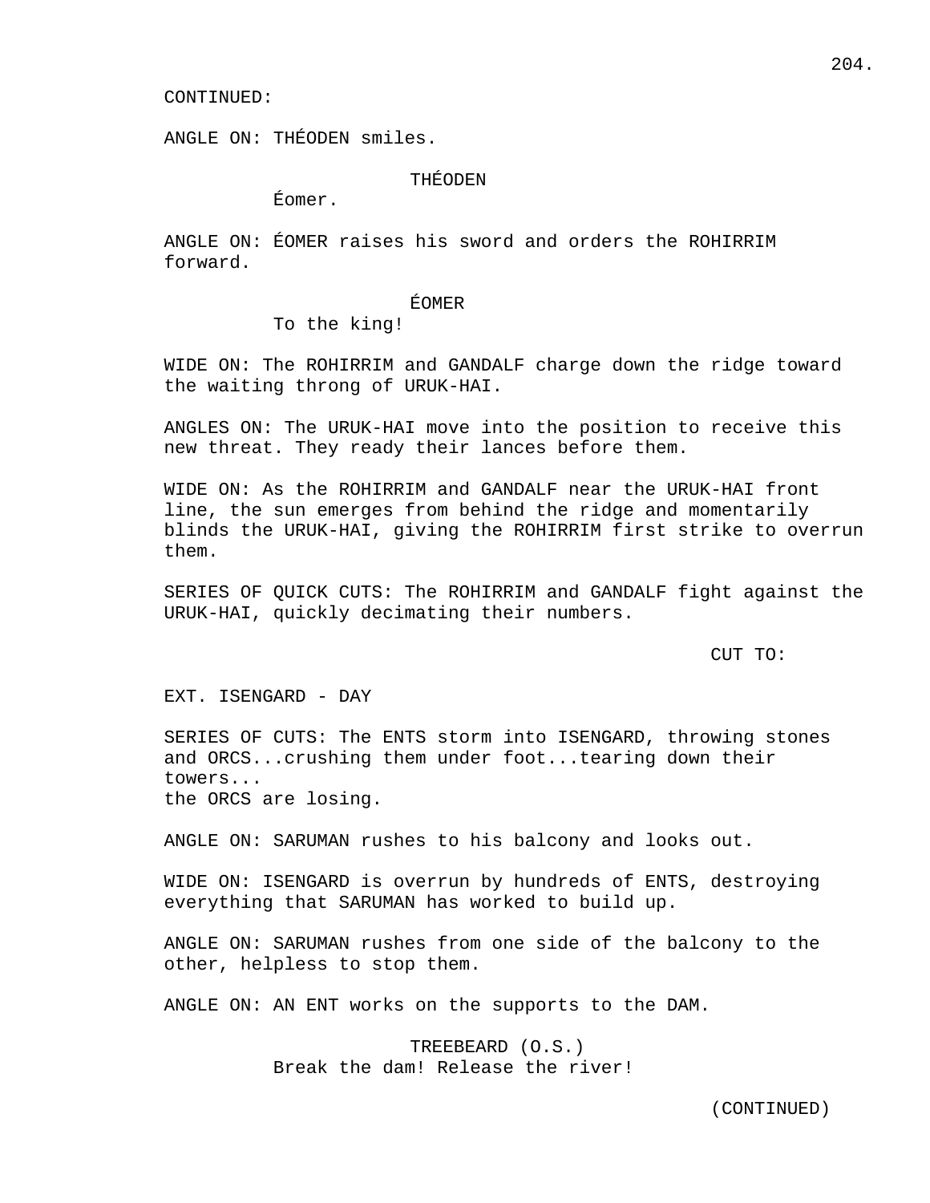CONTINUED:

ANGLE ON: THÉODEN smiles.

THÉODEN

Éomer.

ANGLE ON: ÉOMER raises his sword and orders the ROHIRRIM forward.

ÉOMER

To the king!

WIDE ON: The ROHIRRIM and GANDALF charge down the ridge toward the waiting throng of URUK-HAI.

ANGLES ON: The URUK-HAI move into the position to receive this new threat. They ready their lances before them.

WIDE ON: As the ROHIRRIM and GANDALF near the URUK-HAI front line, the sun emerges from behind the ridge and momentarily blinds the URUK-HAI, giving the ROHIRRIM first strike to overrun them.

SERIES OF QUICK CUTS: The ROHIRRIM and GANDALF fight against the URUK-HAI, quickly decimating their numbers.

CUT TO:

EXT. ISENGARD - DAY

SERIES OF CUTS: The ENTS storm into ISENGARD, throwing stones and ORCS...crushing them under foot...tearing down their towers...
the ORCS are losing.

ANGLE ON: SARUMAN rushes to his balcony and looks out.

WIDE ON: ISENGARD is overrun by hundreds of ENTS, destroying everything that SARUMAN has worked to build up.

ANGLE ON: SARUMAN rushes from one side of the balcony to the other, helpless to stop them.

ANGLE ON: AN ENT works on the supports to the DAM.

TREEBEARD (O.S.)

Break the dam! Release the river!

(CONTINUED)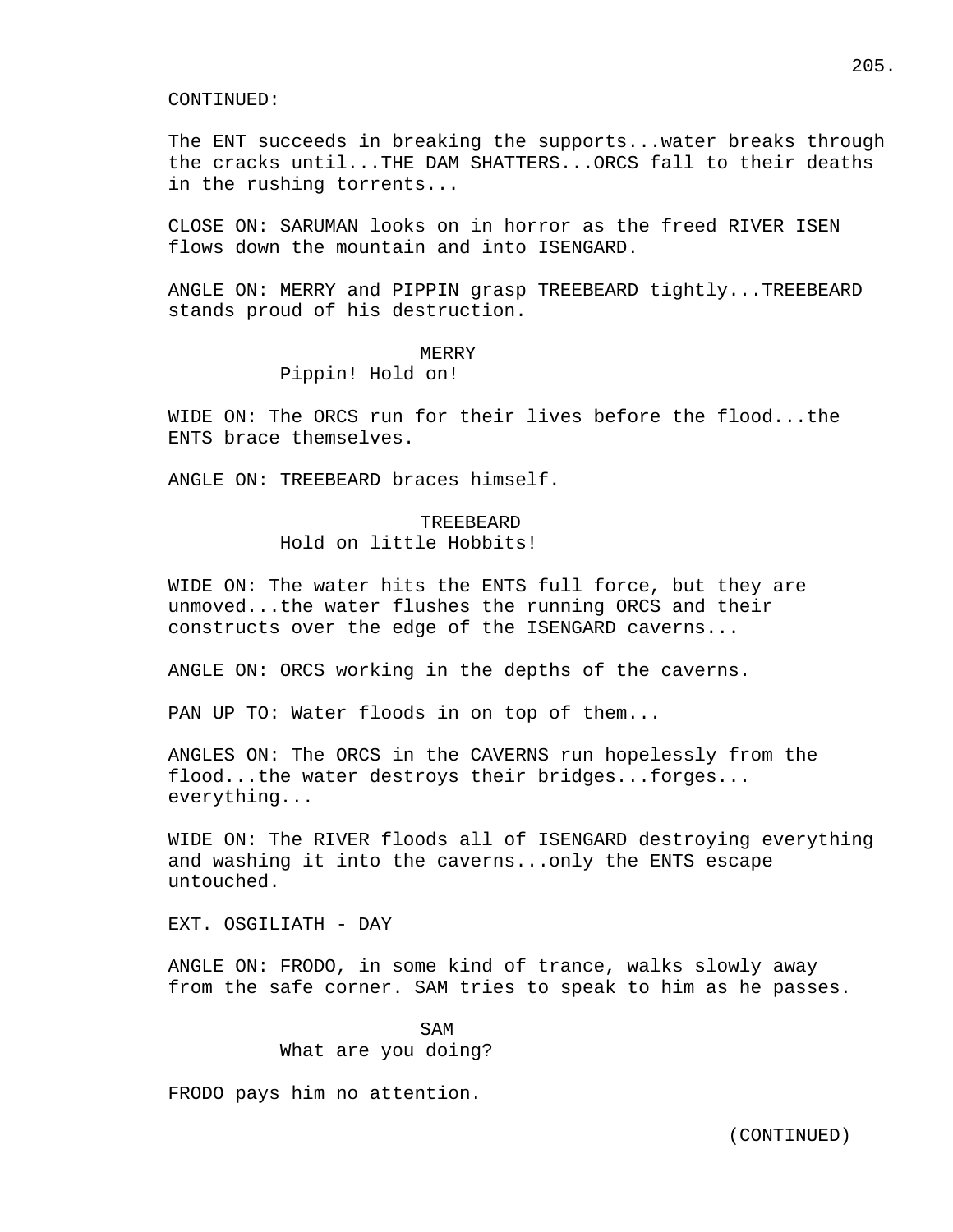CONTINUED:

The ENT succeeds in breaking the supports...water breaks through the cracks until...THE DAM SHATTERS...ORCS fall to their deaths in the rushing torrents...

CLOSE ON: SARUMAN looks on in horror as the freed RIVER ISEN flows down the mountain and into ISENGARD.

ANGLE ON: MERRY and PIPPIN grasp TREEBEARD tightly...TREEBEARD stands proud of his destruction.

MERRY
Pippin! Hold on!

WIDE ON: The ORCS run for their lives before the flood...the ENTS brace themselves.

ANGLE ON: TREEBEARD braces himself.

TREEBEARD
Hold on little Hobbits!

WIDE ON: The water hits the ENTS full force, but they are unmoved...the water flushes the running ORCS and their constructs over the edge of the ISENGARD caverns...

ANGLE ON: ORCS working in the depths of the caverns.

PAN UP TO: Water floods in on top of them...

ANGLES ON: The ORCS in the CAVERNS run hopelessly from the flood...the water destroys their bridges...forges... everything...

WIDE ON: The RIVER floods all of ISENGARD destroying everything and washing it into the caverns...only the ENTS escape untouched.

EXT. OSGILIATH - DAY

ANGLE ON: FRODO, in some kind of trance, walks slowly away from the safe corner. SAM tries to speak to him as he passes.

SAM
What are you doing?

FRODO pays him no attention.

(CONTINUED)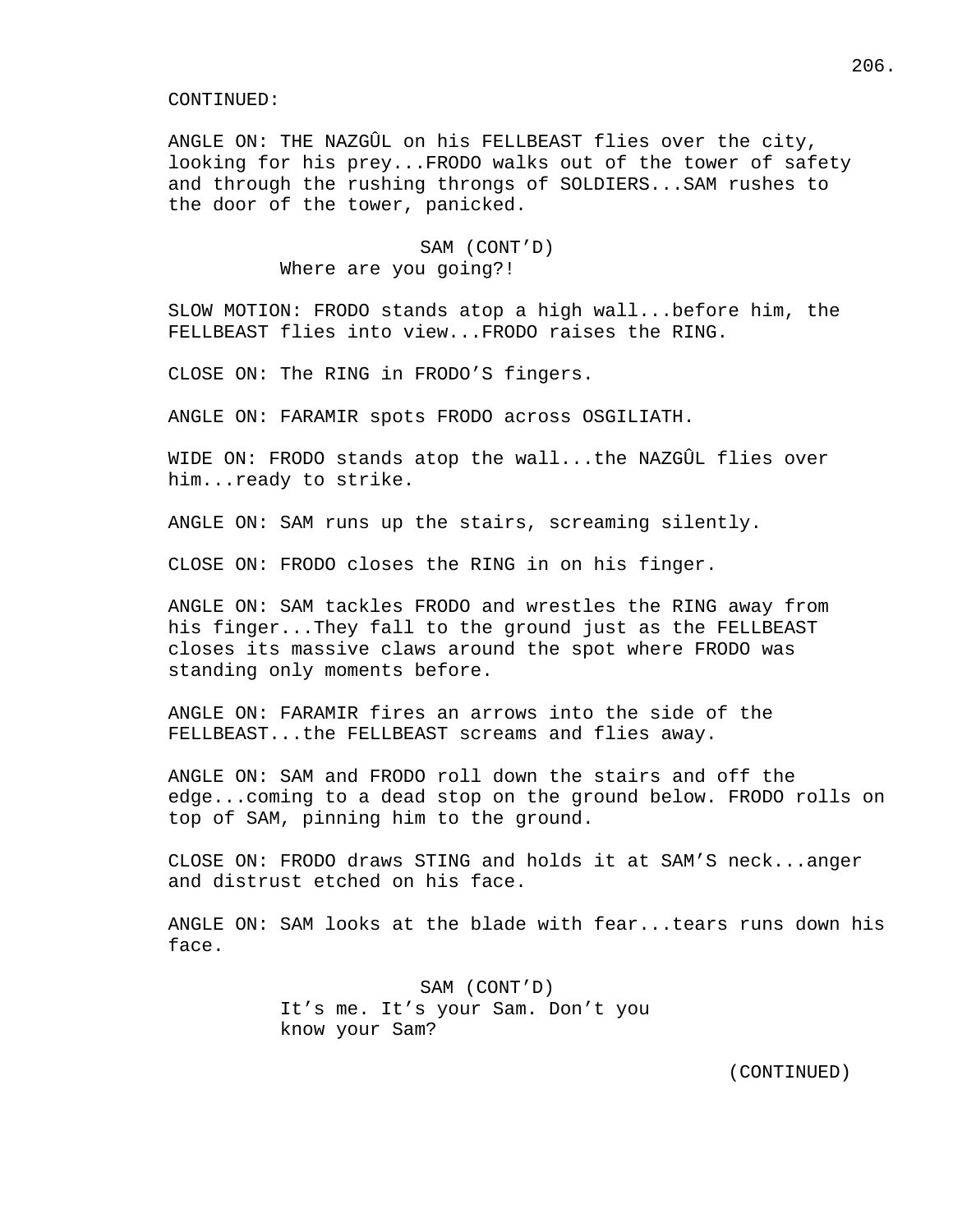CONTINUED:

ANGLE ON: THE NAZGÛL on his FELLBEAST flies over the city, looking for his prey...FRODO walks out of the tower of safety and through the rushing throngs of SOLDIERS...SAM rushes to the door of the tower, panicked.

SAM (CONT'D)
Where are you going?!

SLOW MOTION: FRODO stands atop a high wall...before him, the FELLBEAST flies into view...FRODO raises the RING.

CLOSE ON: The RING in FRODO'S fingers.

ANGLE ON: FARAMIR spots FRODO across OSGILIATH.

WIDE ON: FRODO stands atop the wall...the NAZGÛL flies over him...ready to strike.

ANGLE ON: SAM runs up the stairs, screaming silently.

CLOSE ON: FRODO closes the RING in on his finger.

ANGLE ON: SAM tackles FRODO and wrestles the RING away from his finger...They fall to the ground just as the FELLBEAST closes its massive claws around the spot where FRODO was standing only moments before.

ANGLE ON: FARAMIR fires an arrows into the side of the FELLBEAST...the FELLBEAST screams and flies away.

ANGLE ON: SAM and FRODO roll down the stairs and off the edge...coming to a dead stop on the ground below. FRODO rolls on top of SAM, pinning him to the ground.

CLOSE ON: FRODO draws STING and holds it at SAM'S neck...anger and distrust etched on his face.

ANGLE ON: SAM looks at the blade with fear...tears runs down his face.

SAM (CONT'D)
It's me. It's your Sam. Don't you know your Sam?

(CONTINUED)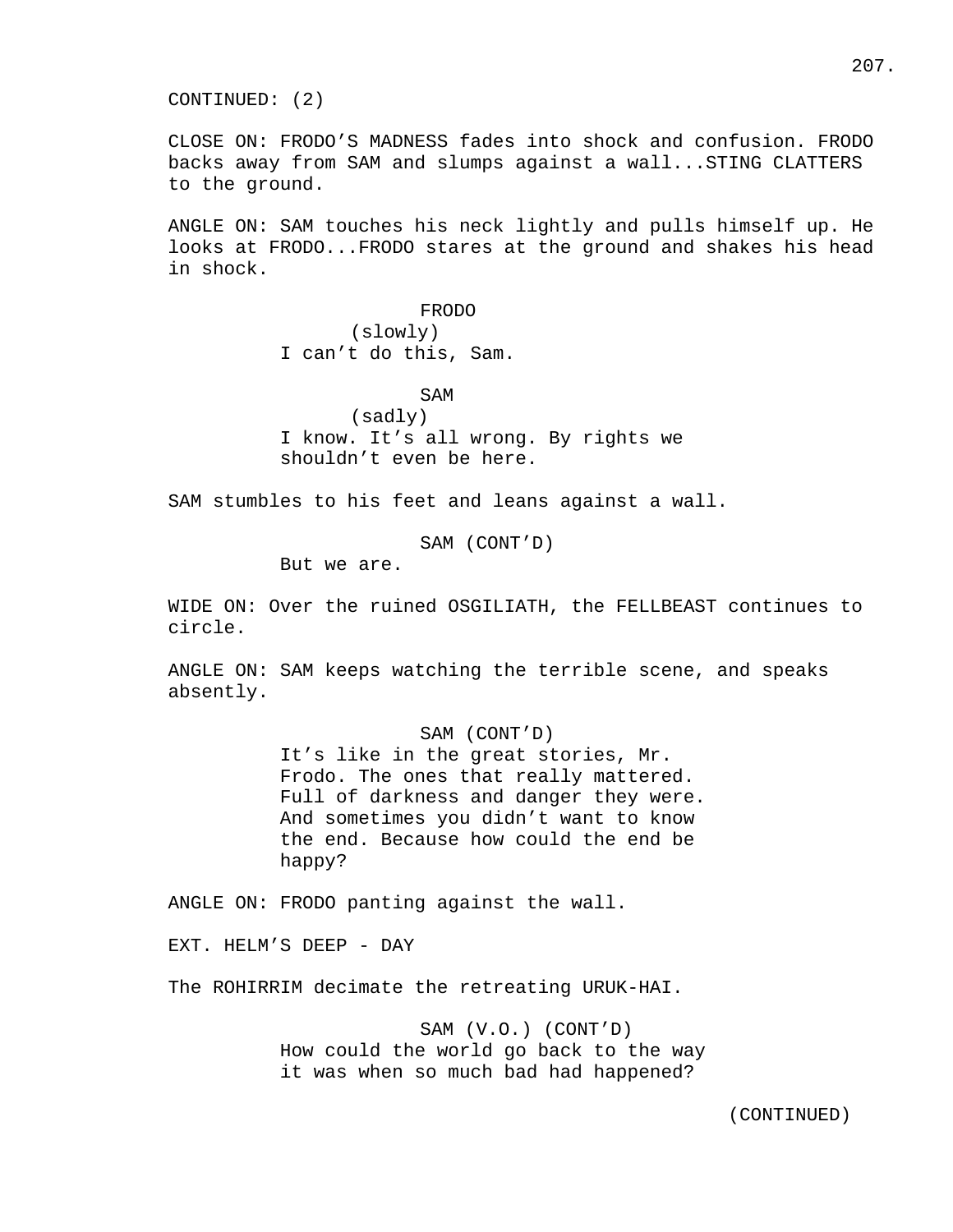CONTINUED: (2)

CLOSE ON: FRODO'S MADNESS fades into shock and confusion. FRODO backs away from SAM and slumps against a wall...STING CLATTERS to the ground.

ANGLE ON: SAM touches his neck lightly and pulls himself up. He looks at FRODO...FRODO stares at the ground and shakes his head in shock.

FRODO
(slowly)
I can't do this, Sam.

SAM
(sadly)
I know. It's all wrong. By rights we shouldn't even be here.

SAM stumbles to his feet and leans against a wall.

SAM (CONT'D)
But we are.

WIDE ON: Over the ruined OSGILIATH, the FELLBEAST continues to circle.

ANGLE ON: SAM keeps watching the terrible scene, and speaks absently.

SAM (CONT'D)
It's like in the great stories, Mr. Frodo. The ones that really mattered. Full of darkness and danger they were. And sometimes you didn't want to know the end. Because how could the end be happy?

ANGLE ON: FRODO panting against the wall.

EXT. HELM'S DEEP - DAY

The ROHIRRIM decimate the retreating URUK-HAI.

SAM (V.O.) (CONT'D)
How could the world go back to the way it was when so much bad had happened?

(CONTINUED)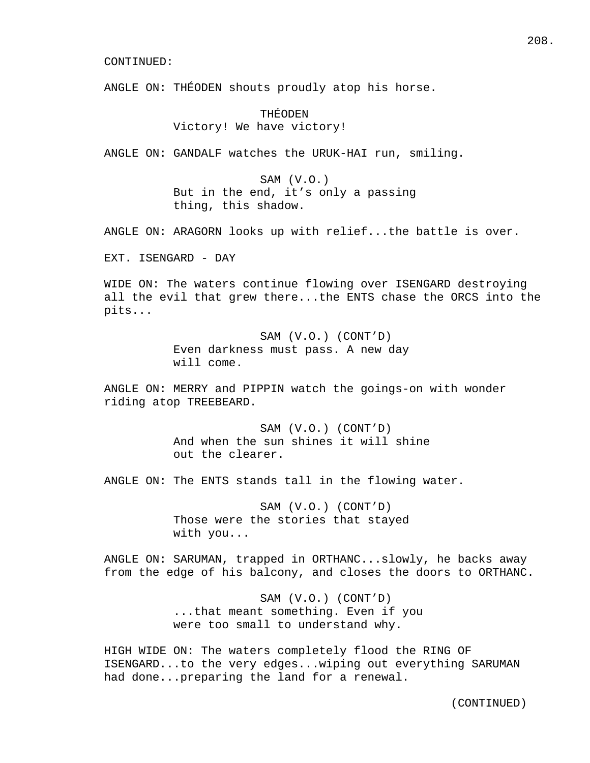CONTINUED:

ANGLE ON: THÉODEN shouts proudly atop his horse.

THÉODEN
Victory! We have victory!

ANGLE ON: GANDALF watches the URUK-HAI run, smiling.

SAM (V.O.)
But in the end, it’s only a passing thing, this shadow.

ANGLE ON: ARAGORN looks up with relief...the battle is over.

EXT. ISENGARD - DAY

WIDE ON: The waters continue flowing over ISENGARD destroying all the evil that grew there...the ENTS chase the ORCS into the pits...

SAM (V.O.) (CONT’D)
Even darkness must pass. A new day will come.

ANGLE ON: MERRY and PIPPIN watch the goings-on with wonder riding atop TREEBEARD.

SAM (V.O.) (CONT’D)
And when the sun shines it will shine out the clearer.

ANGLE ON: The ENTS stands tall in the flowing water.

SAM (V.O.) (CONT’D)
Those were the stories that stayed with you...

ANGLE ON: SARUMAN, trapped in ORTHANC...slowly, he backs away from the edge of his balcony, and closes the doors to ORTHANC.

SAM (V.O.) (CONT’D)
...that meant something. Even if you were too small to understand why.

HIGH WIDE ON: The waters completely flood the RING OF ISENGARD...to the very edges...wiping out everything SARUMAN had done...preparing the land for a renewal.

(CONTINUED)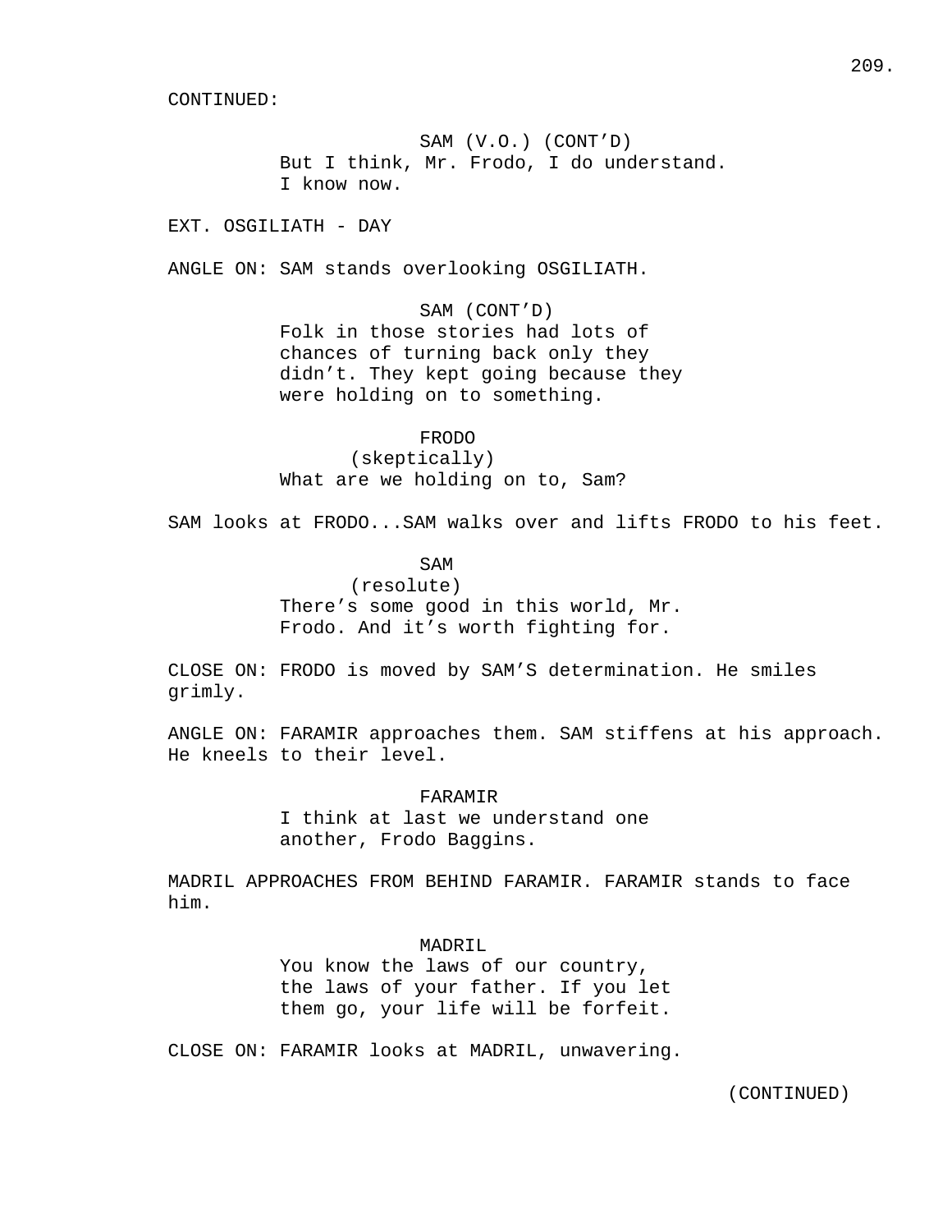CONTINUED:

SAM (V.O.) (CONT'D)
But I think, Mr. Frodo, I do understand.
I know now.

EXT. OSGILIATH - DAY

ANGLE ON: SAM stands overlooking OSGILIATH.

SAM (CONT'D)
Folk in those stories had lots of
chances of turning back only they
didn't. They kept going because they
were holding on to something.

FRODO
(skeptically)
What are we holding on to, Sam?

SAM looks at FRODO...SAM walks over and lifts FRODO to his feet.

SAM
(resolute)
There's some good in this world, Mr.
Frodo. And it's worth fighting for.

CLOSE ON: FRODO is moved by SAM'S determination. He smiles grimly.

ANGLE ON: FARAMIR approaches them. SAM stiffens at his approach. He kneels to their level.

FARAMIR
I think at last we understand one
another, Frodo Baggins.

MADRIL APPROACHES FROM BEHIND FARAMIR. FARAMIR stands to face him.

MADRIL
You know the laws of our country,
the laws of your father. If you let
them go, your life will be forfeit.

CLOSE ON: FARAMIR looks at MADRIL, unwavering.

(CONTINUED)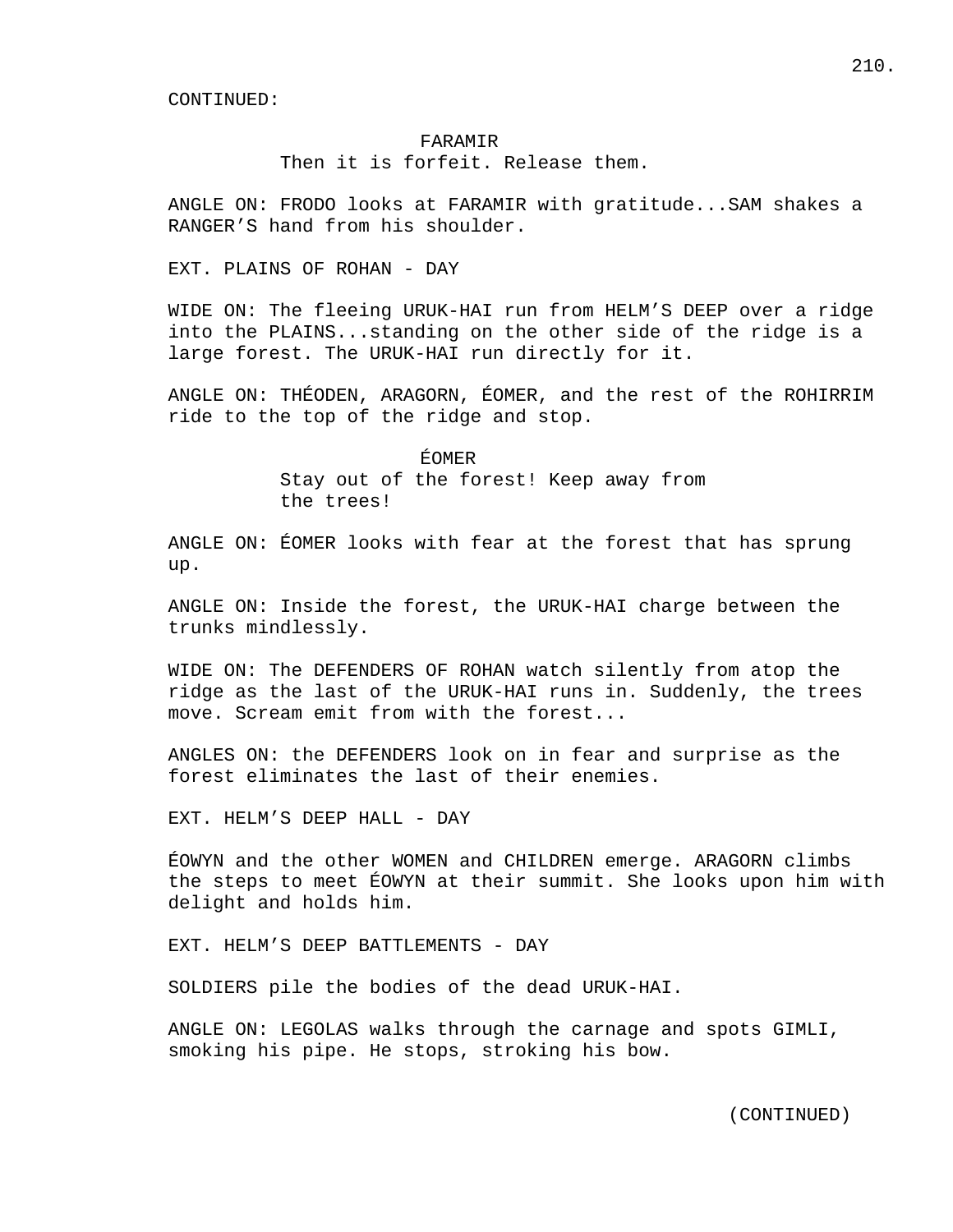CONTINUED:

FARAMIR
Then it is forfeit. Release them.

ANGLE ON: FRODO looks at FARAMIR with gratitude...SAM shakes a RANGER’S hand from his shoulder.

EXT. PLAINS OF ROHAN - DAY

WIDE ON: The fleeing URUK-HAI run from HELM’S DEEP over a ridge into the PLAINS...standing on the other side of the ridge is a large forest. The URUK-HAI run directly for it.

ANGLE ON: THÉODEN, ARAGORN, ÉOMER, and the rest of the ROHIRRIM ride to the top of the ridge and stop.

ÉOMER
Stay out of the forest! Keep away from the trees!

ANGLE ON: ÉOMER looks with fear at the forest that has sprung up.

ANGLE ON: Inside the forest, the URUK-HAI charge between the trunks mindlessly.

WIDE ON: The DEFENDERS OF ROHAN watch silently from atop the ridge as the last of the URUK-HAI runs in. Suddenly, the trees move. Scream emit from with the forest...

ANGLES ON: the DEFENDERS look on in fear and surprise as the forest eliminates the last of their enemies.

EXT. HELM’S DEEP HALL - DAY

ÉOWYN and the other WOMEN and CHILDREN emerge. ARAGORN climbs the steps to meet ÉOWYN at their summit. She looks upon him with delight and holds him.

EXT. HELM’S DEEP BATTLEMENTS - DAY

SOLDIERS pile the bodies of the dead URUK-HAI.

ANGLE ON: LEGOLAS walks through the carnage and spots GIMLI, smoking his pipe. He stops, stroking his bow.

(CONTINUED)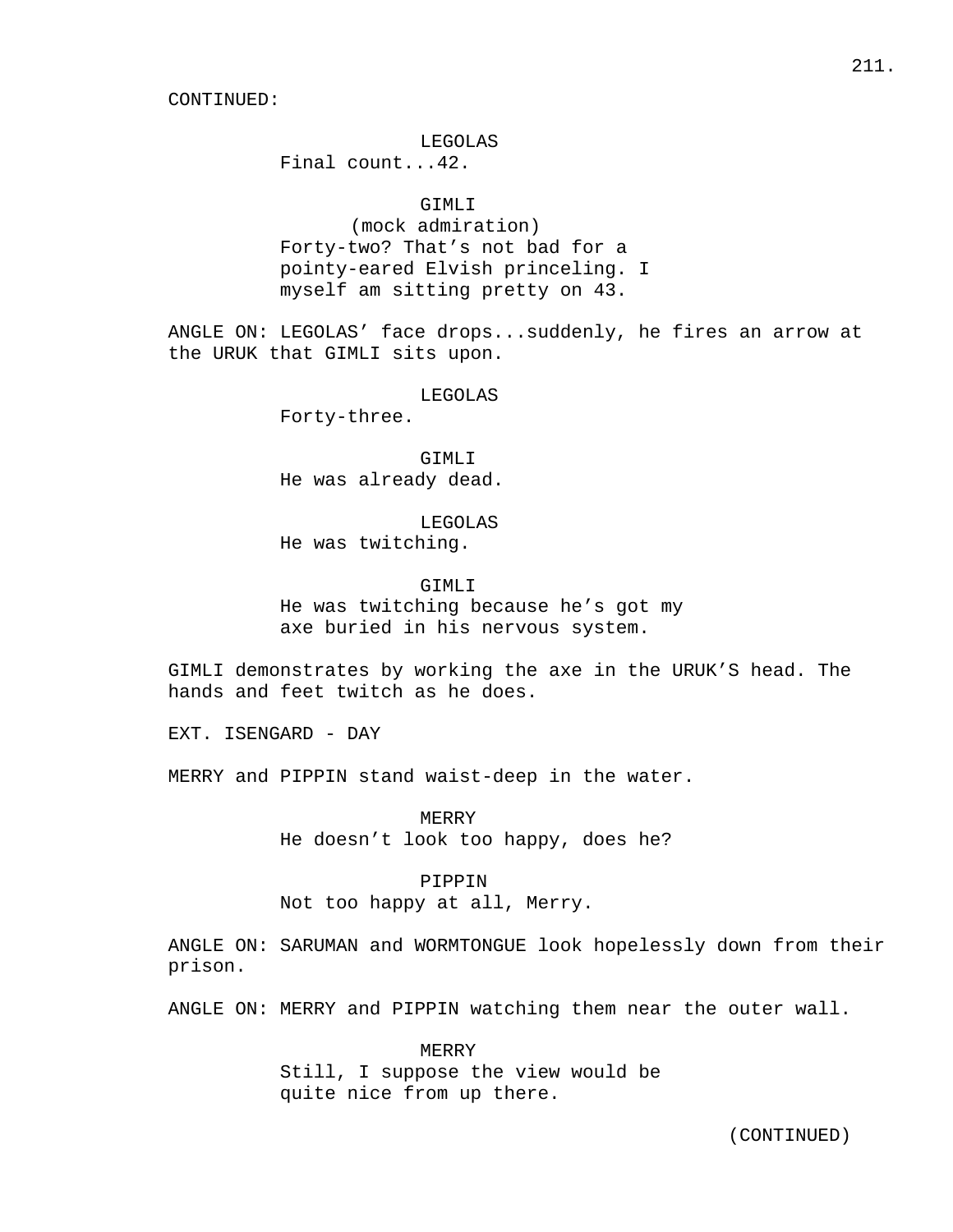CONTINUED:

LEGOLAS
Final count...42.

GIMLI
(mock admiration)
Forty-two? That's not bad for a pointy-eared Elvish princeling. I myself am sitting pretty on 43.

ANGLE ON: LEGOLAS' face drops...suddenly, he fires an arrow at the URUK that GIMLI sits upon.

LEGOLAS
Forty-three.

GIMLI
He was already dead.

LEGOLAS
He was twitching.

GIMLI
He was twitching because he's got my axe buried in his nervous system.

GIMLI demonstrates by working the axe in the URUK'S head. The hands and feet twitch as he does.

EXT. ISENGARD - DAY

MERRY and PIPPIN stand waist-deep in the water.

MERRY
He doesn't look too happy, does he?

PIPPIN
Not too happy at all, Merry.

ANGLE ON: SARUMAN and WORMTONGUE look hopelessly down from their prison.

ANGLE ON: MERRY and PIPPIN watching them near the outer wall.

MERRY
Still, I suppose the view would be quite nice from up there.

(CONTINUED)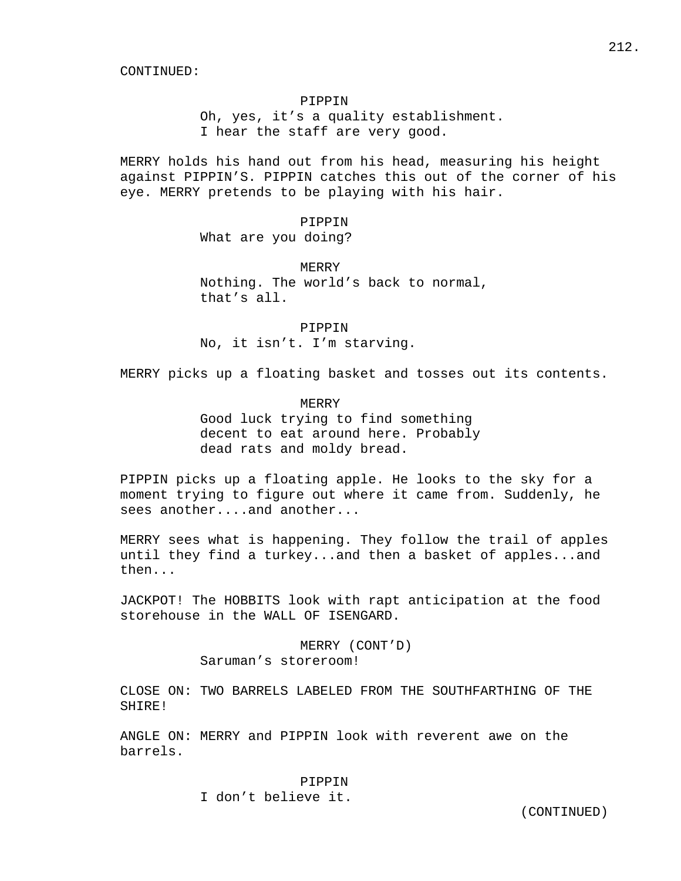CONTINUED:

PIPPIN
Oh, yes, it’s a quality establishment.
I hear the staff are very good.

MERRY holds his hand out from his head, measuring his height against PIPPIN’S. PIPPIN catches this out of the corner of his eye. MERRY pretends to be playing with his hair.

PIPPIN
What are you doing?

MERRY
Nothing. The world’s back to normal,
that’s all.

PIPPIN
No, it isn’t. I’m starving.

MERRY picks up a floating basket and tosses out its contents.

MERRY
Good luck trying to find something
decent to eat around here. Probably
dead rats and moldy bread.

PIPPIN picks up a floating apple. He looks to the sky for a moment trying to figure out where it came from. Suddenly, he sees another....and another...

MERRY sees what is happening. They follow the trail of apples until they find a turkey...and then a basket of apples...and then...

JACKPOT! The HOBBITS look with rapt anticipation at the food storehouse in the WALL OF ISENGARD.

MERRY (CONT’D)
Saruman’s storeroom!

CLOSE ON: TWO BARRELS LABELED FROM THE SOUTHFARTHING OF THE SHIRE!

ANGLE ON: MERRY and PIPPIN look with reverent awe on the barrels.

PIPPIN
I don’t believe it.

(CONTINUED)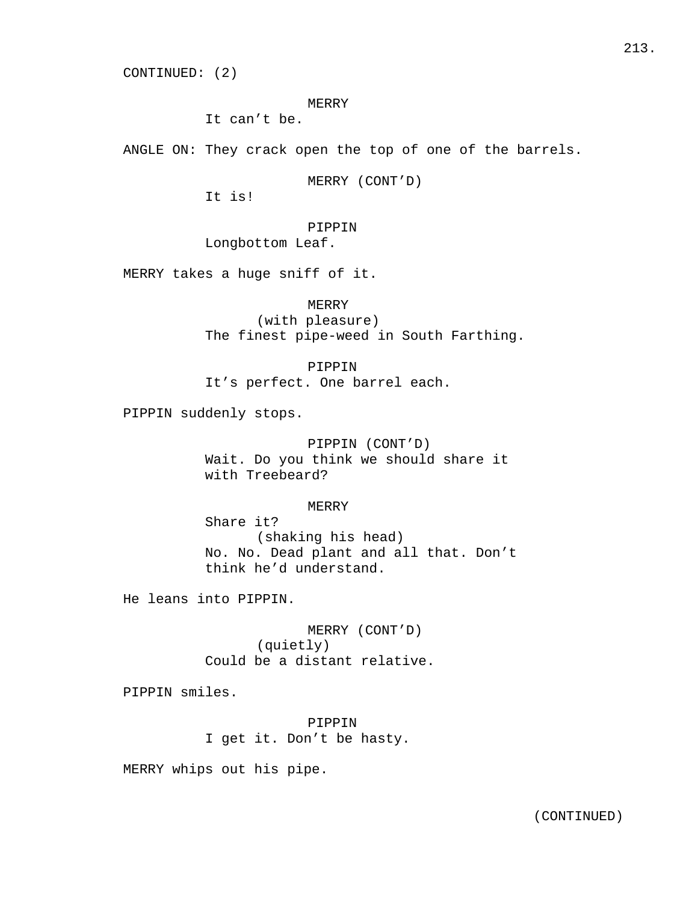CONTINUED: (2)

MERRY
It can't be.

ANGLE ON: They crack open the top of one of the barrels.

MERRY (CONT'D)
It is!

PIPPIN
Longbottom Leaf.

MERRY takes a huge sniff of it.

MERRY
(with pleasure)
The finest pipe-weed in South Farthing.

PIPPIN
It's perfect. One barrel each.

PIPPIN suddenly stops.

PIPPIN (CONT'D)
Wait. Do you think we should share it
with Treebeard?

MERRY
Share it?
(shaking his head)
No. No. Dead plant and all that. Don't
think he'd understand.

He leans into PIPPIN.

MERRY (CONT'D)
(quietly)
Could be a distant relative.

PIPPIN smiles.

PIPPIN
I get it. Don't be hasty.

MERRY whips out his pipe.

(CONTINUED)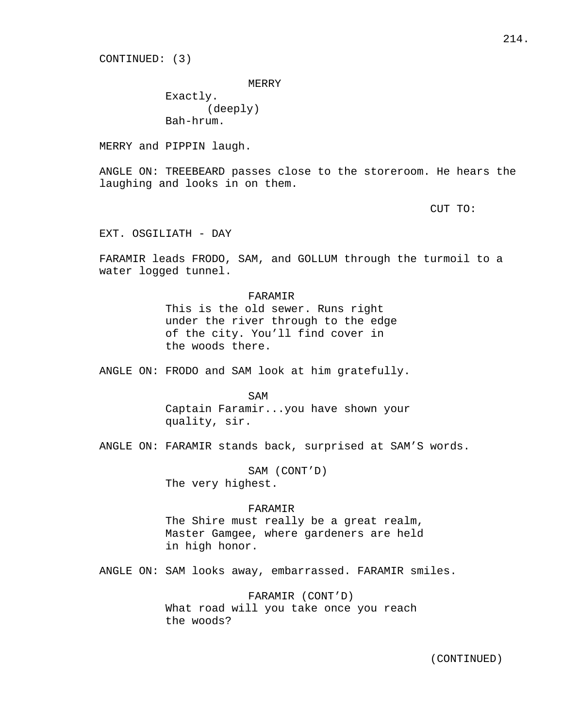CONTINUED: (3)

MERRY
Exactly.
(deeply)
Bah-hrum.

MERRY and PIPPIN laugh.

ANGLE ON: TREEBEARD passes close to the storeroom. He hears the laughing and looks in on them.

CUT TO:

EXT. OSGILIATH - DAY

FARAMIR leads FRODO, SAM, and GOLLUM through the turmoil to a water logged tunnel.

FARAMIR
This is the old sewer. Runs right under the river through to the edge of the city. You'll find cover in the woods there.

ANGLE ON: FRODO and SAM look at him gratefully.

SAM
Captain Faramir...you have shown your quality, sir.

ANGLE ON: FARAMIR stands back, surprised at SAM'S words.

SAM (CONT'D)
The very highest.

FARAMIR
The Shire must really be a great realm, Master Gamgee, where gardeners are held in high honor.

ANGLE ON: SAM looks away, embarrassed. FARAMIR smiles.

FARAMIR (CONT'D)
What road will you take once you reach the woods?

(CONTINUED)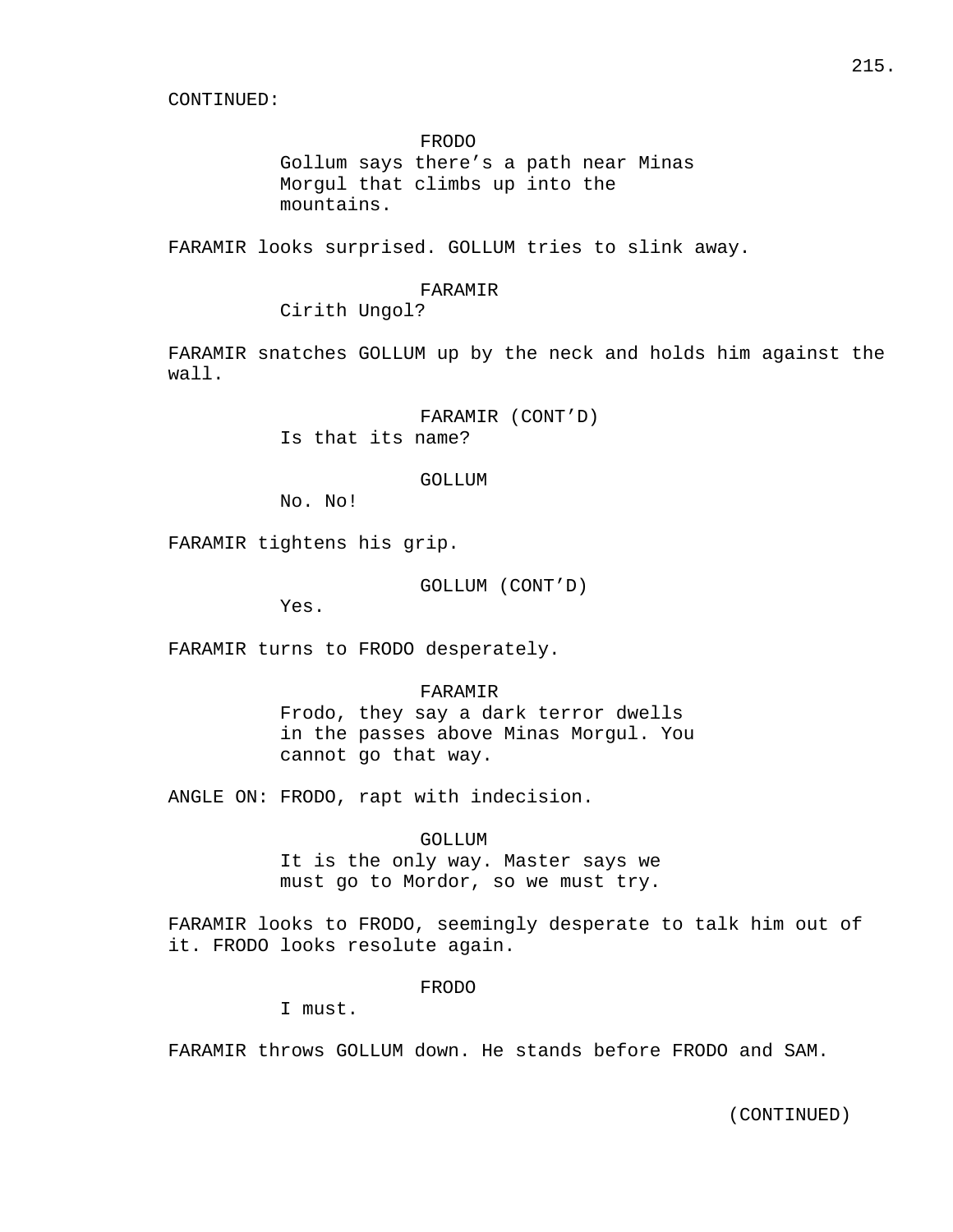CONTINUED:

FRODO
Gollum says there's a path near Minas Morgul that climbs up into the mountains.

FARAMIR looks surprised. GOLLUM tries to slink away.

FARAMIR
Cirith Ungol?

FARAMIR snatches GOLLUM up by the neck and holds him against the wall.

FARAMIR (CONT'D)
Is that its name?

GOLLUM
No. No!

FARAMIR tightens his grip.

GOLLUM (CONT'D)
Yes.

FARAMIR turns to FRODO desperately.

FARAMIR
Frodo, they say a dark terror dwells in the passes above Minas Morgul. You cannot go that way.

ANGLE ON: FRODO, rapt with indecision.

GOLLUM
It is the only way. Master says we must go to Mordor, so we must try.

FARAMIR looks to FRODO, seemingly desperate to talk him out of it. FRODO looks resolute again.

FRODO
I must.

FARAMIR throws GOLLUM down. He stands before FRODO and SAM.

(CONTINUED)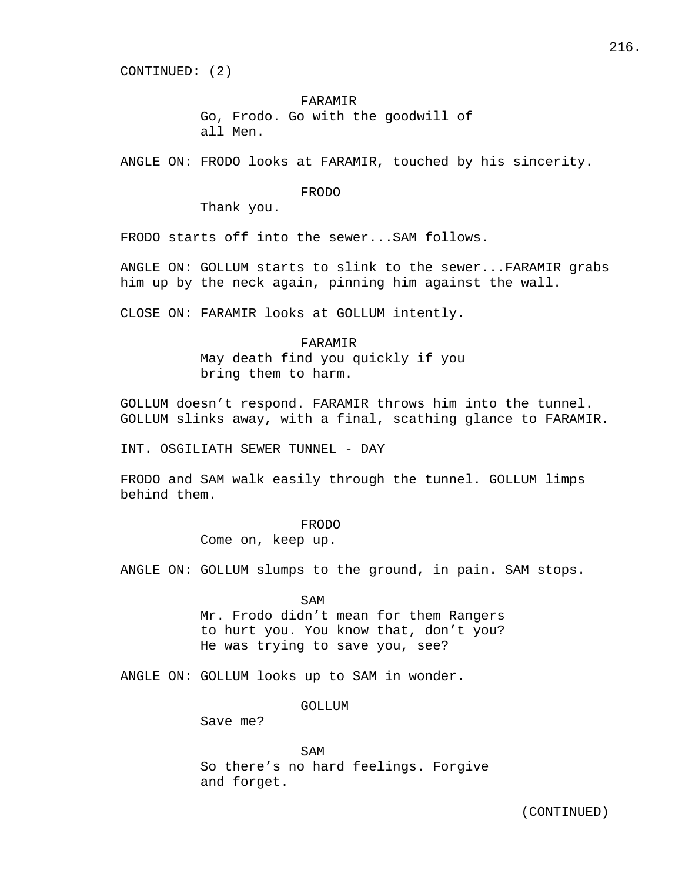CONTINUED: (2)

FARAMIR
Go, Frodo. Go with the goodwill of all Men.

ANGLE ON: FRODO looks at FARAMIR, touched by his sincerity.

FRODO
Thank you.

FRODO starts off into the sewer...SAM follows.

ANGLE ON: GOLLUM starts to slink to the sewer...FARAMIR grabs him up by the neck again, pinning him against the wall.

CLOSE ON: FARAMIR looks at GOLLUM intently.

FARAMIR
May death find you quickly if you bring them to harm.

GOLLUM doesn't respond. FARAMIR throws him into the tunnel. GOLLUM slinks away, with a final, scathing glance to FARAMIR.

INT. OSGILIATH SEWER TUNNEL - DAY

FRODO and SAM walk easily through the tunnel. GOLLUM limps behind them.

FRODO
Come on, keep up.

ANGLE ON: GOLLUM slumps to the ground, in pain. SAM stops.

SAM
Mr. Frodo didn't mean for them Rangers to hurt you. You know that, don't you? He was trying to save you, see?

ANGLE ON: GOLLUM looks up to SAM in wonder.

GOLLUM
Save me?

SAM
So there's no hard feelings. Forgive and forget.

(CONTINUED)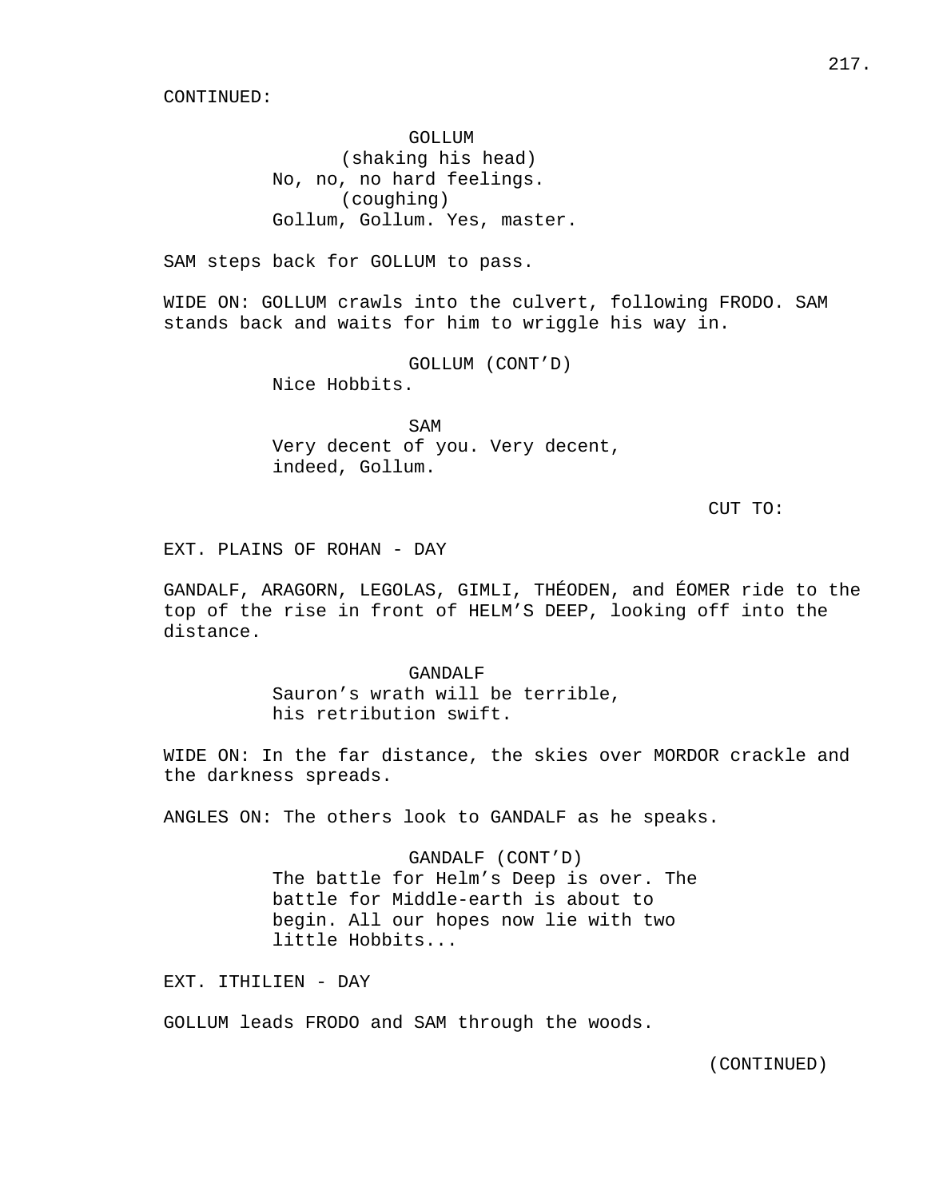CONTINUED:

GOLLUM
(shaking his head)
No, no, no hard feelings.
(coughing)
Gollum, Gollum. Yes, master.

SAM steps back for GOLLUM to pass.

WIDE ON: GOLLUM crawls into the culvert, following FRODO. SAM stands back and waits for him to wriggle his way in.

GOLLUM (CONT'D)
Nice Hobbits.

SAM
Very decent of you. Very decent, indeed, Gollum.

CUT TO:

EXT. PLAINS OF ROHAN - DAY

GANDALF, ARAGORN, LEGOLAS, GIMLI, THÉODEN, and ÉOMER ride to the top of the rise in front of HELM'S DEEP, looking off into the distance.

GANDALF
Sauron's wrath will be terrible, his retribution swift.

WIDE ON: In the far distance, the skies over MORDOR crackle and the darkness spreads.

ANGLES ON: The others look to GANDALF as he speaks.

GANDALF (CONT'D)
The battle for Helm's Deep is over. The battle for Middle-earth is about to begin. All our hopes now lie with two little Hobbits...

EXT. ITHILIEN - DAY

GOLLUM leads FRODO and SAM through the woods.

(CONTINUED)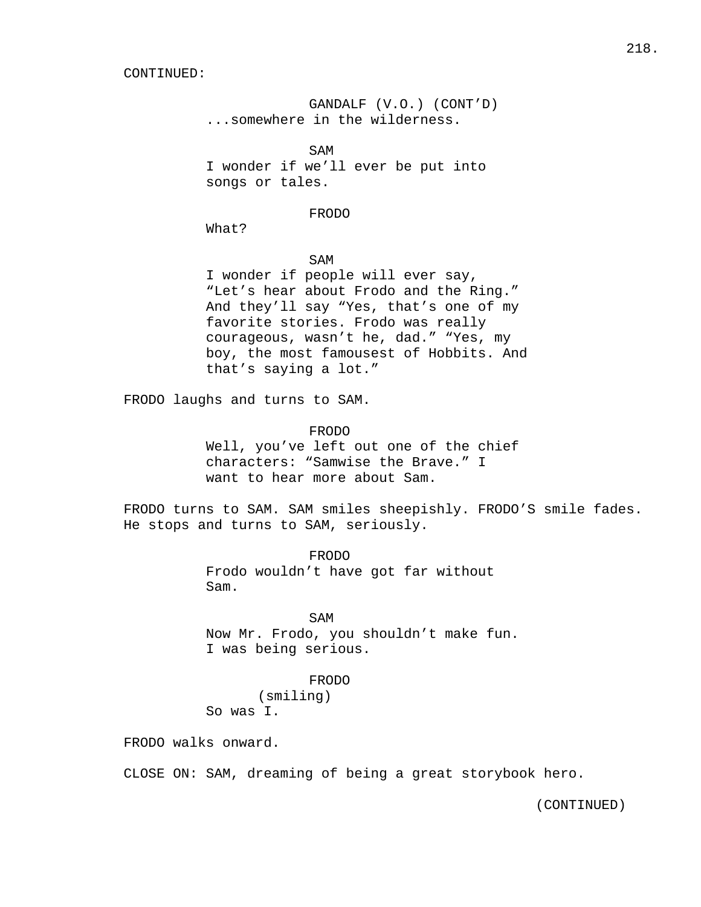CONTINUED:

GANDALF (V.O.) (CONT'D)
...somewhere in the wilderness.

SAM
I wonder if we'll ever be put into songs or tales.

FRODO
What?

SAM
I wonder if people will ever say, "Let's hear about Frodo and the Ring." And they'll say "Yes, that's one of my favorite stories. Frodo was really courageous, wasn't he, dad." "Yes, my boy, the most famousest of Hobbits. And that's saying a lot."

FRODO laughs and turns to SAM.

FRODO
Well, you've left out one of the chief characters: "Samwise the Brave." I want to hear more about Sam.

FRODO turns to SAM. SAM smiles sheepishly. FRODO'S smile fades. He stops and turns to SAM, seriously.

FRODO
Frodo wouldn't have got far without Sam.

SAM
Now Mr. Frodo, you shouldn't make fun. I was being serious.

FRODO
(smiling)
So was I.

FRODO walks onward.

CLOSE ON: SAM, dreaming of being a great storybook hero.

(CONTINUED)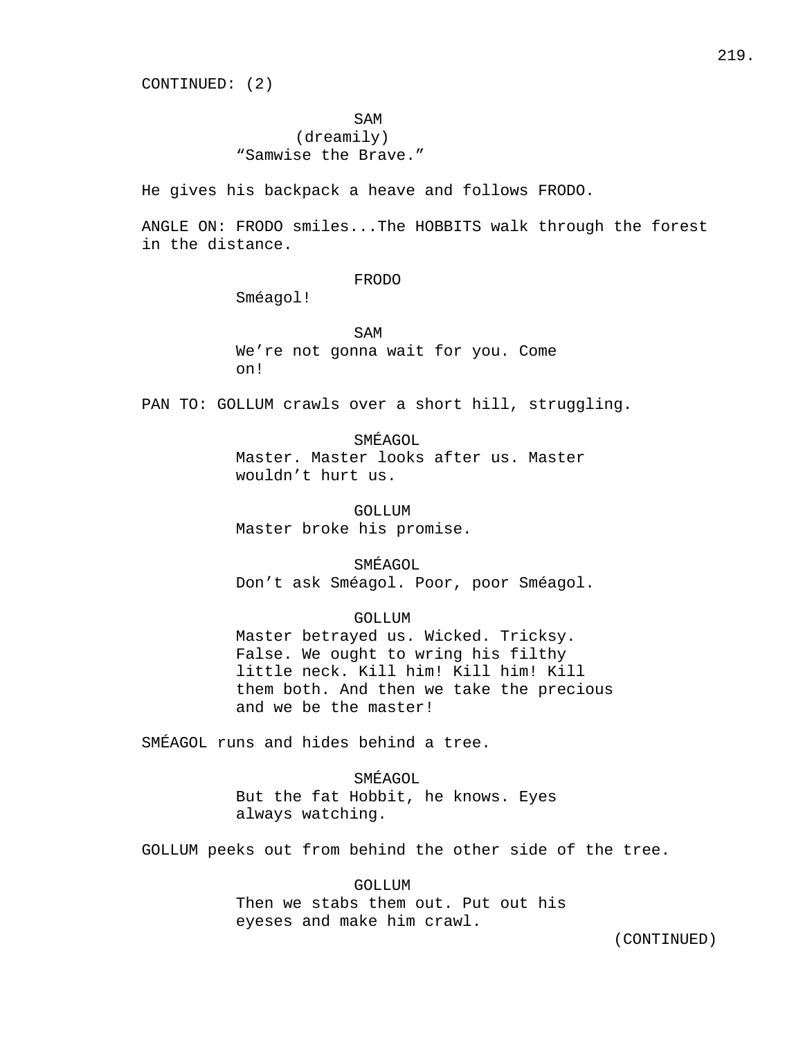CONTINUED: (2)

SAM
(dreamily)
"Samwise the Brave."

He gives his backpack a heave and follows FRODO.

ANGLE ON: FRODO smiles...The HOBBITS walk through the forest in the distance.

FRODO
Sméagol!

SAM
We're not gonna wait for you. Come on!

PAN TO: GOLLUM crawls over a short hill, struggling.

SMÉAGOL
Master. Master looks after us. Master wouldn't hurt us.

GOLLUM
Master broke his promise.

SMÉAGOL
Don't ask Sméagol. Poor, poor Sméagol.

GOLLUM
Master betrayed us. Wicked. Tricksy. False. We ought to wring his filthy little neck. Kill him! Kill him! Kill them both. And then we take the precious and we be the master!

SMÉAGOL runs and hides behind a tree.

SMÉAGOL
But the fat Hobbit, he knows. Eyes always watching.

GOLLUM peeks out from behind the other side of the tree.

GOLLUM
Then we stabs them out. Put out his eyeses and make him crawl.

(CONTINUED)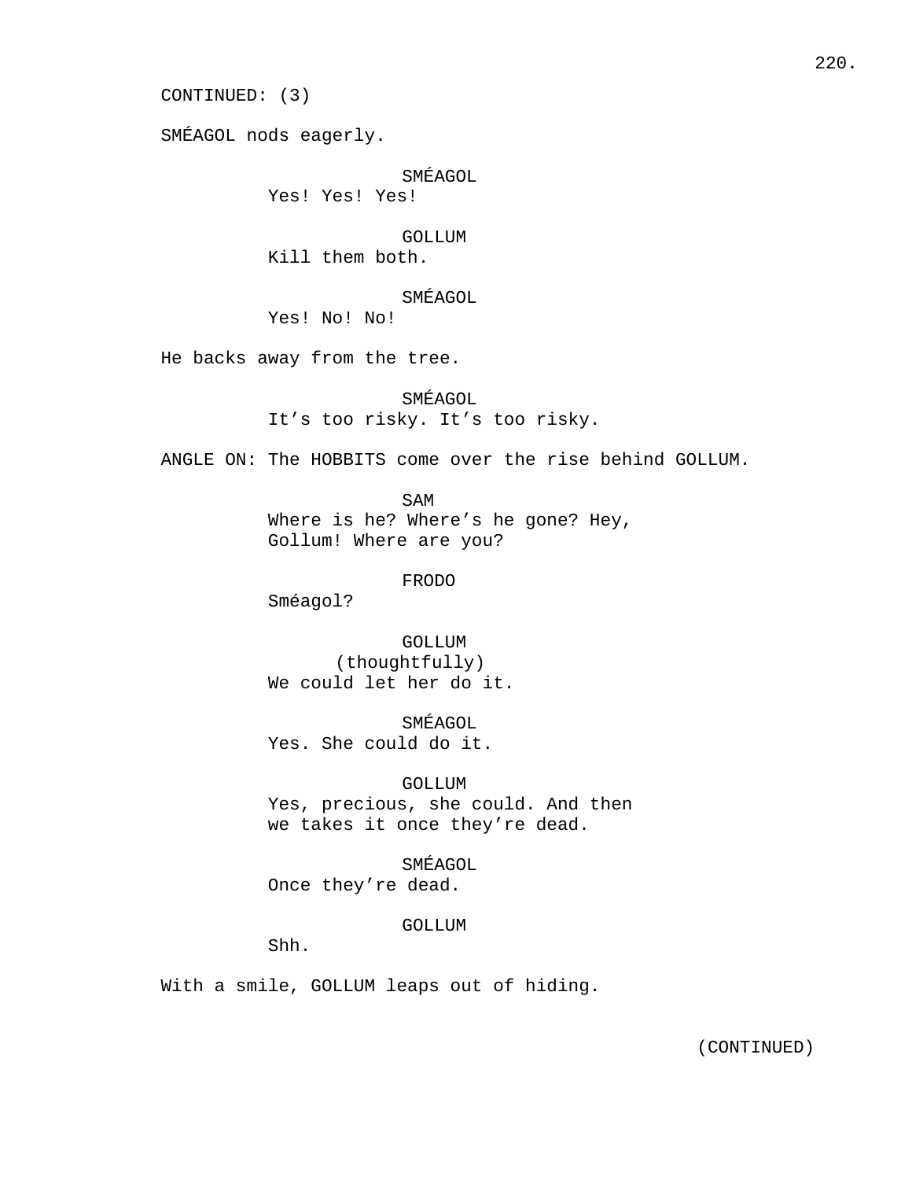CONTINUED: (3)

SMÉAGOL nods eagerly.

SMÉAGOL
Yes! Yes! Yes!

GOLLUM
Kill them both.

SMÉAGOL
Yes! No! No!

He backs away from the tree.

SMÉAGOL
It’s too risky. It’s too risky.

ANGLE ON: The HOBBITS come over the rise behind GOLLUM.

SAM
Where is he? Where’s he gone? Hey, Gollum! Where are you?

FRODO
Sméagol?

GOLLUM
(thoughtfully)
We could let her do it.

SMÉAGOL
Yes. She could do it.

GOLLUM
Yes, precious, she could. And then we takes it once they’re dead.

SMÉAGOL
Once they’re dead.

GOLLUM
Shh.

With a smile, GOLLUM leaps out of hiding.

(CONTINUED)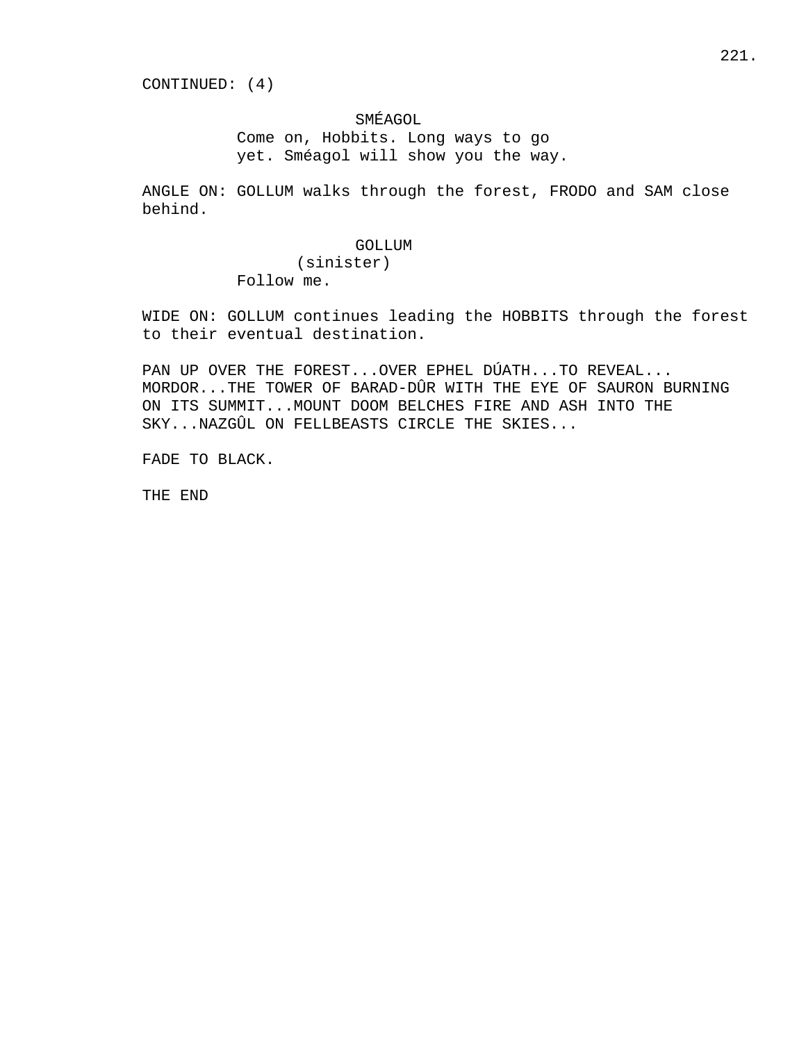CONTINUED: (4)

SMÉAGOL
Come on, Hobbits. Long ways to go yet. Sméagol will show you the way.

ANGLE ON: GOLLUM walks through the forest, FRODO and SAM close behind.

GOLLUM
(sinister)
Follow me.

WIDE ON: GOLLUM continues leading the HOBBITS through the forest to their eventual destination.

PAN UP OVER THE FOREST...OVER EPHEL DÚATH...TO REVEAL... MORDOR...THE TOWER OF BARAD-DÛR WITH THE EYE OF SAURON BURNING ON ITS SUMMIT...MOUNT DOOM BELCHES FIRE AND ASH INTO THE SKY...NAZGÛL ON FELLBEASTS CIRCLE THE SKIES...

FADE TO BLACK.

THE END